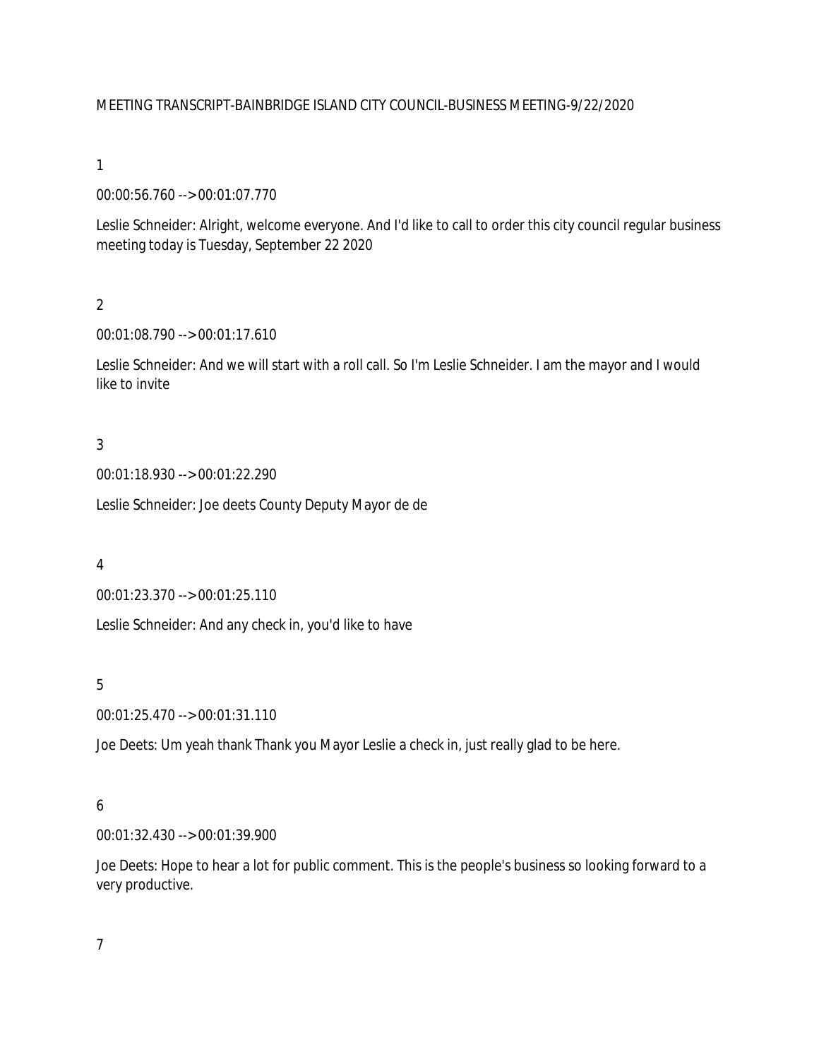MEETING TRANSCRIPT-BAINBRIDGE ISLAND CITY COUNCIL-BUSINESS MEETING-9/22/2020

1

00:00:56.760 --> 00:01:07.770

Leslie Schneider: Alright, welcome everyone. And I'd like to call to order this city council regular business meeting today is Tuesday, September 22 2020

2

00:01:08.790 --> 00:01:17.610

Leslie Schneider: And we will start with a roll call. So I'm Leslie Schneider. I am the mayor and I would like to invite

3

00:01:18.930 --> 00:01:22.290

Leslie Schneider: Joe deets County Deputy Mayor de de

4

00:01:23.370 --> 00:01:25.110

Leslie Schneider: And any check in, you'd like to have

5

00:01:25.470 --> 00:01:31.110

Joe Deets: Um yeah thank Thank you Mayor Leslie a check in, just really glad to be here.

6

00:01:32.430 --> 00:01:39.900

Joe Deets: Hope to hear a lot for public comment. This is the people's business so looking forward to a very productive.

7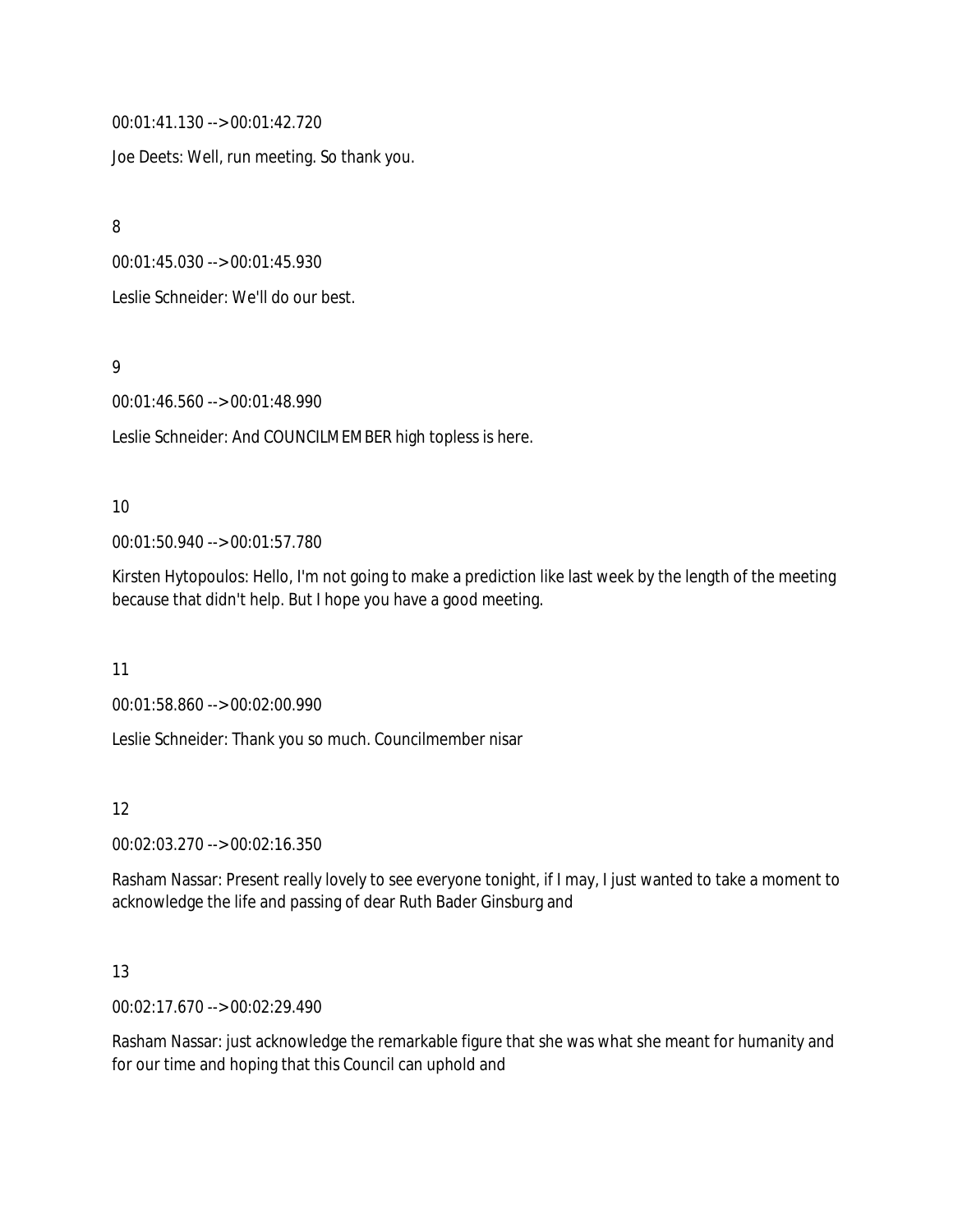00:01:41.130 --> 00:01:42.720

Joe Deets: Well, run meeting. So thank you.

8

00:01:45.030 --> 00:01:45.930

Leslie Schneider: We'll do our best.

9

00:01:46.560 --> 00:01:48.990

Leslie Schneider: And COUNCILMEMBER high topless is here.

10

00:01:50.940 --> 00:01:57.780

Kirsten Hytopoulos: Hello, I'm not going to make a prediction like last week by the length of the meeting because that didn't help. But I hope you have a good meeting.

11

00:01:58.860 --> 00:02:00.990

Leslie Schneider: Thank you so much. Councilmember nisar

12

00:02:03.270 --> 00:02:16.350

Rasham Nassar: Present really lovely to see everyone tonight, if I may, I just wanted to take a moment to acknowledge the life and passing of dear Ruth Bader Ginsburg and

13

00:02:17.670 --> 00:02:29.490

Rasham Nassar: just acknowledge the remarkable figure that she was what she meant for humanity and for our time and hoping that this Council can uphold and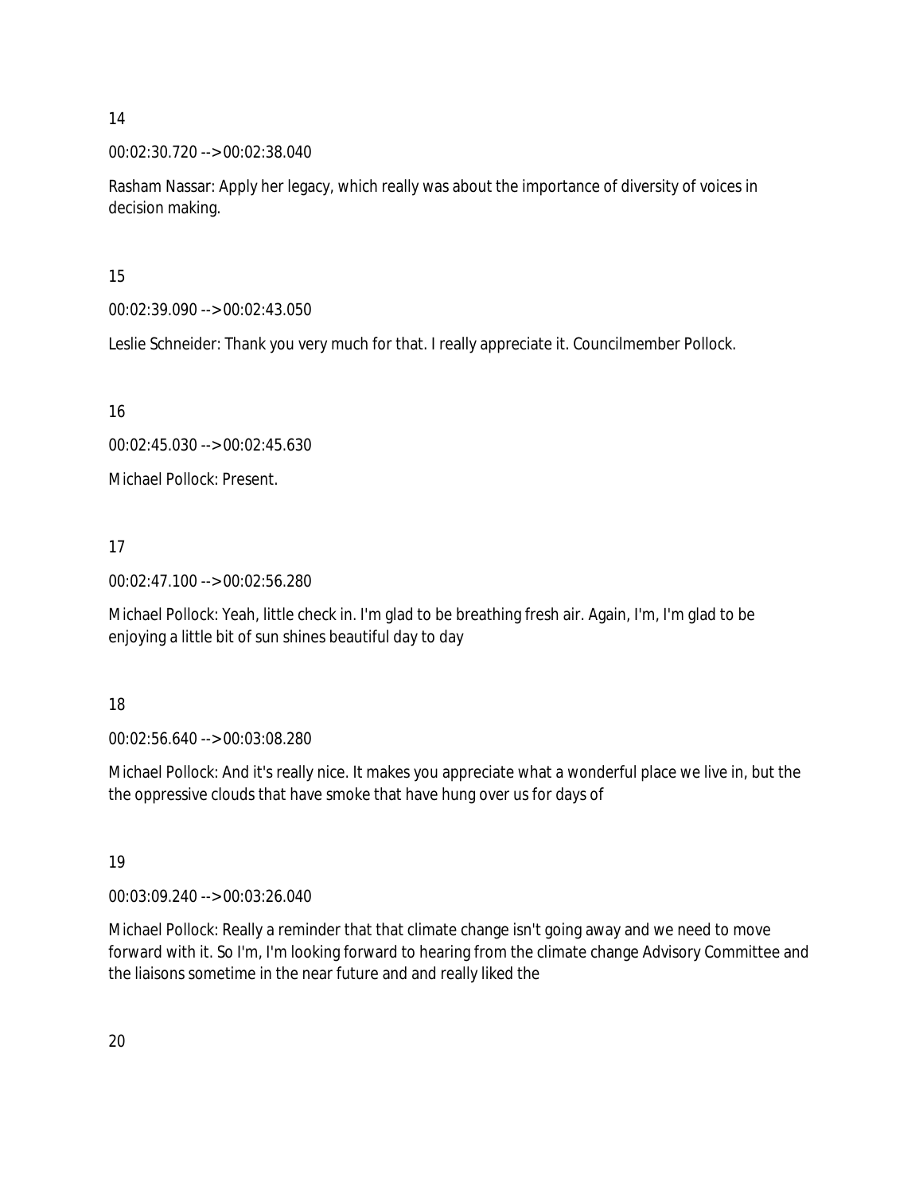14

00:02:30.720 --> 00:02:38.040

Rasham Nassar: Apply her legacy, which really was about the importance of diversity of voices in decision making.

15

00:02:39.090 --> 00:02:43.050

Leslie Schneider: Thank you very much for that. I really appreciate it. Councilmember Pollock.

16

00:02:45.030 --> 00:02:45.630

Michael Pollock: Present.

17

00:02:47.100 --> 00:02:56.280

Michael Pollock: Yeah, little check in. I'm glad to be breathing fresh air. Again, I'm, I'm glad to be enjoying a little bit of sun shines beautiful day to day

18

00:02:56.640 --> 00:03:08.280

Michael Pollock: And it's really nice. It makes you appreciate what a wonderful place we live in, but the the oppressive clouds that have smoke that have hung over us for days of

19

00:03:09.240 --> 00:03:26.040

Michael Pollock: Really a reminder that that climate change isn't going away and we need to move forward with it. So I'm, I'm looking forward to hearing from the climate change Advisory Committee and the liaisons sometime in the near future and and really liked the

20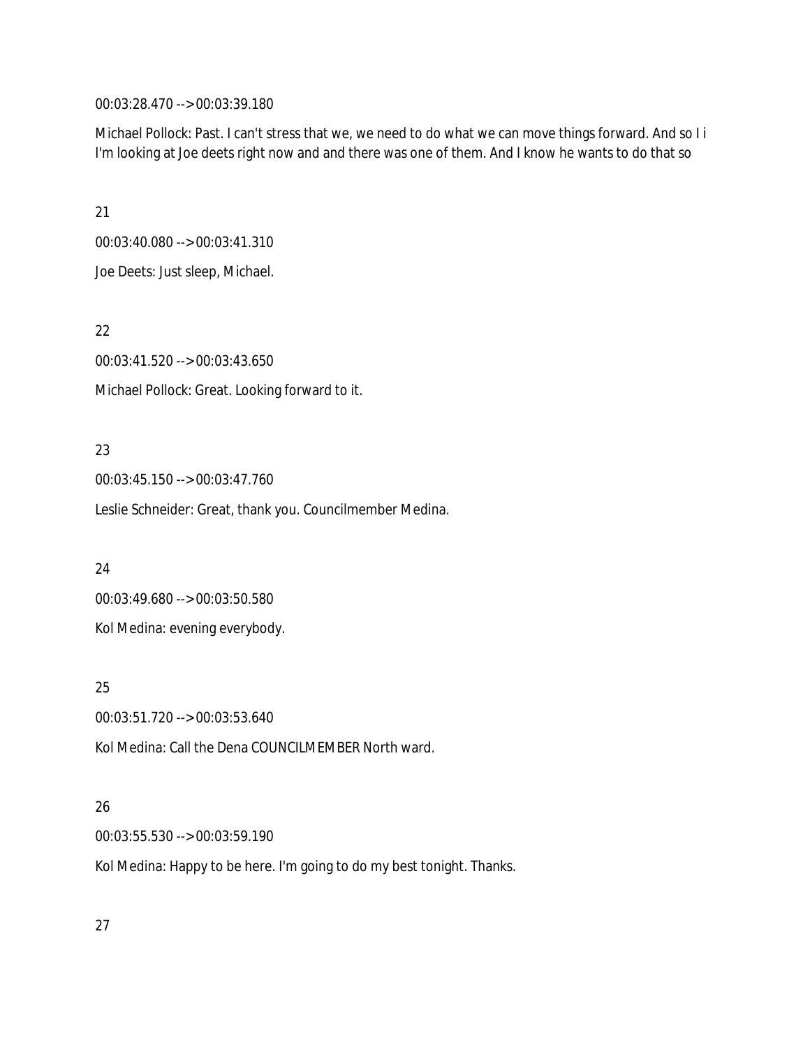00:03:28.470 --> 00:03:39.180

Michael Pollock: Past. I can't stress that we, we need to do what we can move things forward. And so I i I'm looking at Joe deets right now and and there was one of them. And I know he wants to do that so

21

00:03:40.080 --> 00:03:41.310

Joe Deets: Just sleep, Michael.

22

00:03:41.520 --> 00:03:43.650

Michael Pollock: Great. Looking forward to it.

23

00:03:45.150 --> 00:03:47.760

Leslie Schneider: Great, thank you. Councilmember Medina.

24

00:03:49.680 --> 00:03:50.580

Kol Medina: evening everybody.

25

00:03:51.720 --> 00:03:53.640

Kol Medina: Call the Dena COUNCILMEMBER North ward.

26

00:03:55.530 --> 00:03:59.190

Kol Medina: Happy to be here. I'm going to do my best tonight. Thanks.

27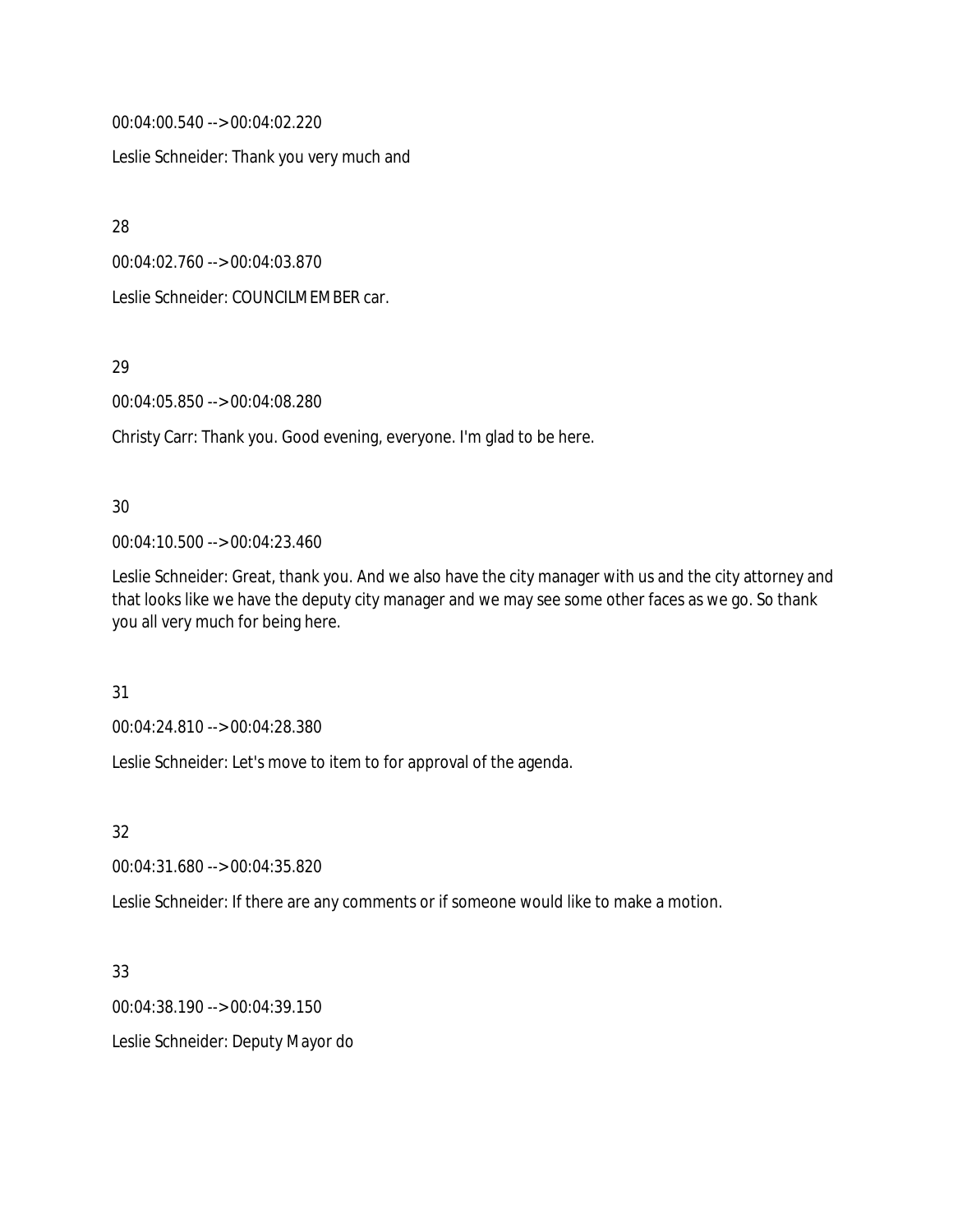00:04:00.540 --> 00:04:02.220

Leslie Schneider: Thank you very much and

28

00:04:02.760 --> 00:04:03.870

Leslie Schneider: COUNCILMEMBER car.

29

00:04:05.850 --> 00:04:08.280

Christy Carr: Thank you. Good evening, everyone. I'm glad to be here.

30

00:04:10.500 --> 00:04:23.460

Leslie Schneider: Great, thank you. And we also have the city manager with us and the city attorney and that looks like we have the deputy city manager and we may see some other faces as we go. So thank you all very much for being here.

31

00:04:24.810 --> 00:04:28.380

Leslie Schneider: Let's move to item to for approval of the agenda.

32

00:04:31.680 --> 00:04:35.820

Leslie Schneider: If there are any comments or if someone would like to make a motion.

33

00:04:38.190 --> 00:04:39.150

Leslie Schneider: Deputy Mayor do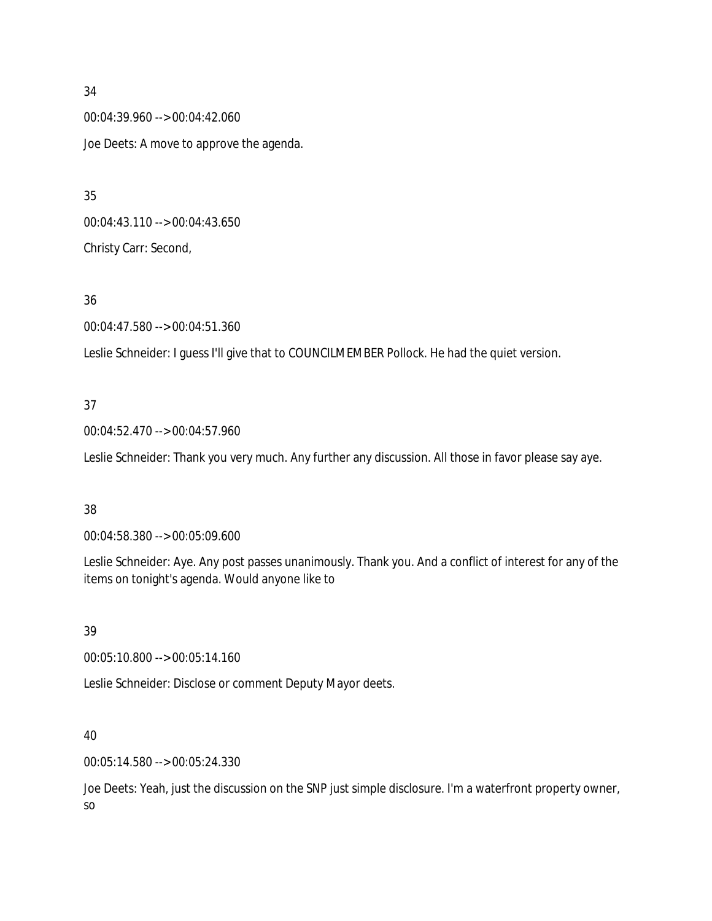34

00:04:39.960 --> 00:04:42.060

Joe Deets: A move to approve the agenda.

35

00:04:43.110 --> 00:04:43.650

Christy Carr: Second,

36

00:04:47.580 --> 00:04:51.360

Leslie Schneider: I guess I'll give that to COUNCILMEMBER Pollock. He had the quiet version.

37

00:04:52.470 --> 00:04:57.960

Leslie Schneider: Thank you very much. Any further any discussion. All those in favor please say aye.

38

00:04:58.380 --> 00:05:09.600

Leslie Schneider: Aye. Any post passes unanimously. Thank you. And a conflict of interest for any of the items on tonight's agenda. Would anyone like to

39

00:05:10.800 --> 00:05:14.160

Leslie Schneider: Disclose or comment Deputy Mayor deets.

40

00:05:14.580 --> 00:05:24.330

Joe Deets: Yeah, just the discussion on the SNP just simple disclosure. I'm a waterfront property owner, so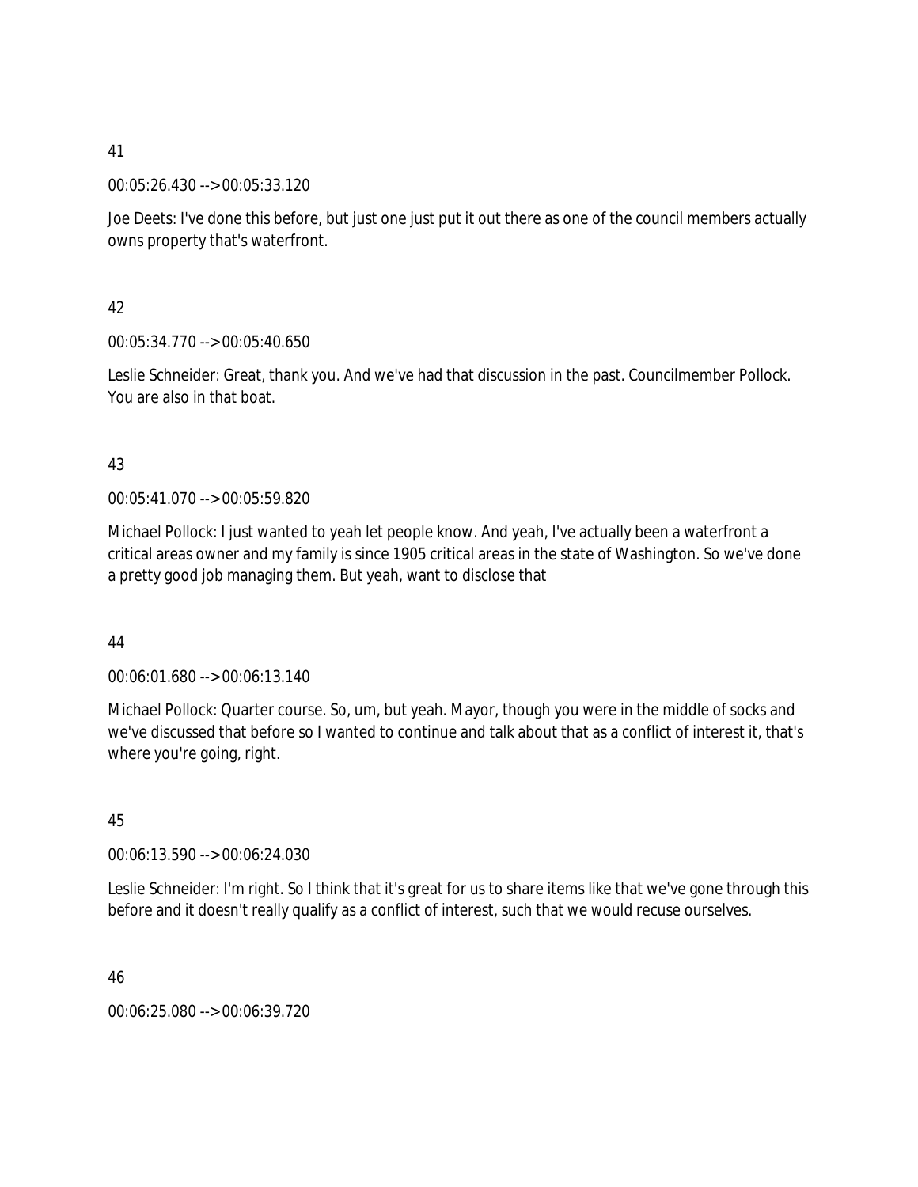41

00:05:26.430 --> 00:05:33.120

Joe Deets: I've done this before, but just one just put it out there as one of the council members actually owns property that's waterfront.

42

00:05:34.770 --> 00:05:40.650

Leslie Schneider: Great, thank you. And we've had that discussion in the past. Councilmember Pollock. You are also in that boat.

43

00:05:41.070 --> 00:05:59.820

Michael Pollock: I just wanted to yeah let people know. And yeah, I've actually been a waterfront a critical areas owner and my family is since 1905 critical areas in the state of Washington. So we've done a pretty good job managing them. But yeah, want to disclose that

44

00:06:01.680 --> 00:06:13.140

Michael Pollock: Quarter course. So, um, but yeah. Mayor, though you were in the middle of socks and we've discussed that before so I wanted to continue and talk about that as a conflict of interest it, that's where you're going, right.

45

00:06:13.590 --> 00:06:24.030

Leslie Schneider: I'm right. So I think that it's great for us to share items like that we've gone through this before and it doesn't really qualify as a conflict of interest, such that we would recuse ourselves.

46

00:06:25.080 --> 00:06:39.720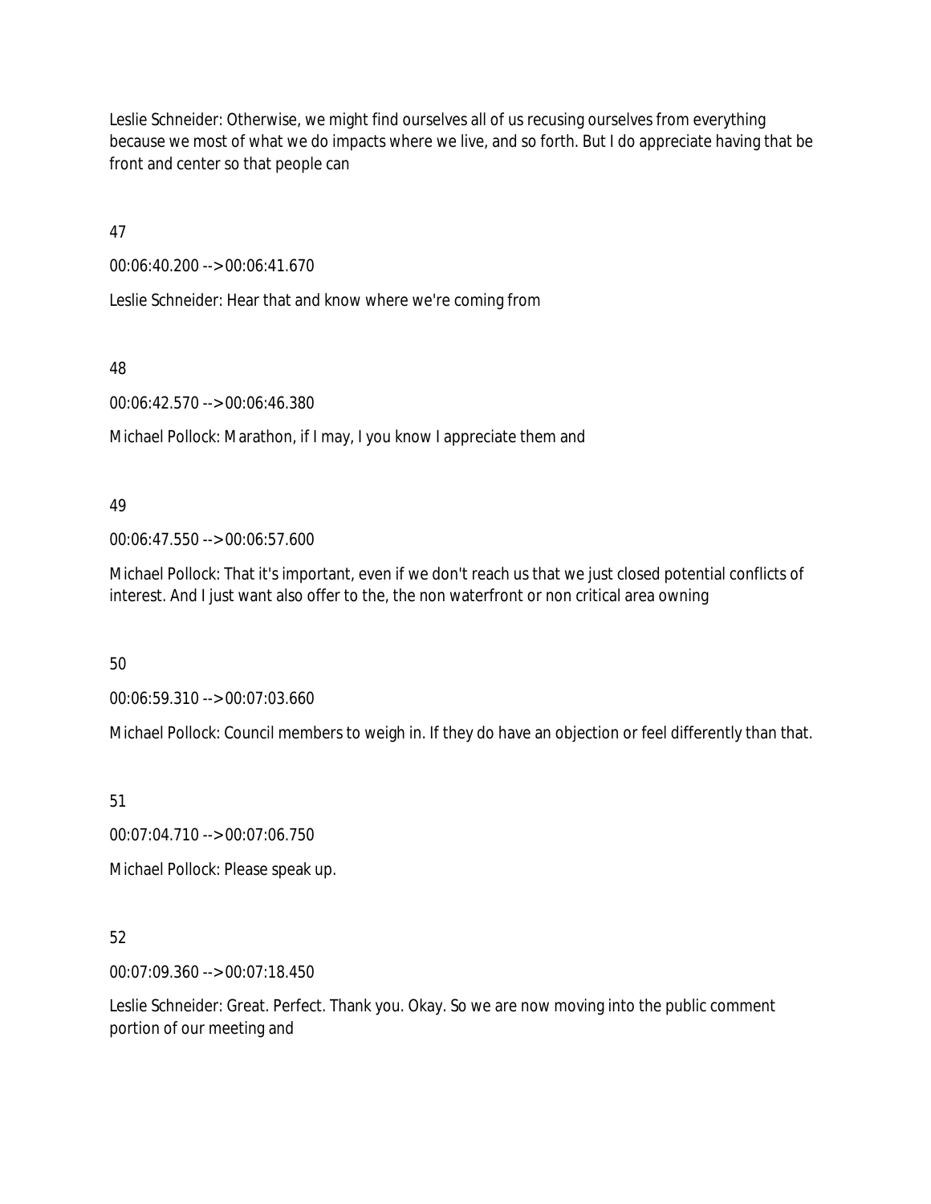Leslie Schneider: Otherwise, we might find ourselves all of us recusing ourselves from everything because we most of what we do impacts where we live, and so forth. But I do appreciate having that be front and center so that people can

47

00:06:40.200 --> 00:06:41.670

Leslie Schneider: Hear that and know where we're coming from

48

00:06:42.570 --> 00:06:46.380

Michael Pollock: Marathon, if I may, I you know I appreciate them and

49

00:06:47.550 --> 00:06:57.600

Michael Pollock: That it's important, even if we don't reach us that we just closed potential conflicts of interest. And I just want also offer to the, the non waterfront or non critical area owning

50

00:06:59.310 --> 00:07:03.660

Michael Pollock: Council members to weigh in. If they do have an objection or feel differently than that.

51

00:07:04.710 --> 00:07:06.750

Michael Pollock: Please speak up.

52

00:07:09.360 --> 00:07:18.450

Leslie Schneider: Great. Perfect. Thank you. Okay. So we are now moving into the public comment portion of our meeting and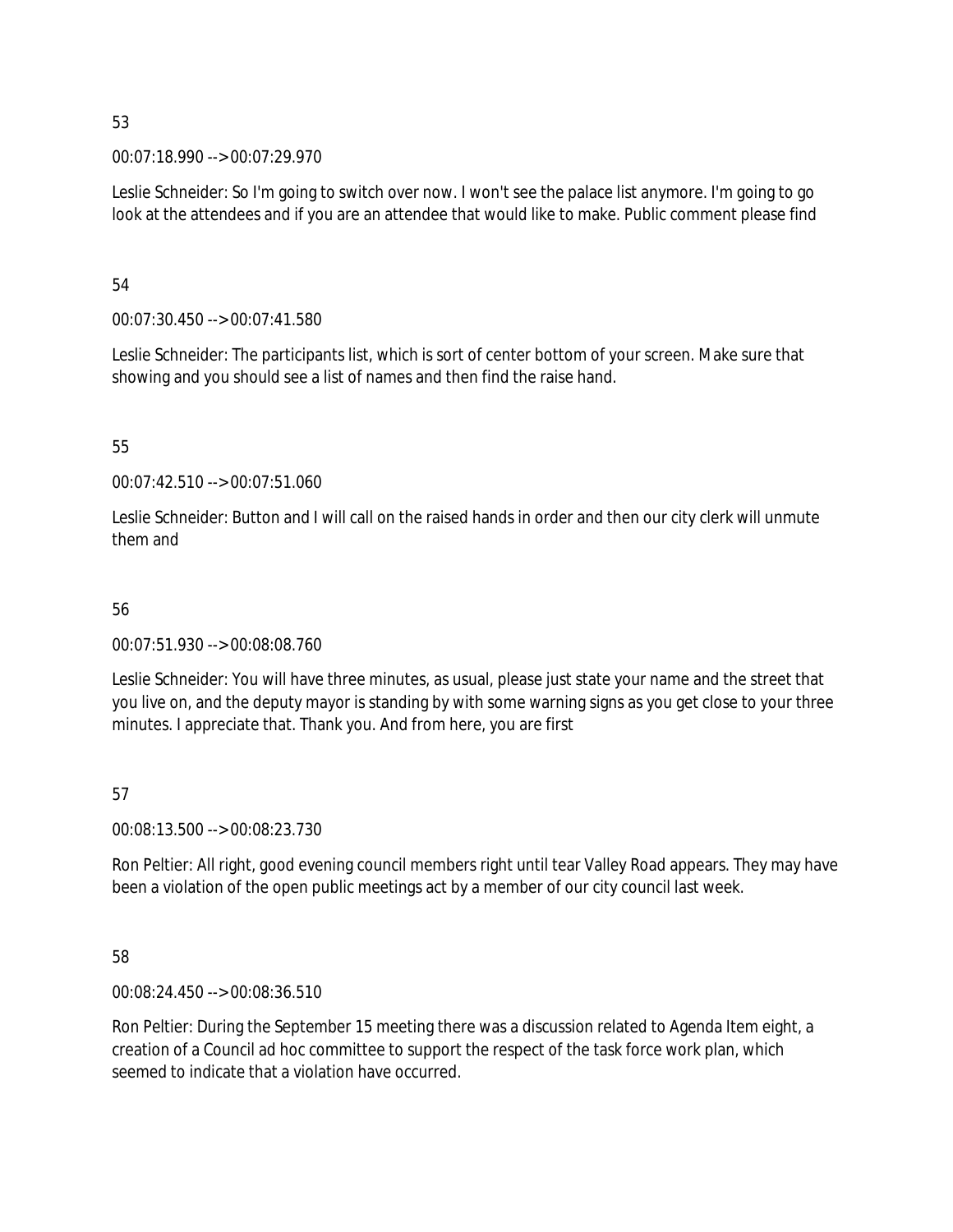53

00:07:18.990 --> 00:07:29.970

Leslie Schneider: So I'm going to switch over now. I won't see the palace list anymore. I'm going to go look at the attendees and if you are an attendee that would like to make. Public comment please find

54

00:07:30.450 --> 00:07:41.580

Leslie Schneider: The participants list, which is sort of center bottom of your screen. Make sure that showing and you should see a list of names and then find the raise hand.

55

00:07:42.510 --> 00:07:51.060

Leslie Schneider: Button and I will call on the raised hands in order and then our city clerk will unmute them and

56

00:07:51.930 --> 00:08:08.760

Leslie Schneider: You will have three minutes, as usual, please just state your name and the street that you live on, and the deputy mayor is standing by with some warning signs as you get close to your three minutes. I appreciate that. Thank you. And from here, you are first

57

00:08:13.500 --> 00:08:23.730

Ron Peltier: All right, good evening council members right until tear Valley Road appears. They may have been a violation of the open public meetings act by a member of our city council last week.

58

00:08:24.450 --> 00:08:36.510

Ron Peltier: During the September 15 meeting there was a discussion related to Agenda Item eight, a creation of a Council ad hoc committee to support the respect of the task force work plan, which seemed to indicate that a violation have occurred.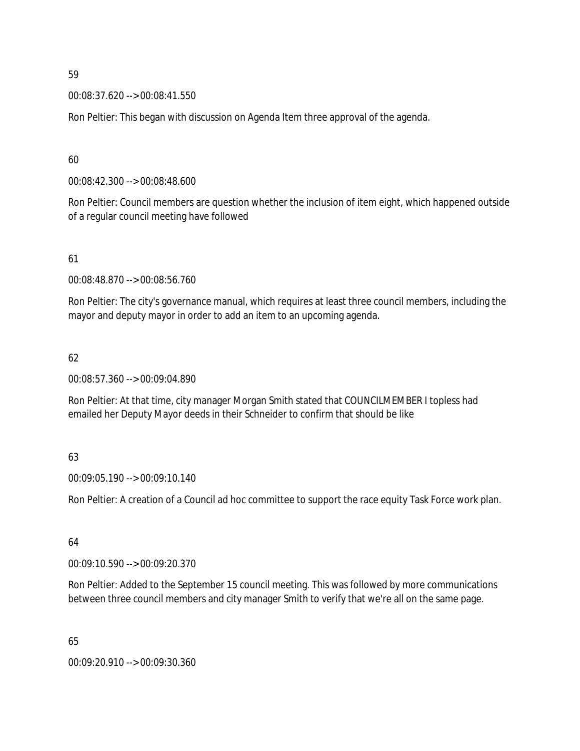59

00:08:37.620 --> 00:08:41.550

Ron Peltier: This began with discussion on Agenda Item three approval of the agenda.

60

00:08:42.300 --> 00:08:48.600

Ron Peltier: Council members are question whether the inclusion of item eight, which happened outside of a regular council meeting have followed

61

00:08:48.870 --> 00:08:56.760

Ron Peltier: The city's governance manual, which requires at least three council members, including the mayor and deputy mayor in order to add an item to an upcoming agenda.

62

00:08:57.360 --> 00:09:04.890

Ron Peltier: At that time, city manager Morgan Smith stated that COUNCILMEMBER I topless had emailed her Deputy Mayor deeds in their Schneider to confirm that should be like

63

00:09:05.190 --> 00:09:10.140

Ron Peltier: A creation of a Council ad hoc committee to support the race equity Task Force work plan.

64

00:09:10.590 --> 00:09:20.370

Ron Peltier: Added to the September 15 council meeting. This was followed by more communications between three council members and city manager Smith to verify that we're all on the same page.

65

00:09:20.910 --> 00:09:30.360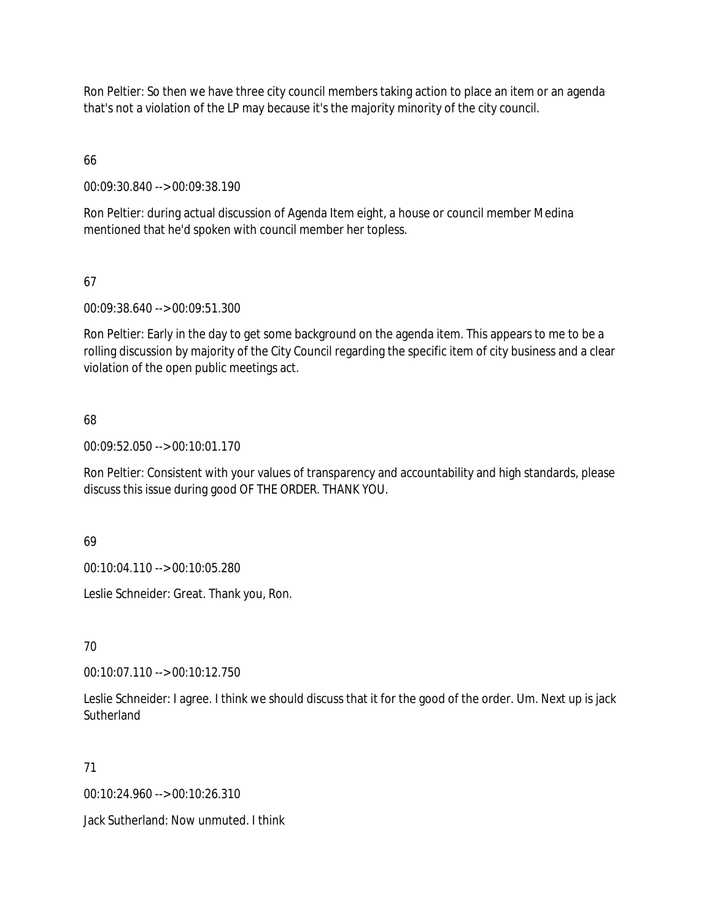Ron Peltier: So then we have three city council members taking action to place an item or an agenda that's not a violation of the LP may because it's the majority minority of the city council.

66

00:09:30.840 --> 00:09:38.190

Ron Peltier: during actual discussion of Agenda Item eight, a house or council member Medina mentioned that he'd spoken with council member her topless.

67

00:09:38.640 --> 00:09:51.300

Ron Peltier: Early in the day to get some background on the agenda item. This appears to me to be a rolling discussion by majority of the City Council regarding the specific item of city business and a clear violation of the open public meetings act.

68

00:09:52.050 --> 00:10:01.170

Ron Peltier: Consistent with your values of transparency and accountability and high standards, please discuss this issue during good OF THE ORDER. THANK YOU.

69

00:10:04.110 --> 00:10:05.280

Leslie Schneider: Great. Thank you, Ron.

70

00:10:07.110 --> 00:10:12.750

Leslie Schneider: I agree. I think we should discuss that it for the good of the order. Um. Next up is jack Sutherland

71

00:10:24.960 --> 00:10:26.310

Jack Sutherland: Now unmuted. I think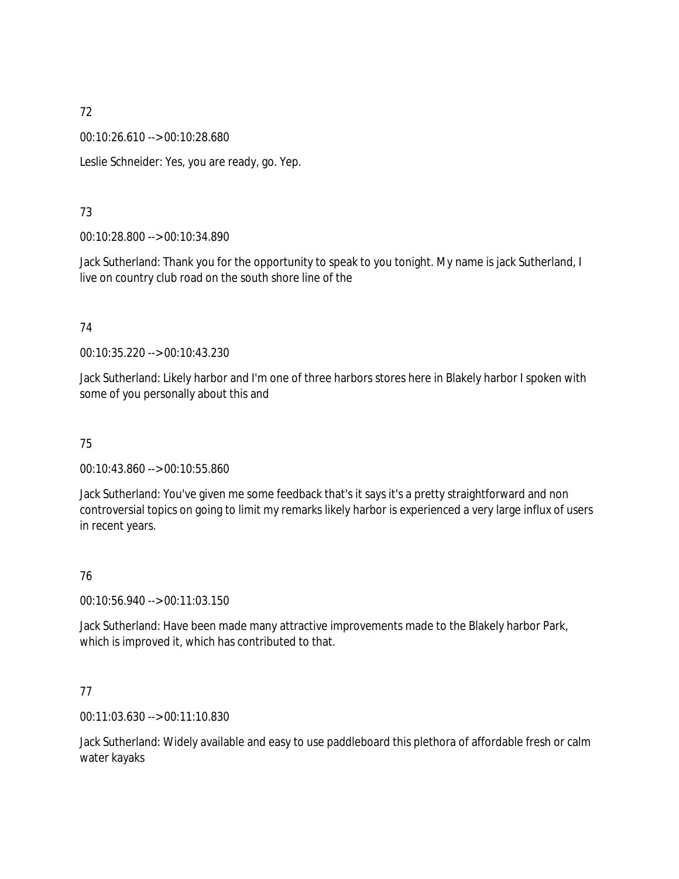72

00:10:26.610 --> 00:10:28.680

Leslie Schneider: Yes, you are ready, go. Yep.

73

00:10:28.800 --> 00:10:34.890

Jack Sutherland: Thank you for the opportunity to speak to you tonight. My name is jack Sutherland, I live on country club road on the south shore line of the

74

00:10:35.220 --> 00:10:43.230

Jack Sutherland: Likely harbor and I'm one of three harbors stores here in Blakely harbor I spoken with some of you personally about this and

75

00:10:43.860 --> 00:10:55.860

Jack Sutherland: You've given me some feedback that's it says it's a pretty straightforward and non controversial topics on going to limit my remarks likely harbor is experienced a very large influx of users in recent years.

76

00:10:56.940 --> 00:11:03.150

Jack Sutherland: Have been made many attractive improvements made to the Blakely harbor Park, which is improved it, which has contributed to that.

77

00:11:03.630 --> 00:11:10.830

Jack Sutherland: Widely available and easy to use paddleboard this plethora of affordable fresh or calm water kayaks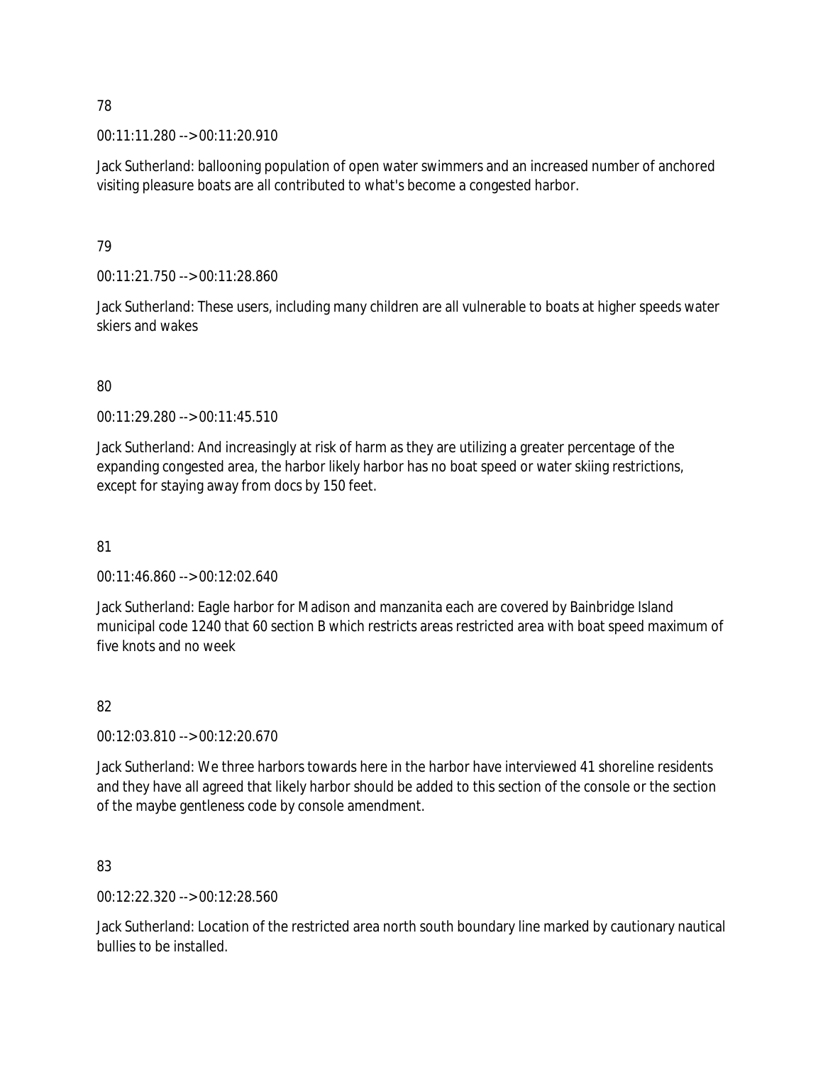78

00:11:11.280 --> 00:11:20.910

Jack Sutherland: ballooning population of open water swimmers and an increased number of anchored visiting pleasure boats are all contributed to what's become a congested harbor.

79

00:11:21.750 --> 00:11:28.860

Jack Sutherland: These users, including many children are all vulnerable to boats at higher speeds water skiers and wakes

80

00:11:29.280 --> 00:11:45.510

Jack Sutherland: And increasingly at risk of harm as they are utilizing a greater percentage of the expanding congested area, the harbor likely harbor has no boat speed or water skiing restrictions, except for staying away from docs by 150 feet.

81

00:11:46.860 --> 00:12:02.640

Jack Sutherland: Eagle harbor for Madison and manzanita each are covered by Bainbridge Island municipal code 1240 that 60 section B which restricts areas restricted area with boat speed maximum of five knots and no week

82

00:12:03.810 --> 00:12:20.670

Jack Sutherland: We three harbors towards here in the harbor have interviewed 41 shoreline residents and they have all agreed that likely harbor should be added to this section of the console or the section of the maybe gentleness code by console amendment.

83

00:12:22.320 --> 00:12:28.560

Jack Sutherland: Location of the restricted area north south boundary line marked by cautionary nautical bullies to be installed.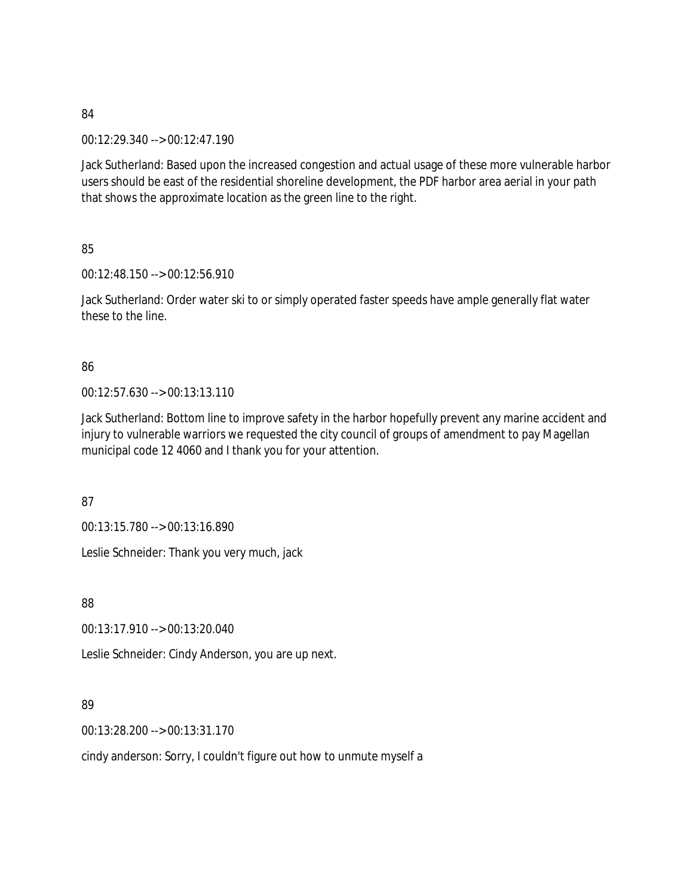84

00:12:29.340 --> 00:12:47.190

Jack Sutherland: Based upon the increased congestion and actual usage of these more vulnerable harbor users should be east of the residential shoreline development, the PDF harbor area aerial in your path that shows the approximate location as the green line to the right.

85

00:12:48.150 --> 00:12:56.910

Jack Sutherland: Order water ski to or simply operated faster speeds have ample generally flat water these to the line.

86

00:12:57.630 --> 00:13:13.110

Jack Sutherland: Bottom line to improve safety in the harbor hopefully prevent any marine accident and injury to vulnerable warriors we requested the city council of groups of amendment to pay Magellan municipal code 12 4060 and I thank you for your attention.

87

00:13:15.780 --> 00:13:16.890

Leslie Schneider: Thank you very much, jack

88

00:13:17.910 --> 00:13:20.040

Leslie Schneider: Cindy Anderson, you are up next.

89

00:13:28.200 --> 00:13:31.170

cindy anderson: Sorry, I couldn't figure out how to unmute myself a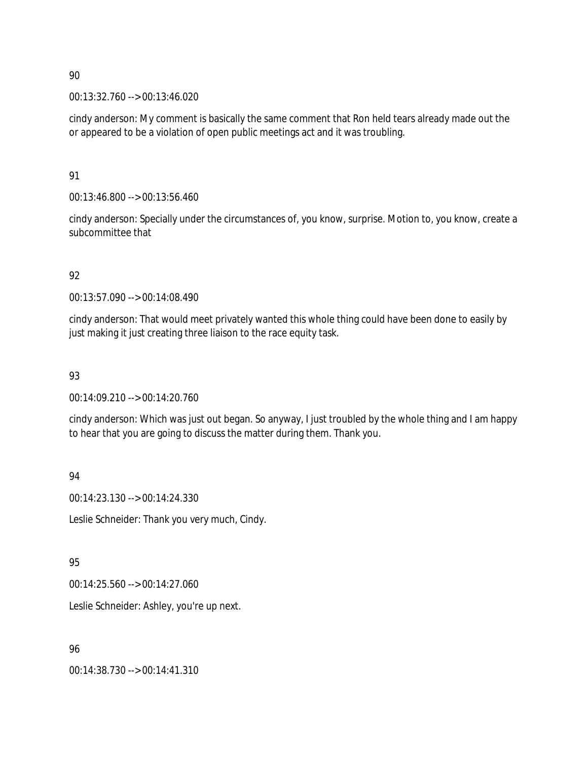90

00:13:32.760 --> 00:13:46.020

cindy anderson: My comment is basically the same comment that Ron held tears already made out the or appeared to be a violation of open public meetings act and it was troubling.

91

00:13:46.800 --> 00:13:56.460

cindy anderson: Specially under the circumstances of, you know, surprise. Motion to, you know, create a subcommittee that

92

00:13:57.090 --> 00:14:08.490

cindy anderson: That would meet privately wanted this whole thing could have been done to easily by just making it just creating three liaison to the race equity task.

93

00:14:09.210 --> 00:14:20.760

cindy anderson: Which was just out began. So anyway, I just troubled by the whole thing and I am happy to hear that you are going to discuss the matter during them. Thank you.

94

00:14:23.130 --> 00:14:24.330

Leslie Schneider: Thank you very much, Cindy.

95

00:14:25.560 --> 00:14:27.060

Leslie Schneider: Ashley, you're up next.

96

00:14:38.730 --> 00:14:41.310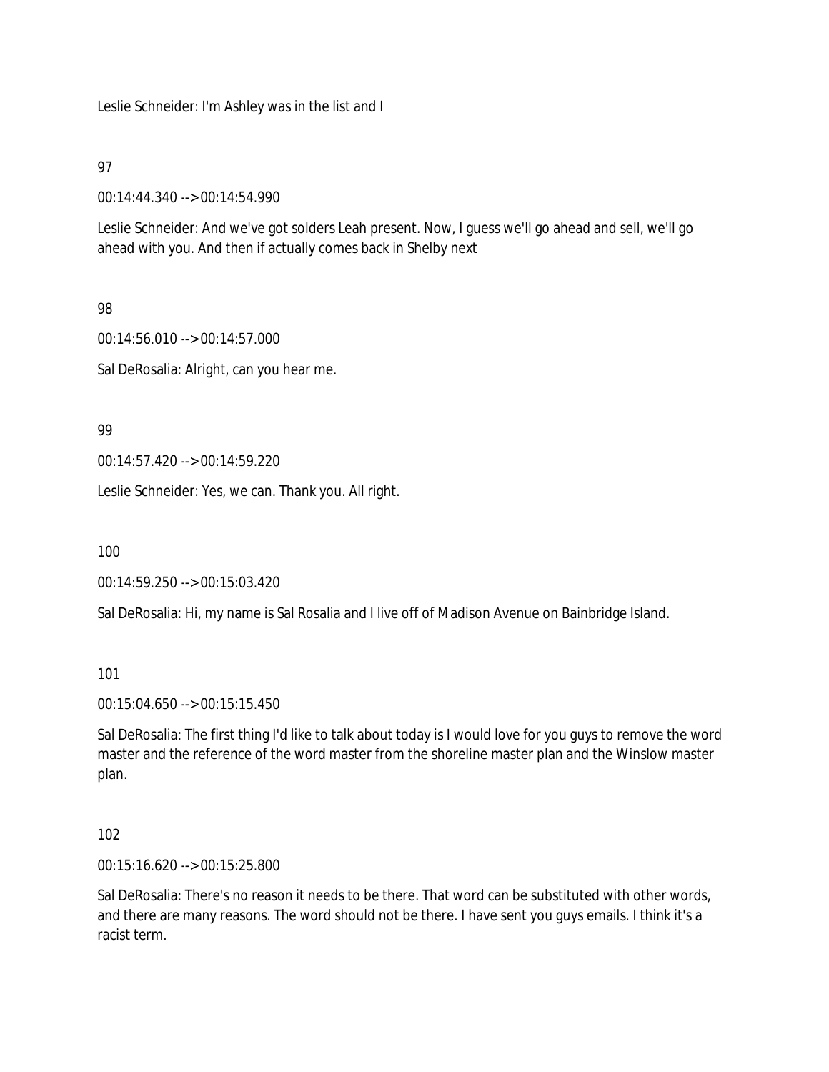Leslie Schneider: I'm Ashley was in the list and I

97

00:14:44.340 --> 00:14:54.990

Leslie Schneider: And we've got solders Leah present. Now, I guess we'll go ahead and sell, we'll go ahead with you. And then if actually comes back in Shelby next

98

00:14:56.010 --> 00:14:57.000

Sal DeRosalia: Alright, can you hear me.

99

00:14:57.420 --> 00:14:59.220

Leslie Schneider: Yes, we can. Thank you. All right.

100

00:14:59.250 --> 00:15:03.420

Sal DeRosalia: Hi, my name is Sal Rosalia and I live off of Madison Avenue on Bainbridge Island.

101

00:15:04.650 --> 00:15:15.450

Sal DeRosalia: The first thing I'd like to talk about today is I would love for you guys to remove the word master and the reference of the word master from the shoreline master plan and the Winslow master plan.

102

00:15:16.620 --> 00:15:25.800

Sal DeRosalia: There's no reason it needs to be there. That word can be substituted with other words, and there are many reasons. The word should not be there. I have sent you guys emails. I think it's a racist term.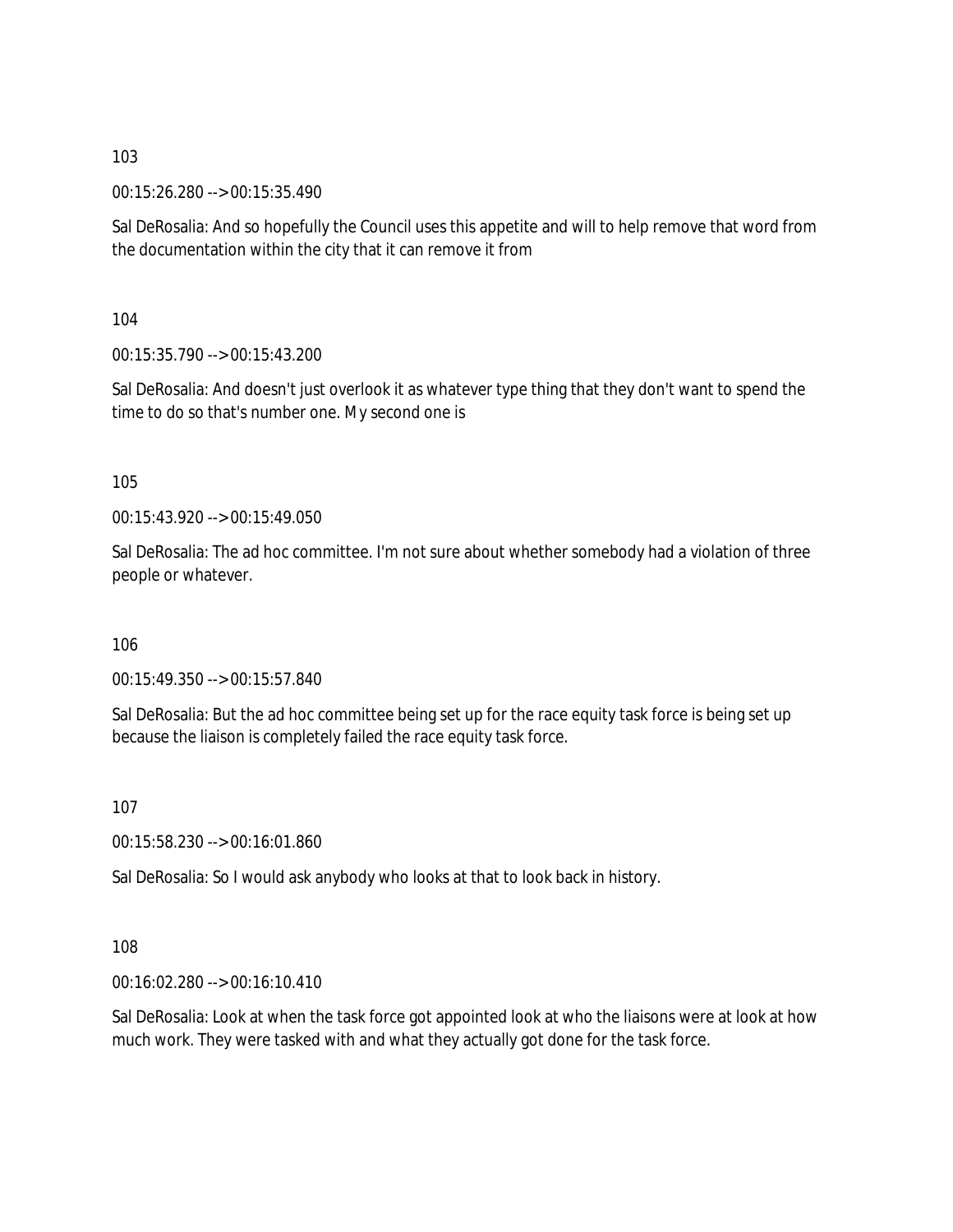103

00:15:26.280 --> 00:15:35.490

Sal DeRosalia: And so hopefully the Council uses this appetite and will to help remove that word from the documentation within the city that it can remove it from

104

00:15:35.790 --> 00:15:43.200

Sal DeRosalia: And doesn't just overlook it as whatever type thing that they don't want to spend the time to do so that's number one. My second one is

105

00:15:43.920 --> 00:15:49.050

Sal DeRosalia: The ad hoc committee. I'm not sure about whether somebody had a violation of three people or whatever.

106

00:15:49.350 --> 00:15:57.840

Sal DeRosalia: But the ad hoc committee being set up for the race equity task force is being set up because the liaison is completely failed the race equity task force.

107

00:15:58.230 --> 00:16:01.860

Sal DeRosalia: So I would ask anybody who looks at that to look back in history.

108

00:16:02.280 --> 00:16:10.410

Sal DeRosalia: Look at when the task force got appointed look at who the liaisons were at look at how much work. They were tasked with and what they actually got done for the task force.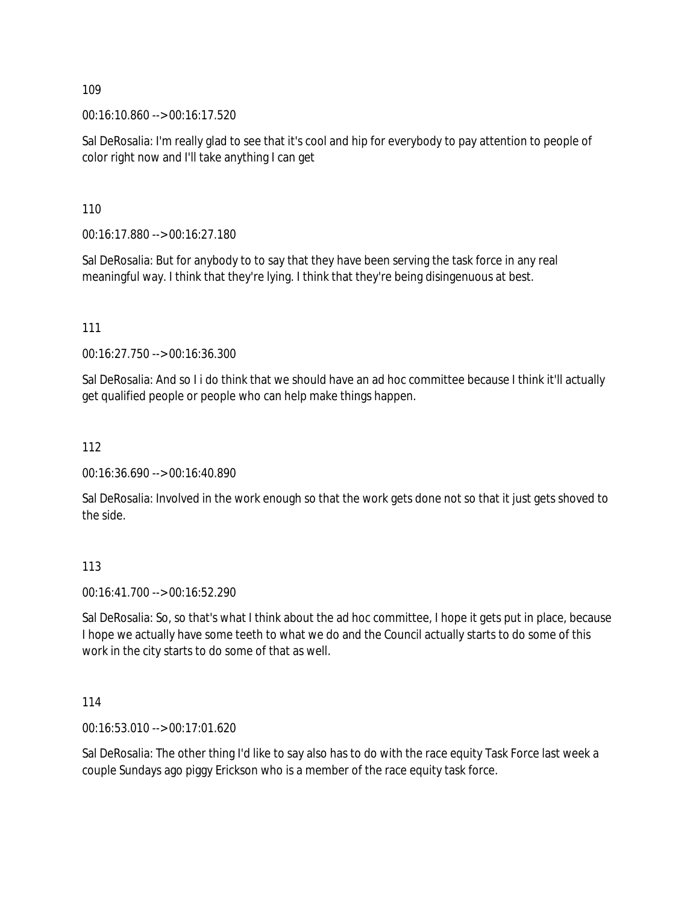109

00:16:10.860 --> 00:16:17.520

Sal DeRosalia: I'm really glad to see that it's cool and hip for everybody to pay attention to people of color right now and I'll take anything I can get

110

00:16:17.880 --> 00:16:27.180

Sal DeRosalia: But for anybody to to say that they have been serving the task force in any real meaningful way. I think that they're lying. I think that they're being disingenuous at best.

111

00:16:27.750 --> 00:16:36.300

Sal DeRosalia: And so I i do think that we should have an ad hoc committee because I think it'll actually get qualified people or people who can help make things happen.

112

00:16:36.690 --> 00:16:40.890

Sal DeRosalia: Involved in the work enough so that the work gets done not so that it just gets shoved to the side.

113

00:16:41.700 --> 00:16:52.290

Sal DeRosalia: So, so that's what I think about the ad hoc committee, I hope it gets put in place, because I hope we actually have some teeth to what we do and the Council actually starts to do some of this work in the city starts to do some of that as well.

114

00:16:53.010 --> 00:17:01.620

Sal DeRosalia: The other thing I'd like to say also has to do with the race equity Task Force last week a couple Sundays ago piggy Erickson who is a member of the race equity task force.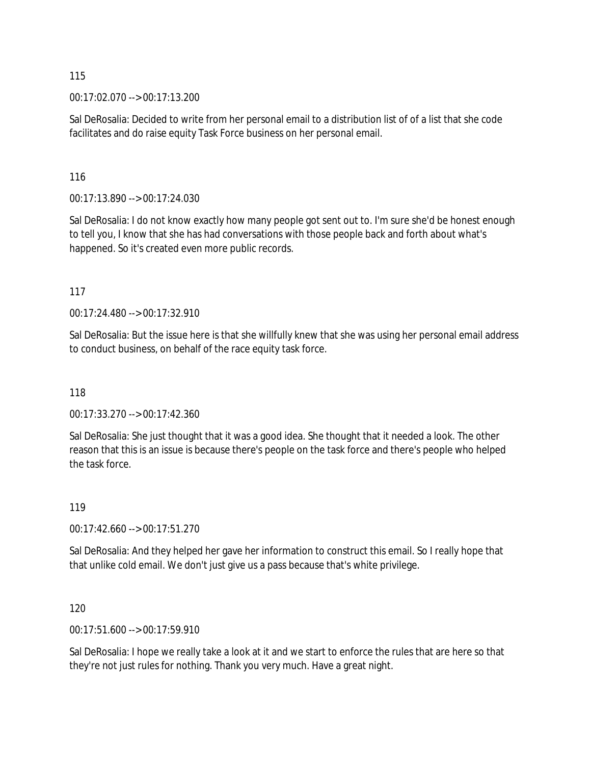115

00:17:02.070 --> 00:17:13.200

Sal DeRosalia: Decided to write from her personal email to a distribution list of of a list that she code facilitates and do raise equity Task Force business on her personal email.

116

00:17:13.890 --> 00:17:24.030

Sal DeRosalia: I do not know exactly how many people got sent out to. I'm sure she'd be honest enough to tell you, I know that she has had conversations with those people back and forth about what's happened. So it's created even more public records.

117

00:17:24.480 --> 00:17:32.910

Sal DeRosalia: But the issue here is that she willfully knew that she was using her personal email address to conduct business, on behalf of the race equity task force.

118

00:17:33.270 --> 00:17:42.360

Sal DeRosalia: She just thought that it was a good idea. She thought that it needed a look. The other reason that this is an issue is because there's people on the task force and there's people who helped the task force.

119

00:17:42.660 --> 00:17:51.270

Sal DeRosalia: And they helped her gave her information to construct this email. So I really hope that that unlike cold email. We don't just give us a pass because that's white privilege.

120

00:17:51.600 --> 00:17:59.910

Sal DeRosalia: I hope we really take a look at it and we start to enforce the rules that are here so that they're not just rules for nothing. Thank you very much. Have a great night.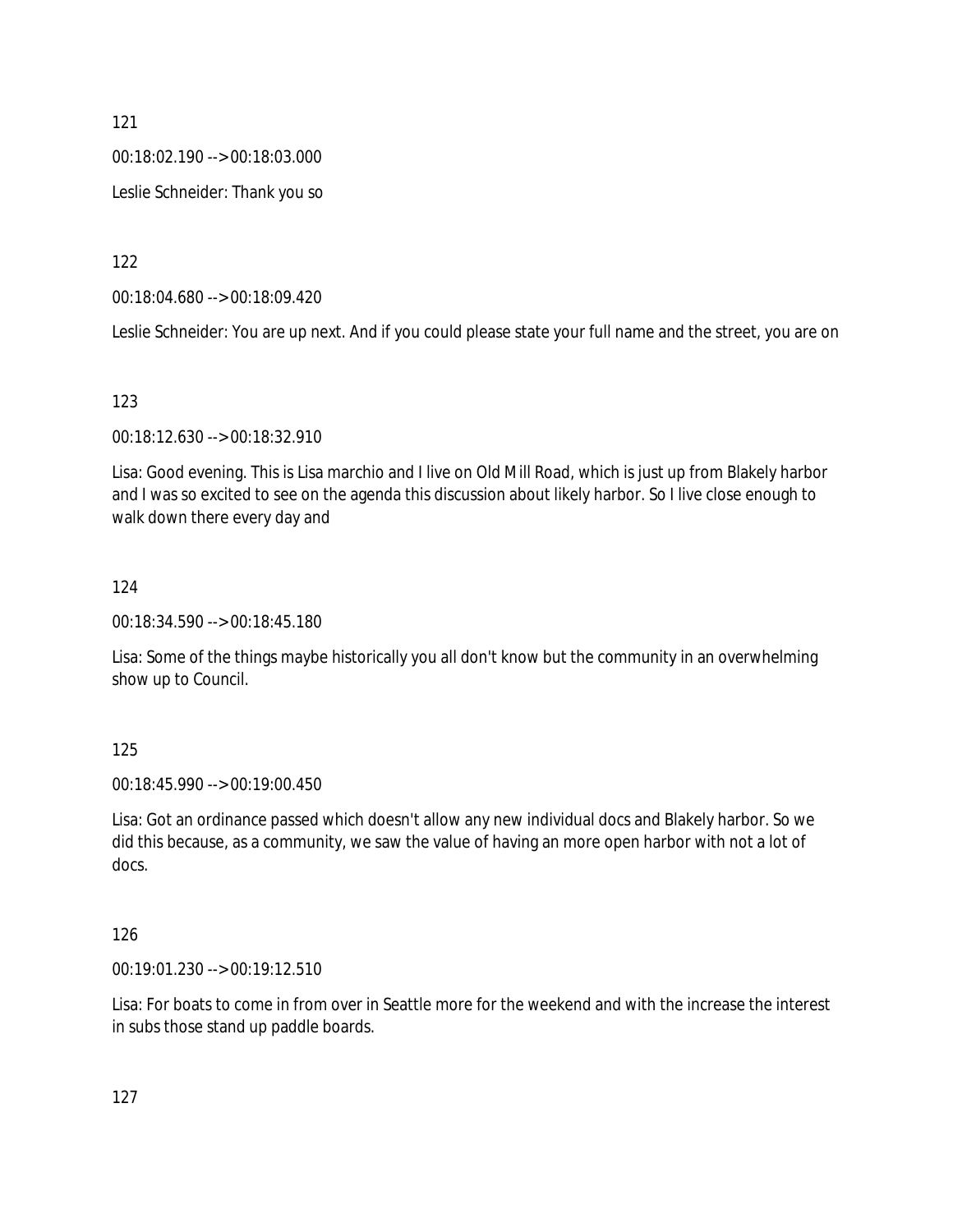121

00:18:02.190 --> 00:18:03.000

Leslie Schneider: Thank you so

122

00:18:04.680 --> 00:18:09.420

Leslie Schneider: You are up next. And if you could please state your full name and the street, you are on

123

00:18:12.630 --> 00:18:32.910

Lisa: Good evening. This is Lisa marchio and I live on Old Mill Road, which is just up from Blakely harbor and I was so excited to see on the agenda this discussion about likely harbor. So I live close enough to walk down there every day and

124

00:18:34.590 --> 00:18:45.180

Lisa: Some of the things maybe historically you all don't know but the community in an overwhelming show up to Council.

125

00:18:45.990 --> 00:19:00.450

Lisa: Got an ordinance passed which doesn't allow any new individual docs and Blakely harbor. So we did this because, as a community, we saw the value of having an more open harbor with not a lot of docs.

126

00:19:01.230 --> 00:19:12.510

Lisa: For boats to come in from over in Seattle more for the weekend and with the increase the interest in subs those stand up paddle boards.

127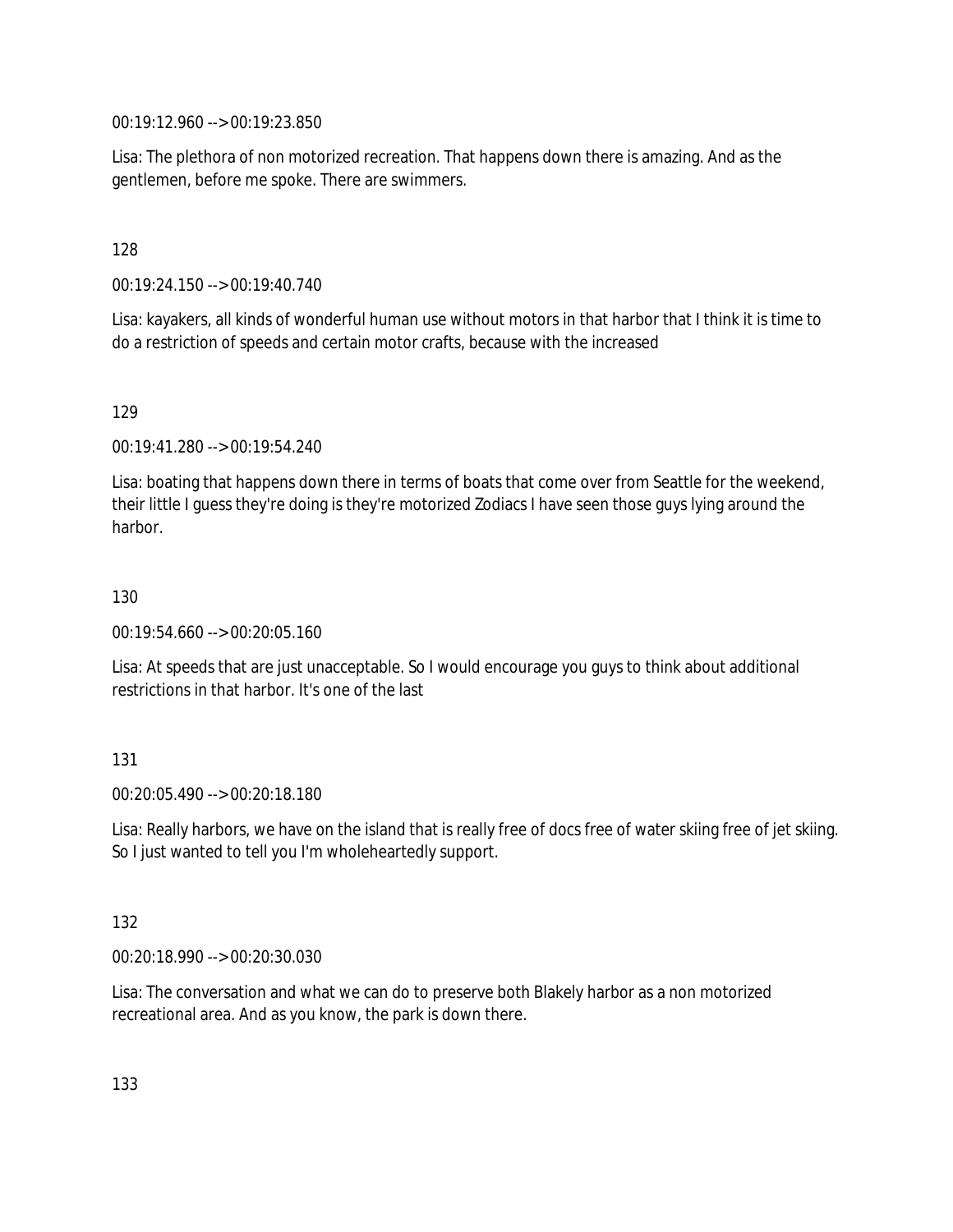00:19:12.960 --> 00:19:23.850

Lisa: The plethora of non motorized recreation. That happens down there is amazing. And as the gentlemen, before me spoke. There are swimmers.

128

00:19:24.150 --> 00:19:40.740

Lisa: kayakers, all kinds of wonderful human use without motors in that harbor that I think it is time to do a restriction of speeds and certain motor crafts, because with the increased

129

00:19:41.280 --> 00:19:54.240

Lisa: boating that happens down there in terms of boats that come over from Seattle for the weekend, their little I guess they're doing is they're motorized Zodiacs I have seen those guys lying around the harbor.

130

00:19:54.660 --> 00:20:05.160

Lisa: At speeds that are just unacceptable. So I would encourage you guys to think about additional restrictions in that harbor. It's one of the last

131

00:20:05.490 --> 00:20:18.180

Lisa: Really harbors, we have on the island that is really free of docs free of water skiing free of jet skiing. So I just wanted to tell you I'm wholeheartedly support.

132

00:20:18.990 --> 00:20:30.030

Lisa: The conversation and what we can do to preserve both Blakely harbor as a non motorized recreational area. And as you know, the park is down there.

133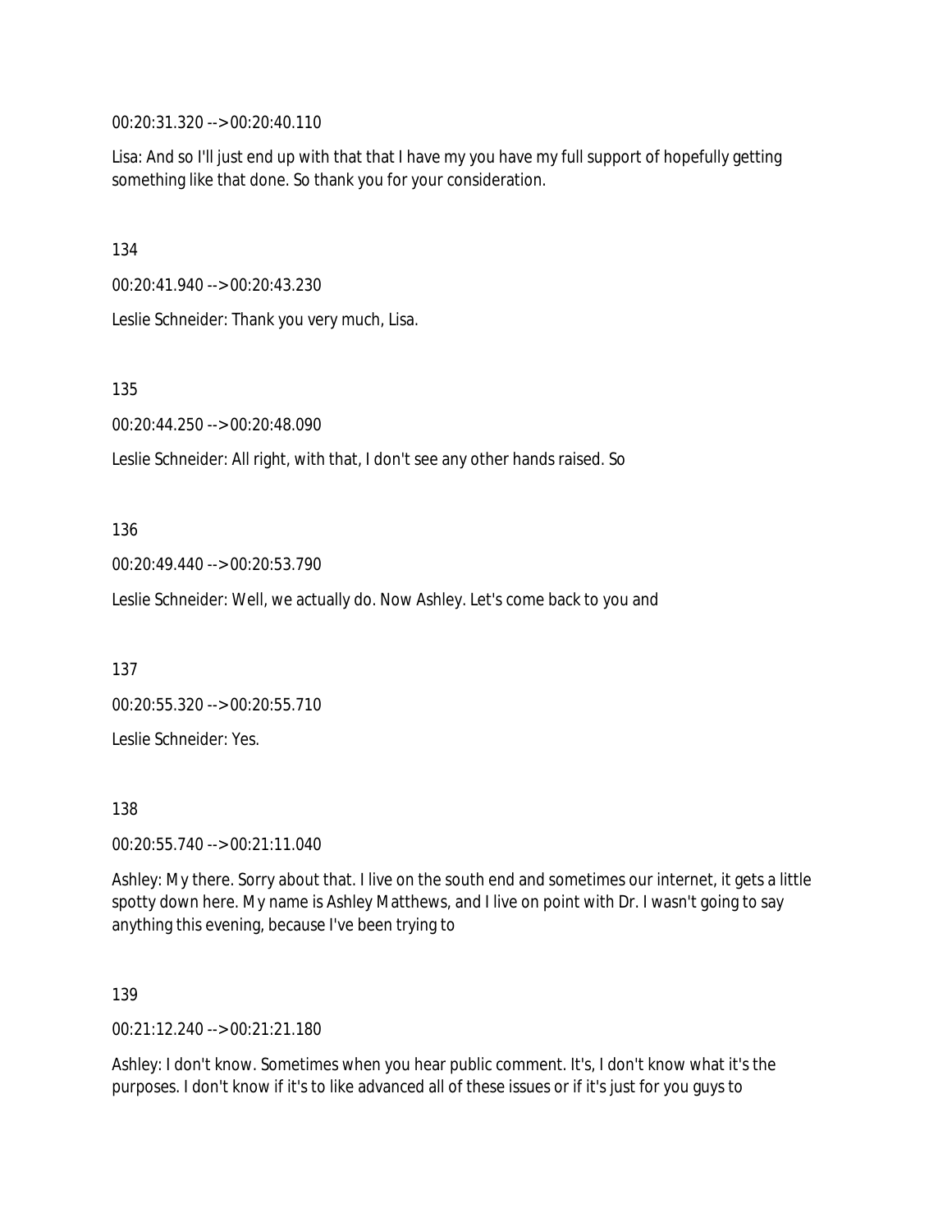00:20:31.320 --> 00:20:40.110

Lisa: And so I'll just end up with that that I have my you have my full support of hopefully getting something like that done. So thank you for your consideration.

134

00:20:41.940 --> 00:20:43.230

Leslie Schneider: Thank you very much, Lisa.

135

00:20:44.250 --> 00:20:48.090

Leslie Schneider: All right, with that, I don't see any other hands raised. So

136

00:20:49.440 --> 00:20:53.790

Leslie Schneider: Well, we actually do. Now Ashley. Let's come back to you and

137

00:20:55.320 --> 00:20:55.710

Leslie Schneider: Yes.

138

00:20:55.740 --> 00:21:11.040

Ashley: My there. Sorry about that. I live on the south end and sometimes our internet, it gets a little spotty down here. My name is Ashley Matthews, and I live on point with Dr. I wasn't going to say anything this evening, because I've been trying to

139

00:21:12.240 --> 00:21:21.180

Ashley: I don't know. Sometimes when you hear public comment. It's, I don't know what it's the purposes. I don't know if it's to like advanced all of these issues or if it's just for you guys to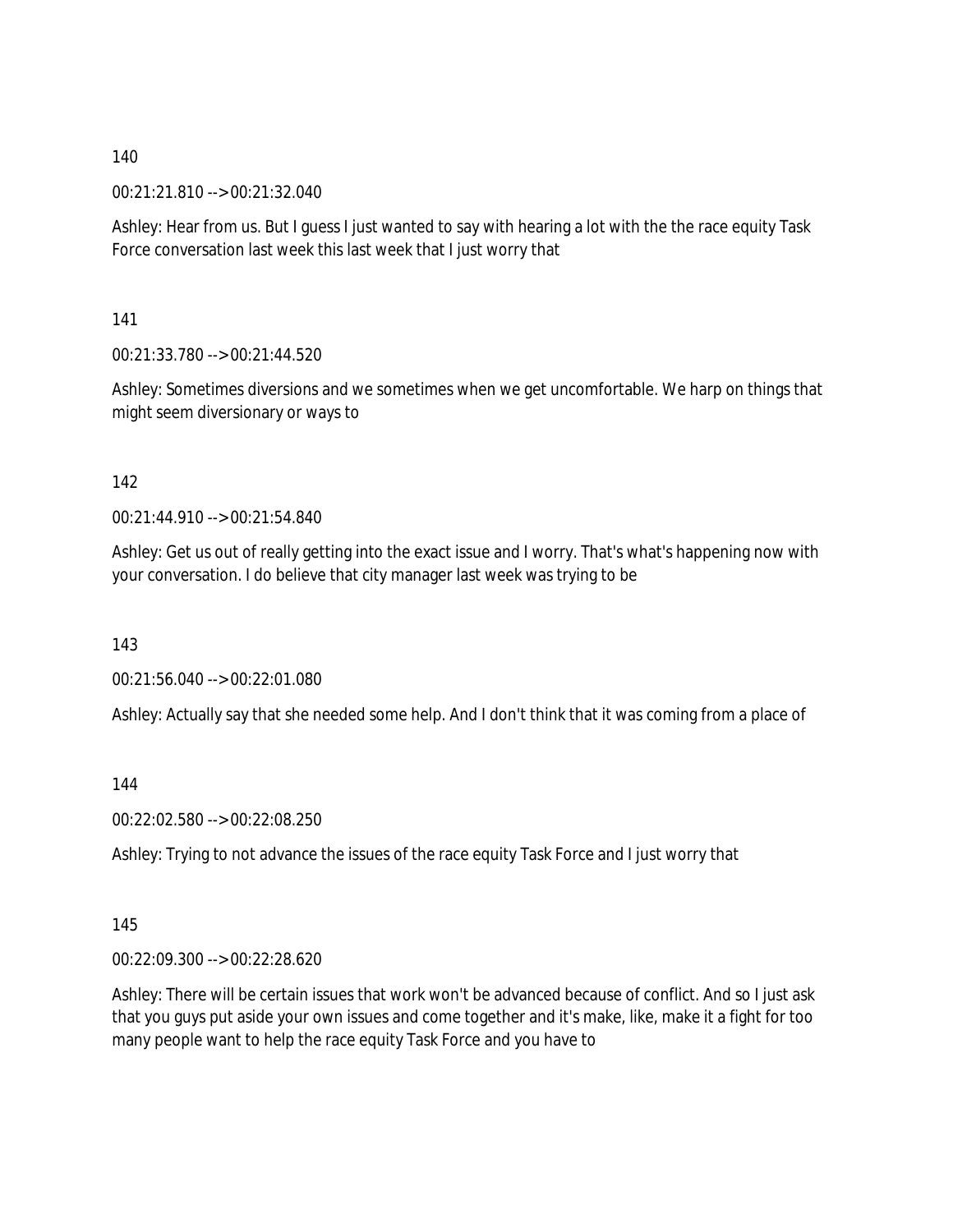140

00:21:21.810 --> 00:21:32.040

Ashley: Hear from us. But I guess I just wanted to say with hearing a lot with the the race equity Task Force conversation last week this last week that I just worry that

141

00:21:33.780 --> 00:21:44.520

Ashley: Sometimes diversions and we sometimes when we get uncomfortable. We harp on things that might seem diversionary or ways to

142

00:21:44.910 --> 00:21:54.840

Ashley: Get us out of really getting into the exact issue and I worry. That's what's happening now with your conversation. I do believe that city manager last week was trying to be

143

00:21:56.040 --> 00:22:01.080

Ashley: Actually say that she needed some help. And I don't think that it was coming from a place of

144

00:22:02.580 --> 00:22:08.250

Ashley: Trying to not advance the issues of the race equity Task Force and I just worry that

145

00:22:09.300 --> 00:22:28.620

Ashley: There will be certain issues that work won't be advanced because of conflict. And so I just ask that you guys put aside your own issues and come together and it's make, like, make it a fight for too many people want to help the race equity Task Force and you have to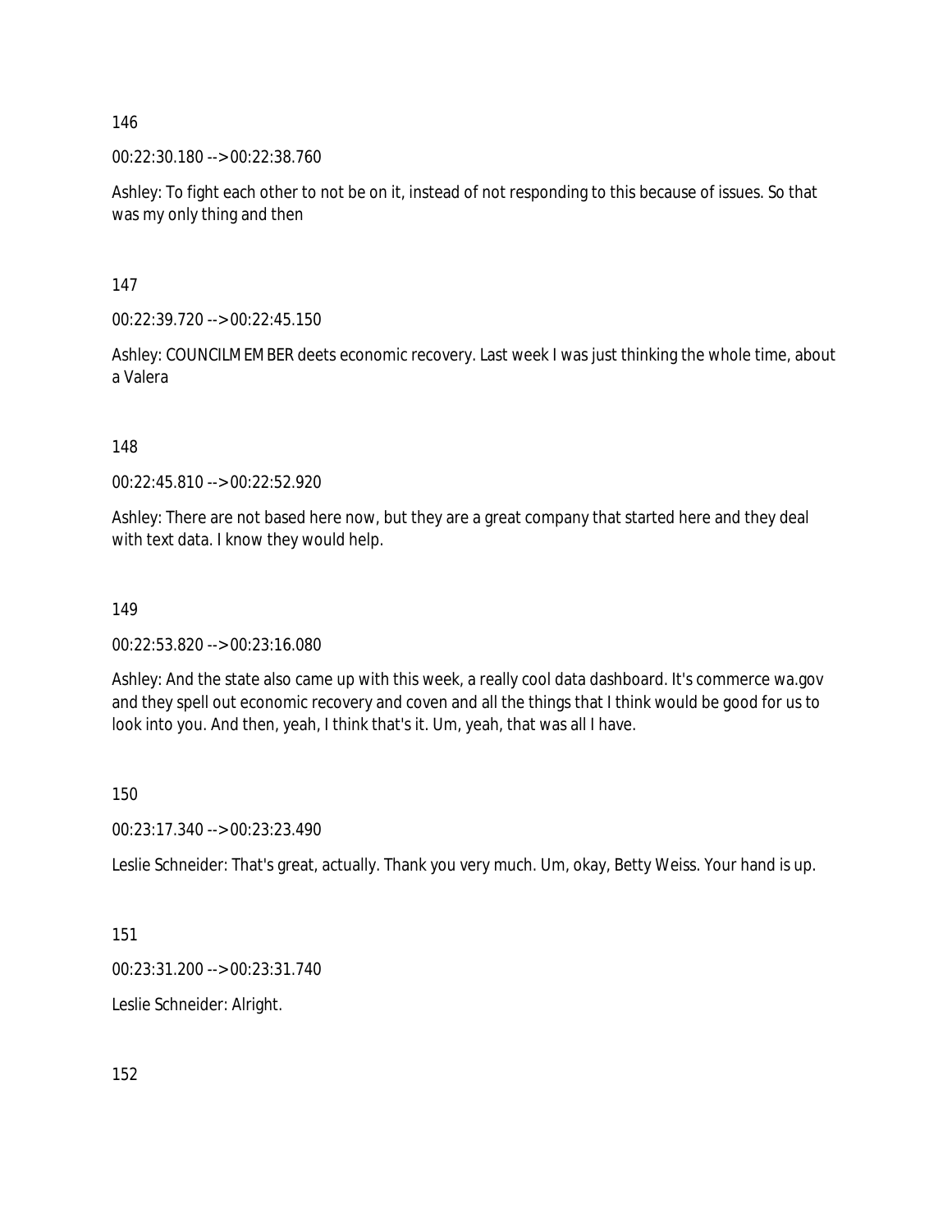146

00:22:30.180 --> 00:22:38.760

Ashley: To fight each other to not be on it, instead of not responding to this because of issues. So that was my only thing and then

147

00:22:39.720 --> 00:22:45.150

Ashley: COUNCILMEMBER deets economic recovery. Last week I was just thinking the whole time, about a Valera

148

00:22:45.810 --> 00:22:52.920

Ashley: There are not based here now, but they are a great company that started here and they deal with text data. I know they would help.

149

00:22:53.820 --> 00:23:16.080

Ashley: And the state also came up with this week, a really cool data dashboard. It's commerce wa.gov and they spell out economic recovery and coven and all the things that I think would be good for us to look into you. And then, yeah, I think that's it. Um, yeah, that was all I have.

150

00:23:17.340 --> 00:23:23.490

Leslie Schneider: That's great, actually. Thank you very much. Um, okay, Betty Weiss. Your hand is up.

151

00:23:31.200 --> 00:23:31.740

Leslie Schneider: Alright.

152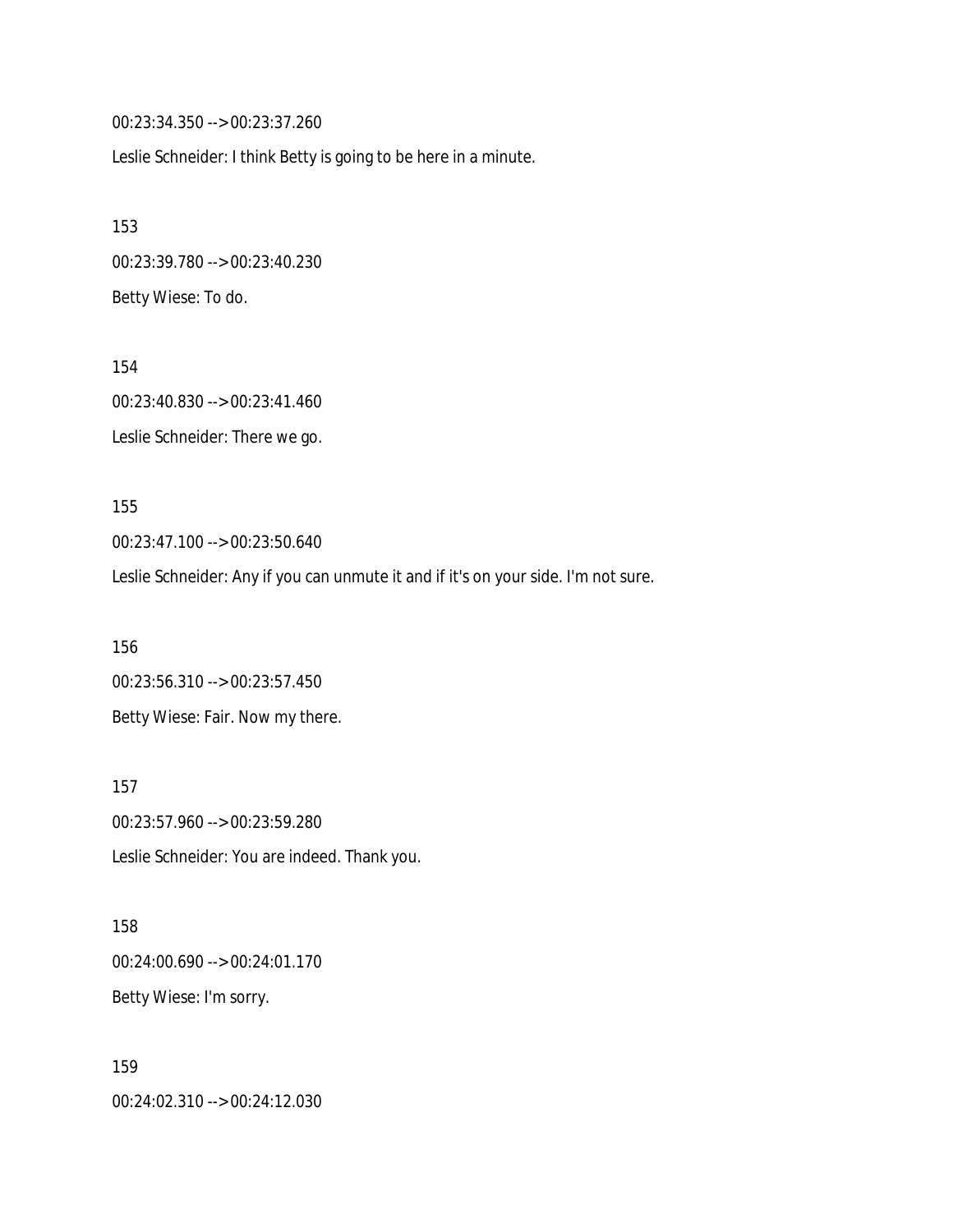00:23:34.350 --> 00:23:37.260

Leslie Schneider: I think Betty is going to be here in a minute.

153

00:23:39.780 --> 00:23:40.230

Betty Wiese: To do.

154

00:23:40.830 --> 00:23:41.460

Leslie Schneider: There we go.

155

00:23:47.100 --> 00:23:50.640

Leslie Schneider: Any if you can unmute it and if it's on your side. I'm not sure.

156

00:23:56.310 --> 00:23:57.450

Betty Wiese: Fair. Now my there.

157

00:23:57.960 --> 00:23:59.280

Leslie Schneider: You are indeed. Thank you.

158

00:24:00.690 --> 00:24:01.170

Betty Wiese: I'm sorry.

159

00:24:02.310 --> 00:24:12.030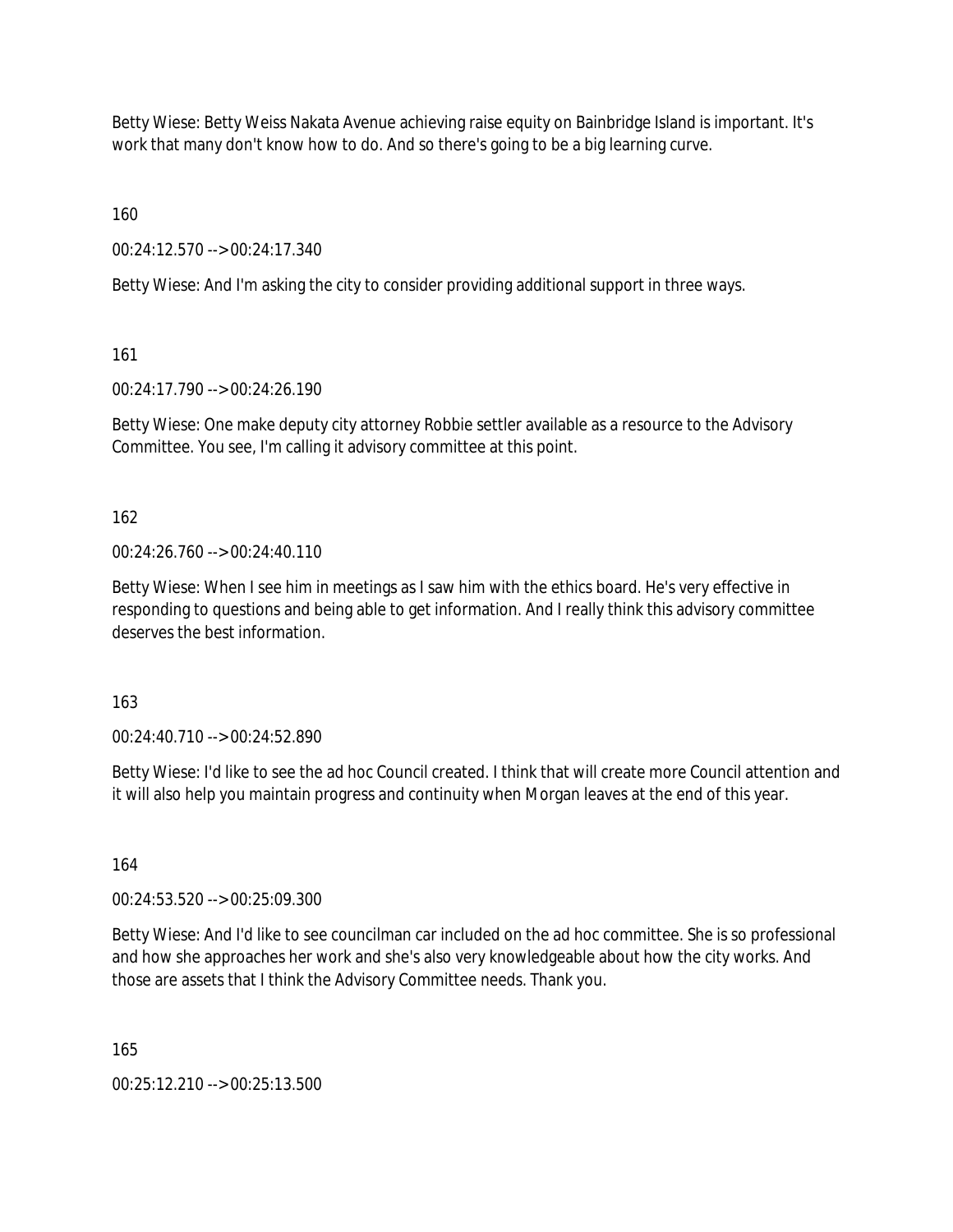Betty Wiese: Betty Weiss Nakata Avenue achieving raise equity on Bainbridge Island is important. It's work that many don't know how to do. And so there's going to be a big learning curve.

160

00:24:12.570 --> 00:24:17.340

Betty Wiese: And I'm asking the city to consider providing additional support in three ways.

161

00:24:17.790 --> 00:24:26.190

Betty Wiese: One make deputy city attorney Robbie settler available as a resource to the Advisory Committee. You see, I'm calling it advisory committee at this point.

162

00:24:26.760 --> 00:24:40.110

Betty Wiese: When I see him in meetings as I saw him with the ethics board. He's very effective in responding to questions and being able to get information. And I really think this advisory committee deserves the best information.

163

00:24:40.710 --> 00:24:52.890

Betty Wiese: I'd like to see the ad hoc Council created. I think that will create more Council attention and it will also help you maintain progress and continuity when Morgan leaves at the end of this year.

164

00:24:53.520 --> 00:25:09.300

Betty Wiese: And I'd like to see councilman car included on the ad hoc committee. She is so professional and how she approaches her work and she's also very knowledgeable about how the city works. And those are assets that I think the Advisory Committee needs. Thank you.

165

00:25:12.210 --> 00:25:13.500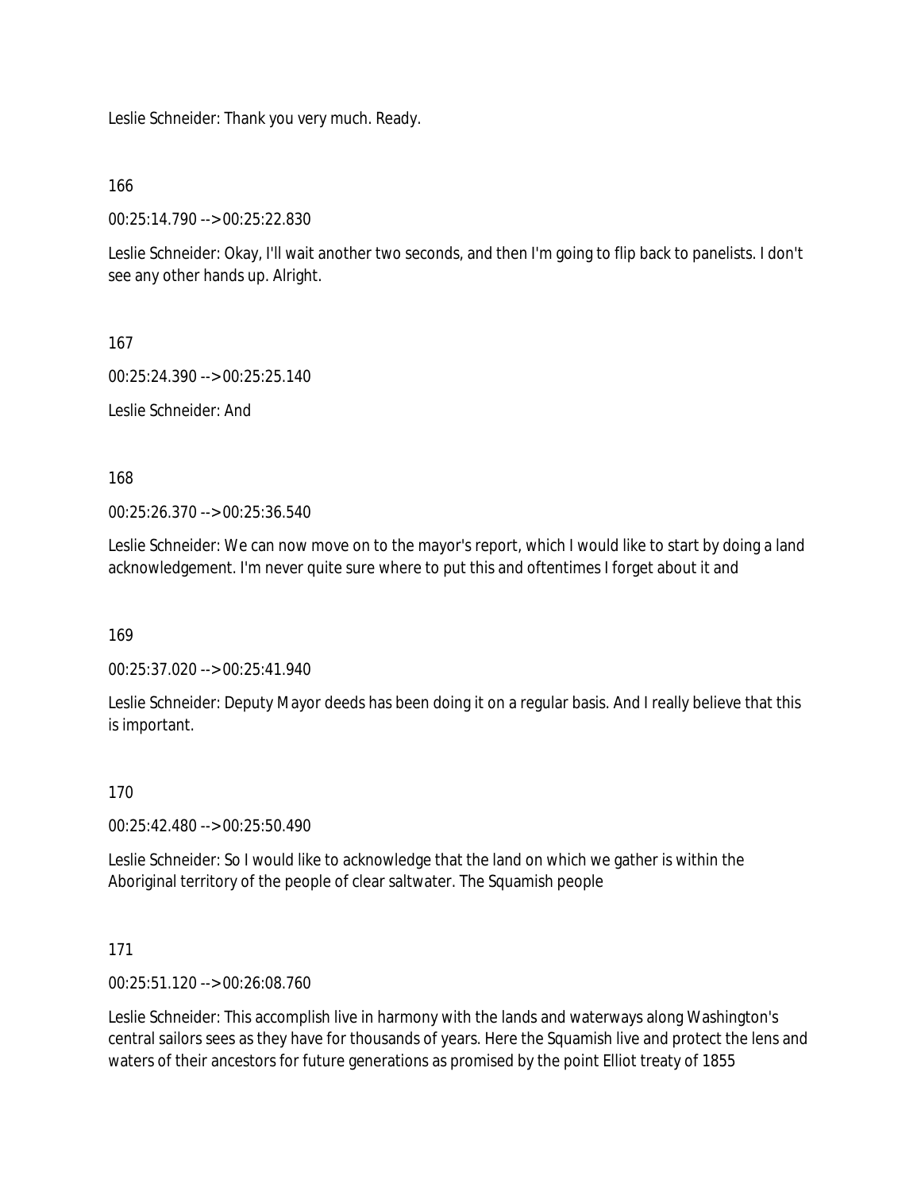Leslie Schneider: Thank you very much. Ready.

166

00:25:14.790 --> 00:25:22.830

Leslie Schneider: Okay, I'll wait another two seconds, and then I'm going to flip back to panelists. I don't see any other hands up. Alright.

167

00:25:24.390 --> 00:25:25.140

Leslie Schneider: And

168

00:25:26.370 --> 00:25:36.540

Leslie Schneider: We can now move on to the mayor's report, which I would like to start by doing a land acknowledgement. I'm never quite sure where to put this and oftentimes I forget about it and

169

00:25:37.020 --> 00:25:41.940

Leslie Schneider: Deputy Mayor deeds has been doing it on a regular basis. And I really believe that this is important.

170

00:25:42.480 --> 00:25:50.490

Leslie Schneider: So I would like to acknowledge that the land on which we gather is within the Aboriginal territory of the people of clear saltwater. The Squamish people

171

00:25:51.120 --> 00:26:08.760

Leslie Schneider: This accomplish live in harmony with the lands and waterways along Washington's central sailors sees as they have for thousands of years. Here the Squamish live and protect the lens and waters of their ancestors for future generations as promised by the point Elliot treaty of 1855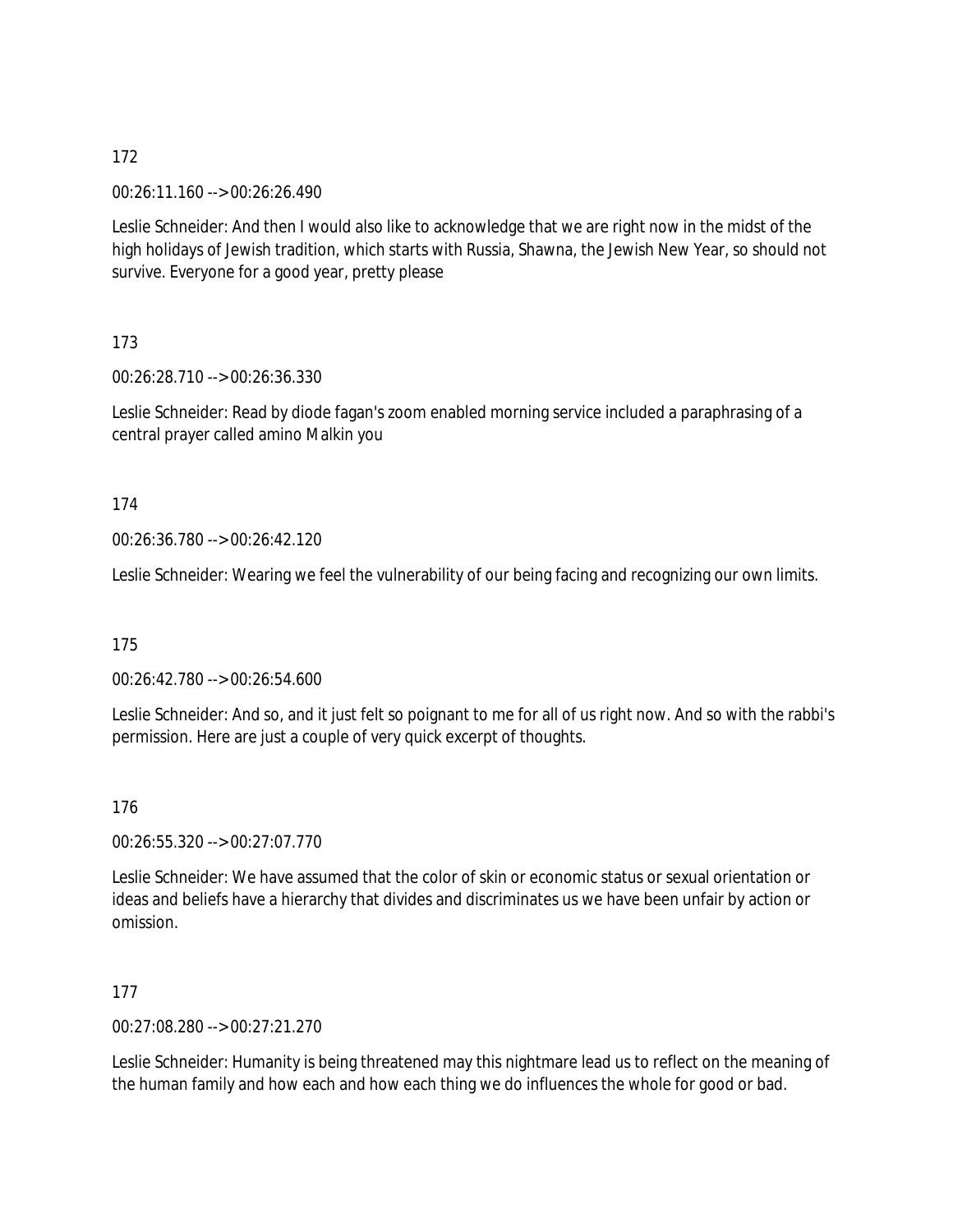172

00:26:11.160 --> 00:26:26.490

Leslie Schneider: And then I would also like to acknowledge that we are right now in the midst of the high holidays of Jewish tradition, which starts with Russia, Shawna, the Jewish New Year, so should not survive. Everyone for a good year, pretty please

173

00:26:28.710 --> 00:26:36.330

Leslie Schneider: Read by diode fagan's zoom enabled morning service included a paraphrasing of a central prayer called amino Malkin you

174

00:26:36.780 --> 00:26:42.120

Leslie Schneider: Wearing we feel the vulnerability of our being facing and recognizing our own limits.

175

00:26:42.780 --> 00:26:54.600

Leslie Schneider: And so, and it just felt so poignant to me for all of us right now. And so with the rabbi's permission. Here are just a couple of very quick excerpt of thoughts.

176

00:26:55.320 --> 00:27:07.770

Leslie Schneider: We have assumed that the color of skin or economic status or sexual orientation or ideas and beliefs have a hierarchy that divides and discriminates us we have been unfair by action or omission.

177

00:27:08.280 --> 00:27:21.270

Leslie Schneider: Humanity is being threatened may this nightmare lead us to reflect on the meaning of the human family and how each and how each thing we do influences the whole for good or bad.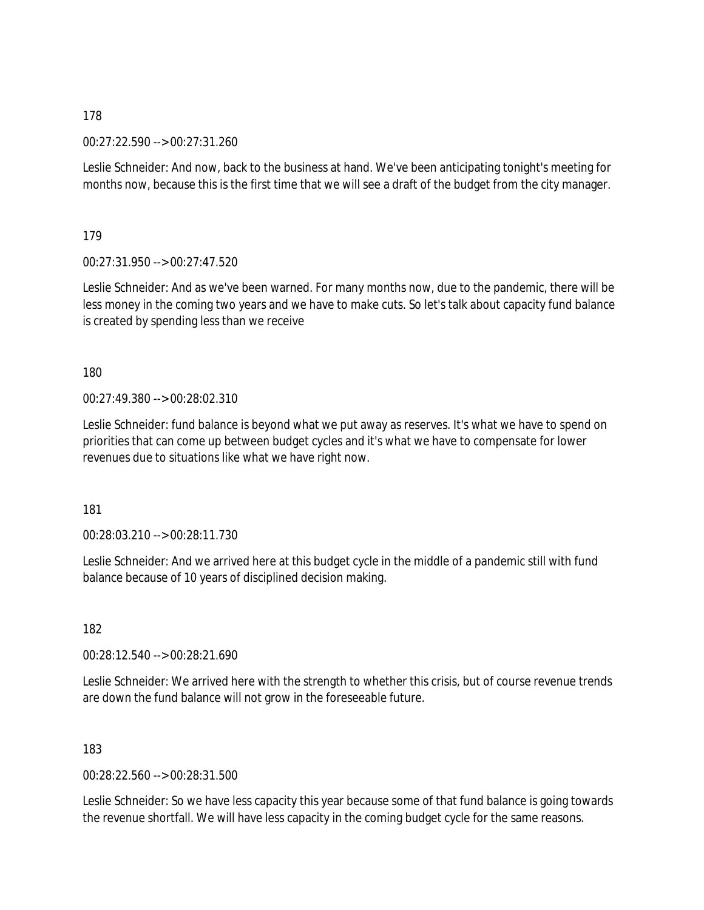178

00:27:22.590 --> 00:27:31.260

Leslie Schneider: And now, back to the business at hand. We've been anticipating tonight's meeting for months now, because this is the first time that we will see a draft of the budget from the city manager.

179

00:27:31.950 --> 00:27:47.520

Leslie Schneider: And as we've been warned. For many months now, due to the pandemic, there will be less money in the coming two years and we have to make cuts. So let's talk about capacity fund balance is created by spending less than we receive

180

00:27:49.380 --> 00:28:02.310

Leslie Schneider: fund balance is beyond what we put away as reserves. It's what we have to spend on priorities that can come up between budget cycles and it's what we have to compensate for lower revenues due to situations like what we have right now.

181

00:28:03.210 --> 00:28:11.730

Leslie Schneider: And we arrived here at this budget cycle in the middle of a pandemic still with fund balance because of 10 years of disciplined decision making.

182

00:28:12.540 --> 00:28:21.690

Leslie Schneider: We arrived here with the strength to whether this crisis, but of course revenue trends are down the fund balance will not grow in the foreseeable future.

183

00:28:22.560 --> 00:28:31.500

Leslie Schneider: So we have less capacity this year because some of that fund balance is going towards the revenue shortfall. We will have less capacity in the coming budget cycle for the same reasons.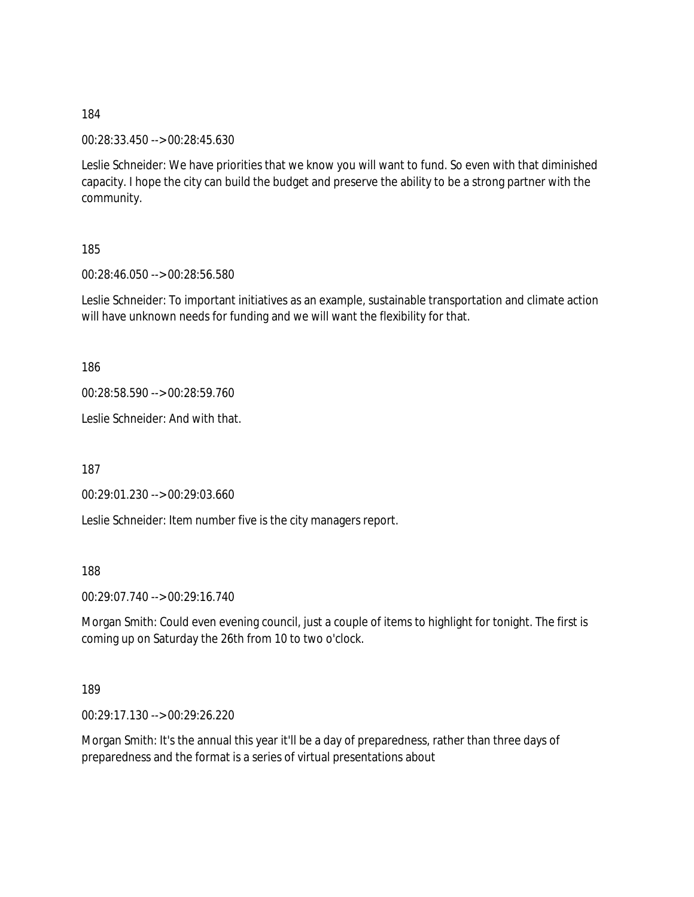184

00:28:33.450 --> 00:28:45.630

Leslie Schneider: We have priorities that we know you will want to fund. So even with that diminished capacity. I hope the city can build the budget and preserve the ability to be a strong partner with the community.

185

00:28:46.050 --> 00:28:56.580

Leslie Schneider: To important initiatives as an example, sustainable transportation and climate action will have unknown needs for funding and we will want the flexibility for that.

186

00:28:58.590 --> 00:28:59.760

Leslie Schneider: And with that.

187

00:29:01.230 --> 00:29:03.660

Leslie Schneider: Item number five is the city managers report.

188

00:29:07.740 --> 00:29:16.740

Morgan Smith: Could even evening council, just a couple of items to highlight for tonight. The first is coming up on Saturday the 26th from 10 to two o'clock.

189

00:29:17.130 --> 00:29:26.220

Morgan Smith: It's the annual this year it'll be a day of preparedness, rather than three days of preparedness and the format is a series of virtual presentations about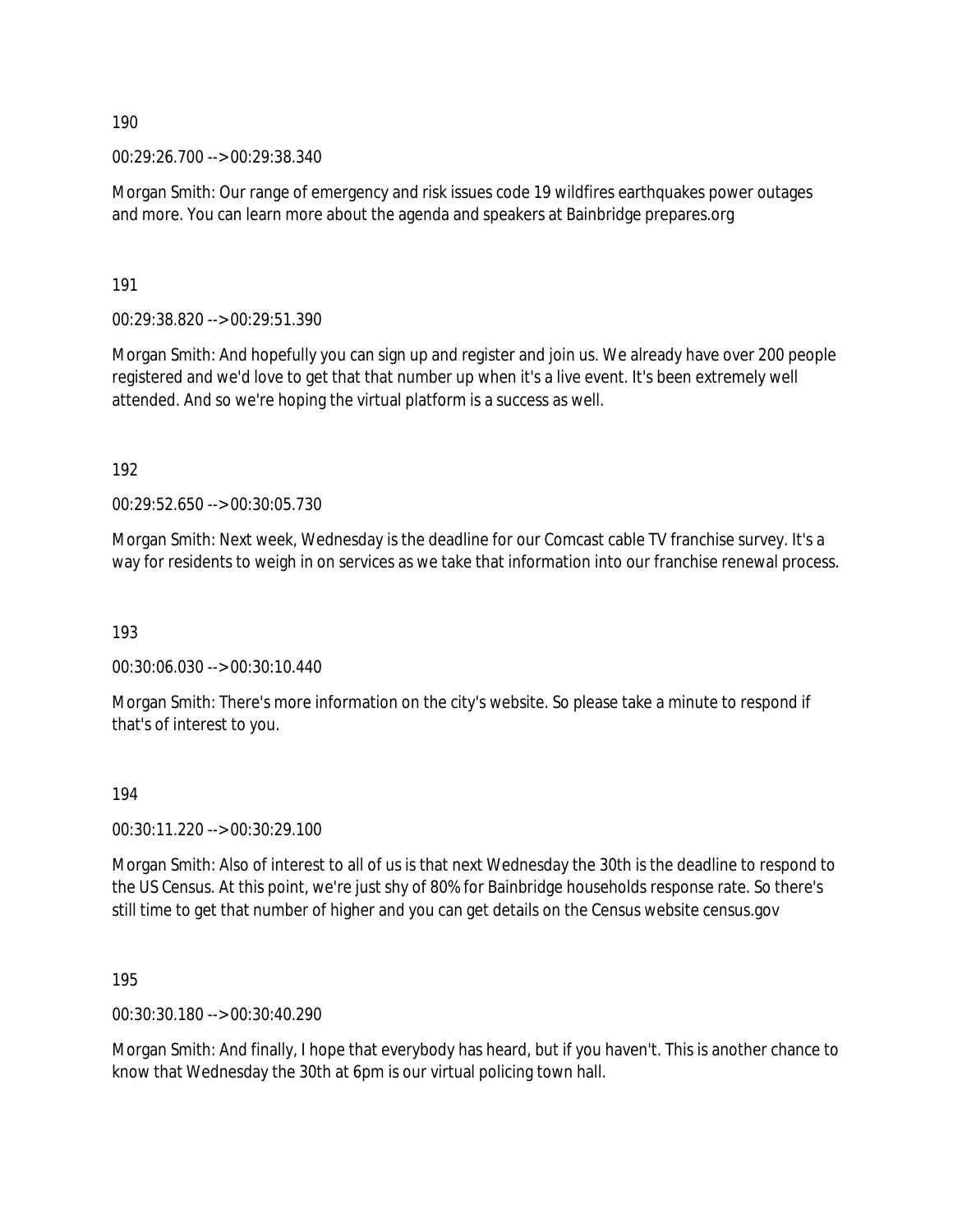190

00:29:26.700 --> 00:29:38.340

Morgan Smith: Our range of emergency and risk issues code 19 wildfires earthquakes power outages and more. You can learn more about the agenda and speakers at Bainbridge prepares.org

191

00:29:38.820 --> 00:29:51.390

Morgan Smith: And hopefully you can sign up and register and join us. We already have over 200 people registered and we'd love to get that that number up when it's a live event. It's been extremely well attended. And so we're hoping the virtual platform is a success as well.

192

00:29:52.650 --> 00:30:05.730

Morgan Smith: Next week, Wednesday is the deadline for our Comcast cable TV franchise survey. It's a way for residents to weigh in on services as we take that information into our franchise renewal process.

193

00:30:06.030 --> 00:30:10.440

Morgan Smith: There's more information on the city's website. So please take a minute to respond if that's of interest to you.

194

00:30:11.220 --> 00:30:29.100

Morgan Smith: Also of interest to all of us is that next Wednesday the 30th is the deadline to respond to the US Census. At this point, we're just shy of 80% for Bainbridge households response rate. So there's still time to get that number of higher and you can get details on the Census website census.gov

195

00:30:30.180 --> 00:30:40.290

Morgan Smith: And finally, I hope that everybody has heard, but if you haven't. This is another chance to know that Wednesday the 30th at 6pm is our virtual policing town hall.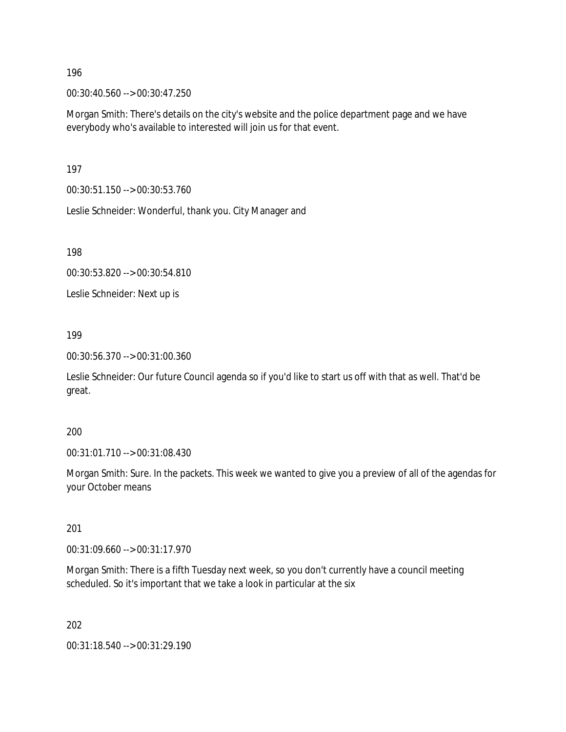196

00:30:40.560 --> 00:30:47.250

Morgan Smith: There's details on the city's website and the police department page and we have everybody who's available to interested will join us for that event.

197

00:30:51.150 --> 00:30:53.760

Leslie Schneider: Wonderful, thank you. City Manager and

198

00:30:53.820 --> 00:30:54.810

Leslie Schneider: Next up is

199

00:30:56.370 --> 00:31:00.360

Leslie Schneider: Our future Council agenda so if you'd like to start us off with that as well. That'd be great.

200

00:31:01.710 --> 00:31:08.430

Morgan Smith: Sure. In the packets. This week we wanted to give you a preview of all of the agendas for your October means

201

00:31:09.660 --> 00:31:17.970

Morgan Smith: There is a fifth Tuesday next week, so you don't currently have a council meeting scheduled. So it's important that we take a look in particular at the six

202

00:31:18.540 --> 00:31:29.190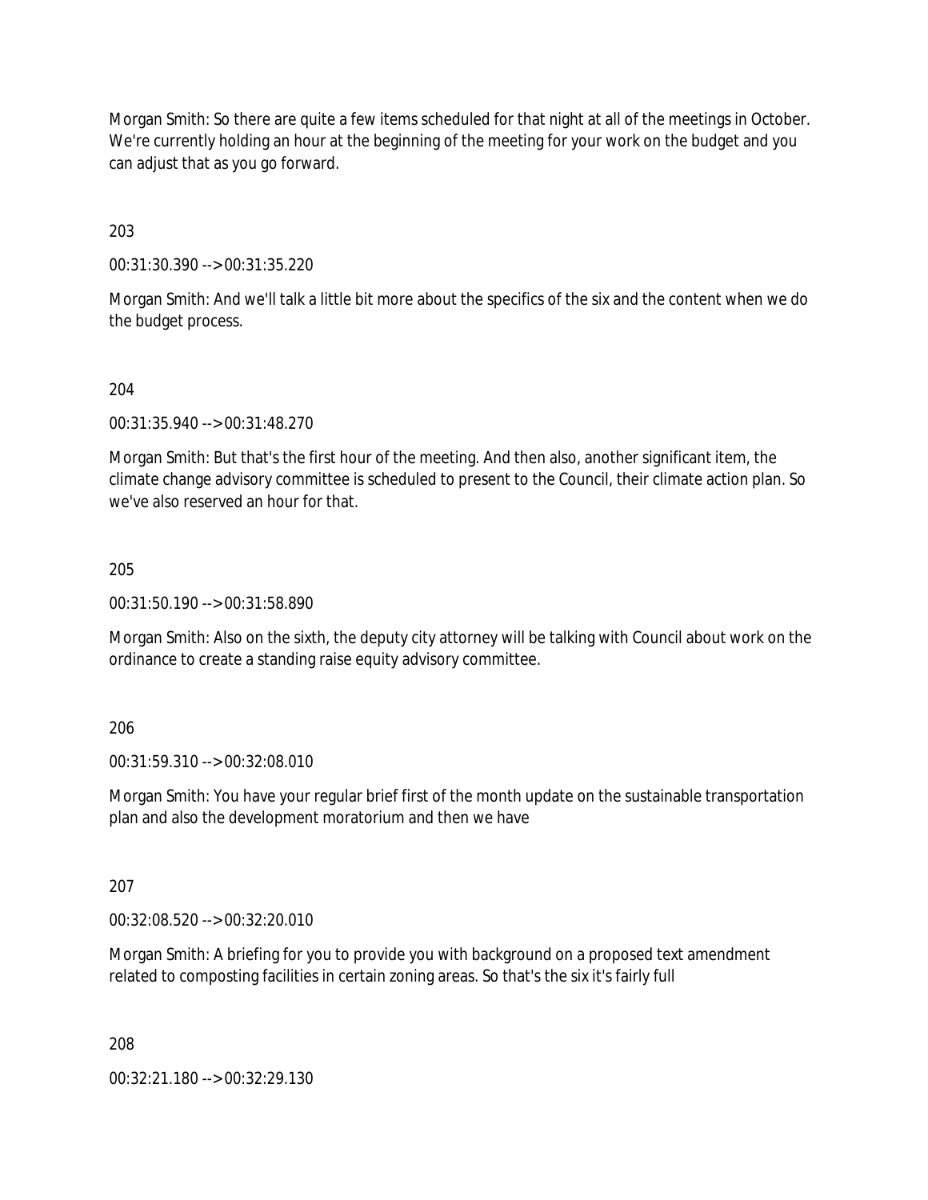Morgan Smith: So there are quite a few items scheduled for that night at all of the meetings in October. We're currently holding an hour at the beginning of the meeting for your work on the budget and you can adjust that as you go forward.

203

00:31:30.390 --> 00:31:35.220

Morgan Smith: And we'll talk a little bit more about the specifics of the six and the content when we do the budget process.

204

00:31:35.940 --> 00:31:48.270

Morgan Smith: But that's the first hour of the meeting. And then also, another significant item, the climate change advisory committee is scheduled to present to the Council, their climate action plan. So we've also reserved an hour for that.

205

00:31:50.190 --> 00:31:58.890

Morgan Smith: Also on the sixth, the deputy city attorney will be talking with Council about work on the ordinance to create a standing raise equity advisory committee.

206

00:31:59.310 --> 00:32:08.010

Morgan Smith: You have your regular brief first of the month update on the sustainable transportation plan and also the development moratorium and then we have

207

00:32:08.520 --> 00:32:20.010

Morgan Smith: A briefing for you to provide you with background on a proposed text amendment related to composting facilities in certain zoning areas. So that's the six it's fairly full

208

00:32:21.180 --> 00:32:29.130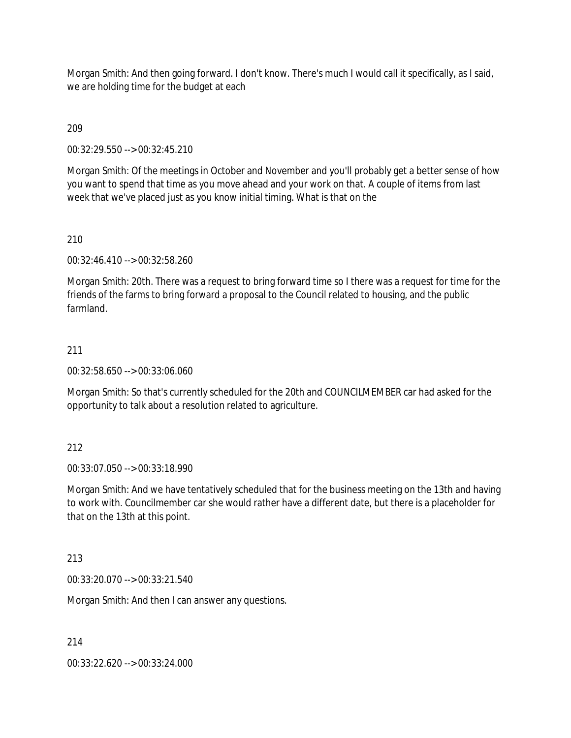Morgan Smith: And then going forward. I don't know. There's much I would call it specifically, as I said, we are holding time for the budget at each

209

00:32:29.550 --> 00:32:45.210

Morgan Smith: Of the meetings in October and November and you'll probably get a better sense of how you want to spend that time as you move ahead and your work on that. A couple of items from last week that we've placed just as you know initial timing. What is that on the

210

00:32:46.410 --> 00:32:58.260

Morgan Smith: 20th. There was a request to bring forward time so I there was a request for time for the friends of the farms to bring forward a proposal to the Council related to housing, and the public farmland.

211

00:32:58.650 --> 00:33:06.060

Morgan Smith: So that's currently scheduled for the 20th and COUNCILMEMBER car had asked for the opportunity to talk about a resolution related to agriculture.

212

00:33:07.050 --> 00:33:18.990

Morgan Smith: And we have tentatively scheduled that for the business meeting on the 13th and having to work with. Councilmember car she would rather have a different date, but there is a placeholder for that on the 13th at this point.

213

00:33:20.070 --> 00:33:21.540

Morgan Smith: And then I can answer any questions.

214

00:33:22.620 --> 00:33:24.000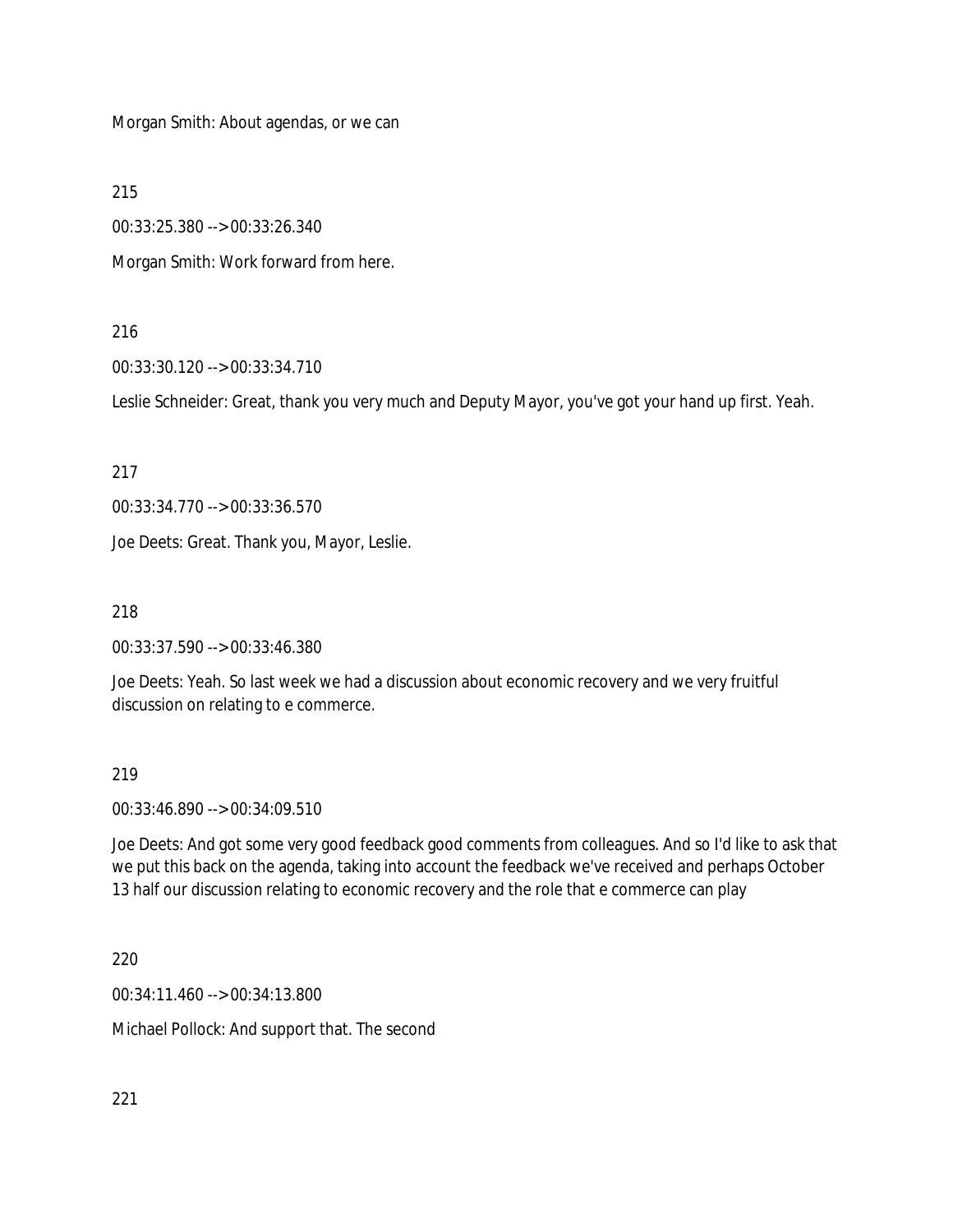Morgan Smith: About agendas, or we can

215

00:33:25.380 --> 00:33:26.340

Morgan Smith: Work forward from here.

216

00:33:30.120 --> 00:33:34.710

Leslie Schneider: Great, thank you very much and Deputy Mayor, you've got your hand up first. Yeah.

217

00:33:34.770 --> 00:33:36.570

Joe Deets: Great. Thank you, Mayor, Leslie.

218

00:33:37.590 --> 00:33:46.380

Joe Deets: Yeah. So last week we had a discussion about economic recovery and we very fruitful discussion on relating to e commerce.

219

00:33:46.890 --> 00:34:09.510

Joe Deets: And got some very good feedback good comments from colleagues. And so I'd like to ask that we put this back on the agenda, taking into account the feedback we've received and perhaps October 13 half our discussion relating to economic recovery and the role that e commerce can play

220

00:34:11.460 --> 00:34:13.800

Michael Pollock: And support that. The second

221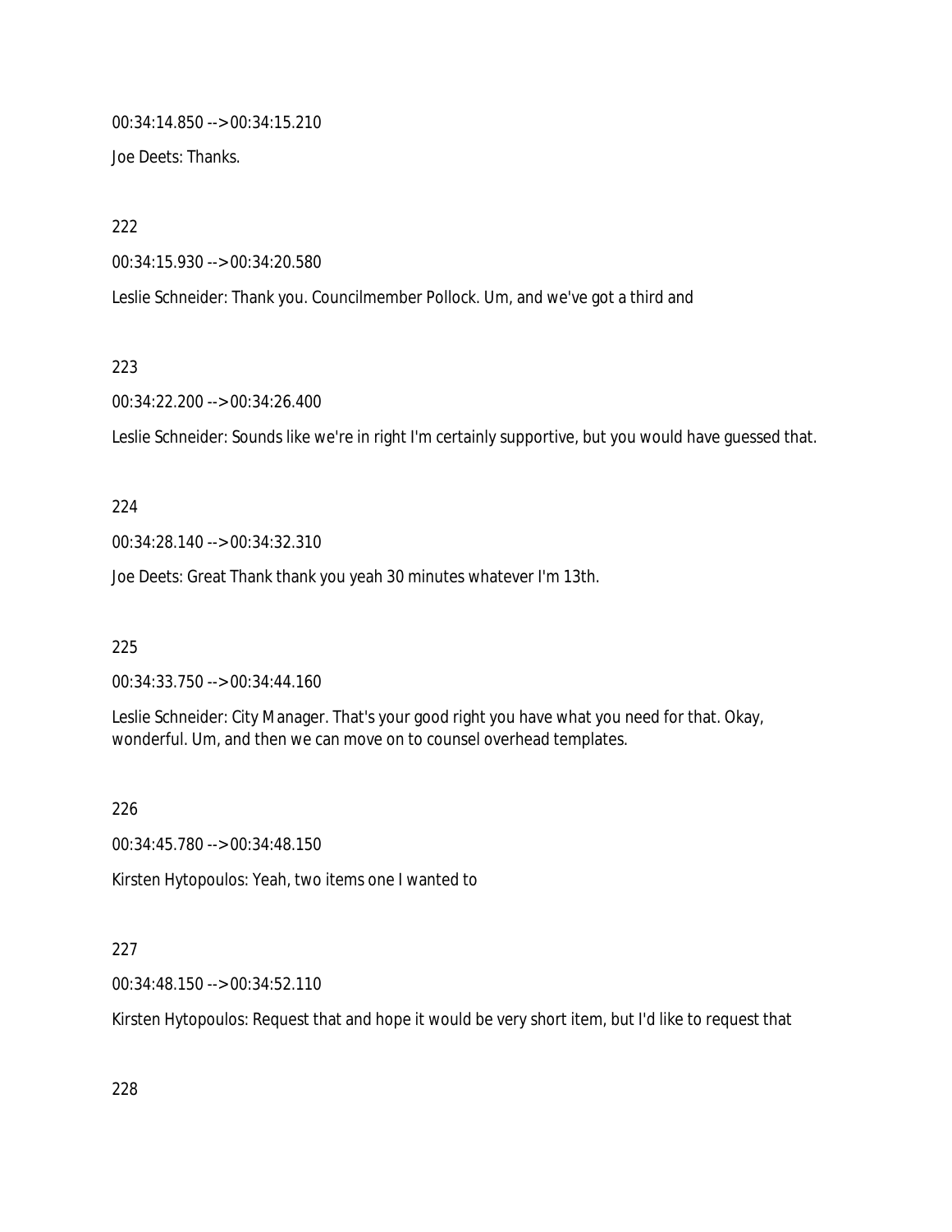00:34:14.850 --> 00:34:15.210

Joe Deets: Thanks.

222

00:34:15.930 --> 00:34:20.580

Leslie Schneider: Thank you. Councilmember Pollock. Um, and we've got a third and

223

00:34:22.200 --> 00:34:26.400

Leslie Schneider: Sounds like we're in right I'm certainly supportive, but you would have guessed that.

224

00:34:28.140 --> 00:34:32.310

Joe Deets: Great Thank thank you yeah 30 minutes whatever I'm 13th.

225

00:34:33.750 --> 00:34:44.160

Leslie Schneider: City Manager. That's your good right you have what you need for that. Okay, wonderful. Um, and then we can move on to counsel overhead templates.

226

00:34:45.780 --> 00:34:48.150

Kirsten Hytopoulos: Yeah, two items one I wanted to

227

00:34:48.150 --> 00:34:52.110

Kirsten Hytopoulos: Request that and hope it would be very short item, but I'd like to request that

228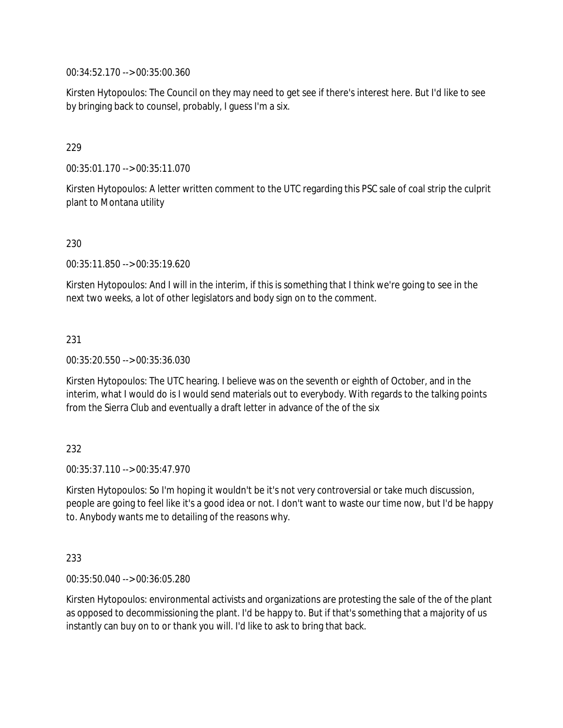00:34:52.170 --> 00:35:00.360

Kirsten Hytopoulos: The Council on they may need to get see if there's interest here. But I'd like to see by bringing back to counsel, probably, I guess I'm a six.

229

00:35:01.170 --> 00:35:11.070

Kirsten Hytopoulos: A letter written comment to the UTC regarding this PSC sale of coal strip the culprit plant to Montana utility

230

00:35:11.850 --> 00:35:19.620

Kirsten Hytopoulos: And I will in the interim, if this is something that I think we're going to see in the next two weeks, a lot of other legislators and body sign on to the comment.

231

00:35:20.550 --> 00:35:36.030

Kirsten Hytopoulos: The UTC hearing. I believe was on the seventh or eighth of October, and in the interim, what I would do is I would send materials out to everybody. With regards to the talking points from the Sierra Club and eventually a draft letter in advance of the of the six

232

00:35:37.110 --> 00:35:47.970

Kirsten Hytopoulos: So I'm hoping it wouldn't be it's not very controversial or take much discussion, people are going to feel like it's a good idea or not. I don't want to waste our time now, but I'd be happy to. Anybody wants me to detailing of the reasons why.

233

00:35:50.040 --> 00:36:05.280

Kirsten Hytopoulos: environmental activists and organizations are protesting the sale of the of the plant as opposed to decommissioning the plant. I'd be happy to. But if that's something that a majority of us instantly can buy on to or thank you will. I'd like to ask to bring that back.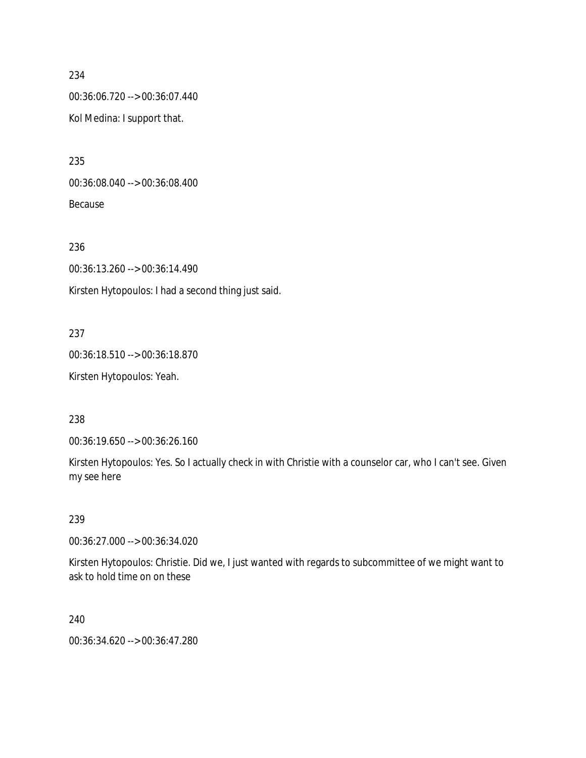234

00:36:06.720 --> 00:36:07.440

Kol Medina: I support that.

235

00:36:08.040 --> 00:36:08.400

Because

236

00:36:13.260 --> 00:36:14.490

Kirsten Hytopoulos: I had a second thing just said.

237

00:36:18.510 --> 00:36:18.870

Kirsten Hytopoulos: Yeah.

238

00:36:19.650 --> 00:36:26.160

Kirsten Hytopoulos: Yes. So I actually check in with Christie with a counselor car, who I can't see. Given my see here

239

00:36:27.000 --> 00:36:34.020

Kirsten Hytopoulos: Christie. Did we, I just wanted with regards to subcommittee of we might want to ask to hold time on on these

240

00:36:34.620 --> 00:36:47.280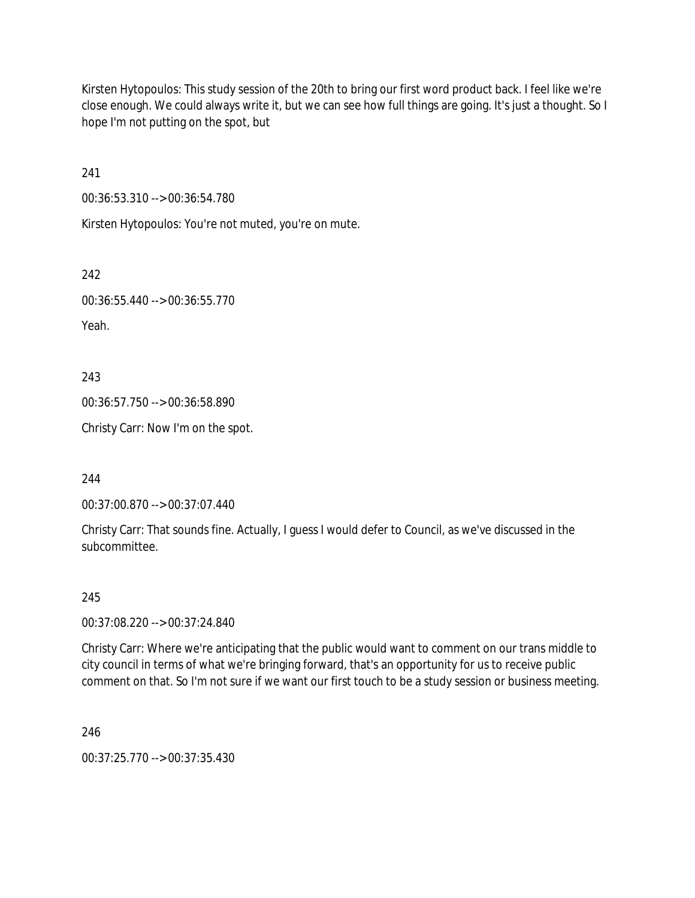Kirsten Hytopoulos: This study session of the 20th to bring our first word product back. I feel like we're close enough. We could always write it, but we can see how full things are going. It's just a thought. So I hope I'm not putting on the spot, but

241

00:36:53.310 --> 00:36:54.780

Kirsten Hytopoulos: You're not muted, you're on mute.

242

00:36:55.440 --> 00:36:55.770

Yeah.

243

00:36:57.750 --> 00:36:58.890

Christy Carr: Now I'm on the spot.

244

00:37:00.870 --> 00:37:07.440

Christy Carr: That sounds fine. Actually, I guess I would defer to Council, as we've discussed in the subcommittee.

245

00:37:08.220 --> 00:37:24.840

Christy Carr: Where we're anticipating that the public would want to comment on our trans middle to city council in terms of what we're bringing forward, that's an opportunity for us to receive public comment on that. So I'm not sure if we want our first touch to be a study session or business meeting.

246

00:37:25.770 --> 00:37:35.430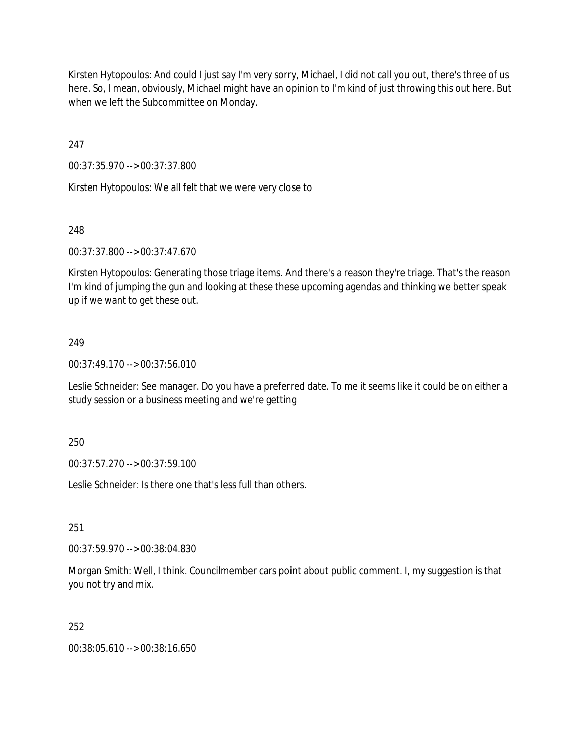Kirsten Hytopoulos: And could I just say I'm very sorry, Michael, I did not call you out, there's three of us here. So, I mean, obviously, Michael might have an opinion to I'm kind of just throwing this out here. But when we left the Subcommittee on Monday.

247

00:37:35.970 --> 00:37:37.800

Kirsten Hytopoulos: We all felt that we were very close to

248

00:37:37.800 --> 00:37:47.670

Kirsten Hytopoulos: Generating those triage items. And there's a reason they're triage. That's the reason I'm kind of jumping the gun and looking at these these upcoming agendas and thinking we better speak up if we want to get these out.

249

00:37:49.170 --> 00:37:56.010

Leslie Schneider: See manager. Do you have a preferred date. To me it seems like it could be on either a study session or a business meeting and we're getting

250

00:37:57.270 --> 00:37:59.100

Leslie Schneider: Is there one that's less full than others.

251

00:37:59.970 --> 00:38:04.830

Morgan Smith: Well, I think. Councilmember cars point about public comment. I, my suggestion is that you not try and mix.

252

00:38:05.610 --> 00:38:16.650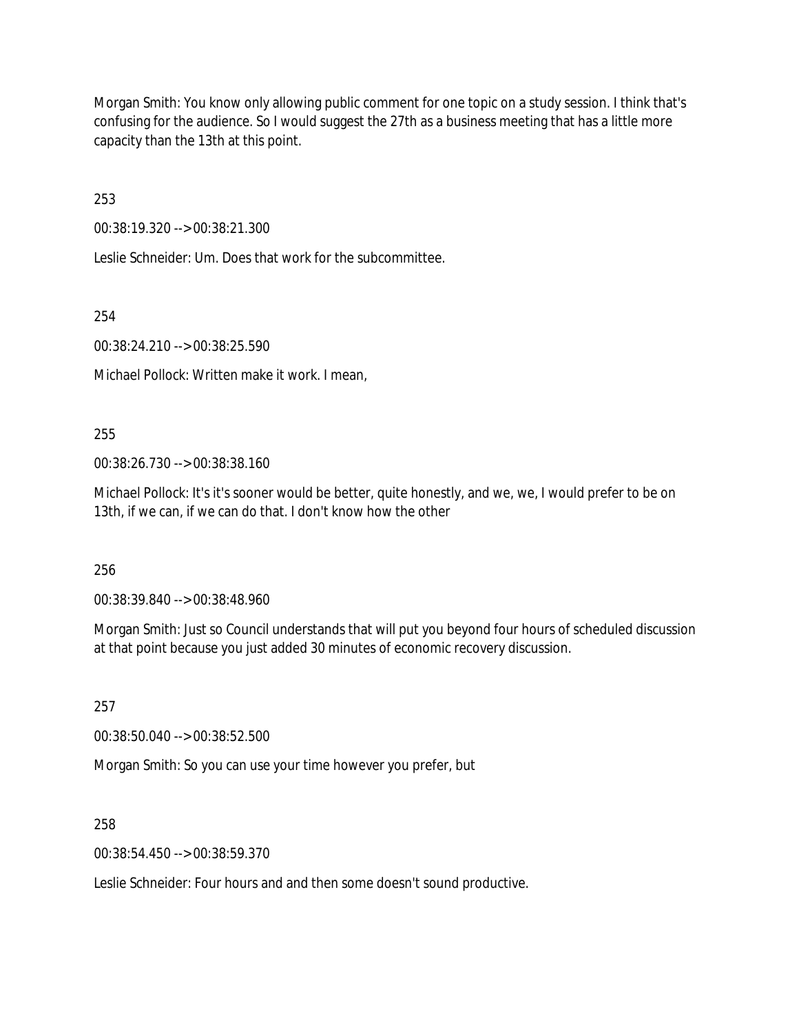Morgan Smith: You know only allowing public comment for one topic on a study session. I think that's confusing for the audience. So I would suggest the 27th as a business meeting that has a little more capacity than the 13th at this point.

253

00:38:19.320 --> 00:38:21.300

Leslie Schneider: Um. Does that work for the subcommittee.

254

00:38:24.210 --> 00:38:25.590

Michael Pollock: Written make it work. I mean,

255

00:38:26.730 --> 00:38:38.160

Michael Pollock: It's it's sooner would be better, quite honestly, and we, we, I would prefer to be on 13th, if we can, if we can do that. I don't know how the other

256

00:38:39.840 --> 00:38:48.960

Morgan Smith: Just so Council understands that will put you beyond four hours of scheduled discussion at that point because you just added 30 minutes of economic recovery discussion.

257

00:38:50.040 --> 00:38:52.500

Morgan Smith: So you can use your time however you prefer, but

258

00:38:54.450 --> 00:38:59.370

Leslie Schneider: Four hours and and then some doesn't sound productive.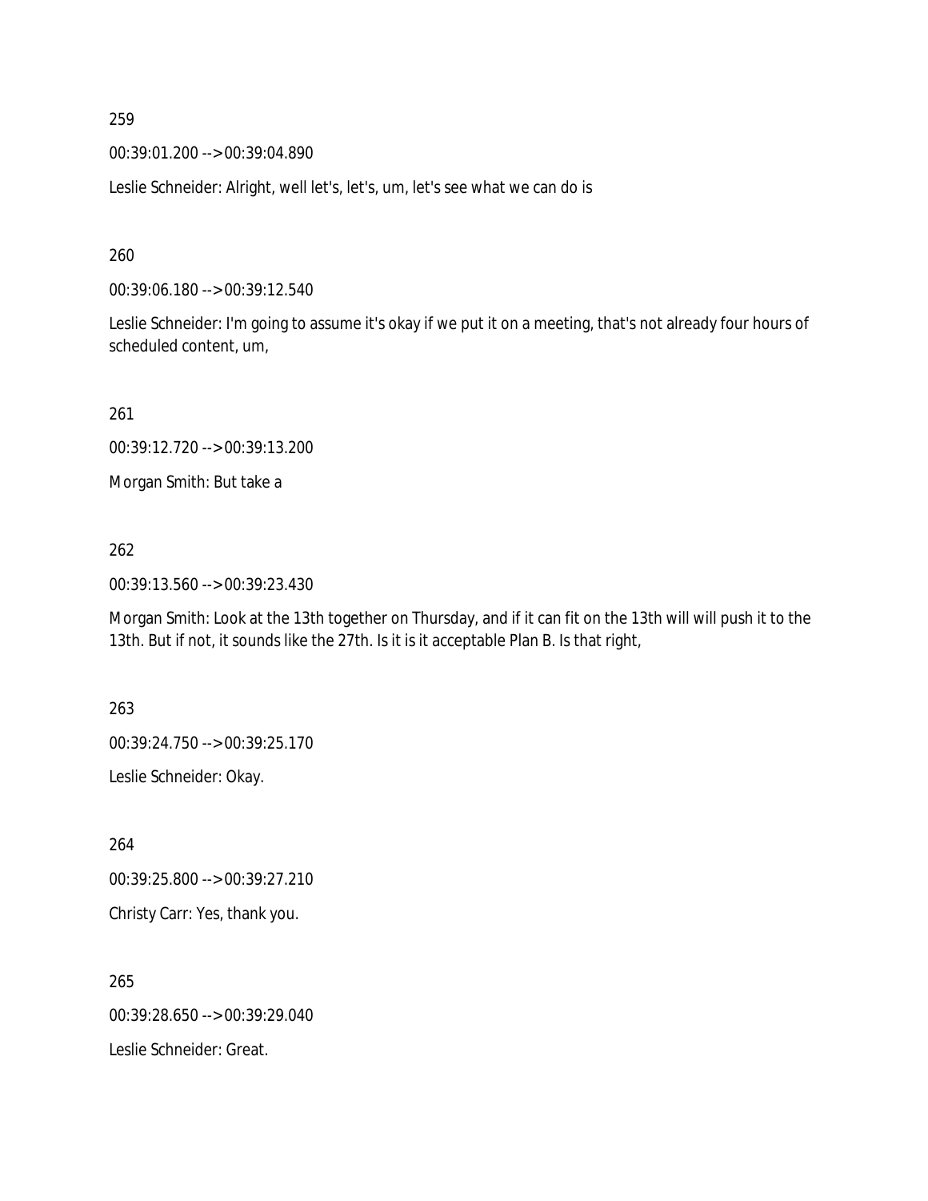259

00:39:01.200 --> 00:39:04.890

Leslie Schneider: Alright, well let's, let's, um, let's see what we can do is

260

00:39:06.180 --> 00:39:12.540

Leslie Schneider: I'm going to assume it's okay if we put it on a meeting, that's not already four hours of scheduled content, um,

261

00:39:12.720 --> 00:39:13.200

Morgan Smith: But take a

262

00:39:13.560 --> 00:39:23.430

Morgan Smith: Look at the 13th together on Thursday, and if it can fit on the 13th will will push it to the 13th. But if not, it sounds like the 27th. Is it is it acceptable Plan B. Is that right,

263

00:39:24.750 --> 00:39:25.170

Leslie Schneider: Okay.

264

00:39:25.800 --> 00:39:27.210

Christy Carr: Yes, thank you.

265

00:39:28.650 --> 00:39:29.040

Leslie Schneider: Great.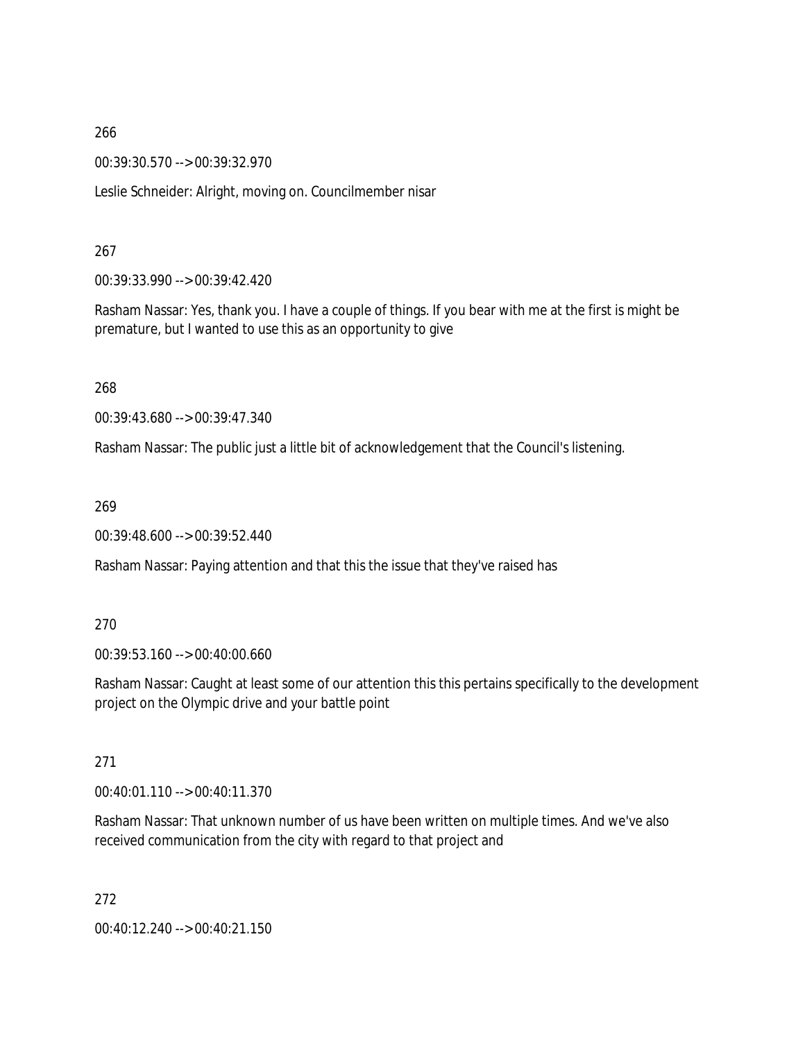266

00:39:30.570 --> 00:39:32.970

Leslie Schneider: Alright, moving on. Councilmember nisar

267

00:39:33.990 --> 00:39:42.420

Rasham Nassar: Yes, thank you. I have a couple of things. If you bear with me at the first is might be premature, but I wanted to use this as an opportunity to give

268

00:39:43.680 --> 00:39:47.340

Rasham Nassar: The public just a little bit of acknowledgement that the Council's listening.

269

00:39:48.600 --> 00:39:52.440

Rasham Nassar: Paying attention and that this the issue that they've raised has

270

00:39:53.160 --> 00:40:00.660

Rasham Nassar: Caught at least some of our attention this this pertains specifically to the development project on the Olympic drive and your battle point

271

00:40:01.110 --> 00:40:11.370

Rasham Nassar: That unknown number of us have been written on multiple times. And we've also received communication from the city with regard to that project and

272

00:40:12.240 --> 00:40:21.150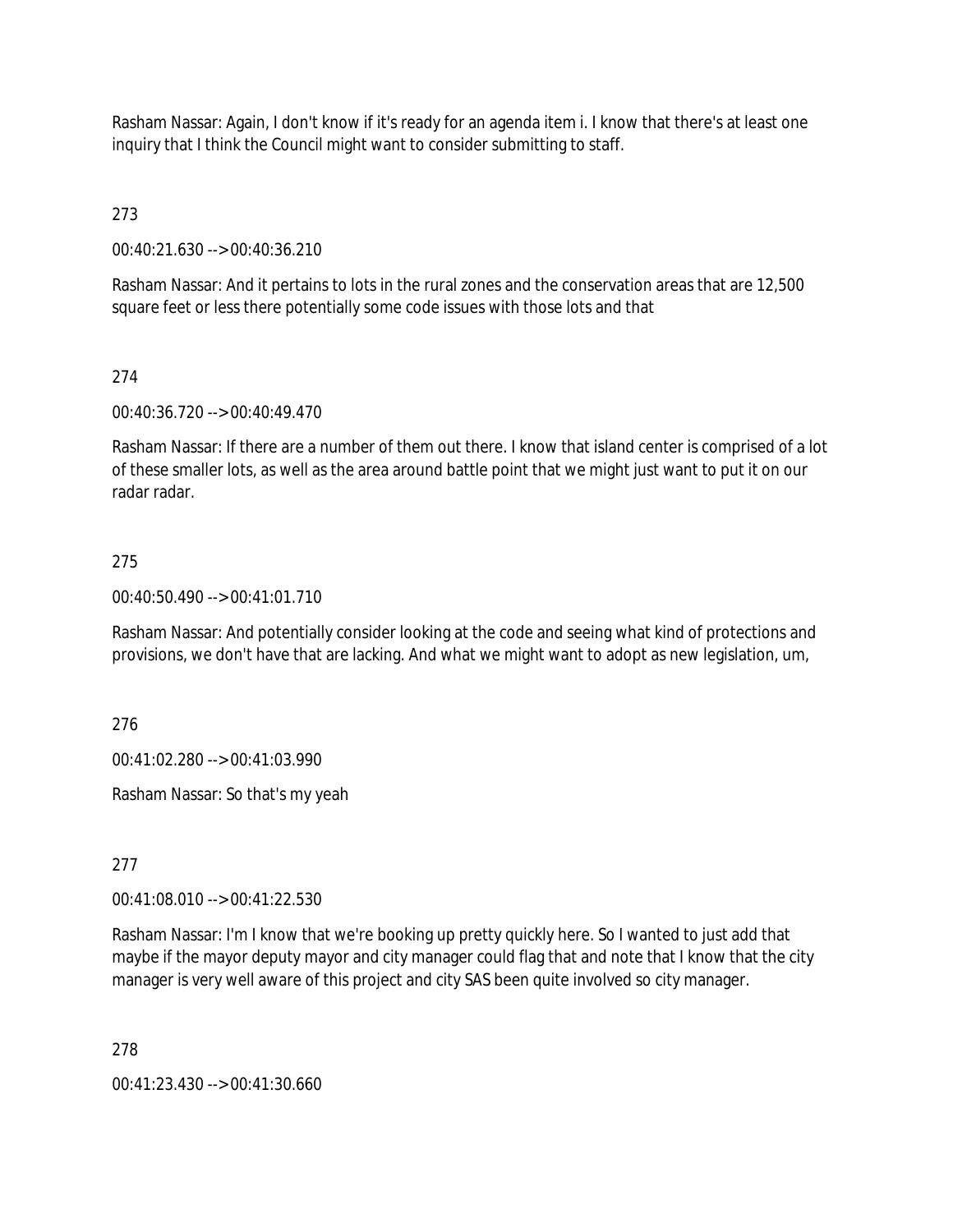Rasham Nassar: Again, I don't know if it's ready for an agenda item i. I know that there's at least one inquiry that I think the Council might want to consider submitting to staff.

273

00:40:21.630 --> 00:40:36.210

Rasham Nassar: And it pertains to lots in the rural zones and the conservation areas that are 12,500 square feet or less there potentially some code issues with those lots and that

274

00:40:36.720 --> 00:40:49.470

Rasham Nassar: If there are a number of them out there. I know that island center is comprised of a lot of these smaller lots, as well as the area around battle point that we might just want to put it on our radar radar.

275

00:40:50.490 --> 00:41:01.710

Rasham Nassar: And potentially consider looking at the code and seeing what kind of protections and provisions, we don't have that are lacking. And what we might want to adopt as new legislation, um,

276

00:41:02.280 --> 00:41:03.990

Rasham Nassar: So that's my yeah

277

00:41:08.010 --> 00:41:22.530

Rasham Nassar: I'm I know that we're booking up pretty quickly here. So I wanted to just add that maybe if the mayor deputy mayor and city manager could flag that and note that I know that the city manager is very well aware of this project and city SAS been quite involved so city manager.

278

00:41:23.430 --> 00:41:30.660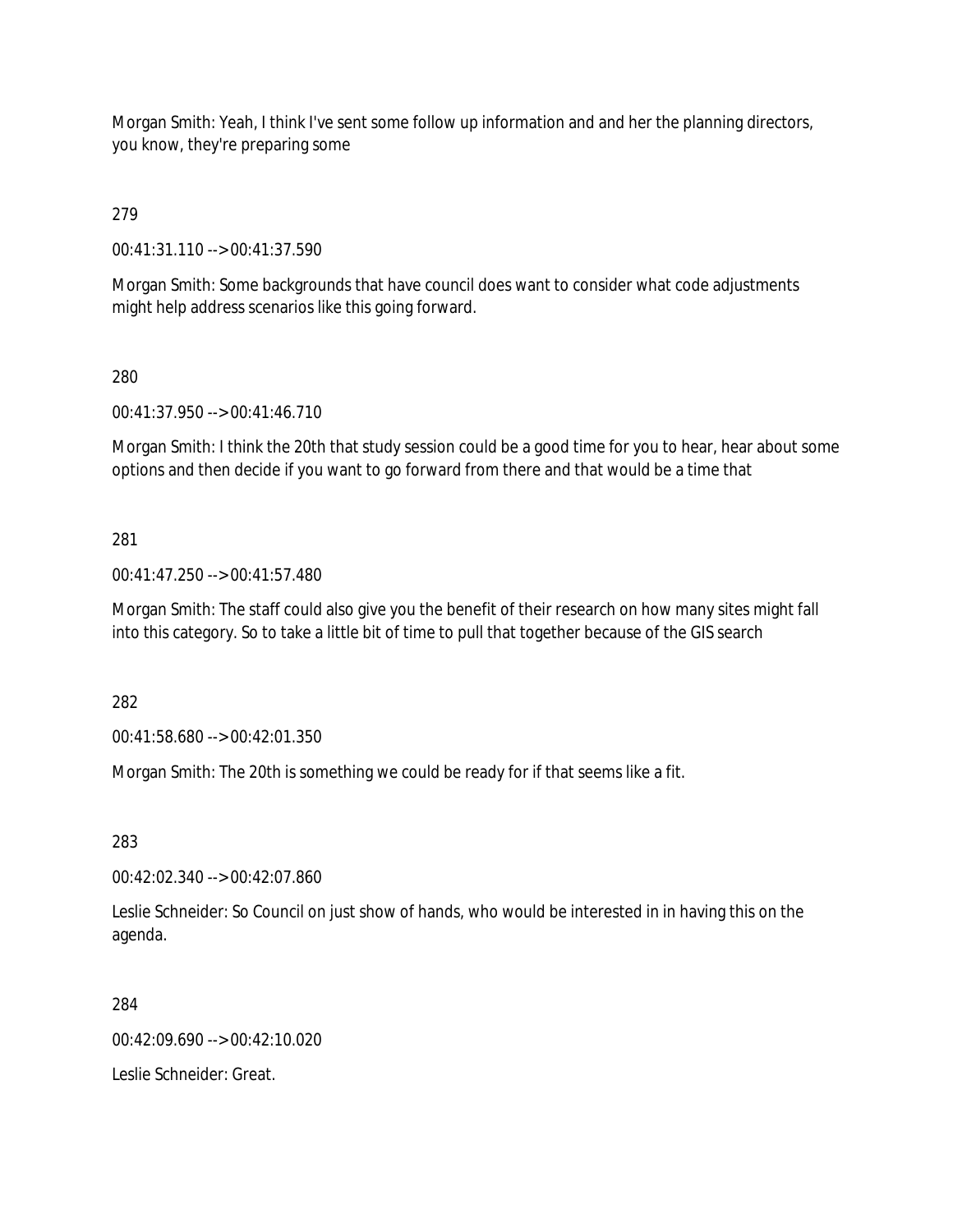Morgan Smith: Yeah, I think I've sent some follow up information and and her the planning directors, you know, they're preparing some

279

00:41:31.110 --> 00:41:37.590

Morgan Smith: Some backgrounds that have council does want to consider what code adjustments might help address scenarios like this going forward.

280

00:41:37.950 --> 00:41:46.710

Morgan Smith: I think the 20th that study session could be a good time for you to hear, hear about some options and then decide if you want to go forward from there and that would be a time that

281

00:41:47.250 --> 00:41:57.480

Morgan Smith: The staff could also give you the benefit of their research on how many sites might fall into this category. So to take a little bit of time to pull that together because of the GIS search

282

00:41:58.680 --> 00:42:01.350

Morgan Smith: The 20th is something we could be ready for if that seems like a fit.

283

00:42:02.340 --> 00:42:07.860

Leslie Schneider: So Council on just show of hands, who would be interested in in having this on the agenda.

284

00:42:09.690 --> 00:42:10.020

Leslie Schneider: Great.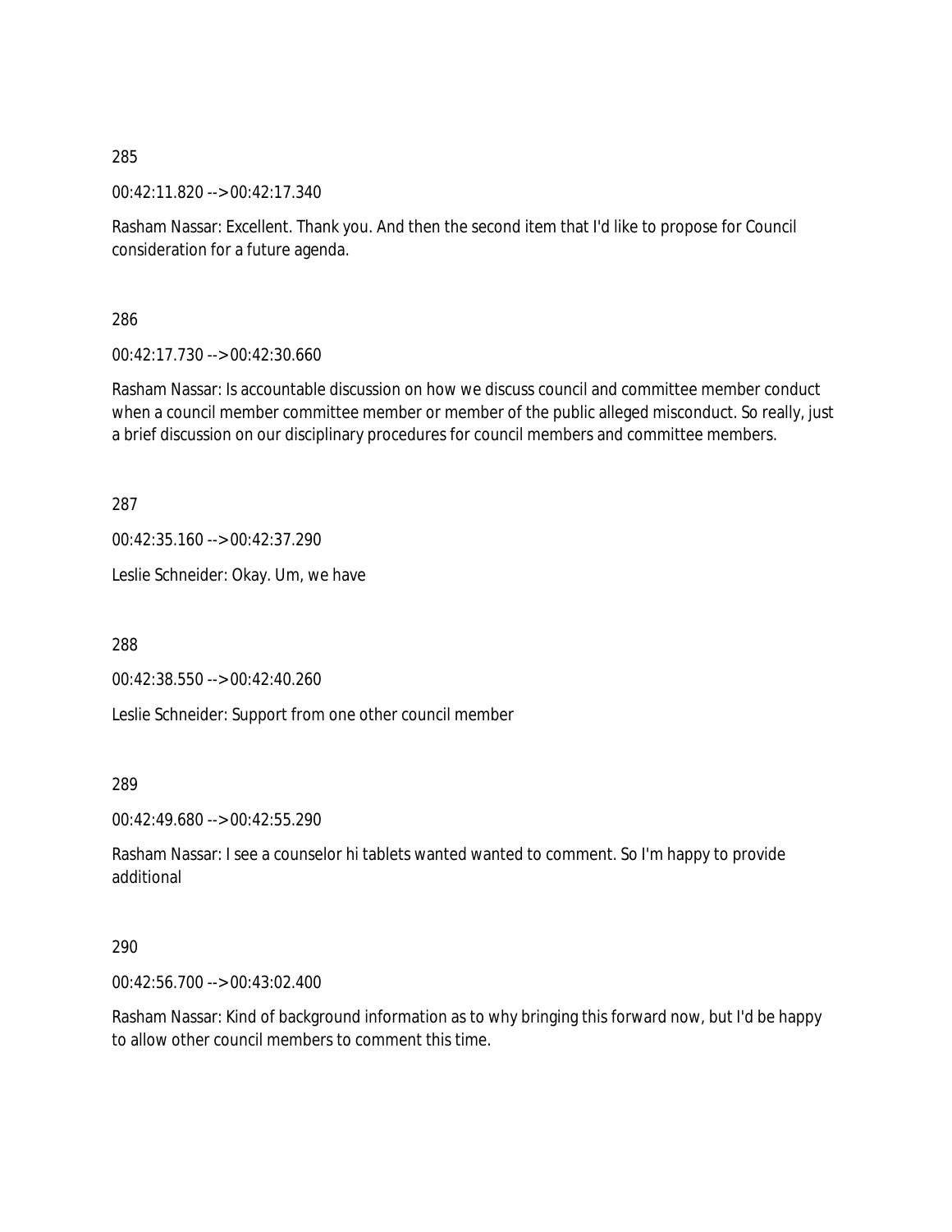285

00:42:11.820 --> 00:42:17.340

Rasham Nassar: Excellent. Thank you. And then the second item that I'd like to propose for Council consideration for a future agenda.

286

00:42:17.730 --> 00:42:30.660

Rasham Nassar: Is accountable discussion on how we discuss council and committee member conduct when a council member committee member or member of the public alleged misconduct. So really, just a brief discussion on our disciplinary procedures for council members and committee members.

287

00:42:35.160 --> 00:42:37.290

Leslie Schneider: Okay. Um, we have

288

00:42:38.550 --> 00:42:40.260

Leslie Schneider: Support from one other council member

289

00:42:49.680 --> 00:42:55.290

Rasham Nassar: I see a counselor hi tablets wanted wanted to comment. So I'm happy to provide additional

290

00:42:56.700 --> 00:43:02.400

Rasham Nassar: Kind of background information as to why bringing this forward now, but I'd be happy to allow other council members to comment this time.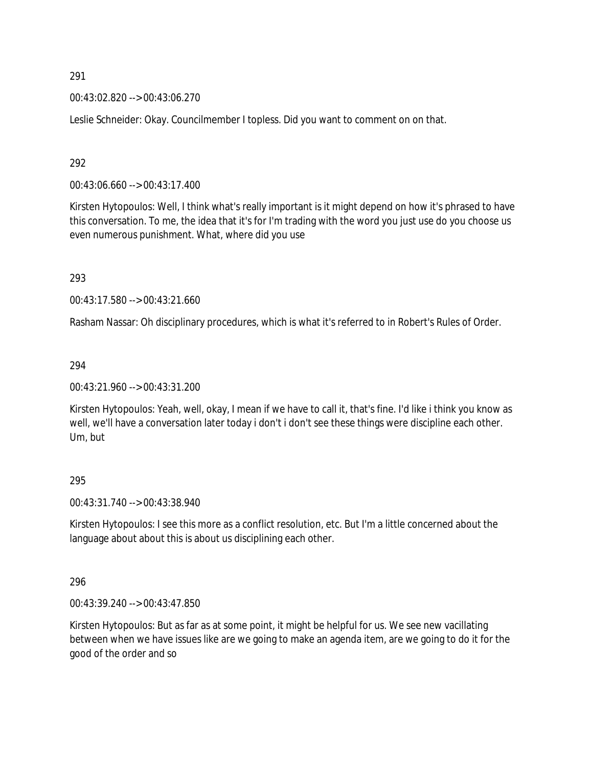291

00:43:02.820 --> 00:43:06.270

Leslie Schneider: Okay. Councilmember I topless. Did you want to comment on on that.

292

00:43:06.660 --> 00:43:17.400

Kirsten Hytopoulos: Well, I think what's really important is it might depend on how it's phrased to have this conversation. To me, the idea that it's for I'm trading with the word you just use do you choose us even numerous punishment. What, where did you use

293

00:43:17.580 --> 00:43:21.660

Rasham Nassar: Oh disciplinary procedures, which is what it's referred to in Robert's Rules of Order.

294

00:43:21.960 --> 00:43:31.200

Kirsten Hytopoulos: Yeah, well, okay, I mean if we have to call it, that's fine. I'd like i think you know as well, we'll have a conversation later today i don't i don't see these things were discipline each other. Um, but

295

00:43:31.740 --> 00:43:38.940

Kirsten Hytopoulos: I see this more as a conflict resolution, etc. But I'm a little concerned about the language about about this is about us disciplining each other.

296

00:43:39.240 --> 00:43:47.850

Kirsten Hytopoulos: But as far as at some point, it might be helpful for us. We see new vacillating between when we have issues like are we going to make an agenda item, are we going to do it for the good of the order and so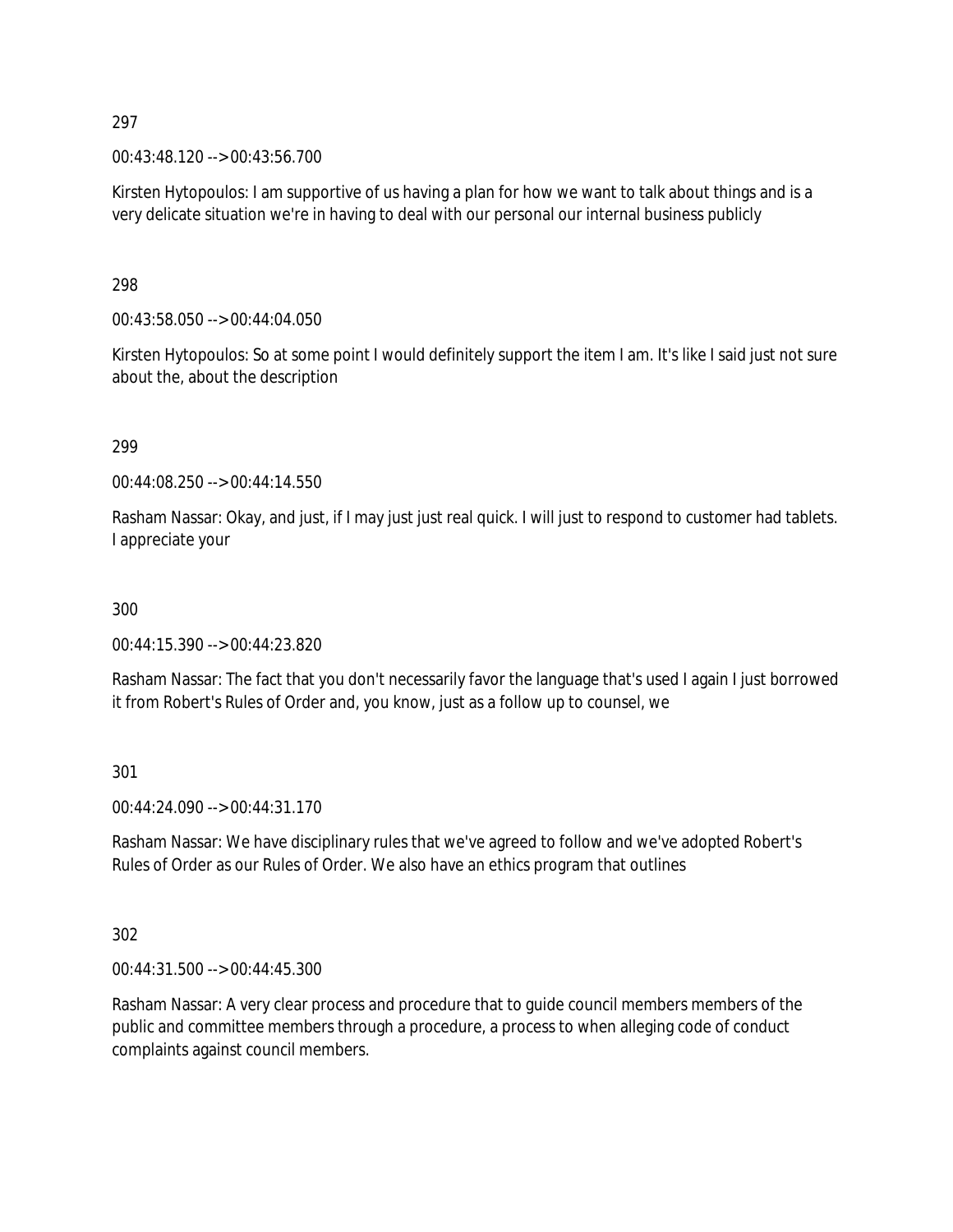297

00:43:48.120 --> 00:43:56.700

Kirsten Hytopoulos: I am supportive of us having a plan for how we want to talk about things and is a very delicate situation we're in having to deal with our personal our internal business publicly

298

00:43:58.050 --> 00:44:04.050

Kirsten Hytopoulos: So at some point I would definitely support the item I am. It's like I said just not sure about the, about the description

299

00:44:08.250 --> 00:44:14.550

Rasham Nassar: Okay, and just, if I may just just real quick. I will just to respond to customer had tablets. I appreciate your

300

00:44:15.390 --> 00:44:23.820

Rasham Nassar: The fact that you don't necessarily favor the language that's used I again I just borrowed it from Robert's Rules of Order and, you know, just as a follow up to counsel, we

301

00:44:24.090 --> 00:44:31.170

Rasham Nassar: We have disciplinary rules that we've agreed to follow and we've adopted Robert's Rules of Order as our Rules of Order. We also have an ethics program that outlines

302

00:44:31.500 --> 00:44:45.300

Rasham Nassar: A very clear process and procedure that to guide council members members of the public and committee members through a procedure, a process to when alleging code of conduct complaints against council members.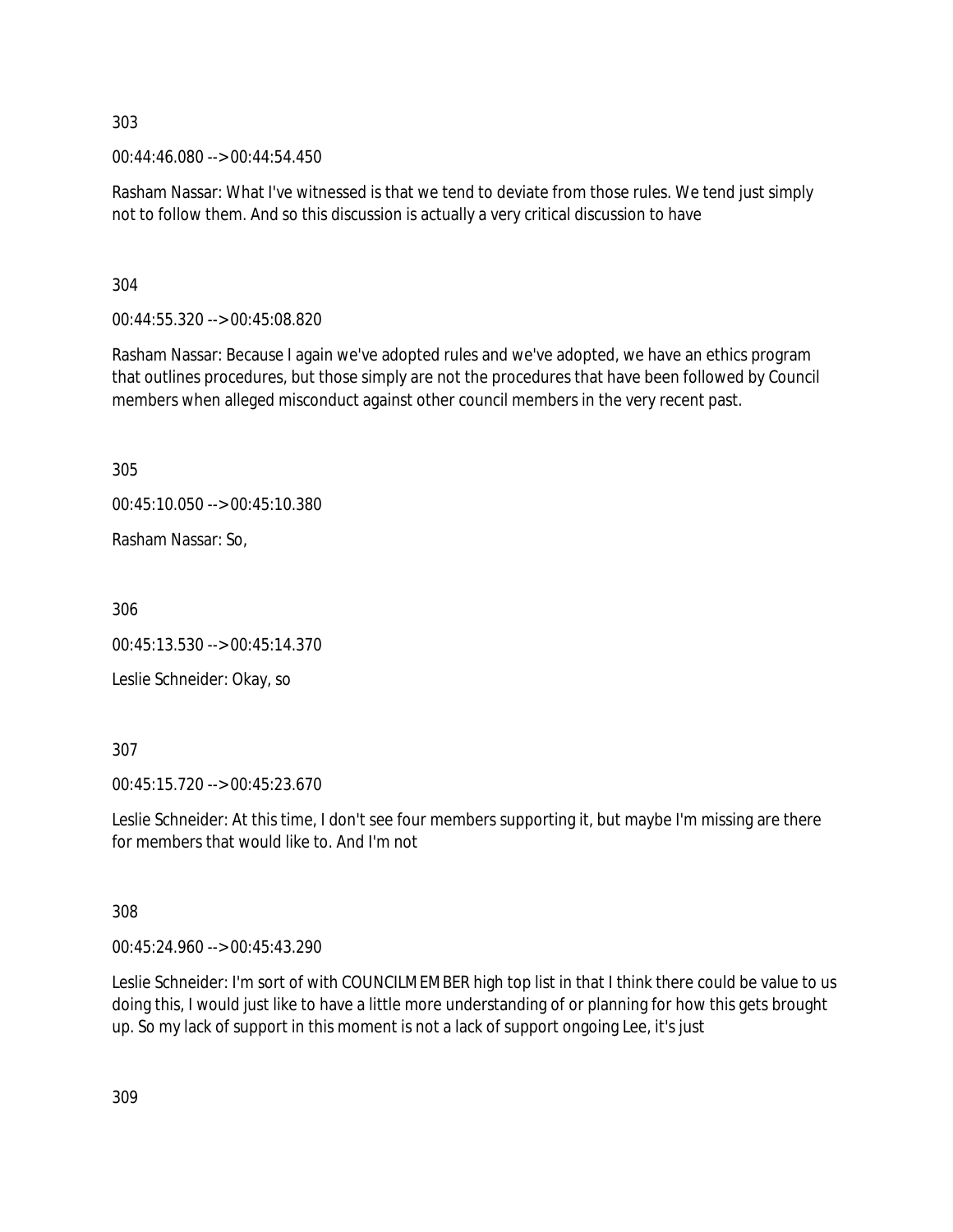303

00:44:46.080 --> 00:44:54.450

Rasham Nassar: What I've witnessed is that we tend to deviate from those rules. We tend just simply not to follow them. And so this discussion is actually a very critical discussion to have

304

00:44:55.320 --> 00:45:08.820

Rasham Nassar: Because I again we've adopted rules and we've adopted, we have an ethics program that outlines procedures, but those simply are not the procedures that have been followed by Council members when alleged misconduct against other council members in the very recent past.

305

00:45:10.050 --> 00:45:10.380

Rasham Nassar: So,

306

00:45:13.530 --> 00:45:14.370

Leslie Schneider: Okay, so

307

00:45:15.720 --> 00:45:23.670

Leslie Schneider: At this time, I don't see four members supporting it, but maybe I'm missing are there for members that would like to. And I'm not

308

00:45:24.960 --> 00:45:43.290

Leslie Schneider: I'm sort of with COUNCILMEMBER high top list in that I think there could be value to us doing this, I would just like to have a little more understanding of or planning for how this gets brought up. So my lack of support in this moment is not a lack of support ongoing Lee, it's just

309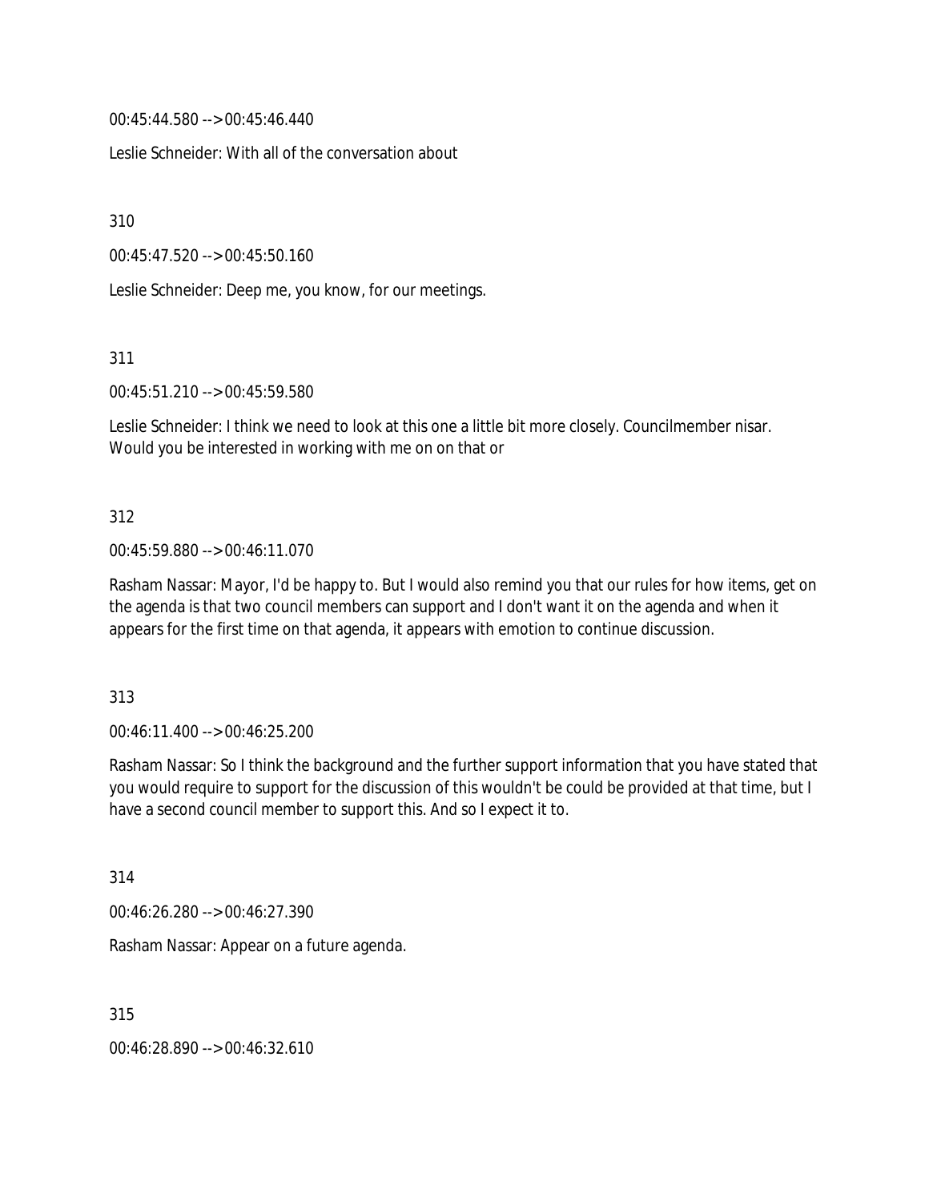00:45:44.580 --> 00:45:46.440

Leslie Schneider: With all of the conversation about

310

00:45:47.520 --> 00:45:50.160

Leslie Schneider: Deep me, you know, for our meetings.

311

00:45:51.210 --> 00:45:59.580

Leslie Schneider: I think we need to look at this one a little bit more closely. Councilmember nisar. Would you be interested in working with me on on that or

312

00:45:59.880 --> 00:46:11.070

Rasham Nassar: Mayor, I'd be happy to. But I would also remind you that our rules for how items, get on the agenda is that two council members can support and I don't want it on the agenda and when it appears for the first time on that agenda, it appears with emotion to continue discussion.

313

00:46:11.400 --> 00:46:25.200

Rasham Nassar: So I think the background and the further support information that you have stated that you would require to support for the discussion of this wouldn't be could be provided at that time, but I have a second council member to support this. And so I expect it to.

314

00:46:26.280 --> 00:46:27.390

Rasham Nassar: Appear on a future agenda.

315

00:46:28.890 --> 00:46:32.610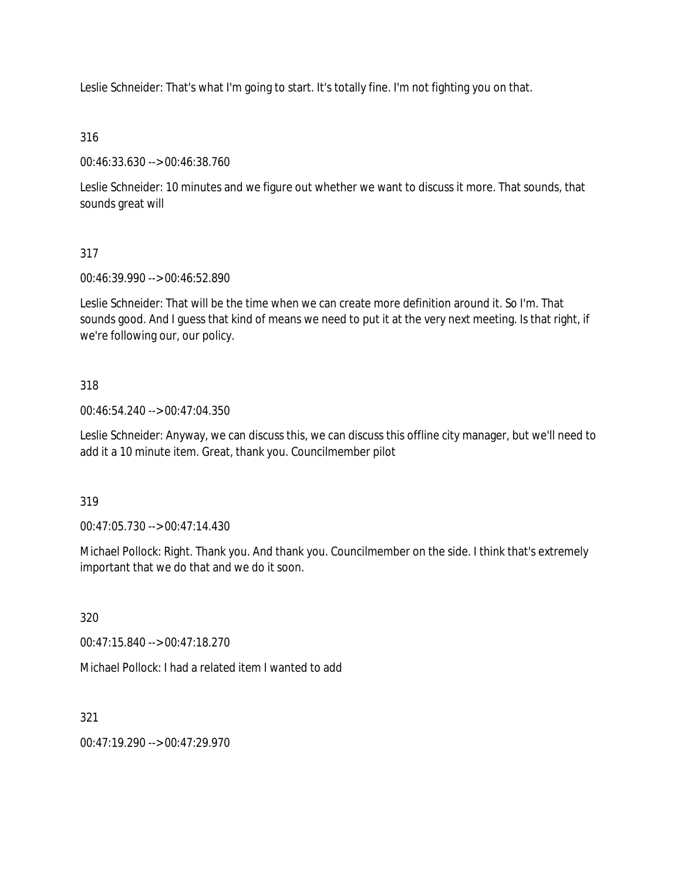Leslie Schneider: That's what I'm going to start. It's totally fine. I'm not fighting you on that.

316

00:46:33.630 --> 00:46:38.760

Leslie Schneider: 10 minutes and we figure out whether we want to discuss it more. That sounds, that sounds great will

317

00:46:39.990 --> 00:46:52.890

Leslie Schneider: That will be the time when we can create more definition around it. So I'm. That sounds good. And I guess that kind of means we need to put it at the very next meeting. Is that right, if we're following our, our policy.

318

00:46:54.240 --> 00:47:04.350

Leslie Schneider: Anyway, we can discuss this, we can discuss this offline city manager, but we'll need to add it a 10 minute item. Great, thank you. Councilmember pilot

319

00:47:05.730 --> 00:47:14.430

Michael Pollock: Right. Thank you. And thank you. Councilmember on the side. I think that's extremely important that we do that and we do it soon.

320

00:47:15.840 --> 00:47:18.270

Michael Pollock: I had a related item I wanted to add

321

00:47:19.290 --> 00:47:29.970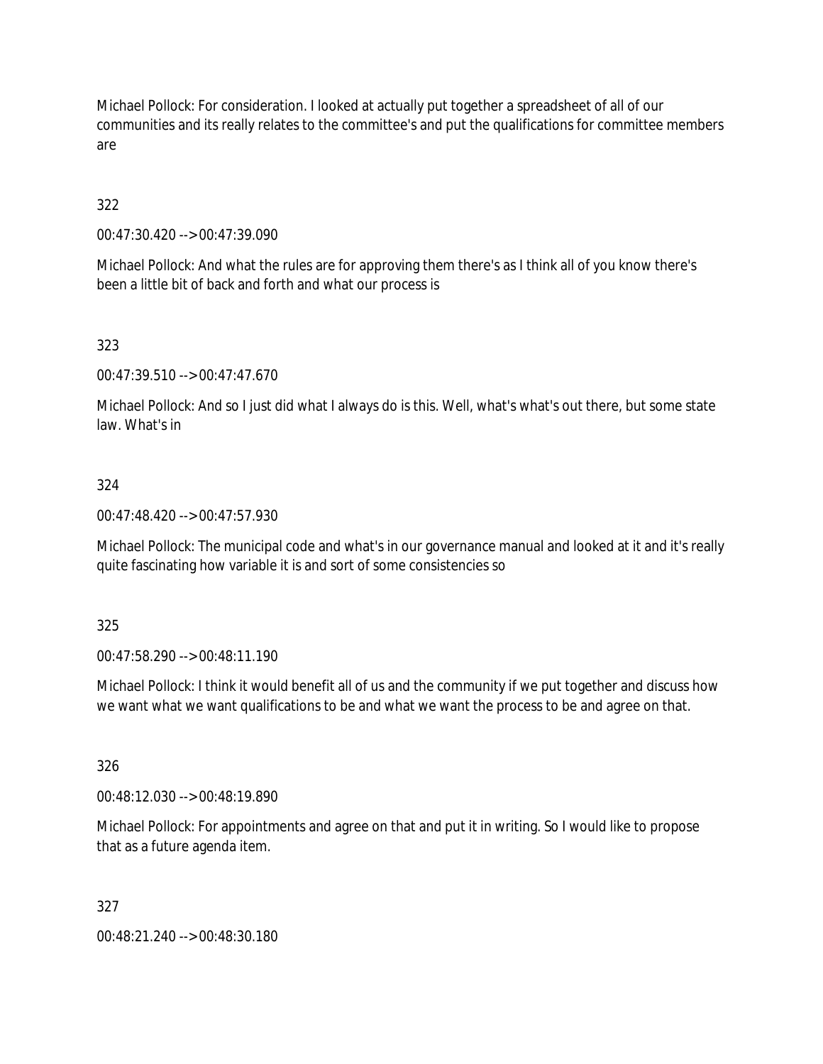Michael Pollock: For consideration. I looked at actually put together a spreadsheet of all of our communities and its really relates to the committee's and put the qualifications for committee members are

322

00:47:30.420 --> 00:47:39.090

Michael Pollock: And what the rules are for approving them there's as I think all of you know there's been a little bit of back and forth and what our process is

323

00:47:39.510 --> 00:47:47.670

Michael Pollock: And so I just did what I always do is this. Well, what's what's out there, but some state law. What's in

324

00:47:48.420 --> 00:47:57.930

Michael Pollock: The municipal code and what's in our governance manual and looked at it and it's really quite fascinating how variable it is and sort of some consistencies so

325

00:47:58.290 --> 00:48:11.190

Michael Pollock: I think it would benefit all of us and the community if we put together and discuss how we want what we want qualifications to be and what we want the process to be and agree on that.

326

00:48:12.030 --> 00:48:19.890

Michael Pollock: For appointments and agree on that and put it in writing. So I would like to propose that as a future agenda item.

327

00:48:21.240 --> 00:48:30.180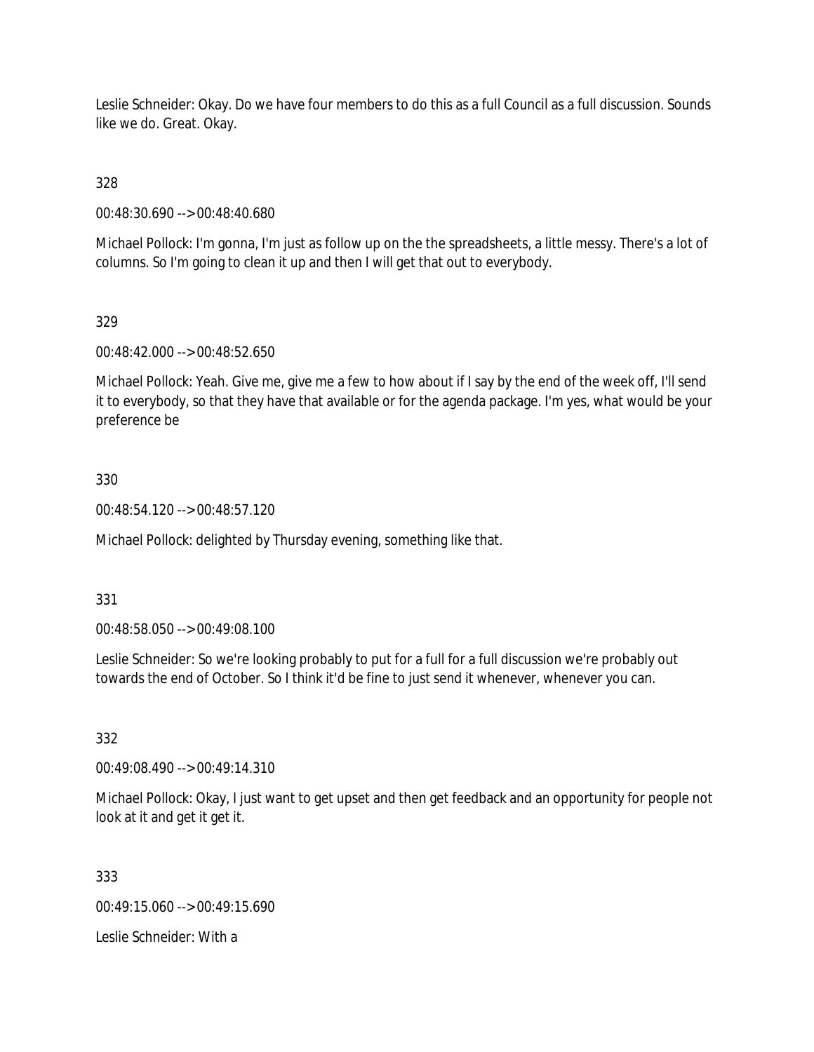Leslie Schneider: Okay. Do we have four members to do this as a full Council as a full discussion. Sounds like we do. Great. Okay.

328

00:48:30.690 --> 00:48:40.680

Michael Pollock: I'm gonna, I'm just as follow up on the the spreadsheets, a little messy. There's a lot of columns. So I'm going to clean it up and then I will get that out to everybody.

329

00:48:42.000 --> 00:48:52.650

Michael Pollock: Yeah. Give me, give me a few to how about if I say by the end of the week off, I'll send it to everybody, so that they have that available or for the agenda package. I'm yes, what would be your preference be

330

00:48:54.120 --> 00:48:57.120

Michael Pollock: delighted by Thursday evening, something like that.

331

00:48:58.050 --> 00:49:08.100

Leslie Schneider: So we're looking probably to put for a full for a full discussion we're probably out towards the end of October. So I think it'd be fine to just send it whenever, whenever you can.

332

00:49:08.490 --> 00:49:14.310

Michael Pollock: Okay, I just want to get upset and then get feedback and an opportunity for people not look at it and get it get it.

333

00:49:15.060 --> 00:49:15.690

Leslie Schneider: With a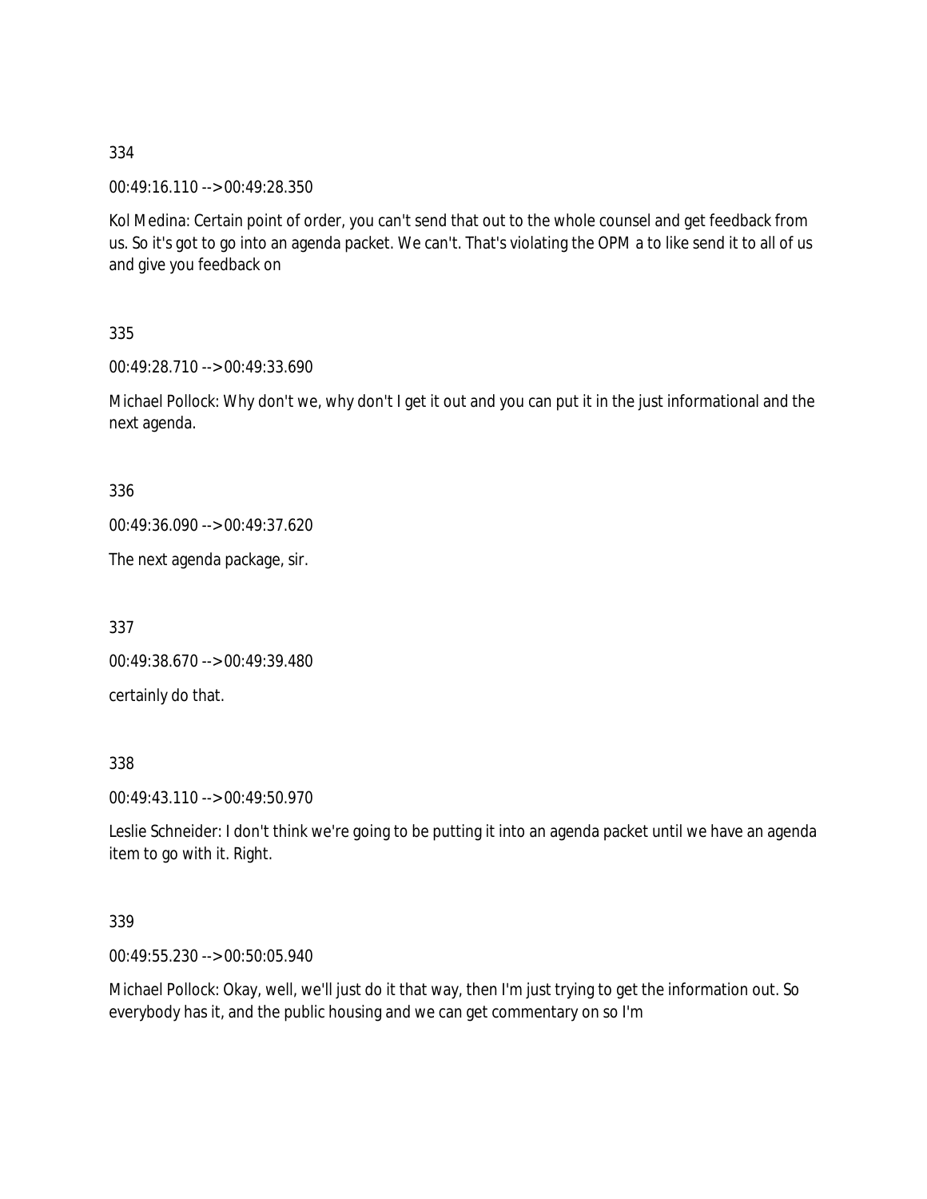334

00:49:16.110 --> 00:49:28.350

Kol Medina: Certain point of order, you can't send that out to the whole counsel and get feedback from us. So it's got to go into an agenda packet. We can't. That's violating the OPM a to like send it to all of us and give you feedback on

335

00:49:28.710 --> 00:49:33.690

Michael Pollock: Why don't we, why don't I get it out and you can put it in the just informational and the next agenda.

336

00:49:36.090 --> 00:49:37.620

The next agenda package, sir.

337

00:49:38.670 --> 00:49:39.480

certainly do that.

338

00:49:43.110 --> 00:49:50.970

Leslie Schneider: I don't think we're going to be putting it into an agenda packet until we have an agenda item to go with it. Right.

339

00:49:55.230 --> 00:50:05.940

Michael Pollock: Okay, well, we'll just do it that way, then I'm just trying to get the information out. So everybody has it, and the public housing and we can get commentary on so I'm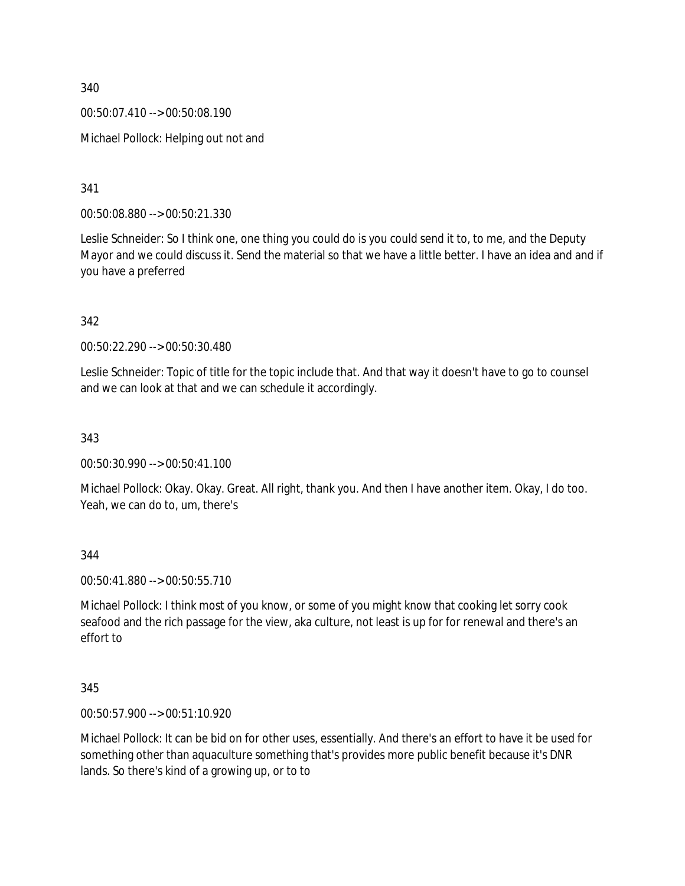340

00:50:07.410 --> 00:50:08.190

Michael Pollock: Helping out not and

341

00:50:08.880 --> 00:50:21.330

Leslie Schneider: So I think one, one thing you could do is you could send it to, to me, and the Deputy Mayor and we could discuss it. Send the material so that we have a little better. I have an idea and and if you have a preferred

342

00:50:22.290 --> 00:50:30.480

Leslie Schneider: Topic of title for the topic include that. And that way it doesn't have to go to counsel and we can look at that and we can schedule it accordingly.

343

00:50:30.990 --> 00:50:41.100

Michael Pollock: Okay. Okay. Great. All right, thank you. And then I have another item. Okay, I do too. Yeah, we can do to, um, there's

344

00:50:41.880 --> 00:50:55.710

Michael Pollock: I think most of you know, or some of you might know that cooking let sorry cook seafood and the rich passage for the view, aka culture, not least is up for for renewal and there's an effort to

345

00:50:57.900 --> 00:51:10.920

Michael Pollock: It can be bid on for other uses, essentially. And there's an effort to have it be used for something other than aquaculture something that's provides more public benefit because it's DNR lands. So there's kind of a growing up, or to to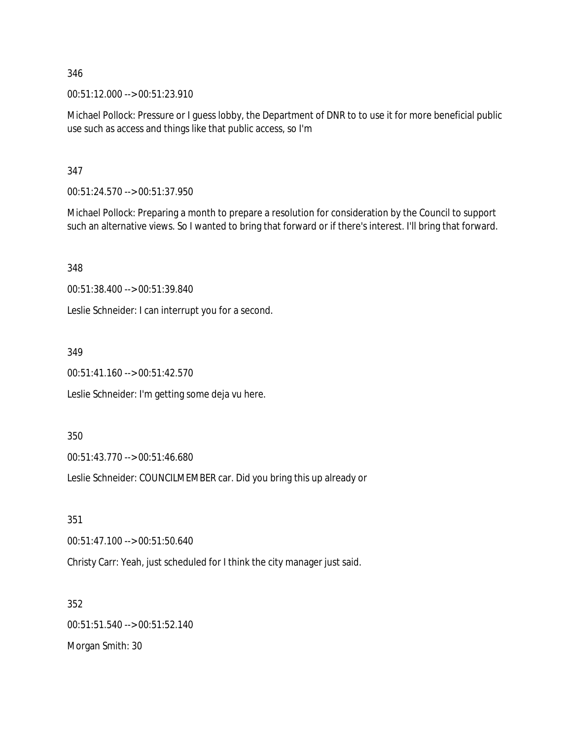346

00:51:12.000 --> 00:51:23.910

Michael Pollock: Pressure or I guess lobby, the Department of DNR to to use it for more beneficial public use such as access and things like that public access, so I'm

347

00:51:24.570 --> 00:51:37.950

Michael Pollock: Preparing a month to prepare a resolution for consideration by the Council to support such an alternative views. So I wanted to bring that forward or if there's interest. I'll bring that forward.

348

00:51:38.400 --> 00:51:39.840

Leslie Schneider: I can interrupt you for a second.

349

00:51:41.160 --> 00:51:42.570

Leslie Schneider: I'm getting some deja vu here.

350

00:51:43.770 --> 00:51:46.680

Leslie Schneider: COUNCILMEMBER car. Did you bring this up already or

351

00:51:47.100 --> 00:51:50.640

Christy Carr: Yeah, just scheduled for I think the city manager just said.

352

00:51:51.540 --> 00:51:52.140

Morgan Smith: 30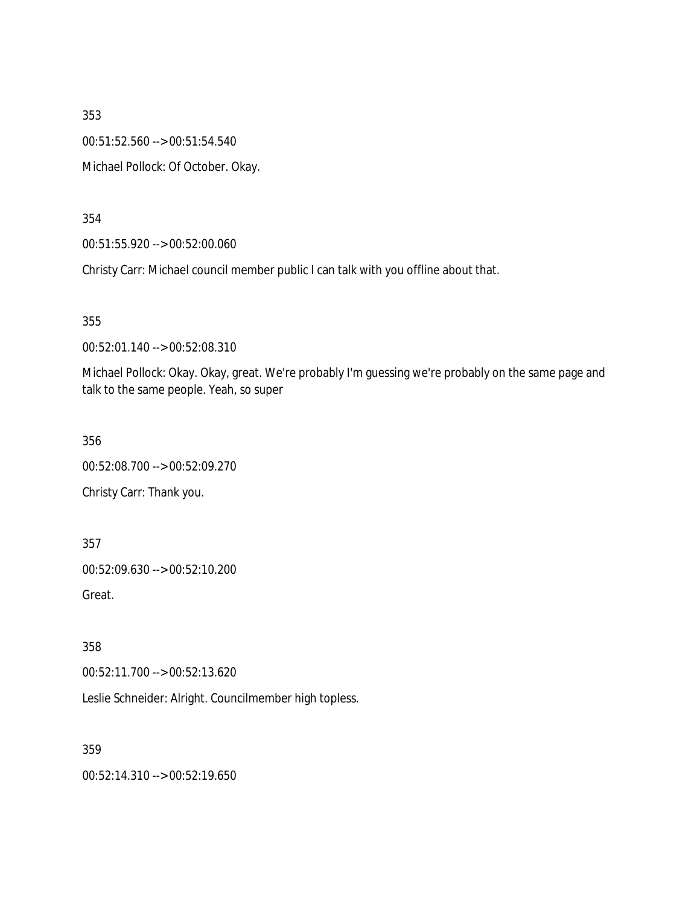353

00:51:52.560 --> 00:51:54.540

Michael Pollock: Of October. Okay.

354

00:51:55.920 --> 00:52:00.060

Christy Carr: Michael council member public I can talk with you offline about that.

355

00:52:01.140 --> 00:52:08.310

Michael Pollock: Okay. Okay, great. We're probably I'm guessing we're probably on the same page and talk to the same people. Yeah, so super

356

00:52:08.700 --> 00:52:09.270

Christy Carr: Thank you.

357

00:52:09.630 --> 00:52:10.200

Great.

358

00:52:11.700 --> 00:52:13.620

Leslie Schneider: Alright. Councilmember high topless.

359

00:52:14.310 --> 00:52:19.650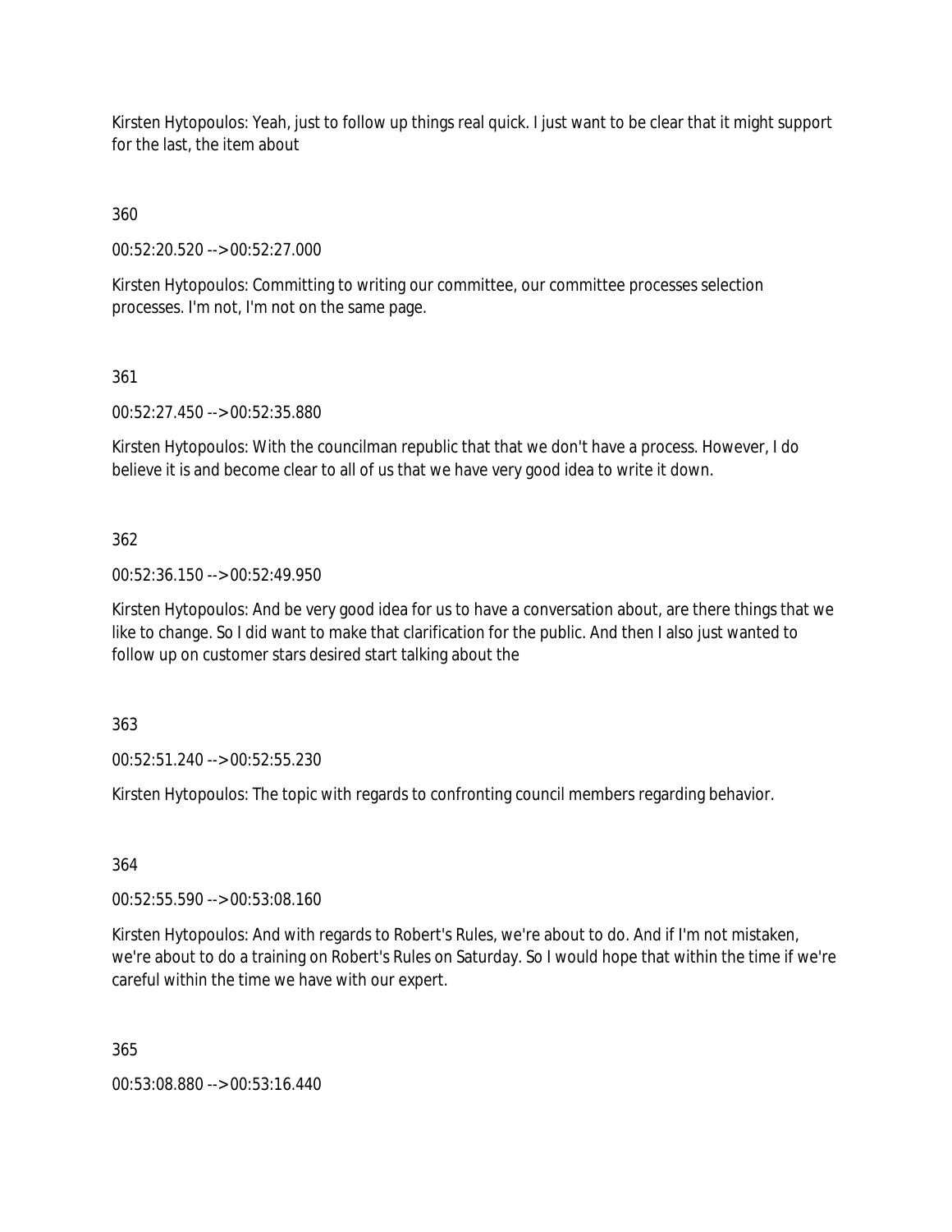Kirsten Hytopoulos: Yeah, just to follow up things real quick. I just want to be clear that it might support for the last, the item about

360

00:52:20.520 --> 00:52:27.000

Kirsten Hytopoulos: Committing to writing our committee, our committee processes selection processes. I'm not, I'm not on the same page.

361

00:52:27.450 --> 00:52:35.880

Kirsten Hytopoulos: With the councilman republic that that we don't have a process. However, I do believe it is and become clear to all of us that we have very good idea to write it down.

362

00:52:36.150 --> 00:52:49.950

Kirsten Hytopoulos: And be very good idea for us to have a conversation about, are there things that we like to change. So I did want to make that clarification for the public. And then I also just wanted to follow up on customer stars desired start talking about the

363

00:52:51.240 --> 00:52:55.230

Kirsten Hytopoulos: The topic with regards to confronting council members regarding behavior.

364

00:52:55.590 --> 00:53:08.160

Kirsten Hytopoulos: And with regards to Robert's Rules, we're about to do. And if I'm not mistaken, we're about to do a training on Robert's Rules on Saturday. So I would hope that within the time if we're careful within the time we have with our expert.

365

00:53:08.880 --> 00:53:16.440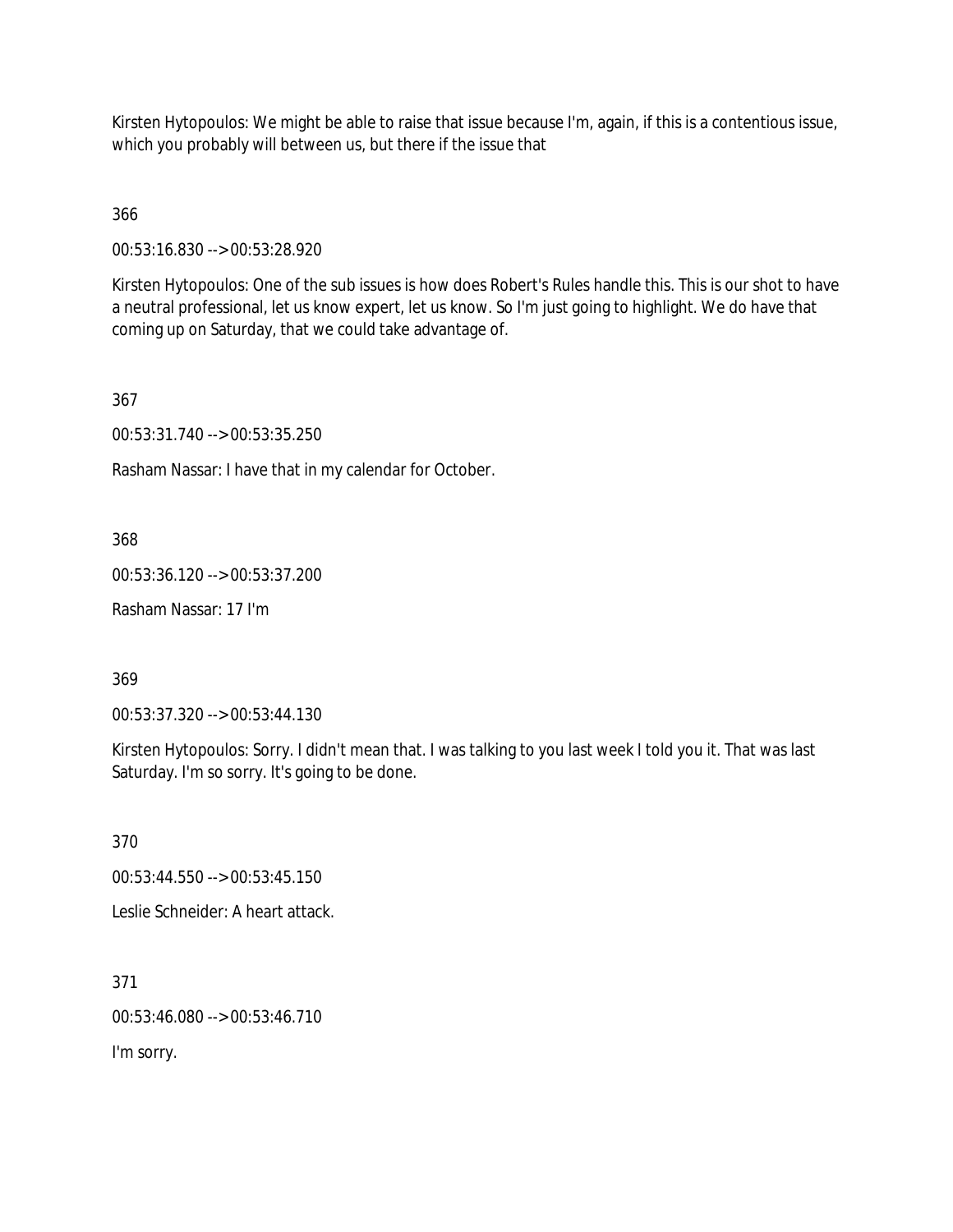Kirsten Hytopoulos: We might be able to raise that issue because I'm, again, if this is a contentious issue, which you probably will between us, but there if the issue that

366

00:53:16.830 --> 00:53:28.920

Kirsten Hytopoulos: One of the sub issues is how does Robert's Rules handle this. This is our shot to have a neutral professional, let us know expert, let us know. So I'm just going to highlight. We do have that coming up on Saturday, that we could take advantage of.

367

00:53:31.740 --> 00:53:35.250

Rasham Nassar: I have that in my calendar for October.

368

00:53:36.120 --> 00:53:37.200

Rasham Nassar: 17 I'm

369

00:53:37.320 --> 00:53:44.130

Kirsten Hytopoulos: Sorry. I didn't mean that. I was talking to you last week I told you it. That was last Saturday. I'm so sorry. It's going to be done.

370

00:53:44.550 --> 00:53:45.150

Leslie Schneider: A heart attack.

371

00:53:46.080 --> 00:53:46.710

I'm sorry.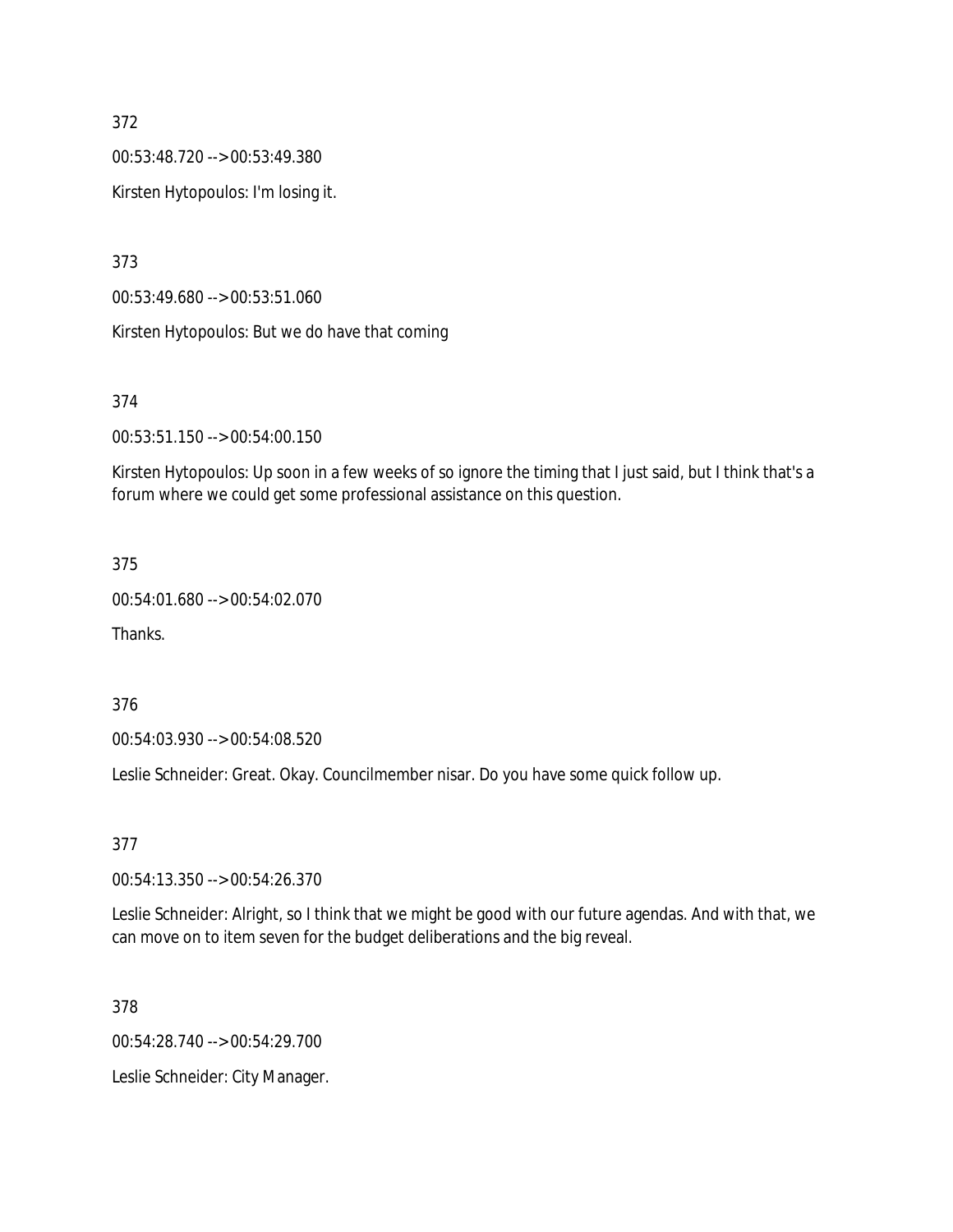372

00:53:48.720 --> 00:53:49.380

Kirsten Hytopoulos: I'm losing it.

373

00:53:49.680 --> 00:53:51.060

Kirsten Hytopoulos: But we do have that coming

374

00:53:51.150 --> 00:54:00.150

Kirsten Hytopoulos: Up soon in a few weeks of so ignore the timing that I just said, but I think that's a forum where we could get some professional assistance on this question.

375

00:54:01.680 --> 00:54:02.070

Thanks.

376

00:54:03.930 --> 00:54:08.520

Leslie Schneider: Great. Okay. Councilmember nisar. Do you have some quick follow up.

377

00:54:13.350 --> 00:54:26.370

Leslie Schneider: Alright, so I think that we might be good with our future agendas. And with that, we can move on to item seven for the budget deliberations and the big reveal.

378

00:54:28.740 --> 00:54:29.700

Leslie Schneider: City Manager.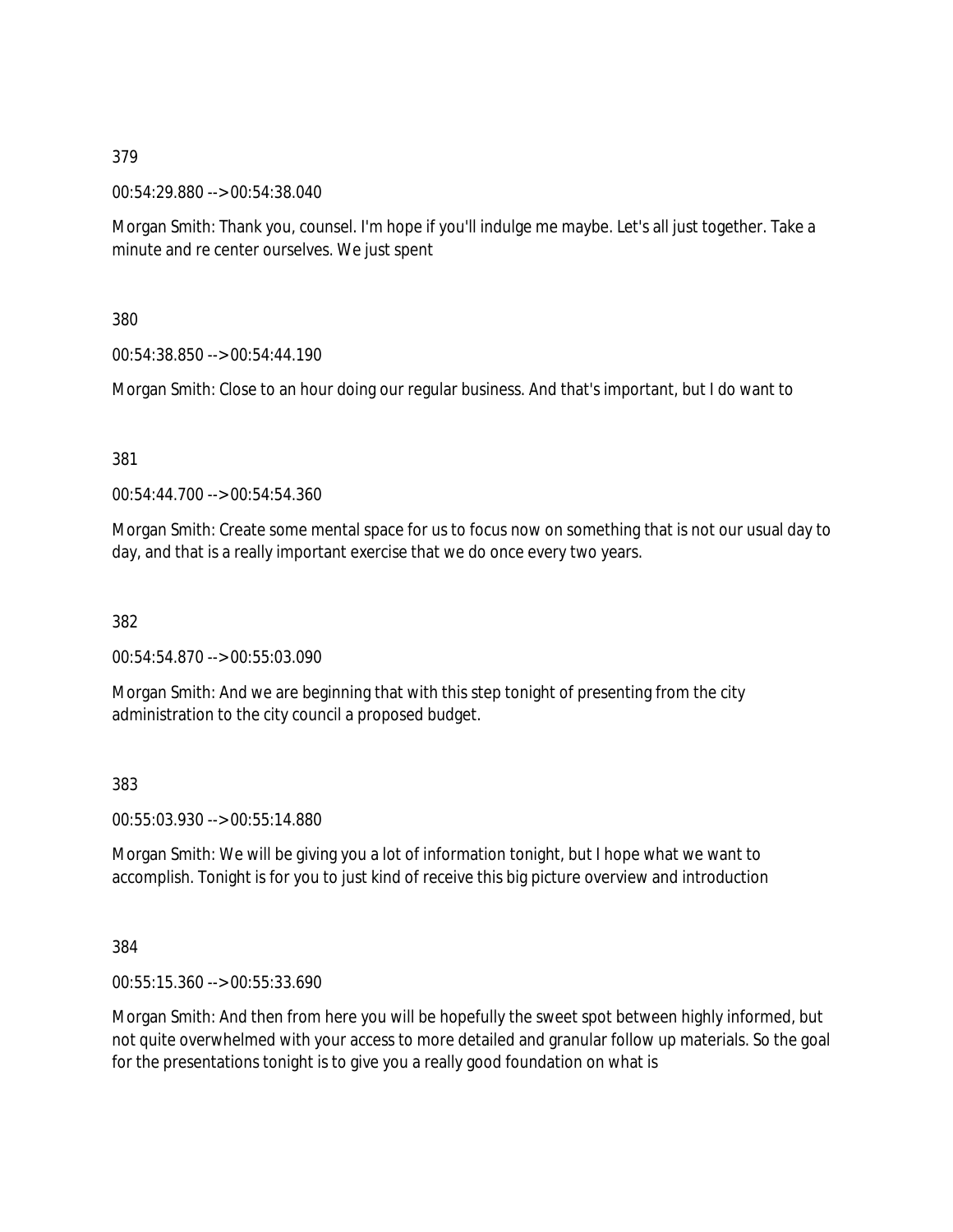379

00:54:29.880 --> 00:54:38.040

Morgan Smith: Thank you, counsel. I'm hope if you'll indulge me maybe. Let's all just together. Take a minute and re center ourselves. We just spent

380

00:54:38.850 --> 00:54:44.190

Morgan Smith: Close to an hour doing our regular business. And that's important, but I do want to

381

00:54:44.700 --> 00:54:54.360

Morgan Smith: Create some mental space for us to focus now on something that is not our usual day to day, and that is a really important exercise that we do once every two years.

382

00:54:54.870 --> 00:55:03.090

Morgan Smith: And we are beginning that with this step tonight of presenting from the city administration to the city council a proposed budget.

383

00:55:03.930 --> 00:55:14.880

Morgan Smith: We will be giving you a lot of information tonight, but I hope what we want to accomplish. Tonight is for you to just kind of receive this big picture overview and introduction

384

00:55:15.360 --> 00:55:33.690

Morgan Smith: And then from here you will be hopefully the sweet spot between highly informed, but not quite overwhelmed with your access to more detailed and granular follow up materials. So the goal for the presentations tonight is to give you a really good foundation on what is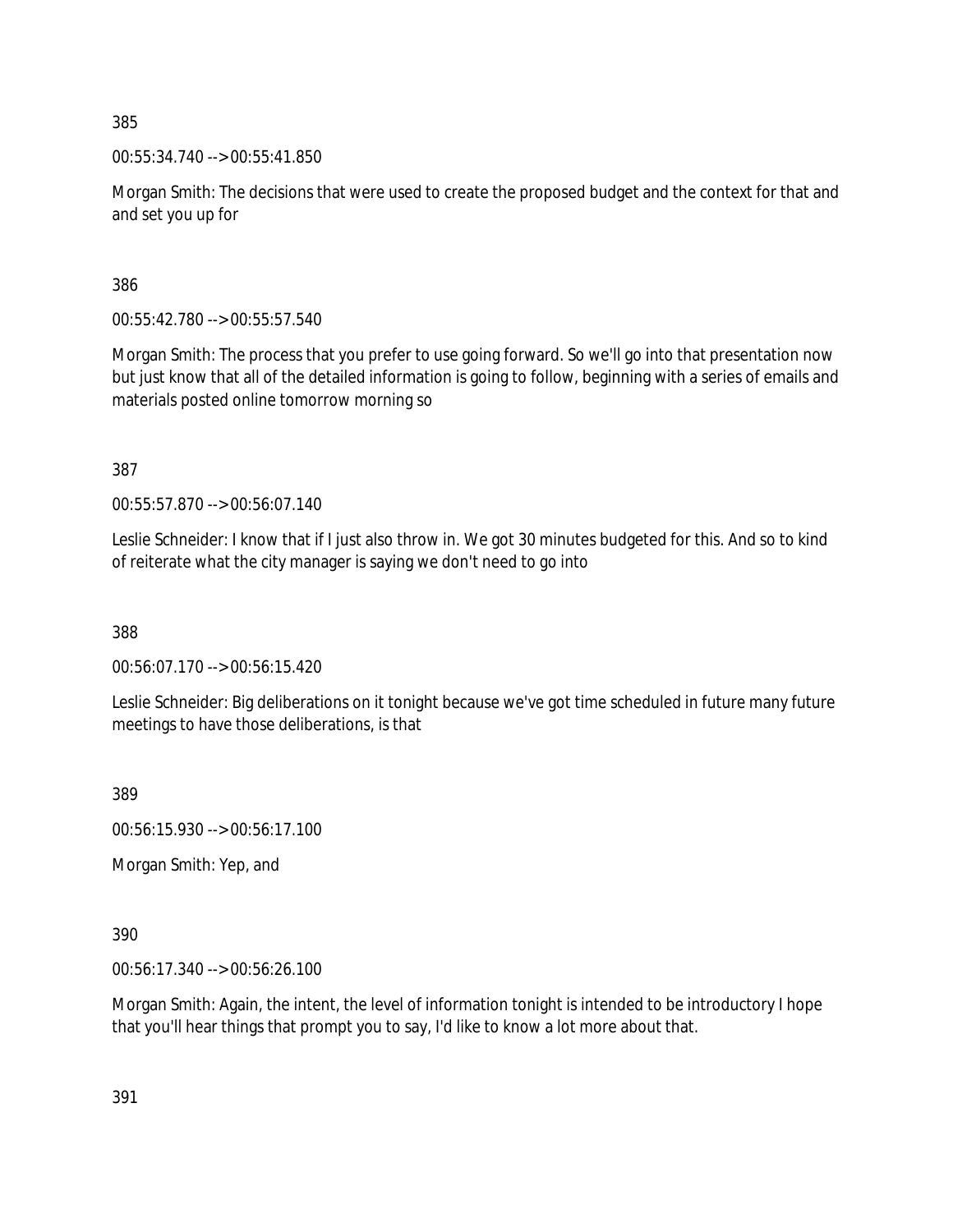385

00:55:34.740 --> 00:55:41.850

Morgan Smith: The decisions that were used to create the proposed budget and the context for that and and set you up for

386

00:55:42.780 --> 00:55:57.540

Morgan Smith: The process that you prefer to use going forward. So we'll go into that presentation now but just know that all of the detailed information is going to follow, beginning with a series of emails and materials posted online tomorrow morning so

387

00:55:57.870 --> 00:56:07.140

Leslie Schneider: I know that if I just also throw in. We got 30 minutes budgeted for this. And so to kind of reiterate what the city manager is saying we don't need to go into

388

00:56:07.170 --> 00:56:15.420

Leslie Schneider: Big deliberations on it tonight because we've got time scheduled in future many future meetings to have those deliberations, is that

389

00:56:15.930 --> 00:56:17.100

Morgan Smith: Yep, and

390

00:56:17.340 --> 00:56:26.100

Morgan Smith: Again, the intent, the level of information tonight is intended to be introductory I hope that you'll hear things that prompt you to say, I'd like to know a lot more about that.

391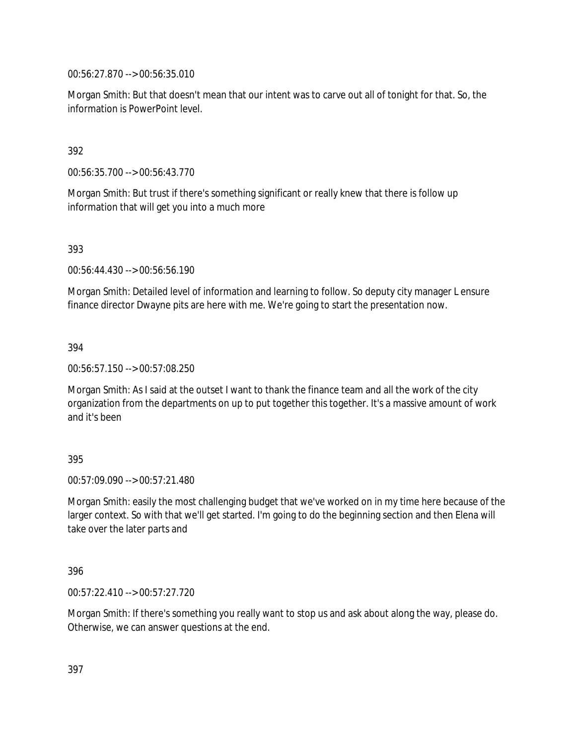00:56:27.870 --> 00:56:35.010

Morgan Smith: But that doesn't mean that our intent was to carve out all of tonight for that. So, the information is PowerPoint level.

392

00:56:35.700 --> 00:56:43.770

Morgan Smith: But trust if there's something significant or really knew that there is follow up information that will get you into a much more

393

00:56:44.430 --> 00:56:56.190

Morgan Smith: Detailed level of information and learning to follow. So deputy city manager L ensure finance director Dwayne pits are here with me. We're going to start the presentation now.

394

00:56:57.150 --> 00:57:08.250

Morgan Smith: As I said at the outset I want to thank the finance team and all the work of the city organization from the departments on up to put together this together. It's a massive amount of work and it's been

395

00:57:09.090 --> 00:57:21.480

Morgan Smith: easily the most challenging budget that we've worked on in my time here because of the larger context. So with that we'll get started. I'm going to do the beginning section and then Elena will take over the later parts and

396

00:57:22.410 --> 00:57:27.720

Morgan Smith: If there's something you really want to stop us and ask about along the way, please do. Otherwise, we can answer questions at the end.

397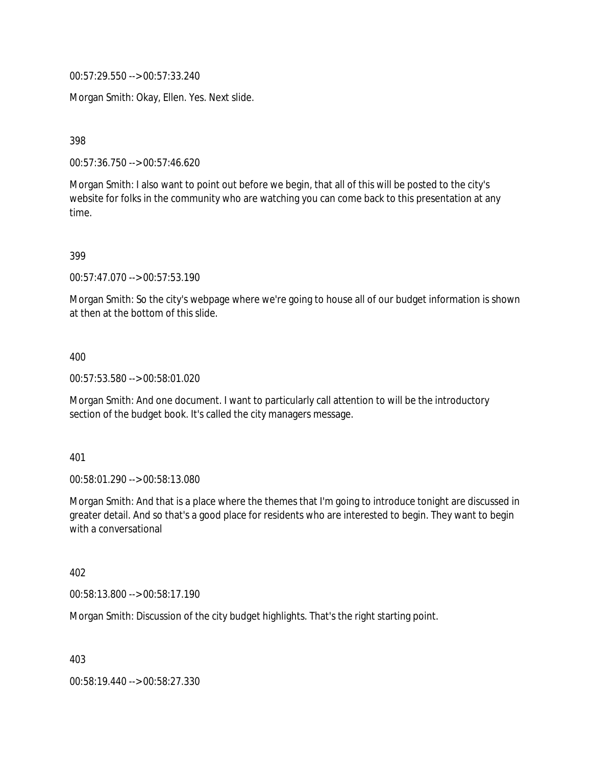00:57:29.550 --> 00:57:33.240

Morgan Smith: Okay, Ellen. Yes. Next slide.

398

00:57:36.750 --> 00:57:46.620

Morgan Smith: I also want to point out before we begin, that all of this will be posted to the city's website for folks in the community who are watching you can come back to this presentation at any time.

399

00:57:47.070 --> 00:57:53.190

Morgan Smith: So the city's webpage where we're going to house all of our budget information is shown at then at the bottom of this slide.

400

00:57:53.580 --> 00:58:01.020

Morgan Smith: And one document. I want to particularly call attention to will be the introductory section of the budget book. It's called the city managers message.

401

00:58:01.290 --> 00:58:13.080

Morgan Smith: And that is a place where the themes that I'm going to introduce tonight are discussed in greater detail. And so that's a good place for residents who are interested to begin. They want to begin with a conversational

402

00:58:13.800 --> 00:58:17.190

Morgan Smith: Discussion of the city budget highlights. That's the right starting point.

403

00:58:19.440 --> 00:58:27.330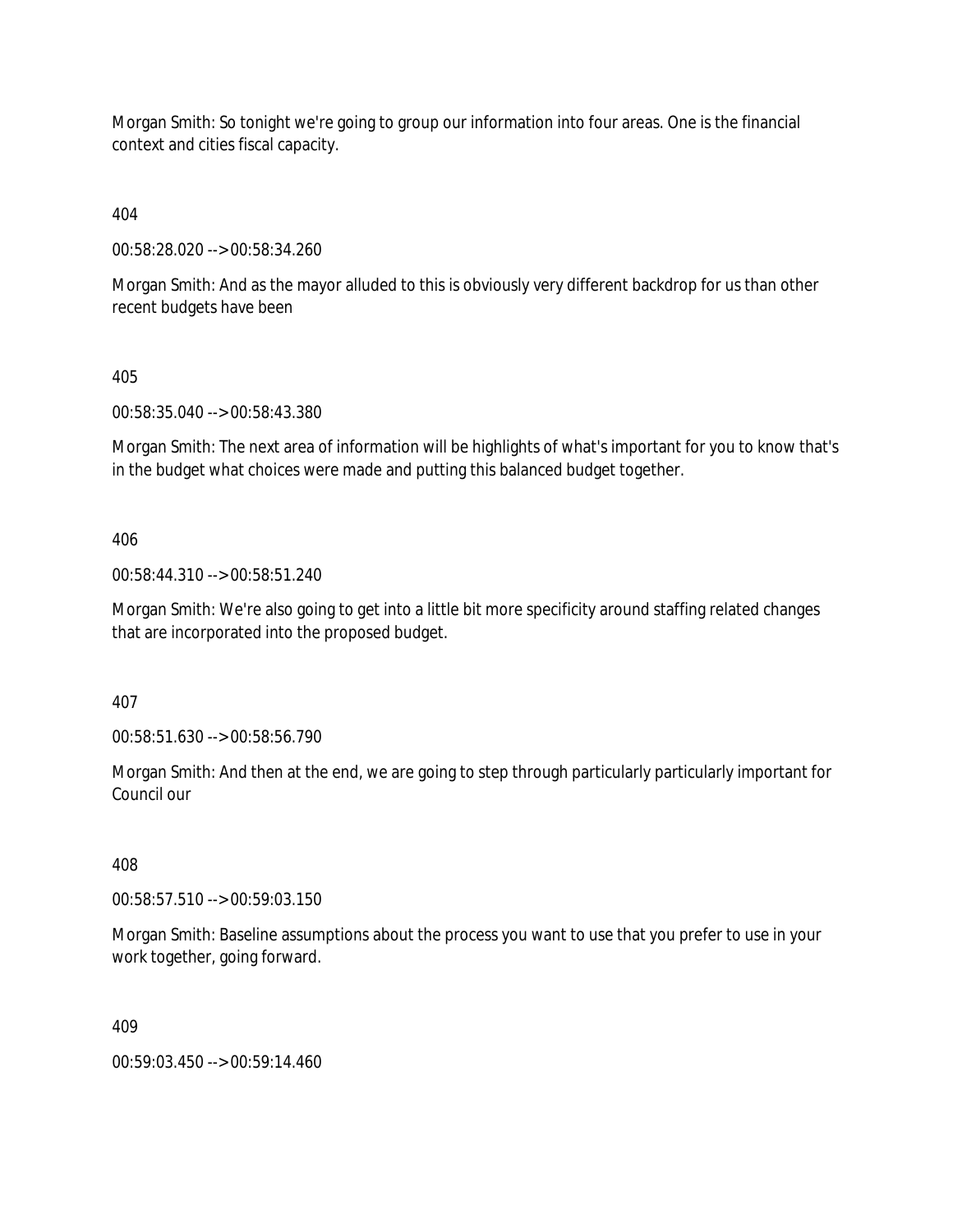Morgan Smith: So tonight we're going to group our information into four areas. One is the financial context and cities fiscal capacity.

404

00:58:28.020 --> 00:58:34.260

Morgan Smith: And as the mayor alluded to this is obviously very different backdrop for us than other recent budgets have been

405

00:58:35.040 --> 00:58:43.380

Morgan Smith: The next area of information will be highlights of what's important for you to know that's in the budget what choices were made and putting this balanced budget together.

406

00:58:44.310 --> 00:58:51.240

Morgan Smith: We're also going to get into a little bit more specificity around staffing related changes that are incorporated into the proposed budget.

407

00:58:51.630 --> 00:58:56.790

Morgan Smith: And then at the end, we are going to step through particularly particularly important for Council our

408

00:58:57.510 --> 00:59:03.150

Morgan Smith: Baseline assumptions about the process you want to use that you prefer to use in your work together, going forward.

409

00:59:03.450 --> 00:59:14.460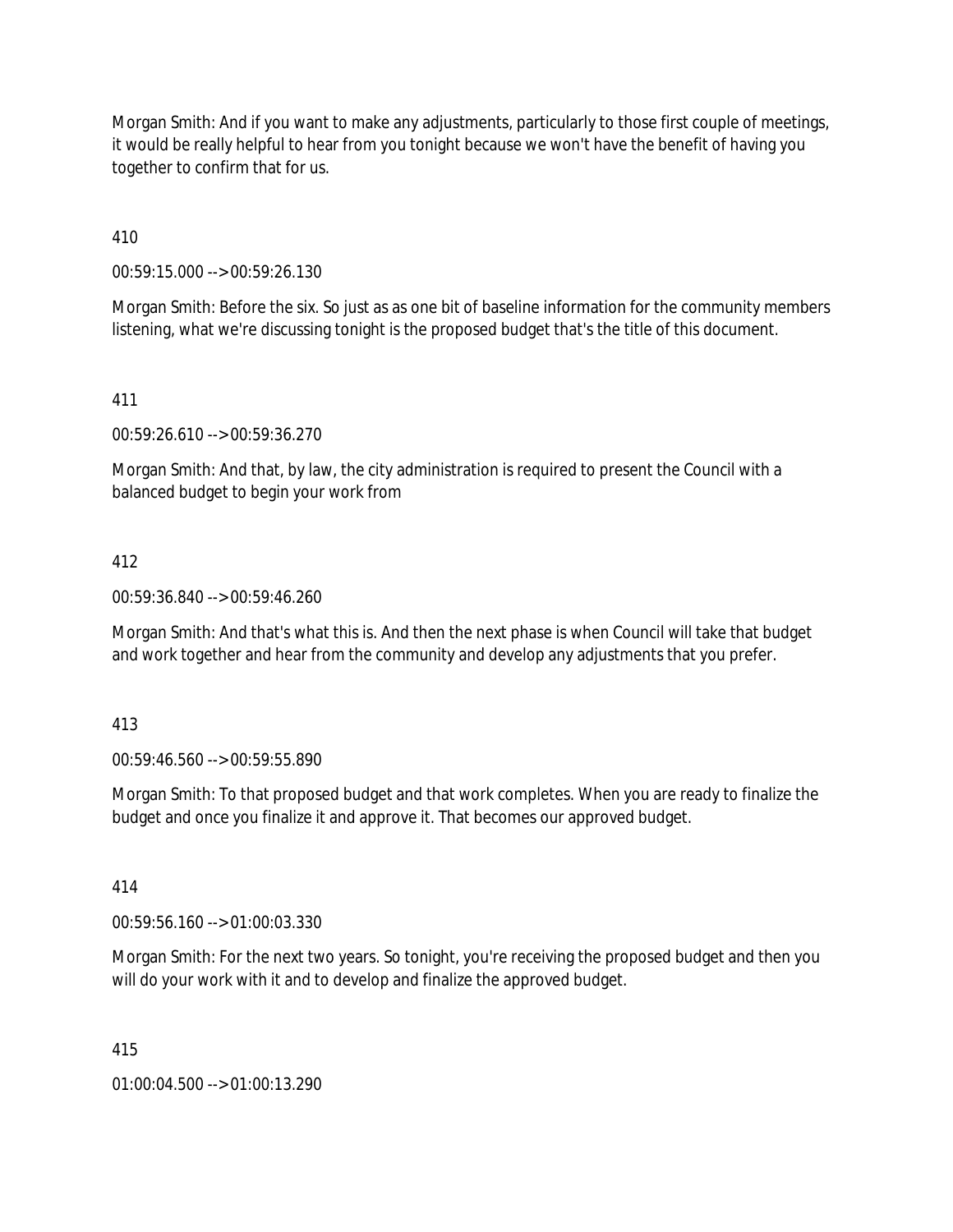Morgan Smith: And if you want to make any adjustments, particularly to those first couple of meetings, it would be really helpful to hear from you tonight because we won't have the benefit of having you together to confirm that for us.

410

00:59:15.000 --> 00:59:26.130

Morgan Smith: Before the six. So just as as one bit of baseline information for the community members listening, what we're discussing tonight is the proposed budget that's the title of this document.

411

00:59:26.610 --> 00:59:36.270

Morgan Smith: And that, by law, the city administration is required to present the Council with a balanced budget to begin your work from

412

00:59:36.840 --> 00:59:46.260

Morgan Smith: And that's what this is. And then the next phase is when Council will take that budget and work together and hear from the community and develop any adjustments that you prefer.

413

00:59:46.560 --> 00:59:55.890

Morgan Smith: To that proposed budget and that work completes. When you are ready to finalize the budget and once you finalize it and approve it. That becomes our approved budget.

414

00:59:56.160 --> 01:00:03.330

Morgan Smith: For the next two years. So tonight, you're receiving the proposed budget and then you will do your work with it and to develop and finalize the approved budget.

415

01:00:04.500 --> 01:00:13.290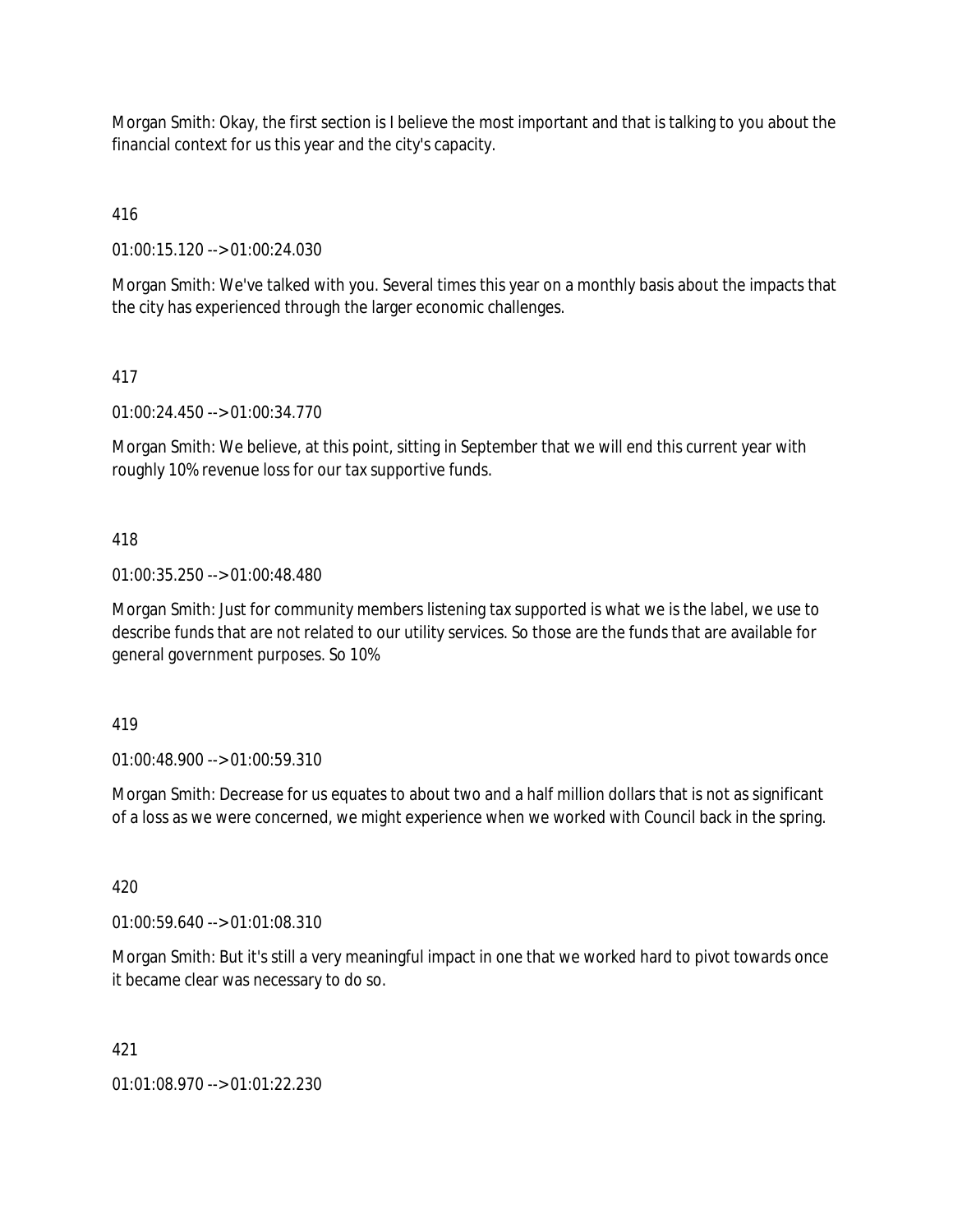Morgan Smith: Okay, the first section is I believe the most important and that is talking to you about the financial context for us this year and the city's capacity.

416

01:00:15.120 --> 01:00:24.030

Morgan Smith: We've talked with you. Several times this year on a monthly basis about the impacts that the city has experienced through the larger economic challenges.

417

01:00:24.450 --> 01:00:34.770

Morgan Smith: We believe, at this point, sitting in September that we will end this current year with roughly 10% revenue loss for our tax supportive funds.

418

01:00:35.250 --> 01:00:48.480

Morgan Smith: Just for community members listening tax supported is what we is the label, we use to describe funds that are not related to our utility services. So those are the funds that are available for general government purposes. So 10%

419

01:00:48.900 --> 01:00:59.310

Morgan Smith: Decrease for us equates to about two and a half million dollars that is not as significant of a loss as we were concerned, we might experience when we worked with Council back in the spring.

420

01:00:59.640 --> 01:01:08.310

Morgan Smith: But it's still a very meaningful impact in one that we worked hard to pivot towards once it became clear was necessary to do so.

421

01:01:08.970 --> 01:01:22.230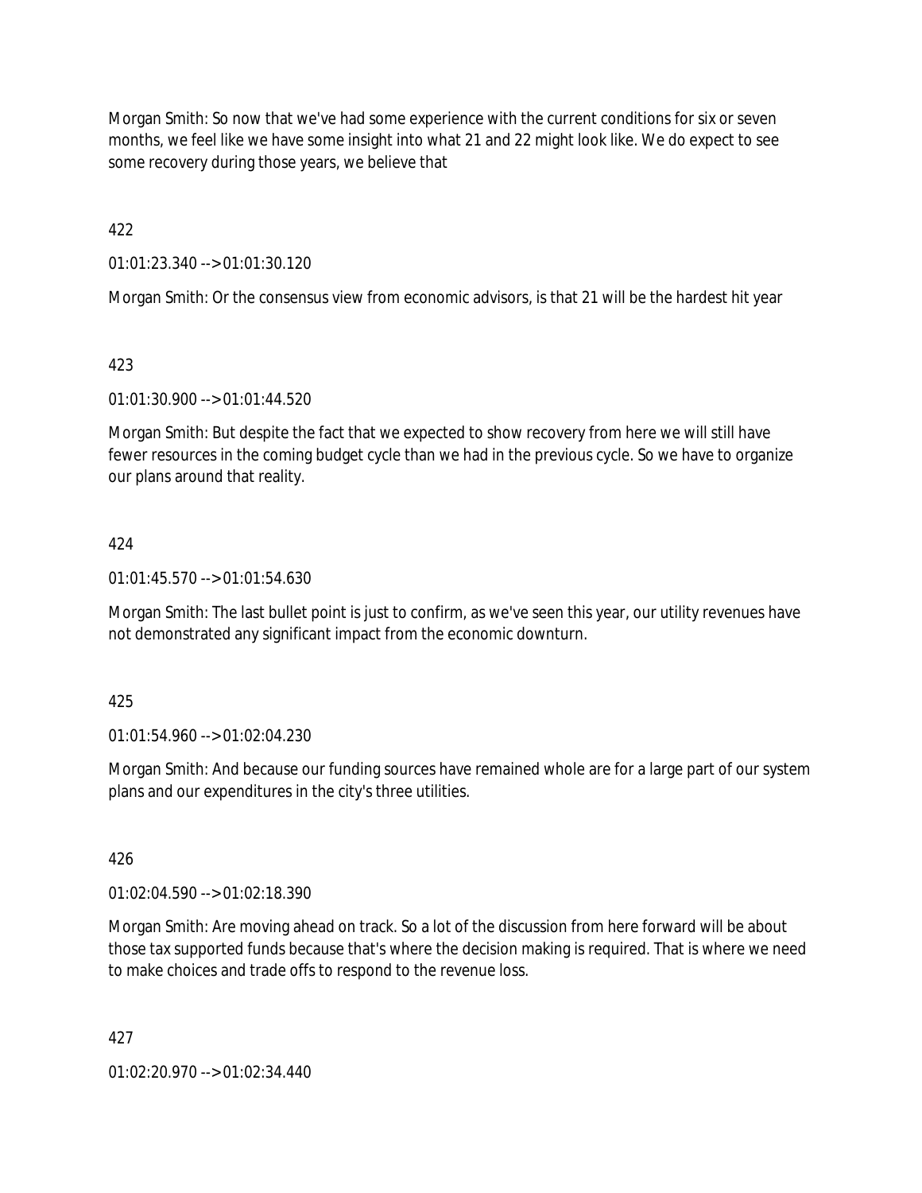Morgan Smith: So now that we've had some experience with the current conditions for six or seven months, we feel like we have some insight into what 21 and 22 might look like. We do expect to see some recovery during those years, we believe that

422

01:01:23.340 --> 01:01:30.120

Morgan Smith: Or the consensus view from economic advisors, is that 21 will be the hardest hit year

423

01:01:30.900 --> 01:01:44.520

Morgan Smith: But despite the fact that we expected to show recovery from here we will still have fewer resources in the coming budget cycle than we had in the previous cycle. So we have to organize our plans around that reality.

424

01:01:45.570 --> 01:01:54.630

Morgan Smith: The last bullet point is just to confirm, as we've seen this year, our utility revenues have not demonstrated any significant impact from the economic downturn.

425

01:01:54.960 --> 01:02:04.230

Morgan Smith: And because our funding sources have remained whole are for a large part of our system plans and our expenditures in the city's three utilities.

426

01:02:04.590 --> 01:02:18.390

Morgan Smith: Are moving ahead on track. So a lot of the discussion from here forward will be about those tax supported funds because that's where the decision making is required. That is where we need to make choices and trade offs to respond to the revenue loss.

427

01:02:20.970 --> 01:02:34.440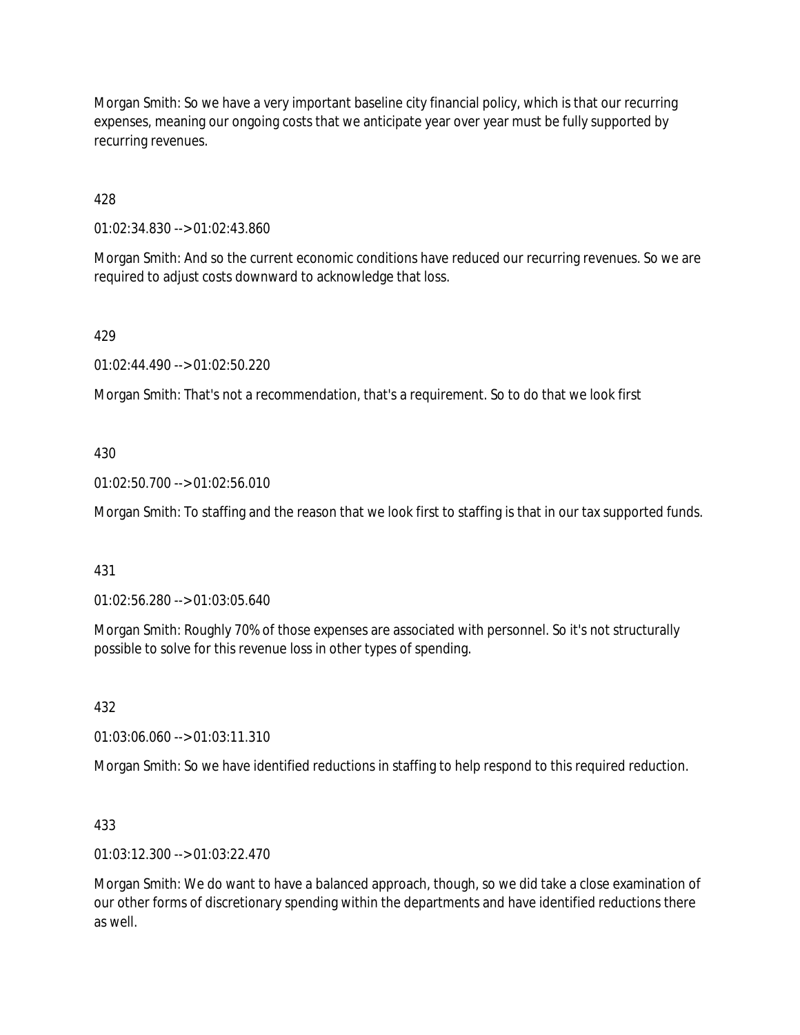Morgan Smith: So we have a very important baseline city financial policy, which is that our recurring expenses, meaning our ongoing costs that we anticipate year over year must be fully supported by recurring revenues.

428

01:02:34.830 --> 01:02:43.860

Morgan Smith: And so the current economic conditions have reduced our recurring revenues. So we are required to adjust costs downward to acknowledge that loss.

429

01:02:44.490 --> 01:02:50.220

Morgan Smith: That's not a recommendation, that's a requirement. So to do that we look first

430

01:02:50.700 --> 01:02:56.010

Morgan Smith: To staffing and the reason that we look first to staffing is that in our tax supported funds.

431

01:02:56.280 --> 01:03:05.640

Morgan Smith: Roughly 70% of those expenses are associated with personnel. So it's not structurally possible to solve for this revenue loss in other types of spending.

432

01:03:06.060 --> 01:03:11.310

Morgan Smith: So we have identified reductions in staffing to help respond to this required reduction.

433

01:03:12.300 --> 01:03:22.470

Morgan Smith: We do want to have a balanced approach, though, so we did take a close examination of our other forms of discretionary spending within the departments and have identified reductions there as well.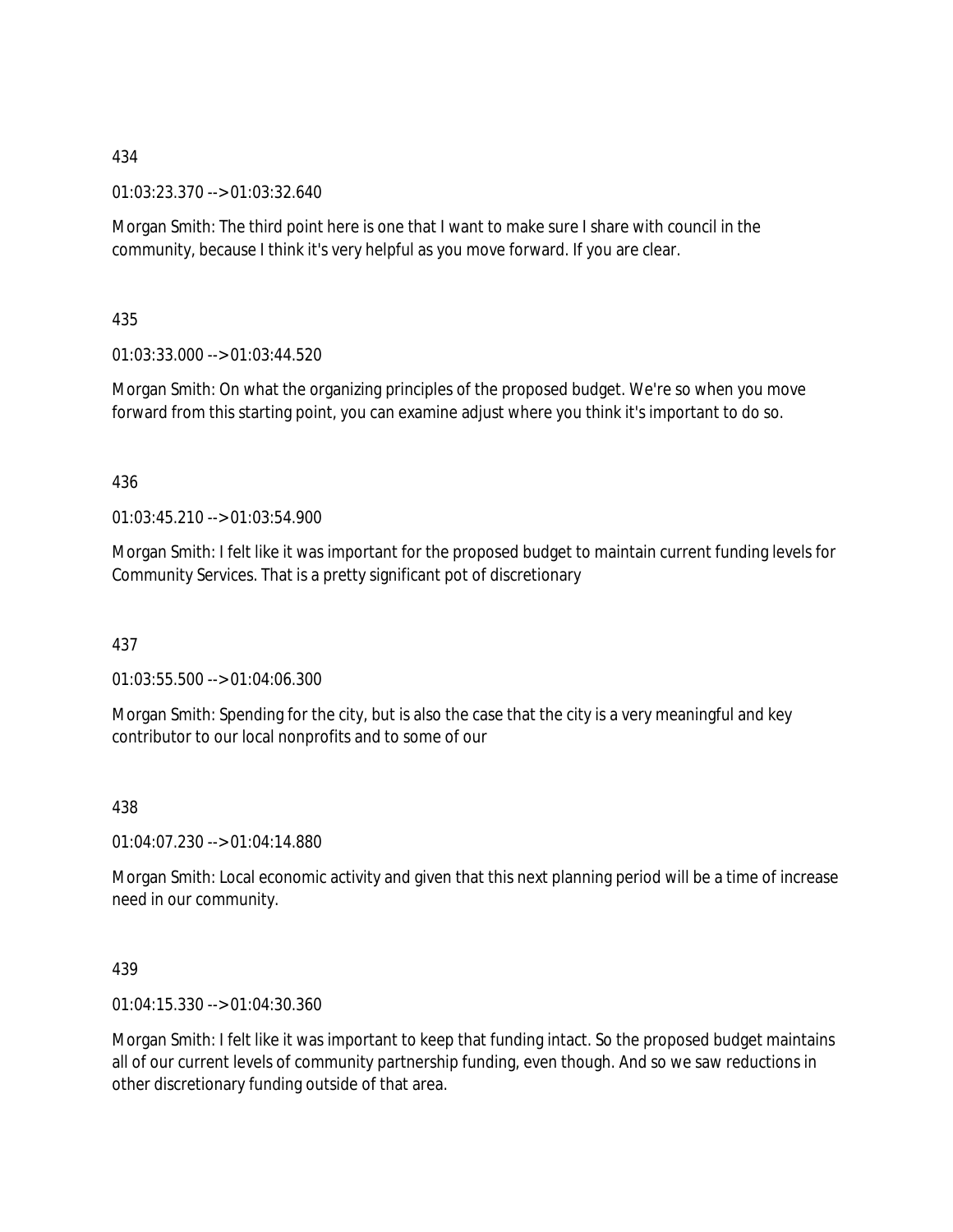434

01:03:23.370 --> 01:03:32.640

Morgan Smith: The third point here is one that I want to make sure I share with council in the community, because I think it's very helpful as you move forward. If you are clear.

435

01:03:33.000 --> 01:03:44.520

Morgan Smith: On what the organizing principles of the proposed budget. We're so when you move forward from this starting point, you can examine adjust where you think it's important to do so.

436

01:03:45.210 --> 01:03:54.900

Morgan Smith: I felt like it was important for the proposed budget to maintain current funding levels for Community Services. That is a pretty significant pot of discretionary

437

01:03:55.500 --> 01:04:06.300

Morgan Smith: Spending for the city, but is also the case that the city is a very meaningful and key contributor to our local nonprofits and to some of our

438

01:04:07.230 --> 01:04:14.880

Morgan Smith: Local economic activity and given that this next planning period will be a time of increase need in our community.

439

01:04:15.330 --> 01:04:30.360

Morgan Smith: I felt like it was important to keep that funding intact. So the proposed budget maintains all of our current levels of community partnership funding, even though. And so we saw reductions in other discretionary funding outside of that area.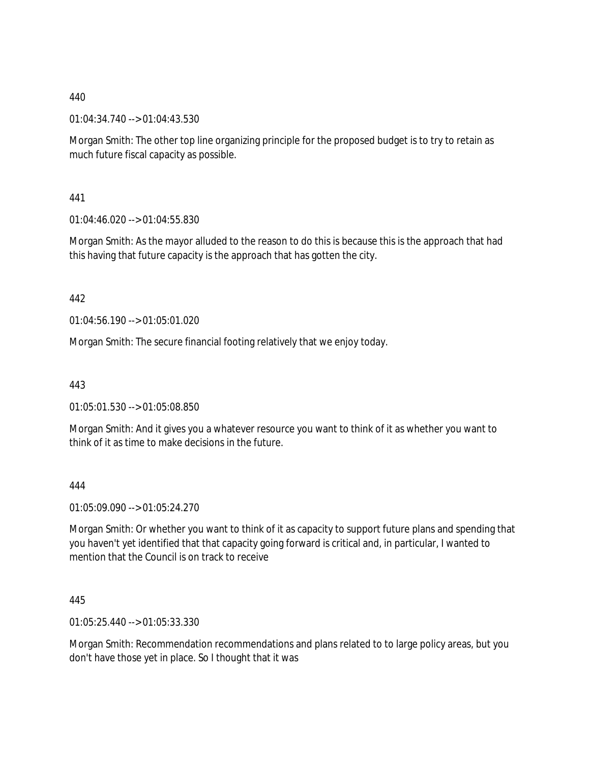440

01:04:34.740 --> 01:04:43.530

Morgan Smith: The other top line organizing principle for the proposed budget is to try to retain as much future fiscal capacity as possible.

441

01:04:46.020 --> 01:04:55.830

Morgan Smith: As the mayor alluded to the reason to do this is because this is the approach that had this having that future capacity is the approach that has gotten the city.

442

01:04:56.190 --> 01:05:01.020

Morgan Smith: The secure financial footing relatively that we enjoy today.

443

01:05:01.530 --> 01:05:08.850

Morgan Smith: And it gives you a whatever resource you want to think of it as whether you want to think of it as time to make decisions in the future.

444

01:05:09.090 --> 01:05:24.270

Morgan Smith: Or whether you want to think of it as capacity to support future plans and spending that you haven't yet identified that that capacity going forward is critical and, in particular, I wanted to mention that the Council is on track to receive

445

01:05:25.440 --> 01:05:33.330

Morgan Smith: Recommendation recommendations and plans related to to large policy areas, but you don't have those yet in place. So I thought that it was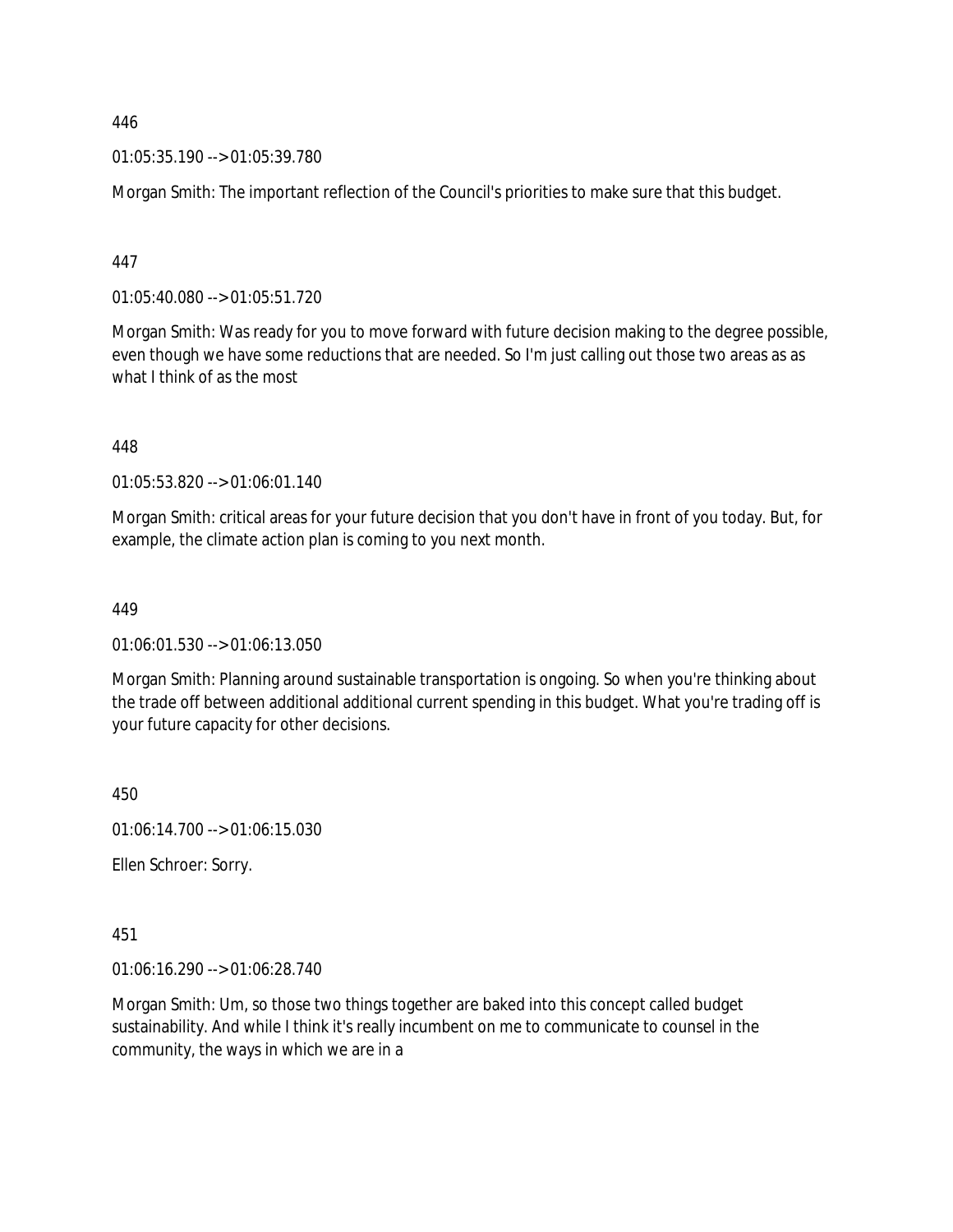446

01:05:35.190 --> 01:05:39.780

Morgan Smith: The important reflection of the Council's priorities to make sure that this budget.

447

01:05:40.080 --> 01:05:51.720

Morgan Smith: Was ready for you to move forward with future decision making to the degree possible, even though we have some reductions that are needed. So I'm just calling out those two areas as as what I think of as the most

448

01:05:53.820 --> 01:06:01.140

Morgan Smith: critical areas for your future decision that you don't have in front of you today. But, for example, the climate action plan is coming to you next month.

449

01:06:01.530 --> 01:06:13.050

Morgan Smith: Planning around sustainable transportation is ongoing. So when you're thinking about the trade off between additional additional current spending in this budget. What you're trading off is your future capacity for other decisions.

450

01:06:14.700 --> 01:06:15.030

Ellen Schroer: Sorry.

451

01:06:16.290 --> 01:06:28.740

Morgan Smith: Um, so those two things together are baked into this concept called budget sustainability. And while I think it's really incumbent on me to communicate to counsel in the community, the ways in which we are in a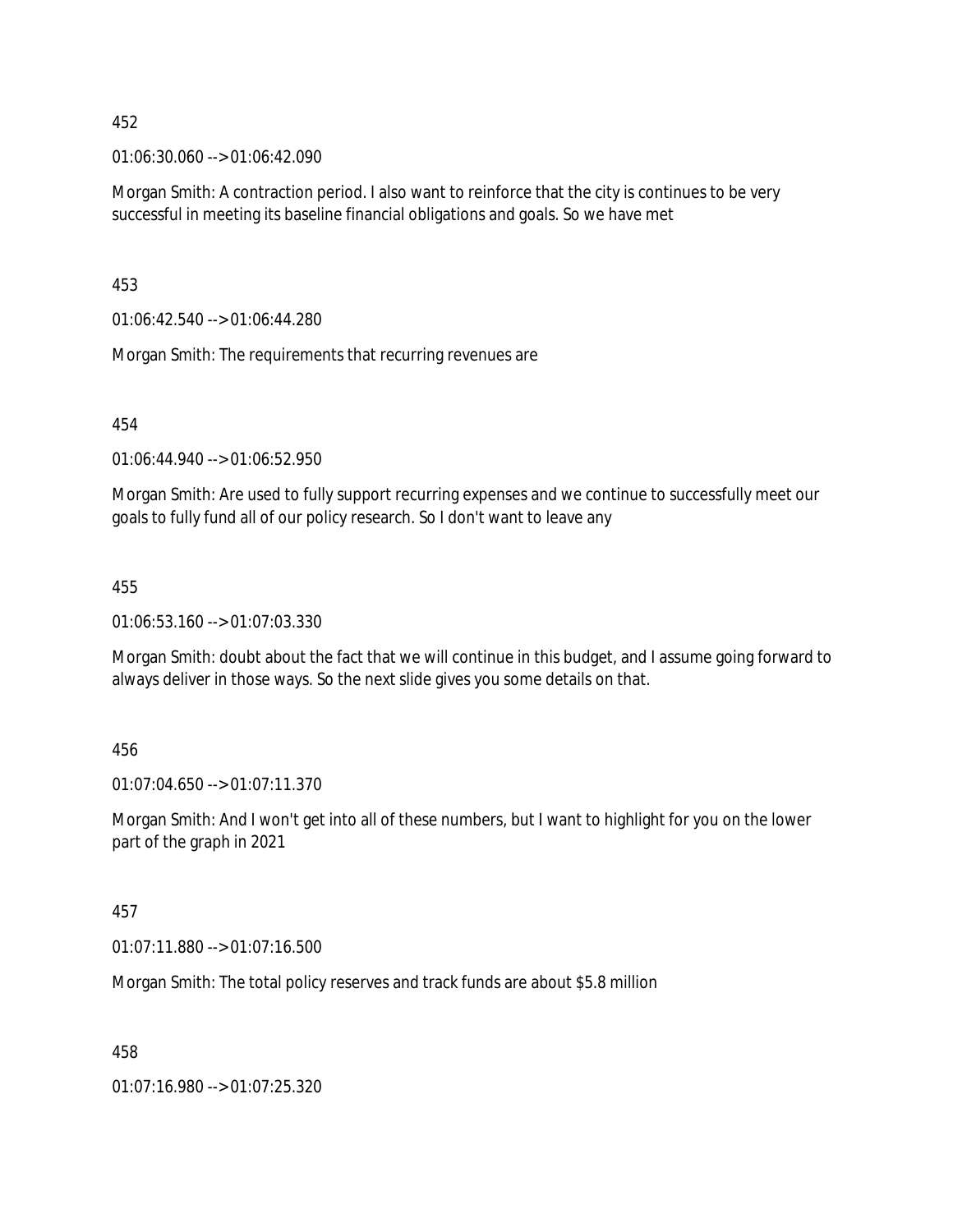452

01:06:30.060 --> 01:06:42.090

Morgan Smith: A contraction period. I also want to reinforce that the city is continues to be very successful in meeting its baseline financial obligations and goals. So we have met

453

01:06:42.540 --> 01:06:44.280

Morgan Smith: The requirements that recurring revenues are

454

01:06:44.940 --> 01:06:52.950

Morgan Smith: Are used to fully support recurring expenses and we continue to successfully meet our goals to fully fund all of our policy research. So I don't want to leave any

455

01:06:53.160 --> 01:07:03.330

Morgan Smith: doubt about the fact that we will continue in this budget, and I assume going forward to always deliver in those ways. So the next slide gives you some details on that.

456

01:07:04.650 --> 01:07:11.370

Morgan Smith: And I won't get into all of these numbers, but I want to highlight for you on the lower part of the graph in 2021

457

01:07:11.880 --> 01:07:16.500

Morgan Smith: The total policy reserves and track funds are about $5.8 million

458

01:07:16.980 --> 01:07:25.320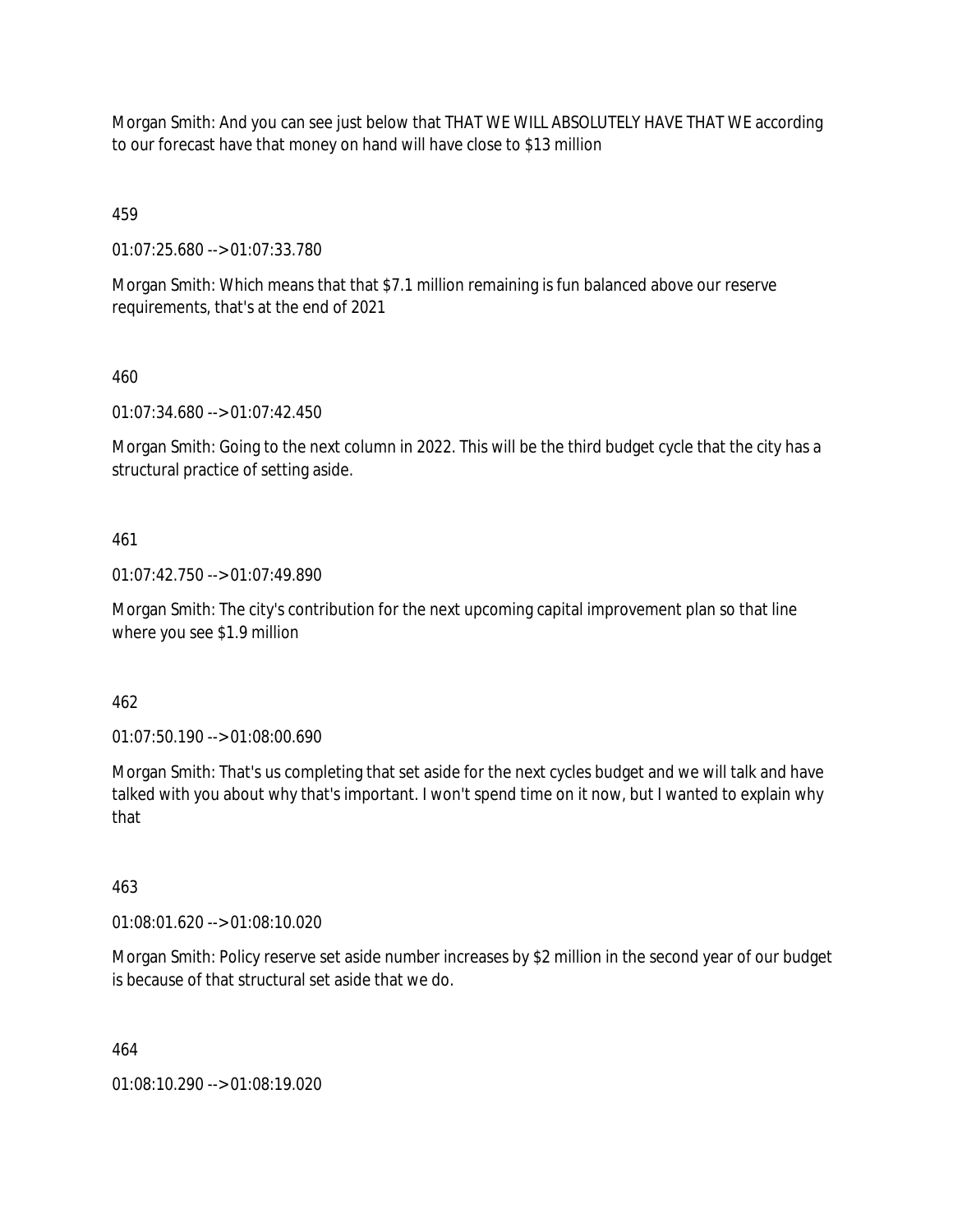Morgan Smith: And you can see just below that THAT WE WILL ABSOLUTELY HAVE THAT WE according to our forecast have that money on hand will have close to $13 million

459

01:07:25.680 --> 01:07:33.780

Morgan Smith: Which means that that $7.1 million remaining is fun balanced above our reserve requirements, that's at the end of 2021

460

01:07:34.680 --> 01:07:42.450

Morgan Smith: Going to the next column in 2022. This will be the third budget cycle that the city has a structural practice of setting aside.

461

01:07:42.750 --> 01:07:49.890

Morgan Smith: The city's contribution for the next upcoming capital improvement plan so that line where you see $1.9 million

462

01:07:50.190 --> 01:08:00.690

Morgan Smith: That's us completing that set aside for the next cycles budget and we will talk and have talked with you about why that's important. I won't spend time on it now, but I wanted to explain why that

463

01:08:01.620 --> 01:08:10.020

Morgan Smith: Policy reserve set aside number increases by $2 million in the second year of our budget is because of that structural set aside that we do.

464

01:08:10.290 --> 01:08:19.020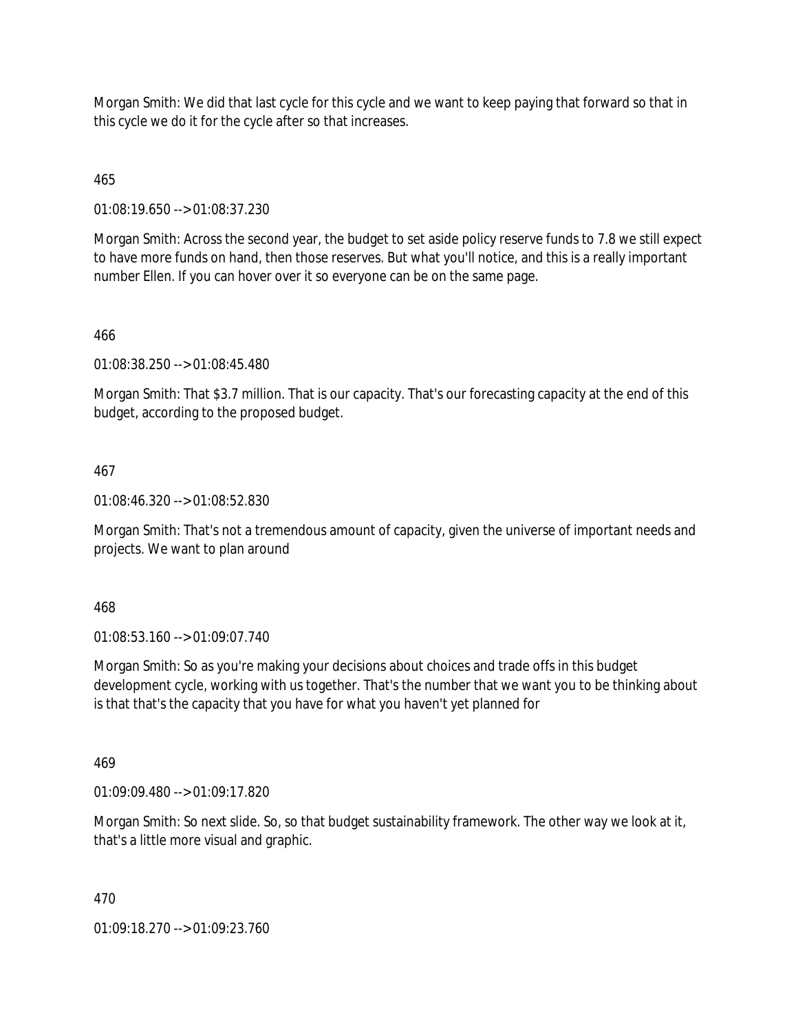Morgan Smith: We did that last cycle for this cycle and we want to keep paying that forward so that in this cycle we do it for the cycle after so that increases.

465

01:08:19.650 --> 01:08:37.230

Morgan Smith: Across the second year, the budget to set aside policy reserve funds to 7.8 we still expect to have more funds on hand, then those reserves. But what you'll notice, and this is a really important number Ellen. If you can hover over it so everyone can be on the same page.

466

01:08:38.250 --> 01:08:45.480

Morgan Smith: That $3.7 million. That is our capacity. That's our forecasting capacity at the end of this budget, according to the proposed budget.

467

01:08:46.320 --> 01:08:52.830

Morgan Smith: That's not a tremendous amount of capacity, given the universe of important needs and projects. We want to plan around

468

01:08:53.160 --> 01:09:07.740

Morgan Smith: So as you're making your decisions about choices and trade offs in this budget development cycle, working with us together. That's the number that we want you to be thinking about is that that's the capacity that you have for what you haven't yet planned for

469

01:09:09.480 --> 01:09:17.820

Morgan Smith: So next slide. So, so that budget sustainability framework. The other way we look at it, that's a little more visual and graphic.

470

01:09:18.270 --> 01:09:23.760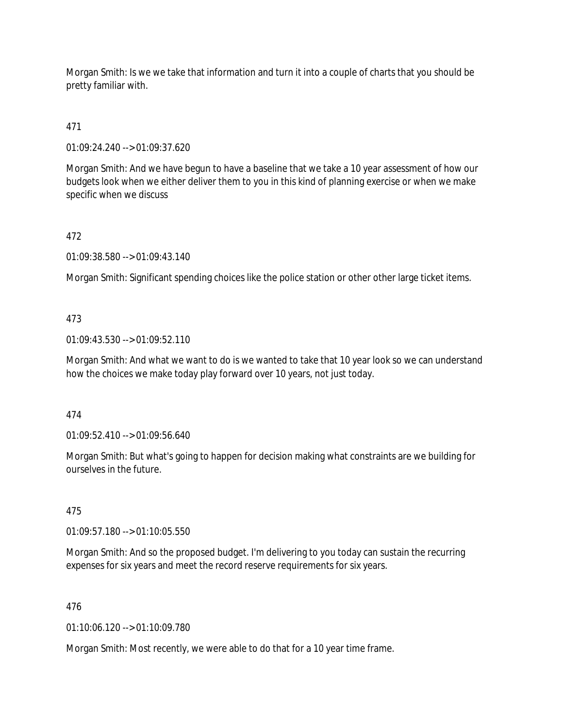Morgan Smith: Is we we take that information and turn it into a couple of charts that you should be pretty familiar with.

471

01:09:24.240 --> 01:09:37.620

Morgan Smith: And we have begun to have a baseline that we take a 10 year assessment of how our budgets look when we either deliver them to you in this kind of planning exercise or when we make specific when we discuss

472

01:09:38.580 --> 01:09:43.140

Morgan Smith: Significant spending choices like the police station or other other large ticket items.

473

01:09:43.530 --> 01:09:52.110

Morgan Smith: And what we want to do is we wanted to take that 10 year look so we can understand how the choices we make today play forward over 10 years, not just today.

474

01:09:52.410 --> 01:09:56.640

Morgan Smith: But what's going to happen for decision making what constraints are we building for ourselves in the future.

475

01:09:57.180 --> 01:10:05.550

Morgan Smith: And so the proposed budget. I'm delivering to you today can sustain the recurring expenses for six years and meet the record reserve requirements for six years.

476

01:10:06.120 --> 01:10:09.780

Morgan Smith: Most recently, we were able to do that for a 10 year time frame.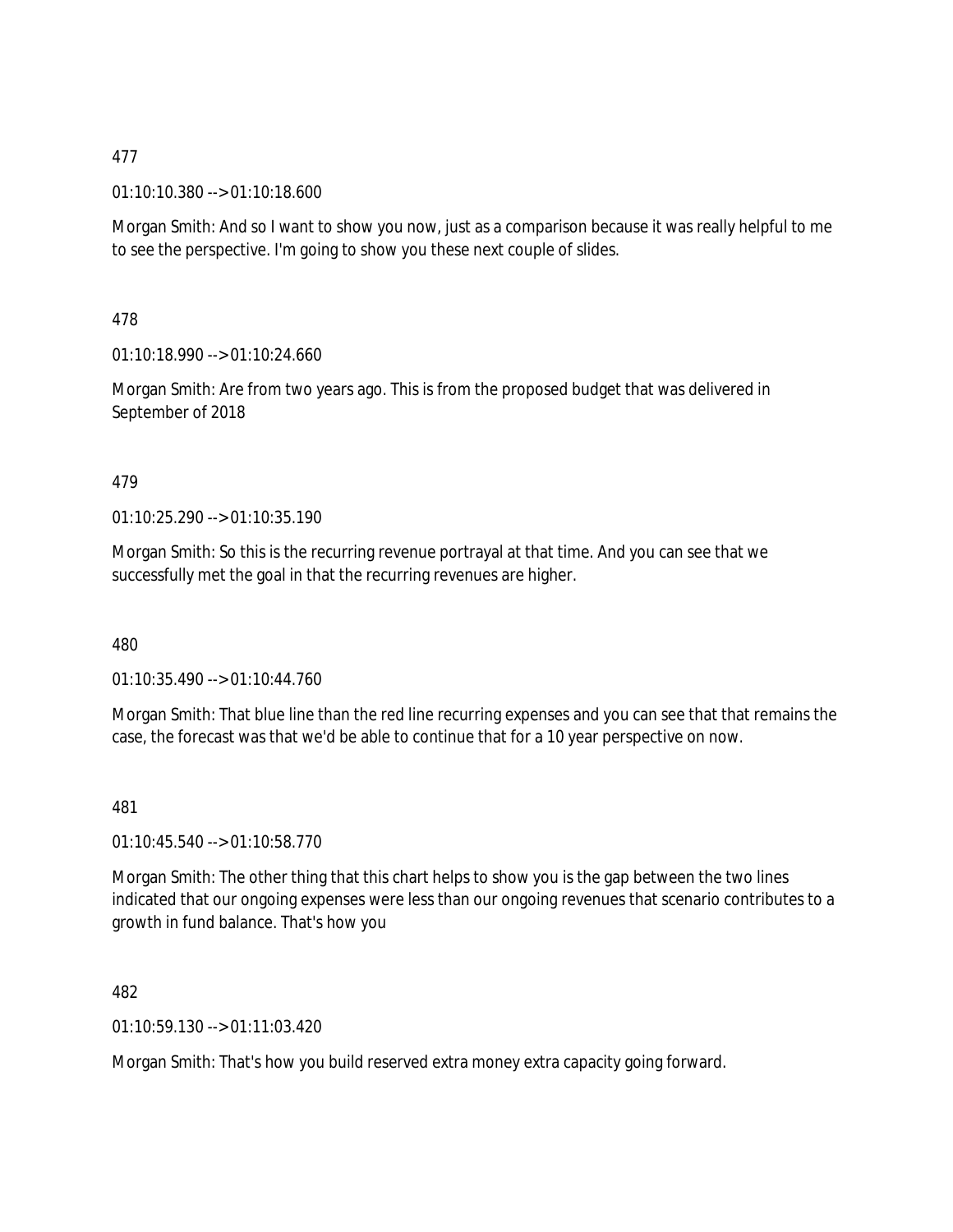477

01:10:10.380 --> 01:10:18.600

Morgan Smith: And so I want to show you now, just as a comparison because it was really helpful to me to see the perspective. I'm going to show you these next couple of slides.

478

01:10:18.990 --> 01:10:24.660

Morgan Smith: Are from two years ago. This is from the proposed budget that was delivered in September of 2018

479

01:10:25.290 --> 01:10:35.190

Morgan Smith: So this is the recurring revenue portrayal at that time. And you can see that we successfully met the goal in that the recurring revenues are higher.

480

01:10:35.490 --> 01:10:44.760

Morgan Smith: That blue line than the red line recurring expenses and you can see that that remains the case, the forecast was that we'd be able to continue that for a 10 year perspective on now.

481

01:10:45.540 --> 01:10:58.770

Morgan Smith: The other thing that this chart helps to show you is the gap between the two lines indicated that our ongoing expenses were less than our ongoing revenues that scenario contributes to a growth in fund balance. That's how you

482

01:10:59.130 --> 01:11:03.420

Morgan Smith: That's how you build reserved extra money extra capacity going forward.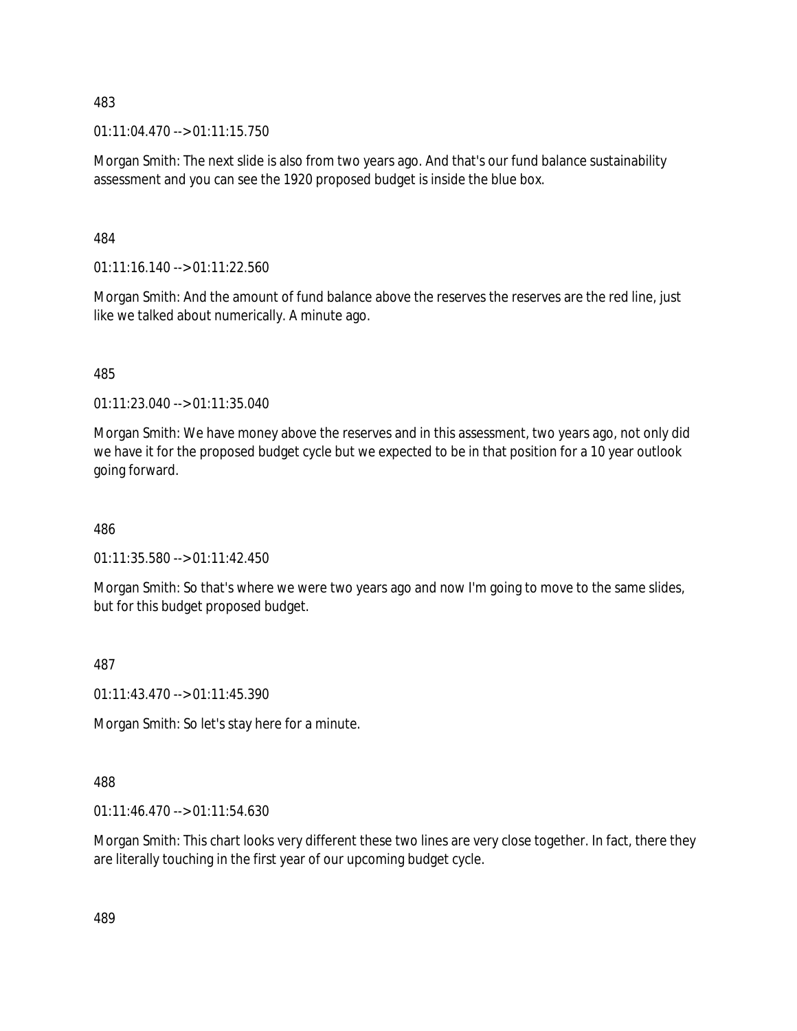483

01:11:04.470 --> 01:11:15.750

Morgan Smith: The next slide is also from two years ago. And that's our fund balance sustainability assessment and you can see the 1920 proposed budget is inside the blue box.

484

01:11:16.140 --> 01:11:22.560

Morgan Smith: And the amount of fund balance above the reserves the reserves are the red line, just like we talked about numerically. A minute ago.

485

01:11:23.040 --> 01:11:35.040

Morgan Smith: We have money above the reserves and in this assessment, two years ago, not only did we have it for the proposed budget cycle but we expected to be in that position for a 10 year outlook going forward.

486

01:11:35.580 --> 01:11:42.450

Morgan Smith: So that's where we were two years ago and now I'm going to move to the same slides, but for this budget proposed budget.

487

01:11:43.470 --> 01:11:45.390

Morgan Smith: So let's stay here for a minute.

488

01:11:46.470 --> 01:11:54.630

Morgan Smith: This chart looks very different these two lines are very close together. In fact, there they are literally touching in the first year of our upcoming budget cycle.

489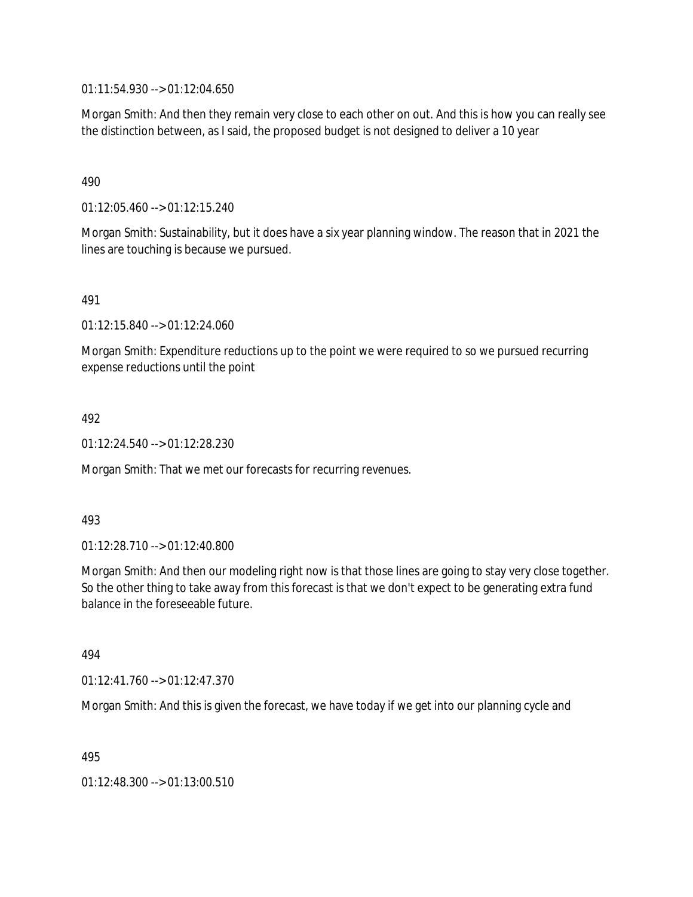01:11:54.930 --> 01:12:04.650

Morgan Smith: And then they remain very close to each other on out. And this is how you can really see the distinction between, as I said, the proposed budget is not designed to deliver a 10 year

490

01:12:05.460 --> 01:12:15.240

Morgan Smith: Sustainability, but it does have a six year planning window. The reason that in 2021 the lines are touching is because we pursued.

491

01:12:15.840 --> 01:12:24.060

Morgan Smith: Expenditure reductions up to the point we were required to so we pursued recurring expense reductions until the point

492

01:12:24.540 --> 01:12:28.230

Morgan Smith: That we met our forecasts for recurring revenues.

493

01:12:28.710 --> 01:12:40.800

Morgan Smith: And then our modeling right now is that those lines are going to stay very close together. So the other thing to take away from this forecast is that we don't expect to be generating extra fund balance in the foreseeable future.

494

01:12:41.760 --> 01:12:47.370

Morgan Smith: And this is given the forecast, we have today if we get into our planning cycle and

495

01:12:48.300 --> 01:13:00.510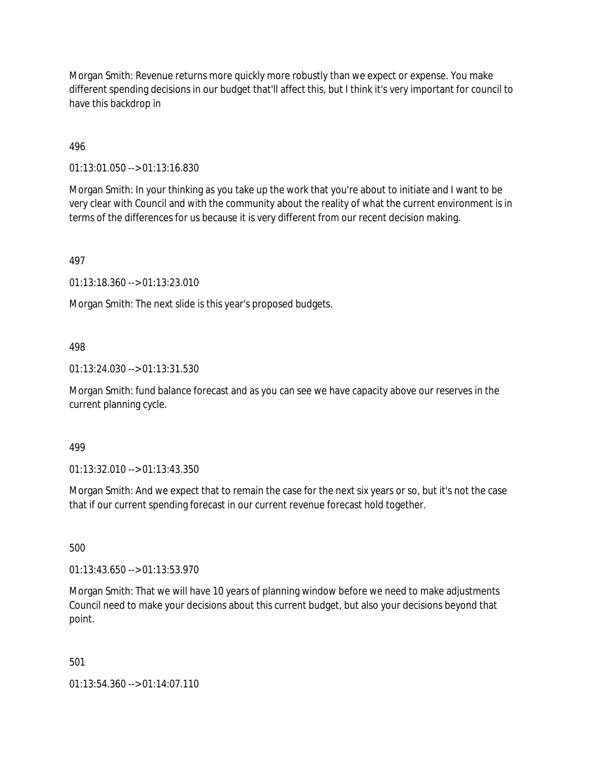Morgan Smith: Revenue returns more quickly more robustly than we expect or expense. You make different spending decisions in our budget that'll affect this, but I think it's very important for council to have this backdrop in

496

01:13:01.050 --> 01:13:16.830

Morgan Smith: In your thinking as you take up the work that you're about to initiate and I want to be very clear with Council and with the community about the reality of what the current environment is in terms of the differences for us because it is very different from our recent decision making.

497

01:13:18.360 --> 01:13:23.010

Morgan Smith: The next slide is this year's proposed budgets.

498

01:13:24.030 --> 01:13:31.530

Morgan Smith: fund balance forecast and as you can see we have capacity above our reserves in the current planning cycle.

499

01:13:32.010 --> 01:13:43.350

Morgan Smith: And we expect that to remain the case for the next six years or so, but it's not the case that if our current spending forecast in our current revenue forecast hold together.

500

01:13:43.650 --> 01:13:53.970

Morgan Smith: That we will have 10 years of planning window before we need to make adjustments Council need to make your decisions about this current budget, but also your decisions beyond that point.

501

01:13:54.360 --> 01:14:07.110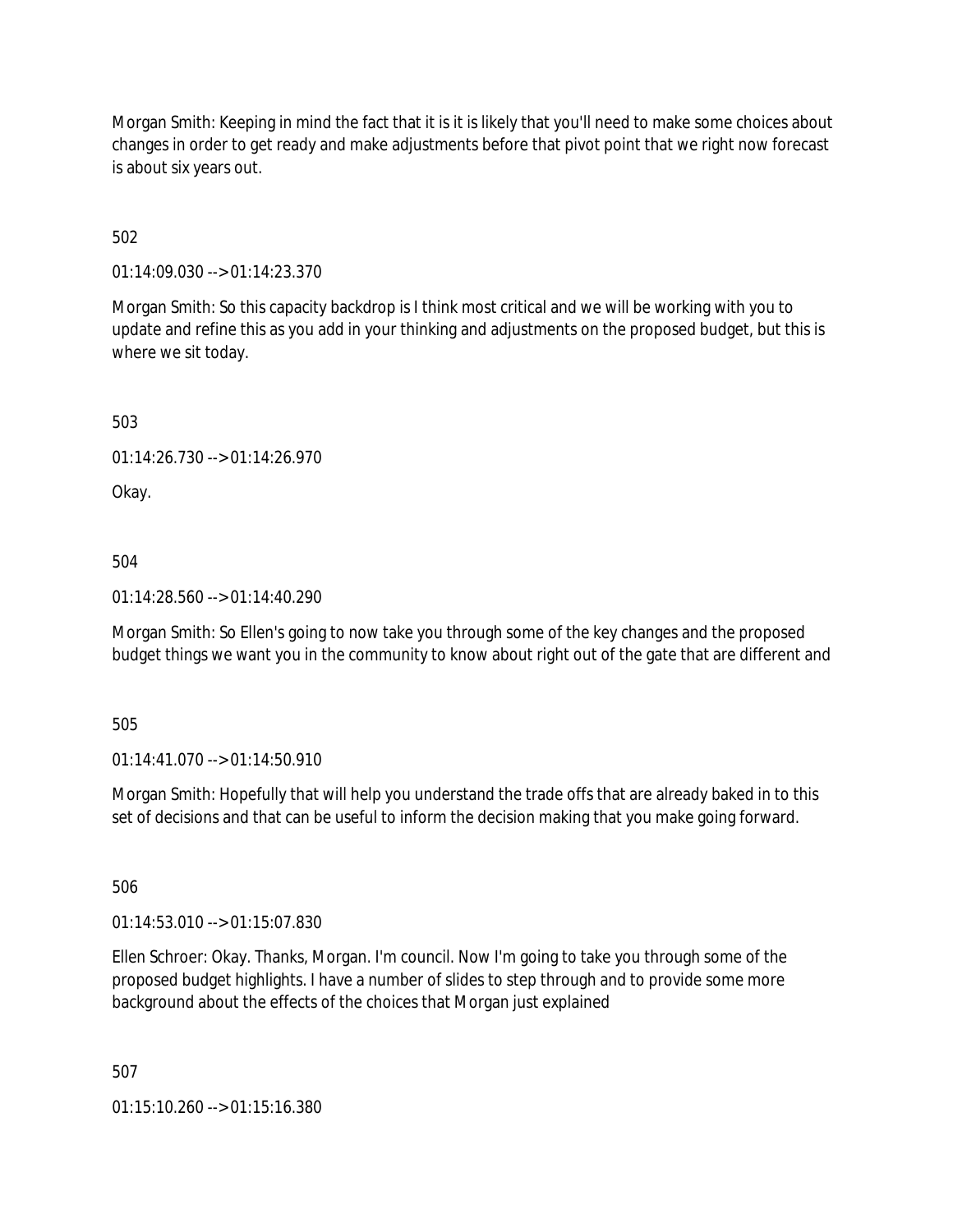Morgan Smith: Keeping in mind the fact that it is it is likely that you'll need to make some choices about changes in order to get ready and make adjustments before that pivot point that we right now forecast is about six years out.

502

01:14:09.030 --> 01:14:23.370

Morgan Smith: So this capacity backdrop is I think most critical and we will be working with you to update and refine this as you add in your thinking and adjustments on the proposed budget, but this is where we sit today.

503

01:14:26.730 --> 01:14:26.970

Okay.

504

01:14:28.560 --> 01:14:40.290

Morgan Smith: So Ellen's going to now take you through some of the key changes and the proposed budget things we want you in the community to know about right out of the gate that are different and

505

01:14:41.070 --> 01:14:50.910

Morgan Smith: Hopefully that will help you understand the trade offs that are already baked in to this set of decisions and that can be useful to inform the decision making that you make going forward.

506

01:14:53.010 --> 01:15:07.830

Ellen Schroer: Okay. Thanks, Morgan. I'm council. Now I'm going to take you through some of the proposed budget highlights. I have a number of slides to step through and to provide some more background about the effects of the choices that Morgan just explained

507

01:15:10.260 --> 01:15:16.380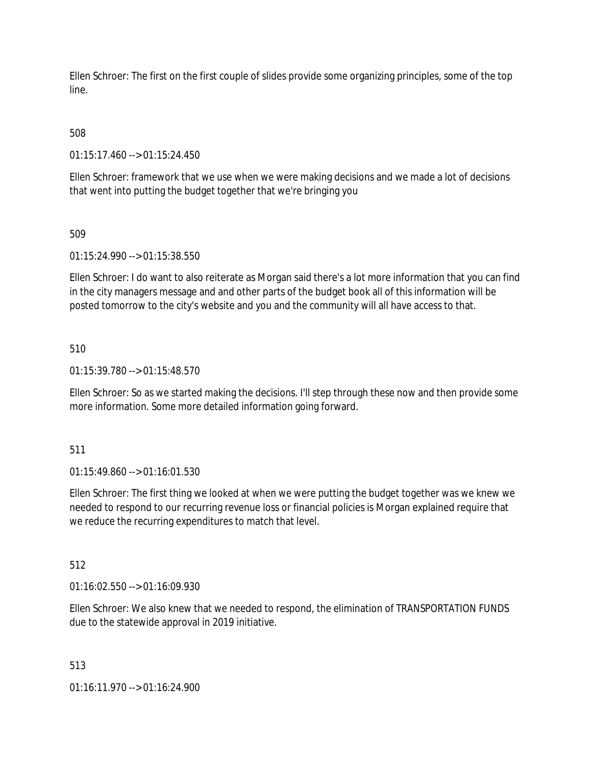Ellen Schroer: The first on the first couple of slides provide some organizing principles, some of the top line.

508

01:15:17.460 --> 01:15:24.450

Ellen Schroer: framework that we use when we were making decisions and we made a lot of decisions that went into putting the budget together that we're bringing you

509

01:15:24.990 --> 01:15:38.550

Ellen Schroer: I do want to also reiterate as Morgan said there's a lot more information that you can find in the city managers message and and other parts of the budget book all of this information will be posted tomorrow to the city's website and you and the community will all have access to that.

510

01:15:39.780 --> 01:15:48.570

Ellen Schroer: So as we started making the decisions. I'll step through these now and then provide some more information. Some more detailed information going forward.

511

01:15:49.860 --> 01:16:01.530

Ellen Schroer: The first thing we looked at when we were putting the budget together was we knew we needed to respond to our recurring revenue loss or financial policies is Morgan explained require that we reduce the recurring expenditures to match that level.

512

01:16:02.550 --> 01:16:09.930

Ellen Schroer: We also knew that we needed to respond, the elimination of TRANSPORTATION FUNDS due to the statewide approval in 2019 initiative.

513

01:16:11.970 --> 01:16:24.900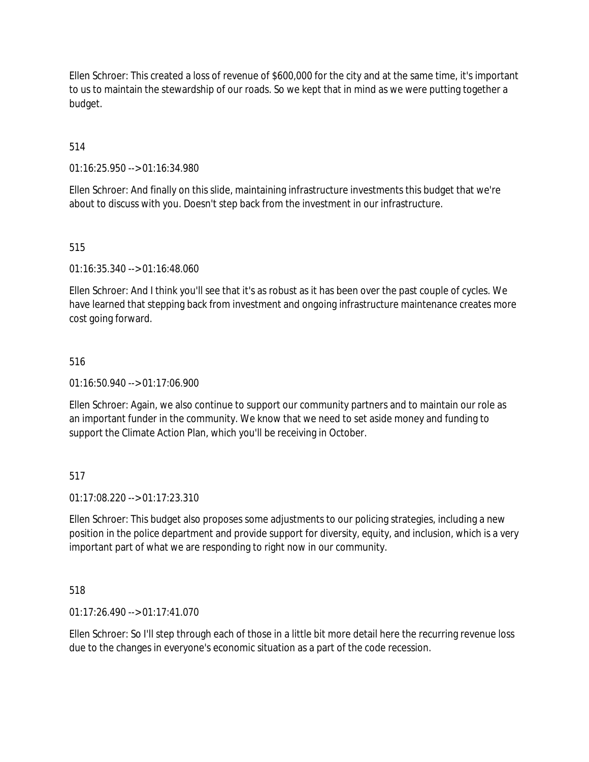Ellen Schroer: This created a loss of revenue of $600,000 for the city and at the same time, it's important to us to maintain the stewardship of our roads. So we kept that in mind as we were putting together a budget.

514

01:16:25.950 --> 01:16:34.980

Ellen Schroer: And finally on this slide, maintaining infrastructure investments this budget that we're about to discuss with you. Doesn't step back from the investment in our infrastructure.

515

01:16:35.340 --> 01:16:48.060

Ellen Schroer: And I think you'll see that it's as robust as it has been over the past couple of cycles. We have learned that stepping back from investment and ongoing infrastructure maintenance creates more cost going forward.

516

01:16:50.940 --> 01:17:06.900

Ellen Schroer: Again, we also continue to support our community partners and to maintain our role as an important funder in the community. We know that we need to set aside money and funding to support the Climate Action Plan, which you'll be receiving in October.

517

01:17:08.220 --> 01:17:23.310

Ellen Schroer: This budget also proposes some adjustments to our policing strategies, including a new position in the police department and provide support for diversity, equity, and inclusion, which is a very important part of what we are responding to right now in our community.

518

01:17:26.490 --> 01:17:41.070

Ellen Schroer: So I'll step through each of those in a little bit more detail here the recurring revenue loss due to the changes in everyone's economic situation as a part of the code recession.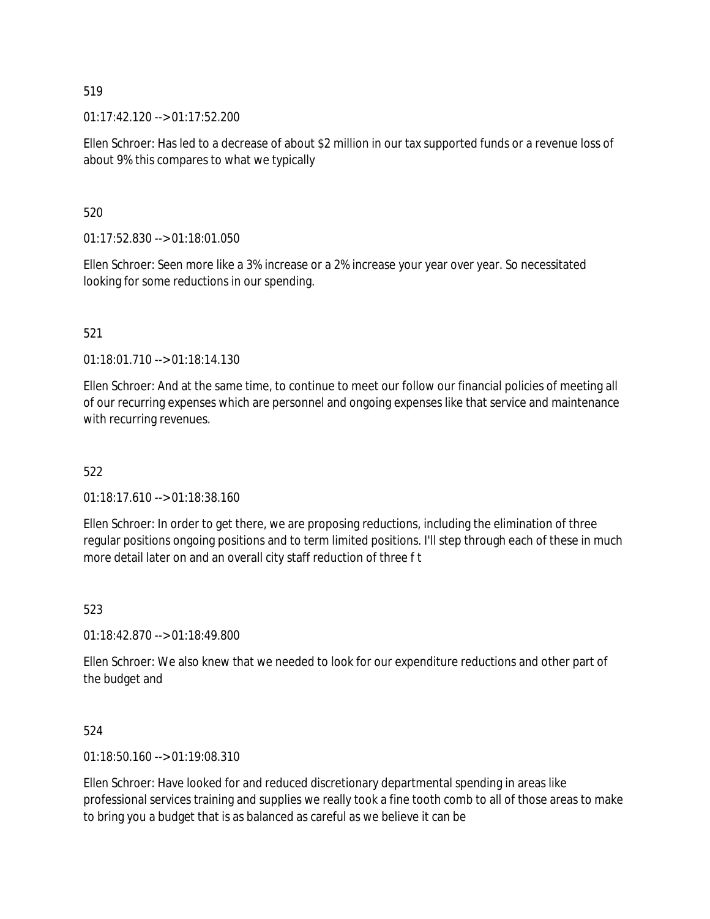519

01:17:42.120 --> 01:17:52.200

Ellen Schroer: Has led to a decrease of about $2 million in our tax supported funds or a revenue loss of about 9% this compares to what we typically

520

01:17:52.830 --> 01:18:01.050

Ellen Schroer: Seen more like a 3% increase or a 2% increase your year over year. So necessitated looking for some reductions in our spending.

521

01:18:01.710 --> 01:18:14.130

Ellen Schroer: And at the same time, to continue to meet our follow our financial policies of meeting all of our recurring expenses which are personnel and ongoing expenses like that service and maintenance with recurring revenues.

522

01:18:17.610 --> 01:18:38.160

Ellen Schroer: In order to get there, we are proposing reductions, including the elimination of three regular positions ongoing positions and to term limited positions. I'll step through each of these in much more detail later on and an overall city staff reduction of three f t

523

01:18:42.870 --> 01:18:49.800

Ellen Schroer: We also knew that we needed to look for our expenditure reductions and other part of the budget and

524

01:18:50.160 --> 01:19:08.310

Ellen Schroer: Have looked for and reduced discretionary departmental spending in areas like professional services training and supplies we really took a fine tooth comb to all of those areas to make to bring you a budget that is as balanced as careful as we believe it can be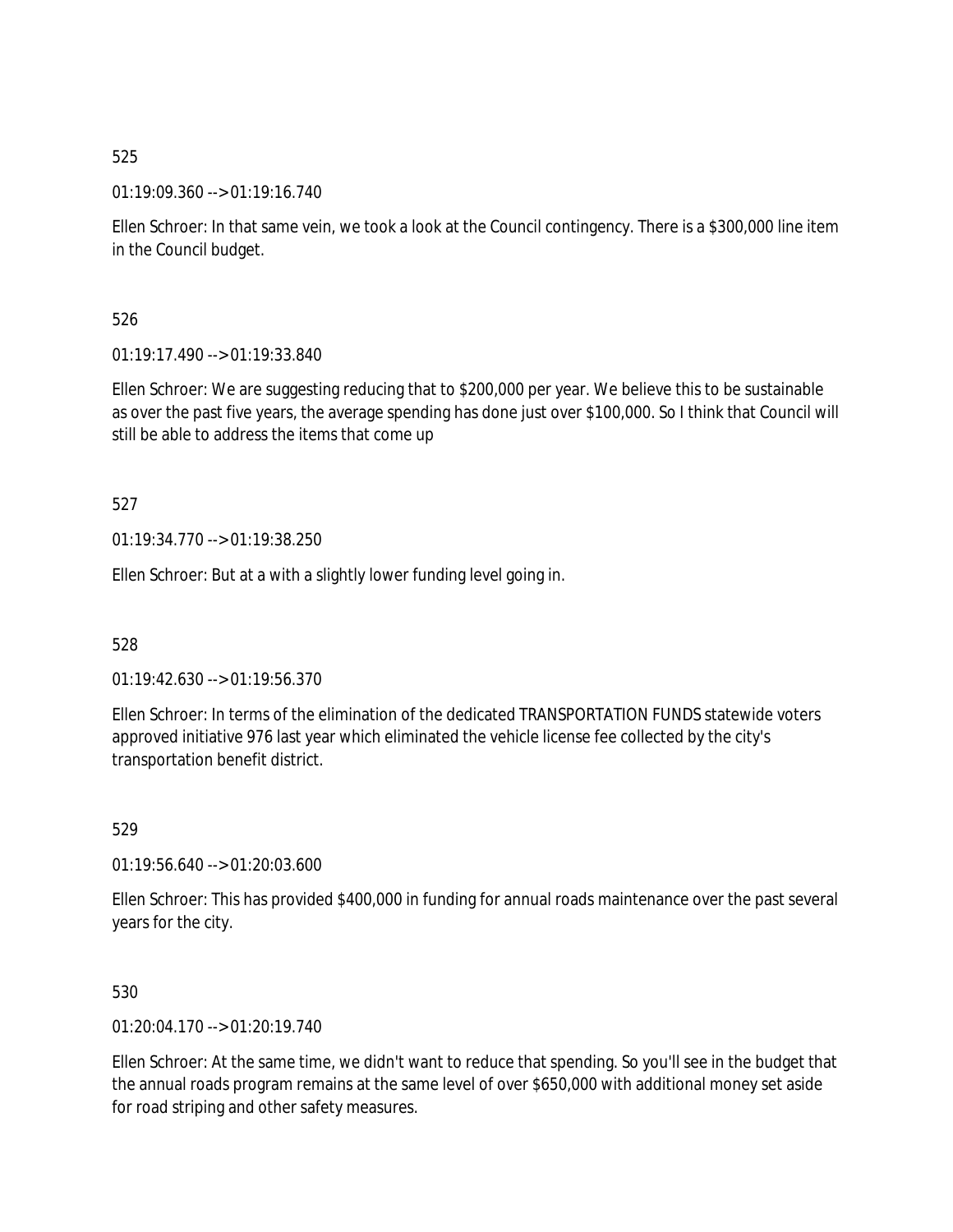525

01:19:09.360 --> 01:19:16.740

Ellen Schroer: In that same vein, we took a look at the Council contingency. There is a $300,000 line item in the Council budget.

526

01:19:17.490 --> 01:19:33.840

Ellen Schroer: We are suggesting reducing that to $200,000 per year. We believe this to be sustainable as over the past five years, the average spending has done just over $100,000. So I think that Council will still be able to address the items that come up

527

01:19:34.770 --> 01:19:38.250

Ellen Schroer: But at a with a slightly lower funding level going in.

528

01:19:42.630 --> 01:19:56.370

Ellen Schroer: In terms of the elimination of the dedicated TRANSPORTATION FUNDS statewide voters approved initiative 976 last year which eliminated the vehicle license fee collected by the city's transportation benefit district.

529

01:19:56.640 --> 01:20:03.600

Ellen Schroer: This has provided $400,000 in funding for annual roads maintenance over the past several years for the city.

530

01:20:04.170 --> 01:20:19.740

Ellen Schroer: At the same time, we didn't want to reduce that spending. So you'll see in the budget that the annual roads program remains at the same level of over $650,000 with additional money set aside for road striping and other safety measures.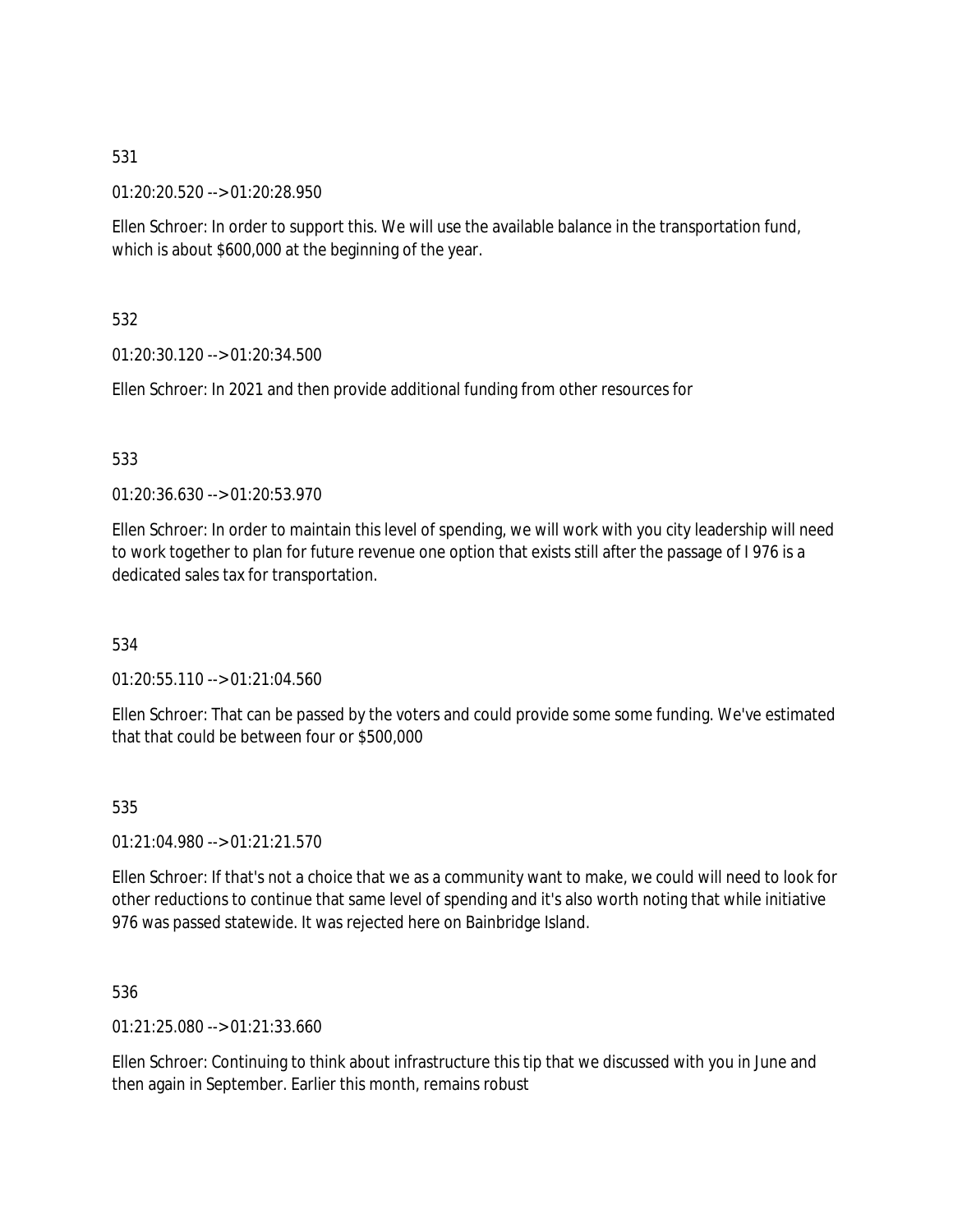531

01:20:20.520 --> 01:20:28.950

Ellen Schroer: In order to support this. We will use the available balance in the transportation fund, which is about $600,000 at the beginning of the year.

532

01:20:30.120 --> 01:20:34.500

Ellen Schroer: In 2021 and then provide additional funding from other resources for

533

01:20:36.630 --> 01:20:53.970

Ellen Schroer: In order to maintain this level of spending, we will work with you city leadership will need to work together to plan for future revenue one option that exists still after the passage of I 976 is a dedicated sales tax for transportation.

534

01:20:55.110 --> 01:21:04.560

Ellen Schroer: That can be passed by the voters and could provide some some funding. We've estimated that that could be between four or $500,000

535

01:21:04.980 --> 01:21:21.570

Ellen Schroer: If that's not a choice that we as a community want to make, we could will need to look for other reductions to continue that same level of spending and it's also worth noting that while initiative 976 was passed statewide. It was rejected here on Bainbridge Island.

536

01:21:25.080 --> 01:21:33.660

Ellen Schroer: Continuing to think about infrastructure this tip that we discussed with you in June and then again in September. Earlier this month, remains robust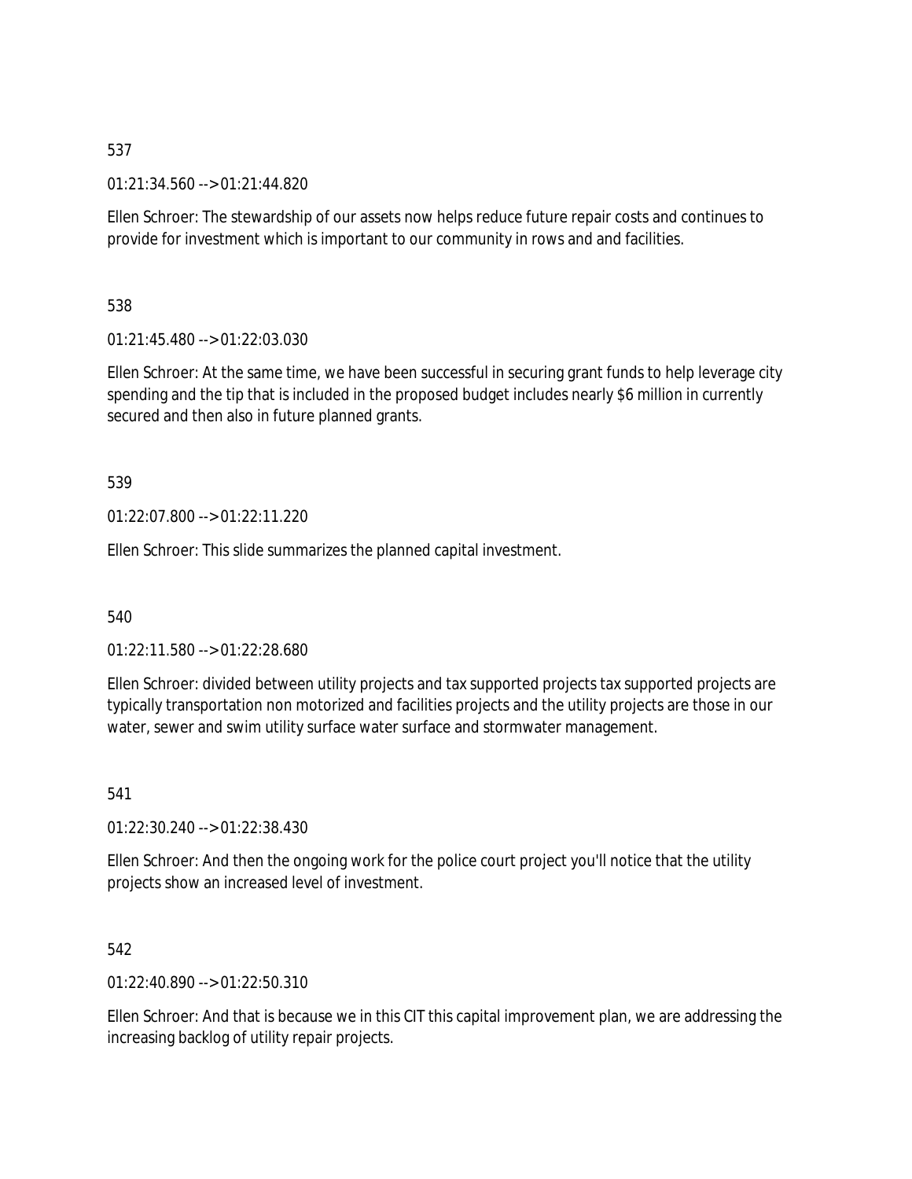537

01:21:34.560 --> 01:21:44.820

Ellen Schroer: The stewardship of our assets now helps reduce future repair costs and continues to provide for investment which is important to our community in rows and and facilities.

538

01:21:45.480 --> 01:22:03.030

Ellen Schroer: At the same time, we have been successful in securing grant funds to help leverage city spending and the tip that is included in the proposed budget includes nearly $6 million in currently secured and then also in future planned grants.

539

01:22:07.800 --> 01:22:11.220

Ellen Schroer: This slide summarizes the planned capital investment.

540

01:22:11.580 --> 01:22:28.680

Ellen Schroer: divided between utility projects and tax supported projects tax supported projects are typically transportation non motorized and facilities projects and the utility projects are those in our water, sewer and swim utility surface water surface and stormwater management.

541

01:22:30.240 --> 01:22:38.430

Ellen Schroer: And then the ongoing work for the police court project you'll notice that the utility projects show an increased level of investment.

542

01:22:40.890 --> 01:22:50.310

Ellen Schroer: And that is because we in this CIT this capital improvement plan, we are addressing the increasing backlog of utility repair projects.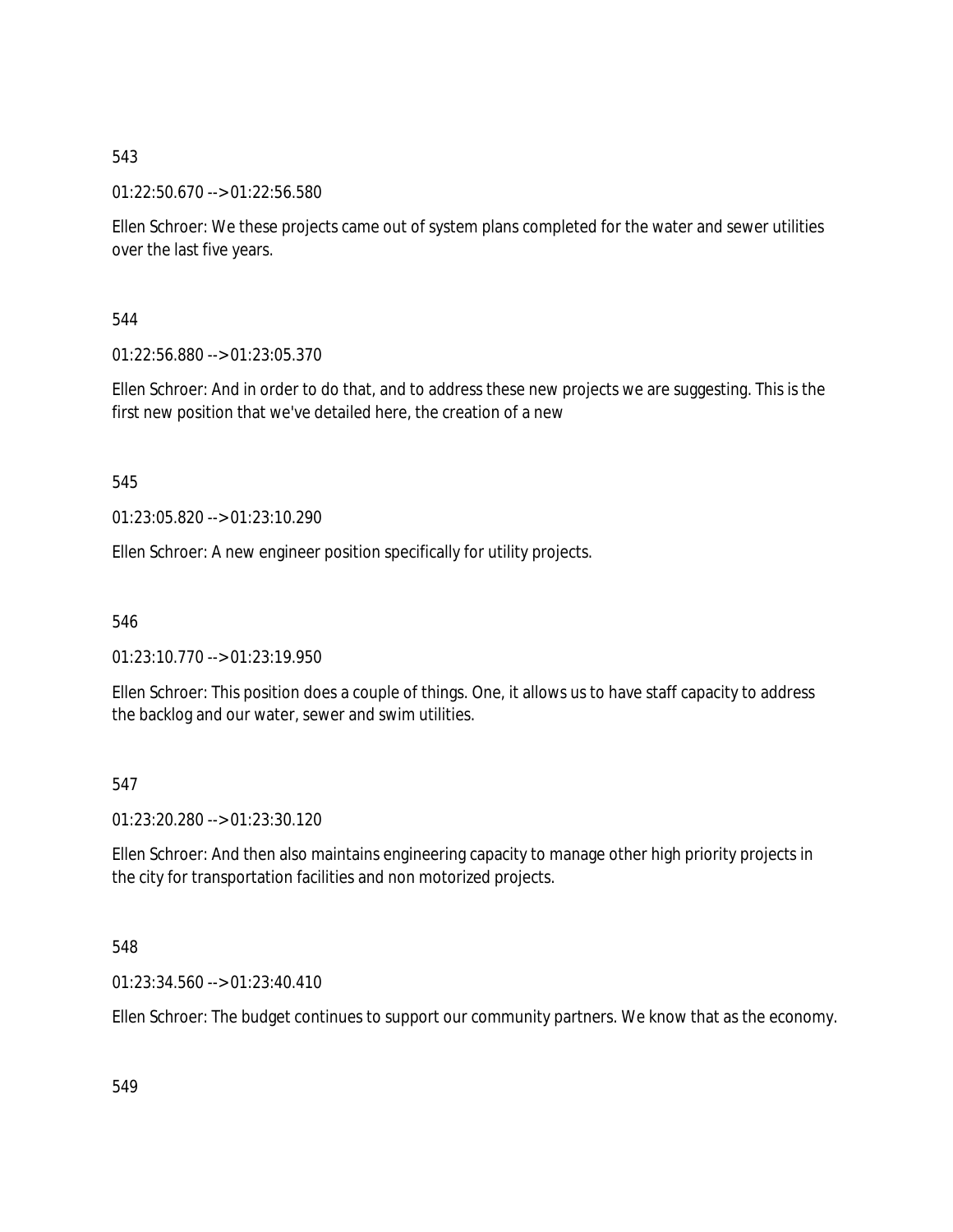543

01:22:50.670 --> 01:22:56.580

Ellen Schroer: We these projects came out of system plans completed for the water and sewer utilities over the last five years.

544

01:22:56.880 --> 01:23:05.370

Ellen Schroer: And in order to do that, and to address these new projects we are suggesting. This is the first new position that we've detailed here, the creation of a new

545

01:23:05.820 --> 01:23:10.290

Ellen Schroer: A new engineer position specifically for utility projects.

546

01:23:10.770 --> 01:23:19.950

Ellen Schroer: This position does a couple of things. One, it allows us to have staff capacity to address the backlog and our water, sewer and swim utilities.

547

01:23:20.280 --> 01:23:30.120

Ellen Schroer: And then also maintains engineering capacity to manage other high priority projects in the city for transportation facilities and non motorized projects.

548

01:23:34.560 --> 01:23:40.410

Ellen Schroer: The budget continues to support our community partners. We know that as the economy.

549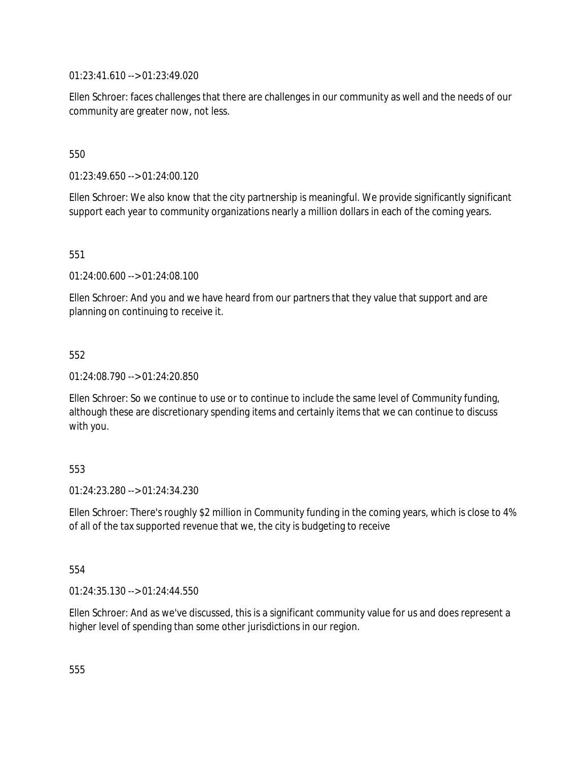01:23:41.610 --> 01:23:49.020

Ellen Schroer: faces challenges that there are challenges in our community as well and the needs of our community are greater now, not less.

550

01:23:49.650 --> 01:24:00.120

Ellen Schroer: We also know that the city partnership is meaningful. We provide significantly significant support each year to community organizations nearly a million dollars in each of the coming years.

551

01:24:00.600 --> 01:24:08.100

Ellen Schroer: And you and we have heard from our partners that they value that support and are planning on continuing to receive it.

552

01:24:08.790 --> 01:24:20.850

Ellen Schroer: So we continue to use or to continue to include the same level of Community funding, although these are discretionary spending items and certainly items that we can continue to discuss with you.

553

01:24:23.280 --> 01:24:34.230

Ellen Schroer: There's roughly $2 million in Community funding in the coming years, which is close to 4% of all of the tax supported revenue that we, the city is budgeting to receive

554

01:24:35.130 --> 01:24:44.550

Ellen Schroer: And as we've discussed, this is a significant community value for us and does represent a higher level of spending than some other jurisdictions in our region.

555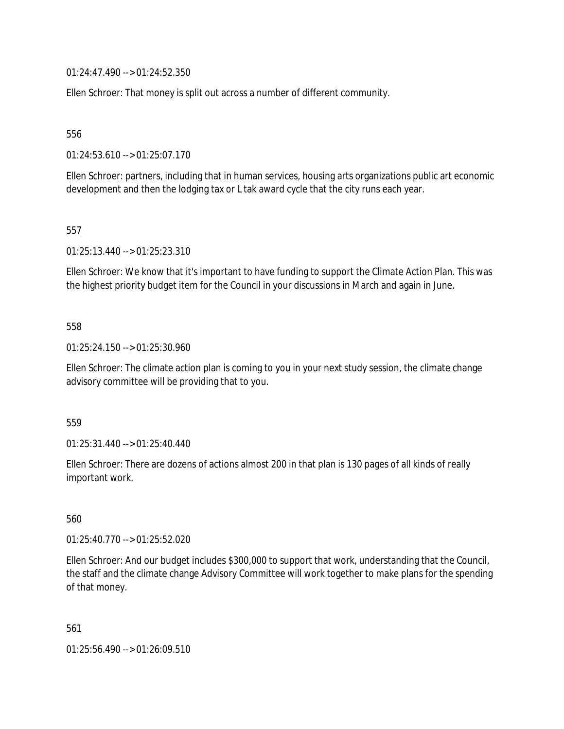01:24:47.490 --> 01:24:52.350

Ellen Schroer: That money is split out across a number of different community.

556

01:24:53.610 --> 01:25:07.170

Ellen Schroer: partners, including that in human services, housing arts organizations public art economic development and then the lodging tax or L tak award cycle that the city runs each year.

557

01:25:13.440 --> 01:25:23.310

Ellen Schroer: We know that it's important to have funding to support the Climate Action Plan. This was the highest priority budget item for the Council in your discussions in March and again in June.

558

01:25:24.150 --> 01:25:30.960

Ellen Schroer: The climate action plan is coming to you in your next study session, the climate change advisory committee will be providing that to you.

559

01:25:31.440 --> 01:25:40.440

Ellen Schroer: There are dozens of actions almost 200 in that plan is 130 pages of all kinds of really important work.

560

01:25:40.770 --> 01:25:52.020

Ellen Schroer: And our budget includes $300,000 to support that work, understanding that the Council, the staff and the climate change Advisory Committee will work together to make plans for the spending of that money.

561

01:25:56.490 --> 01:26:09.510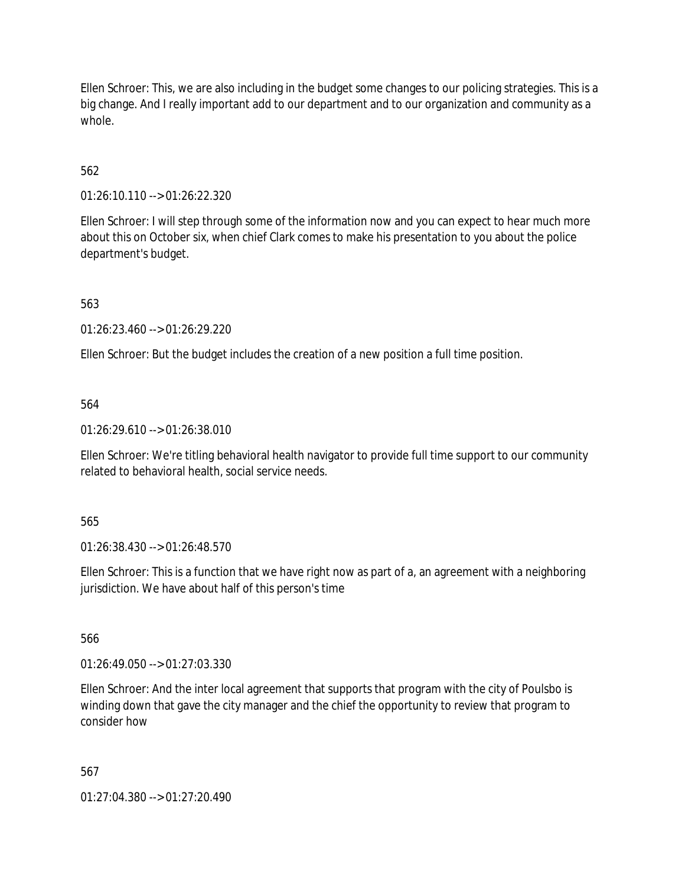Ellen Schroer: This, we are also including in the budget some changes to our policing strategies. This is a big change. And I really important add to our department and to our organization and community as a whole.

562

01:26:10.110 --> 01:26:22.320

Ellen Schroer: I will step through some of the information now and you can expect to hear much more about this on October six, when chief Clark comes to make his presentation to you about the police department's budget.

563

01:26:23.460 --> 01:26:29.220

Ellen Schroer: But the budget includes the creation of a new position a full time position.

564

01:26:29.610 --> 01:26:38.010

Ellen Schroer: We're titling behavioral health navigator to provide full time support to our community related to behavioral health, social service needs.

565

01:26:38.430 --> 01:26:48.570

Ellen Schroer: This is a function that we have right now as part of a, an agreement with a neighboring jurisdiction. We have about half of this person's time

566

01:26:49.050 --> 01:27:03.330

Ellen Schroer: And the inter local agreement that supports that program with the city of Poulsbo is winding down that gave the city manager and the chief the opportunity to review that program to consider how

567

01:27:04.380 --> 01:27:20.490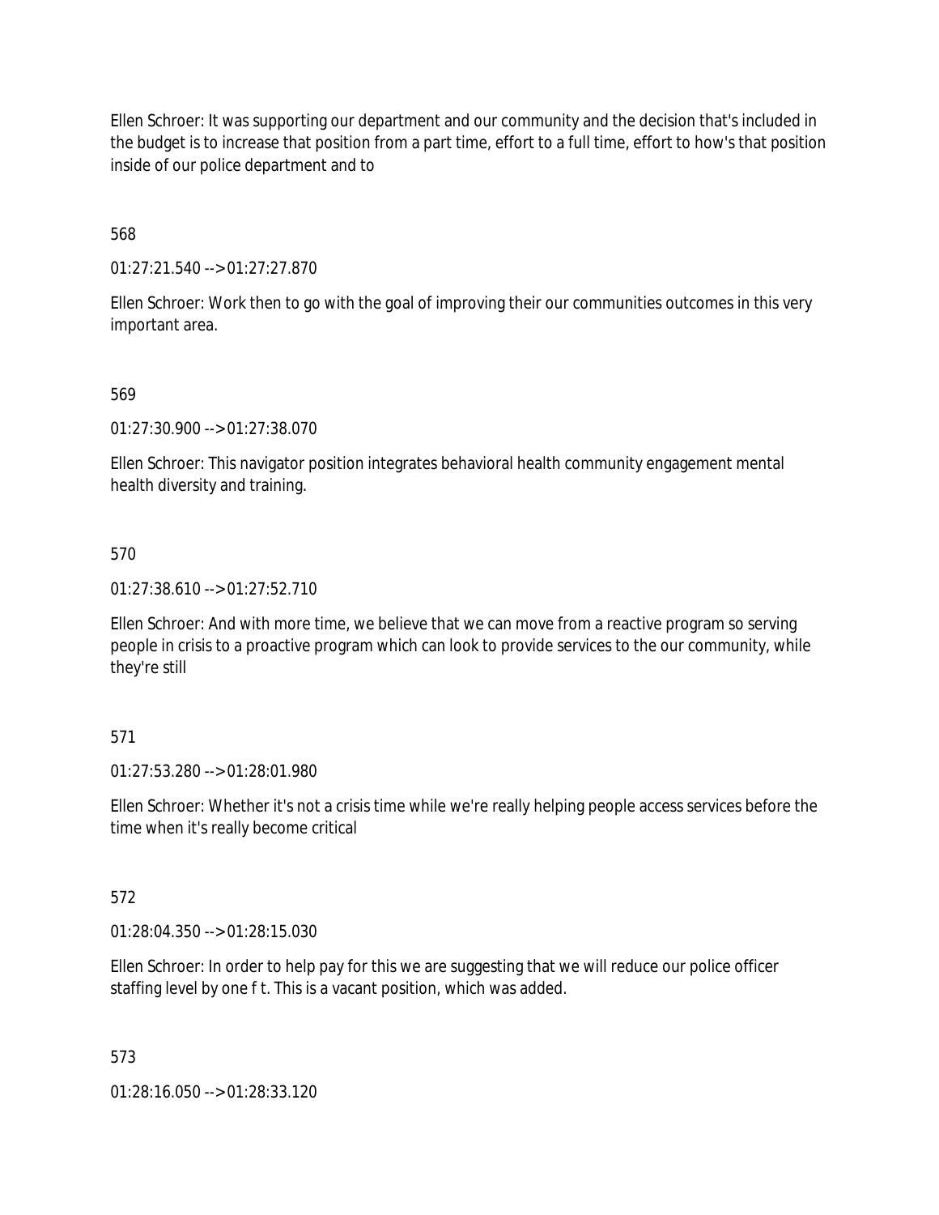Ellen Schroer: It was supporting our department and our community and the decision that's included in the budget is to increase that position from a part time, effort to a full time, effort to how's that position inside of our police department and to

568

01:27:21.540 --> 01:27:27.870

Ellen Schroer: Work then to go with the goal of improving their our communities outcomes in this very important area.

569

01:27:30.900 --> 01:27:38.070

Ellen Schroer: This navigator position integrates behavioral health community engagement mental health diversity and training.

570

01:27:38.610 --> 01:27:52.710

Ellen Schroer: And with more time, we believe that we can move from a reactive program so serving people in crisis to a proactive program which can look to provide services to the our community, while they're still

571

01:27:53.280 --> 01:28:01.980

Ellen Schroer: Whether it's not a crisis time while we're really helping people access services before the time when it's really become critical

572

01:28:04.350 --> 01:28:15.030

Ellen Schroer: In order to help pay for this we are suggesting that we will reduce our police officer staffing level by one f t. This is a vacant position, which was added.

573

01:28:16.050 --> 01:28:33.120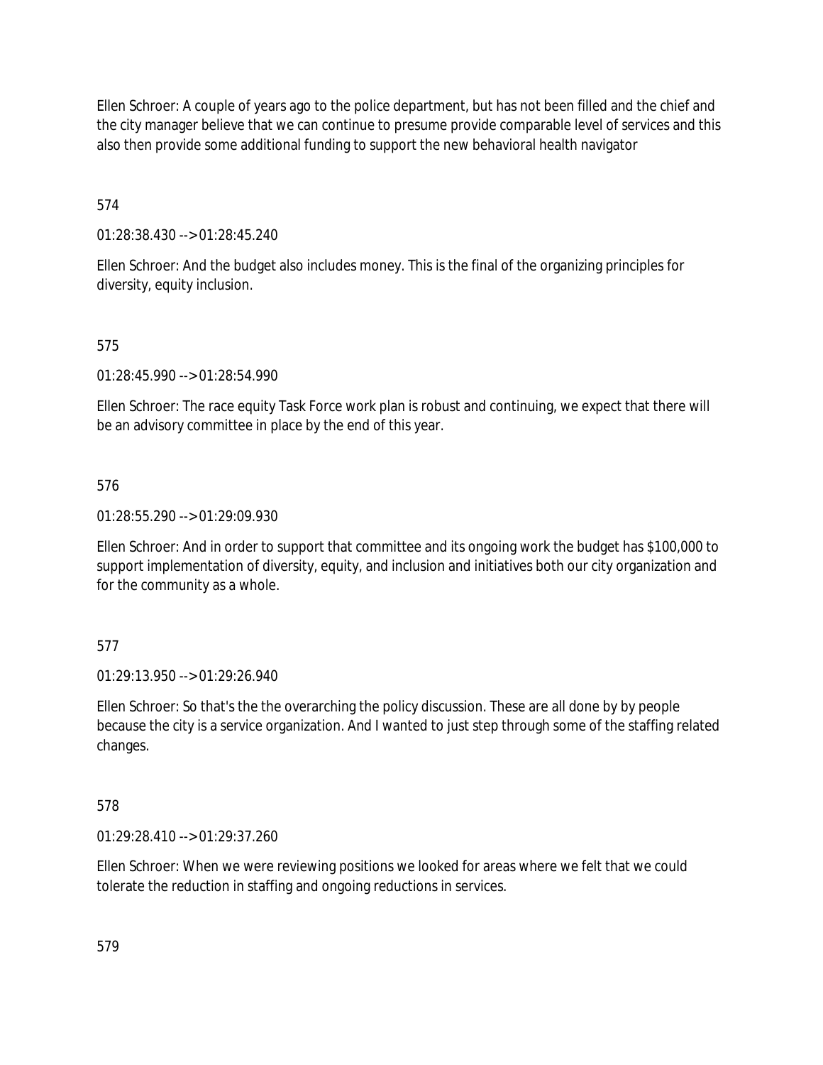Ellen Schroer: A couple of years ago to the police department, but has not been filled and the chief and the city manager believe that we can continue to presume provide comparable level of services and this also then provide some additional funding to support the new behavioral health navigator

574

01:28:38.430 --> 01:28:45.240

Ellen Schroer: And the budget also includes money. This is the final of the organizing principles for diversity, equity inclusion.

575

01:28:45.990 --> 01:28:54.990

Ellen Schroer: The race equity Task Force work plan is robust and continuing, we expect that there will be an advisory committee in place by the end of this year.

576

01:28:55.290 --> 01:29:09.930

Ellen Schroer: And in order to support that committee and its ongoing work the budget has $100,000 to support implementation of diversity, equity, and inclusion and initiatives both our city organization and for the community as a whole.

577

01:29:13.950 --> 01:29:26.940

Ellen Schroer: So that's the the overarching the policy discussion. These are all done by by people because the city is a service organization. And I wanted to just step through some of the staffing related changes.

578

01:29:28.410 --> 01:29:37.260

Ellen Schroer: When we were reviewing positions we looked for areas where we felt that we could tolerate the reduction in staffing and ongoing reductions in services.

579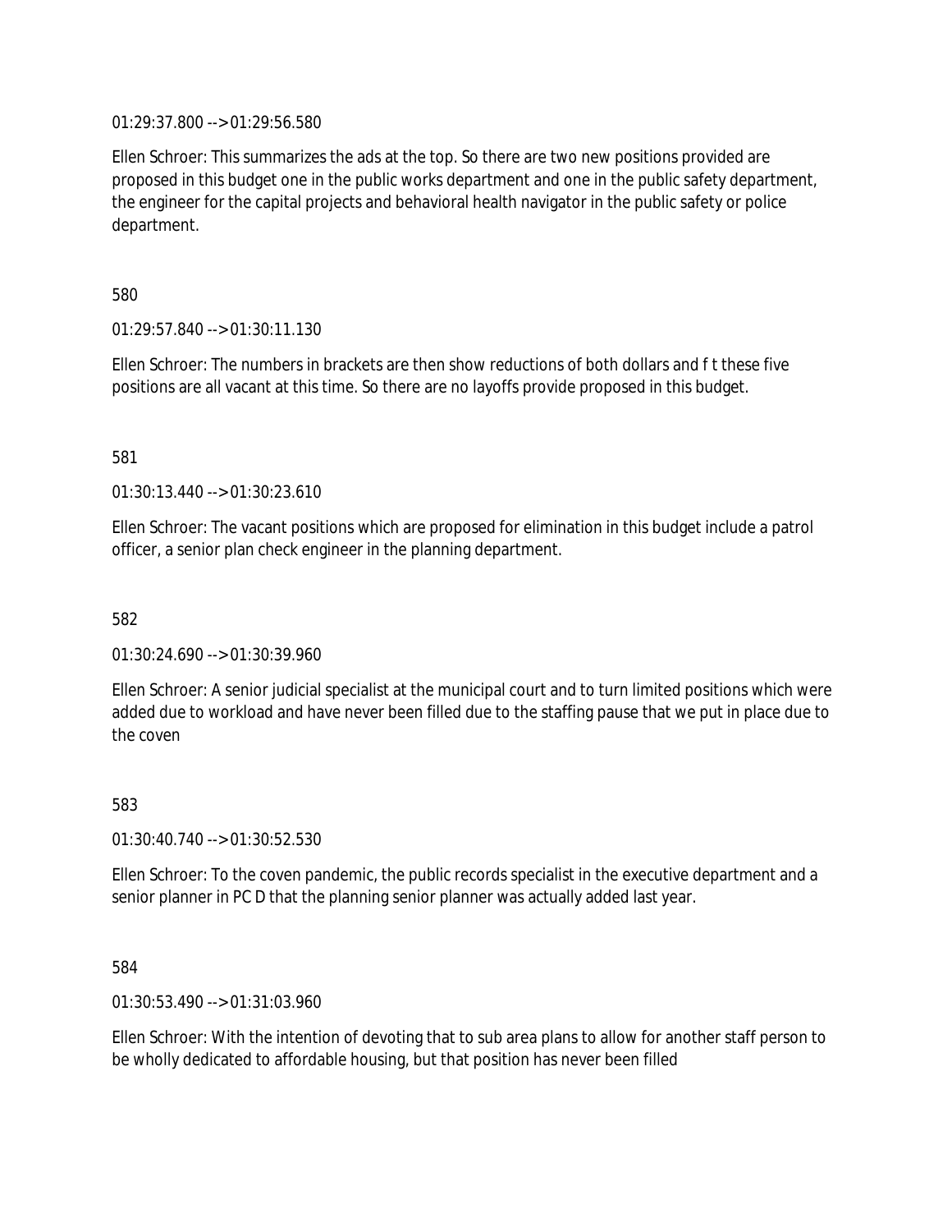01:29:37.800 --> 01:29:56.580

Ellen Schroer: This summarizes the ads at the top. So there are two new positions provided are proposed in this budget one in the public works department and one in the public safety department, the engineer for the capital projects and behavioral health navigator in the public safety or police department.

580

01:29:57.840 --> 01:30:11.130

Ellen Schroer: The numbers in brackets are then show reductions of both dollars and f t these five positions are all vacant at this time. So there are no layoffs provide proposed in this budget.

581

01:30:13.440 --> 01:30:23.610

Ellen Schroer: The vacant positions which are proposed for elimination in this budget include a patrol officer, a senior plan check engineer in the planning department.

582

01:30:24.690 --> 01:30:39.960

Ellen Schroer: A senior judicial specialist at the municipal court and to turn limited positions which were added due to workload and have never been filled due to the staffing pause that we put in place due to the coven

583

01:30:40.740 --> 01:30:52.530

Ellen Schroer: To the coven pandemic, the public records specialist in the executive department and a senior planner in PC D that the planning senior planner was actually added last year.

584

01:30:53.490 --> 01:31:03.960

Ellen Schroer: With the intention of devoting that to sub area plans to allow for another staff person to be wholly dedicated to affordable housing, but that position has never been filled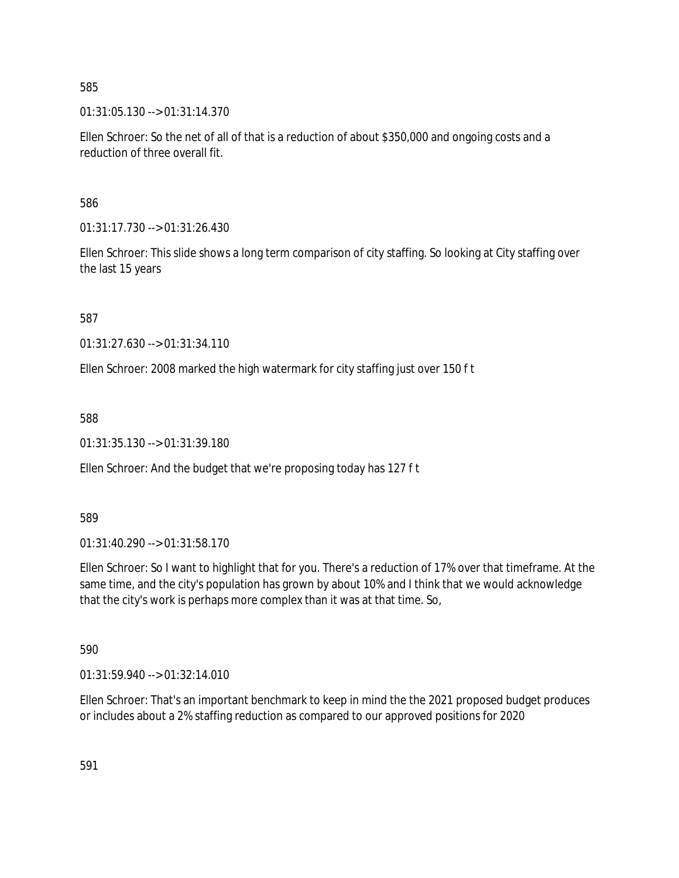585

01:31:05.130 --> 01:31:14.370

Ellen Schroer: So the net of all of that is a reduction of about $350,000 and ongoing costs and a reduction of three overall fit.

586

01:31:17.730 --> 01:31:26.430

Ellen Schroer: This slide shows a long term comparison of city staffing. So looking at City staffing over the last 15 years

587

01:31:27.630 --> 01:31:34.110

Ellen Schroer: 2008 marked the high watermark for city staffing just over 150 f t

588

01:31:35.130 --> 01:31:39.180

Ellen Schroer: And the budget that we're proposing today has 127 f t

589

01:31:40.290 --> 01:31:58.170

Ellen Schroer: So I want to highlight that for you. There's a reduction of 17% over that timeframe. At the same time, and the city's population has grown by about 10% and I think that we would acknowledge that the city's work is perhaps more complex than it was at that time. So,

590

01:31:59.940 --> 01:32:14.010

Ellen Schroer: That's an important benchmark to keep in mind the the 2021 proposed budget produces or includes about a 2% staffing reduction as compared to our approved positions for 2020

591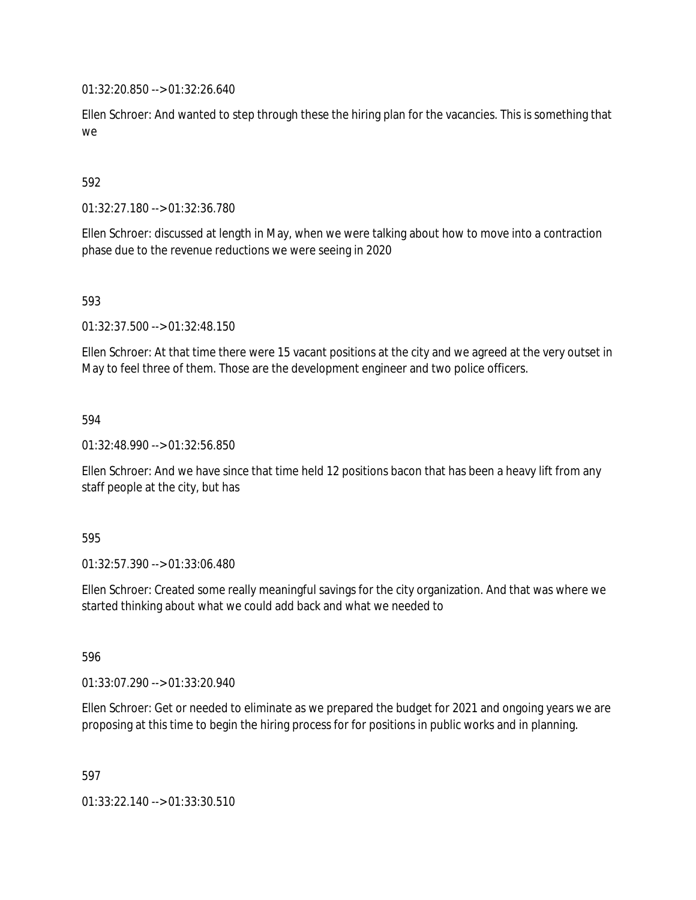01:32:20.850 --> 01:32:26.640

Ellen Schroer: And wanted to step through these the hiring plan for the vacancies. This is something that we

592

01:32:27.180 --> 01:32:36.780

Ellen Schroer: discussed at length in May, when we were talking about how to move into a contraction phase due to the revenue reductions we were seeing in 2020

593

01:32:37.500 --> 01:32:48.150

Ellen Schroer: At that time there were 15 vacant positions at the city and we agreed at the very outset in May to feel three of them. Those are the development engineer and two police officers.

594

01:32:48.990 --> 01:32:56.850

Ellen Schroer: And we have since that time held 12 positions bacon that has been a heavy lift from any staff people at the city, but has

595

01:32:57.390 --> 01:33:06.480

Ellen Schroer: Created some really meaningful savings for the city organization. And that was where we started thinking about what we could add back and what we needed to

596

01:33:07.290 --> 01:33:20.940

Ellen Schroer: Get or needed to eliminate as we prepared the budget for 2021 and ongoing years we are proposing at this time to begin the hiring process for for positions in public works and in planning.

597

01:33:22.140 --> 01:33:30.510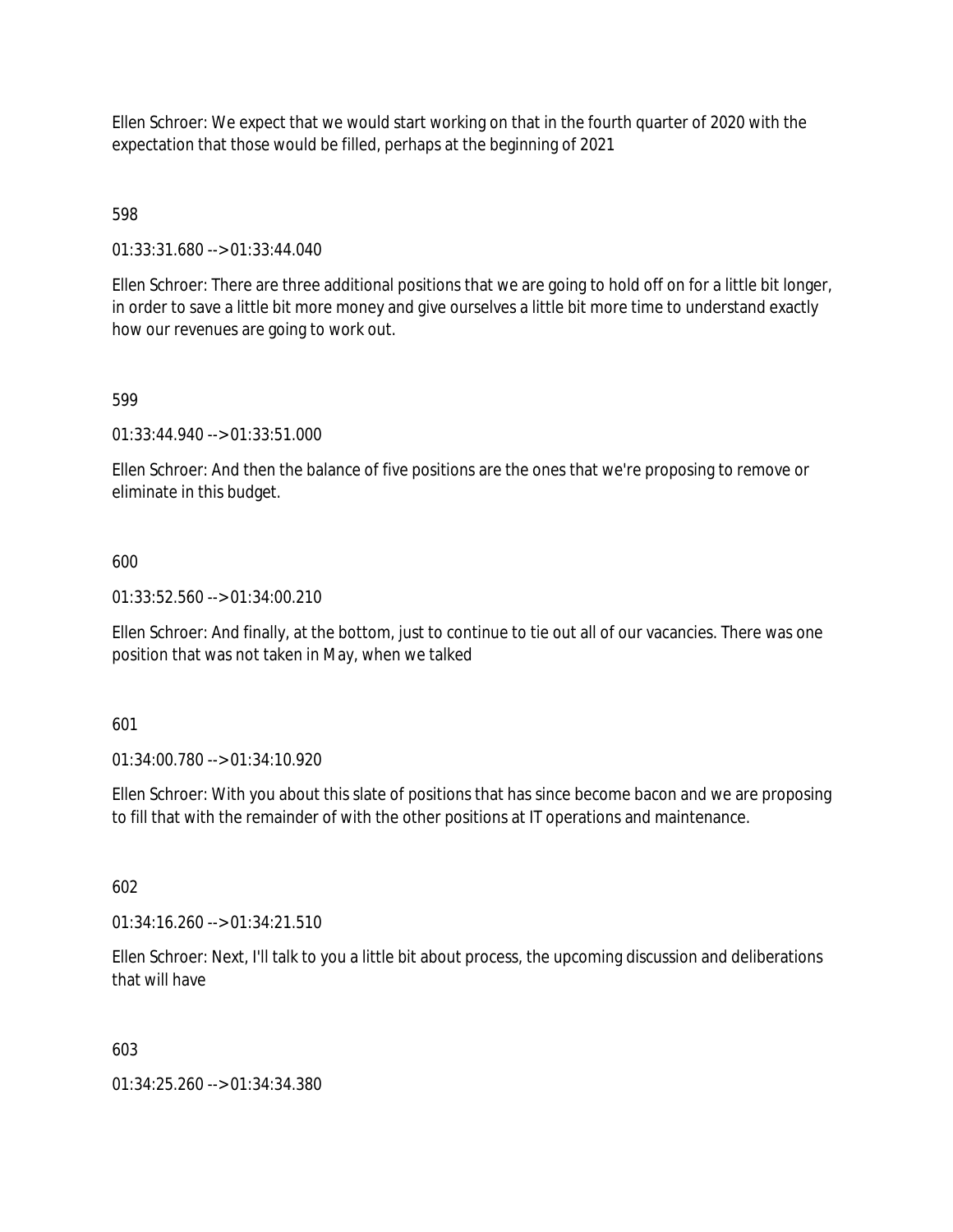Ellen Schroer: We expect that we would start working on that in the fourth quarter of 2020 with the expectation that those would be filled, perhaps at the beginning of 2021

598

01:33:31.680 --> 01:33:44.040

Ellen Schroer: There are three additional positions that we are going to hold off on for a little bit longer, in order to save a little bit more money and give ourselves a little bit more time to understand exactly how our revenues are going to work out.

599

01:33:44.940 --> 01:33:51.000

Ellen Schroer: And then the balance of five positions are the ones that we're proposing to remove or eliminate in this budget.

600

01:33:52.560 --> 01:34:00.210

Ellen Schroer: And finally, at the bottom, just to continue to tie out all of our vacancies. There was one position that was not taken in May, when we talked

601

01:34:00.780 --> 01:34:10.920

Ellen Schroer: With you about this slate of positions that has since become bacon and we are proposing to fill that with the remainder of with the other positions at IT operations and maintenance.

602

01:34:16.260 --> 01:34:21.510

Ellen Schroer: Next, I'll talk to you a little bit about process, the upcoming discussion and deliberations that will have

603

01:34:25.260 --> 01:34:34.380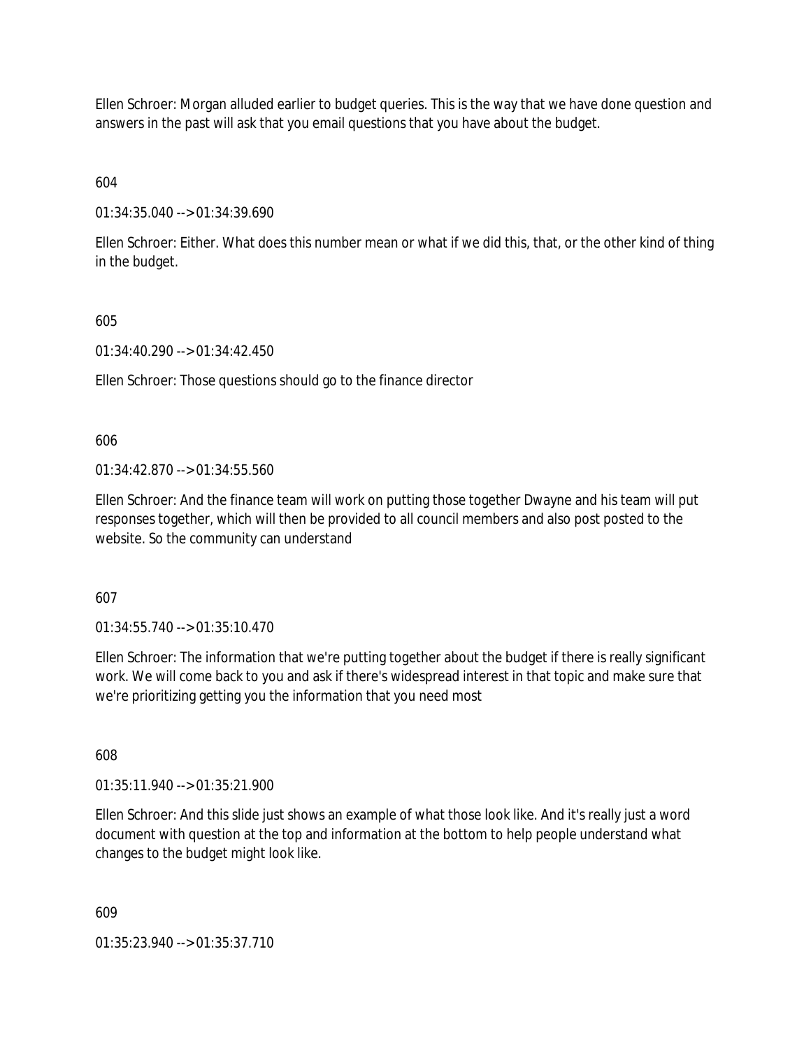Ellen Schroer: Morgan alluded earlier to budget queries. This is the way that we have done question and answers in the past will ask that you email questions that you have about the budget.

604

01:34:35.040 --> 01:34:39.690

Ellen Schroer: Either. What does this number mean or what if we did this, that, or the other kind of thing in the budget.

605

01:34:40.290 --> 01:34:42.450

Ellen Schroer: Those questions should go to the finance director

606

01:34:42.870 --> 01:34:55.560

Ellen Schroer: And the finance team will work on putting those together Dwayne and his team will put responses together, which will then be provided to all council members and also post posted to the website. So the community can understand

607

01:34:55.740 --> 01:35:10.470

Ellen Schroer: The information that we're putting together about the budget if there is really significant work. We will come back to you and ask if there's widespread interest in that topic and make sure that we're prioritizing getting you the information that you need most

608

01:35:11.940 --> 01:35:21.900

Ellen Schroer: And this slide just shows an example of what those look like. And it's really just a word document with question at the top and information at the bottom to help people understand what changes to the budget might look like.

609

01:35:23.940 --> 01:35:37.710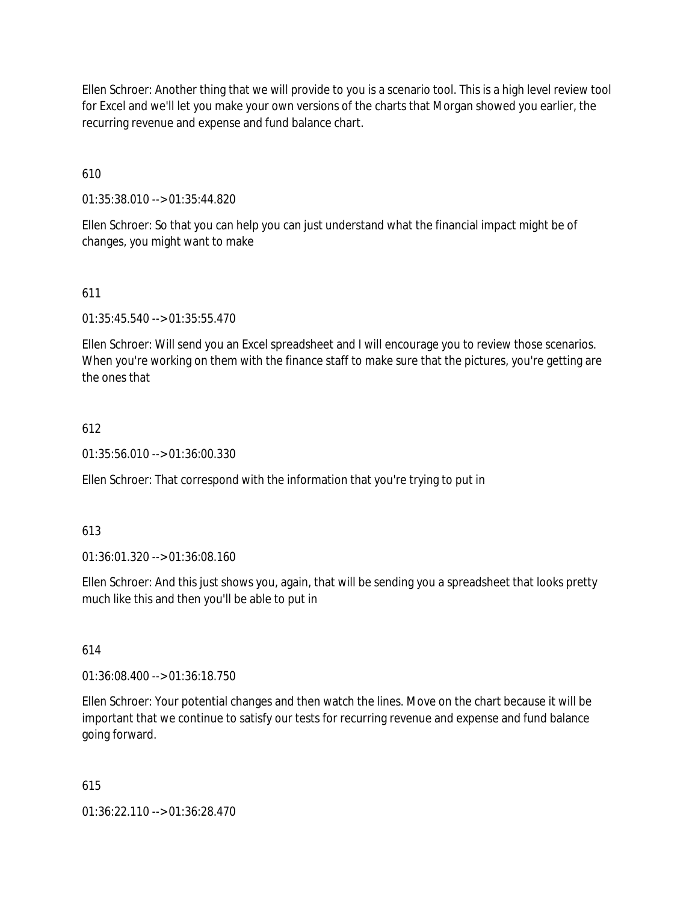Ellen Schroer: Another thing that we will provide to you is a scenario tool. This is a high level review tool for Excel and we'll let you make your own versions of the charts that Morgan showed you earlier, the recurring revenue and expense and fund balance chart.

610

01:35:38.010 --> 01:35:44.820

Ellen Schroer: So that you can help you can just understand what the financial impact might be of changes, you might want to make

611

01:35:45.540 --> 01:35:55.470

Ellen Schroer: Will send you an Excel spreadsheet and I will encourage you to review those scenarios. When you're working on them with the finance staff to make sure that the pictures, you're getting are the ones that

612

01:35:56.010 --> 01:36:00.330

Ellen Schroer: That correspond with the information that you're trying to put in

613

01:36:01.320 --> 01:36:08.160

Ellen Schroer: And this just shows you, again, that will be sending you a spreadsheet that looks pretty much like this and then you'll be able to put in

614

01:36:08.400 --> 01:36:18.750

Ellen Schroer: Your potential changes and then watch the lines. Move on the chart because it will be important that we continue to satisfy our tests for recurring revenue and expense and fund balance going forward.

615

01:36:22.110 --> 01:36:28.470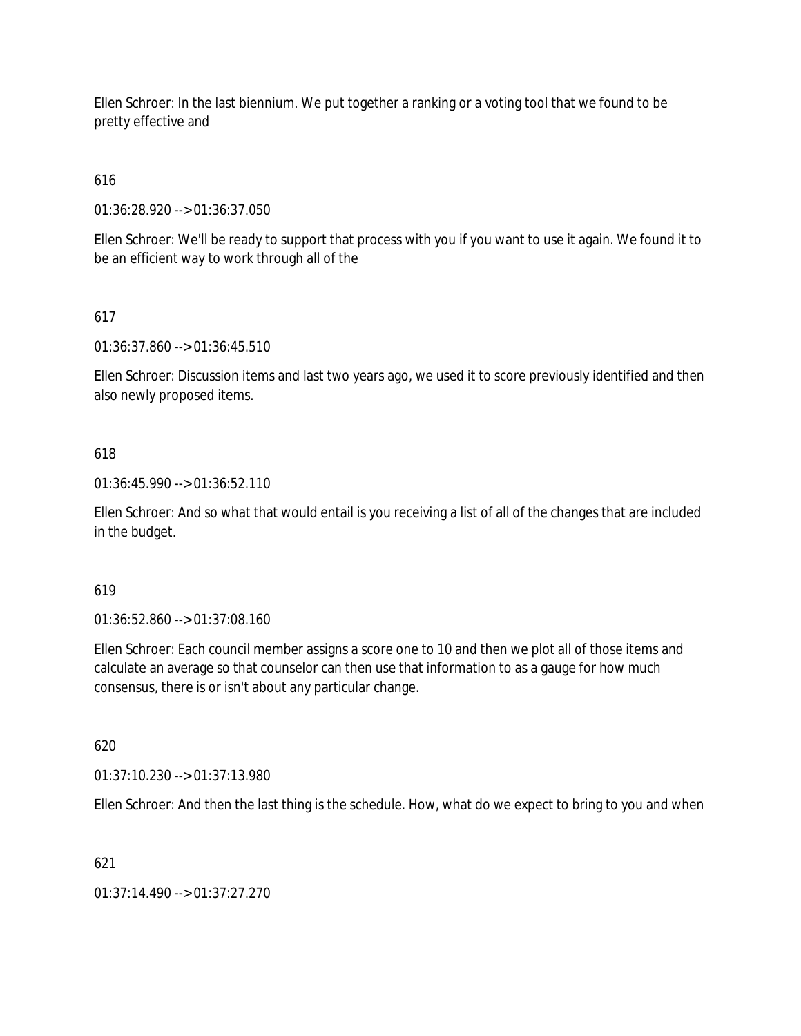Ellen Schroer: In the last biennium. We put together a ranking or a voting tool that we found to be pretty effective and

616

01:36:28.920 --> 01:36:37.050

Ellen Schroer: We'll be ready to support that process with you if you want to use it again. We found it to be an efficient way to work through all of the

617

01:36:37.860 --> 01:36:45.510

Ellen Schroer: Discussion items and last two years ago, we used it to score previously identified and then also newly proposed items.

618

01:36:45.990 --> 01:36:52.110

Ellen Schroer: And so what that would entail is you receiving a list of all of the changes that are included in the budget.

619

01:36:52.860 --> 01:37:08.160

Ellen Schroer: Each council member assigns a score one to 10 and then we plot all of those items and calculate an average so that counselor can then use that information to as a gauge for how much consensus, there is or isn't about any particular change.

620

01:37:10.230 --> 01:37:13.980

Ellen Schroer: And then the last thing is the schedule. How, what do we expect to bring to you and when

621

01:37:14.490 --> 01:37:27.270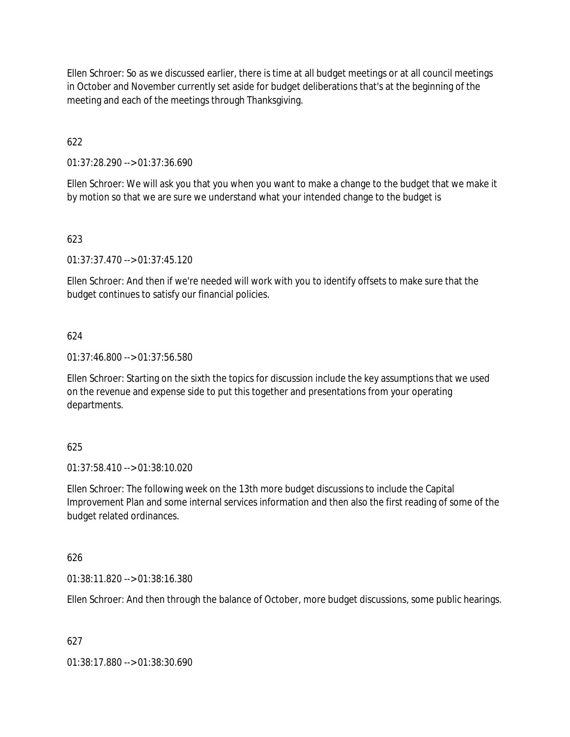Ellen Schroer: So as we discussed earlier, there is time at all budget meetings or at all council meetings in October and November currently set aside for budget deliberations that's at the beginning of the meeting and each of the meetings through Thanksgiving.

622

01:37:28.290 --> 01:37:36.690

Ellen Schroer: We will ask you that you when you want to make a change to the budget that we make it by motion so that we are sure we understand what your intended change to the budget is

623

01:37:37.470 --> 01:37:45.120

Ellen Schroer: And then if we're needed will work with you to identify offsets to make sure that the budget continues to satisfy our financial policies.

624

01:37:46.800 --> 01:37:56.580

Ellen Schroer: Starting on the sixth the topics for discussion include the key assumptions that we used on the revenue and expense side to put this together and presentations from your operating departments.

625

01:37:58.410 --> 01:38:10.020

Ellen Schroer: The following week on the 13th more budget discussions to include the Capital Improvement Plan and some internal services information and then also the first reading of some of the budget related ordinances.

626

01:38:11.820 --> 01:38:16.380

Ellen Schroer: And then through the balance of October, more budget discussions, some public hearings.

627

01:38:17.880 --> 01:38:30.690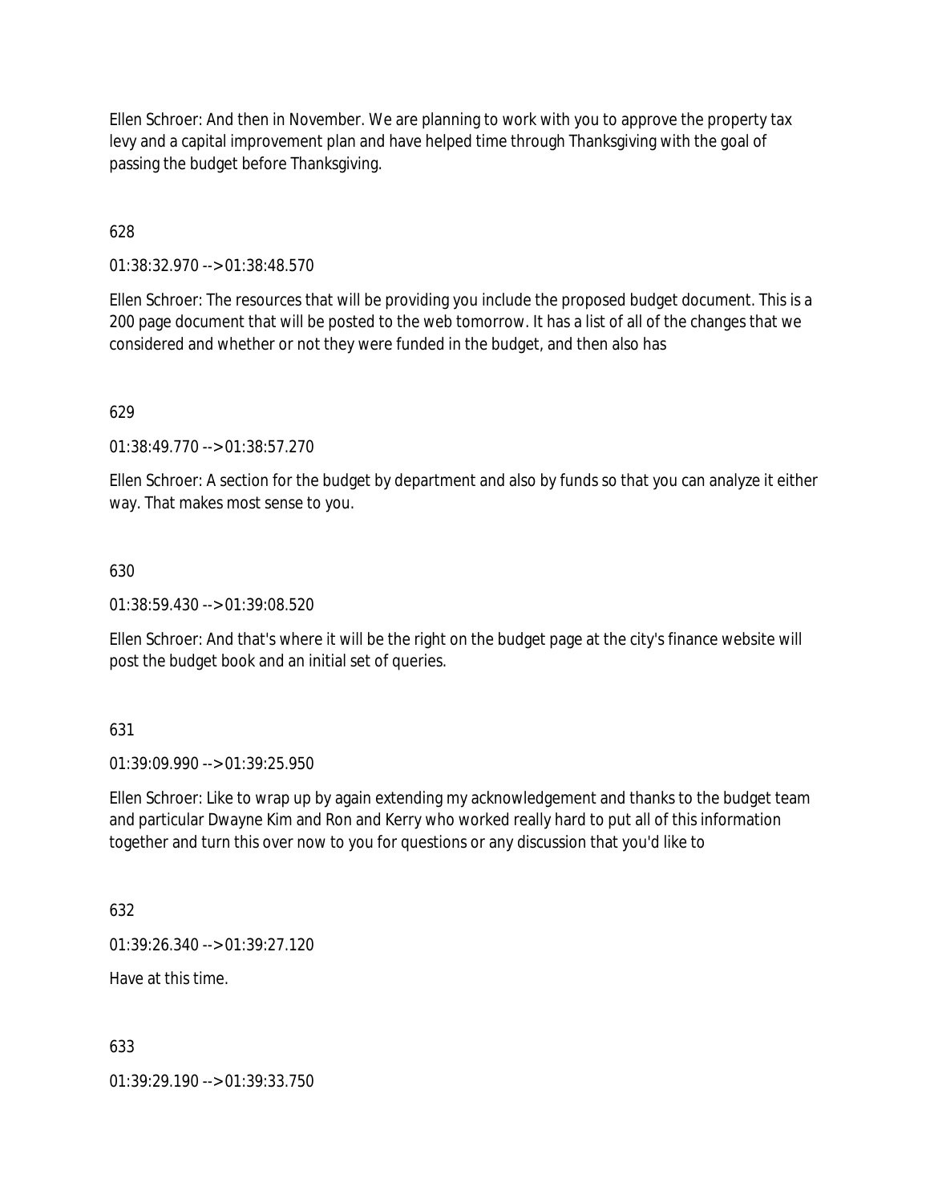Ellen Schroer: And then in November. We are planning to work with you to approve the property tax levy and a capital improvement plan and have helped time through Thanksgiving with the goal of passing the budget before Thanksgiving.

628

01:38:32.970 --> 01:38:48.570

Ellen Schroer: The resources that will be providing you include the proposed budget document. This is a 200 page document that will be posted to the web tomorrow. It has a list of all of the changes that we considered and whether or not they were funded in the budget, and then also has

629

01:38:49.770 --> 01:38:57.270

Ellen Schroer: A section for the budget by department and also by funds so that you can analyze it either way. That makes most sense to you.

630

01:38:59.430 --> 01:39:08.520

Ellen Schroer: And that's where it will be the right on the budget page at the city's finance website will post the budget book and an initial set of queries.

631

01:39:09.990 --> 01:39:25.950

Ellen Schroer: Like to wrap up by again extending my acknowledgement and thanks to the budget team and particular Dwayne Kim and Ron and Kerry who worked really hard to put all of this information together and turn this over now to you for questions or any discussion that you'd like to

632

01:39:26.340 --> 01:39:27.120

Have at this time.

633

01:39:29.190 --> 01:39:33.750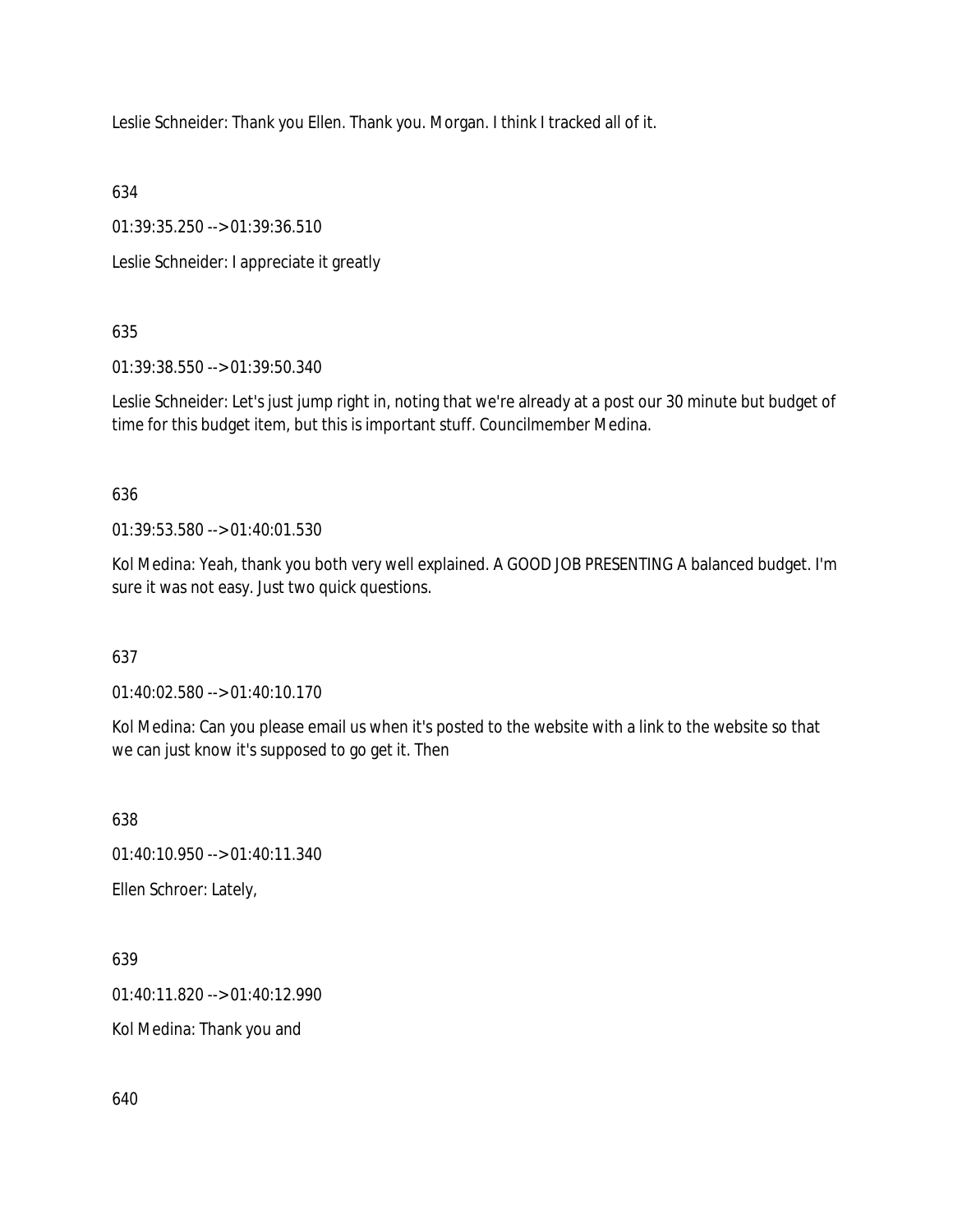Leslie Schneider: Thank you Ellen. Thank you. Morgan. I think I tracked all of it.

634

01:39:35.250 --> 01:39:36.510

Leslie Schneider: I appreciate it greatly

635

01:39:38.550 --> 01:39:50.340

Leslie Schneider: Let's just jump right in, noting that we're already at a post our 30 minute but budget of time for this budget item, but this is important stuff. Councilmember Medina.

636

01:39:53.580 --> 01:40:01.530

Kol Medina: Yeah, thank you both very well explained. A GOOD JOB PRESENTING A balanced budget. I'm sure it was not easy. Just two quick questions.

637

01:40:02.580 --> 01:40:10.170

Kol Medina: Can you please email us when it's posted to the website with a link to the website so that we can just know it's supposed to go get it. Then

638

01:40:10.950 --> 01:40:11.340

Ellen Schroer: Lately,

639

01:40:11.820 --> 01:40:12.990

Kol Medina: Thank you and

640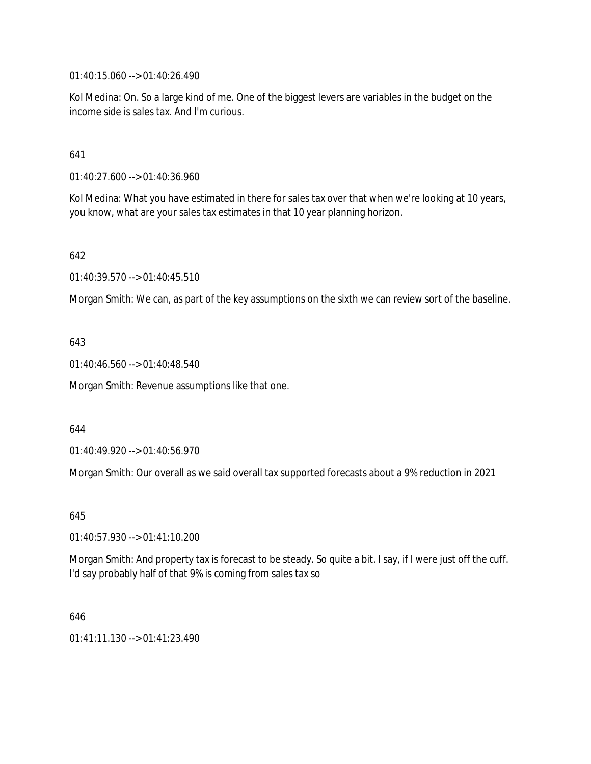01:40:15.060 --> 01:40:26.490

Kol Medina: On. So a large kind of me. One of the biggest levers are variables in the budget on the income side is sales tax. And I'm curious.

641

01:40:27.600 --> 01:40:36.960

Kol Medina: What you have estimated in there for sales tax over that when we're looking at 10 years, you know, what are your sales tax estimates in that 10 year planning horizon.

642

01:40:39.570 --> 01:40:45.510

Morgan Smith: We can, as part of the key assumptions on the sixth we can review sort of the baseline.

643

01:40:46.560 --> 01:40:48.540

Morgan Smith: Revenue assumptions like that one.

644

01:40:49.920 --> 01:40:56.970

Morgan Smith: Our overall as we said overall tax supported forecasts about a 9% reduction in 2021

645

01:40:57.930 --> 01:41:10.200

Morgan Smith: And property tax is forecast to be steady. So quite a bit. I say, if I were just off the cuff. I'd say probably half of that 9% is coming from sales tax so

646

01:41:11.130 --> 01:41:23.490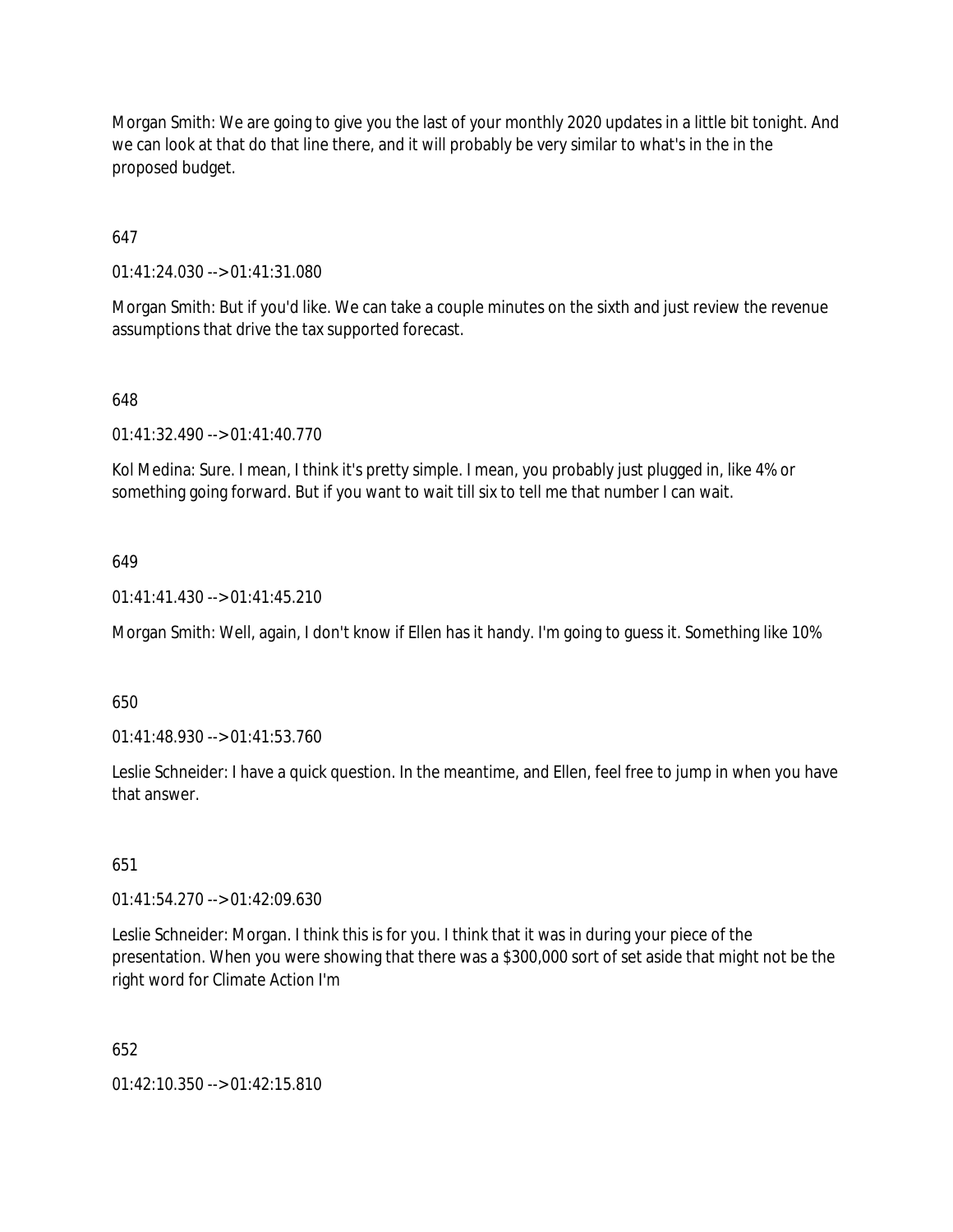Morgan Smith: We are going to give you the last of your monthly 2020 updates in a little bit tonight. And we can look at that do that line there, and it will probably be very similar to what's in the in the proposed budget.

647

01:41:24.030 --> 01:41:31.080

Morgan Smith: But if you'd like. We can take a couple minutes on the sixth and just review the revenue assumptions that drive the tax supported forecast.

648

01:41:32.490 --> 01:41:40.770

Kol Medina: Sure. I mean, I think it's pretty simple. I mean, you probably just plugged in, like 4% or something going forward. But if you want to wait till six to tell me that number I can wait.

649

01:41:41.430 --> 01:41:45.210

Morgan Smith: Well, again, I don't know if Ellen has it handy. I'm going to guess it. Something like 10%

650

01:41:48.930 --> 01:41:53.760

Leslie Schneider: I have a quick question. In the meantime, and Ellen, feel free to jump in when you have that answer.

651

01:41:54.270 --> 01:42:09.630

Leslie Schneider: Morgan. I think this is for you. I think that it was in during your piece of the presentation. When you were showing that there was a $300,000 sort of set aside that might not be the right word for Climate Action I'm

652

01:42:10.350 --> 01:42:15.810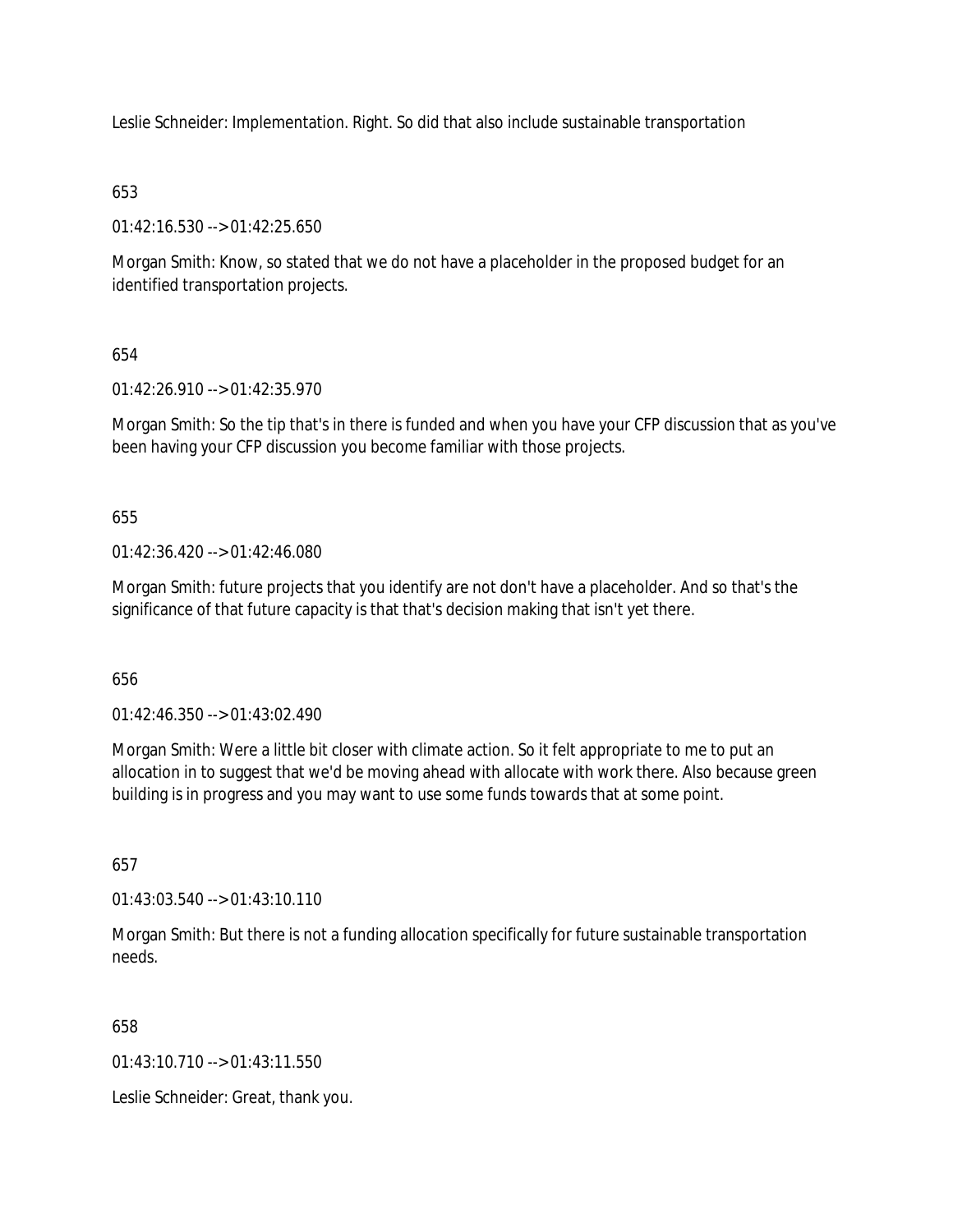Leslie Schneider: Implementation. Right. So did that also include sustainable transportation

653

01:42:16.530 --> 01:42:25.650

Morgan Smith: Know, so stated that we do not have a placeholder in the proposed budget for an identified transportation projects.

654

01:42:26.910 --> 01:42:35.970

Morgan Smith: So the tip that's in there is funded and when you have your CFP discussion that as you've been having your CFP discussion you become familiar with those projects.

655

01:42:36.420 --> 01:42:46.080

Morgan Smith: future projects that you identify are not don't have a placeholder. And so that's the significance of that future capacity is that that's decision making that isn't yet there.

656

01:42:46.350 --> 01:43:02.490

Morgan Smith: Were a little bit closer with climate action. So it felt appropriate to me to put an allocation in to suggest that we'd be moving ahead with allocate with work there. Also because green building is in progress and you may want to use some funds towards that at some point.

657

01:43:03.540 --> 01:43:10.110

Morgan Smith: But there is not a funding allocation specifically for future sustainable transportation needs.

658

01:43:10.710 --> 01:43:11.550

Leslie Schneider: Great, thank you.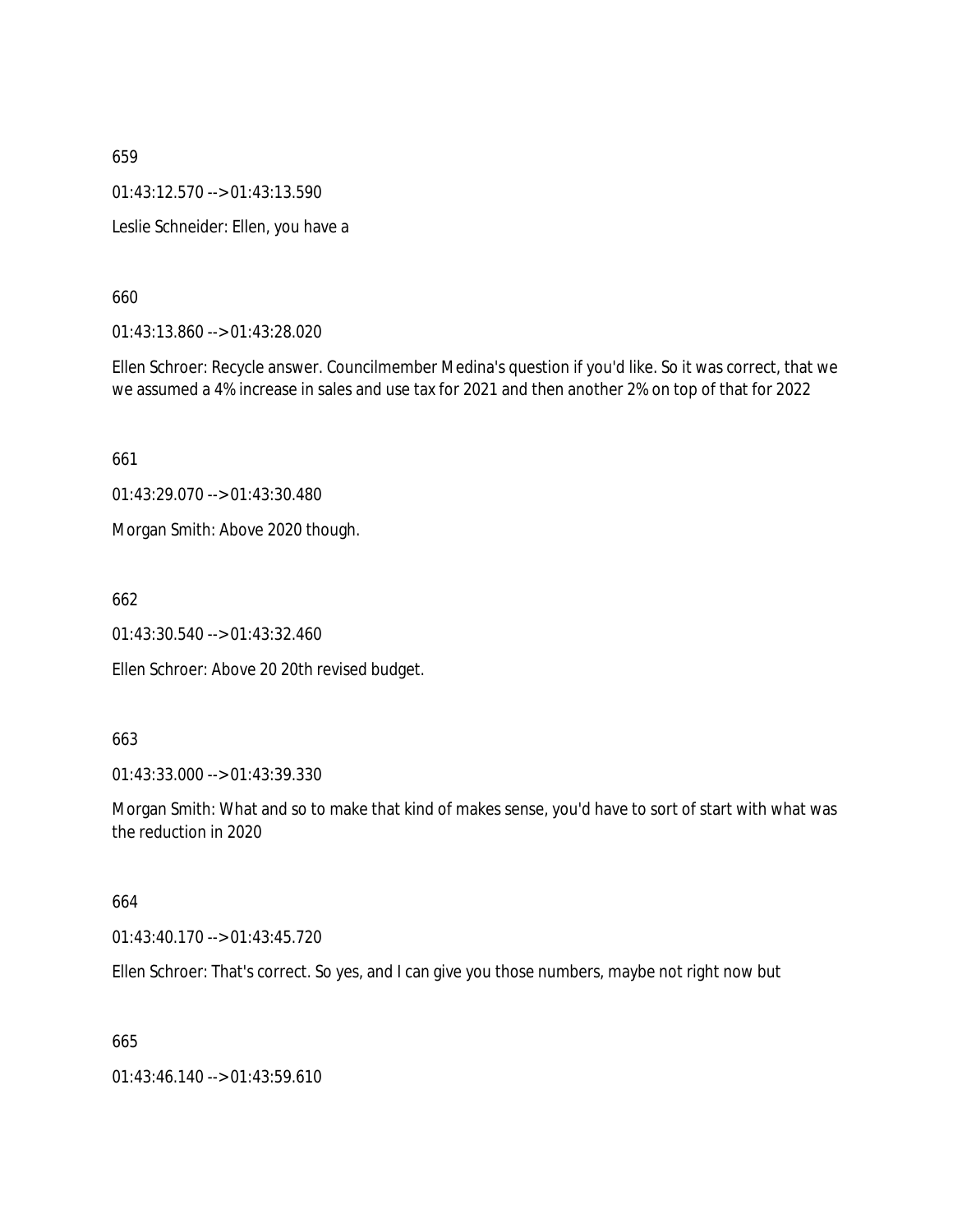659

01:43:12.570 --> 01:43:13.590

Leslie Schneider: Ellen, you have a

660

01:43:13.860 --> 01:43:28.020

Ellen Schroer: Recycle answer. Councilmember Medina's question if you'd like. So it was correct, that we we assumed a 4% increase in sales and use tax for 2021 and then another 2% on top of that for 2022

661

01:43:29.070 --> 01:43:30.480

Morgan Smith: Above 2020 though.

662

01:43:30.540 --> 01:43:32.460

Ellen Schroer: Above 20 20th revised budget.

663

01:43:33.000 --> 01:43:39.330

Morgan Smith: What and so to make that kind of makes sense, you'd have to sort of start with what was the reduction in 2020

664

01:43:40.170 --> 01:43:45.720

Ellen Schroer: That's correct. So yes, and I can give you those numbers, maybe not right now but

665

01:43:46.140 --> 01:43:59.610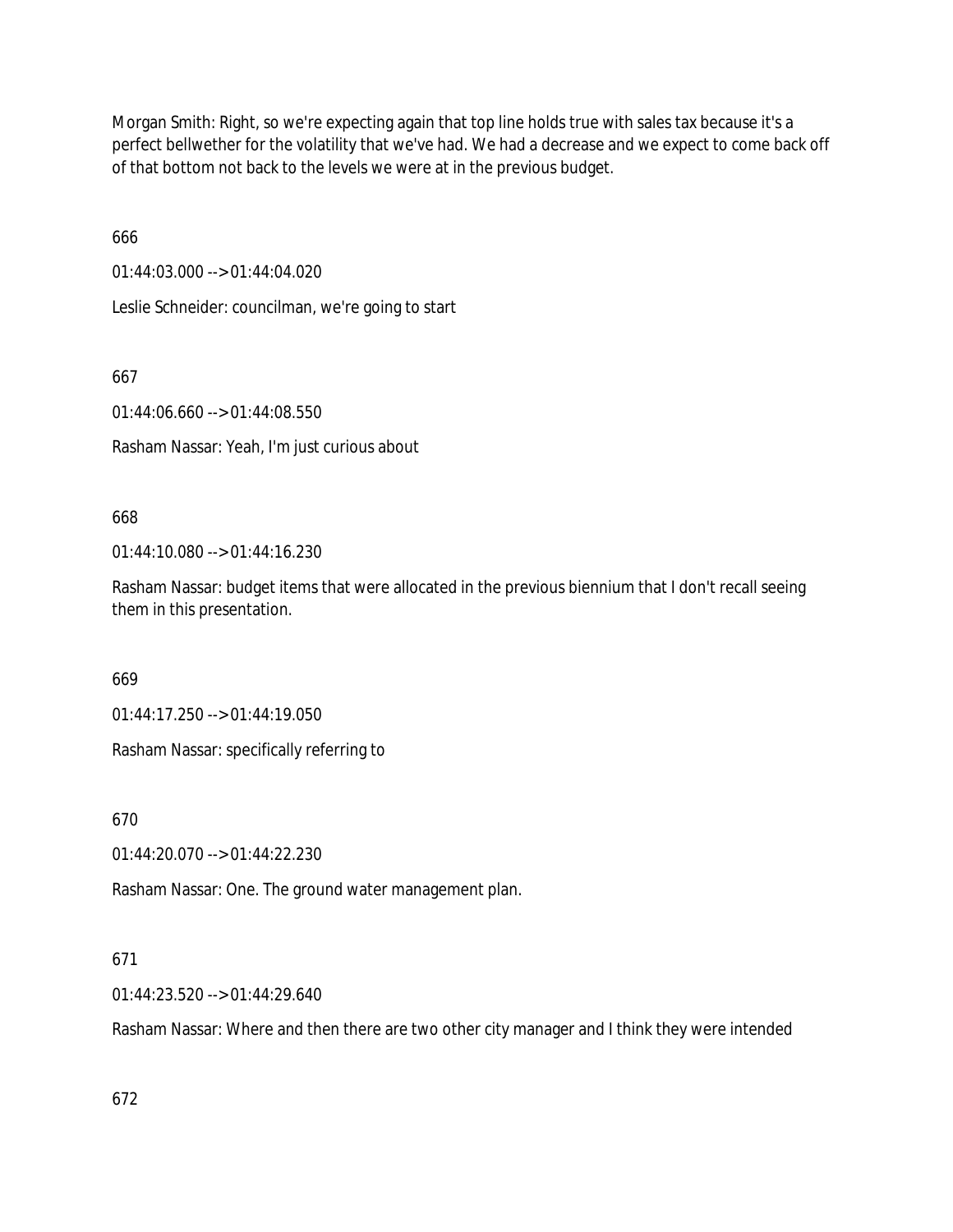Morgan Smith: Right, so we're expecting again that top line holds true with sales tax because it's a perfect bellwether for the volatility that we've had. We had a decrease and we expect to come back off of that bottom not back to the levels we were at in the previous budget.

666

01:44:03.000 --> 01:44:04.020

Leslie Schneider: councilman, we're going to start

667

01:44:06.660 --> 01:44:08.550

Rasham Nassar: Yeah, I'm just curious about

668

01:44:10.080 --> 01:44:16.230

Rasham Nassar: budget items that were allocated in the previous biennium that I don't recall seeing them in this presentation.

669

01:44:17.250 --> 01:44:19.050

Rasham Nassar: specifically referring to

670

01:44:20.070 --> 01:44:22.230

Rasham Nassar: One. The ground water management plan.

671

01:44:23.520 --> 01:44:29.640

Rasham Nassar: Where and then there are two other city manager and I think they were intended

672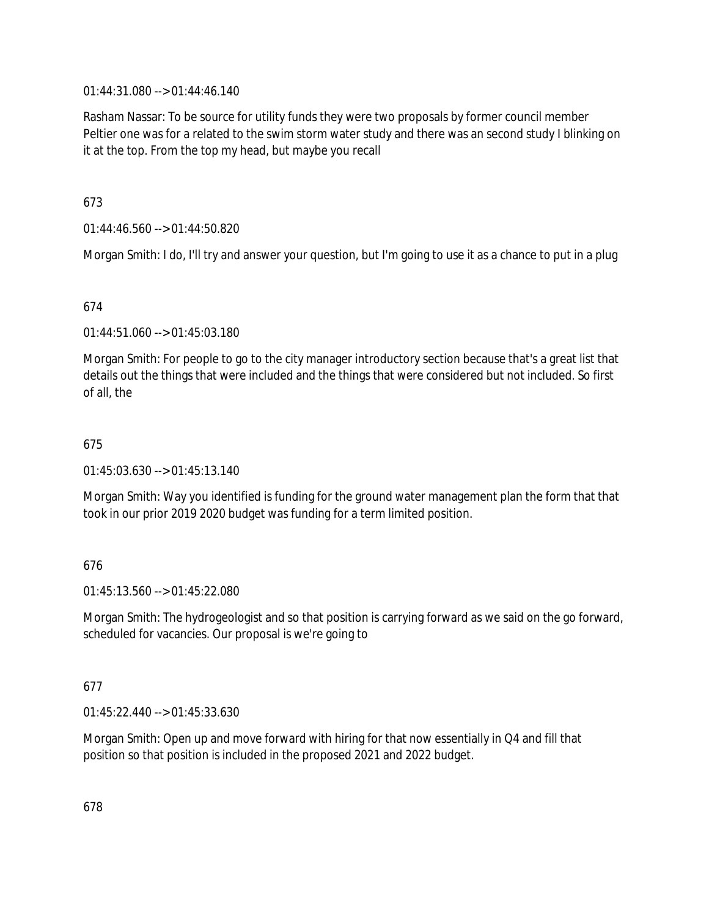01:44:31.080 --> 01:44:46.140

Rasham Nassar: To be source for utility funds they were two proposals by former council member Peltier one was for a related to the swim storm water study and there was an second study I blinking on it at the top. From the top my head, but maybe you recall

673

01:44:46.560 --> 01:44:50.820

Morgan Smith: I do, I'll try and answer your question, but I'm going to use it as a chance to put in a plug

674

01:44:51.060 --> 01:45:03.180

Morgan Smith: For people to go to the city manager introductory section because that's a great list that details out the things that were included and the things that were considered but not included. So first of all, the

675

01:45:03.630 --> 01:45:13.140

Morgan Smith: Way you identified is funding for the ground water management plan the form that that took in our prior 2019 2020 budget was funding for a term limited position.

676

01:45:13.560 --> 01:45:22.080

Morgan Smith: The hydrogeologist and so that position is carrying forward as we said on the go forward, scheduled for vacancies. Our proposal is we're going to

677

01:45:22.440 --> 01:45:33.630

Morgan Smith: Open up and move forward with hiring for that now essentially in Q4 and fill that position so that position is included in the proposed 2021 and 2022 budget.

678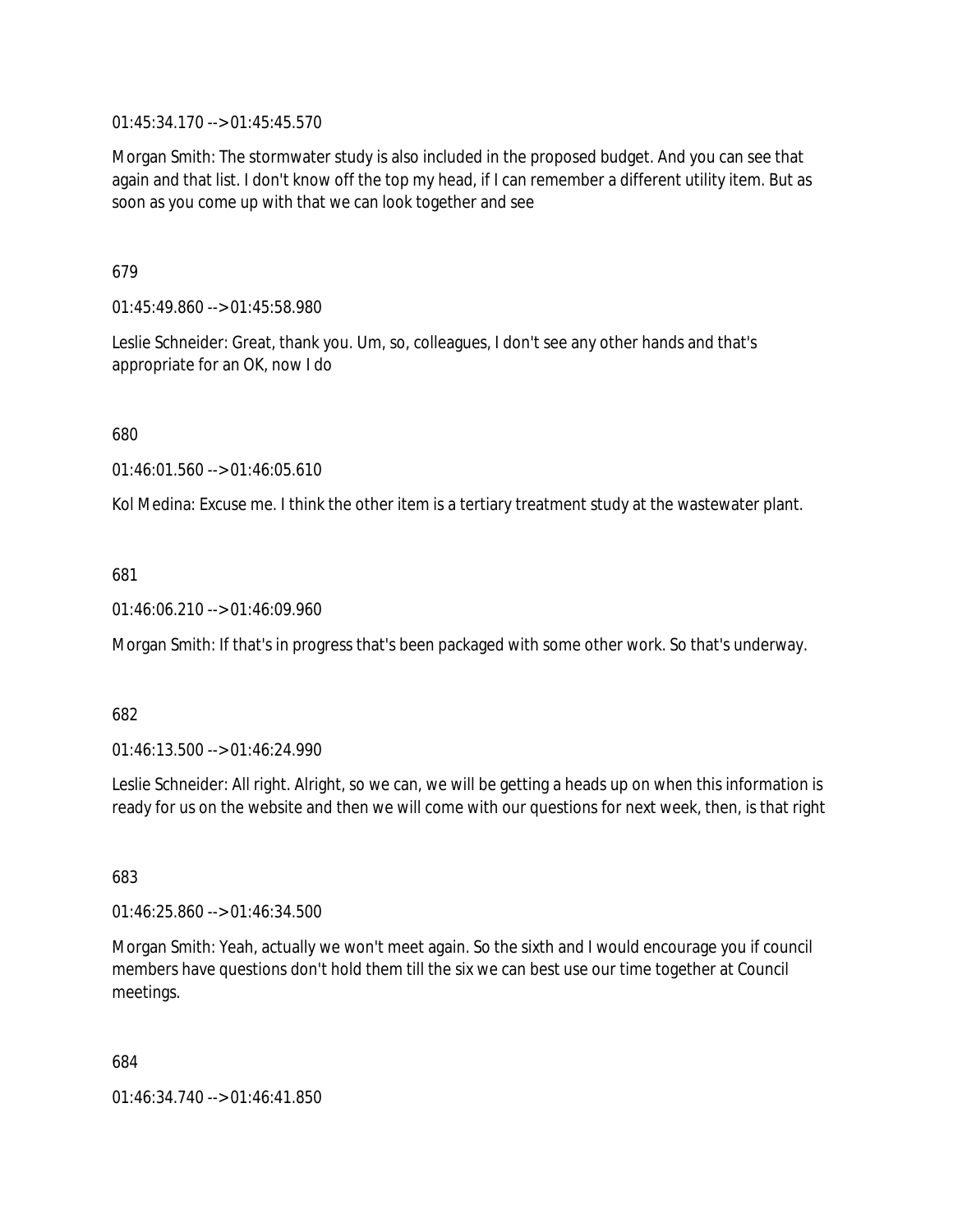01:45:34.170 --> 01:45:45.570

Morgan Smith: The stormwater study is also included in the proposed budget. And you can see that again and that list. I don't know off the top my head, if I can remember a different utility item. But as soon as you come up with that we can look together and see

679

01:45:49.860 --> 01:45:58.980

Leslie Schneider: Great, thank you. Um, so, colleagues, I don't see any other hands and that's appropriate for an OK, now I do

680

01:46:01.560 --> 01:46:05.610

Kol Medina: Excuse me. I think the other item is a tertiary treatment study at the wastewater plant.

681

01:46:06.210 --> 01:46:09.960

Morgan Smith: If that's in progress that's been packaged with some other work. So that's underway.

682

01:46:13.500 --> 01:46:24.990

Leslie Schneider: All right. Alright, so we can, we will be getting a heads up on when this information is ready for us on the website and then we will come with our questions for next week, then, is that right

683

01:46:25.860 --> 01:46:34.500

Morgan Smith: Yeah, actually we won't meet again. So the sixth and I would encourage you if council members have questions don't hold them till the six we can best use our time together at Council meetings.

684

01:46:34.740 --> 01:46:41.850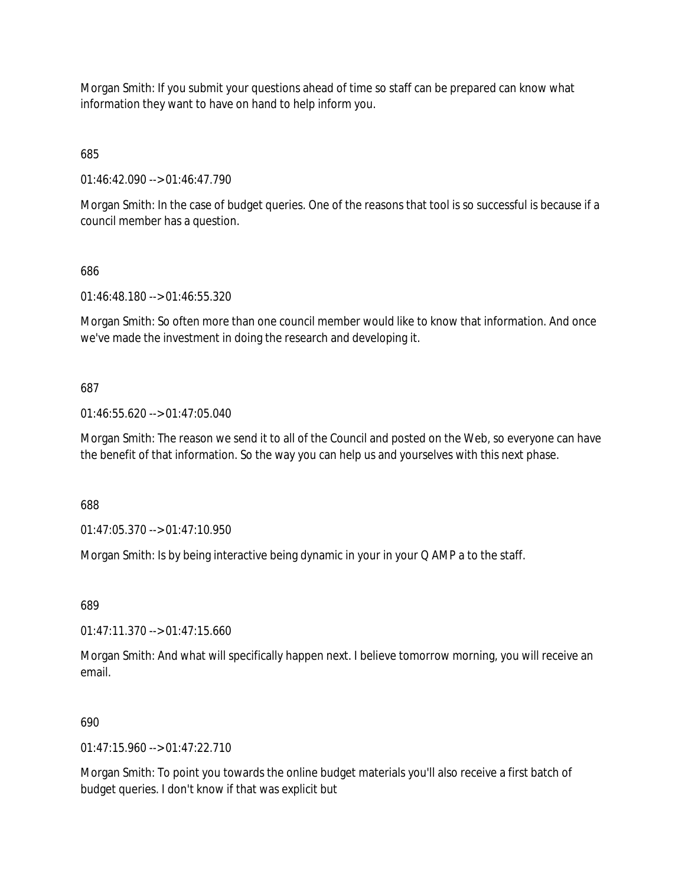Morgan Smith: If you submit your questions ahead of time so staff can be prepared can know what information they want to have on hand to help inform you.

685

01:46:42.090 --> 01:46:47.790

Morgan Smith: In the case of budget queries. One of the reasons that tool is so successful is because if a council member has a question.

686

01:46:48.180 --> 01:46:55.320

Morgan Smith: So often more than one council member would like to know that information. And once we've made the investment in doing the research and developing it.

687

01:46:55.620 --> 01:47:05.040

Morgan Smith: The reason we send it to all of the Council and posted on the Web, so everyone can have the benefit of that information. So the way you can help us and yourselves with this next phase.

688

01:47:05.370 --> 01:47:10.950

Morgan Smith: Is by being interactive being dynamic in your in your Q AMP a to the staff.

689

01:47:11.370 --> 01:47:15.660

Morgan Smith: And what will specifically happen next. I believe tomorrow morning, you will receive an email.

690

01:47:15.960 --> 01:47:22.710

Morgan Smith: To point you towards the online budget materials you'll also receive a first batch of budget queries. I don't know if that was explicit but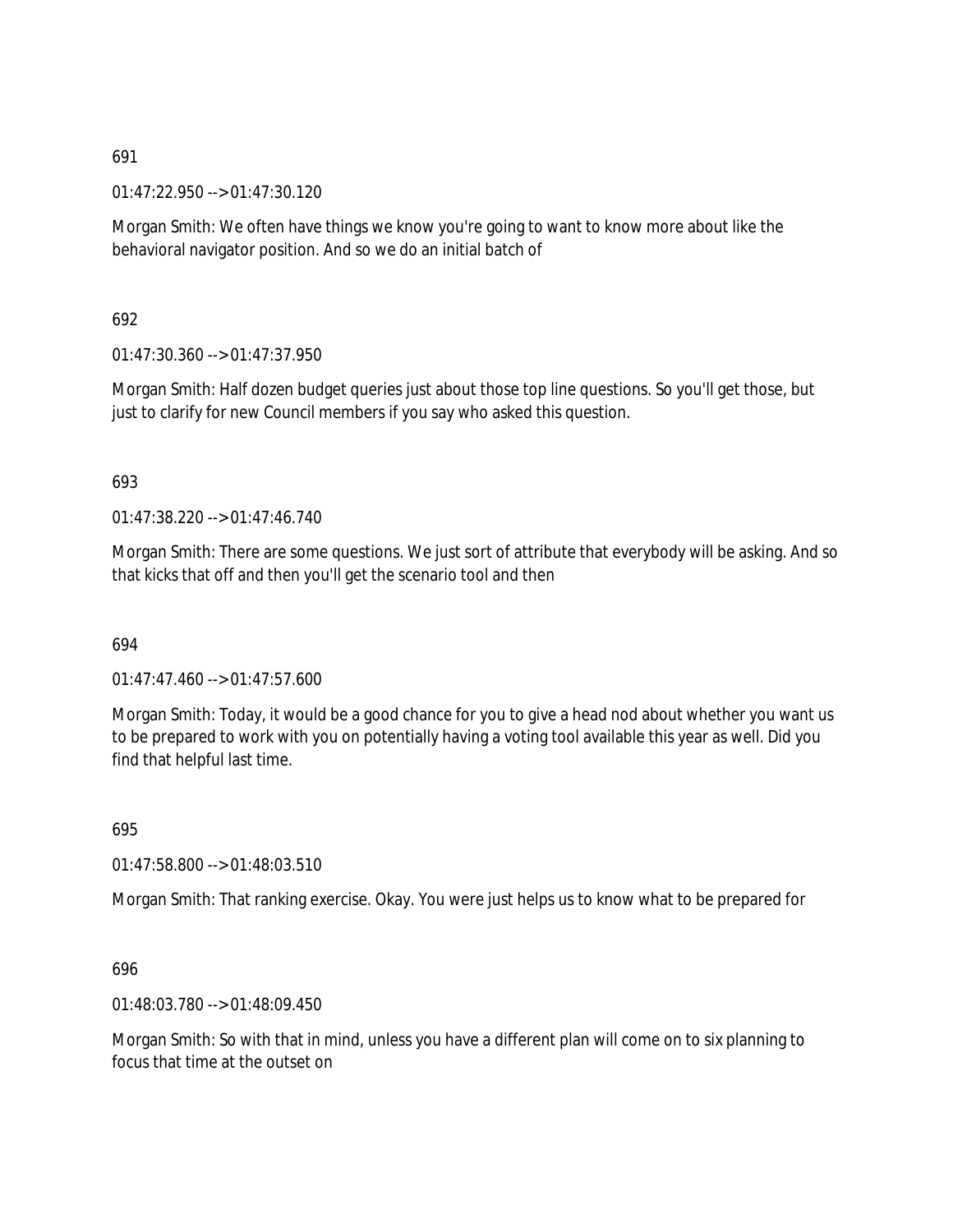691

01:47:22.950 --> 01:47:30.120

Morgan Smith: We often have things we know you're going to want to know more about like the behavioral navigator position. And so we do an initial batch of

692

01:47:30.360 --> 01:47:37.950

Morgan Smith: Half dozen budget queries just about those top line questions. So you'll get those, but just to clarify for new Council members if you say who asked this question.

693

01:47:38.220 --> 01:47:46.740

Morgan Smith: There are some questions. We just sort of attribute that everybody will be asking. And so that kicks that off and then you'll get the scenario tool and then

694

01:47:47.460 --> 01:47:57.600

Morgan Smith: Today, it would be a good chance for you to give a head nod about whether you want us to be prepared to work with you on potentially having a voting tool available this year as well. Did you find that helpful last time.

695

01:47:58.800 --> 01:48:03.510

Morgan Smith: That ranking exercise. Okay. You were just helps us to know what to be prepared for

696

01:48:03.780 --> 01:48:09.450

Morgan Smith: So with that in mind, unless you have a different plan will come on to six planning to focus that time at the outset on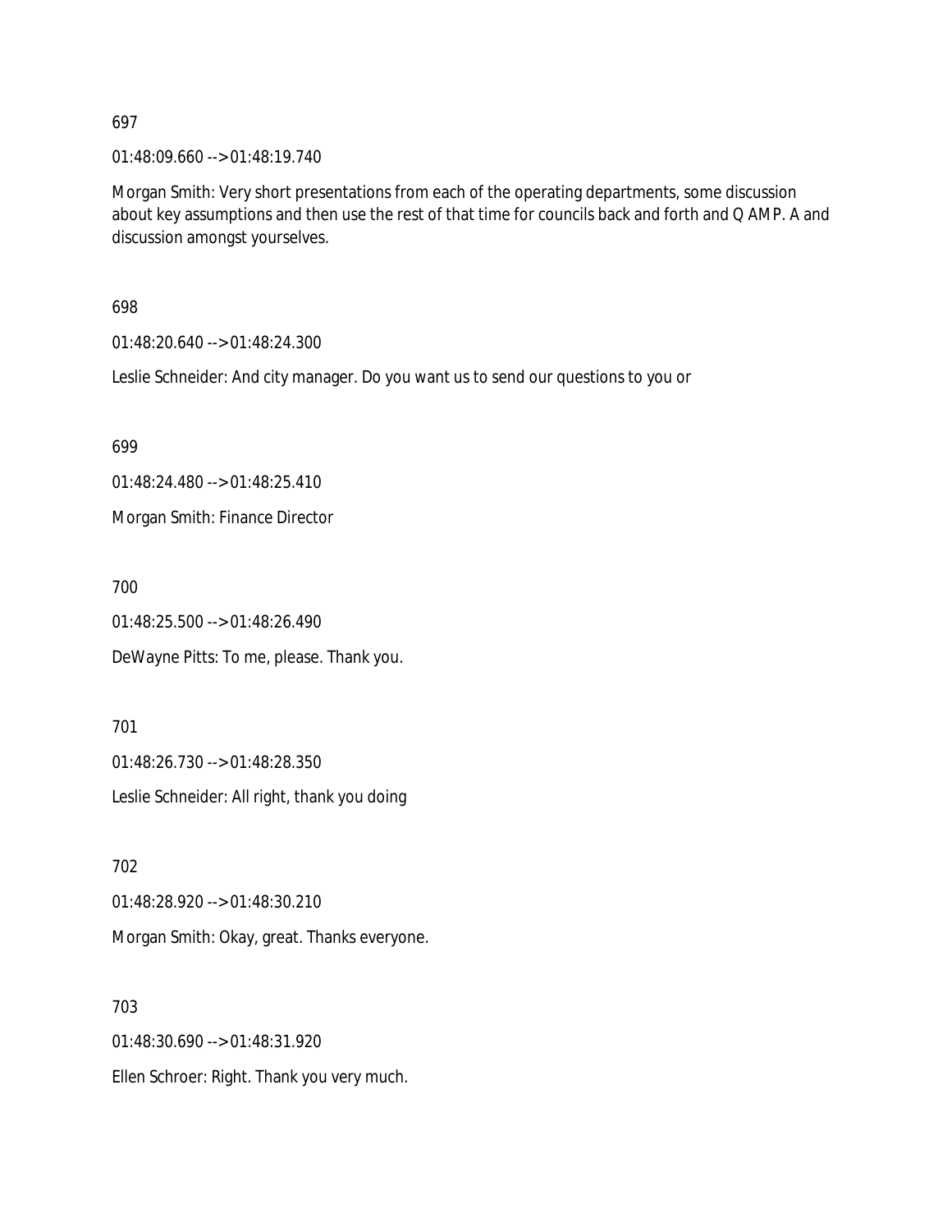697

01:48:09.660 --> 01:48:19.740

Morgan Smith: Very short presentations from each of the operating departments, some discussion about key assumptions and then use the rest of that time for councils back and forth and Q AMP. A and discussion amongst yourselves.

698

01:48:20.640 --> 01:48:24.300

Leslie Schneider: And city manager. Do you want us to send our questions to you or

699

01:48:24.480 --> 01:48:25.410

Morgan Smith: Finance Director

700

01:48:25.500 --> 01:48:26.490

DeWayne Pitts: To me, please. Thank you.

701

01:48:26.730 --> 01:48:28.350

Leslie Schneider: All right, thank you doing

702

01:48:28.920 --> 01:48:30.210

Morgan Smith: Okay, great. Thanks everyone.

703

01:48:30.690 --> 01:48:31.920

Ellen Schroer: Right. Thank you very much.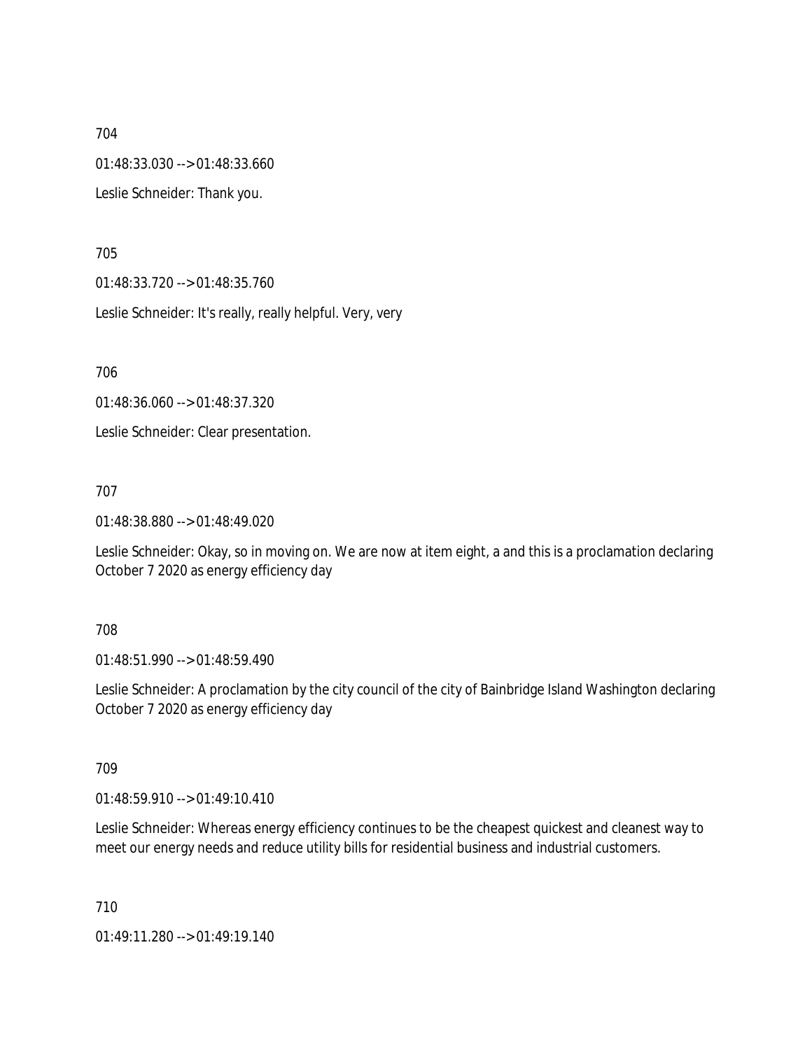704

01:48:33.030 --> 01:48:33.660

Leslie Schneider: Thank you.

705

01:48:33.720 --> 01:48:35.760

Leslie Schneider: It's really, really helpful. Very, very

706

01:48:36.060 --> 01:48:37.320

Leslie Schneider: Clear presentation.

707

01:48:38.880 --> 01:48:49.020

Leslie Schneider: Okay, so in moving on. We are now at item eight, a and this is a proclamation declaring October 7 2020 as energy efficiency day

708

01:48:51.990 --> 01:48:59.490

Leslie Schneider: A proclamation by the city council of the city of Bainbridge Island Washington declaring October 7 2020 as energy efficiency day

709

01:48:59.910 --> 01:49:10.410

Leslie Schneider: Whereas energy efficiency continues to be the cheapest quickest and cleanest way to meet our energy needs and reduce utility bills for residential business and industrial customers.

710

01:49:11.280 --> 01:49:19.140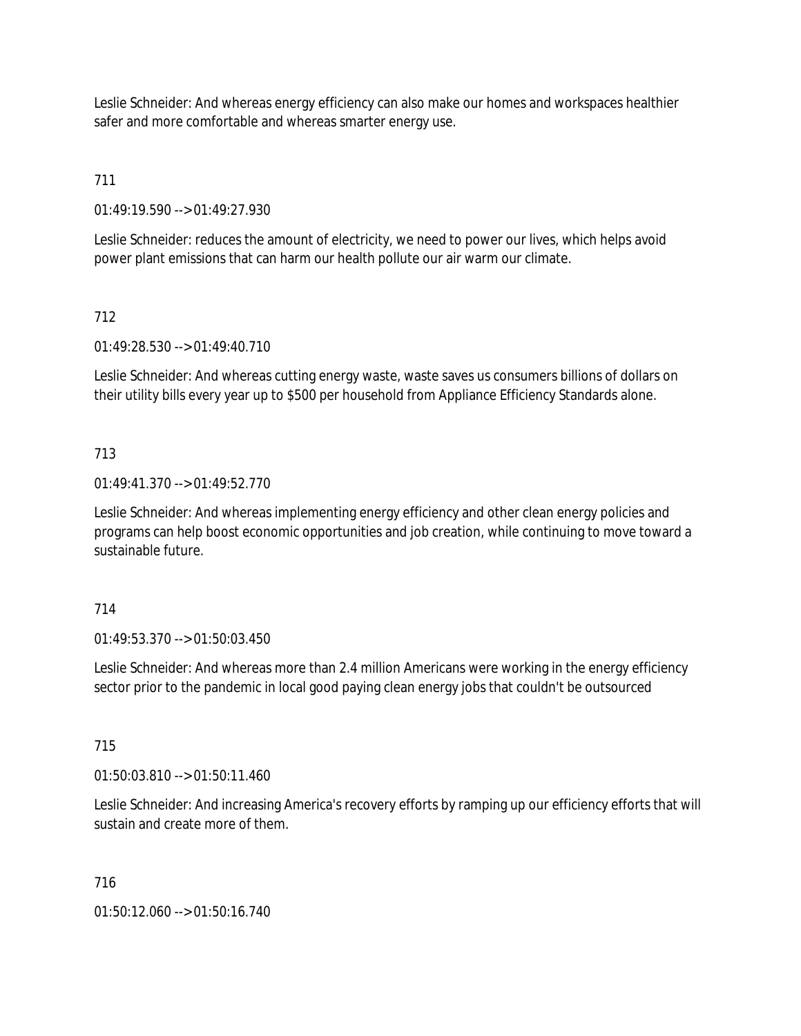Leslie Schneider: And whereas energy efficiency can also make our homes and workspaces healthier safer and more comfortable and whereas smarter energy use.

711

01:49:19.590 --> 01:49:27.930

Leslie Schneider: reduces the amount of electricity, we need to power our lives, which helps avoid power plant emissions that can harm our health pollute our air warm our climate.

712

01:49:28.530 --> 01:49:40.710

Leslie Schneider: And whereas cutting energy waste, waste saves us consumers billions of dollars on their utility bills every year up to $500 per household from Appliance Efficiency Standards alone.

713

01:49:41.370 --> 01:49:52.770

Leslie Schneider: And whereas implementing energy efficiency and other clean energy policies and programs can help boost economic opportunities and job creation, while continuing to move toward a sustainable future.

714

01:49:53.370 --> 01:50:03.450

Leslie Schneider: And whereas more than 2.4 million Americans were working in the energy efficiency sector prior to the pandemic in local good paying clean energy jobs that couldn't be outsourced

715

01:50:03.810 --> 01:50:11.460

Leslie Schneider: And increasing America's recovery efforts by ramping up our efficiency efforts that will sustain and create more of them.

716

01:50:12.060 --> 01:50:16.740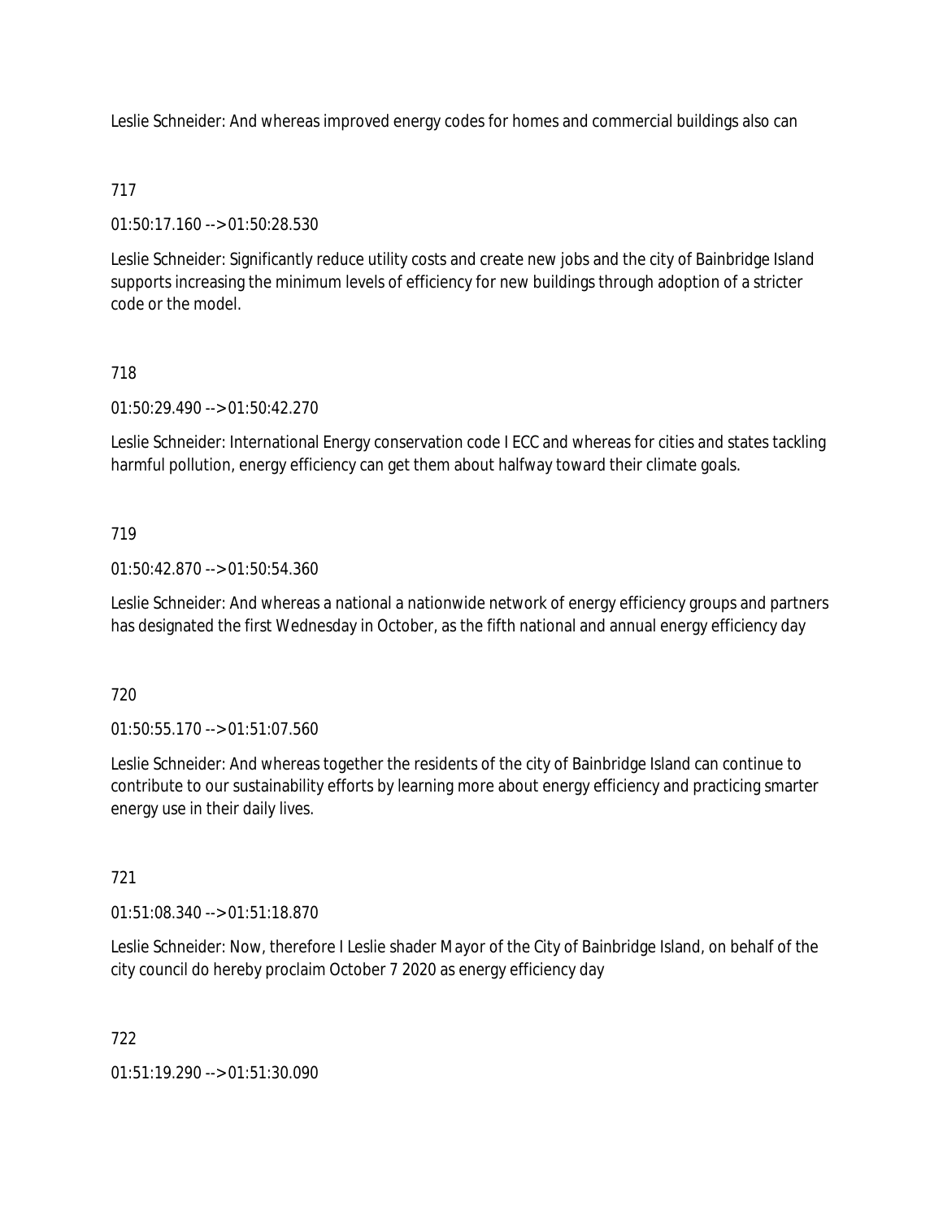Leslie Schneider: And whereas improved energy codes for homes and commercial buildings also can

717

01:50:17.160 --> 01:50:28.530

Leslie Schneider: Significantly reduce utility costs and create new jobs and the city of Bainbridge Island supports increasing the minimum levels of efficiency for new buildings through adoption of a stricter code or the model.

718

01:50:29.490 --> 01:50:42.270

Leslie Schneider: International Energy conservation code I ECC and whereas for cities and states tackling harmful pollution, energy efficiency can get them about halfway toward their climate goals.

719

01:50:42.870 --> 01:50:54.360

Leslie Schneider: And whereas a national a nationwide network of energy efficiency groups and partners has designated the first Wednesday in October, as the fifth national and annual energy efficiency day

720

01:50:55.170 --> 01:51:07.560

Leslie Schneider: And whereas together the residents of the city of Bainbridge Island can continue to contribute to our sustainability efforts by learning more about energy efficiency and practicing smarter energy use in their daily lives.

721

01:51:08.340 --> 01:51:18.870

Leslie Schneider: Now, therefore I Leslie shader Mayor of the City of Bainbridge Island, on behalf of the city council do hereby proclaim October 7 2020 as energy efficiency day

722

01:51:19.290 --> 01:51:30.090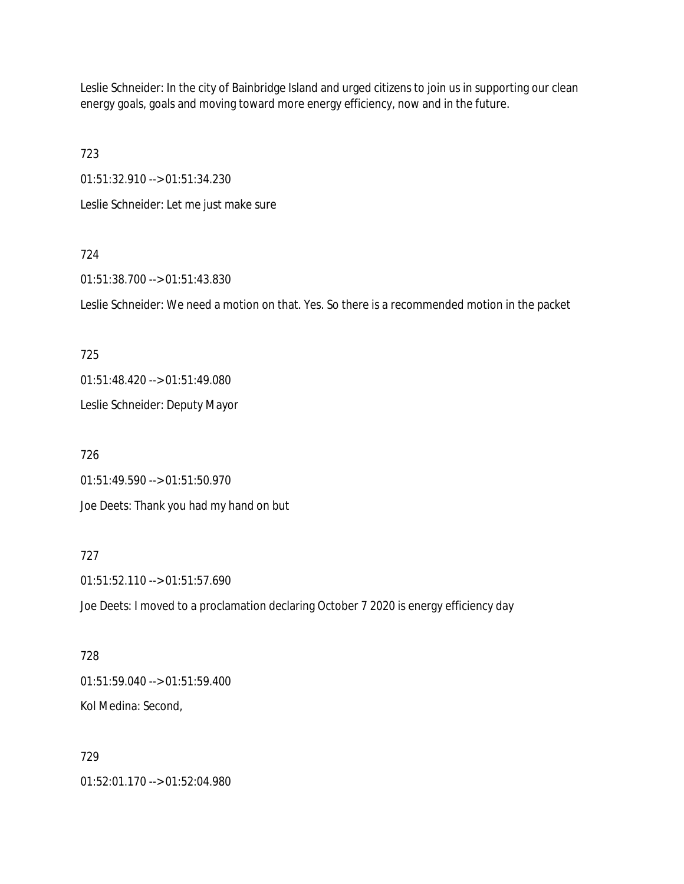Leslie Schneider: In the city of Bainbridge Island and urged citizens to join us in supporting our clean energy goals, goals and moving toward more energy efficiency, now and in the future.

723

01:51:32.910 --> 01:51:34.230

Leslie Schneider: Let me just make sure

724

01:51:38.700 --> 01:51:43.830

Leslie Schneider: We need a motion on that. Yes. So there is a recommended motion in the packet

725

01:51:48.420 --> 01:51:49.080

Leslie Schneider: Deputy Mayor

726

01:51:49.590 --> 01:51:50.970

Joe Deets: Thank you had my hand on but

727

01:51:52.110 --> 01:51:57.690

Joe Deets: I moved to a proclamation declaring October 7 2020 is energy efficiency day

728

01:51:59.040 --> 01:51:59.400

Kol Medina: Second,

729

01:52:01.170 --> 01:52:04.980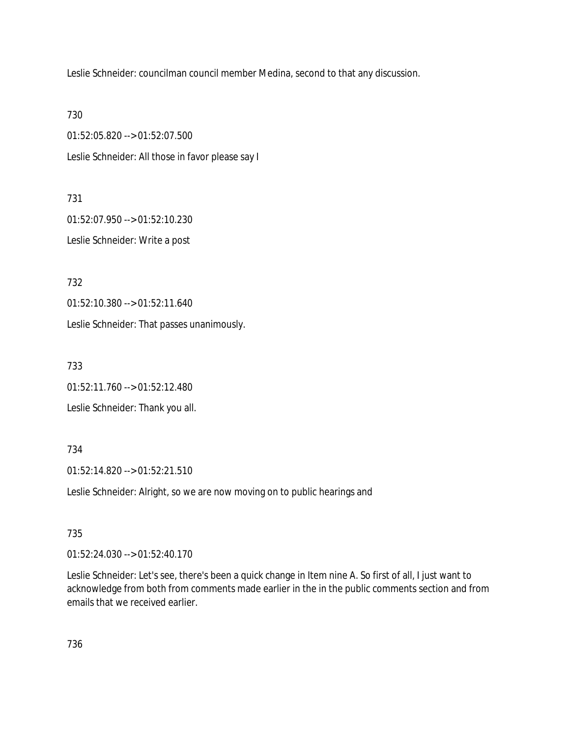Leslie Schneider: councilman council member Medina, second to that any discussion.

730

01:52:05.820 --> 01:52:07.500

Leslie Schneider: All those in favor please say I

731

01:52:07.950 --> 01:52:10.230

Leslie Schneider: Write a post

732

01:52:10.380 --> 01:52:11.640

Leslie Schneider: That passes unanimously.

733

01:52:11.760 --> 01:52:12.480

Leslie Schneider: Thank you all.

734

01:52:14.820 --> 01:52:21.510

Leslie Schneider: Alright, so we are now moving on to public hearings and

735

01:52:24.030 --> 01:52:40.170

Leslie Schneider: Let's see, there's been a quick change in Item nine A. So first of all, I just want to acknowledge from both from comments made earlier in the in the public comments section and from emails that we received earlier.

736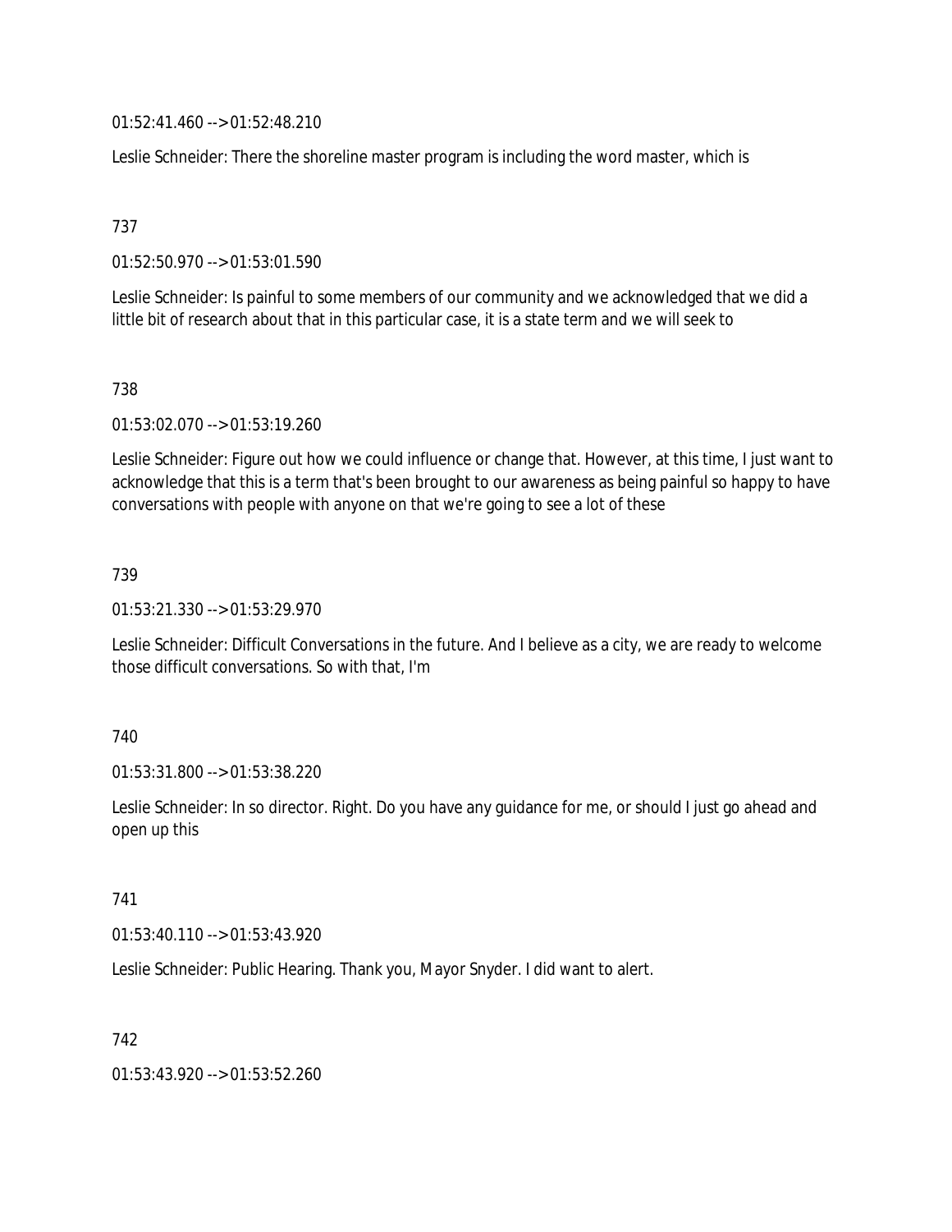01:52:41.460 --> 01:52:48.210

Leslie Schneider: There the shoreline master program is including the word master, which is

737

01:52:50.970 --> 01:53:01.590

Leslie Schneider: Is painful to some members of our community and we acknowledged that we did a little bit of research about that in this particular case, it is a state term and we will seek to

738

01:53:02.070 --> 01:53:19.260

Leslie Schneider: Figure out how we could influence or change that. However, at this time, I just want to acknowledge that this is a term that's been brought to our awareness as being painful so happy to have conversations with people with anyone on that we're going to see a lot of these

739

01:53:21.330 --> 01:53:29.970

Leslie Schneider: Difficult Conversations in the future. And I believe as a city, we are ready to welcome those difficult conversations. So with that, I'm

740

01:53:31.800 --> 01:53:38.220

Leslie Schneider: In so director. Right. Do you have any guidance for me, or should I just go ahead and open up this

741

01:53:40.110 --> 01:53:43.920

Leslie Schneider: Public Hearing. Thank you, Mayor Snyder. I did want to alert.

742

01:53:43.920 --> 01:53:52.260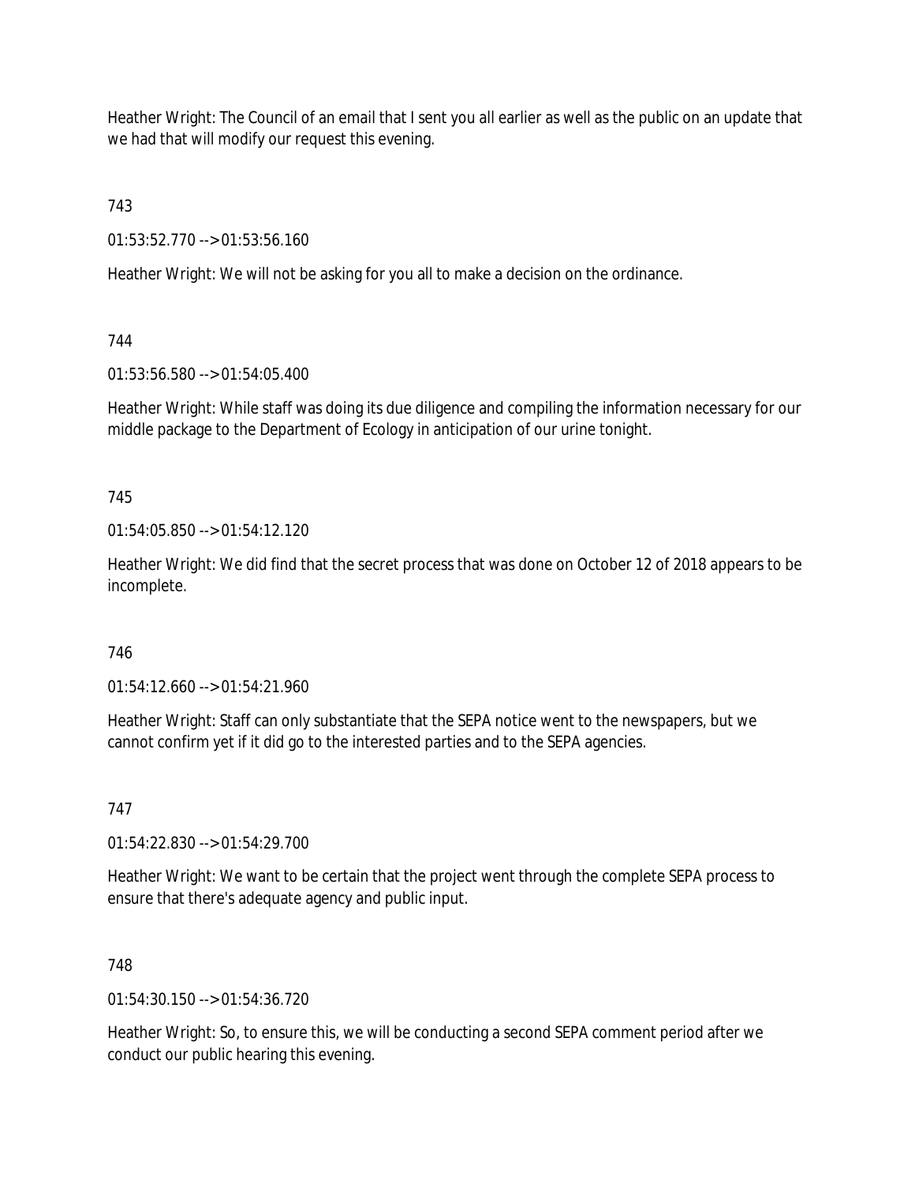Heather Wright: The Council of an email that I sent you all earlier as well as the public on an update that we had that will modify our request this evening.

743

01:53:52.770 --> 01:53:56.160

Heather Wright: We will not be asking for you all to make a decision on the ordinance.

744

01:53:56.580 --> 01:54:05.400

Heather Wright: While staff was doing its due diligence and compiling the information necessary for our middle package to the Department of Ecology in anticipation of our urine tonight.

745

01:54:05.850 --> 01:54:12.120

Heather Wright: We did find that the secret process that was done on October 12 of 2018 appears to be incomplete.

746

01:54:12.660 --> 01:54:21.960

Heather Wright: Staff can only substantiate that the SEPA notice went to the newspapers, but we cannot confirm yet if it did go to the interested parties and to the SEPA agencies.

747

01:54:22.830 --> 01:54:29.700

Heather Wright: We want to be certain that the project went through the complete SEPA process to ensure that there's adequate agency and public input.

748

01:54:30.150 --> 01:54:36.720

Heather Wright: So, to ensure this, we will be conducting a second SEPA comment period after we conduct our public hearing this evening.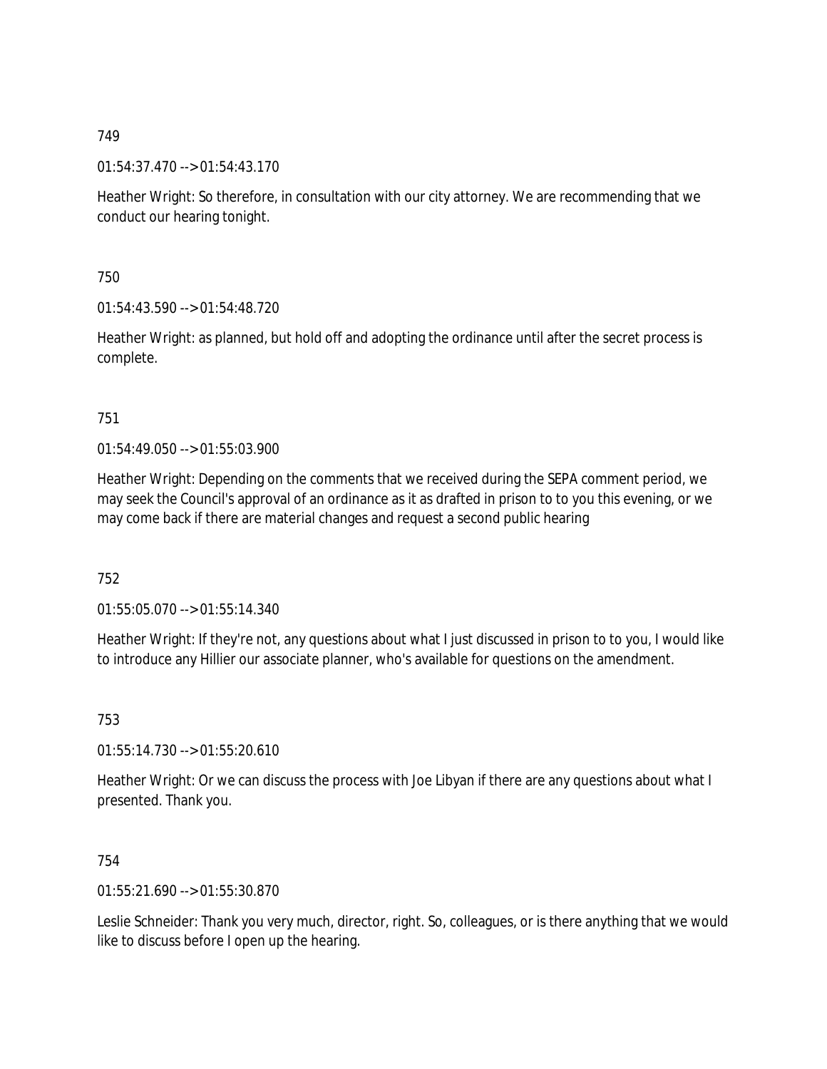749

01:54:37.470 --> 01:54:43.170

Heather Wright: So therefore, in consultation with our city attorney. We are recommending that we conduct our hearing tonight.

750

01:54:43.590 --> 01:54:48.720

Heather Wright: as planned, but hold off and adopting the ordinance until after the secret process is complete.

751

01:54:49.050 --> 01:55:03.900

Heather Wright: Depending on the comments that we received during the SEPA comment period, we may seek the Council's approval of an ordinance as it as drafted in prison to to you this evening, or we may come back if there are material changes and request a second public hearing

752

01:55:05.070 --> 01:55:14.340

Heather Wright: If they're not, any questions about what I just discussed in prison to to you, I would like to introduce any Hillier our associate planner, who's available for questions on the amendment.

753

01:55:14.730 --> 01:55:20.610

Heather Wright: Or we can discuss the process with Joe Libyan if there are any questions about what I presented. Thank you.

754

01:55:21.690 --> 01:55:30.870

Leslie Schneider: Thank you very much, director, right. So, colleagues, or is there anything that we would like to discuss before I open up the hearing.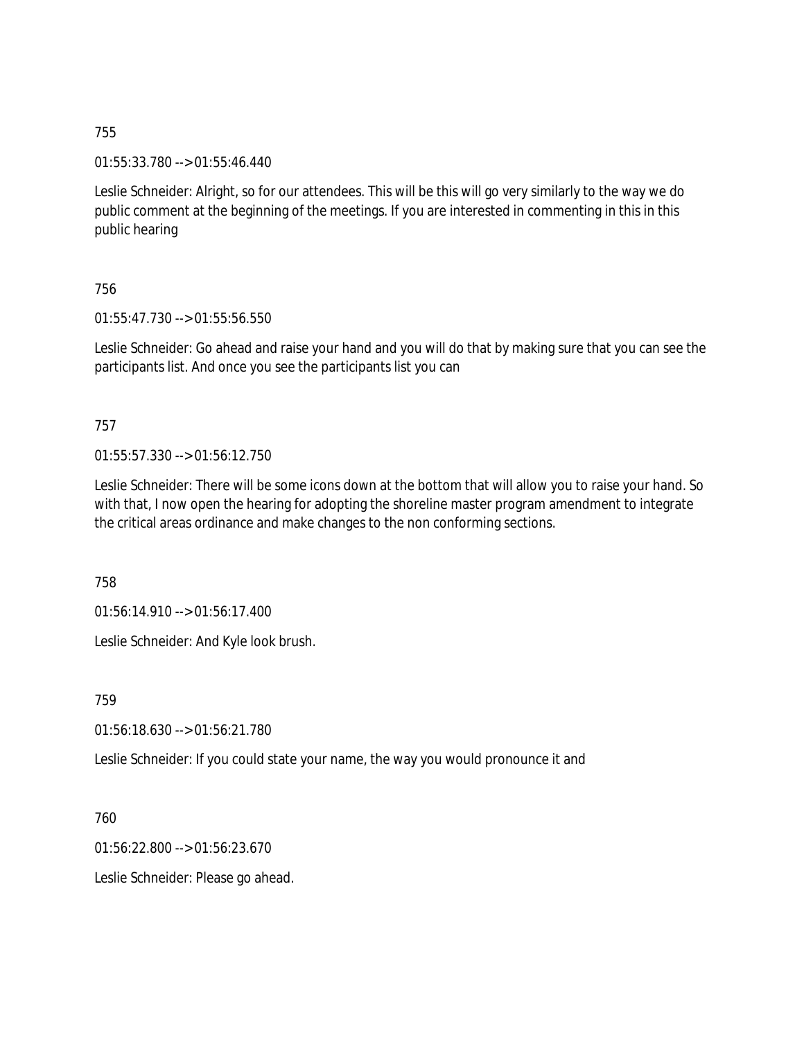755

01:55:33.780 --> 01:55:46.440

Leslie Schneider: Alright, so for our attendees. This will be this will go very similarly to the way we do public comment at the beginning of the meetings. If you are interested in commenting in this in this public hearing

756

01:55:47.730 --> 01:55:56.550

Leslie Schneider: Go ahead and raise your hand and you will do that by making sure that you can see the participants list. And once you see the participants list you can

757

01:55:57.330 --> 01:56:12.750

Leslie Schneider: There will be some icons down at the bottom that will allow you to raise your hand. So with that, I now open the hearing for adopting the shoreline master program amendment to integrate the critical areas ordinance and make changes to the non conforming sections.

758

01:56:14.910 --> 01:56:17.400

Leslie Schneider: And Kyle look brush.

759

01:56:18.630 --> 01:56:21.780

Leslie Schneider: If you could state your name, the way you would pronounce it and

760

01:56:22.800 --> 01:56:23.670

Leslie Schneider: Please go ahead.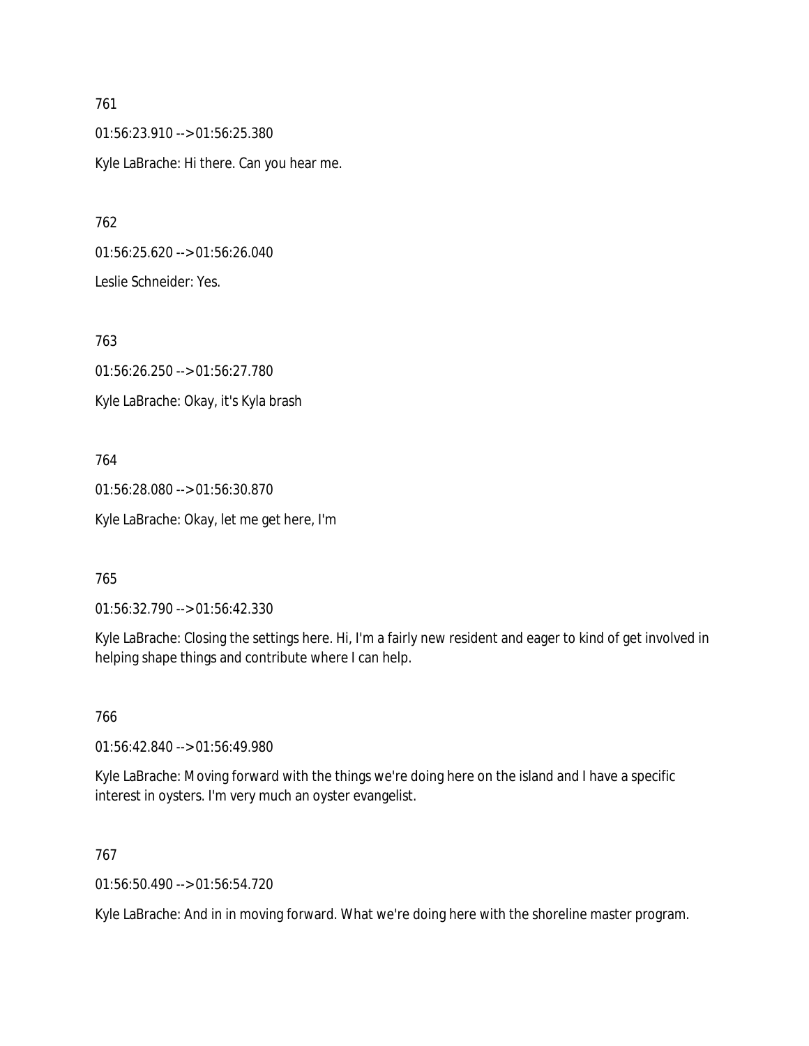761

01:56:23.910 --> 01:56:25.380

Kyle LaBrache: Hi there. Can you hear me.

762

01:56:25.620 --> 01:56:26.040

Leslie Schneider: Yes.

763

01:56:26.250 --> 01:56:27.780

Kyle LaBrache: Okay, it's Kyla brash

764

01:56:28.080 --> 01:56:30.870

Kyle LaBrache: Okay, let me get here, I'm

765

01:56:32.790 --> 01:56:42.330

Kyle LaBrache: Closing the settings here. Hi, I'm a fairly new resident and eager to kind of get involved in helping shape things and contribute where I can help.

766

01:56:42.840 --> 01:56:49.980

Kyle LaBrache: Moving forward with the things we're doing here on the island and I have a specific interest in oysters. I'm very much an oyster evangelist.

767

01:56:50.490 --> 01:56:54.720

Kyle LaBrache: And in in moving forward. What we're doing here with the shoreline master program.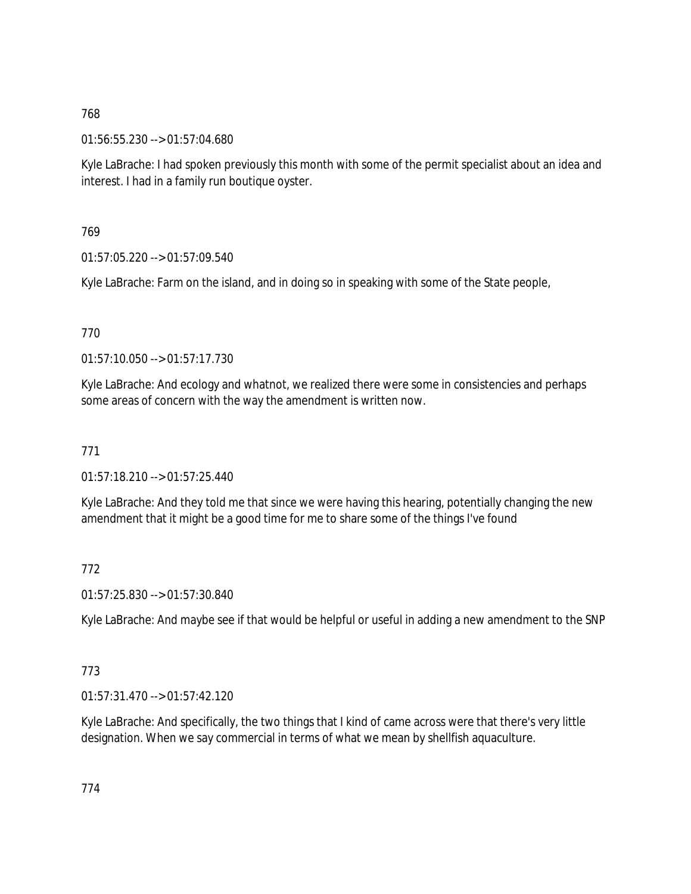768

01:56:55.230 --> 01:57:04.680

Kyle LaBrache: I had spoken previously this month with some of the permit specialist about an idea and interest. I had in a family run boutique oyster.

769

01:57:05.220 --> 01:57:09.540

Kyle LaBrache: Farm on the island, and in doing so in speaking with some of the State people,

770

01:57:10.050 --> 01:57:17.730

Kyle LaBrache: And ecology and whatnot, we realized there were some in consistencies and perhaps some areas of concern with the way the amendment is written now.

771

01:57:18.210 --> 01:57:25.440

Kyle LaBrache: And they told me that since we were having this hearing, potentially changing the new amendment that it might be a good time for me to share some of the things I've found

772

01:57:25.830 --> 01:57:30.840

Kyle LaBrache: And maybe see if that would be helpful or useful in adding a new amendment to the SNP

773

01:57:31.470 --> 01:57:42.120

Kyle LaBrache: And specifically, the two things that I kind of came across were that there's very little designation. When we say commercial in terms of what we mean by shellfish aquaculture.

774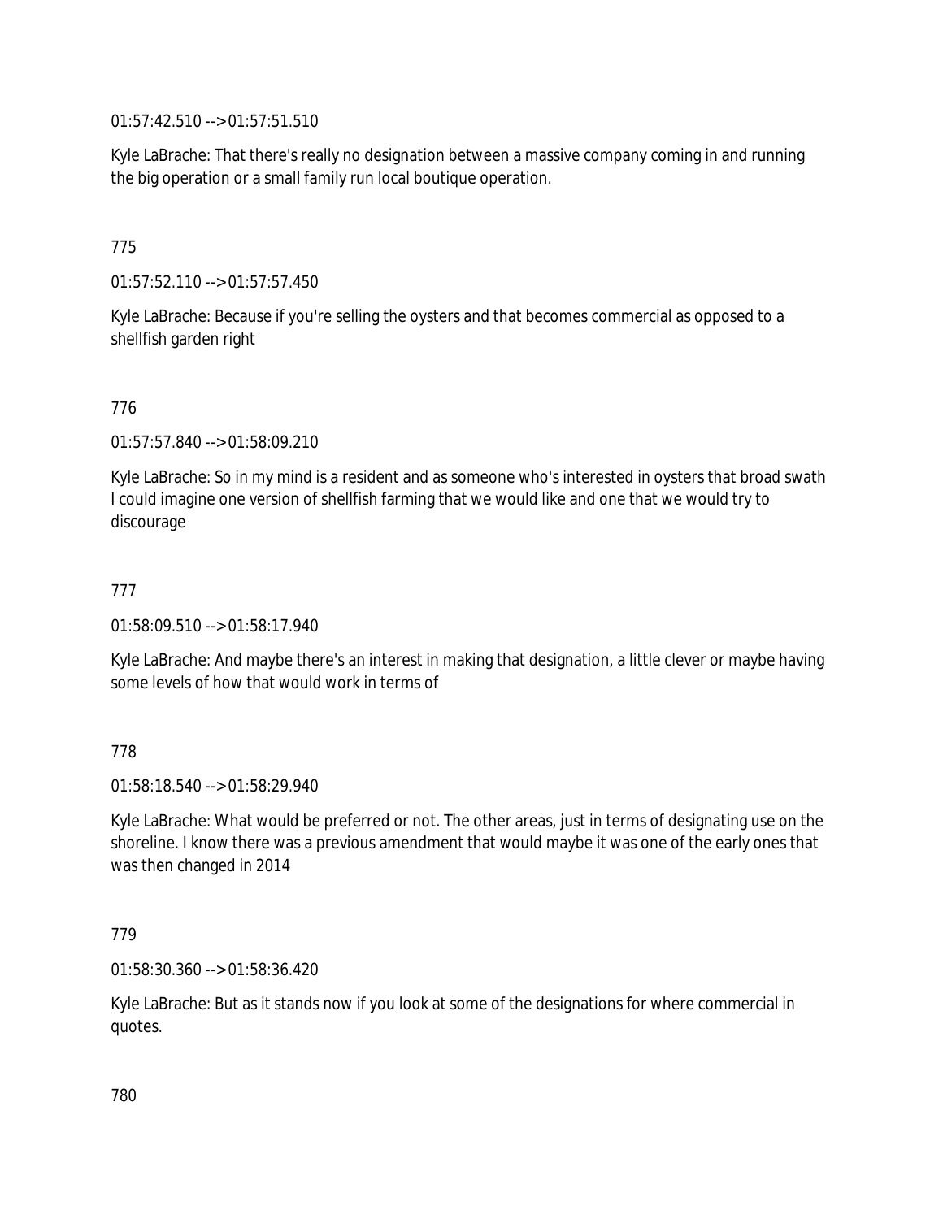01:57:42.510 --> 01:57:51.510

Kyle LaBrache: That there's really no designation between a massive company coming in and running the big operation or a small family run local boutique operation.

775

01:57:52.110 --> 01:57:57.450

Kyle LaBrache: Because if you're selling the oysters and that becomes commercial as opposed to a shellfish garden right

776

01:57:57.840 --> 01:58:09.210

Kyle LaBrache: So in my mind is a resident and as someone who's interested in oysters that broad swath I could imagine one version of shellfish farming that we would like and one that we would try to discourage

777

01:58:09.510 --> 01:58:17.940

Kyle LaBrache: And maybe there's an interest in making that designation, a little clever or maybe having some levels of how that would work in terms of

778

01:58:18.540 --> 01:58:29.940

Kyle LaBrache: What would be preferred or not. The other areas, just in terms of designating use on the shoreline. I know there was a previous amendment that would maybe it was one of the early ones that was then changed in 2014

779

01:58:30.360 --> 01:58:36.420

Kyle LaBrache: But as it stands now if you look at some of the designations for where commercial in quotes.

780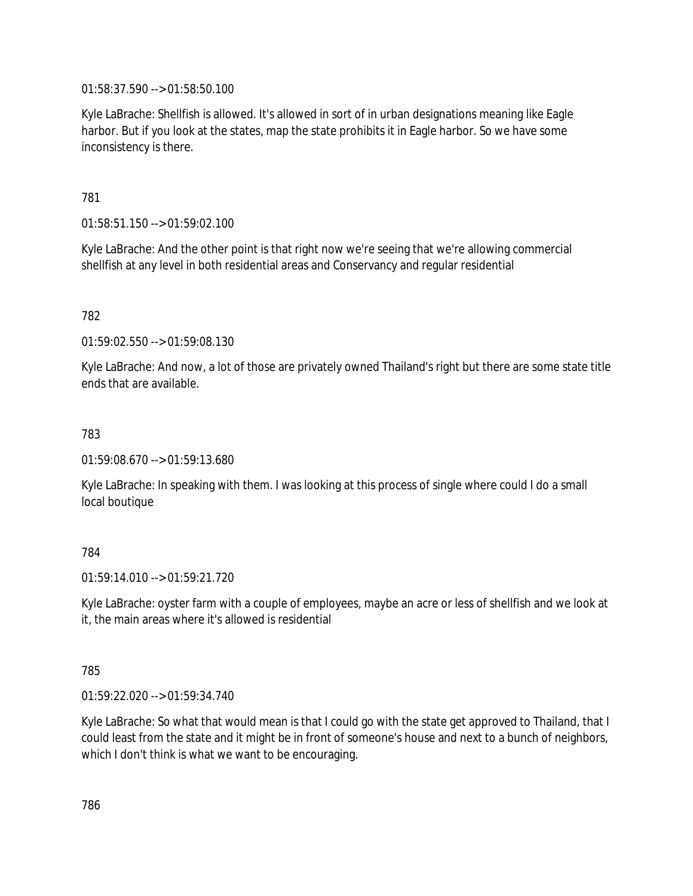01:58:37.590 --> 01:58:50.100

Kyle LaBrache: Shellfish is allowed. It's allowed in sort of in urban designations meaning like Eagle harbor. But if you look at the states, map the state prohibits it in Eagle harbor. So we have some inconsistency is there.

781

01:58:51.150 --> 01:59:02.100

Kyle LaBrache: And the other point is that right now we're seeing that we're allowing commercial shellfish at any level in both residential areas and Conservancy and regular residential

782

01:59:02.550 --> 01:59:08.130

Kyle LaBrache: And now, a lot of those are privately owned Thailand's right but there are some state title ends that are available.

783

01:59:08.670 --> 01:59:13.680

Kyle LaBrache: In speaking with them. I was looking at this process of single where could I do a small local boutique

784

01:59:14.010 --> 01:59:21.720

Kyle LaBrache: oyster farm with a couple of employees, maybe an acre or less of shellfish and we look at it, the main areas where it's allowed is residential

785

01:59:22.020 --> 01:59:34.740

Kyle LaBrache: So what that would mean is that I could go with the state get approved to Thailand, that I could least from the state and it might be in front of someone's house and next to a bunch of neighbors, which I don't think is what we want to be encouraging.

786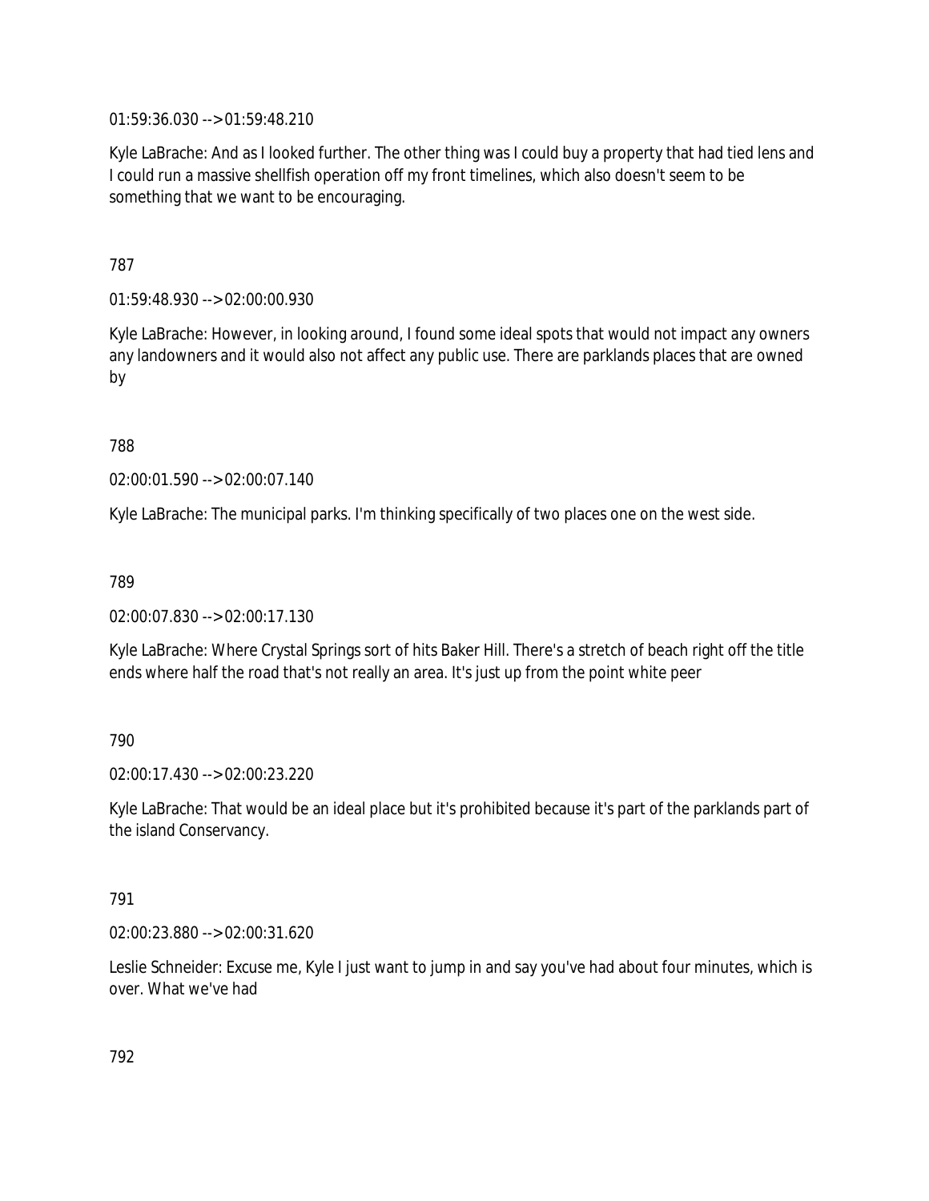01:59:36.030 --> 01:59:48.210

Kyle LaBrache: And as I looked further. The other thing was I could buy a property that had tied lens and I could run a massive shellfish operation off my front timelines, which also doesn't seem to be something that we want to be encouraging.

787

01:59:48.930 --> 02:00:00.930

Kyle LaBrache: However, in looking around, I found some ideal spots that would not impact any owners any landowners and it would also not affect any public use. There are parklands places that are owned by

788

02:00:01.590 --> 02:00:07.140

Kyle LaBrache: The municipal parks. I'm thinking specifically of two places one on the west side.

789

02:00:07.830 --> 02:00:17.130

Kyle LaBrache: Where Crystal Springs sort of hits Baker Hill. There's a stretch of beach right off the title ends where half the road that's not really an area. It's just up from the point white peer

790

02:00:17.430 --> 02:00:23.220

Kyle LaBrache: That would be an ideal place but it's prohibited because it's part of the parklands part of the island Conservancy.

791

02:00:23.880 --> 02:00:31.620

Leslie Schneider: Excuse me, Kyle I just want to jump in and say you've had about four minutes, which is over. What we've had

792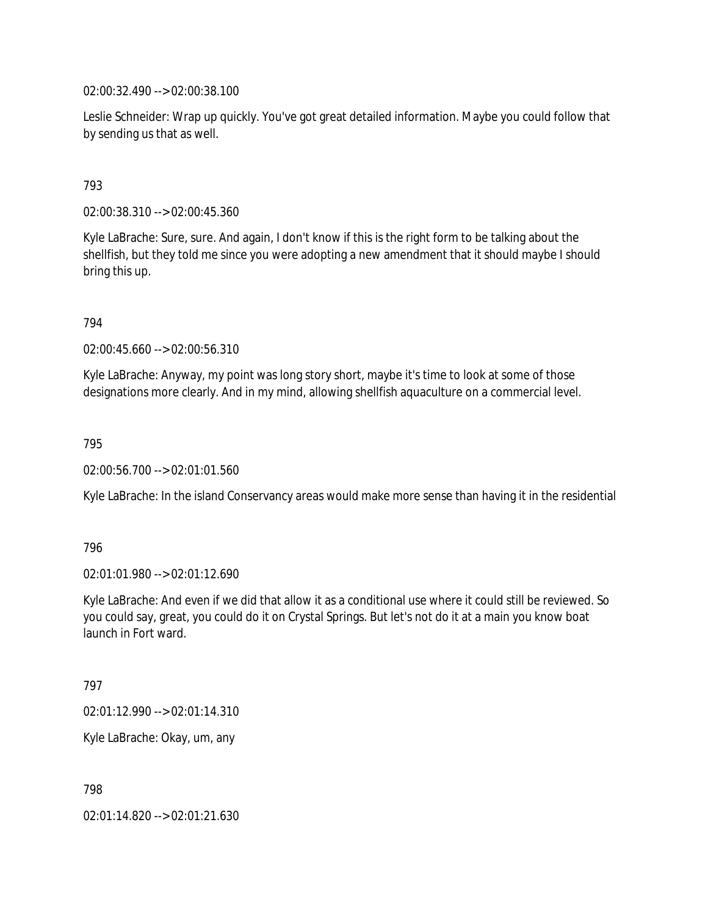02:00:32.490 --> 02:00:38.100

Leslie Schneider: Wrap up quickly. You've got great detailed information. Maybe you could follow that by sending us that as well.

793

02:00:38.310 --> 02:00:45.360

Kyle LaBrache: Sure, sure. And again, I don't know if this is the right form to be talking about the shellfish, but they told me since you were adopting a new amendment that it should maybe I should bring this up.

794

02:00:45.660 --> 02:00:56.310

Kyle LaBrache: Anyway, my point was long story short, maybe it's time to look at some of those designations more clearly. And in my mind, allowing shellfish aquaculture on a commercial level.

795

02:00:56.700 --> 02:01:01.560

Kyle LaBrache: In the island Conservancy areas would make more sense than having it in the residential

796

02:01:01.980 --> 02:01:12.690

Kyle LaBrache: And even if we did that allow it as a conditional use where it could still be reviewed. So you could say, great, you could do it on Crystal Springs. But let's not do it at a main you know boat launch in Fort ward.

797

02:01:12.990 --> 02:01:14.310

Kyle LaBrache: Okay, um, any

798

02:01:14.820 --> 02:01:21.630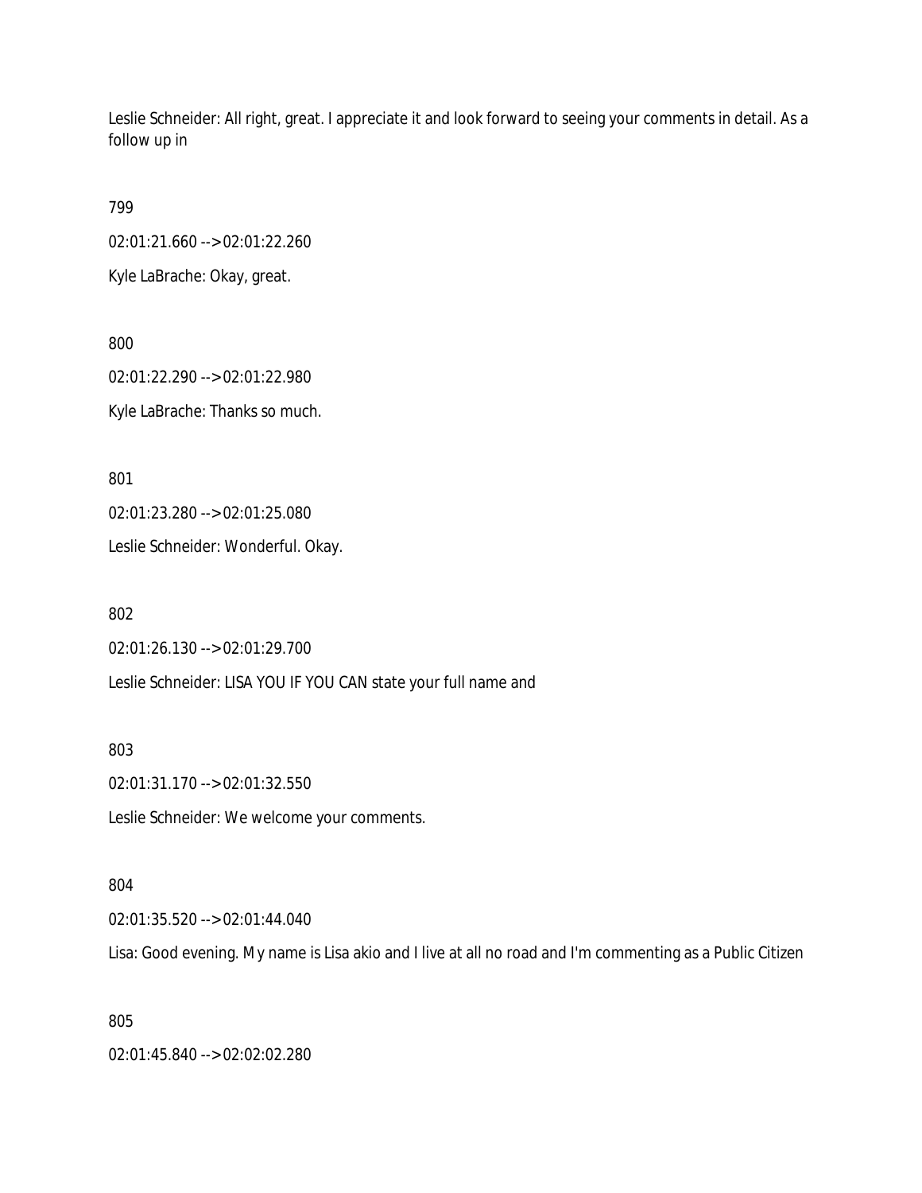Leslie Schneider: All right, great. I appreciate it and look forward to seeing your comments in detail. As a follow up in

799

02:01:21.660 --> 02:01:22.260

Kyle LaBrache: Okay, great.

800

02:01:22.290 --> 02:01:22.980

Kyle LaBrache: Thanks so much.

801

02:01:23.280 --> 02:01:25.080

Leslie Schneider: Wonderful. Okay.

802

02:01:26.130 --> 02:01:29.700

Leslie Schneider: LISA YOU IF YOU CAN state your full name and

803

02:01:31.170 --> 02:01:32.550

Leslie Schneider: We welcome your comments.

804

02:01:35.520 --> 02:01:44.040

Lisa: Good evening. My name is Lisa akio and I live at all no road and I'm commenting as a Public Citizen

805

02:01:45.840 --> 02:02:02.280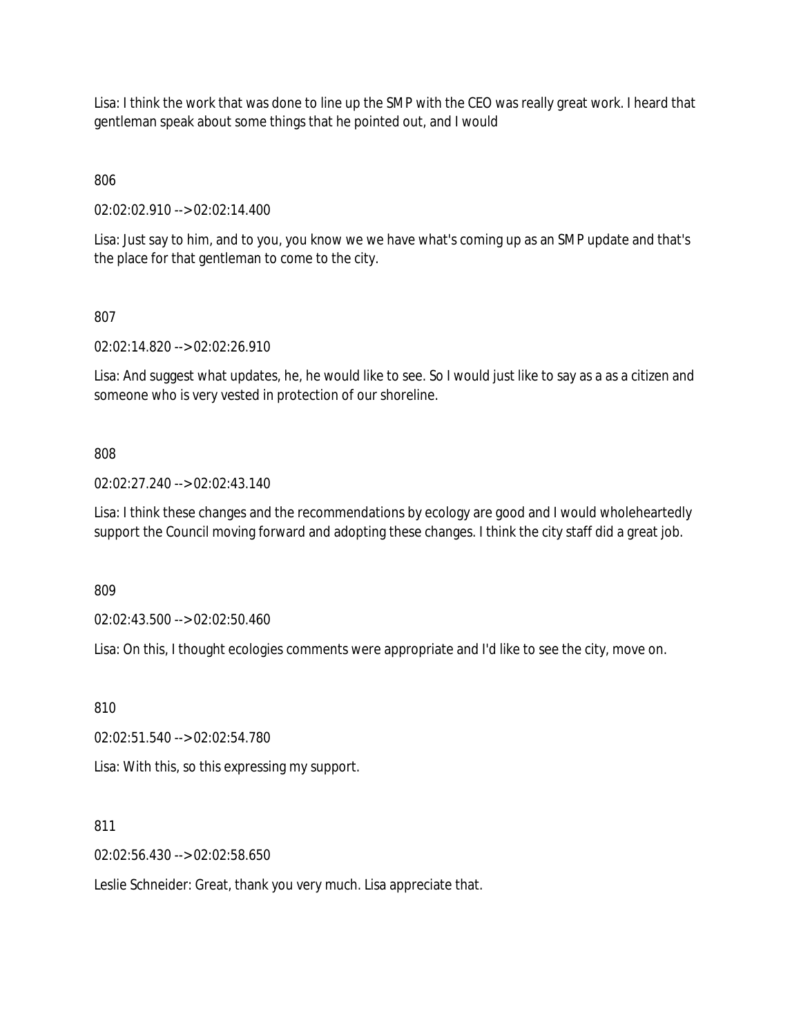Lisa: I think the work that was done to line up the SMP with the CEO was really great work. I heard that gentleman speak about some things that he pointed out, and I would

806

02:02:02.910 --> 02:02:14.400

Lisa: Just say to him, and to you, you know we we have what's coming up as an SMP update and that's the place for that gentleman to come to the city.

807

02:02:14.820 --> 02:02:26.910

Lisa: And suggest what updates, he, he would like to see. So I would just like to say as a as a citizen and someone who is very vested in protection of our shoreline.

808

02:02:27.240 --> 02:02:43.140

Lisa: I think these changes and the recommendations by ecology are good and I would wholeheartedly support the Council moving forward and adopting these changes. I think the city staff did a great job.

809

02:02:43.500 --> 02:02:50.460

Lisa: On this, I thought ecologies comments were appropriate and I'd like to see the city, move on.

810

02:02:51.540 --> 02:02:54.780

Lisa: With this, so this expressing my support.

811

02:02:56.430 --> 02:02:58.650

Leslie Schneider: Great, thank you very much. Lisa appreciate that.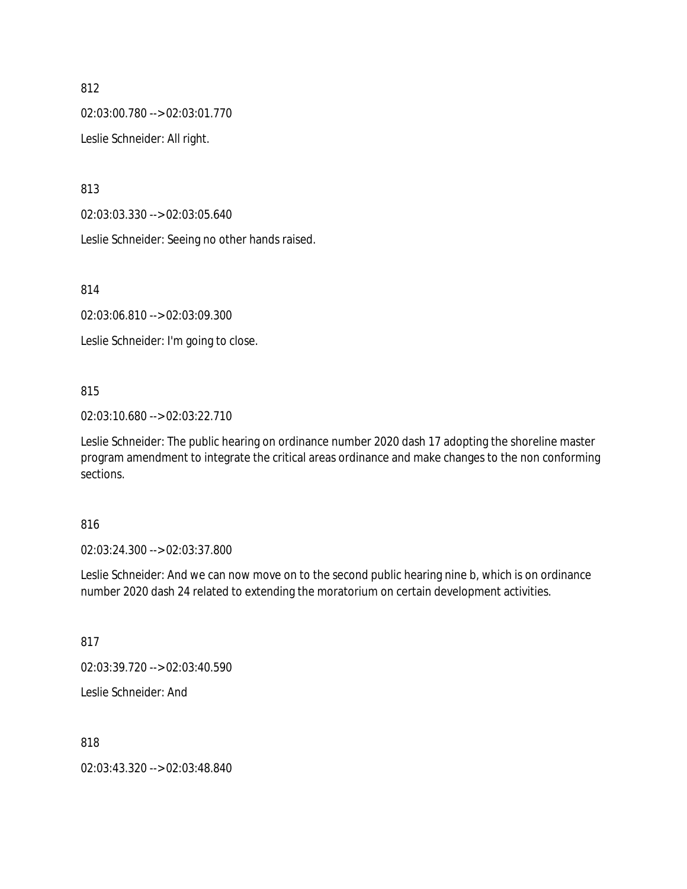812

02:03:00.780 --> 02:03:01.770

Leslie Schneider: All right.

813

02:03:03.330 --> 02:03:05.640

Leslie Schneider: Seeing no other hands raised.

814

02:03:06.810 --> 02:03:09.300

Leslie Schneider: I'm going to close.

815

02:03:10.680 --> 02:03:22.710

Leslie Schneider: The public hearing on ordinance number 2020 dash 17 adopting the shoreline master program amendment to integrate the critical areas ordinance and make changes to the non conforming sections.

816

02:03:24.300 --> 02:03:37.800

Leslie Schneider: And we can now move on to the second public hearing nine b, which is on ordinance number 2020 dash 24 related to extending the moratorium on certain development activities.

817

02:03:39.720 --> 02:03:40.590

Leslie Schneider: And

818

02:03:43.320 --> 02:03:48.840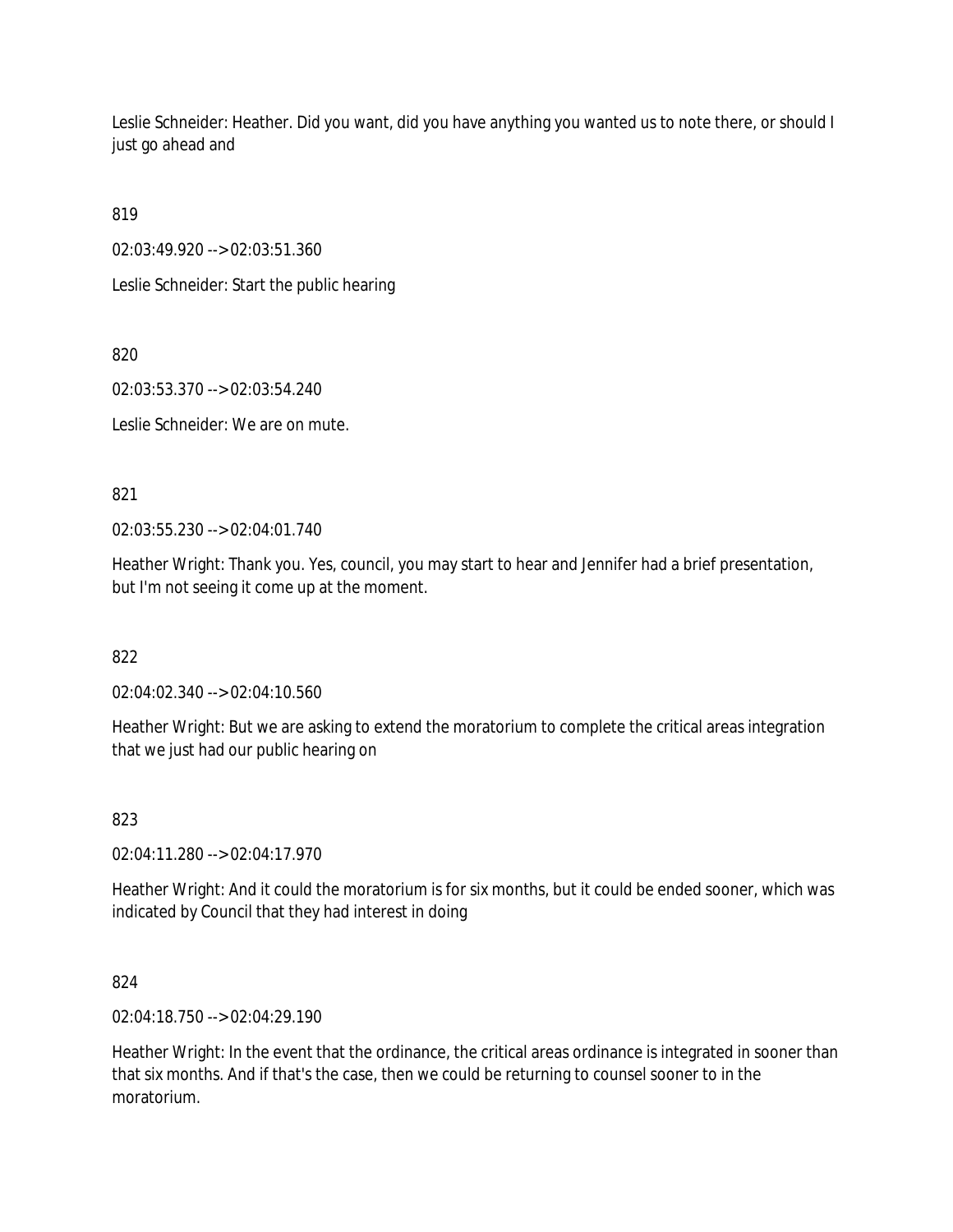Leslie Schneider: Heather. Did you want, did you have anything you wanted us to note there, or should I just go ahead and

819

02:03:49.920 --> 02:03:51.360

Leslie Schneider: Start the public hearing

820

02:03:53.370 --> 02:03:54.240

Leslie Schneider: We are on mute.

821

02:03:55.230 --> 02:04:01.740

Heather Wright: Thank you. Yes, council, you may start to hear and Jennifer had a brief presentation, but I'm not seeing it come up at the moment.

822

02:04:02.340 --> 02:04:10.560

Heather Wright: But we are asking to extend the moratorium to complete the critical areas integration that we just had our public hearing on

823

02:04:11.280 --> 02:04:17.970

Heather Wright: And it could the moratorium is for six months, but it could be ended sooner, which was indicated by Council that they had interest in doing

824

02:04:18.750 --> 02:04:29.190

Heather Wright: In the event that the ordinance, the critical areas ordinance is integrated in sooner than that six months. And if that's the case, then we could be returning to counsel sooner to in the moratorium.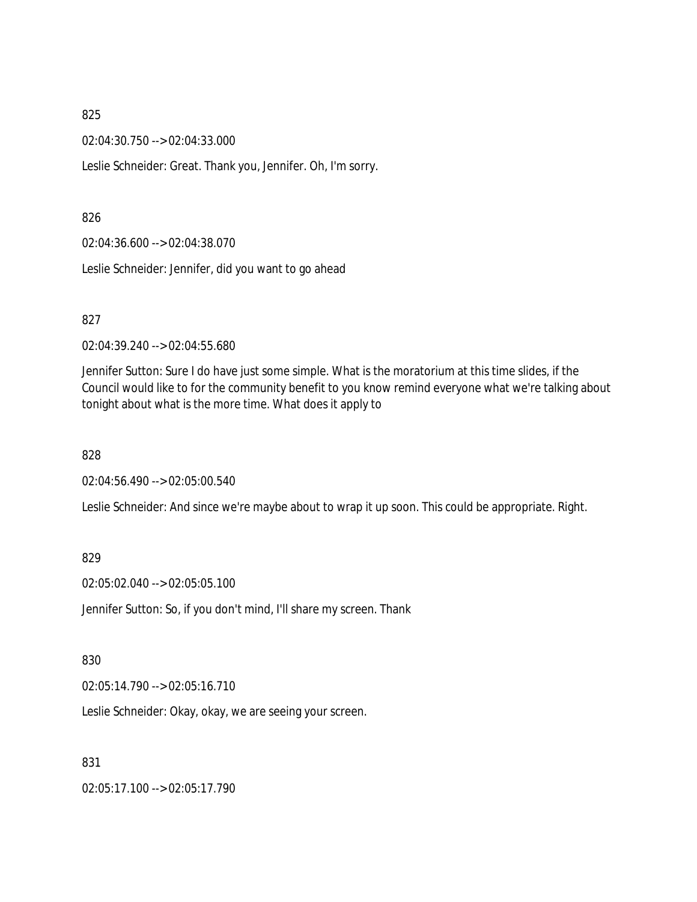825

02:04:30.750 --> 02:04:33.000

Leslie Schneider: Great. Thank you, Jennifer. Oh, I'm sorry.

826

02:04:36.600 --> 02:04:38.070

Leslie Schneider: Jennifer, did you want to go ahead

827

02:04:39.240 --> 02:04:55.680

Jennifer Sutton: Sure I do have just some simple. What is the moratorium at this time slides, if the Council would like to for the community benefit to you know remind everyone what we're talking about tonight about what is the more time. What does it apply to

828

02:04:56.490 --> 02:05:00.540

Leslie Schneider: And since we're maybe about to wrap it up soon. This could be appropriate. Right.

829

02:05:02.040 --> 02:05:05.100

Jennifer Sutton: So, if you don't mind, I'll share my screen. Thank

830

02:05:14.790 --> 02:05:16.710

Leslie Schneider: Okay, okay, we are seeing your screen.

831

02:05:17.100 --> 02:05:17.790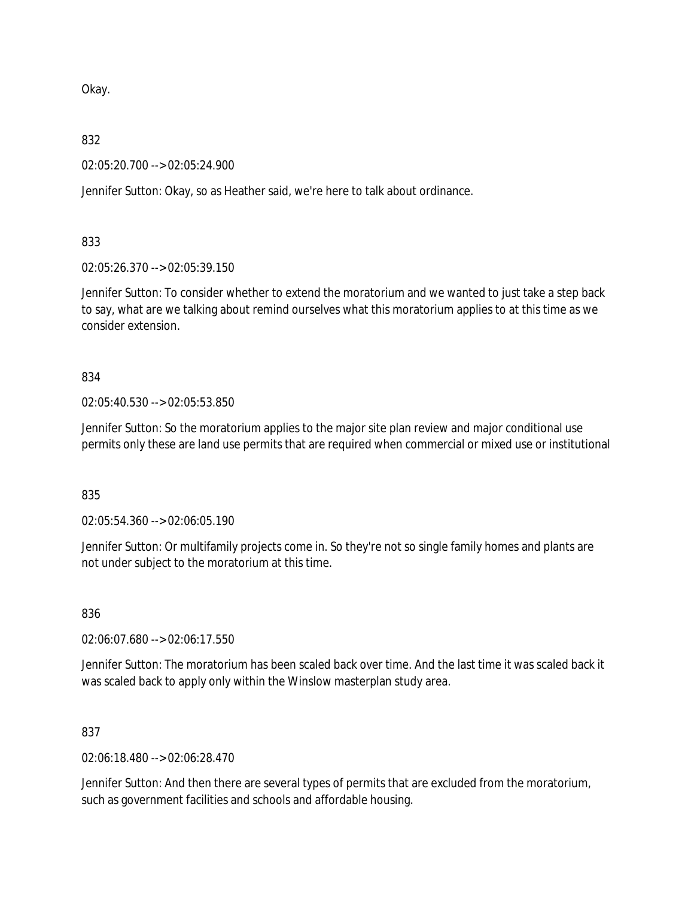Okay.

832

02:05:20.700 --> 02:05:24.900

Jennifer Sutton: Okay, so as Heather said, we're here to talk about ordinance.

833

02:05:26.370 --> 02:05:39.150

Jennifer Sutton: To consider whether to extend the moratorium and we wanted to just take a step back to say, what are we talking about remind ourselves what this moratorium applies to at this time as we consider extension.

834

02:05:40.530 --> 02:05:53.850

Jennifer Sutton: So the moratorium applies to the major site plan review and major conditional use permits only these are land use permits that are required when commercial or mixed use or institutional

835

02:05:54.360 --> 02:06:05.190

Jennifer Sutton: Or multifamily projects come in. So they're not so single family homes and plants are not under subject to the moratorium at this time.

836

02:06:07.680 --> 02:06:17.550

Jennifer Sutton: The moratorium has been scaled back over time. And the last time it was scaled back it was scaled back to apply only within the Winslow masterplan study area.

837

02:06:18.480 --> 02:06:28.470

Jennifer Sutton: And then there are several types of permits that are excluded from the moratorium, such as government facilities and schools and affordable housing.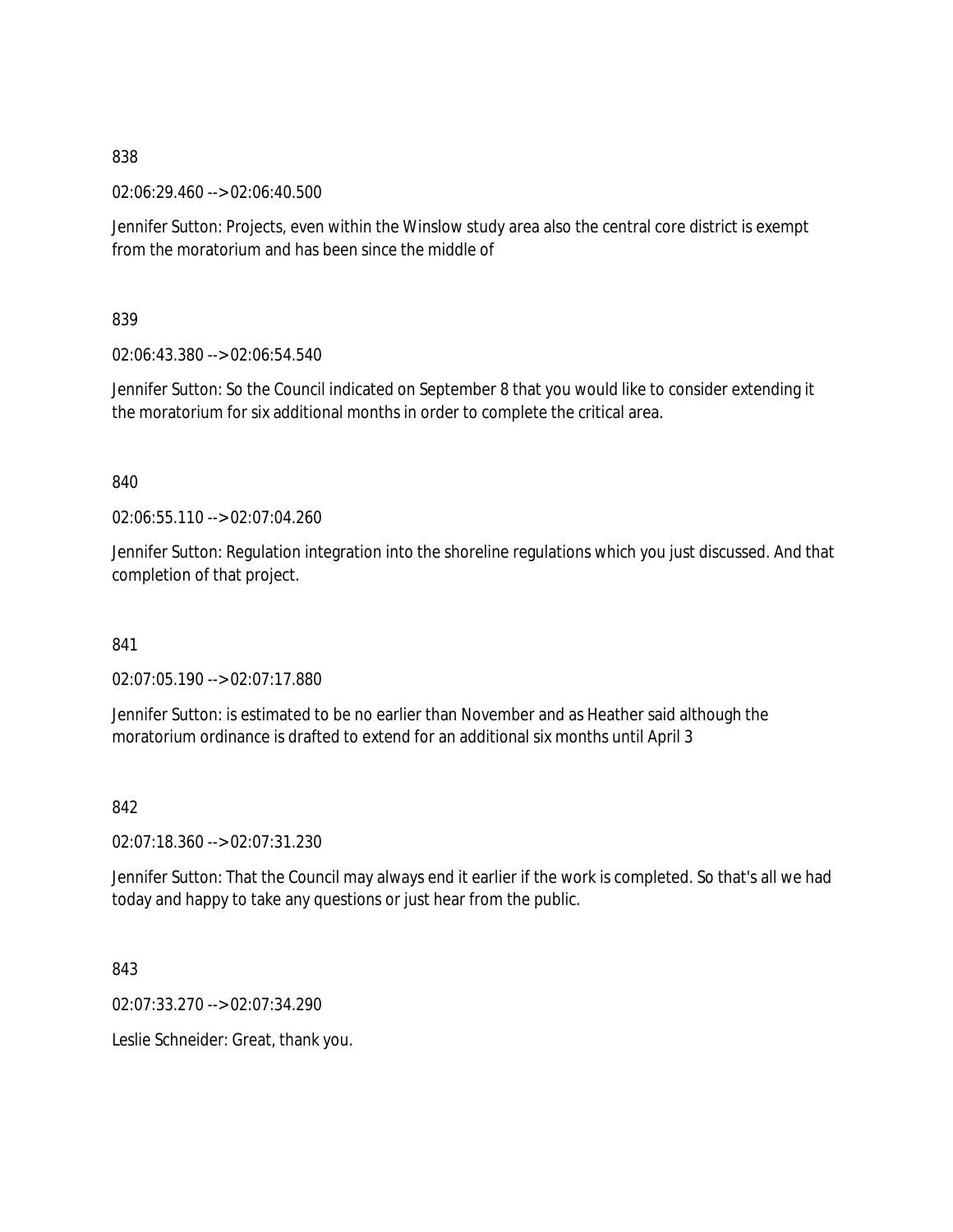838

02:06:29.460 --> 02:06:40.500

Jennifer Sutton: Projects, even within the Winslow study area also the central core district is exempt from the moratorium and has been since the middle of

839

02:06:43.380 --> 02:06:54.540

Jennifer Sutton: So the Council indicated on September 8 that you would like to consider extending it the moratorium for six additional months in order to complete the critical area.

840

02:06:55.110 --> 02:07:04.260

Jennifer Sutton: Regulation integration into the shoreline regulations which you just discussed. And that completion of that project.

841

02:07:05.190 --> 02:07:17.880

Jennifer Sutton: is estimated to be no earlier than November and as Heather said although the moratorium ordinance is drafted to extend for an additional six months until April 3

842

02:07:18.360 --> 02:07:31.230

Jennifer Sutton: That the Council may always end it earlier if the work is completed. So that's all we had today and happy to take any questions or just hear from the public.

843

02:07:33.270 --> 02:07:34.290

Leslie Schneider: Great, thank you.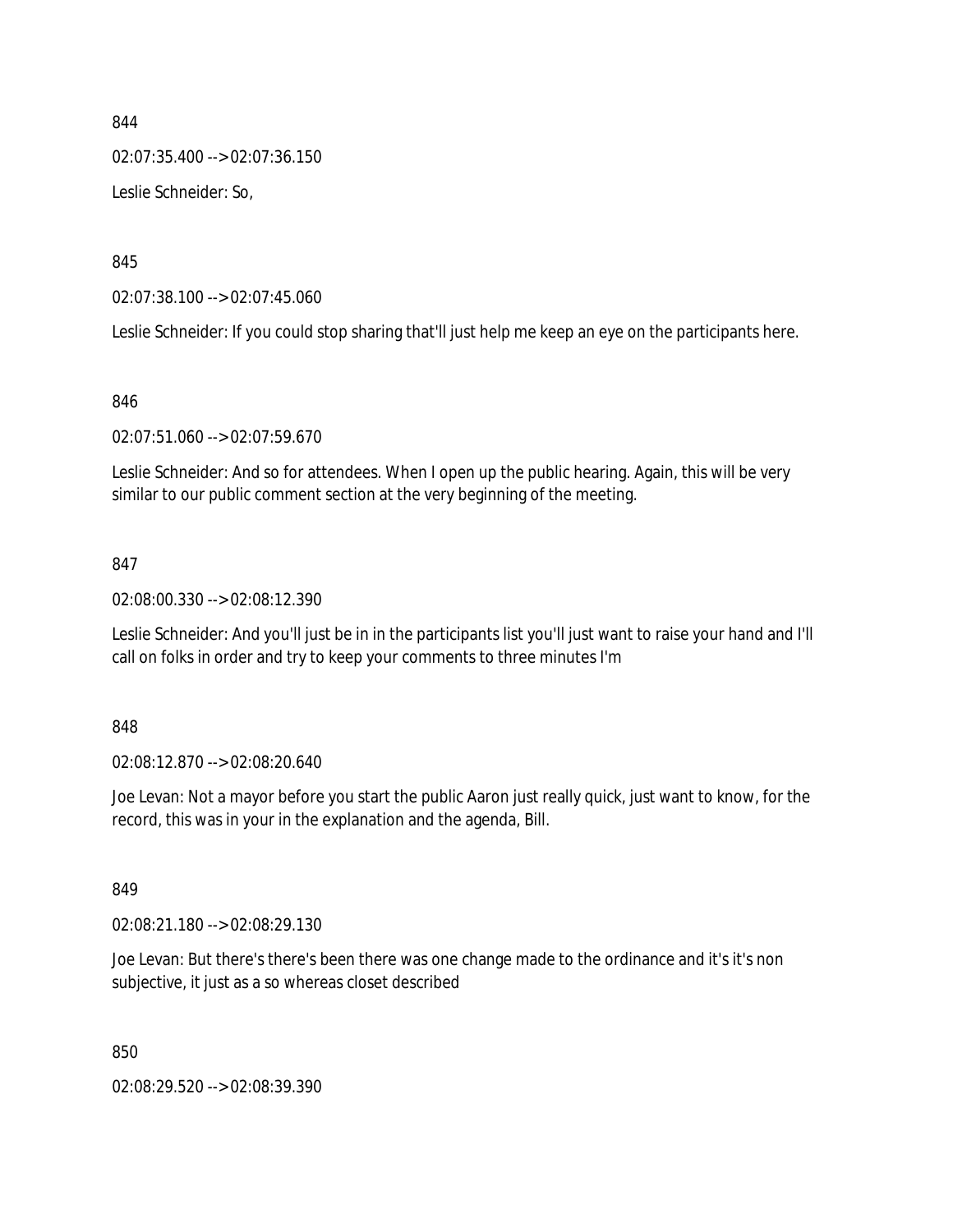844

02:07:35.400 --> 02:07:36.150

Leslie Schneider: So,

845

02:07:38.100 --> 02:07:45.060

Leslie Schneider: If you could stop sharing that'll just help me keep an eye on the participants here.

846

02:07:51.060 --> 02:07:59.670

Leslie Schneider: And so for attendees. When I open up the public hearing. Again, this will be very similar to our public comment section at the very beginning of the meeting.

847

02:08:00.330 --> 02:08:12.390

Leslie Schneider: And you'll just be in in the participants list you'll just want to raise your hand and I'll call on folks in order and try to keep your comments to three minutes I'm

848

02:08:12.870 --> 02:08:20.640

Joe Levan: Not a mayor before you start the public Aaron just really quick, just want to know, for the record, this was in your in the explanation and the agenda, Bill.

849

02:08:21.180 --> 02:08:29.130

Joe Levan: But there's there's been there was one change made to the ordinance and it's it's non subjective, it just as a so whereas closet described

850

02:08:29.520 --> 02:08:39.390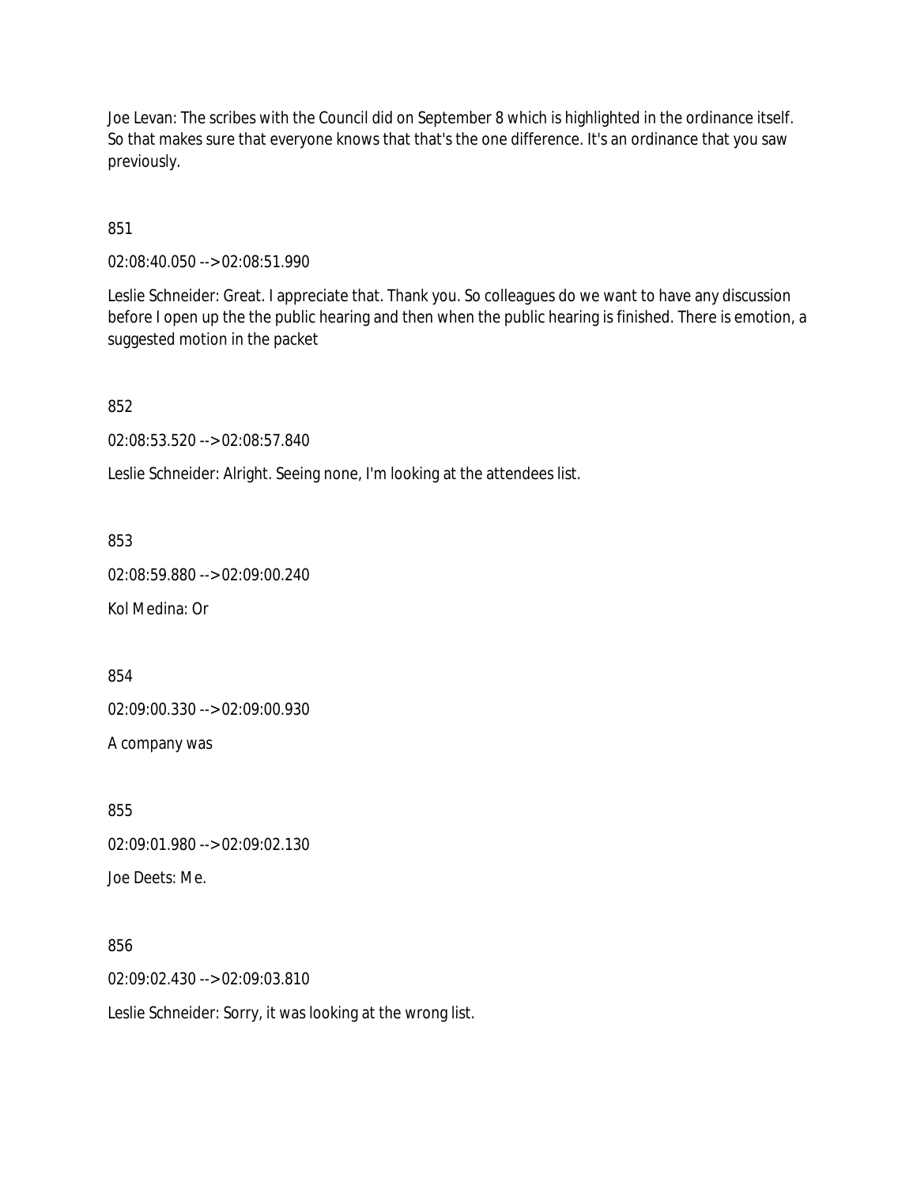Joe Levan: The scribes with the Council did on September 8 which is highlighted in the ordinance itself. So that makes sure that everyone knows that that's the one difference. It's an ordinance that you saw previously.

851

02:08:40.050 --> 02:08:51.990

Leslie Schneider: Great. I appreciate that. Thank you. So colleagues do we want to have any discussion before I open up the the public hearing and then when the public hearing is finished. There is emotion, a suggested motion in the packet

852

02:08:53.520 --> 02:08:57.840

Leslie Schneider: Alright. Seeing none, I'm looking at the attendees list.

853

02:08:59.880 --> 02:09:00.240

Kol Medina: Or

854

02:09:00.330 --> 02:09:00.930

A company was

855

02:09:01.980 --> 02:09:02.130

Joe Deets: Me.

856

02:09:02.430 --> 02:09:03.810

Leslie Schneider: Sorry, it was looking at the wrong list.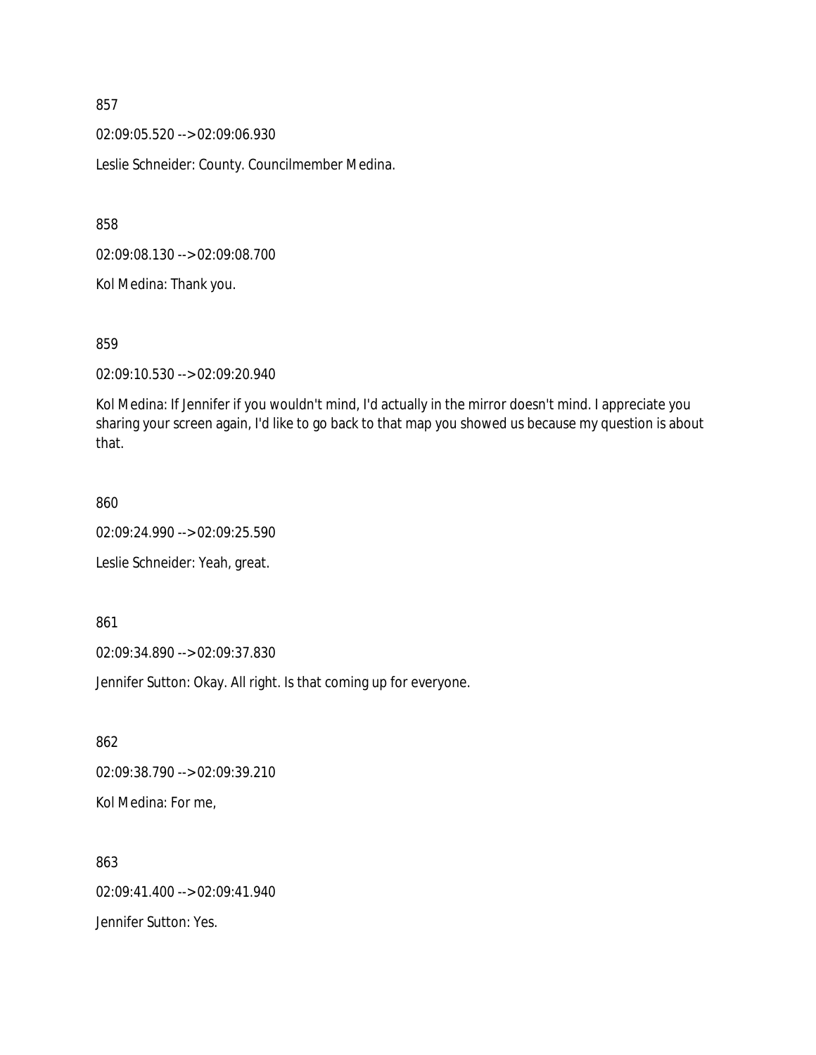857

02:09:05.520 --> 02:09:06.930

Leslie Schneider: County. Councilmember Medina.

858

02:09:08.130 --> 02:09:08.700

Kol Medina: Thank you.

859

02:09:10.530 --> 02:09:20.940

Kol Medina: If Jennifer if you wouldn't mind, I'd actually in the mirror doesn't mind. I appreciate you sharing your screen again, I'd like to go back to that map you showed us because my question is about that.

860

02:09:24.990 --> 02:09:25.590

Leslie Schneider: Yeah, great.

861

02:09:34.890 --> 02:09:37.830

Jennifer Sutton: Okay. All right. Is that coming up for everyone.

862

02:09:38.790 --> 02:09:39.210

Kol Medina: For me,

863

02:09:41.400 --> 02:09:41.940

Jennifer Sutton: Yes.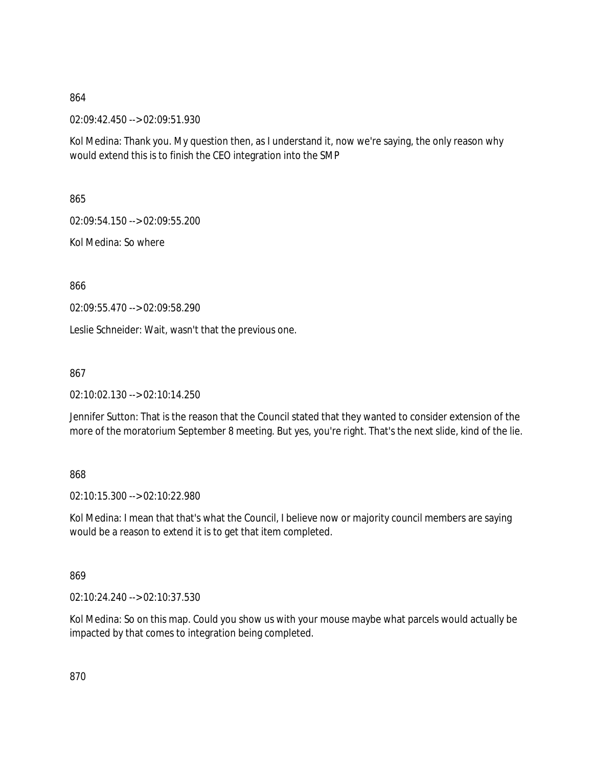864

02:09:42.450 --> 02:09:51.930

Kol Medina: Thank you. My question then, as I understand it, now we're saying, the only reason why would extend this is to finish the CEO integration into the SMP

865

02:09:54.150 --> 02:09:55.200

Kol Medina: So where

866

02:09:55.470 --> 02:09:58.290

Leslie Schneider: Wait, wasn't that the previous one.

867

02:10:02.130 --> 02:10:14.250

Jennifer Sutton: That is the reason that the Council stated that they wanted to consider extension of the more of the moratorium September 8 meeting. But yes, you're right. That's the next slide, kind of the lie.

868

02:10:15.300 --> 02:10:22.980

Kol Medina: I mean that that's what the Council, I believe now or majority council members are saying would be a reason to extend it is to get that item completed.

869

02:10:24.240 --> 02:10:37.530

Kol Medina: So on this map. Could you show us with your mouse maybe what parcels would actually be impacted by that comes to integration being completed.

870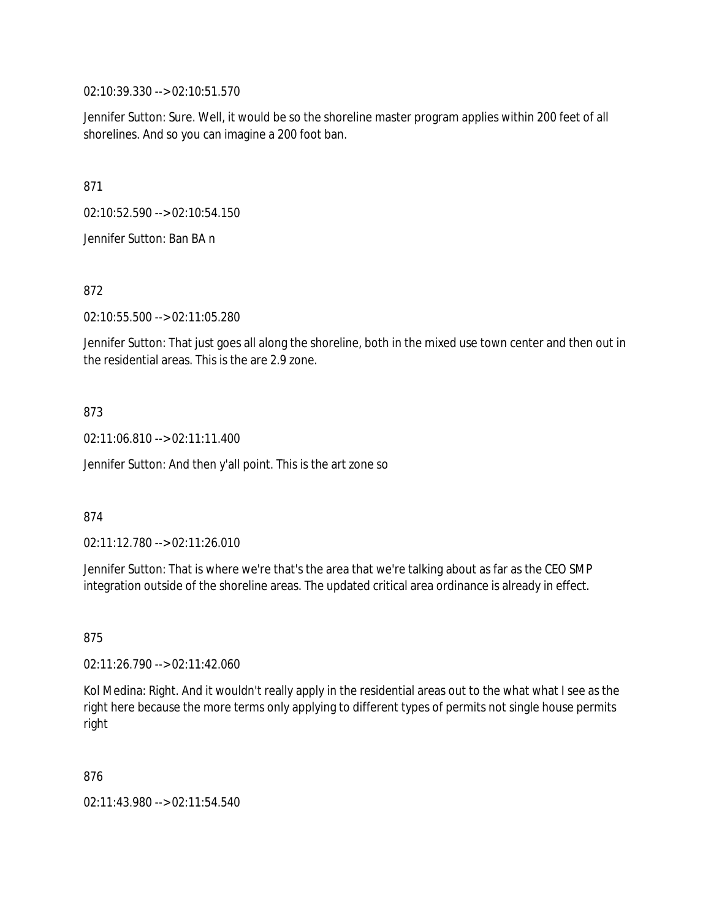02:10:39.330 --> 02:10:51.570

Jennifer Sutton: Sure. Well, it would be so the shoreline master program applies within 200 feet of all shorelines. And so you can imagine a 200 foot ban.

871

02:10:52.590 --> 02:10:54.150

Jennifer Sutton: Ban BA n

872

02:10:55.500 --> 02:11:05.280

Jennifer Sutton: That just goes all along the shoreline, both in the mixed use town center and then out in the residential areas. This is the are 2.9 zone.

873

02:11:06.810 --> 02:11:11.400

Jennifer Sutton: And then y'all point. This is the art zone so

874

02:11:12.780 --> 02:11:26.010

Jennifer Sutton: That is where we're that's the area that we're talking about as far as the CEO SMP integration outside of the shoreline areas. The updated critical area ordinance is already in effect.

875

02:11:26.790 --> 02:11:42.060

Kol Medina: Right. And it wouldn't really apply in the residential areas out to the what what I see as the right here because the more terms only applying to different types of permits not single house permits right

876

02:11:43.980 --> 02:11:54.540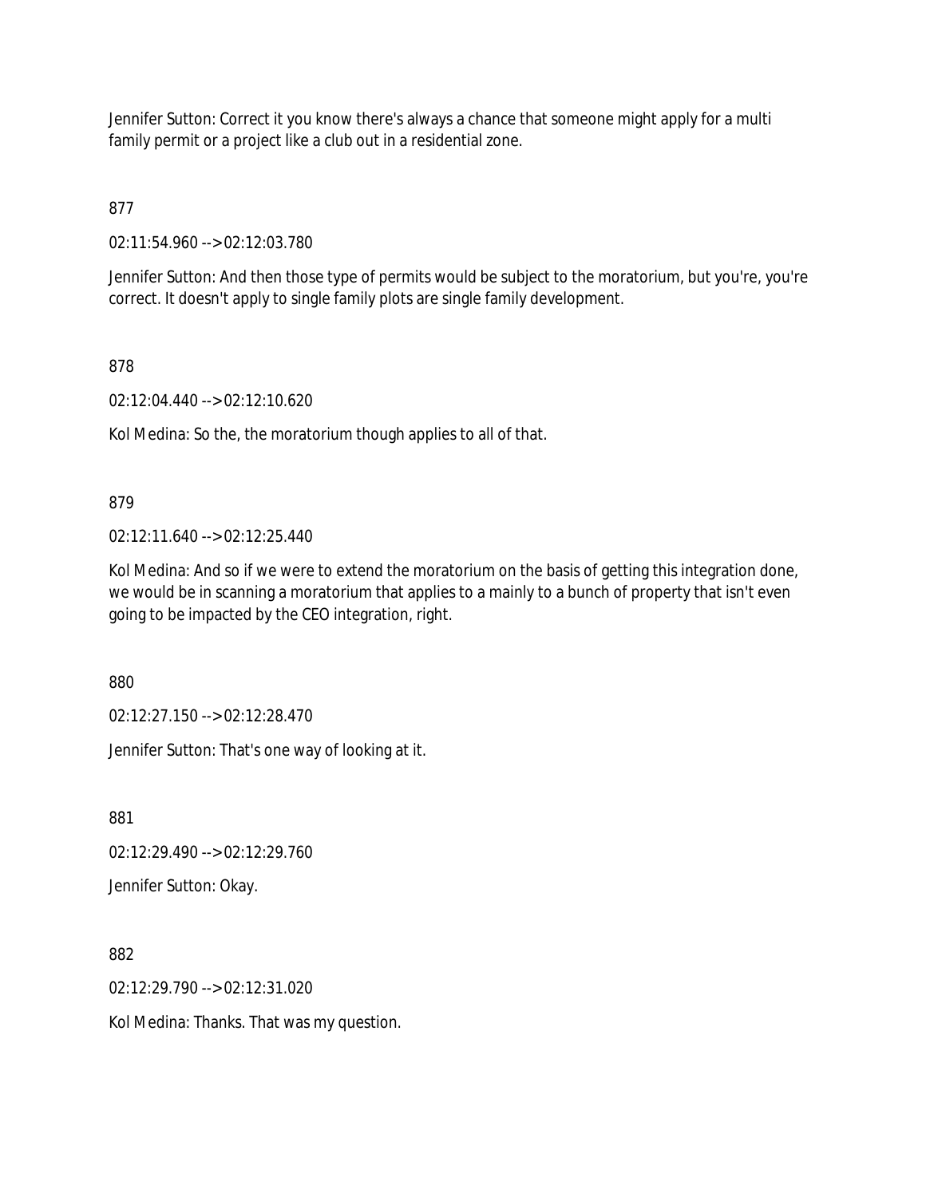Jennifer Sutton: Correct it you know there's always a chance that someone might apply for a multi family permit or a project like a club out in a residential zone.

877

02:11:54.960 --> 02:12:03.780

Jennifer Sutton: And then those type of permits would be subject to the moratorium, but you're, you're correct. It doesn't apply to single family plots are single family development.

878

02:12:04.440 --> 02:12:10.620

Kol Medina: So the, the moratorium though applies to all of that.

879

02:12:11.640 --> 02:12:25.440

Kol Medina: And so if we were to extend the moratorium on the basis of getting this integration done, we would be in scanning a moratorium that applies to a mainly to a bunch of property that isn't even going to be impacted by the CEO integration, right.

880

02:12:27.150 --> 02:12:28.470

Jennifer Sutton: That's one way of looking at it.

881

02:12:29.490 --> 02:12:29.760

Jennifer Sutton: Okay.

882

02:12:29.790 --> 02:12:31.020

Kol Medina: Thanks. That was my question.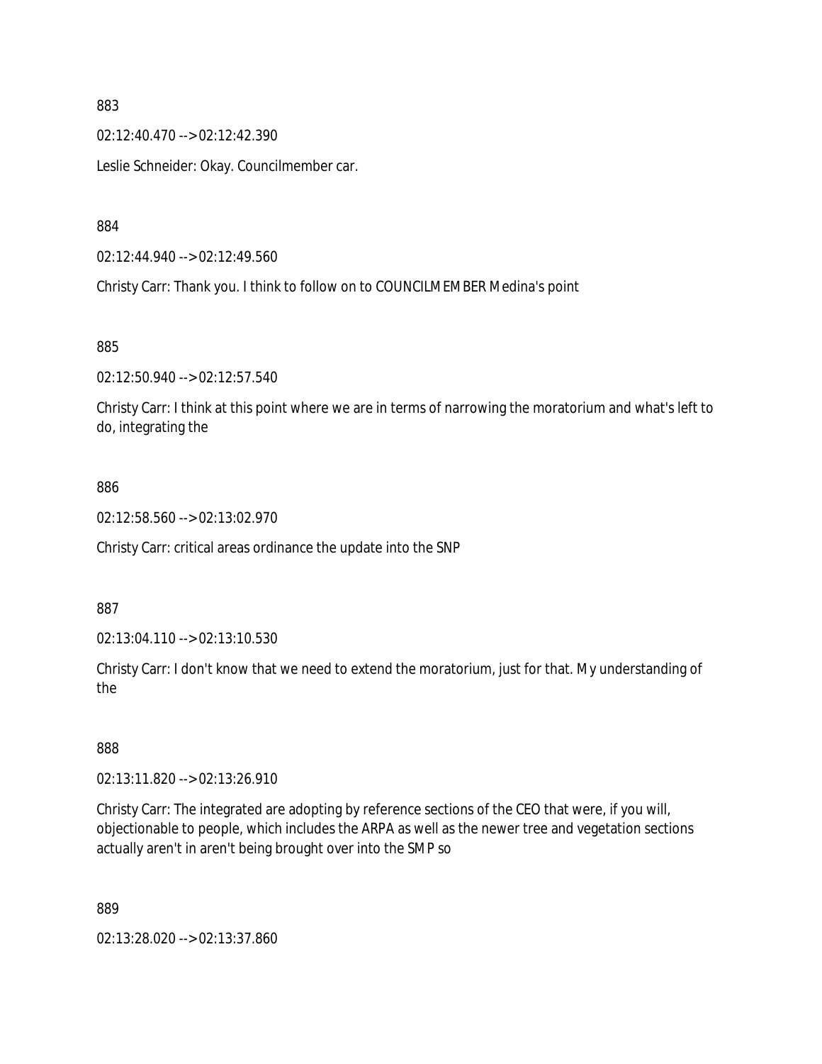883

02:12:40.470 --> 02:12:42.390

Leslie Schneider: Okay. Councilmember car.

884

02:12:44.940 --> 02:12:49.560

Christy Carr: Thank you. I think to follow on to COUNCILMEMBER Medina's point

885

02:12:50.940 --> 02:12:57.540

Christy Carr: I think at this point where we are in terms of narrowing the moratorium and what's left to do, integrating the

886

02:12:58.560 --> 02:13:02.970

Christy Carr: critical areas ordinance the update into the SNP

887

02:13:04.110 --> 02:13:10.530

Christy Carr: I don't know that we need to extend the moratorium, just for that. My understanding of the

888

02:13:11.820 --> 02:13:26.910

Christy Carr: The integrated are adopting by reference sections of the CEO that were, if you will, objectionable to people, which includes the ARPA as well as the newer tree and vegetation sections actually aren't in aren't being brought over into the SMP so

889

02:13:28.020 --> 02:13:37.860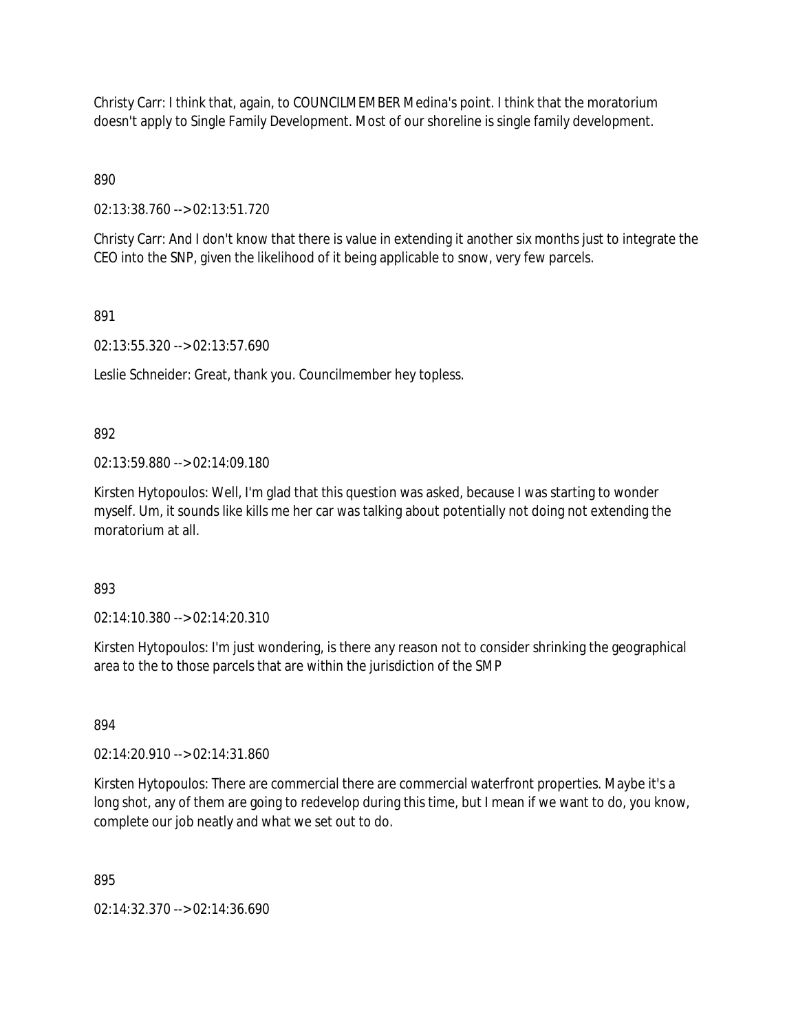Christy Carr: I think that, again, to COUNCILMEMBER Medina's point. I think that the moratorium doesn't apply to Single Family Development. Most of our shoreline is single family development.

890

02:13:38.760 --> 02:13:51.720

Christy Carr: And I don't know that there is value in extending it another six months just to integrate the CEO into the SNP, given the likelihood of it being applicable to snow, very few parcels.

891

02:13:55.320 --> 02:13:57.690

Leslie Schneider: Great, thank you. Councilmember hey topless.

892

02:13:59.880 --> 02:14:09.180

Kirsten Hytopoulos: Well, I'm glad that this question was asked, because I was starting to wonder myself. Um, it sounds like kills me her car was talking about potentially not doing not extending the moratorium at all.

893

02:14:10.380 --> 02:14:20.310

Kirsten Hytopoulos: I'm just wondering, is there any reason not to consider shrinking the geographical area to the to those parcels that are within the jurisdiction of the SMP

894

02:14:20.910 --> 02:14:31.860

Kirsten Hytopoulos: There are commercial there are commercial waterfront properties. Maybe it's a long shot, any of them are going to redevelop during this time, but I mean if we want to do, you know, complete our job neatly and what we set out to do.

895

02:14:32.370 --> 02:14:36.690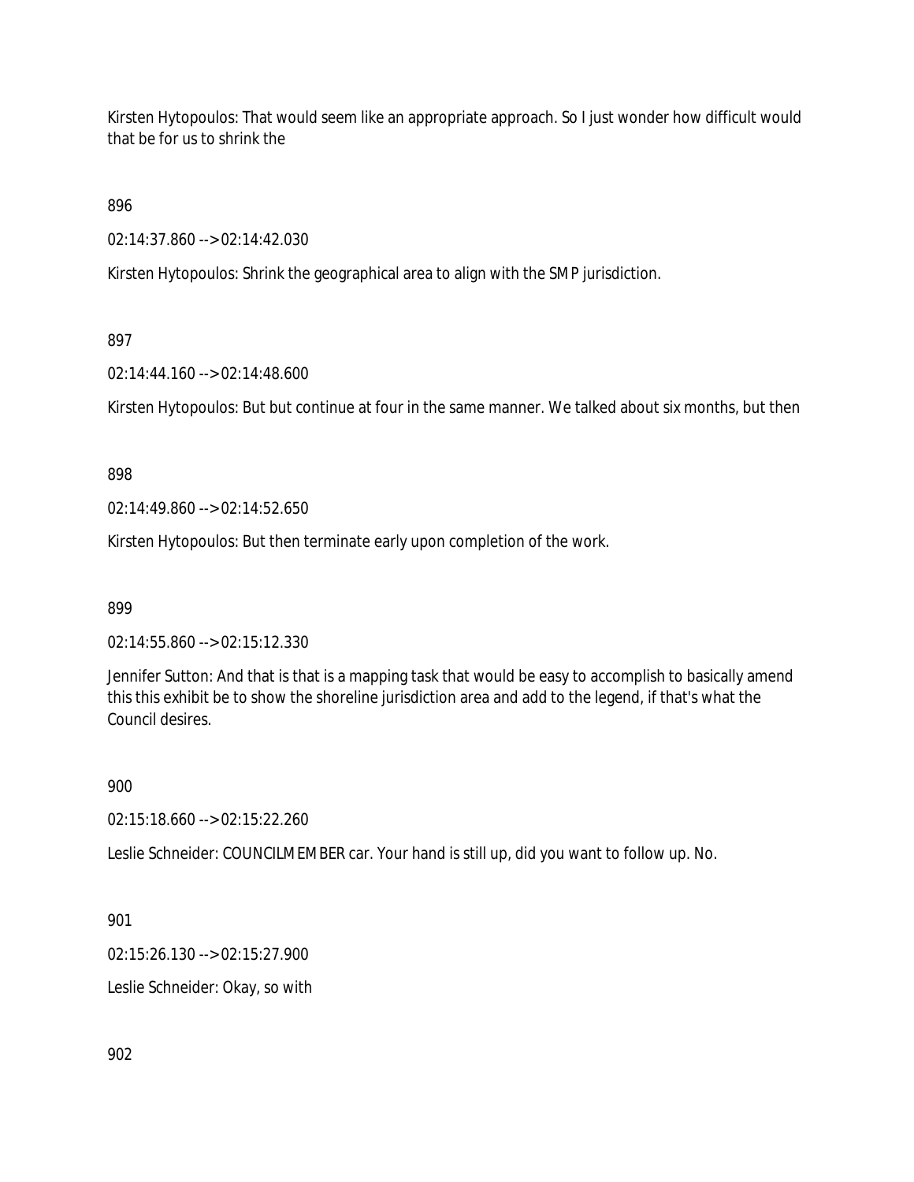Kirsten Hytopoulos: That would seem like an appropriate approach. So I just wonder how difficult would that be for us to shrink the

896

02:14:37.860 --> 02:14:42.030

Kirsten Hytopoulos: Shrink the geographical area to align with the SMP jurisdiction.

897

02:14:44.160 --> 02:14:48.600

Kirsten Hytopoulos: But but continue at four in the same manner. We talked about six months, but then

898

02:14:49.860 --> 02:14:52.650

Kirsten Hytopoulos: But then terminate early upon completion of the work.

899

02:14:55.860 --> 02:15:12.330

Jennifer Sutton: And that is that is a mapping task that would be easy to accomplish to basically amend this this exhibit be to show the shoreline jurisdiction area and add to the legend, if that's what the Council desires.

900

02:15:18.660 --> 02:15:22.260

Leslie Schneider: COUNCILMEMBER car. Your hand is still up, did you want to follow up. No.

901

02:15:26.130 --> 02:15:27.900

Leslie Schneider: Okay, so with

902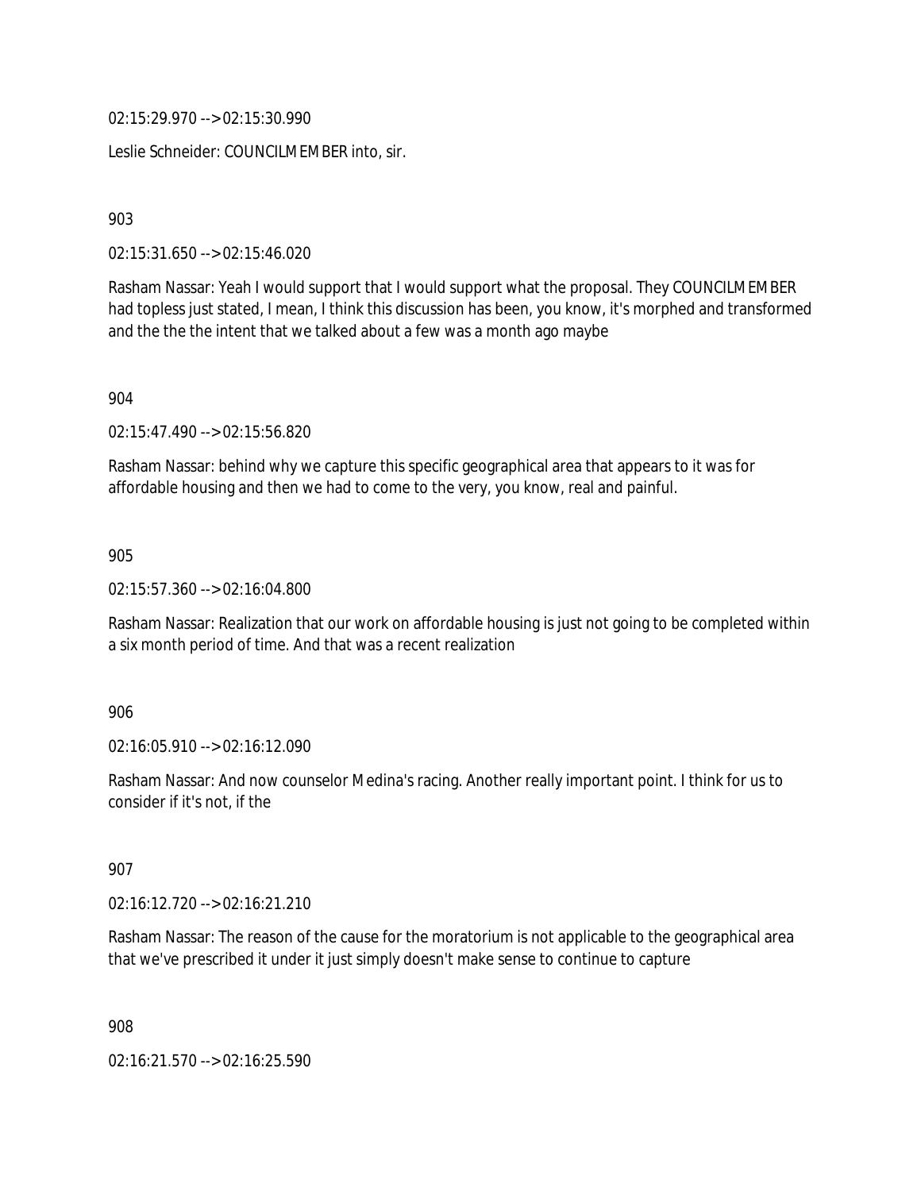02:15:29.970 --> 02:15:30.990

Leslie Schneider: COUNCILMEMBER into, sir.

903

02:15:31.650 --> 02:15:46.020

Rasham Nassar: Yeah I would support that I would support what the proposal. They COUNCILMEMBER had topless just stated, I mean, I think this discussion has been, you know, it's morphed and transformed and the the the intent that we talked about a few was a month ago maybe

904

02:15:47.490 --> 02:15:56.820

Rasham Nassar: behind why we capture this specific geographical area that appears to it was for affordable housing and then we had to come to the very, you know, real and painful.

905

02:15:57.360 --> 02:16:04.800

Rasham Nassar: Realization that our work on affordable housing is just not going to be completed within a six month period of time. And that was a recent realization

906

02:16:05.910 --> 02:16:12.090

Rasham Nassar: And now counselor Medina's racing. Another really important point. I think for us to consider if it's not, if the

907

02:16:12.720 --> 02:16:21.210

Rasham Nassar: The reason of the cause for the moratorium is not applicable to the geographical area that we've prescribed it under it just simply doesn't make sense to continue to capture

908

02:16:21.570 --> 02:16:25.590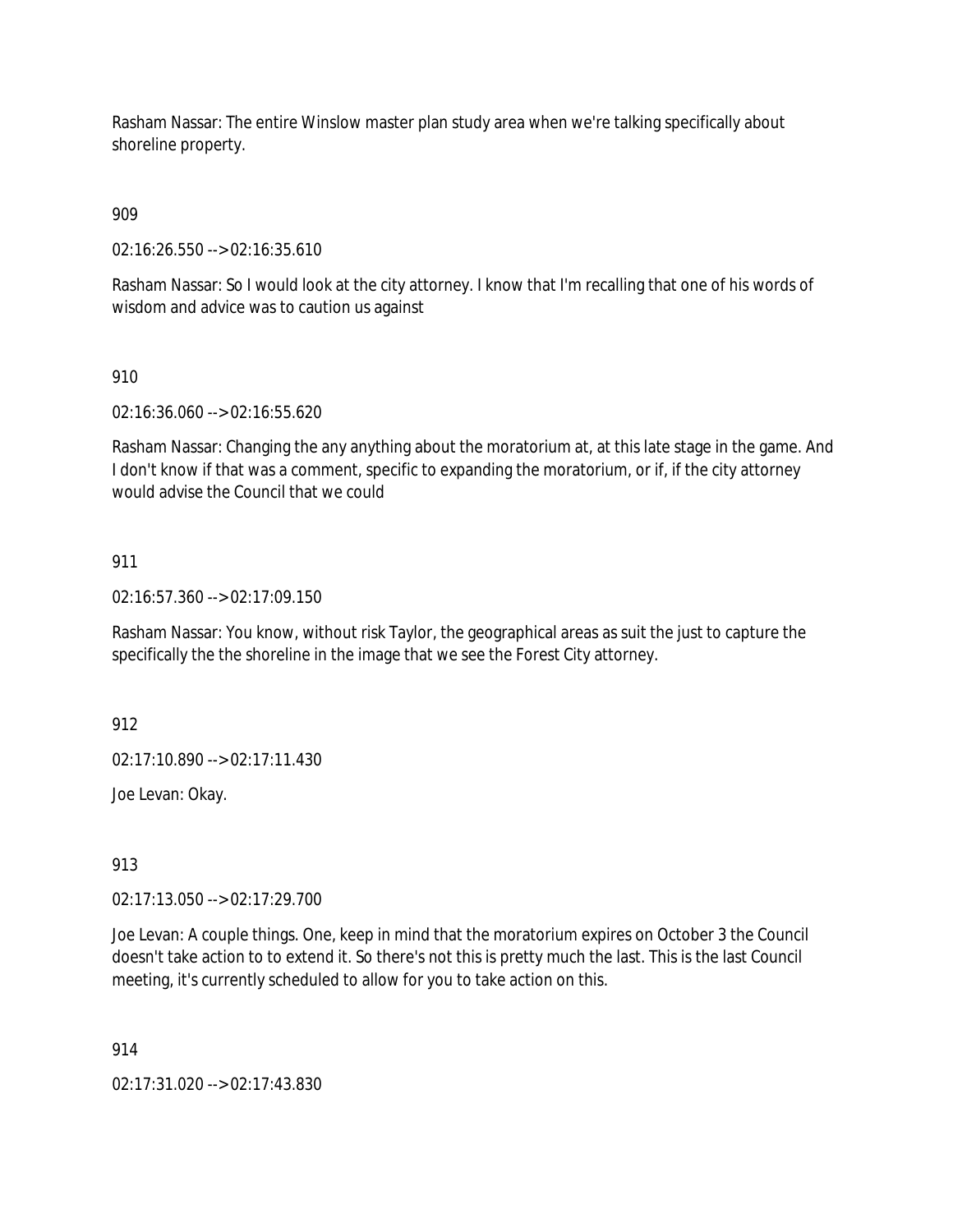Rasham Nassar: The entire Winslow master plan study area when we're talking specifically about shoreline property.

909

02:16:26.550 --> 02:16:35.610

Rasham Nassar: So I would look at the city attorney. I know that I'm recalling that one of his words of wisdom and advice was to caution us against

910

02:16:36.060 --> 02:16:55.620

Rasham Nassar: Changing the any anything about the moratorium at, at this late stage in the game. And I don't know if that was a comment, specific to expanding the moratorium, or if, if the city attorney would advise the Council that we could

911

02:16:57.360 --> 02:17:09.150

Rasham Nassar: You know, without risk Taylor, the geographical areas as suit the just to capture the specifically the the shoreline in the image that we see the Forest City attorney.

912

02:17:10.890 --> 02:17:11.430

Joe Levan: Okay.

913

02:17:13.050 --> 02:17:29.700

Joe Levan: A couple things. One, keep in mind that the moratorium expires on October 3 the Council doesn't take action to to extend it. So there's not this is pretty much the last. This is the last Council meeting, it's currently scheduled to allow for you to take action on this.

914

02:17:31.020 --> 02:17:43.830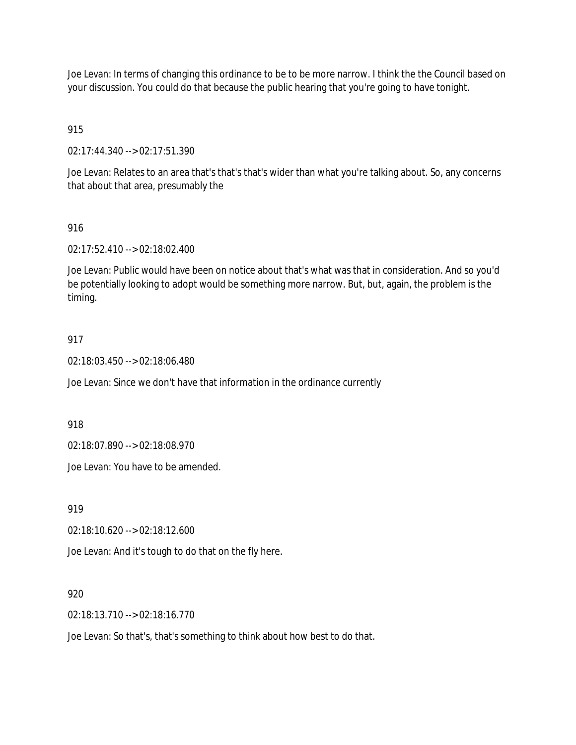Joe Levan: In terms of changing this ordinance to be to be more narrow. I think the the Council based on your discussion. You could do that because the public hearing that you're going to have tonight.

915

02:17:44.340 --> 02:17:51.390

Joe Levan: Relates to an area that's that's that's wider than what you're talking about. So, any concerns that about that area, presumably the

916

02:17:52.410 --> 02:18:02.400

Joe Levan: Public would have been on notice about that's what was that in consideration. And so you'd be potentially looking to adopt would be something more narrow. But, but, again, the problem is the timing.

917

02:18:03.450 --> 02:18:06.480

Joe Levan: Since we don't have that information in the ordinance currently

918

02:18:07.890 --> 02:18:08.970

Joe Levan: You have to be amended.

919

02:18:10.620 --> 02:18:12.600

Joe Levan: And it's tough to do that on the fly here.

920

02:18:13.710 --> 02:18:16.770

Joe Levan: So that's, that's something to think about how best to do that.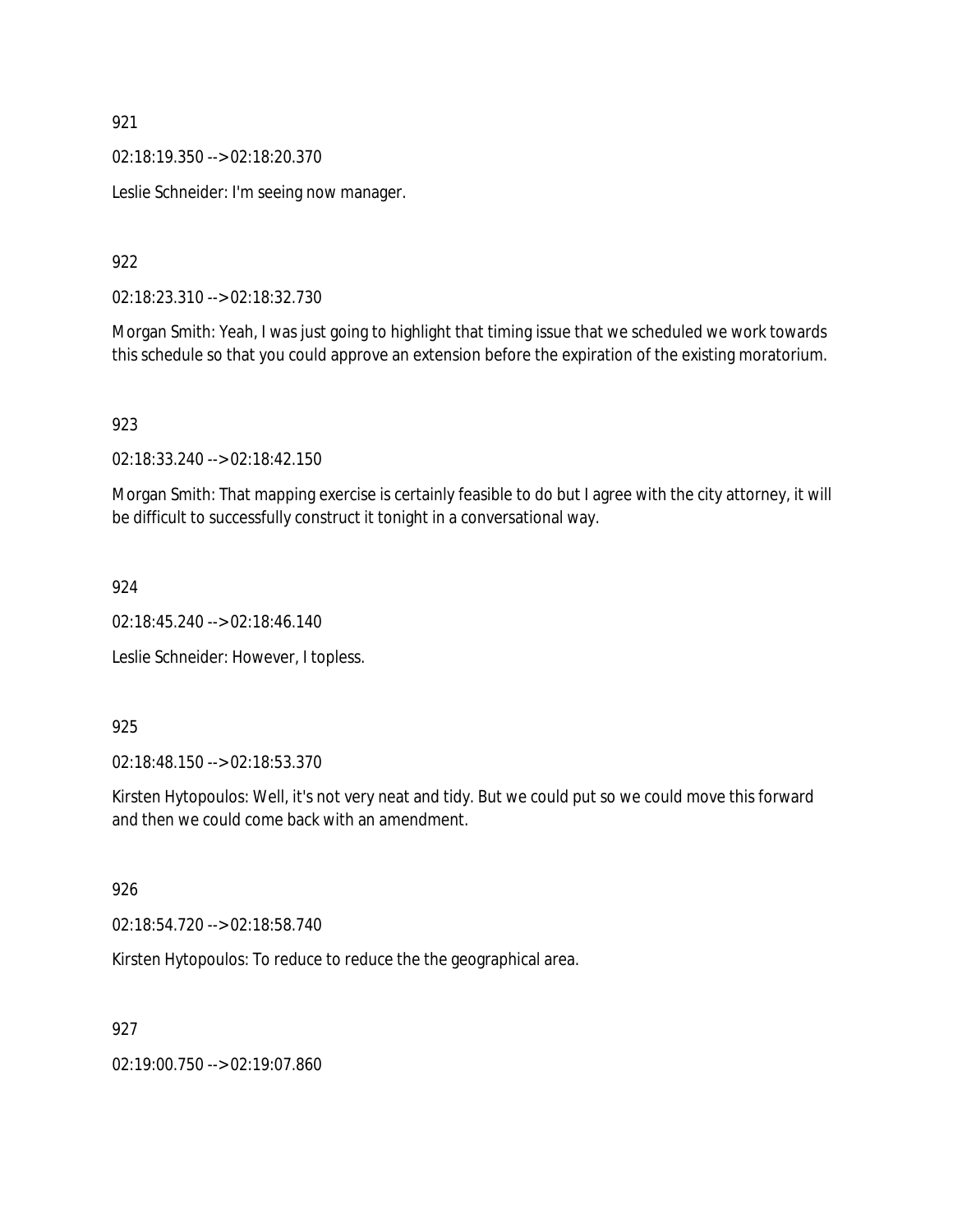921

02:18:19.350 --> 02:18:20.370

Leslie Schneider: I'm seeing now manager.

922

02:18:23.310 --> 02:18:32.730

Morgan Smith: Yeah, I was just going to highlight that timing issue that we scheduled we work towards this schedule so that you could approve an extension before the expiration of the existing moratorium.

923

02:18:33.240 --> 02:18:42.150

Morgan Smith: That mapping exercise is certainly feasible to do but I agree with the city attorney, it will be difficult to successfully construct it tonight in a conversational way.

924

02:18:45.240 --> 02:18:46.140

Leslie Schneider: However, I topless.

925

02:18:48.150 --> 02:18:53.370

Kirsten Hytopoulos: Well, it's not very neat and tidy. But we could put so we could move this forward and then we could come back with an amendment.

926

02:18:54.720 --> 02:18:58.740

Kirsten Hytopoulos: To reduce to reduce the the geographical area.

927

02:19:00.750 --> 02:19:07.860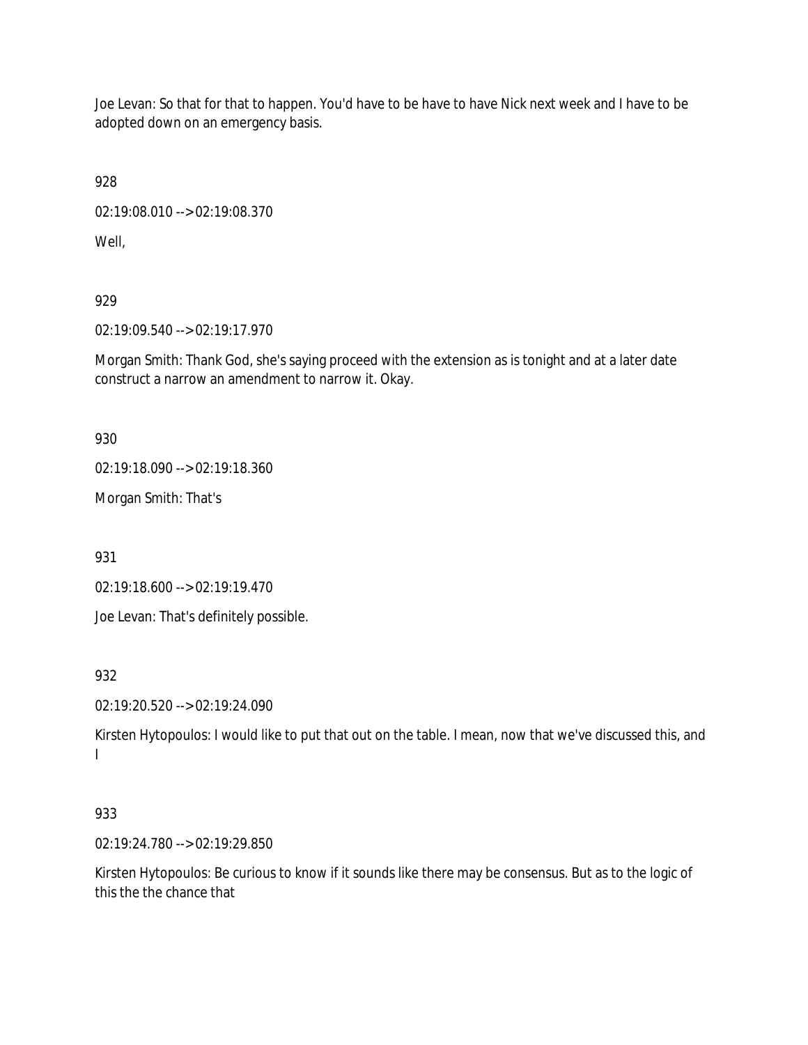Joe Levan: So that for that to happen. You'd have to be have to have Nick next week and I have to be adopted down on an emergency basis.

928

02:19:08.010 --> 02:19:08.370

Well,

929

02:19:09.540 --> 02:19:17.970

Morgan Smith: Thank God, she's saying proceed with the extension as is tonight and at a later date construct a narrow an amendment to narrow it. Okay.

930

02:19:18.090 --> 02:19:18.360

Morgan Smith: That's

931

02:19:18.600 --> 02:19:19.470

Joe Levan: That's definitely possible.

932

02:19:20.520 --> 02:19:24.090

Kirsten Hytopoulos: I would like to put that out on the table. I mean, now that we've discussed this, and I

933

02:19:24.780 --> 02:19:29.850

Kirsten Hytopoulos: Be curious to know if it sounds like there may be consensus. But as to the logic of this the the chance that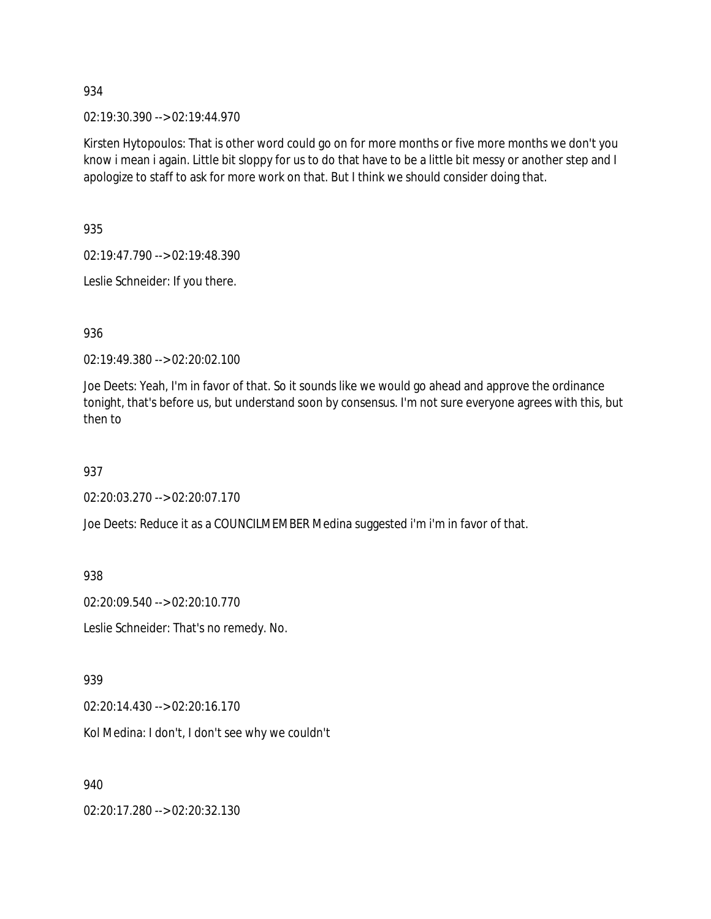934

02:19:30.390 --> 02:19:44.970

Kirsten Hytopoulos: That is other word could go on for more months or five more months we don't you know i mean i again. Little bit sloppy for us to do that have to be a little bit messy or another step and I apologize to staff to ask for more work on that. But I think we should consider doing that.

935

02:19:47.790 --> 02:19:48.390

Leslie Schneider: If you there.

936

02:19:49.380 --> 02:20:02.100

Joe Deets: Yeah, I'm in favor of that. So it sounds like we would go ahead and approve the ordinance tonight, that's before us, but understand soon by consensus. I'm not sure everyone agrees with this, but then to

937

02:20:03.270 --> 02:20:07.170

Joe Deets: Reduce it as a COUNCILMEMBER Medina suggested i'm i'm in favor of that.

938

02:20:09.540 --> 02:20:10.770

Leslie Schneider: That's no remedy. No.

939

02:20:14.430 --> 02:20:16.170

Kol Medina: I don't, I don't see why we couldn't

940

02:20:17.280 --> 02:20:32.130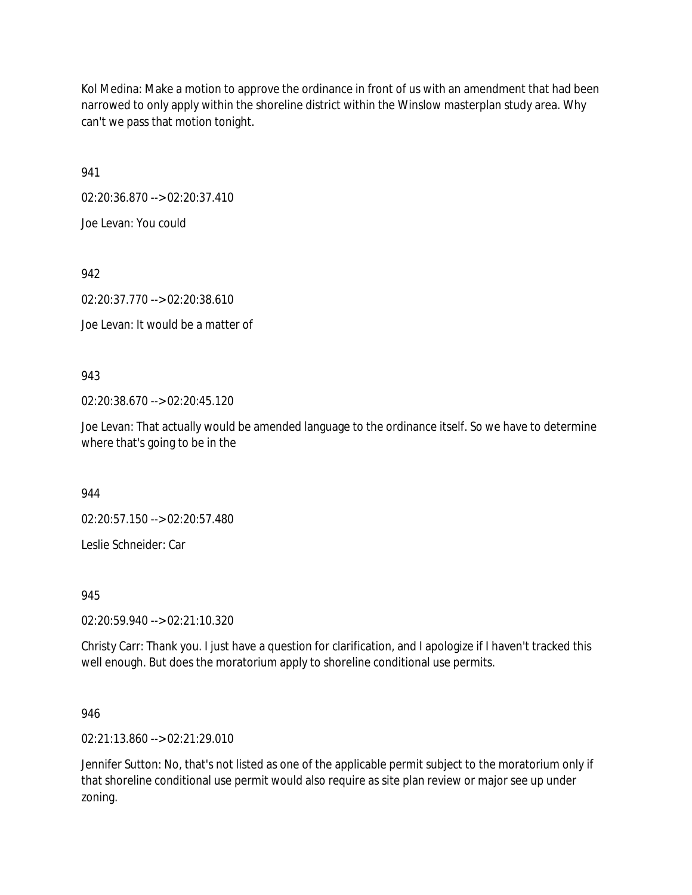Kol Medina: Make a motion to approve the ordinance in front of us with an amendment that had been narrowed to only apply within the shoreline district within the Winslow masterplan study area. Why can't we pass that motion tonight.

941

02:20:36.870 --> 02:20:37.410

Joe Levan: You could

942

02:20:37.770 --> 02:20:38.610

Joe Levan: It would be a matter of

943

02:20:38.670 --> 02:20:45.120

Joe Levan: That actually would be amended language to the ordinance itself. So we have to determine where that's going to be in the

944

02:20:57.150 --> 02:20:57.480

Leslie Schneider: Car

945

02:20:59.940 --> 02:21:10.320

Christy Carr: Thank you. I just have a question for clarification, and I apologize if I haven't tracked this well enough. But does the moratorium apply to shoreline conditional use permits.

946

02:21:13.860 --> 02:21:29.010

Jennifer Sutton: No, that's not listed as one of the applicable permit subject to the moratorium only if that shoreline conditional use permit would also require as site plan review or major see up under zoning.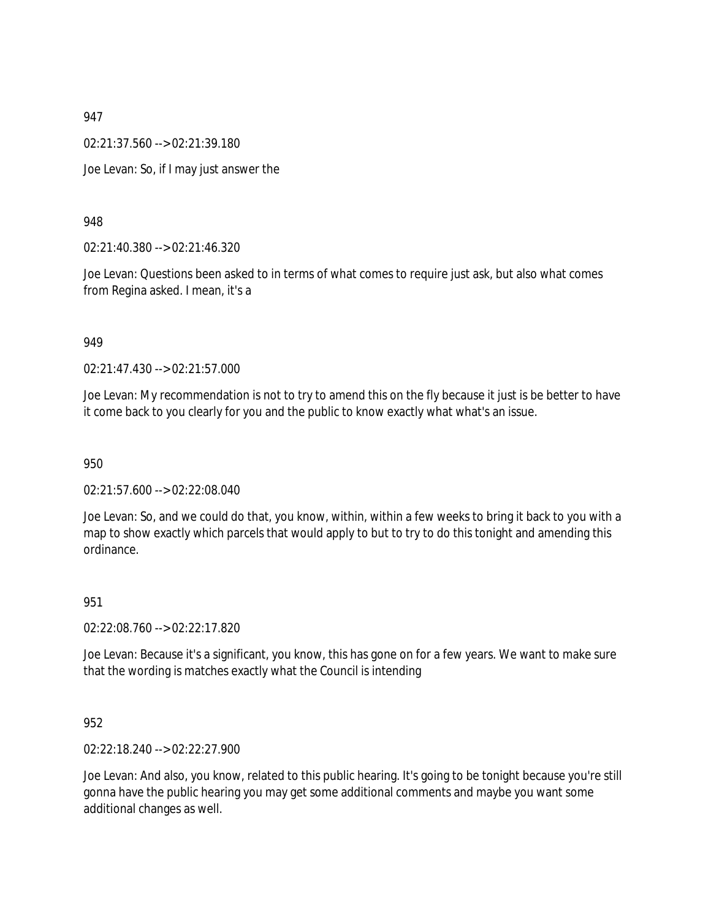947

02:21:37.560 --> 02:21:39.180

Joe Levan: So, if I may just answer the

948

02:21:40.380 --> 02:21:46.320

Joe Levan: Questions been asked to in terms of what comes to require just ask, but also what comes from Regina asked. I mean, it's a

949

02:21:47.430 --> 02:21:57.000

Joe Levan: My recommendation is not to try to amend this on the fly because it just is be better to have it come back to you clearly for you and the public to know exactly what what's an issue.

950

02:21:57.600 --> 02:22:08.040

Joe Levan: So, and we could do that, you know, within, within a few weeks to bring it back to you with a map to show exactly which parcels that would apply to but to try to do this tonight and amending this ordinance.

951

02:22:08.760 --> 02:22:17.820

Joe Levan: Because it's a significant, you know, this has gone on for a few years. We want to make sure that the wording is matches exactly what the Council is intending

952

02:22:18.240 --> 02:22:27.900

Joe Levan: And also, you know, related to this public hearing. It's going to be tonight because you're still gonna have the public hearing you may get some additional comments and maybe you want some additional changes as well.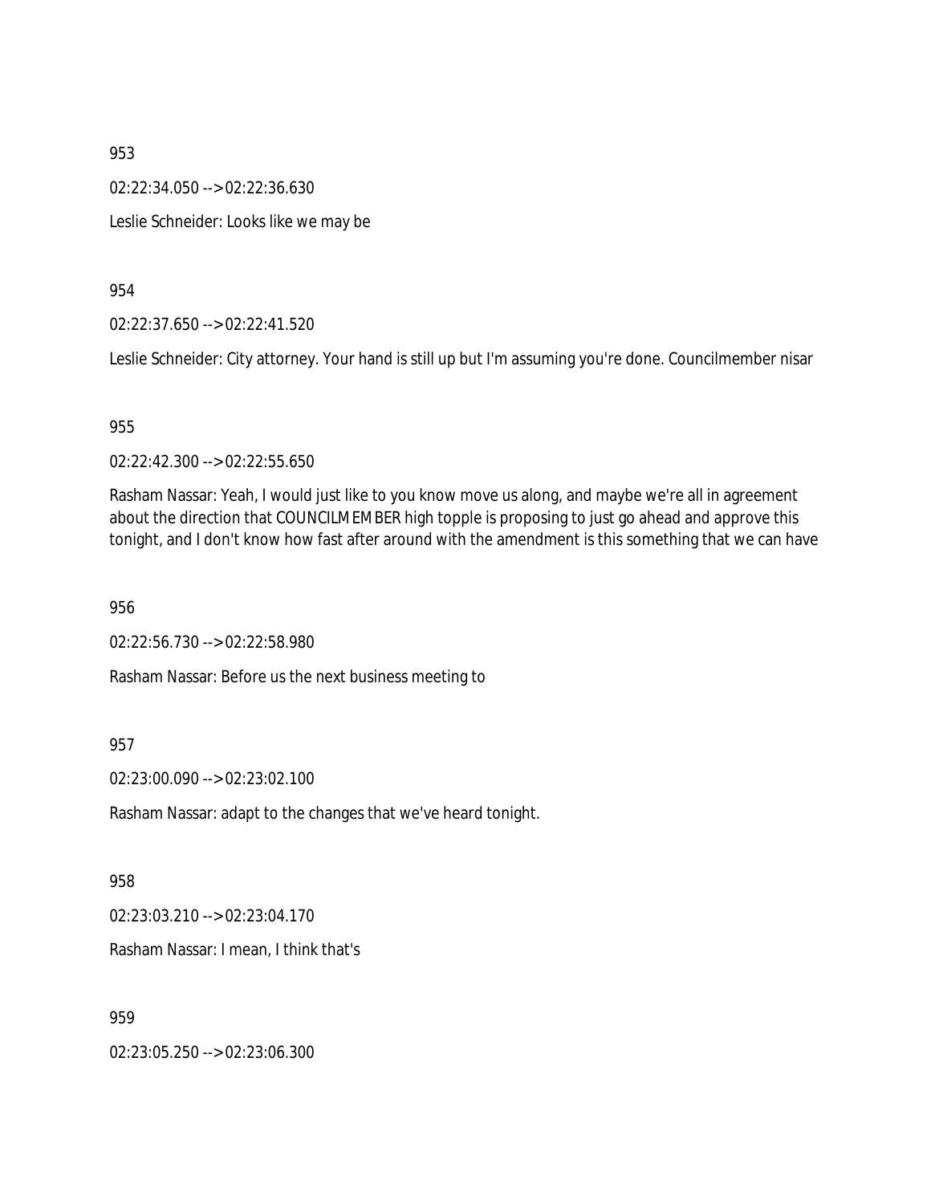953

02:22:34.050 --> 02:22:36.630

Leslie Schneider: Looks like we may be

954

02:22:37.650 --> 02:22:41.520

Leslie Schneider: City attorney. Your hand is still up but I'm assuming you're done. Councilmember nisar

955

02:22:42.300 --> 02:22:55.650

Rasham Nassar: Yeah, I would just like to you know move us along, and maybe we're all in agreement about the direction that COUNCILMEMBER high topple is proposing to just go ahead and approve this tonight, and I don't know how fast after around with the amendment is this something that we can have

956

02:22:56.730 --> 02:22:58.980

Rasham Nassar: Before us the next business meeting to

957

02:23:00.090 --> 02:23:02.100

Rasham Nassar: adapt to the changes that we've heard tonight.

958

02:23:03.210 --> 02:23:04.170

Rasham Nassar: I mean, I think that's

959

02:23:05.250 --> 02:23:06.300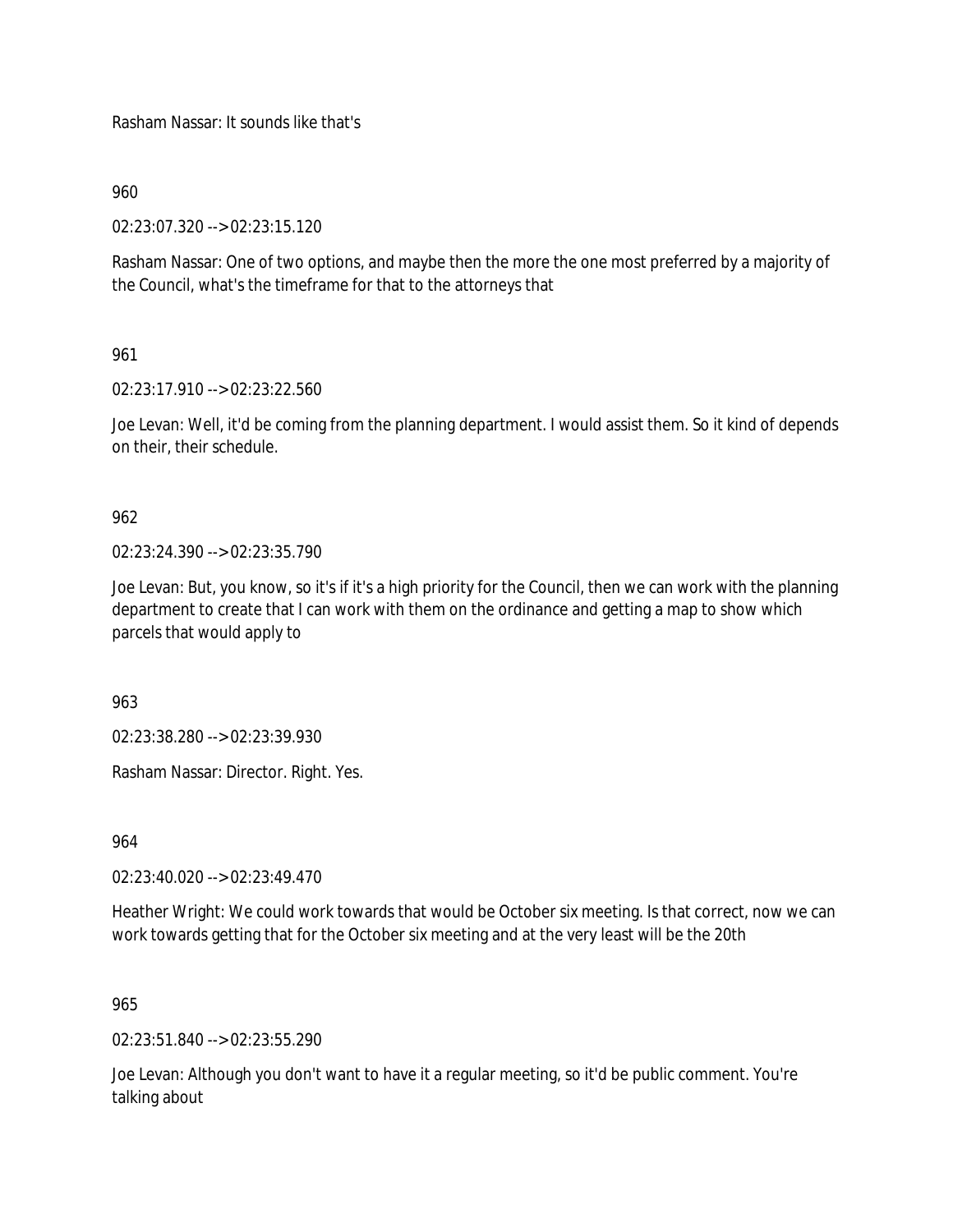Rasham Nassar: It sounds like that's

960

02:23:07.320 --> 02:23:15.120

Rasham Nassar: One of two options, and maybe then the more the one most preferred by a majority of the Council, what's the timeframe for that to the attorneys that

961

02:23:17.910 --> 02:23:22.560

Joe Levan: Well, it'd be coming from the planning department. I would assist them. So it kind of depends on their, their schedule.

962

02:23:24.390 --> 02:23:35.790

Joe Levan: But, you know, so it's if it's a high priority for the Council, then we can work with the planning department to create that I can work with them on the ordinance and getting a map to show which parcels that would apply to

963

02:23:38.280 --> 02:23:39.930

Rasham Nassar: Director. Right. Yes.

964

02:23:40.020 --> 02:23:49.470

Heather Wright: We could work towards that would be October six meeting. Is that correct, now we can work towards getting that for the October six meeting and at the very least will be the 20th

965

02:23:51.840 --> 02:23:55.290

Joe Levan: Although you don't want to have it a regular meeting, so it'd be public comment. You're talking about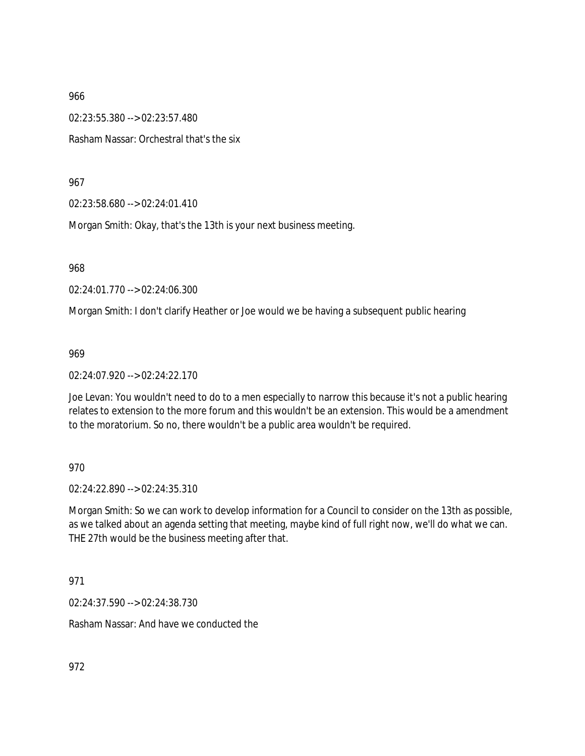966

02:23:55.380 --> 02:23:57.480

Rasham Nassar: Orchestral that's the six

967

02:23:58.680 --> 02:24:01.410

Morgan Smith: Okay, that's the 13th is your next business meeting.

968

02:24:01.770 --> 02:24:06.300

Morgan Smith: I don't clarify Heather or Joe would we be having a subsequent public hearing

969

02:24:07.920 --> 02:24:22.170

Joe Levan: You wouldn't need to do to a men especially to narrow this because it's not a public hearing relates to extension to the more forum and this wouldn't be an extension. This would be a amendment to the moratorium. So no, there wouldn't be a public area wouldn't be required.

970

02:24:22.890 --> 02:24:35.310

Morgan Smith: So we can work to develop information for a Council to consider on the 13th as possible, as we talked about an agenda setting that meeting, maybe kind of full right now, we'll do what we can. THE 27th would be the business meeting after that.

971

02:24:37.590 --> 02:24:38.730

Rasham Nassar: And have we conducted the

972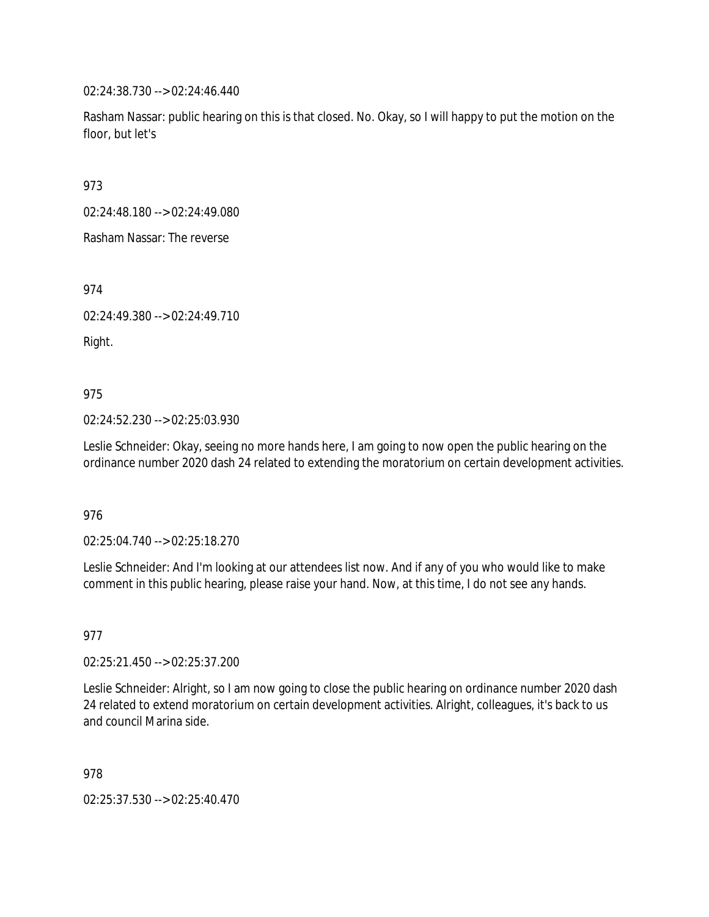02:24:38.730 --> 02:24:46.440

Rasham Nassar: public hearing on this is that closed. No. Okay, so I will happy to put the motion on the floor, but let's

973

02:24:48.180 --> 02:24:49.080

Rasham Nassar: The reverse

974

02:24:49.380 --> 02:24:49.710

Right.

975

02:24:52.230 --> 02:25:03.930

Leslie Schneider: Okay, seeing no more hands here, I am going to now open the public hearing on the ordinance number 2020 dash 24 related to extending the moratorium on certain development activities.

976

02:25:04.740 --> 02:25:18.270

Leslie Schneider: And I'm looking at our attendees list now. And if any of you who would like to make comment in this public hearing, please raise your hand. Now, at this time, I do not see any hands.

977

02:25:21.450 --> 02:25:37.200

Leslie Schneider: Alright, so I am now going to close the public hearing on ordinance number 2020 dash 24 related to extend moratorium on certain development activities. Alright, colleagues, it's back to us and council Marina side.

978

02:25:37.530 --> 02:25:40.470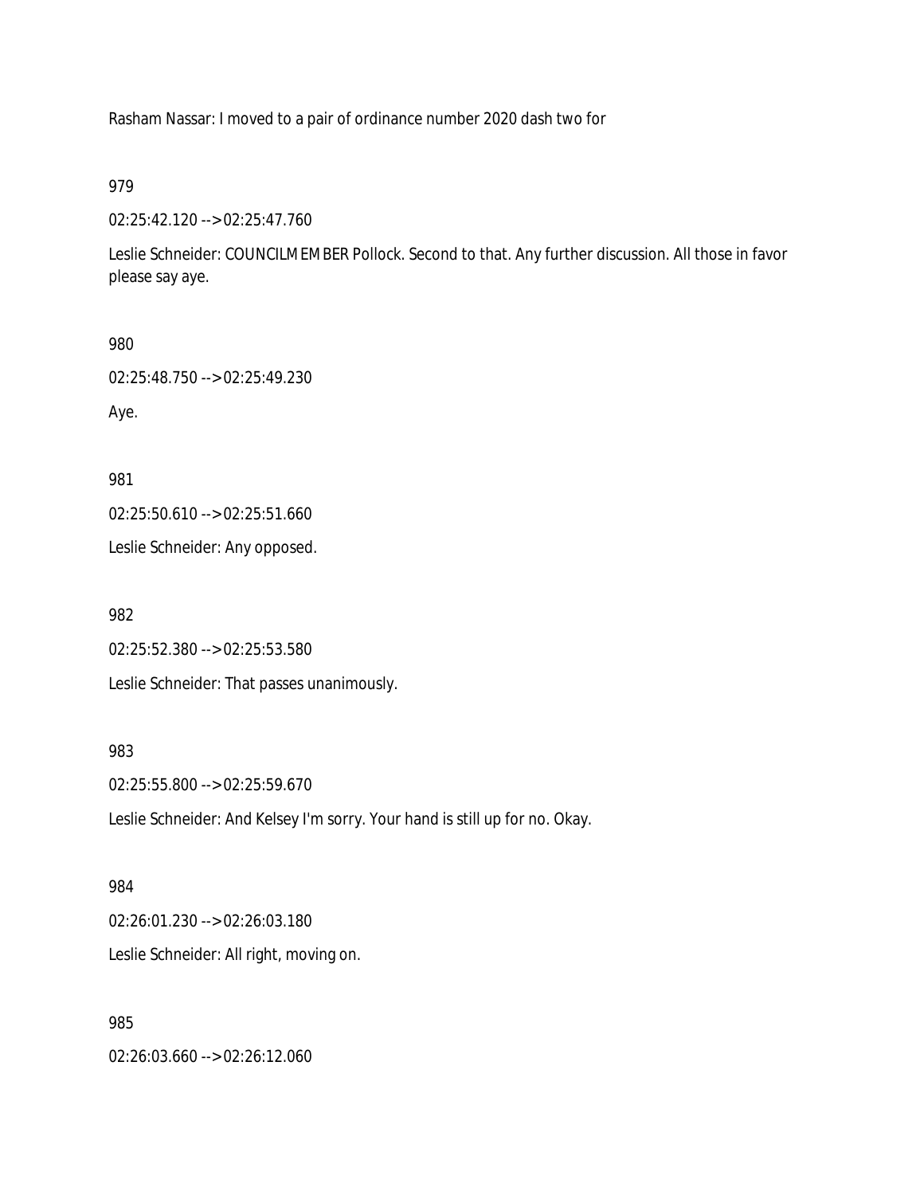Rasham Nassar: I moved to a pair of ordinance number 2020 dash two for

979

02:25:42.120 --> 02:25:47.760

Leslie Schneider: COUNCILMEMBER Pollock. Second to that. Any further discussion. All those in favor please say aye.

980

02:25:48.750 --> 02:25:49.230

Aye.

981

02:25:50.610 --> 02:25:51.660

Leslie Schneider: Any opposed.

982

02:25:52.380 --> 02:25:53.580

Leslie Schneider: That passes unanimously.

983

02:25:55.800 --> 02:25:59.670

Leslie Schneider: And Kelsey I'm sorry. Your hand is still up for no. Okay.

984

02:26:01.230 --> 02:26:03.180

Leslie Schneider: All right, moving on.

985

02:26:03.660 --> 02:26:12.060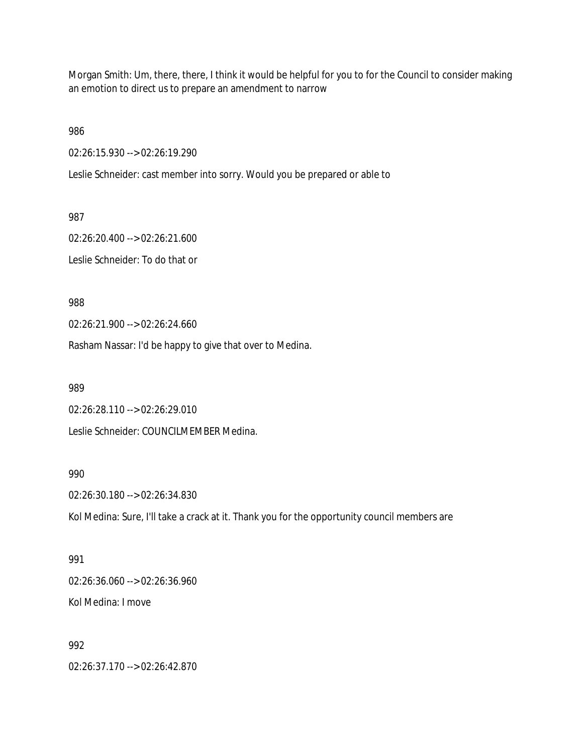Morgan Smith: Um, there, there, I think it would be helpful for you to for the Council to consider making an emotion to direct us to prepare an amendment to narrow

986

02:26:15.930 --> 02:26:19.290

Leslie Schneider: cast member into sorry. Would you be prepared or able to

987

02:26:20.400 --> 02:26:21.600

Leslie Schneider: To do that or

988

02:26:21.900 --> 02:26:24.660

Rasham Nassar: I'd be happy to give that over to Medina.

989

02:26:28.110 --> 02:26:29.010

Leslie Schneider: COUNCILMEMBER Medina.

990

02:26:30.180 --> 02:26:34.830

Kol Medina: Sure, I'll take a crack at it. Thank you for the opportunity council members are

991

02:26:36.060 --> 02:26:36.960

Kol Medina: I move

992

02:26:37.170 --> 02:26:42.870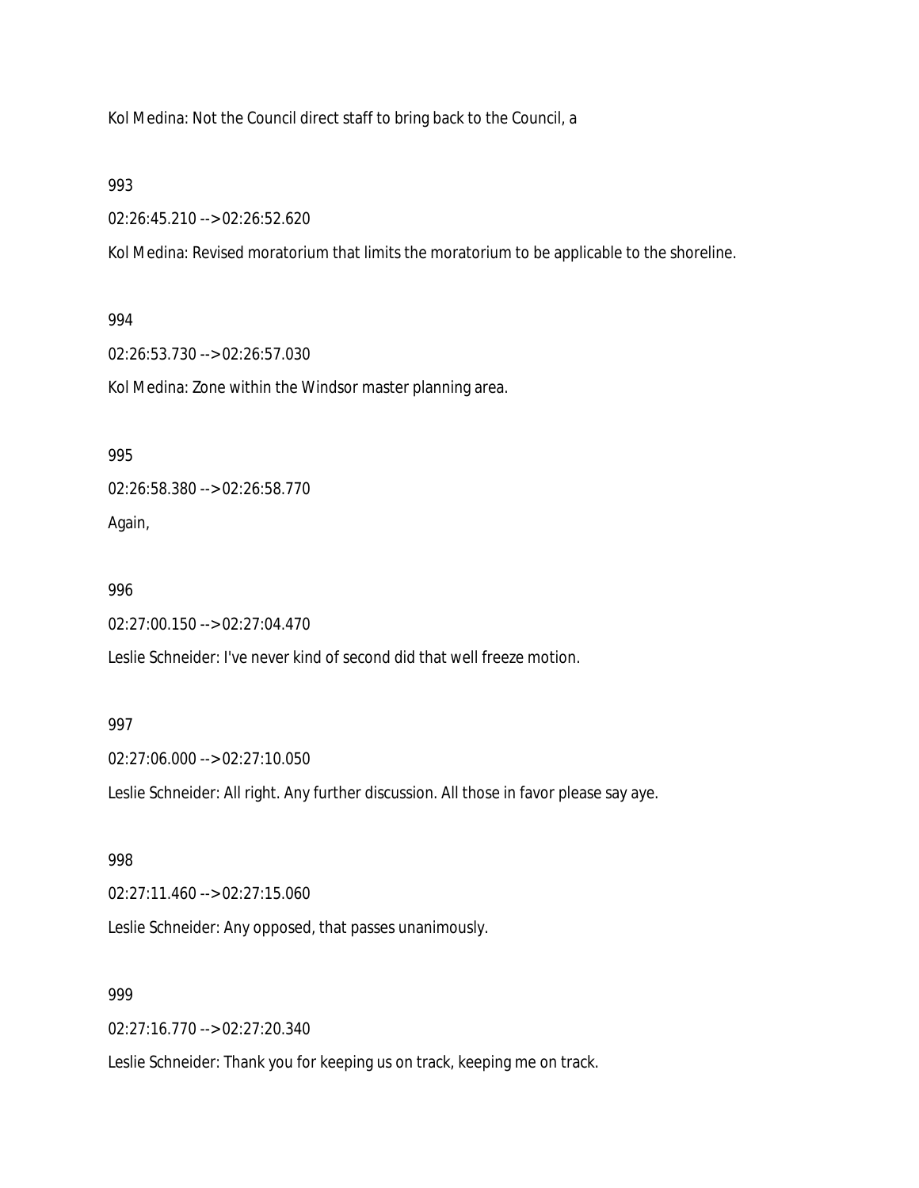Kol Medina: Not the Council direct staff to bring back to the Council, a

993

02:26:45.210 --> 02:26:52.620

Kol Medina: Revised moratorium that limits the moratorium to be applicable to the shoreline.

994

02:26:53.730 --> 02:26:57.030

Kol Medina: Zone within the Windsor master planning area.

995

02:26:58.380 --> 02:26:58.770

Again,

996

02:27:00.150 --> 02:27:04.470

Leslie Schneider: I've never kind of second did that well freeze motion.

997

02:27:06.000 --> 02:27:10.050

Leslie Schneider: All right. Any further discussion. All those in favor please say aye.

998

02:27:11.460 --> 02:27:15.060

Leslie Schneider: Any opposed, that passes unanimously.

999

02:27:16.770 --> 02:27:20.340

Leslie Schneider: Thank you for keeping us on track, keeping me on track.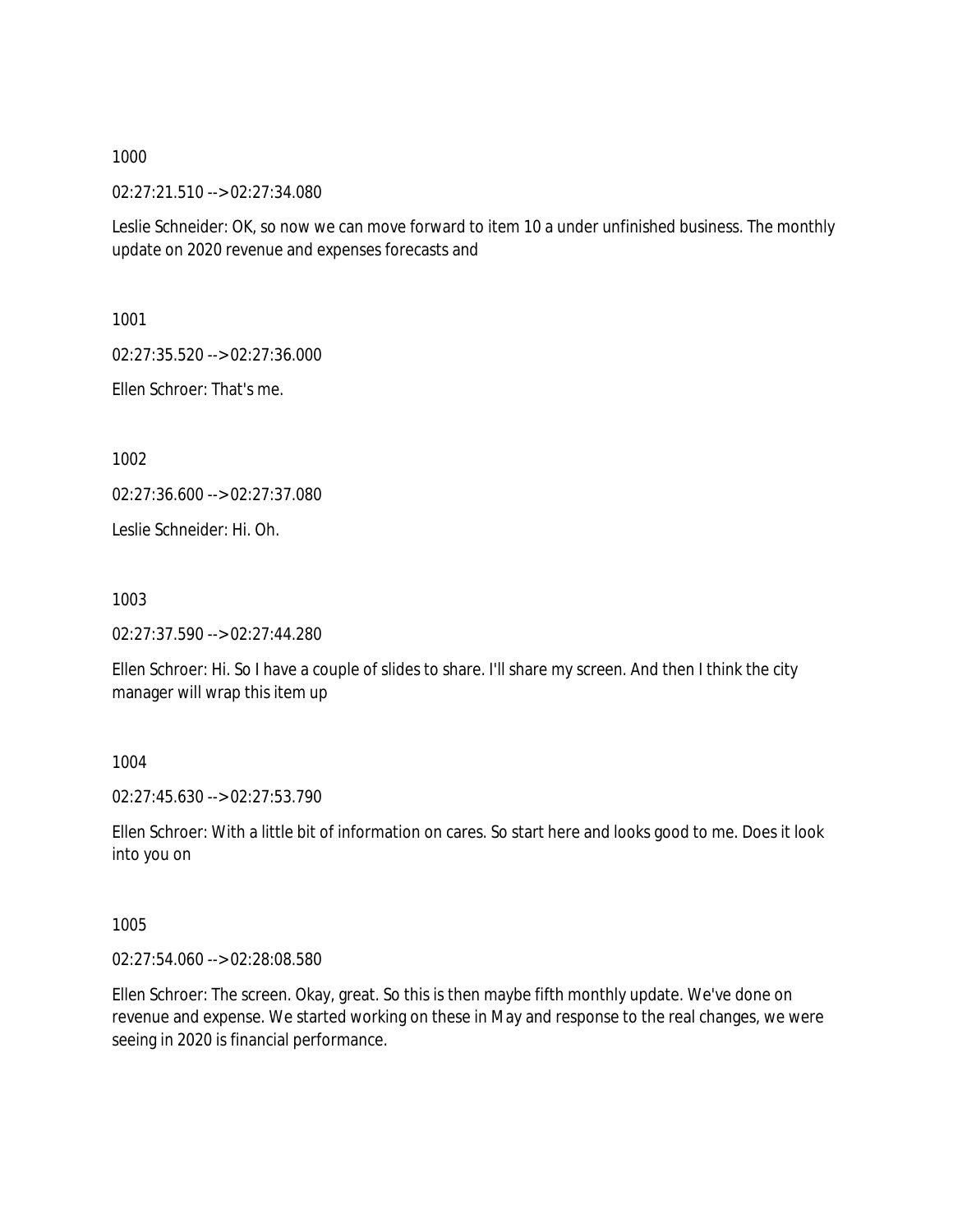1000

02:27:21.510 --> 02:27:34.080

Leslie Schneider: OK, so now we can move forward to item 10 a under unfinished business. The monthly update on 2020 revenue and expenses forecasts and

1001

02:27:35.520 --> 02:27:36.000

Ellen Schroer: That's me.

1002

02:27:36.600 --> 02:27:37.080

Leslie Schneider: Hi. Oh.

1003

02:27:37.590 --> 02:27:44.280

Ellen Schroer: Hi. So I have a couple of slides to share. I'll share my screen. And then I think the city manager will wrap this item up

1004

02:27:45.630 --> 02:27:53.790

Ellen Schroer: With a little bit of information on cares. So start here and looks good to me. Does it look into you on

1005

02:27:54.060 --> 02:28:08.580

Ellen Schroer: The screen. Okay, great. So this is then maybe fifth monthly update. We've done on revenue and expense. We started working on these in May and response to the real changes, we were seeing in 2020 is financial performance.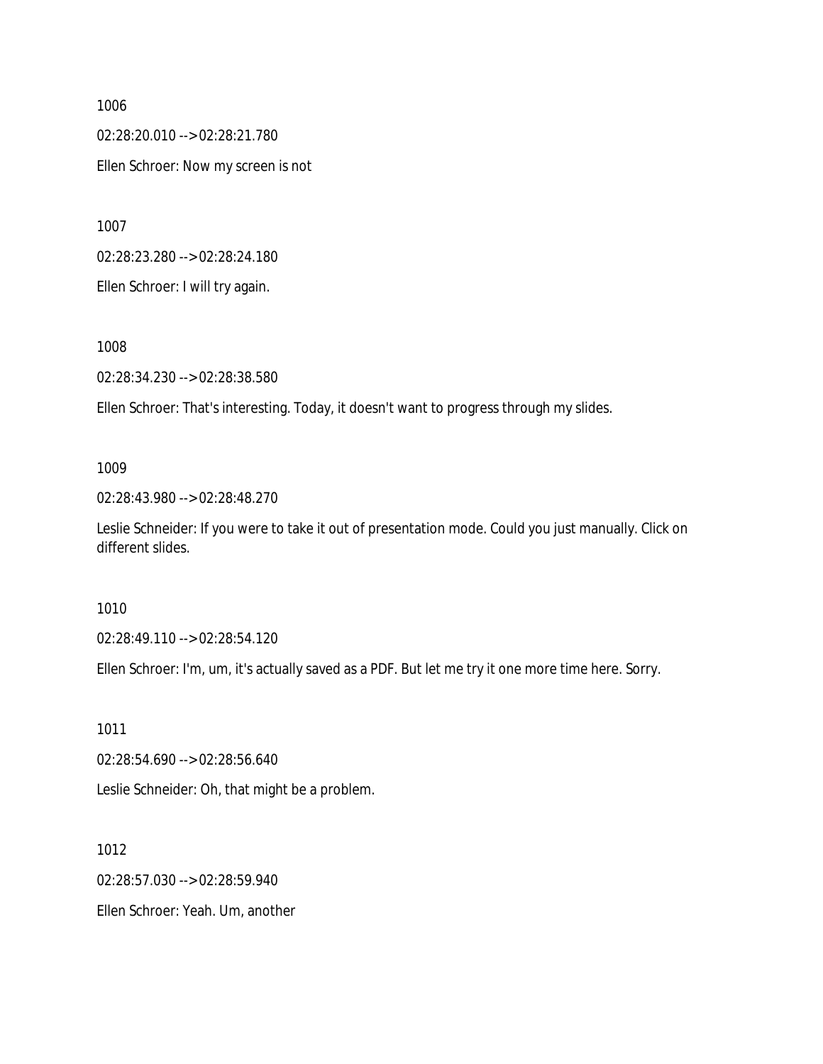1006

02:28:20.010 --> 02:28:21.780

Ellen Schroer: Now my screen is not

1007

02:28:23.280 --> 02:28:24.180

Ellen Schroer: I will try again.

1008

02:28:34.230 --> 02:28:38.580

Ellen Schroer: That's interesting. Today, it doesn't want to progress through my slides.

1009

02:28:43.980 --> 02:28:48.270

Leslie Schneider: If you were to take it out of presentation mode. Could you just manually. Click on different slides.

1010

02:28:49.110 --> 02:28:54.120

Ellen Schroer: I'm, um, it's actually saved as a PDF. But let me try it one more time here. Sorry.

1011

02:28:54.690 --> 02:28:56.640

Leslie Schneider: Oh, that might be a problem.

1012

02:28:57.030 --> 02:28:59.940

Ellen Schroer: Yeah. Um, another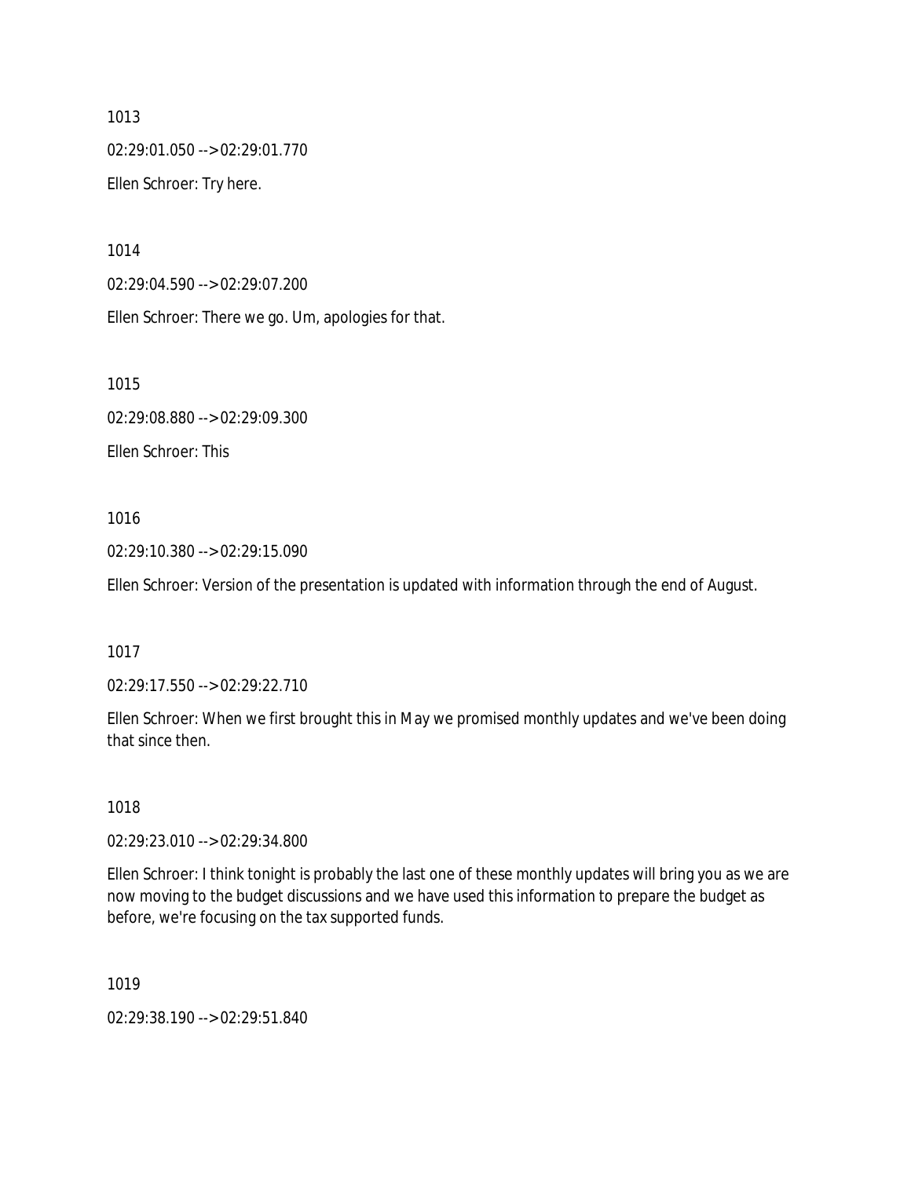1013

02:29:01.050 --> 02:29:01.770

Ellen Schroer: Try here.

1014

02:29:04.590 --> 02:29:07.200

Ellen Schroer: There we go. Um, apologies for that.

1015

02:29:08.880 --> 02:29:09.300

Ellen Schroer: This

1016

02:29:10.380 --> 02:29:15.090

Ellen Schroer: Version of the presentation is updated with information through the end of August.

1017

02:29:17.550 --> 02:29:22.710

Ellen Schroer: When we first brought this in May we promised monthly updates and we've been doing that since then.

1018

02:29:23.010 --> 02:29:34.800

Ellen Schroer: I think tonight is probably the last one of these monthly updates will bring you as we are now moving to the budget discussions and we have used this information to prepare the budget as before, we're focusing on the tax supported funds.

1019

02:29:38.190 --> 02:29:51.840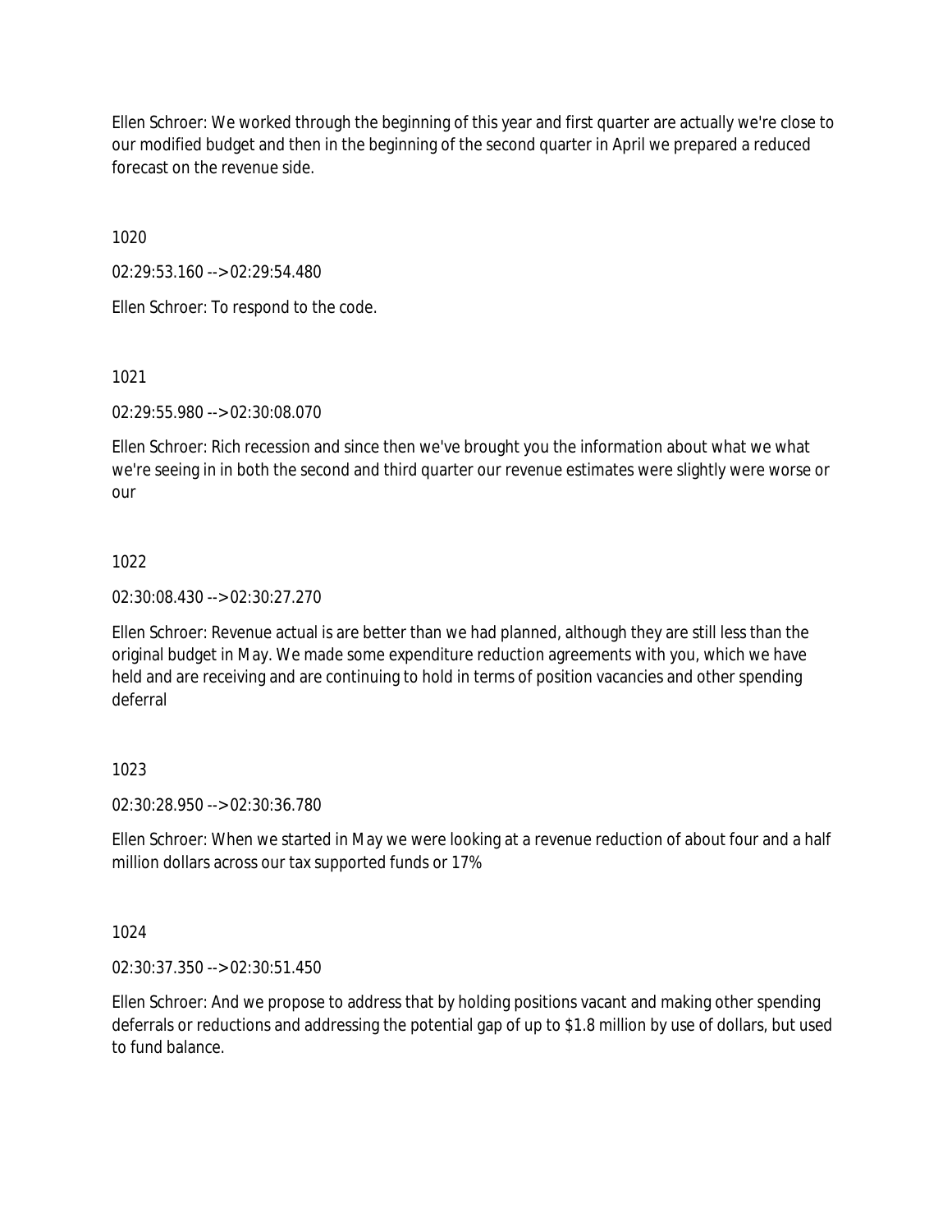Ellen Schroer: We worked through the beginning of this year and first quarter are actually we're close to our modified budget and then in the beginning of the second quarter in April we prepared a reduced forecast on the revenue side.

1020

02:29:53.160 --> 02:29:54.480

Ellen Schroer: To respond to the code.

1021

02:29:55.980 --> 02:30:08.070

Ellen Schroer: Rich recession and since then we've brought you the information about what we what we're seeing in in both the second and third quarter our revenue estimates were slightly were worse or our

1022

02:30:08.430 --> 02:30:27.270

Ellen Schroer: Revenue actual is are better than we had planned, although they are still less than the original budget in May. We made some expenditure reduction agreements with you, which we have held and are receiving and are continuing to hold in terms of position vacancies and other spending deferral

1023

02:30:28.950 --> 02:30:36.780

Ellen Schroer: When we started in May we were looking at a revenue reduction of about four and a half million dollars across our tax supported funds or 17%

1024

02:30:37.350 --> 02:30:51.450

Ellen Schroer: And we propose to address that by holding positions vacant and making other spending deferrals or reductions and addressing the potential gap of up to $1.8 million by use of dollars, but used to fund balance.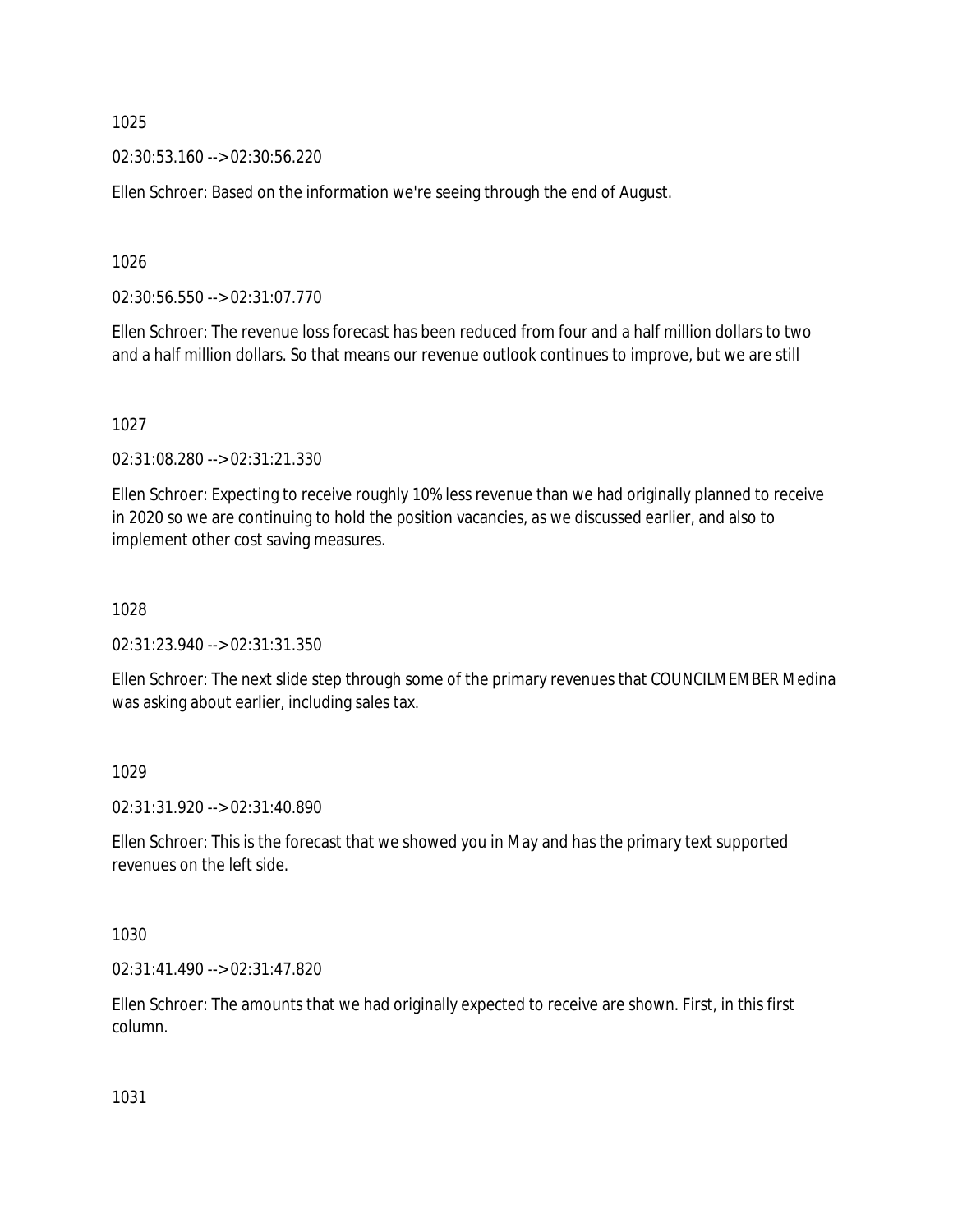1025

02:30:53.160 --> 02:30:56.220

Ellen Schroer: Based on the information we're seeing through the end of August.

1026

02:30:56.550 --> 02:31:07.770

Ellen Schroer: The revenue loss forecast has been reduced from four and a half million dollars to two and a half million dollars. So that means our revenue outlook continues to improve, but we are still

1027

02:31:08.280 --> 02:31:21.330

Ellen Schroer: Expecting to receive roughly 10% less revenue than we had originally planned to receive in 2020 so we are continuing to hold the position vacancies, as we discussed earlier, and also to implement other cost saving measures.

1028

02:31:23.940 --> 02:31:31.350

Ellen Schroer: The next slide step through some of the primary revenues that COUNCILMEMBER Medina was asking about earlier, including sales tax.

1029

02:31:31.920 --> 02:31:40.890

Ellen Schroer: This is the forecast that we showed you in May and has the primary text supported revenues on the left side.

1030

02:31:41.490 --> 02:31:47.820

Ellen Schroer: The amounts that we had originally expected to receive are shown. First, in this first column.

1031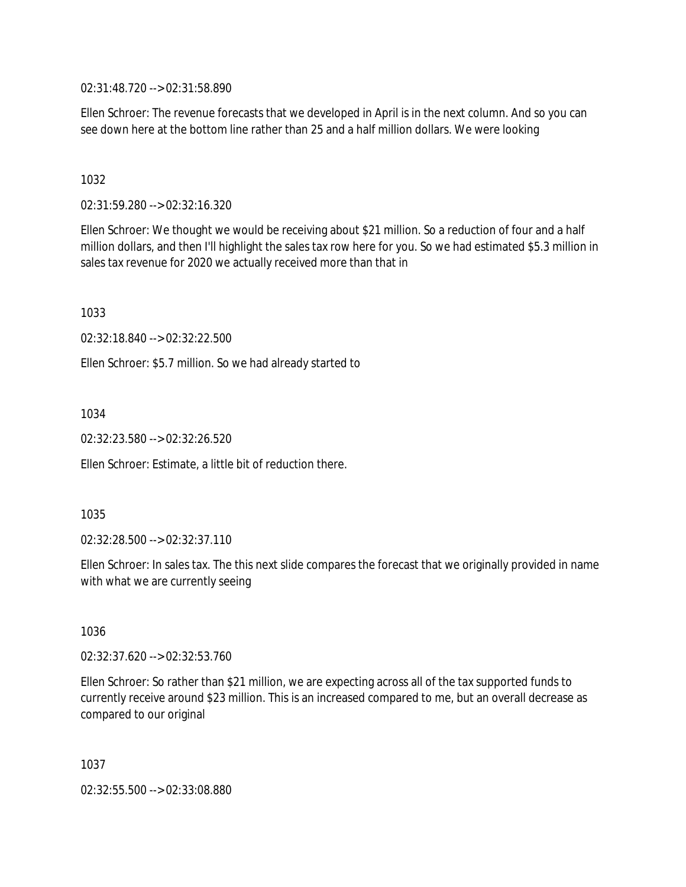02:31:48.720 --> 02:31:58.890

Ellen Schroer: The revenue forecasts that we developed in April is in the next column. And so you can see down here at the bottom line rather than 25 and a half million dollars. We were looking

1032

02:31:59.280 --> 02:32:16.320

Ellen Schroer: We thought we would be receiving about $21 million. So a reduction of four and a half million dollars, and then I'll highlight the sales tax row here for you. So we had estimated $5.3 million in sales tax revenue for 2020 we actually received more than that in

1033

02:32:18.840 --> 02:32:22.500

Ellen Schroer: $5.7 million. So we had already started to

1034

02:32:23.580 --> 02:32:26.520

Ellen Schroer: Estimate, a little bit of reduction there.

1035

02:32:28.500 --> 02:32:37.110

Ellen Schroer: In sales tax. The this next slide compares the forecast that we originally provided in name with what we are currently seeing

1036

02:32:37.620 --> 02:32:53.760

Ellen Schroer: So rather than $21 million, we are expecting across all of the tax supported funds to currently receive around $23 million. This is an increased compared to me, but an overall decrease as compared to our original

1037

02:32:55.500 --> 02:33:08.880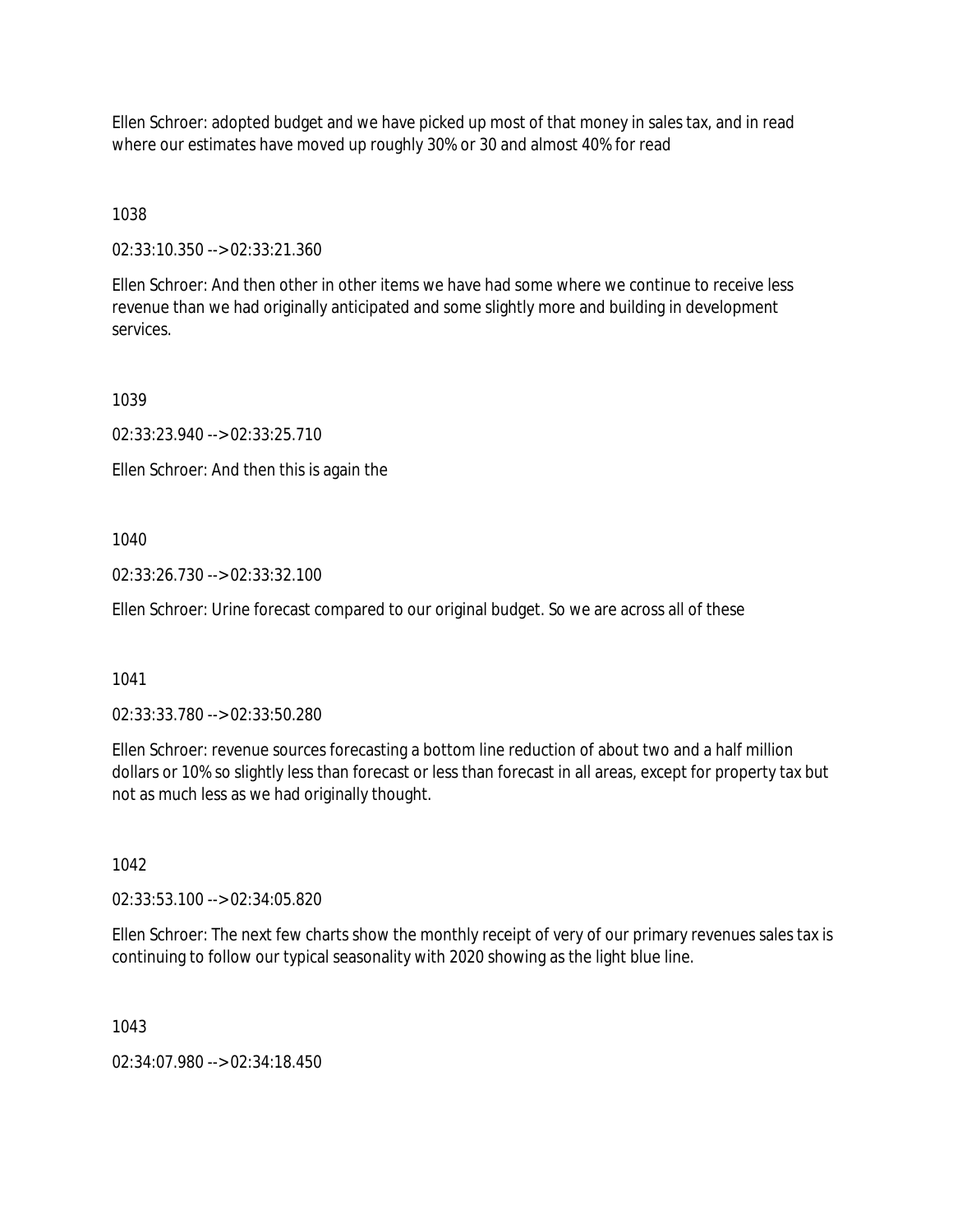Ellen Schroer: adopted budget and we have picked up most of that money in sales tax, and in read where our estimates have moved up roughly 30% or 30 and almost 40% for read

1038

02:33:10.350 --> 02:33:21.360

Ellen Schroer: And then other in other items we have had some where we continue to receive less revenue than we had originally anticipated and some slightly more and building in development services.

1039

02:33:23.940 --> 02:33:25.710

Ellen Schroer: And then this is again the

1040

02:33:26.730 --> 02:33:32.100

Ellen Schroer: Urine forecast compared to our original budget. So we are across all of these

1041

02:33:33.780 --> 02:33:50.280

Ellen Schroer: revenue sources forecasting a bottom line reduction of about two and a half million dollars or 10% so slightly less than forecast or less than forecast in all areas, except for property tax but not as much less as we had originally thought.

1042

02:33:53.100 --> 02:34:05.820

Ellen Schroer: The next few charts show the monthly receipt of very of our primary revenues sales tax is continuing to follow our typical seasonality with 2020 showing as the light blue line.

1043

02:34:07.980 --> 02:34:18.450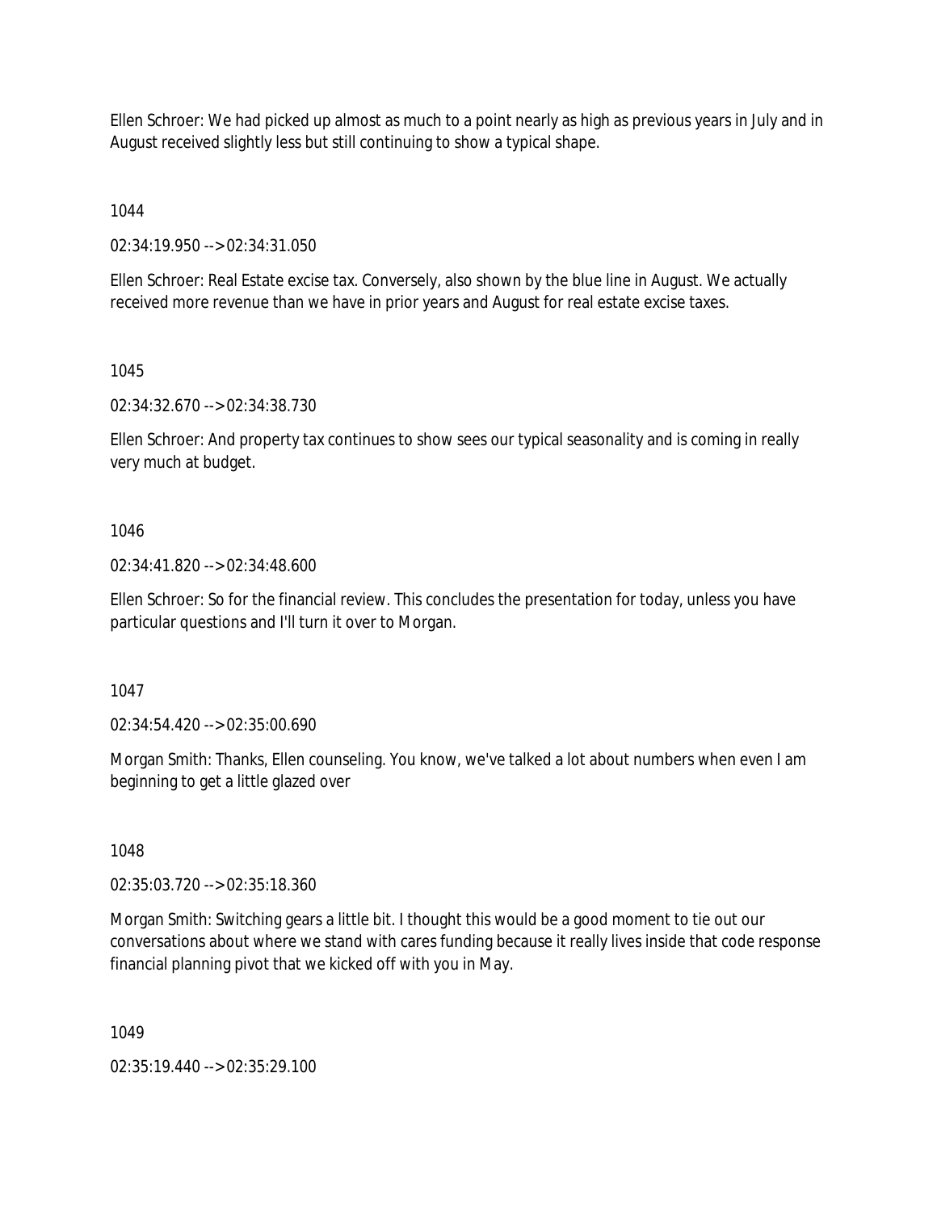Ellen Schroer: We had picked up almost as much to a point nearly as high as previous years in July and in August received slightly less but still continuing to show a typical shape.

1044

02:34:19.950 --> 02:34:31.050

Ellen Schroer: Real Estate excise tax. Conversely, also shown by the blue line in August. We actually received more revenue than we have in prior years and August for real estate excise taxes.

1045

02:34:32.670 --> 02:34:38.730

Ellen Schroer: And property tax continues to show sees our typical seasonality and is coming in really very much at budget.

1046

02:34:41.820 --> 02:34:48.600

Ellen Schroer: So for the financial review. This concludes the presentation for today, unless you have particular questions and I'll turn it over to Morgan.

1047

02:34:54.420 --> 02:35:00.690

Morgan Smith: Thanks, Ellen counseling. You know, we've talked a lot about numbers when even I am beginning to get a little glazed over

1048

02:35:03.720 --> 02:35:18.360

Morgan Smith: Switching gears a little bit. I thought this would be a good moment to tie out our conversations about where we stand with cares funding because it really lives inside that code response financial planning pivot that we kicked off with you in May.

1049

02:35:19.440 --> 02:35:29.100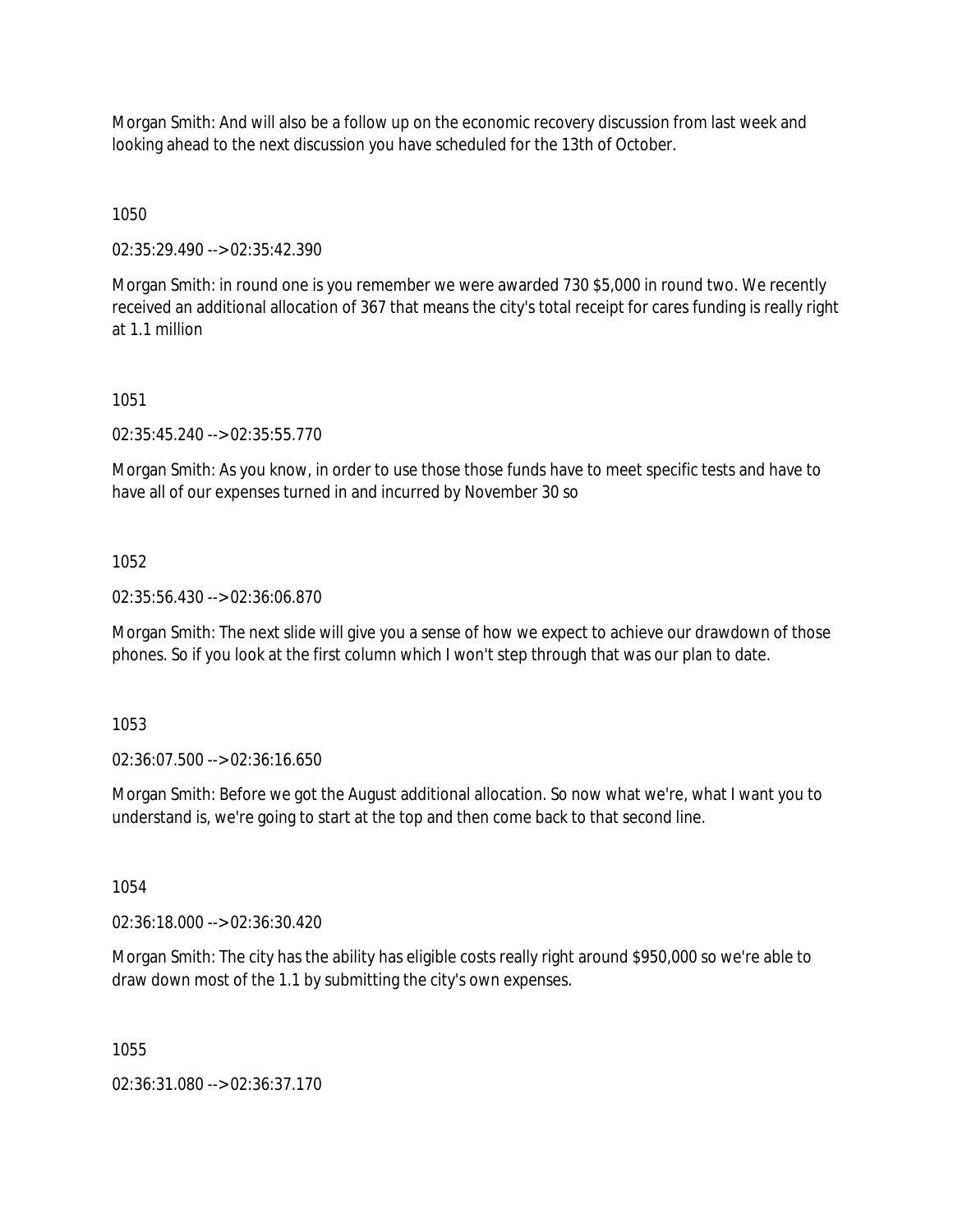Morgan Smith: And will also be a follow up on the economic recovery discussion from last week and looking ahead to the next discussion you have scheduled for the 13th of October.

1050

02:35:29.490 --> 02:35:42.390

Morgan Smith: in round one is you remember we were awarded 730 $5,000 in round two. We recently received an additional allocation of 367 that means the city's total receipt for cares funding is really right at 1.1 million

1051

02:35:45.240 --> 02:35:55.770

Morgan Smith: As you know, in order to use those those funds have to meet specific tests and have to have all of our expenses turned in and incurred by November 30 so

1052

02:35:56.430 --> 02:36:06.870

Morgan Smith: The next slide will give you a sense of how we expect to achieve our drawdown of those phones. So if you look at the first column which I won't step through that was our plan to date.

1053

02:36:07.500 --> 02:36:16.650

Morgan Smith: Before we got the August additional allocation. So now what we're, what I want you to understand is, we're going to start at the top and then come back to that second line.

1054

02:36:18.000 --> 02:36:30.420

Morgan Smith: The city has the ability has eligible costs really right around $950,000 so we're able to draw down most of the 1.1 by submitting the city's own expenses.

1055

02:36:31.080 --> 02:36:37.170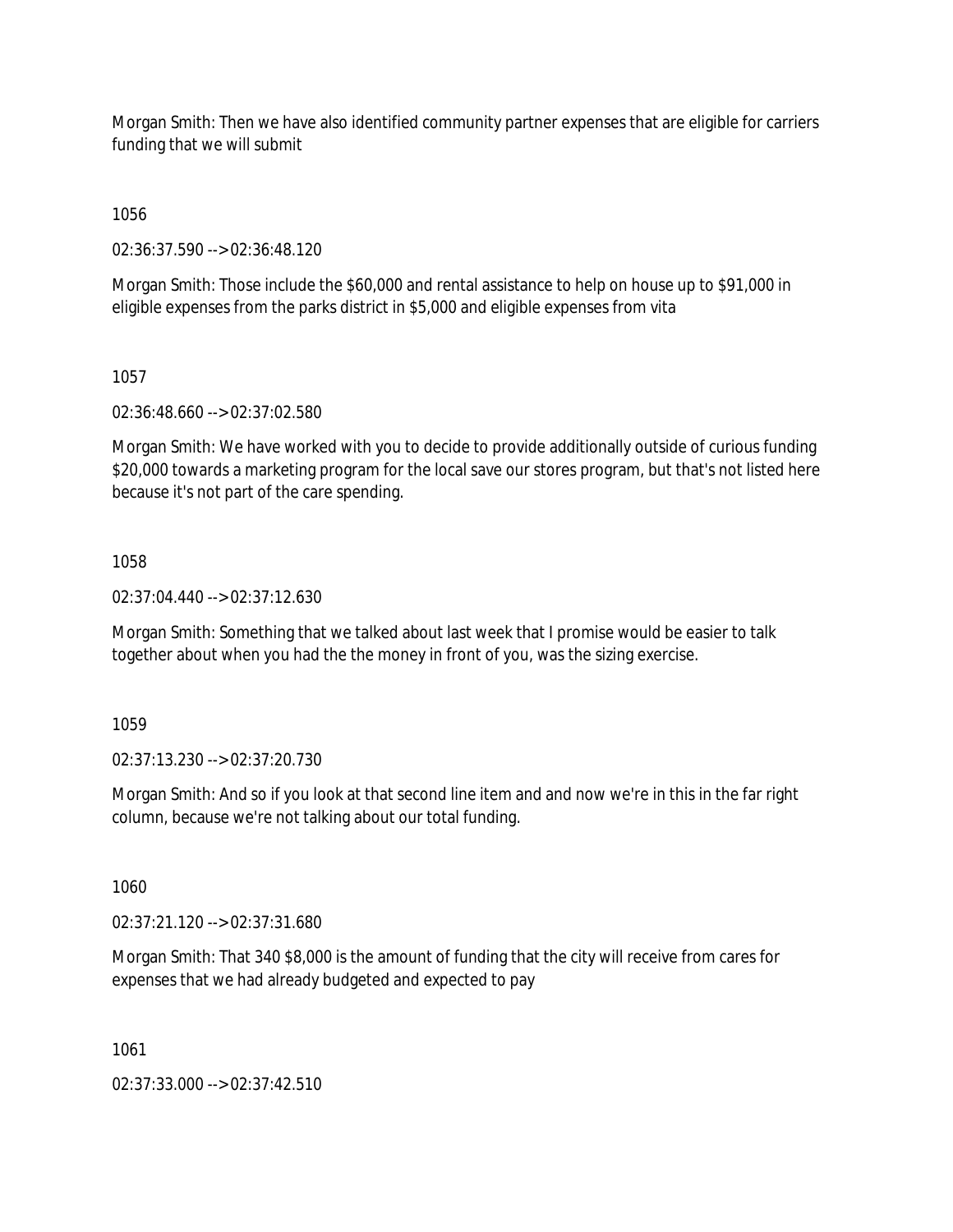Morgan Smith: Then we have also identified community partner expenses that are eligible for carriers funding that we will submit

1056

02:36:37.590 --> 02:36:48.120

Morgan Smith: Those include the $60,000 and rental assistance to help on house up to $91,000 in eligible expenses from the parks district in $5,000 and eligible expenses from vita

1057

02:36:48.660 --> 02:37:02.580

Morgan Smith: We have worked with you to decide to provide additionally outside of curious funding $20,000 towards a marketing program for the local save our stores program, but that's not listed here because it's not part of the care spending.

1058

02:37:04.440 --> 02:37:12.630

Morgan Smith: Something that we talked about last week that I promise would be easier to talk together about when you had the the money in front of you, was the sizing exercise.

1059

02:37:13.230 --> 02:37:20.730

Morgan Smith: And so if you look at that second line item and and now we're in this in the far right column, because we're not talking about our total funding.

1060

02:37:21.120 --> 02:37:31.680

Morgan Smith: That 340 $8,000 is the amount of funding that the city will receive from cares for expenses that we had already budgeted and expected to pay

1061

02:37:33.000 --> 02:37:42.510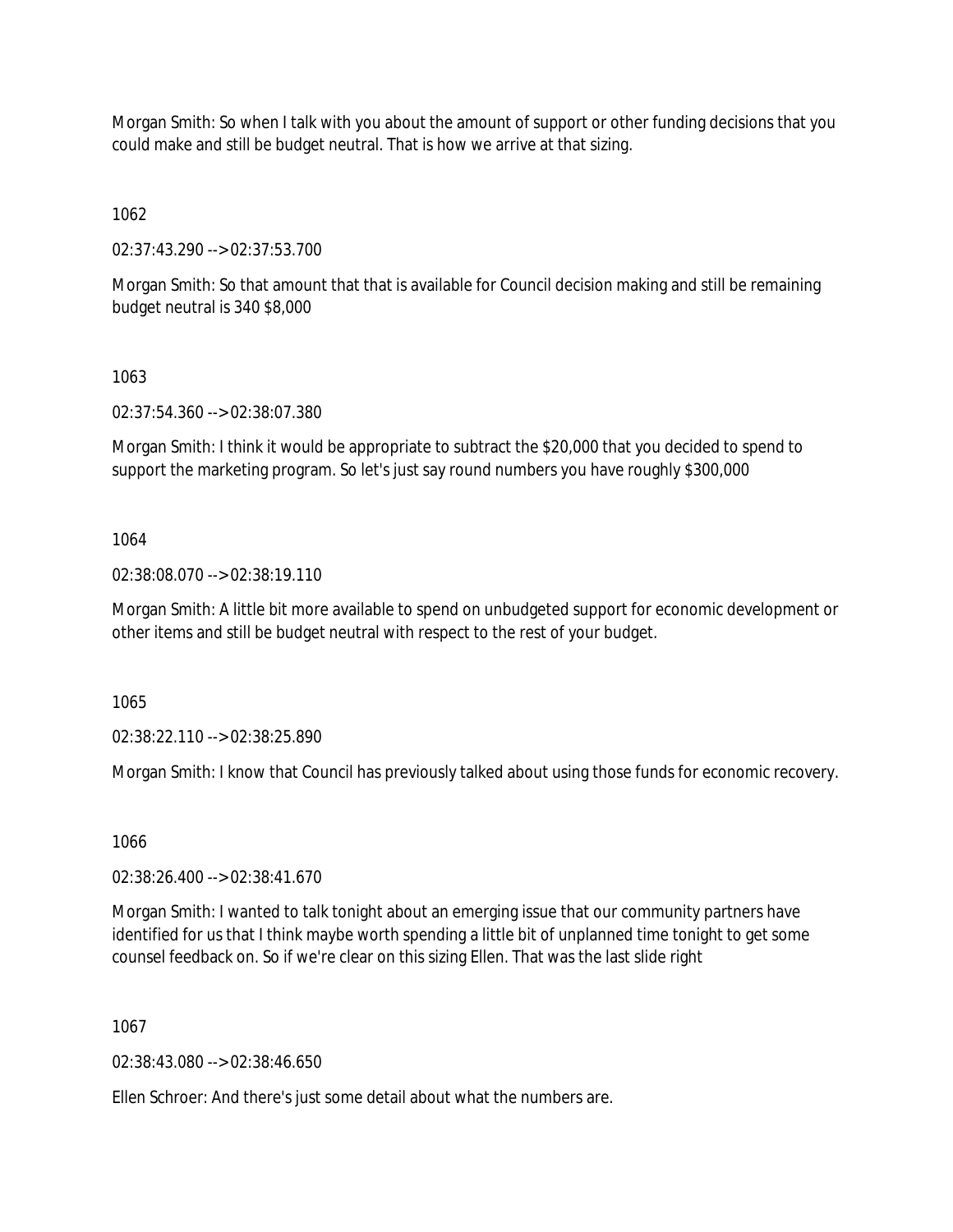Morgan Smith: So when I talk with you about the amount of support or other funding decisions that you could make and still be budget neutral. That is how we arrive at that sizing.

1062

02:37:43.290 --> 02:37:53.700

Morgan Smith: So that amount that that is available for Council decision making and still be remaining budget neutral is 340 $8,000

1063

02:37:54.360 --> 02:38:07.380

Morgan Smith: I think it would be appropriate to subtract the $20,000 that you decided to spend to support the marketing program. So let's just say round numbers you have roughly $300,000

1064

02:38:08.070 --> 02:38:19.110

Morgan Smith: A little bit more available to spend on unbudgeted support for economic development or other items and still be budget neutral with respect to the rest of your budget.

1065

02:38:22.110 --> 02:38:25.890

Morgan Smith: I know that Council has previously talked about using those funds for economic recovery.

1066

02:38:26.400 --> 02:38:41.670

Morgan Smith: I wanted to talk tonight about an emerging issue that our community partners have identified for us that I think maybe worth spending a little bit of unplanned time tonight to get some counsel feedback on. So if we're clear on this sizing Ellen. That was the last slide right

1067

02:38:43.080 --> 02:38:46.650

Ellen Schroer: And there's just some detail about what the numbers are.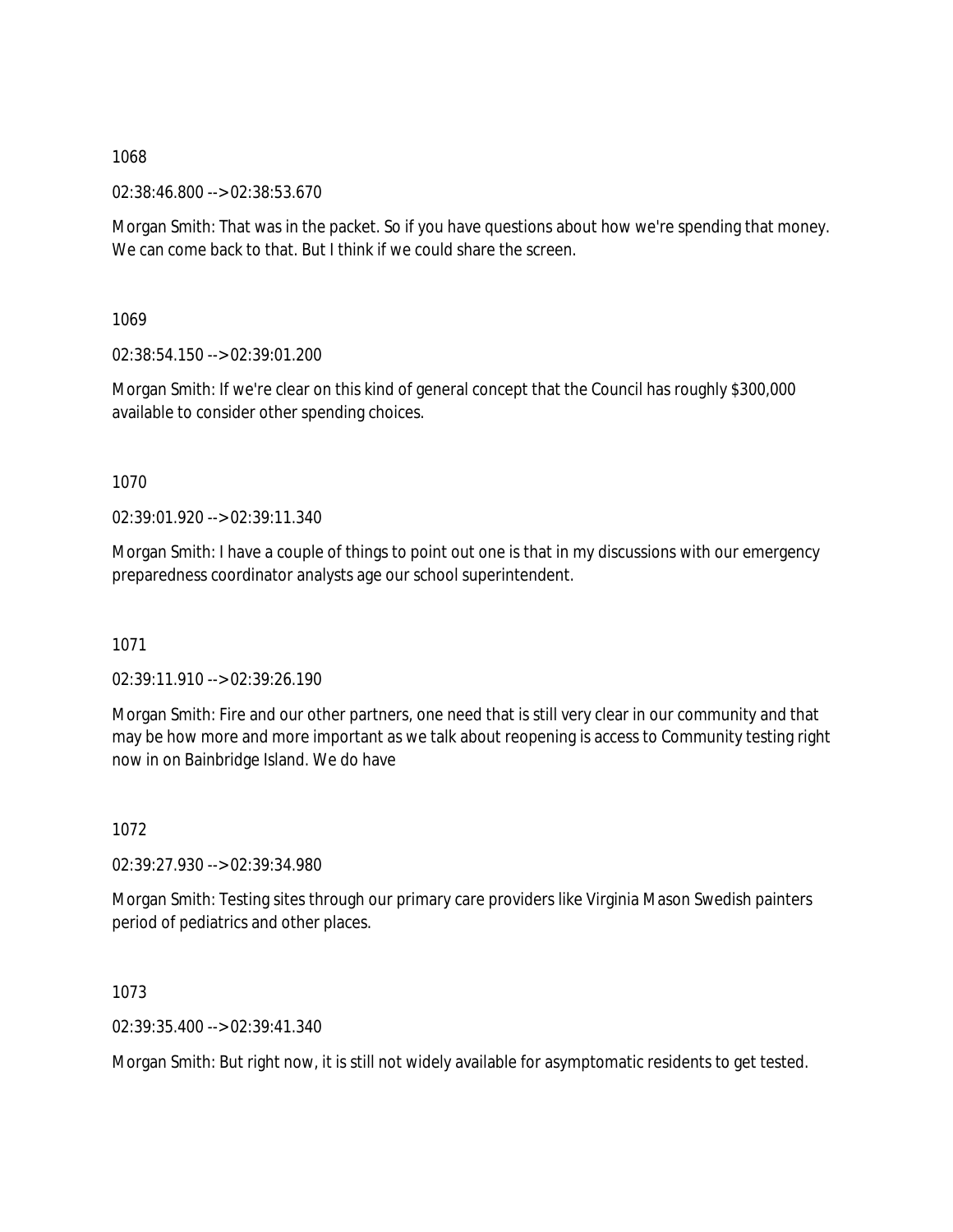1068

02:38:46.800 --> 02:38:53.670

Morgan Smith: That was in the packet. So if you have questions about how we're spending that money. We can come back to that. But I think if we could share the screen.

1069

02:38:54.150 --> 02:39:01.200

Morgan Smith: If we're clear on this kind of general concept that the Council has roughly $300,000 available to consider other spending choices.

1070

02:39:01.920 --> 02:39:11.340

Morgan Smith: I have a couple of things to point out one is that in my discussions with our emergency preparedness coordinator analysts age our school superintendent.

1071

02:39:11.910 --> 02:39:26.190

Morgan Smith: Fire and our other partners, one need that is still very clear in our community and that may be how more and more important as we talk about reopening is access to Community testing right now in on Bainbridge Island. We do have

1072

02:39:27.930 --> 02:39:34.980

Morgan Smith: Testing sites through our primary care providers like Virginia Mason Swedish painters period of pediatrics and other places.

1073

02:39:35.400 --> 02:39:41.340

Morgan Smith: But right now, it is still not widely available for asymptomatic residents to get tested.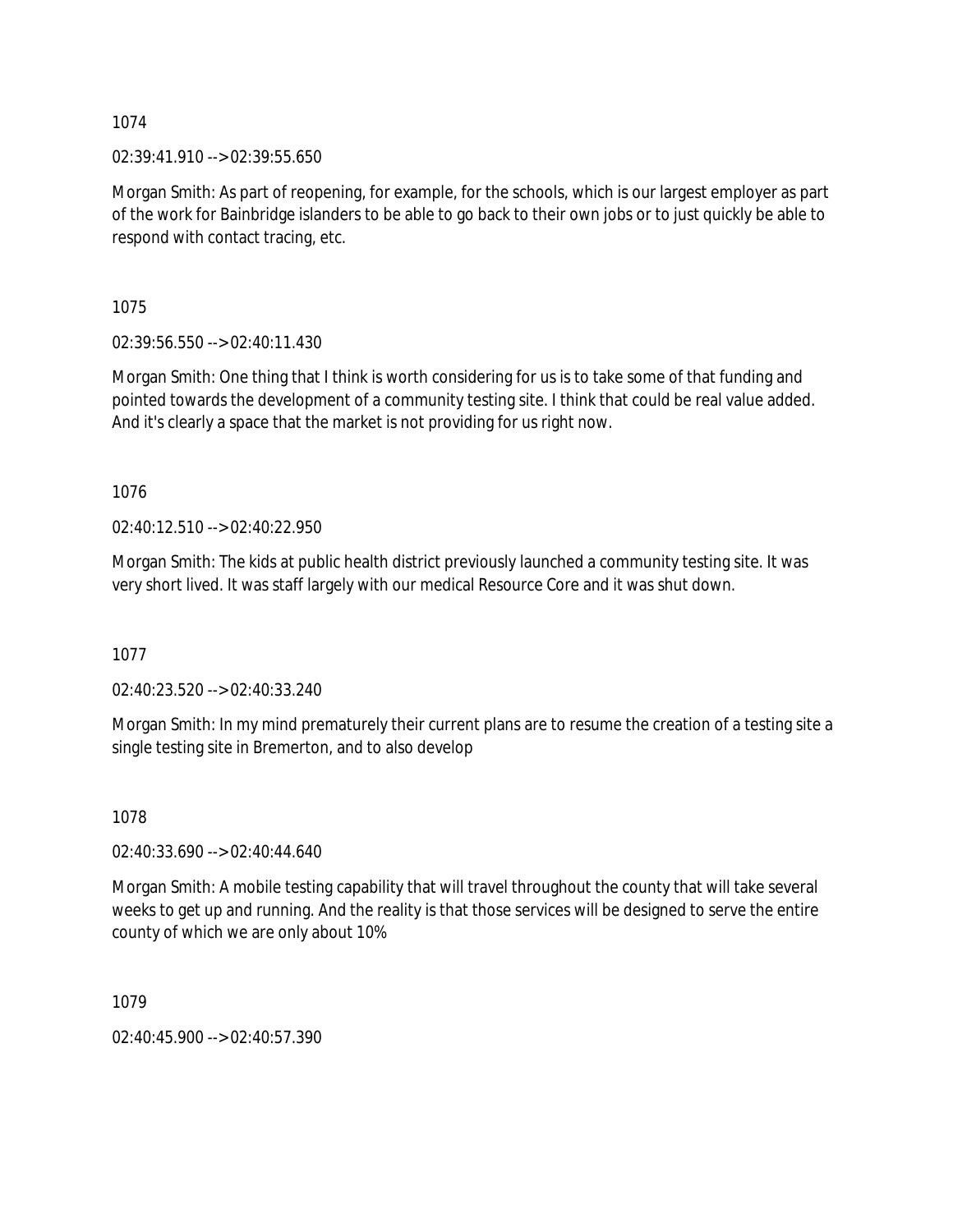1074

02:39:41.910 --> 02:39:55.650

Morgan Smith: As part of reopening, for example, for the schools, which is our largest employer as part of the work for Bainbridge islanders to be able to go back to their own jobs or to just quickly be able to respond with contact tracing, etc.

1075

02:39:56.550 --> 02:40:11.430

Morgan Smith: One thing that I think is worth considering for us is to take some of that funding and pointed towards the development of a community testing site. I think that could be real value added. And it's clearly a space that the market is not providing for us right now.

1076

02:40:12.510 --> 02:40:22.950

Morgan Smith: The kids at public health district previously launched a community testing site. It was very short lived. It was staff largely with our medical Resource Core and it was shut down.

1077

02:40:23.520 --> 02:40:33.240

Morgan Smith: In my mind prematurely their current plans are to resume the creation of a testing site a single testing site in Bremerton, and to also develop

1078

02:40:33.690 --> 02:40:44.640

Morgan Smith: A mobile testing capability that will travel throughout the county that will take several weeks to get up and running. And the reality is that those services will be designed to serve the entire county of which we are only about 10%

1079

02:40:45.900 --> 02:40:57.390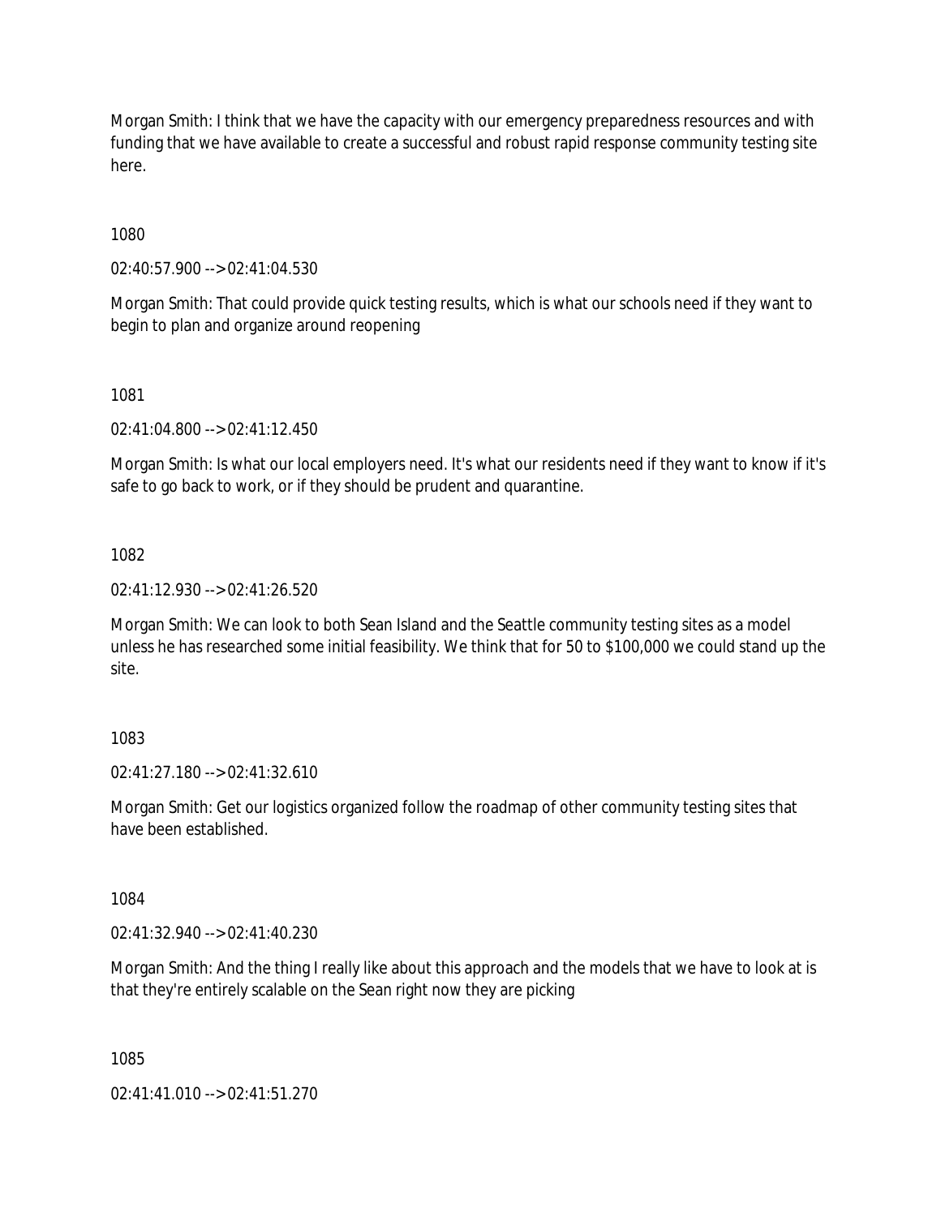Morgan Smith: I think that we have the capacity with our emergency preparedness resources and with funding that we have available to create a successful and robust rapid response community testing site here.

1080

02:40:57.900 --> 02:41:04.530

Morgan Smith: That could provide quick testing results, which is what our schools need if they want to begin to plan and organize around reopening

1081

02:41:04.800 --> 02:41:12.450

Morgan Smith: Is what our local employers need. It's what our residents need if they want to know if it's safe to go back to work, or if they should be prudent and quarantine.

1082

02:41:12.930 --> 02:41:26.520

Morgan Smith: We can look to both Sean Island and the Seattle community testing sites as a model unless he has researched some initial feasibility. We think that for 50 to $100,000 we could stand up the site.

1083

02:41:27.180 --> 02:41:32.610

Morgan Smith: Get our logistics organized follow the roadmap of other community testing sites that have been established.

1084

02:41:32.940 --> 02:41:40.230

Morgan Smith: And the thing I really like about this approach and the models that we have to look at is that they're entirely scalable on the Sean right now they are picking

1085

02:41:41.010 --> 02:41:51.270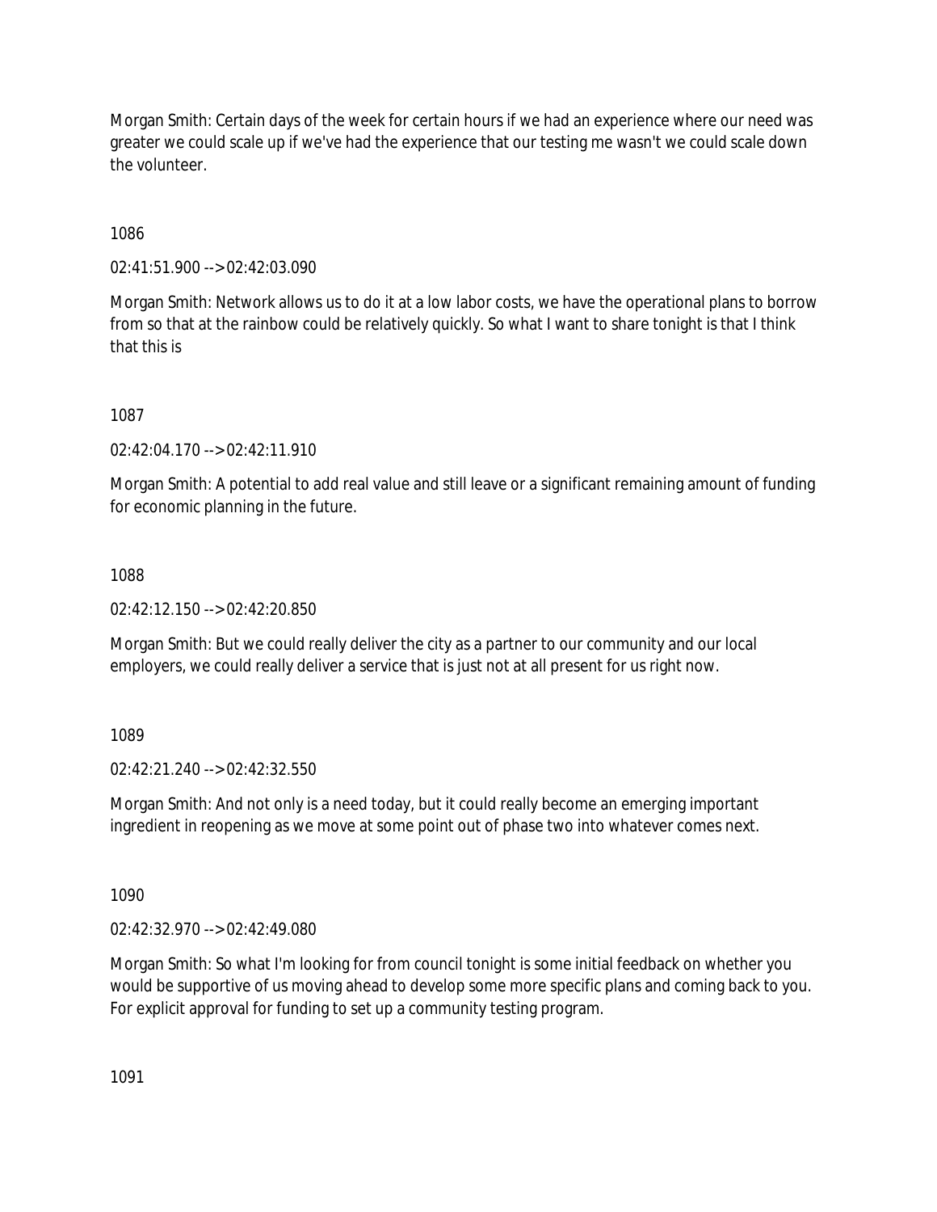Morgan Smith: Certain days of the week for certain hours if we had an experience where our need was greater we could scale up if we've had the experience that our testing me wasn't we could scale down the volunteer.

1086

02:41:51.900 --> 02:42:03.090

Morgan Smith: Network allows us to do it at a low labor costs, we have the operational plans to borrow from so that at the rainbow could be relatively quickly. So what I want to share tonight is that I think that this is

1087

02:42:04.170 --> 02:42:11.910

Morgan Smith: A potential to add real value and still leave or a significant remaining amount of funding for economic planning in the future.

1088

02:42:12.150 --> 02:42:20.850

Morgan Smith: But we could really deliver the city as a partner to our community and our local employers, we could really deliver a service that is just not at all present for us right now.

1089

02:42:21.240 --> 02:42:32.550

Morgan Smith: And not only is a need today, but it could really become an emerging important ingredient in reopening as we move at some point out of phase two into whatever comes next.

1090

02:42:32.970 --> 02:42:49.080

Morgan Smith: So what I'm looking for from council tonight is some initial feedback on whether you would be supportive of us moving ahead to develop some more specific plans and coming back to you. For explicit approval for funding to set up a community testing program.

1091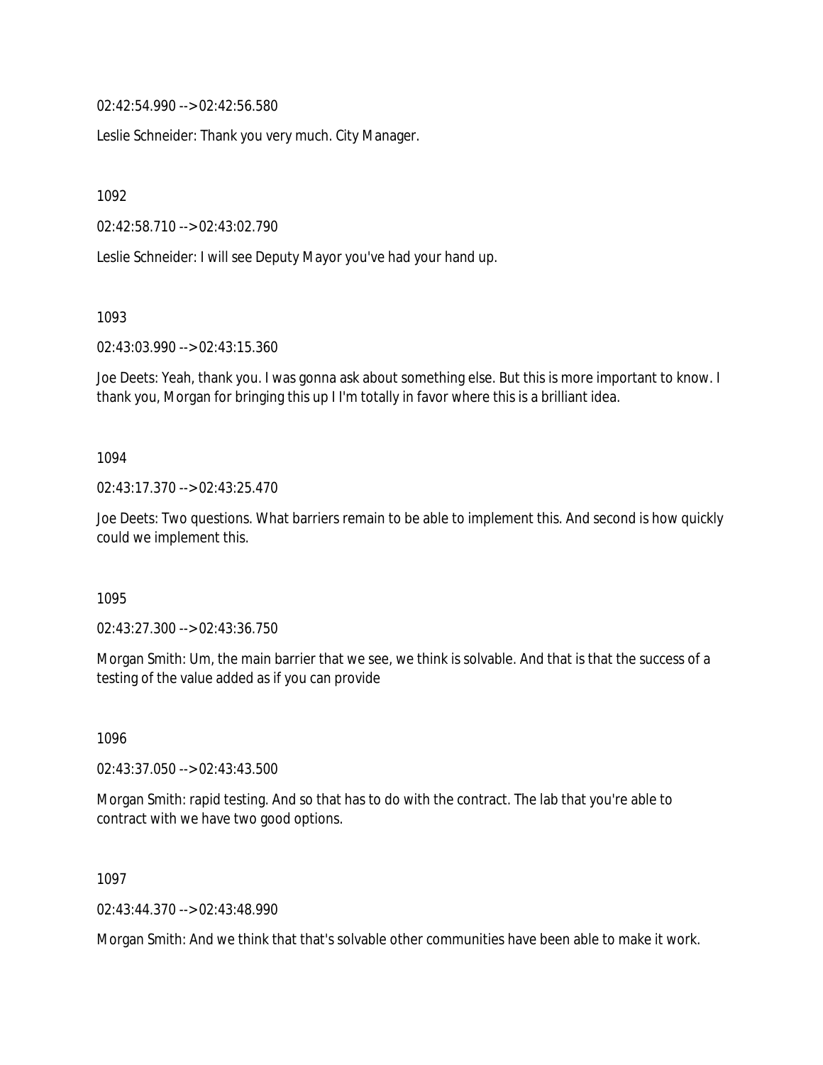02:42:54.990 --> 02:42:56.580

Leslie Schneider: Thank you very much. City Manager.

1092

02:42:58.710 --> 02:43:02.790

Leslie Schneider: I will see Deputy Mayor you've had your hand up.

1093

02:43:03.990 --> 02:43:15.360

Joe Deets: Yeah, thank you. I was gonna ask about something else. But this is more important to know. I thank you, Morgan for bringing this up I I'm totally in favor where this is a brilliant idea.

1094

02:43:17.370 --> 02:43:25.470

Joe Deets: Two questions. What barriers remain to be able to implement this. And second is how quickly could we implement this.

1095

02:43:27.300 --> 02:43:36.750

Morgan Smith: Um, the main barrier that we see, we think is solvable. And that is that the success of a testing of the value added as if you can provide

1096

02:43:37.050 --> 02:43:43.500

Morgan Smith: rapid testing. And so that has to do with the contract. The lab that you're able to contract with we have two good options.

1097

02:43:44.370 --> 02:43:48.990

Morgan Smith: And we think that that's solvable other communities have been able to make it work.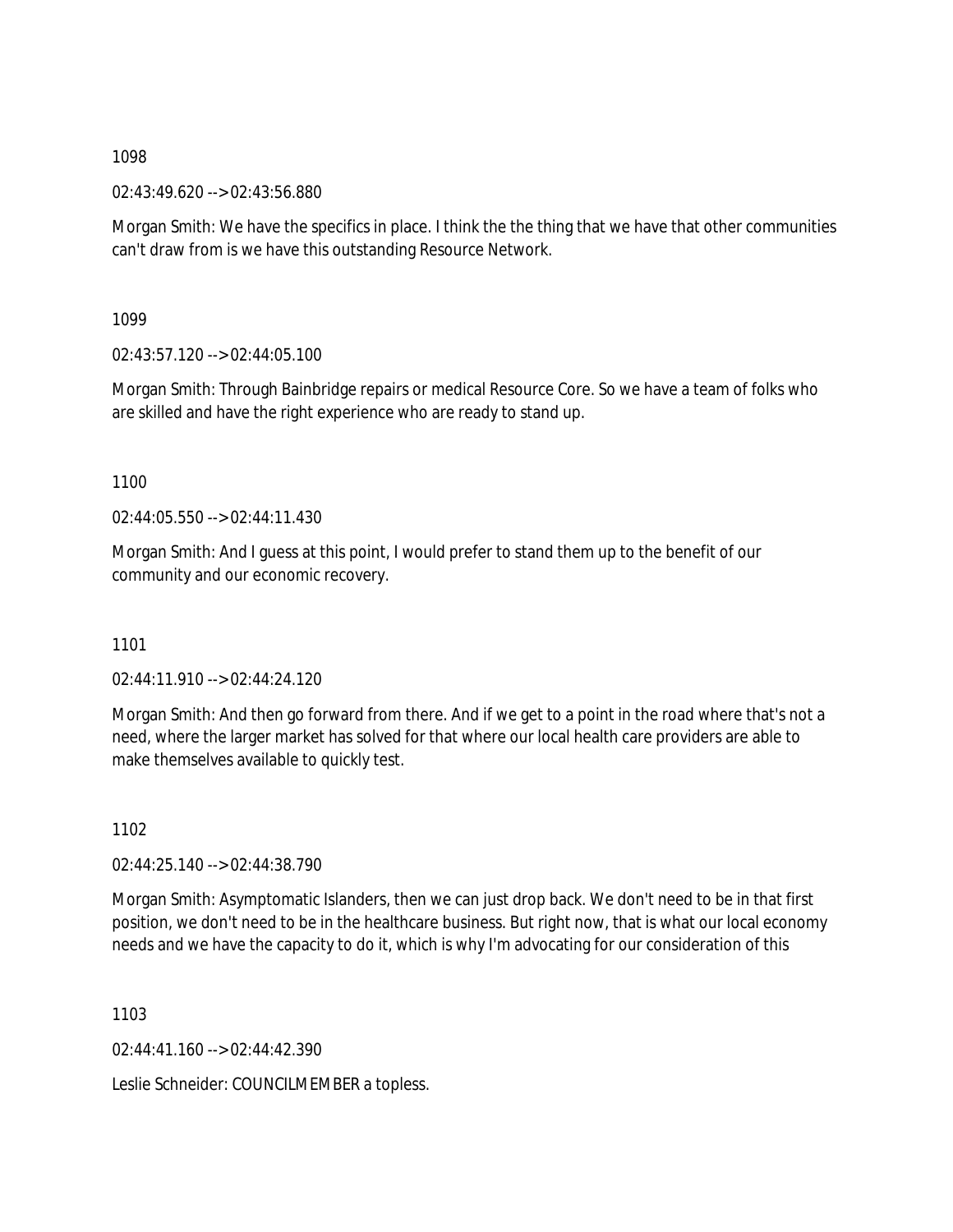1098

02:43:49.620 --> 02:43:56.880

Morgan Smith: We have the specifics in place. I think the the thing that we have that other communities can't draw from is we have this outstanding Resource Network.

1099

02:43:57.120 --> 02:44:05.100

Morgan Smith: Through Bainbridge repairs or medical Resource Core. So we have a team of folks who are skilled and have the right experience who are ready to stand up.

1100

02:44:05.550 --> 02:44:11.430

Morgan Smith: And I guess at this point, I would prefer to stand them up to the benefit of our community and our economic recovery.

1101

02:44:11.910 --> 02:44:24.120

Morgan Smith: And then go forward from there. And if we get to a point in the road where that's not a need, where the larger market has solved for that where our local health care providers are able to make themselves available to quickly test.

1102

02:44:25.140 --> 02:44:38.790

Morgan Smith: Asymptomatic Islanders, then we can just drop back. We don't need to be in that first position, we don't need to be in the healthcare business. But right now, that is what our local economy needs and we have the capacity to do it, which is why I'm advocating for our consideration of this

1103

02:44:41.160 --> 02:44:42.390

Leslie Schneider: COUNCILMEMBER a topless.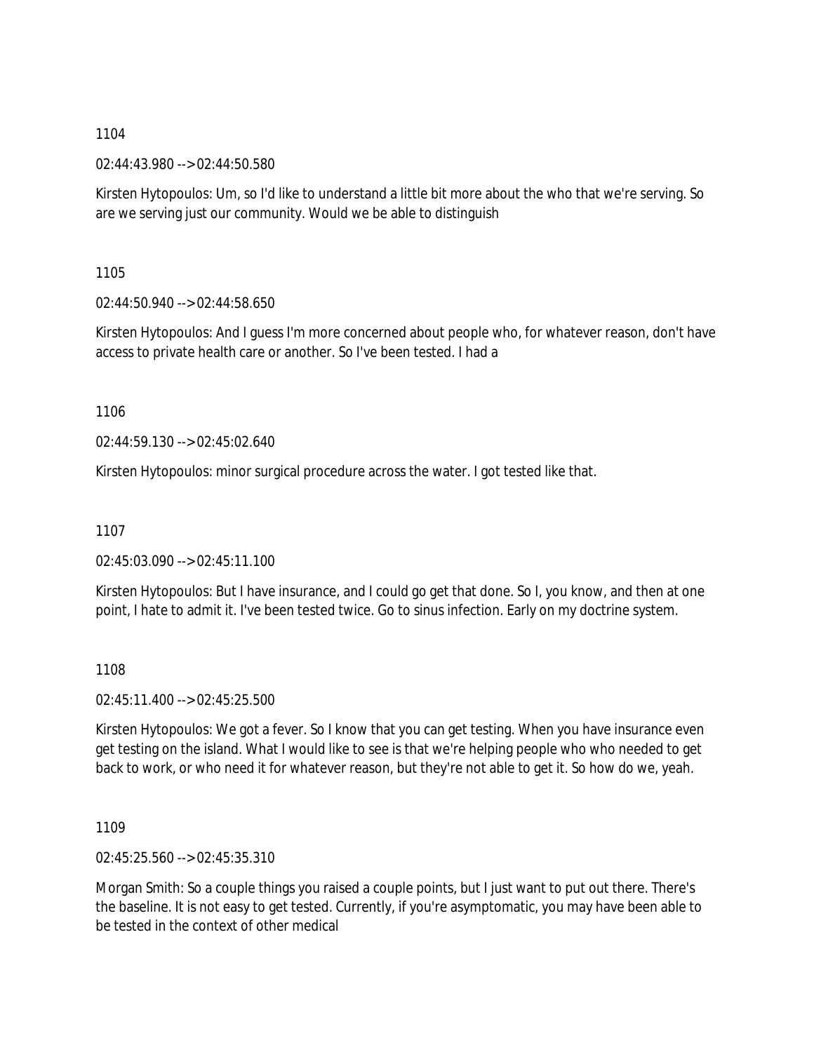1104

02:44:43.980 --> 02:44:50.580

Kirsten Hytopoulos: Um, so I'd like to understand a little bit more about the who that we're serving. So are we serving just our community. Would we be able to distinguish

1105

02:44:50.940 --> 02:44:58.650

Kirsten Hytopoulos: And I guess I'm more concerned about people who, for whatever reason, don't have access to private health care or another. So I've been tested. I had a

1106

02:44:59.130 --> 02:45:02.640

Kirsten Hytopoulos: minor surgical procedure across the water. I got tested like that.

1107

02:45:03.090 --> 02:45:11.100

Kirsten Hytopoulos: But I have insurance, and I could go get that done. So I, you know, and then at one point, I hate to admit it. I've been tested twice. Go to sinus infection. Early on my doctrine system.

1108

02:45:11.400 --> 02:45:25.500

Kirsten Hytopoulos: We got a fever. So I know that you can get testing. When you have insurance even get testing on the island. What I would like to see is that we're helping people who who needed to get back to work, or who need it for whatever reason, but they're not able to get it. So how do we, yeah.

1109

02:45:25.560 --> 02:45:35.310

Morgan Smith: So a couple things you raised a couple points, but I just want to put out there. There's the baseline. It is not easy to get tested. Currently, if you're asymptomatic, you may have been able to be tested in the context of other medical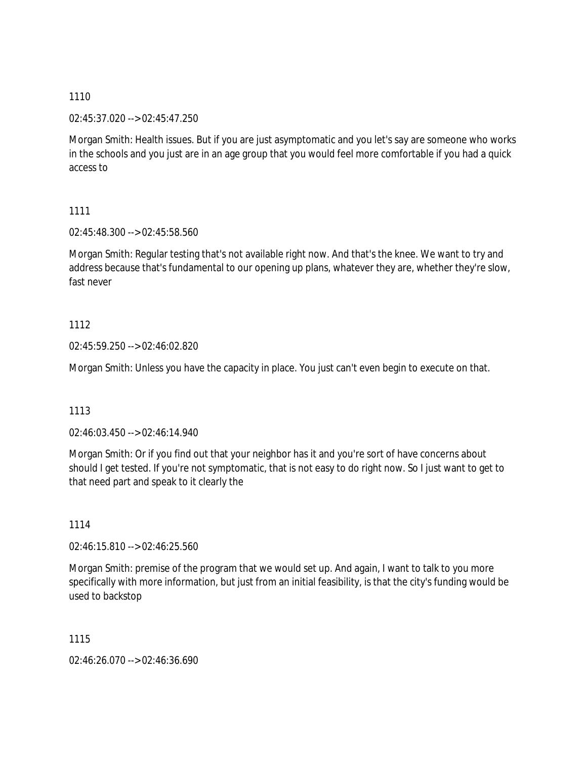1110

02:45:37.020 --> 02:45:47.250

Morgan Smith: Health issues. But if you are just asymptomatic and you let's say are someone who works in the schools and you just are in an age group that you would feel more comfortable if you had a quick access to

1111

02:45:48.300 --> 02:45:58.560

Morgan Smith: Regular testing that's not available right now. And that's the knee. We want to try and address because that's fundamental to our opening up plans, whatever they are, whether they're slow, fast never

1112

02:45:59.250 --> 02:46:02.820

Morgan Smith: Unless you have the capacity in place. You just can't even begin to execute on that.

1113

02:46:03.450 --> 02:46:14.940

Morgan Smith: Or if you find out that your neighbor has it and you're sort of have concerns about should I get tested. If you're not symptomatic, that is not easy to do right now. So I just want to get to that need part and speak to it clearly the

1114

02:46:15.810 --> 02:46:25.560

Morgan Smith: premise of the program that we would set up. And again, I want to talk to you more specifically with more information, but just from an initial feasibility, is that the city's funding would be used to backstop

1115

02:46:26.070 --> 02:46:36.690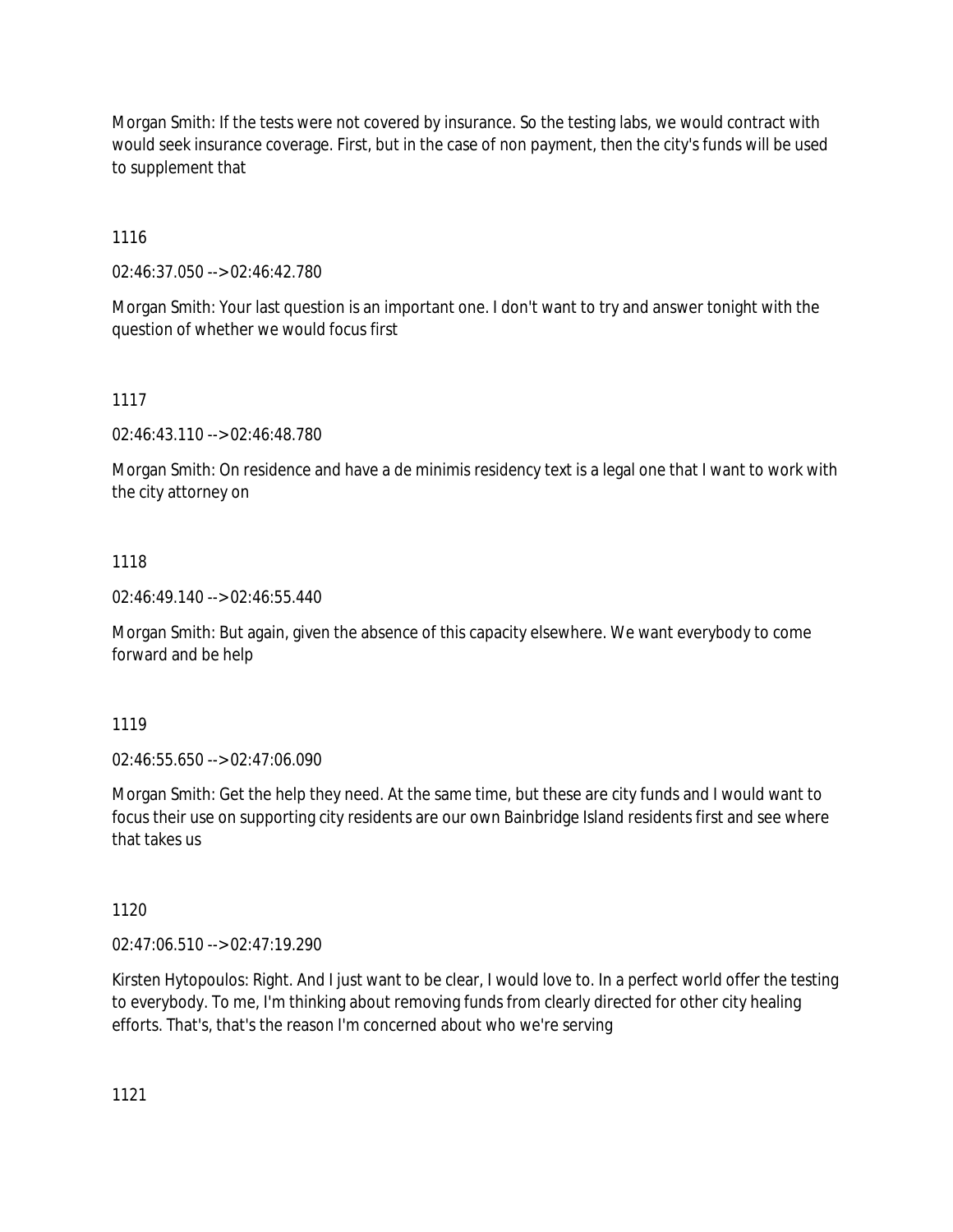Morgan Smith: If the tests were not covered by insurance. So the testing labs, we would contract with would seek insurance coverage. First, but in the case of non payment, then the city's funds will be used to supplement that

1116

02:46:37.050 --> 02:46:42.780

Morgan Smith: Your last question is an important one. I don't want to try and answer tonight with the question of whether we would focus first

1117

02:46:43.110 --> 02:46:48.780

Morgan Smith: On residence and have a de minimis residency text is a legal one that I want to work with the city attorney on

1118

02:46:49.140 --> 02:46:55.440

Morgan Smith: But again, given the absence of this capacity elsewhere. We want everybody to come forward and be help

1119

02:46:55.650 --> 02:47:06.090

Morgan Smith: Get the help they need. At the same time, but these are city funds and I would want to focus their use on supporting city residents are our own Bainbridge Island residents first and see where that takes us

1120

02:47:06.510 --> 02:47:19.290

Kirsten Hytopoulos: Right. And I just want to be clear, I would love to. In a perfect world offer the testing to everybody. To me, I'm thinking about removing funds from clearly directed for other city healing efforts. That's, that's the reason I'm concerned about who we're serving

1121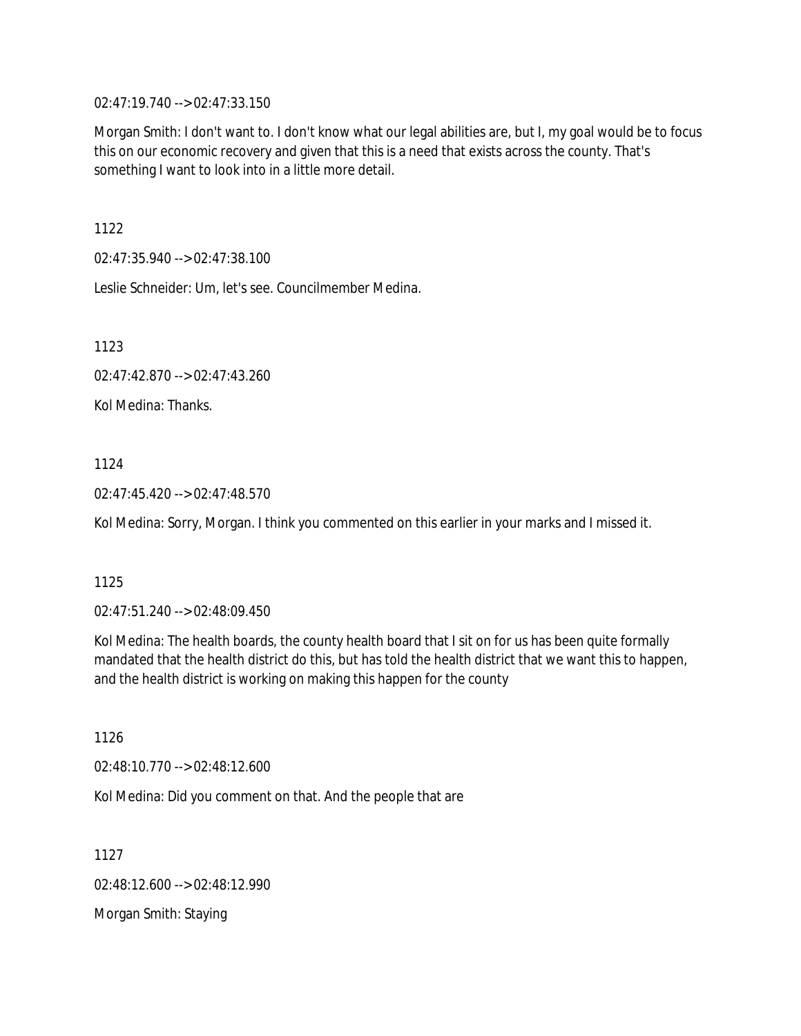02:47:19.740 --> 02:47:33.150

Morgan Smith: I don't want to. I don't know what our legal abilities are, but I, my goal would be to focus this on our economic recovery and given that this is a need that exists across the county. That's something I want to look into in a little more detail.

1122

02:47:35.940 --> 02:47:38.100

Leslie Schneider: Um, let's see. Councilmember Medina.

1123

02:47:42.870 --> 02:47:43.260

Kol Medina: Thanks.

1124

02:47:45.420 --> 02:47:48.570

Kol Medina: Sorry, Morgan. I think you commented on this earlier in your marks and I missed it.

1125

02:47:51.240 --> 02:48:09.450

Kol Medina: The health boards, the county health board that I sit on for us has been quite formally mandated that the health district do this, but has told the health district that we want this to happen, and the health district is working on making this happen for the county

1126

02:48:10.770 --> 02:48:12.600

Kol Medina: Did you comment on that. And the people that are

1127

02:48:12.600 --> 02:48:12.990

Morgan Smith: Staying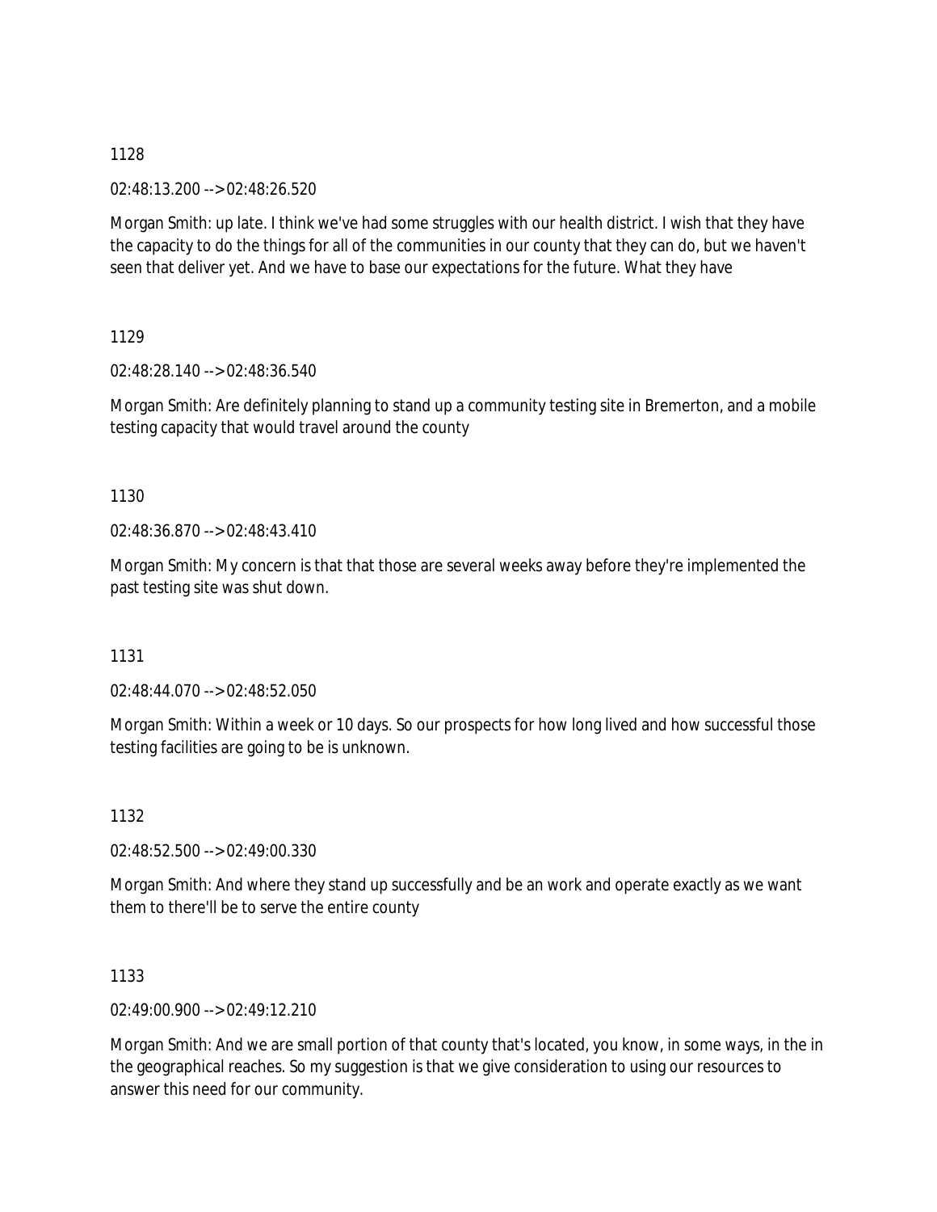1128

02:48:13.200 --> 02:48:26.520

Morgan Smith: up late. I think we've had some struggles with our health district. I wish that they have the capacity to do the things for all of the communities in our county that they can do, but we haven't seen that deliver yet. And we have to base our expectations for the future. What they have

1129

02:48:28.140 --> 02:48:36.540

Morgan Smith: Are definitely planning to stand up a community testing site in Bremerton, and a mobile testing capacity that would travel around the county

1130

02:48:36.870 --> 02:48:43.410

Morgan Smith: My concern is that that those are several weeks away before they're implemented the past testing site was shut down.

1131

02:48:44.070 --> 02:48:52.050

Morgan Smith: Within a week or 10 days. So our prospects for how long lived and how successful those testing facilities are going to be is unknown.

1132

02:48:52.500 --> 02:49:00.330

Morgan Smith: And where they stand up successfully and be an work and operate exactly as we want them to there'll be to serve the entire county

1133

02:49:00.900 --> 02:49:12.210

Morgan Smith: And we are small portion of that county that's located, you know, in some ways, in the in the geographical reaches. So my suggestion is that we give consideration to using our resources to answer this need for our community.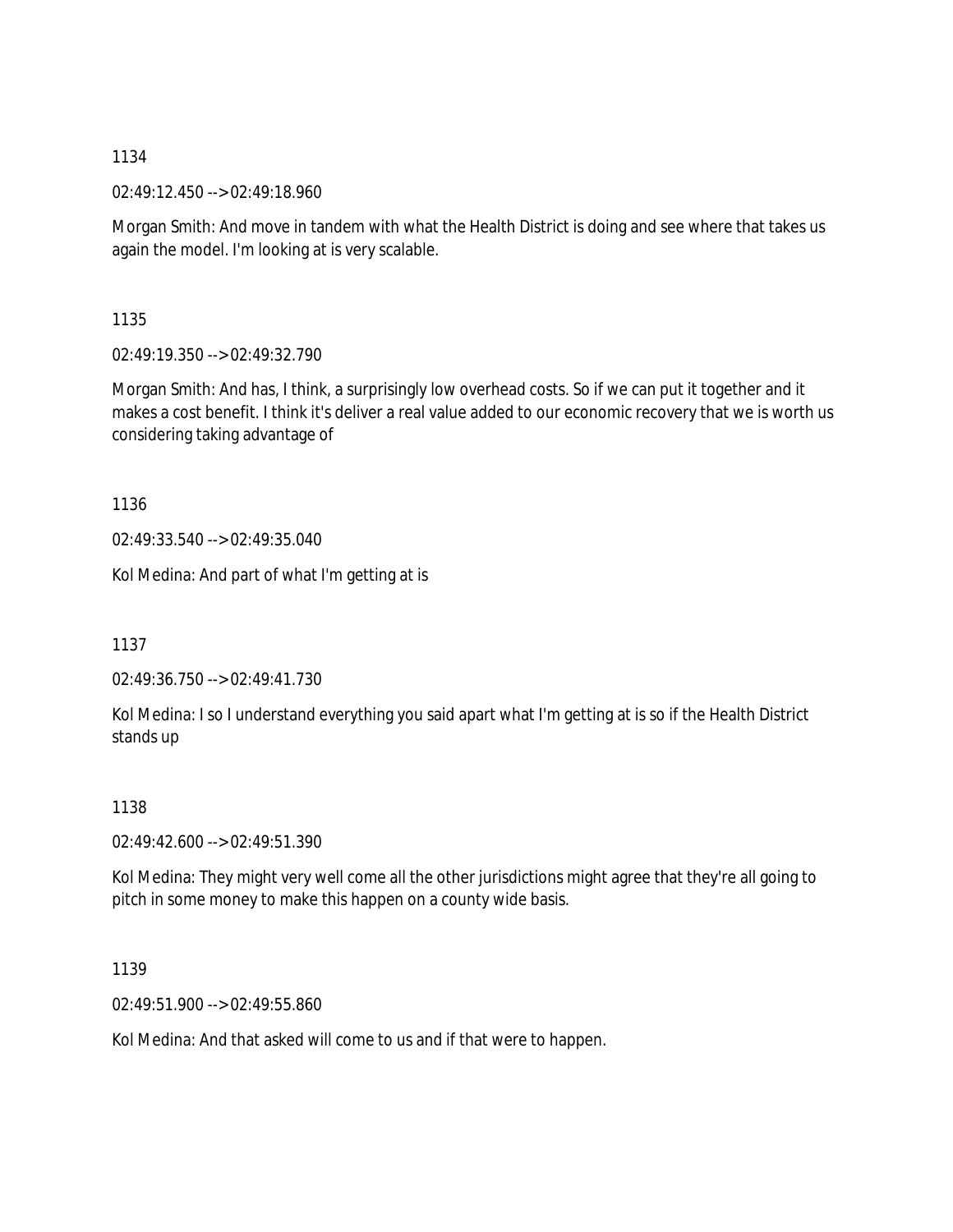1134

02:49:12.450 --> 02:49:18.960

Morgan Smith: And move in tandem with what the Health District is doing and see where that takes us again the model. I'm looking at is very scalable.

1135

02:49:19.350 --> 02:49:32.790

Morgan Smith: And has, I think, a surprisingly low overhead costs. So if we can put it together and it makes a cost benefit. I think it's deliver a real value added to our economic recovery that we is worth us considering taking advantage of

1136

02:49:33.540 --> 02:49:35.040

Kol Medina: And part of what I'm getting at is

1137

02:49:36.750 --> 02:49:41.730

Kol Medina: I so I understand everything you said apart what I'm getting at is so if the Health District stands up

1138

02:49:42.600 --> 02:49:51.390

Kol Medina: They might very well come all the other jurisdictions might agree that they're all going to pitch in some money to make this happen on a county wide basis.

1139

02:49:51.900 --> 02:49:55.860

Kol Medina: And that asked will come to us and if that were to happen.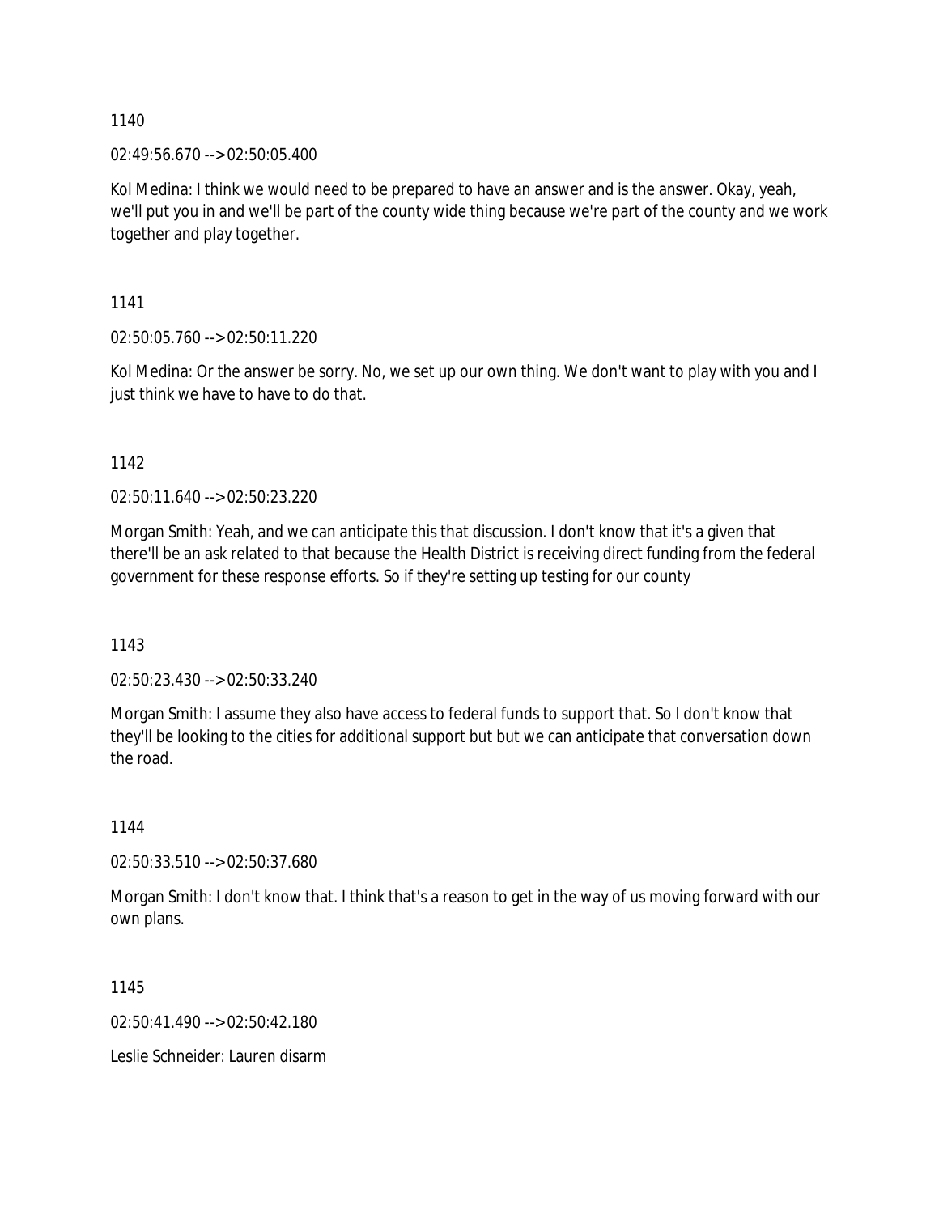1140

02:49:56.670 --> 02:50:05.400

Kol Medina: I think we would need to be prepared to have an answer and is the answer. Okay, yeah, we'll put you in and we'll be part of the county wide thing because we're part of the county and we work together and play together.

1141

02:50:05.760 --> 02:50:11.220

Kol Medina: Or the answer be sorry. No, we set up our own thing. We don't want to play with you and I just think we have to have to do that.

1142

02:50:11.640 --> 02:50:23.220

Morgan Smith: Yeah, and we can anticipate this that discussion. I don't know that it's a given that there'll be an ask related to that because the Health District is receiving direct funding from the federal government for these response efforts. So if they're setting up testing for our county

1143

02:50:23.430 --> 02:50:33.240

Morgan Smith: I assume they also have access to federal funds to support that. So I don't know that they'll be looking to the cities for additional support but but we can anticipate that conversation down the road.

1144

02:50:33.510 --> 02:50:37.680

Morgan Smith: I don't know that. I think that's a reason to get in the way of us moving forward with our own plans.

1145

02:50:41.490 --> 02:50:42.180

Leslie Schneider: Lauren disarm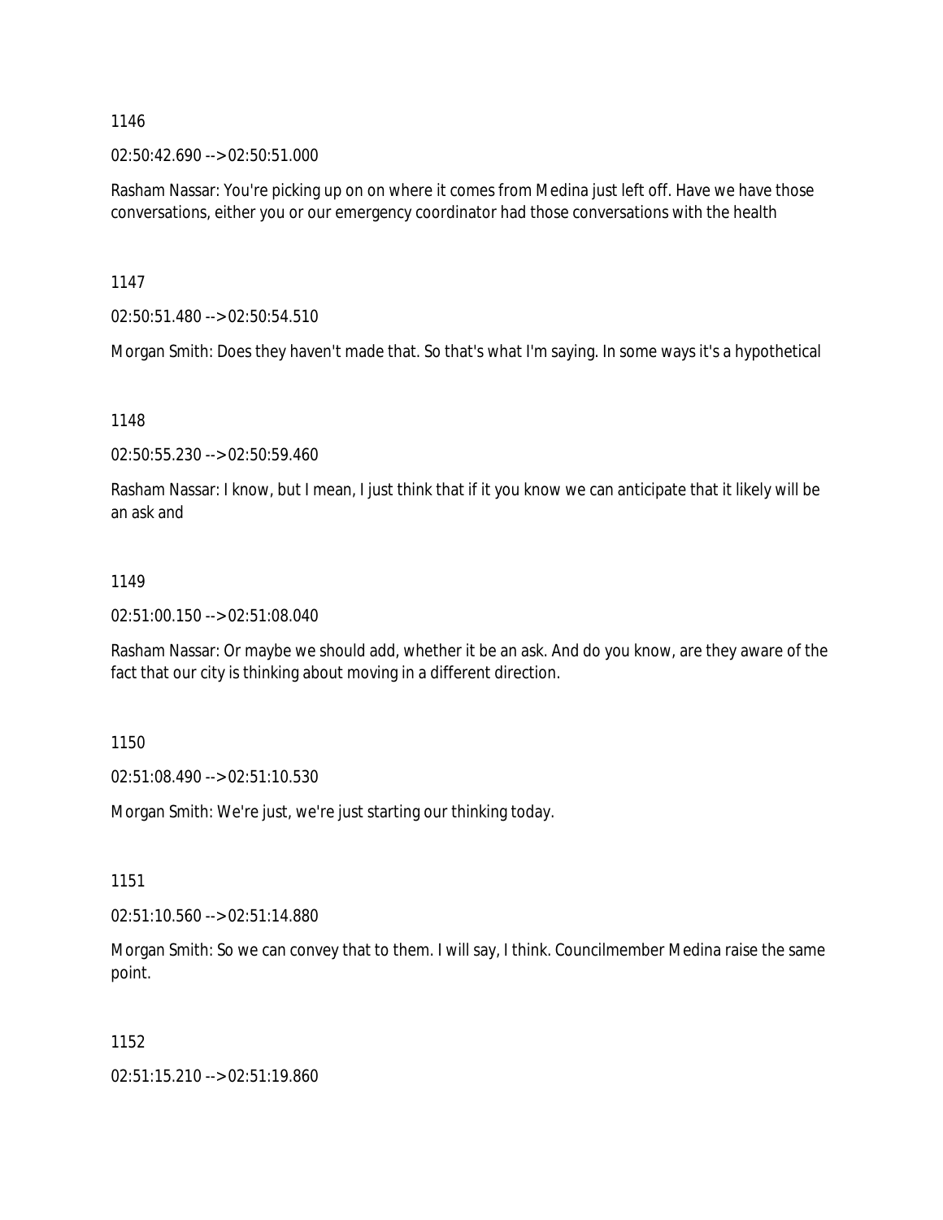1146

02:50:42.690 --> 02:50:51.000

Rasham Nassar: You're picking up on on where it comes from Medina just left off. Have we have those conversations, either you or our emergency coordinator had those conversations with the health

1147

02:50:51.480 --> 02:50:54.510

Morgan Smith: Does they haven't made that. So that's what I'm saying. In some ways it's a hypothetical

1148

02:50:55.230 --> 02:50:59.460

Rasham Nassar: I know, but I mean, I just think that if it you know we can anticipate that it likely will be an ask and

1149

02:51:00.150 --> 02:51:08.040

Rasham Nassar: Or maybe we should add, whether it be an ask. And do you know, are they aware of the fact that our city is thinking about moving in a different direction.

1150

02:51:08.490 --> 02:51:10.530

Morgan Smith: We're just, we're just starting our thinking today.

1151

02:51:10.560 --> 02:51:14.880

Morgan Smith: So we can convey that to them. I will say, I think. Councilmember Medina raise the same point.

1152

02:51:15.210 --> 02:51:19.860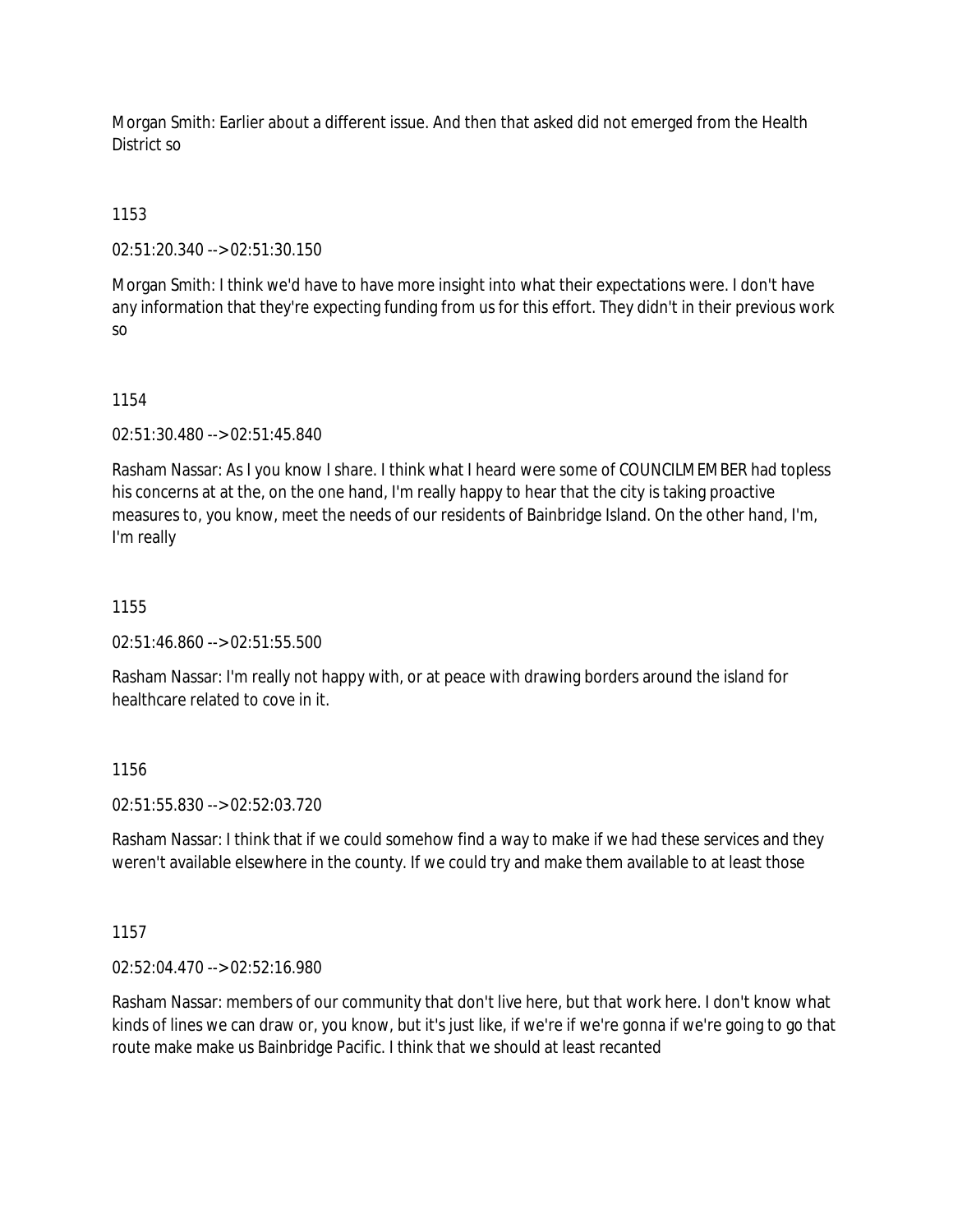Morgan Smith: Earlier about a different issue. And then that asked did not emerged from the Health District so

1153

02:51:20.340 --> 02:51:30.150

Morgan Smith: I think we'd have to have more insight into what their expectations were. I don't have any information that they're expecting funding from us for this effort. They didn't in their previous work so

1154

02:51:30.480 --> 02:51:45.840

Rasham Nassar: As I you know I share. I think what I heard were some of COUNCILMEMBER had topless his concerns at at the, on the one hand, I'm really happy to hear that the city is taking proactive measures to, you know, meet the needs of our residents of Bainbridge Island. On the other hand, I'm, I'm really

1155

02:51:46.860 --> 02:51:55.500

Rasham Nassar: I'm really not happy with, or at peace with drawing borders around the island for healthcare related to cove in it.

1156

02:51:55.830 --> 02:52:03.720

Rasham Nassar: I think that if we could somehow find a way to make if we had these services and they weren't available elsewhere in the county. If we could try and make them available to at least those

1157

02:52:04.470 --> 02:52:16.980

Rasham Nassar: members of our community that don't live here, but that work here. I don't know what kinds of lines we can draw or, you know, but it's just like, if we're if we're gonna if we're going to go that route make make us Bainbridge Pacific. I think that we should at least recanted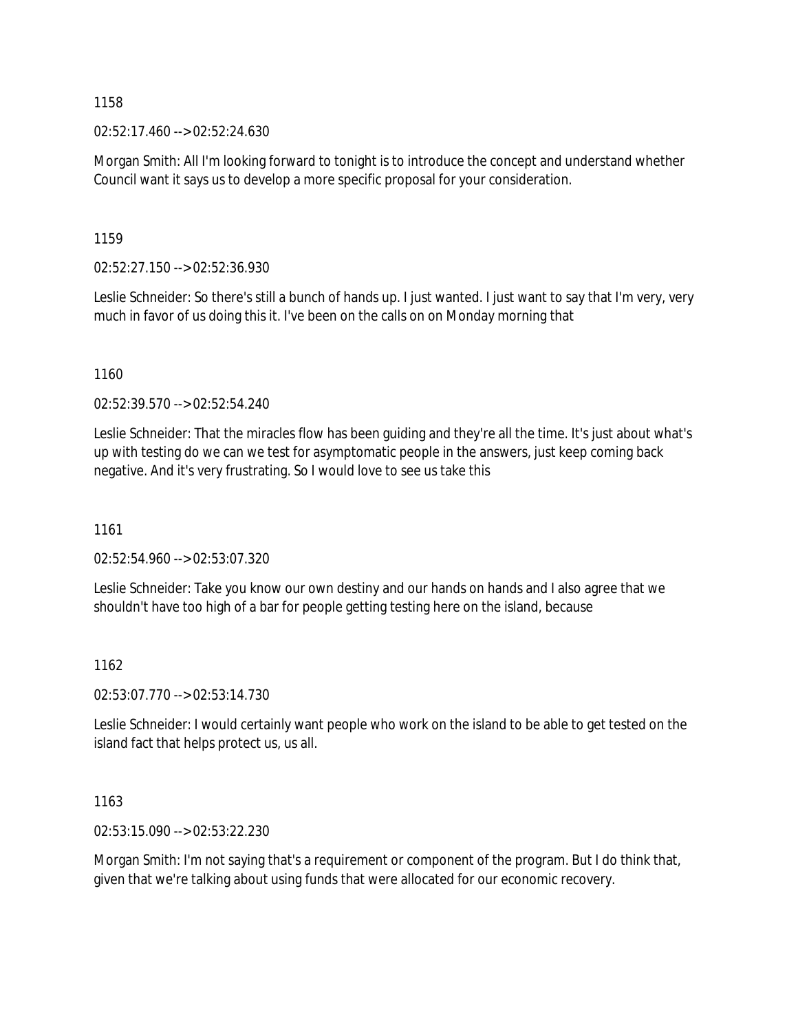1158

02:52:17.460 --> 02:52:24.630

Morgan Smith: All I'm looking forward to tonight is to introduce the concept and understand whether Council want it says us to develop a more specific proposal for your consideration.

1159

02:52:27.150 --> 02:52:36.930

Leslie Schneider: So there's still a bunch of hands up. I just wanted. I just want to say that I'm very, very much in favor of us doing this it. I've been on the calls on on Monday morning that

1160

02:52:39.570 --> 02:52:54.240

Leslie Schneider: That the miracles flow has been guiding and they're all the time. It's just about what's up with testing do we can we test for asymptomatic people in the answers, just keep coming back negative. And it's very frustrating. So I would love to see us take this

1161

02:52:54.960 --> 02:53:07.320

Leslie Schneider: Take you know our own destiny and our hands on hands and I also agree that we shouldn't have too high of a bar for people getting testing here on the island, because

1162

02:53:07.770 --> 02:53:14.730

Leslie Schneider: I would certainly want people who work on the island to be able to get tested on the island fact that helps protect us, us all.

1163

02:53:15.090 --> 02:53:22.230

Morgan Smith: I'm not saying that's a requirement or component of the program. But I do think that, given that we're talking about using funds that were allocated for our economic recovery.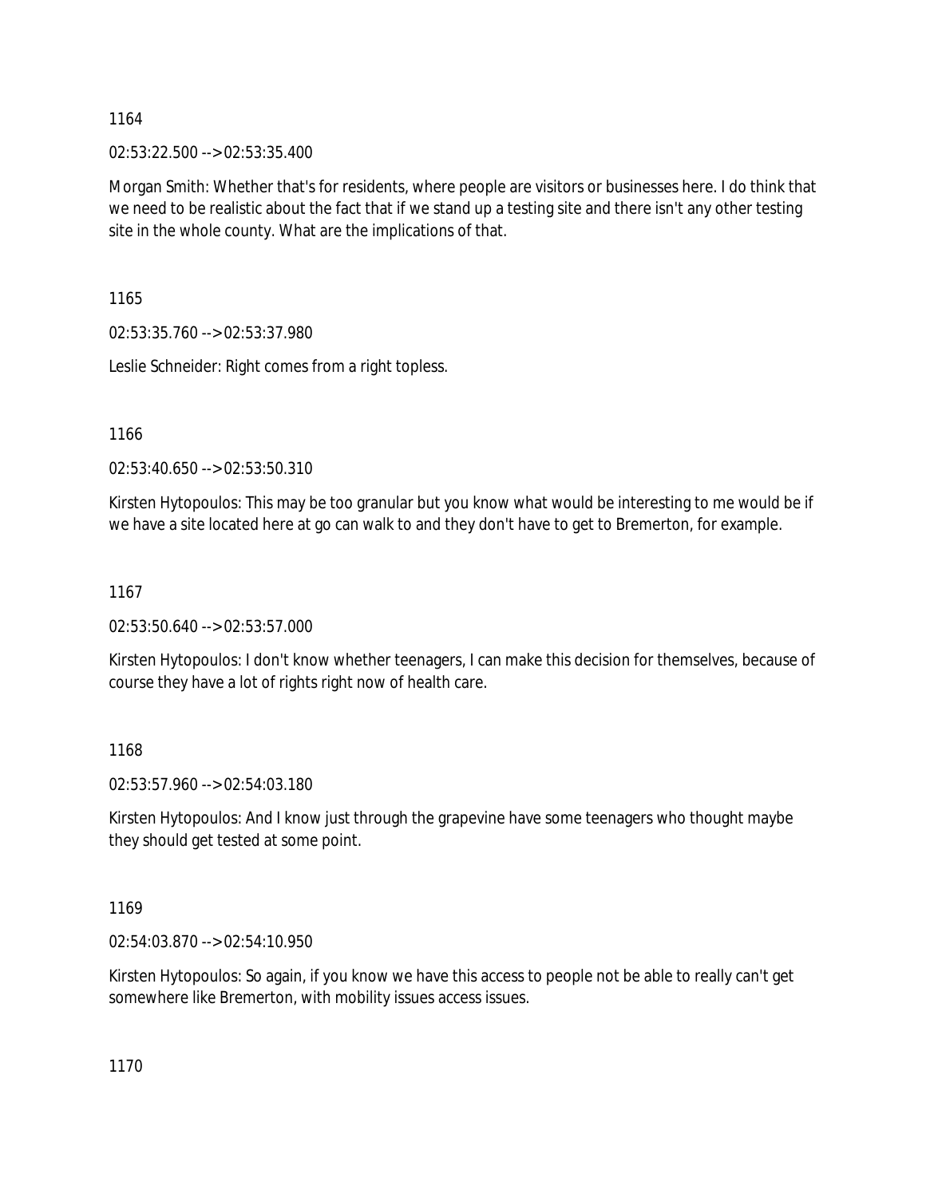1164

02:53:22.500 --> 02:53:35.400

Morgan Smith: Whether that's for residents, where people are visitors or businesses here. I do think that we need to be realistic about the fact that if we stand up a testing site and there isn't any other testing site in the whole county. What are the implications of that.

1165

02:53:35.760 --> 02:53:37.980

Leslie Schneider: Right comes from a right topless.

1166

02:53:40.650 --> 02:53:50.310

Kirsten Hytopoulos: This may be too granular but you know what would be interesting to me would be if we have a site located here at go can walk to and they don't have to get to Bremerton, for example.

1167

02:53:50.640 --> 02:53:57.000

Kirsten Hytopoulos: I don't know whether teenagers, I can make this decision for themselves, because of course they have a lot of rights right now of health care.

1168

02:53:57.960 --> 02:54:03.180

Kirsten Hytopoulos: And I know just through the grapevine have some teenagers who thought maybe they should get tested at some point.

1169

02:54:03.870 --> 02:54:10.950

Kirsten Hytopoulos: So again, if you know we have this access to people not be able to really can't get somewhere like Bremerton, with mobility issues access issues.

1170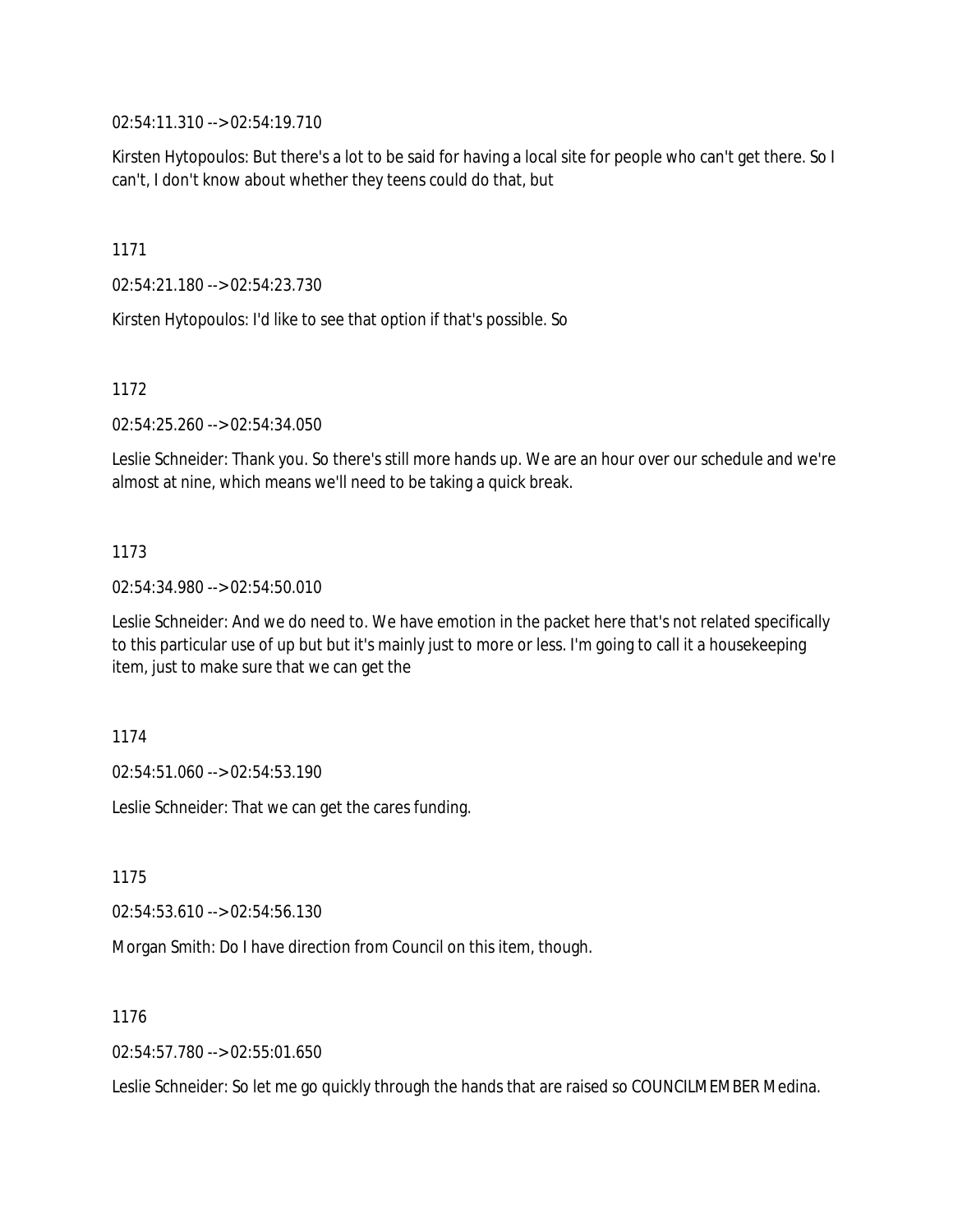02:54:11.310 --> 02:54:19.710

Kirsten Hytopoulos: But there's a lot to be said for having a local site for people who can't get there. So I can't, I don't know about whether they teens could do that, but

1171

02:54:21.180 --> 02:54:23.730

Kirsten Hytopoulos: I'd like to see that option if that's possible. So

1172

02:54:25.260 --> 02:54:34.050

Leslie Schneider: Thank you. So there's still more hands up. We are an hour over our schedule and we're almost at nine, which means we'll need to be taking a quick break.

1173

02:54:34.980 --> 02:54:50.010

Leslie Schneider: And we do need to. We have emotion in the packet here that's not related specifically to this particular use of up but but it's mainly just to more or less. I'm going to call it a housekeeping item, just to make sure that we can get the

1174

02:54:51.060 --> 02:54:53.190

Leslie Schneider: That we can get the cares funding.

1175

02:54:53.610 --> 02:54:56.130

Morgan Smith: Do I have direction from Council on this item, though.

1176

02:54:57.780 --> 02:55:01.650

Leslie Schneider: So let me go quickly through the hands that are raised so COUNCILMEMBER Medina.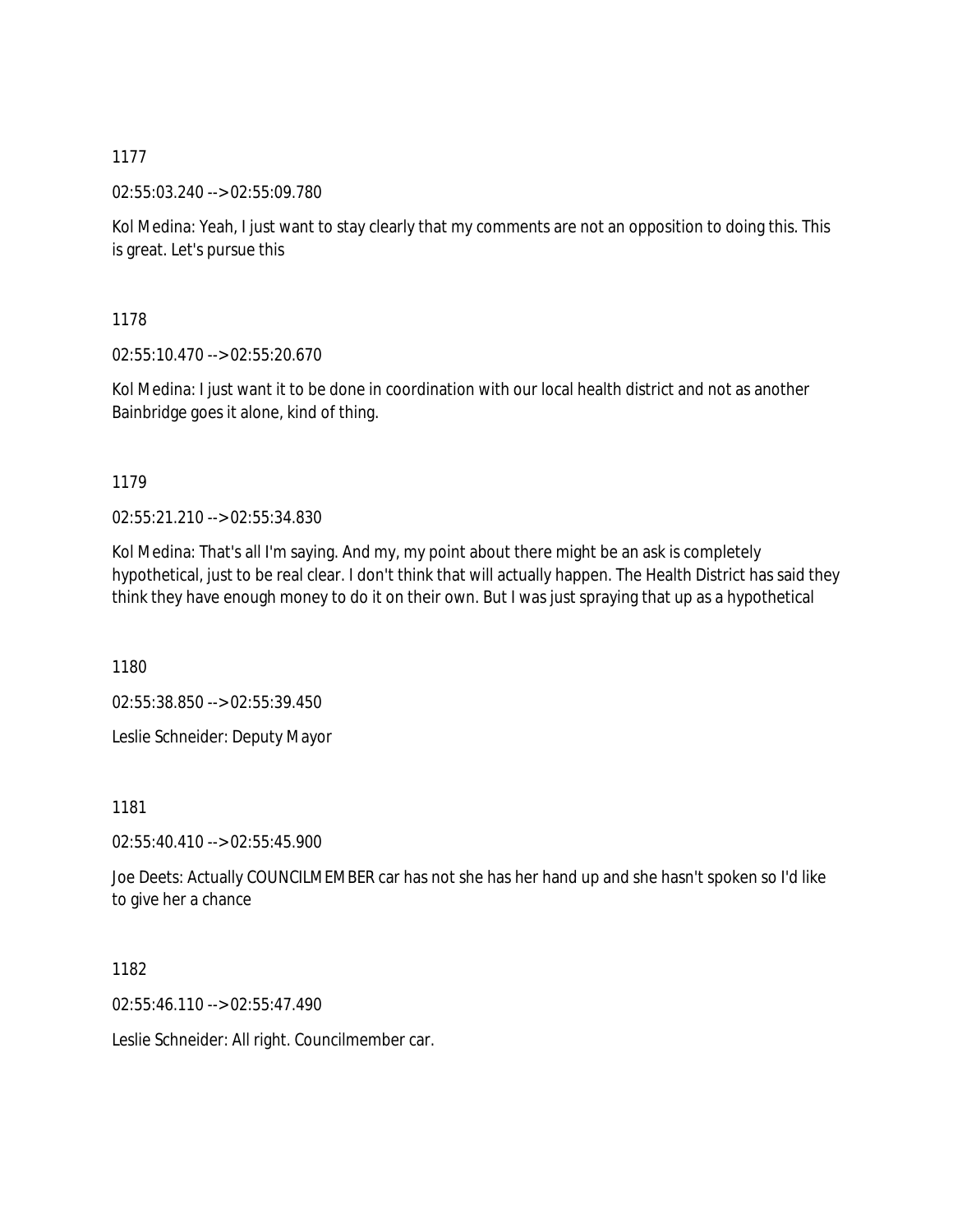1177

02:55:03.240 --> 02:55:09.780

Kol Medina: Yeah, I just want to stay clearly that my comments are not an opposition to doing this. This is great. Let's pursue this

1178

02:55:10.470 --> 02:55:20.670

Kol Medina: I just want it to be done in coordination with our local health district and not as another Bainbridge goes it alone, kind of thing.

1179

02:55:21.210 --> 02:55:34.830

Kol Medina: That's all I'm saying. And my, my point about there might be an ask is completely hypothetical, just to be real clear. I don't think that will actually happen. The Health District has said they think they have enough money to do it on their own. But I was just spraying that up as a hypothetical

1180

02:55:38.850 --> 02:55:39.450

Leslie Schneider: Deputy Mayor

1181

02:55:40.410 --> 02:55:45.900

Joe Deets: Actually COUNCILMEMBER car has not she has her hand up and she hasn't spoken so I'd like to give her a chance

1182

02:55:46.110 --> 02:55:47.490

Leslie Schneider: All right. Councilmember car.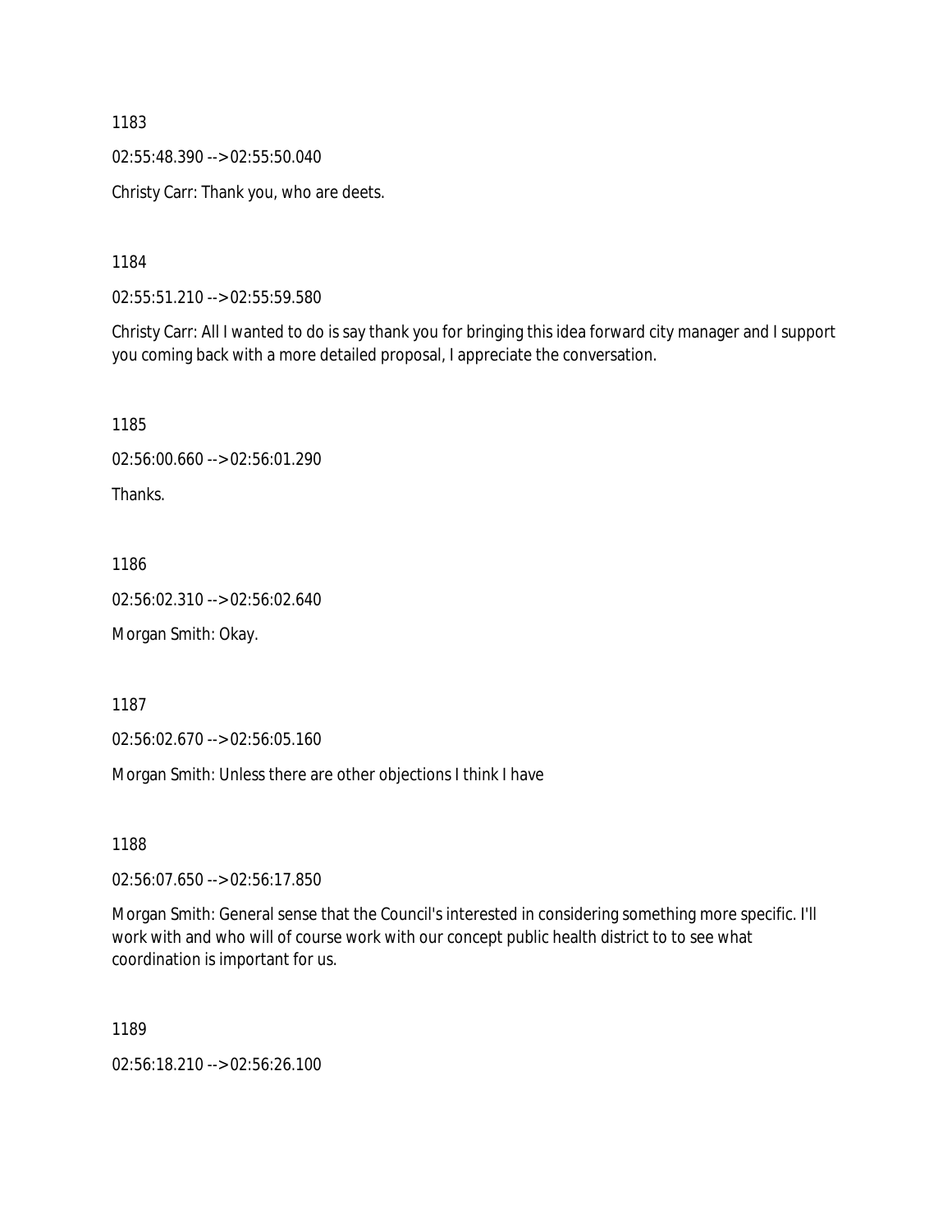1183

02:55:48.390 --> 02:55:50.040

Christy Carr: Thank you, who are deets.

1184

02:55:51.210 --> 02:55:59.580

Christy Carr: All I wanted to do is say thank you for bringing this idea forward city manager and I support you coming back with a more detailed proposal, I appreciate the conversation.

1185

02:56:00.660 --> 02:56:01.290

Thanks.

1186

02:56:02.310 --> 02:56:02.640

Morgan Smith: Okay.

1187

02:56:02.670 --> 02:56:05.160

Morgan Smith: Unless there are other objections I think I have

1188

02:56:07.650 --> 02:56:17.850

Morgan Smith: General sense that the Council's interested in considering something more specific. I'll work with and who will of course work with our concept public health district to to see what coordination is important for us.

1189

02:56:18.210 --> 02:56:26.100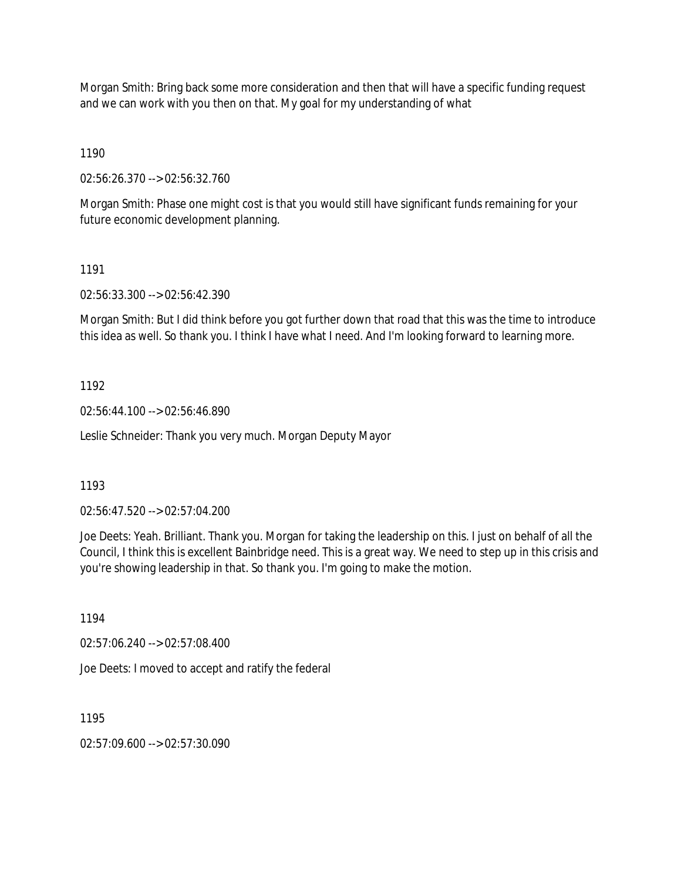Morgan Smith: Bring back some more consideration and then that will have a specific funding request and we can work with you then on that. My goal for my understanding of what

1190

02:56:26.370 --> 02:56:32.760

Morgan Smith: Phase one might cost is that you would still have significant funds remaining for your future economic development planning.

1191

02:56:33.300 --> 02:56:42.390

Morgan Smith: But I did think before you got further down that road that this was the time to introduce this idea as well. So thank you. I think I have what I need. And I'm looking forward to learning more.

1192

02:56:44.100 --> 02:56:46.890

Leslie Schneider: Thank you very much. Morgan Deputy Mayor

1193

02:56:47.520 --> 02:57:04.200

Joe Deets: Yeah. Brilliant. Thank you. Morgan for taking the leadership on this. I just on behalf of all the Council, I think this is excellent Bainbridge need. This is a great way. We need to step up in this crisis and you're showing leadership in that. So thank you. I'm going to make the motion.

1194

02:57:06.240 --> 02:57:08.400

Joe Deets: I moved to accept and ratify the federal

1195

02:57:09.600 --> 02:57:30.090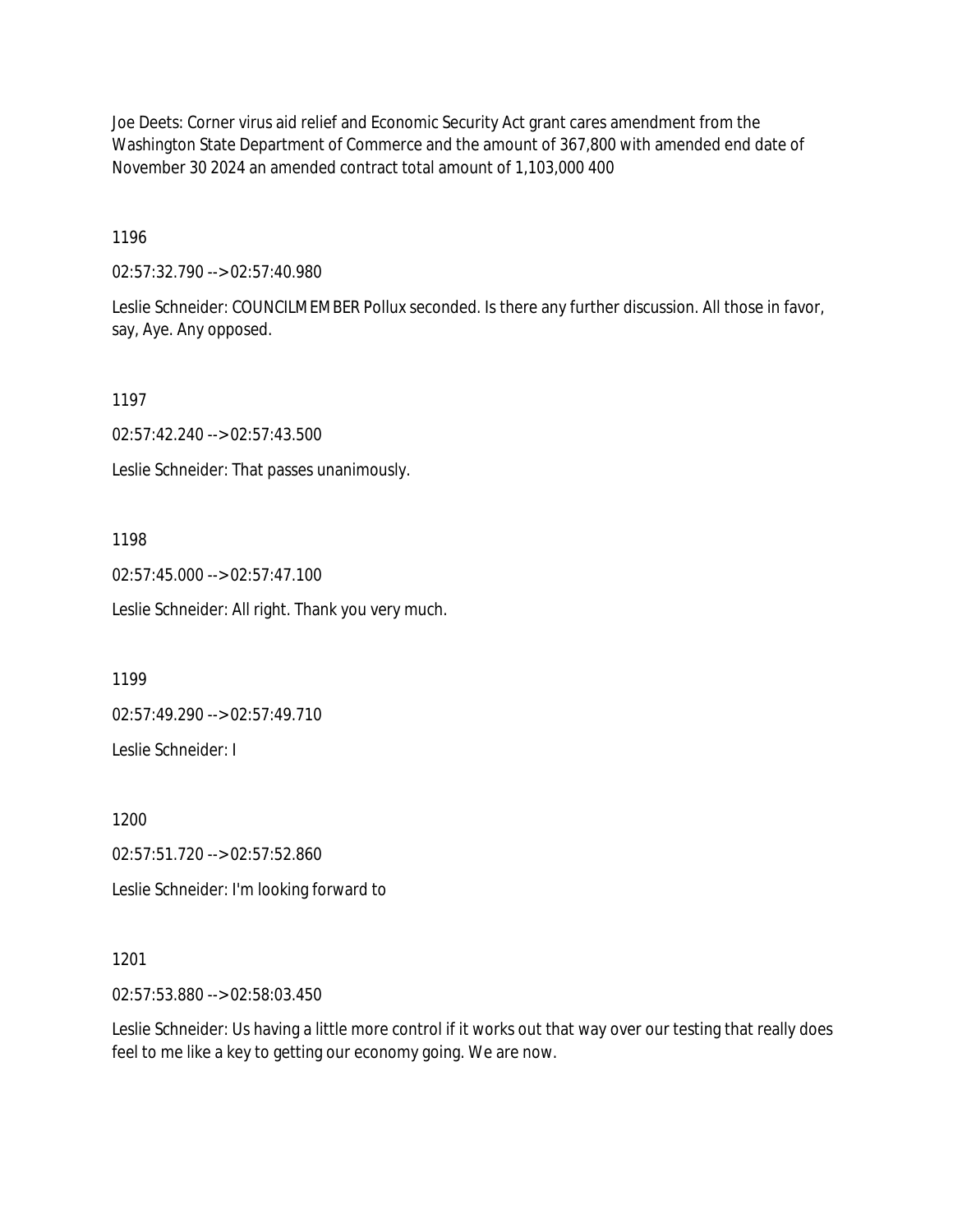Joe Deets: Corner virus aid relief and Economic Security Act grant cares amendment from the Washington State Department of Commerce and the amount of 367,800 with amended end date of November 30 2024 an amended contract total amount of 1,103,000 400

1196

02:57:32.790 --> 02:57:40.980

Leslie Schneider: COUNCILMEMBER Pollux seconded. Is there any further discussion. All those in favor, say, Aye. Any opposed.

1197

02:57:42.240 --> 02:57:43.500

Leslie Schneider: That passes unanimously.

1198

02:57:45.000 --> 02:57:47.100

Leslie Schneider: All right. Thank you very much.

1199

02:57:49.290 --> 02:57:49.710

Leslie Schneider: I

1200

02:57:51.720 --> 02:57:52.860

Leslie Schneider: I'm looking forward to

1201

02:57:53.880 --> 02:58:03.450

Leslie Schneider: Us having a little more control if it works out that way over our testing that really does feel to me like a key to getting our economy going. We are now.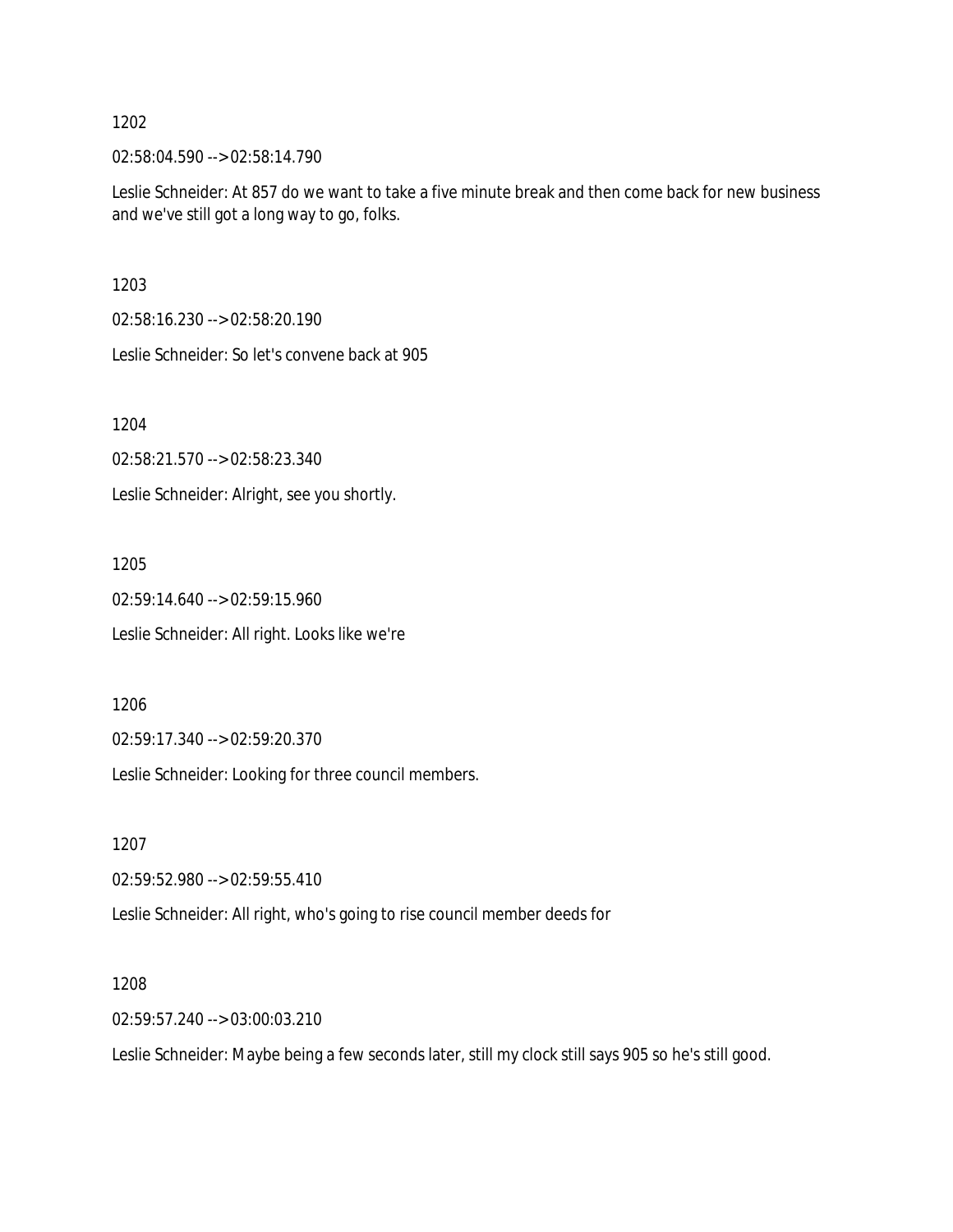1202

02:58:04.590 --> 02:58:14.790

Leslie Schneider: At 857 do we want to take a five minute break and then come back for new business and we've still got a long way to go, folks.

1203

02:58:16.230 --> 02:58:20.190

Leslie Schneider: So let's convene back at 905

1204

02:58:21.570 --> 02:58:23.340

Leslie Schneider: Alright, see you shortly.

1205

02:59:14.640 --> 02:59:15.960

Leslie Schneider: All right. Looks like we're

1206

02:59:17.340 --> 02:59:20.370

Leslie Schneider: Looking for three council members.

1207

02:59:52.980 --> 02:59:55.410

Leslie Schneider: All right, who's going to rise council member deeds for

1208

02:59:57.240 --> 03:00:03.210

Leslie Schneider: Maybe being a few seconds later, still my clock still says 905 so he's still good.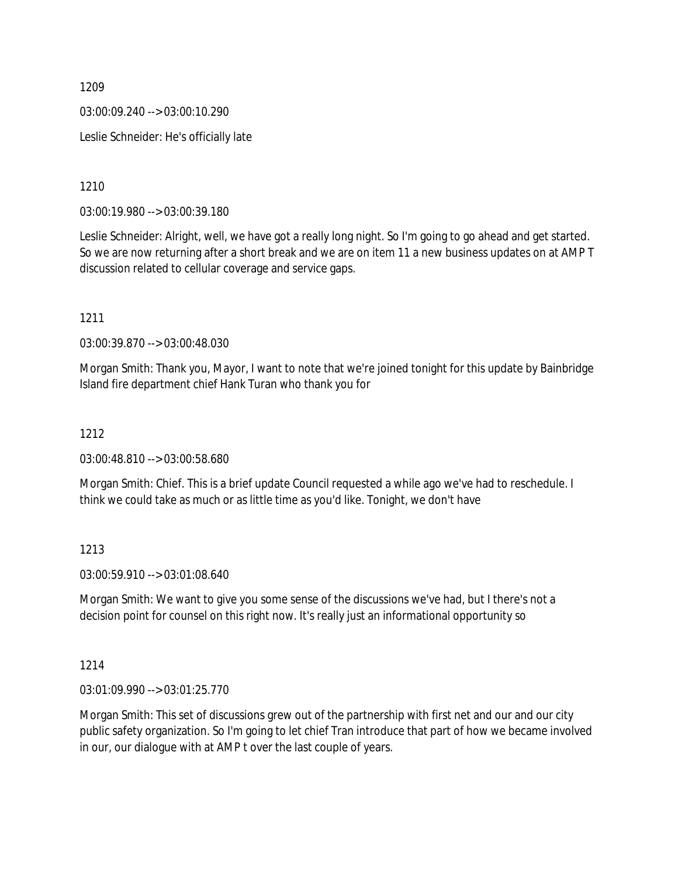1209

03:00:09.240 --> 03:00:10.290

Leslie Schneider: He's officially late

1210

03:00:19.980 --> 03:00:39.180

Leslie Schneider: Alright, well, we have got a really long night. So I'm going to go ahead and get started. So we are now returning after a short break and we are on item 11 a new business updates on at AMP T discussion related to cellular coverage and service gaps.

1211

03:00:39.870 --> 03:00:48.030

Morgan Smith: Thank you, Mayor, I want to note that we're joined tonight for this update by Bainbridge Island fire department chief Hank Turan who thank you for

1212

03:00:48.810 --> 03:00:58.680

Morgan Smith: Chief. This is a brief update Council requested a while ago we've had to reschedule. I think we could take as much or as little time as you'd like. Tonight, we don't have

1213

03:00:59.910 --> 03:01:08.640

Morgan Smith: We want to give you some sense of the discussions we've had, but I there's not a decision point for counsel on this right now. It's really just an informational opportunity so

1214

03:01:09.990 --> 03:01:25.770

Morgan Smith: This set of discussions grew out of the partnership with first net and our and our city public safety organization. So I'm going to let chief Tran introduce that part of how we became involved in our, our dialogue with at AMP t over the last couple of years.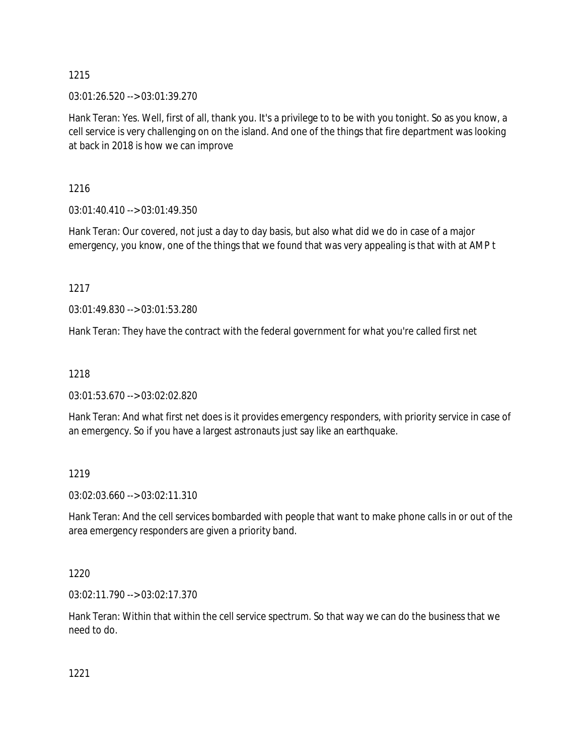1215

03:01:26.520 --> 03:01:39.270

Hank Teran: Yes. Well, first of all, thank you. It's a privilege to to be with you tonight. So as you know, a cell service is very challenging on on the island. And one of the things that fire department was looking at back in 2018 is how we can improve

1216

03:01:40.410 --> 03:01:49.350

Hank Teran: Our covered, not just a day to day basis, but also what did we do in case of a major emergency, you know, one of the things that we found that was very appealing is that with at AMP t

1217

03:01:49.830 --> 03:01:53.280

Hank Teran: They have the contract with the federal government for what you're called first net

1218

03:01:53.670 --> 03:02:02.820

Hank Teran: And what first net does is it provides emergency responders, with priority service in case of an emergency. So if you have a largest astronauts just say like an earthquake.

1219

03:02:03.660 --> 03:02:11.310

Hank Teran: And the cell services bombarded with people that want to make phone calls in or out of the area emergency responders are given a priority band.

1220

03:02:11.790 --> 03:02:17.370

Hank Teran: Within that within the cell service spectrum. So that way we can do the business that we need to do.

1221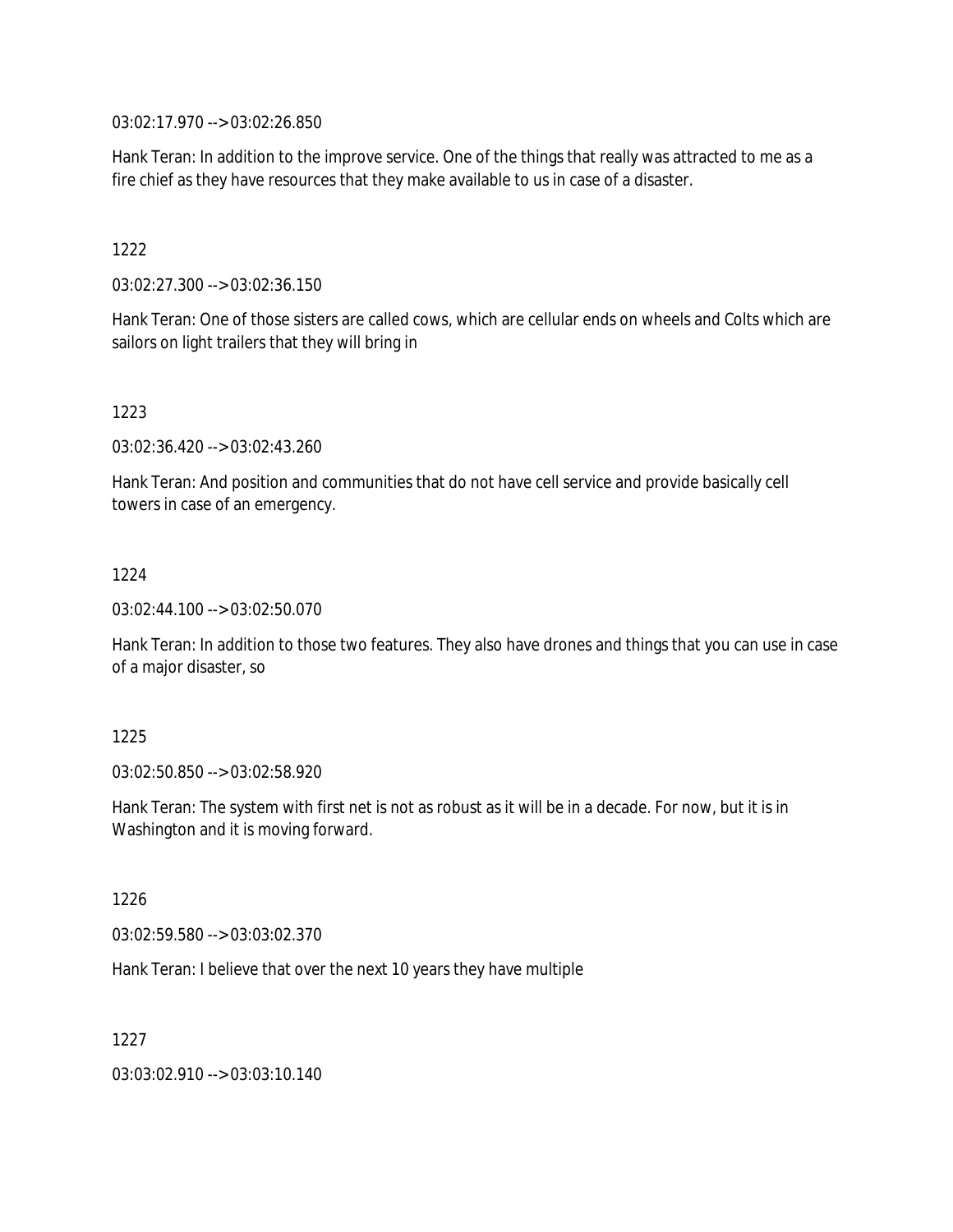03:02:17.970 --> 03:02:26.850

Hank Teran: In addition to the improve service. One of the things that really was attracted to me as a fire chief as they have resources that they make available to us in case of a disaster.

1222

03:02:27.300 --> 03:02:36.150

Hank Teran: One of those sisters are called cows, which are cellular ends on wheels and Colts which are sailors on light trailers that they will bring in

1223

03:02:36.420 --> 03:02:43.260

Hank Teran: And position and communities that do not have cell service and provide basically cell towers in case of an emergency.

1224

03:02:44.100 --> 03:02:50.070

Hank Teran: In addition to those two features. They also have drones and things that you can use in case of a major disaster, so

1225

03:02:50.850 --> 03:02:58.920

Hank Teran: The system with first net is not as robust as it will be in a decade. For now, but it is in Washington and it is moving forward.

1226

03:02:59.580 --> 03:03:02.370

Hank Teran: I believe that over the next 10 years they have multiple

1227

03:03:02.910 --> 03:03:10.140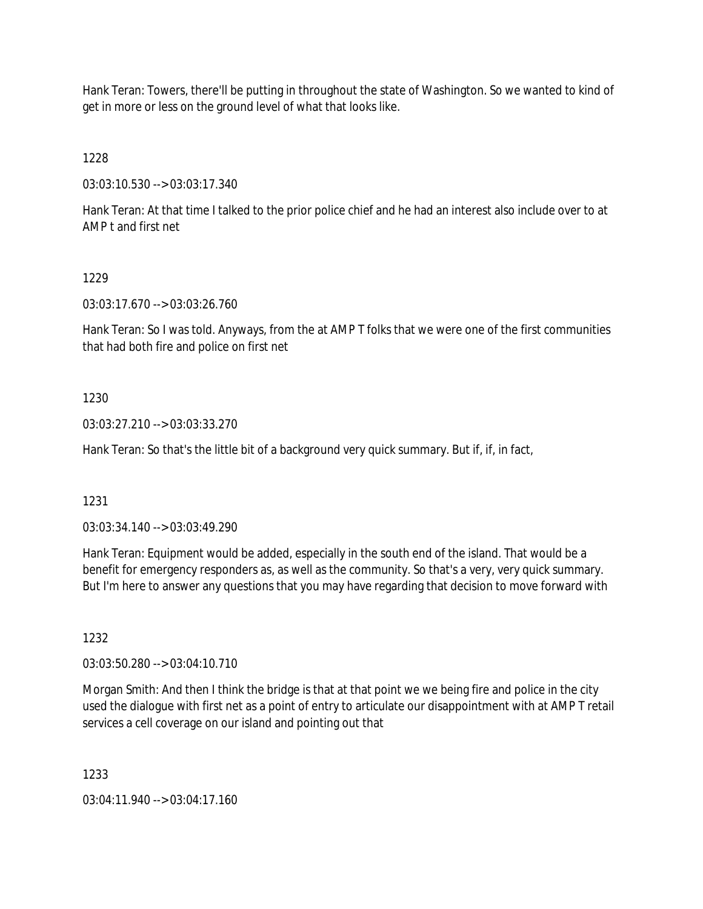Hank Teran: Towers, there'll be putting in throughout the state of Washington. So we wanted to kind of get in more or less on the ground level of what that looks like.

1228

03:03:10.530 --> 03:03:17.340

Hank Teran: At that time I talked to the prior police chief and he had an interest also include over to at AMP t and first net

1229

03:03:17.670 --> 03:03:26.760

Hank Teran: So I was told. Anyways, from the at AMP T folks that we were one of the first communities that had both fire and police on first net

1230

03:03:27.210 --> 03:03:33.270

Hank Teran: So that's the little bit of a background very quick summary. But if, if, in fact,

1231

03:03:34.140 --> 03:03:49.290

Hank Teran: Equipment would be added, especially in the south end of the island. That would be a benefit for emergency responders as, as well as the community. So that's a very, very quick summary. But I'm here to answer any questions that you may have regarding that decision to move forward with

1232

03:03:50.280 --> 03:04:10.710

Morgan Smith: And then I think the bridge is that at that point we we being fire and police in the city used the dialogue with first net as a point of entry to articulate our disappointment with at AMP T retail services a cell coverage on our island and pointing out that

1233

03:04:11.940 --> 03:04:17.160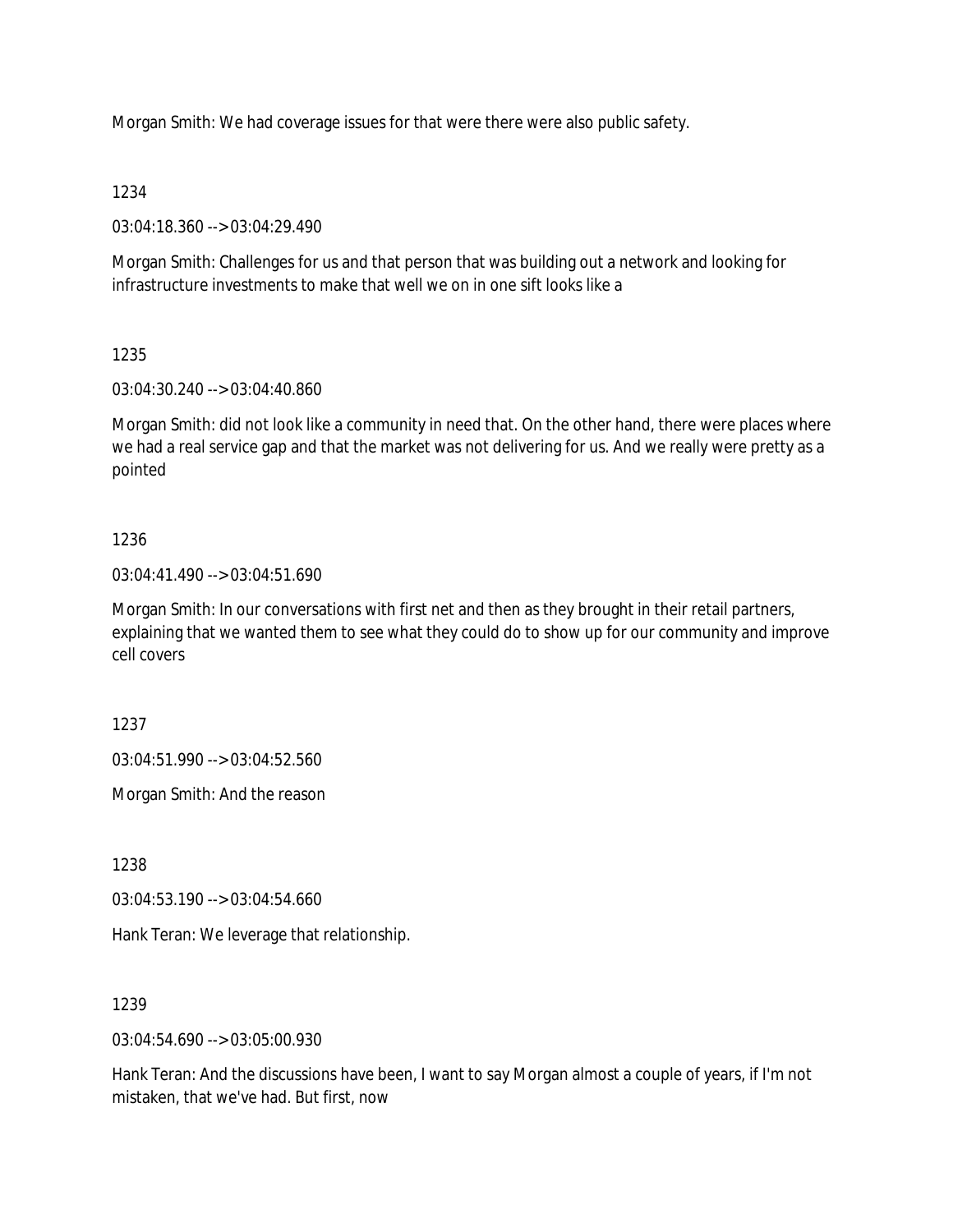Morgan Smith: We had coverage issues for that were there were also public safety.

1234

03:04:18.360 --> 03:04:29.490

Morgan Smith: Challenges for us and that person that was building out a network and looking for infrastructure investments to make that well we on in one sift looks like a

1235

03:04:30.240 --> 03:04:40.860

Morgan Smith: did not look like a community in need that. On the other hand, there were places where we had a real service gap and that the market was not delivering for us. And we really were pretty as a pointed

1236

03:04:41.490 --> 03:04:51.690

Morgan Smith: In our conversations with first net and then as they brought in their retail partners, explaining that we wanted them to see what they could do to show up for our community and improve cell covers

1237

03:04:51.990 --> 03:04:52.560

Morgan Smith: And the reason

1238

03:04:53.190 --> 03:04:54.660

Hank Teran: We leverage that relationship.

1239

03:04:54.690 --> 03:05:00.930

Hank Teran: And the discussions have been, I want to say Morgan almost a couple of years, if I'm not mistaken, that we've had. But first, now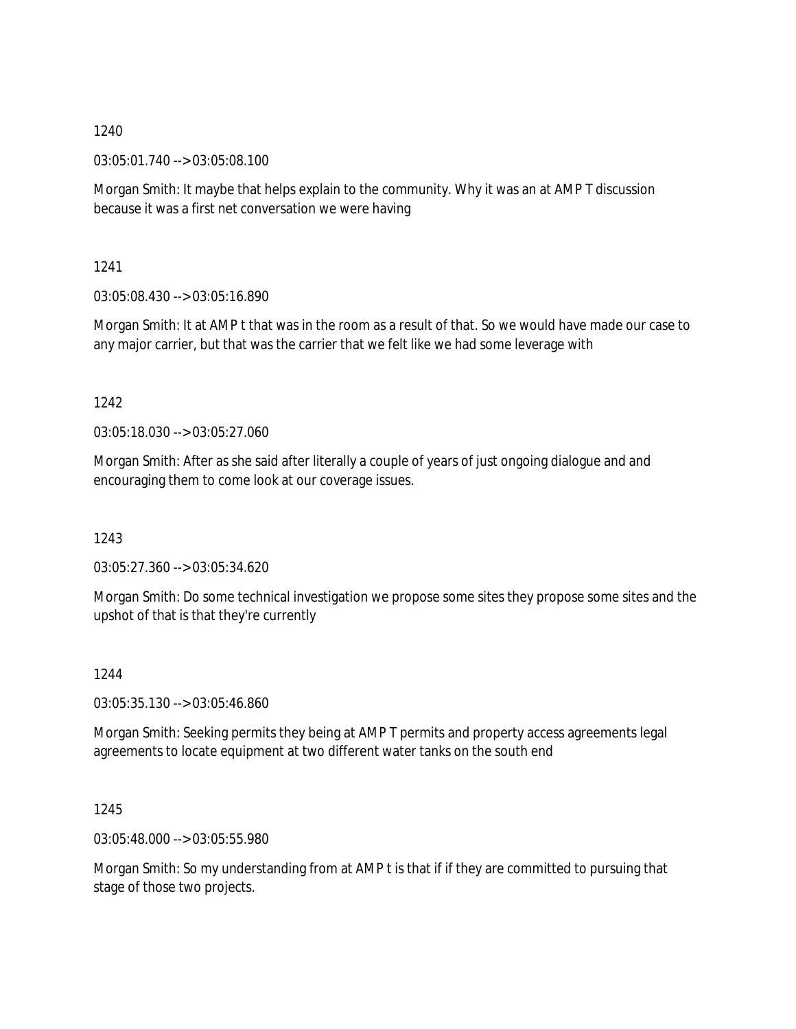1240

03:05:01.740 --> 03:05:08.100

Morgan Smith: It maybe that helps explain to the community. Why it was an at AMP T discussion because it was a first net conversation we were having

1241

03:05:08.430 --> 03:05:16.890

Morgan Smith: It at AMP t that was in the room as a result of that. So we would have made our case to any major carrier, but that was the carrier that we felt like we had some leverage with

1242

03:05:18.030 --> 03:05:27.060

Morgan Smith: After as she said after literally a couple of years of just ongoing dialogue and and encouraging them to come look at our coverage issues.

1243

03:05:27.360 --> 03:05:34.620

Morgan Smith: Do some technical investigation we propose some sites they propose some sites and the upshot of that is that they're currently

1244

03:05:35.130 --> 03:05:46.860

Morgan Smith: Seeking permits they being at AMP T permits and property access agreements legal agreements to locate equipment at two different water tanks on the south end

1245

03:05:48.000 --> 03:05:55.980

Morgan Smith: So my understanding from at AMP t is that if if they are committed to pursuing that stage of those two projects.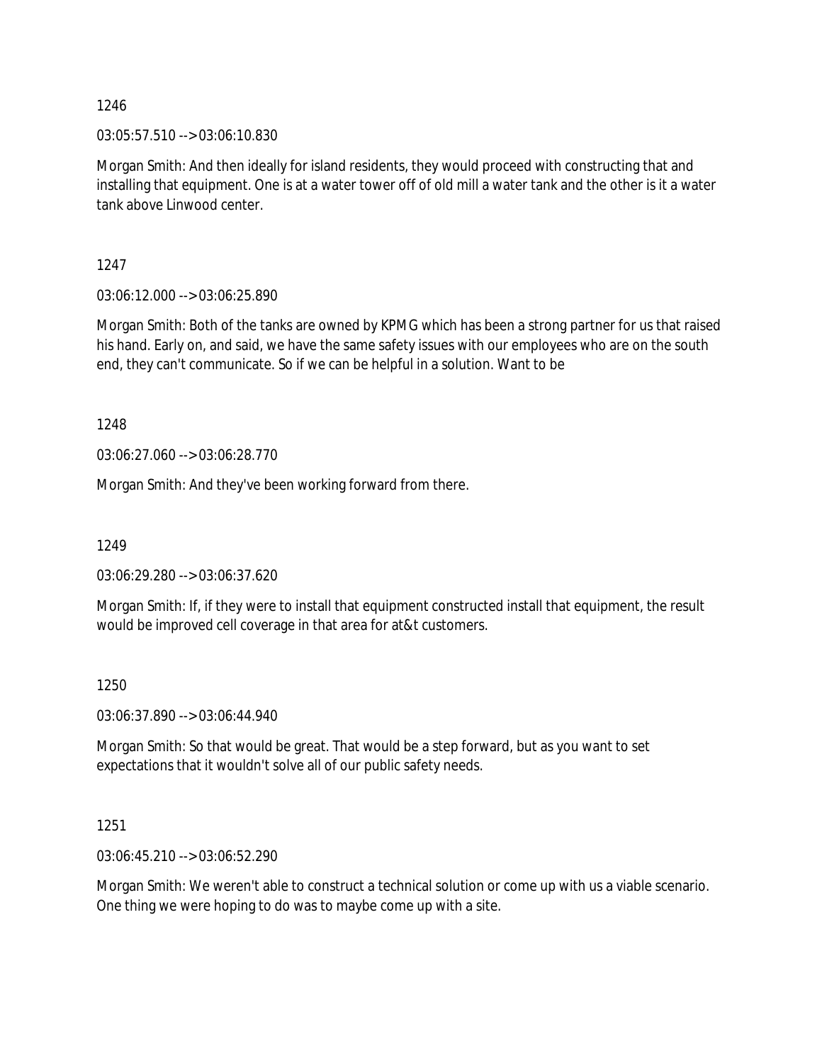1246

03:05:57.510 --> 03:06:10.830

Morgan Smith: And then ideally for island residents, they would proceed with constructing that and installing that equipment. One is at a water tower off of old mill a water tank and the other is it a water tank above Linwood center.

1247

03:06:12.000 --> 03:06:25.890

Morgan Smith: Both of the tanks are owned by KPMG which has been a strong partner for us that raised his hand. Early on, and said, we have the same safety issues with our employees who are on the south end, they can't communicate. So if we can be helpful in a solution. Want to be

1248

03:06:27.060 --> 03:06:28.770

Morgan Smith: And they've been working forward from there.

1249

03:06:29.280 --> 03:06:37.620

Morgan Smith: If, if they were to install that equipment constructed install that equipment, the result would be improved cell coverage in that area for at&t customers.

1250

03:06:37.890 --> 03:06:44.940

Morgan Smith: So that would be great. That would be a step forward, but as you want to set expectations that it wouldn't solve all of our public safety needs.

1251

03:06:45.210 --> 03:06:52.290

Morgan Smith: We weren't able to construct a technical solution or come up with us a viable scenario. One thing we were hoping to do was to maybe come up with a site.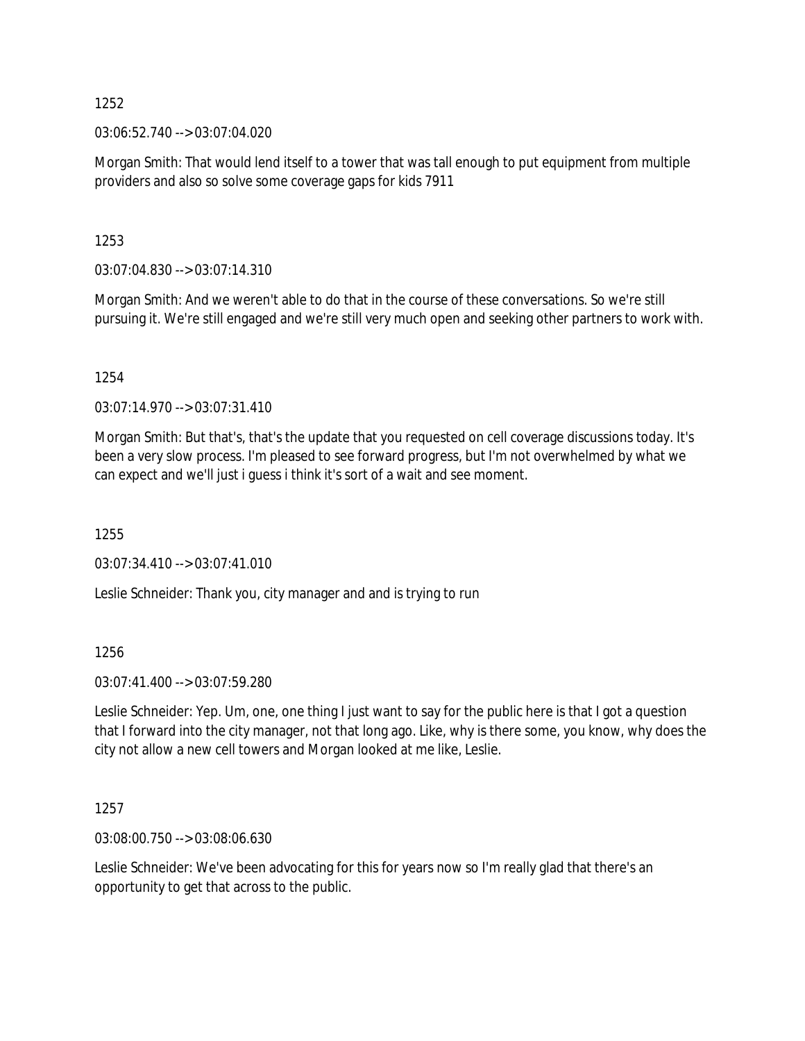1252

03:06:52.740 --> 03:07:04.020

Morgan Smith: That would lend itself to a tower that was tall enough to put equipment from multiple providers and also so solve some coverage gaps for kids 7911

1253

03:07:04.830 --> 03:07:14.310

Morgan Smith: And we weren't able to do that in the course of these conversations. So we're still pursuing it. We're still engaged and we're still very much open and seeking other partners to work with.

1254

03:07:14.970 --> 03:07:31.410

Morgan Smith: But that's, that's the update that you requested on cell coverage discussions today. It's been a very slow process. I'm pleased to see forward progress, but I'm not overwhelmed by what we can expect and we'll just i guess i think it's sort of a wait and see moment.

1255

03:07:34.410 --> 03:07:41.010

Leslie Schneider: Thank you, city manager and and is trying to run

1256

03:07:41.400 --> 03:07:59.280

Leslie Schneider: Yep. Um, one, one thing I just want to say for the public here is that I got a question that I forward into the city manager, not that long ago. Like, why is there some, you know, why does the city not allow a new cell towers and Morgan looked at me like, Leslie.

1257

03:08:00.750 --> 03:08:06.630

Leslie Schneider: We've been advocating for this for years now so I'm really glad that there's an opportunity to get that across to the public.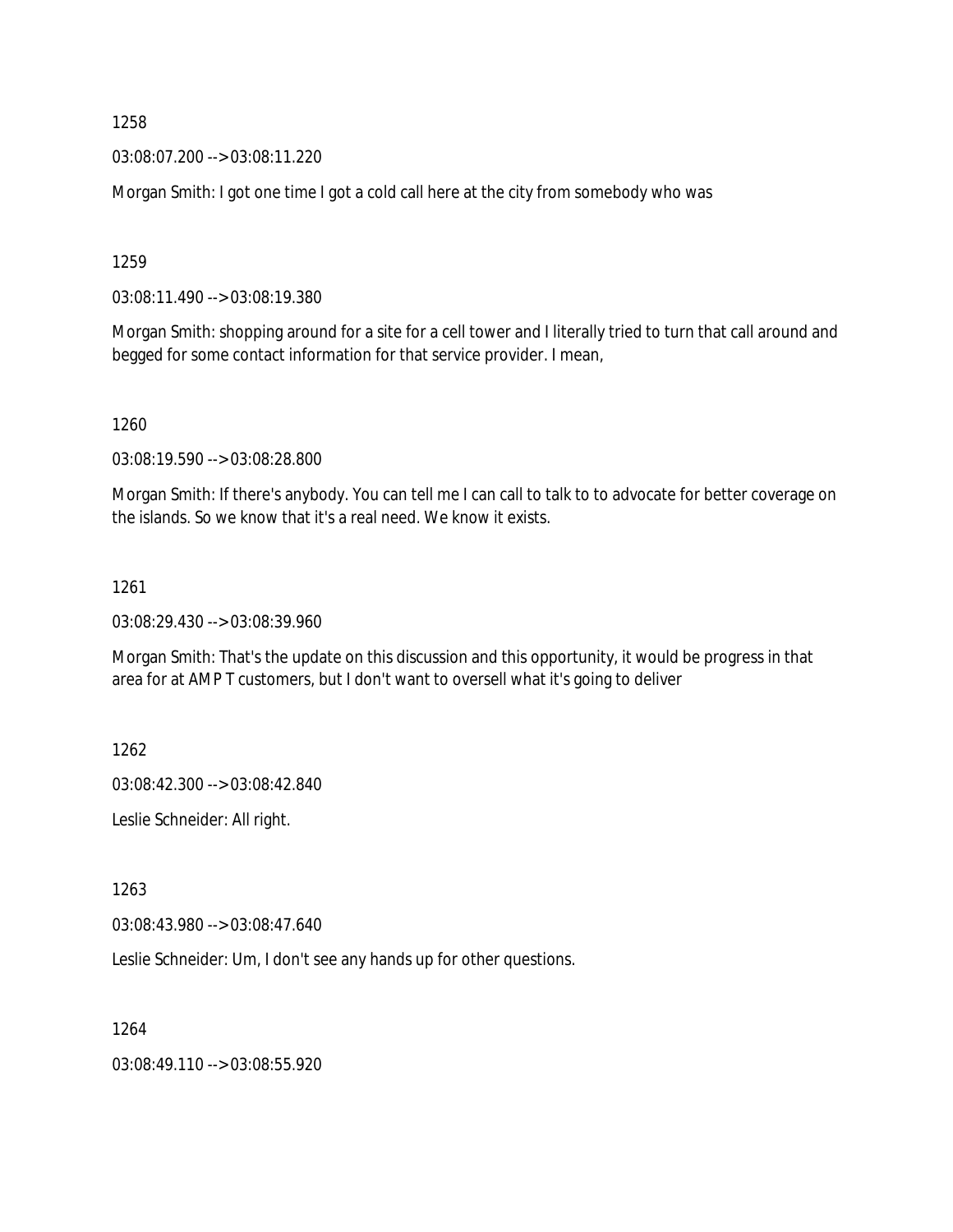1258

03:08:07.200 --> 03:08:11.220

Morgan Smith: I got one time I got a cold call here at the city from somebody who was

1259

03:08:11.490 --> 03:08:19.380

Morgan Smith: shopping around for a site for a cell tower and I literally tried to turn that call around and begged for some contact information for that service provider. I mean,

1260

03:08:19.590 --> 03:08:28.800

Morgan Smith: If there's anybody. You can tell me I can call to talk to to advocate for better coverage on the islands. So we know that it's a real need. We know it exists.

1261

03:08:29.430 --> 03:08:39.960

Morgan Smith: That's the update on this discussion and this opportunity, it would be progress in that area for at AMP T customers, but I don't want to oversell what it's going to deliver

1262

03:08:42.300 --> 03:08:42.840

Leslie Schneider: All right.

1263

03:08:43.980 --> 03:08:47.640

Leslie Schneider: Um, I don't see any hands up for other questions.

1264

03:08:49.110 --> 03:08:55.920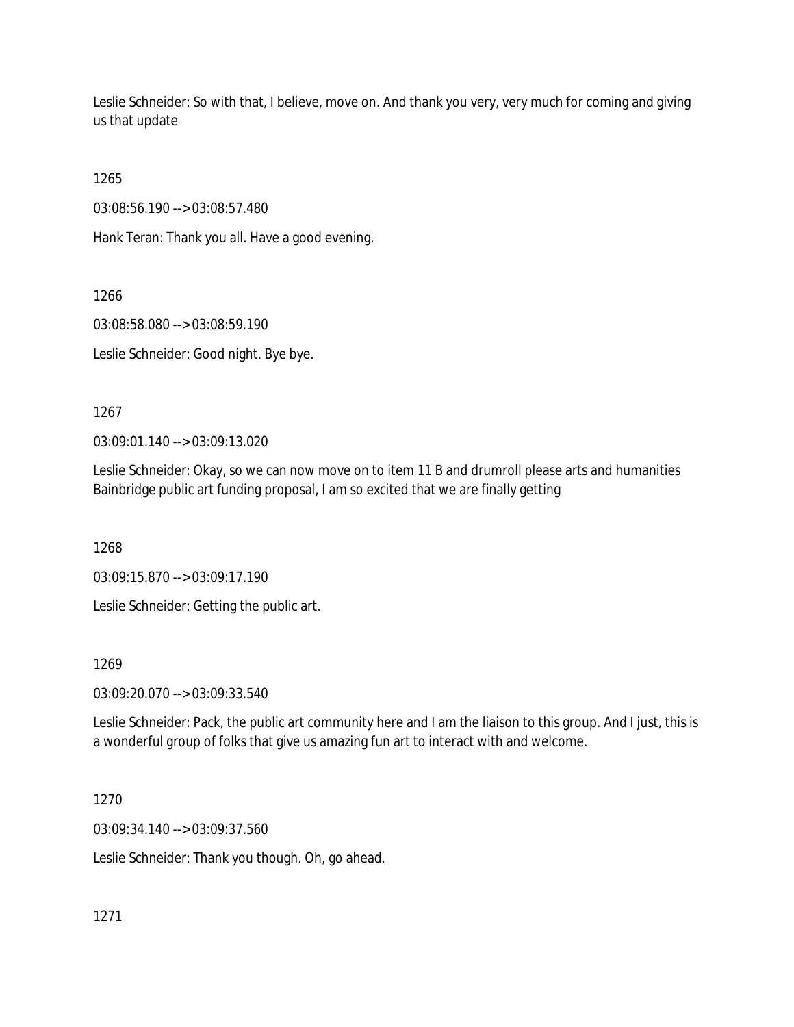Leslie Schneider: So with that, I believe, move on. And thank you very, very much for coming and giving us that update

1265

03:08:56.190 --> 03:08:57.480

Hank Teran: Thank you all. Have a good evening.

1266

03:08:58.080 --> 03:08:59.190

Leslie Schneider: Good night. Bye bye.

1267

03:09:01.140 --> 03:09:13.020

Leslie Schneider: Okay, so we can now move on to item 11 B and drumroll please arts and humanities Bainbridge public art funding proposal, I am so excited that we are finally getting

1268

03:09:15.870 --> 03:09:17.190

Leslie Schneider: Getting the public art.

1269

03:09:20.070 --> 03:09:33.540

Leslie Schneider: Pack, the public art community here and I am the liaison to this group. And I just, this is a wonderful group of folks that give us amazing fun art to interact with and welcome.

1270

03:09:34.140 --> 03:09:37.560

Leslie Schneider: Thank you though. Oh, go ahead.

1271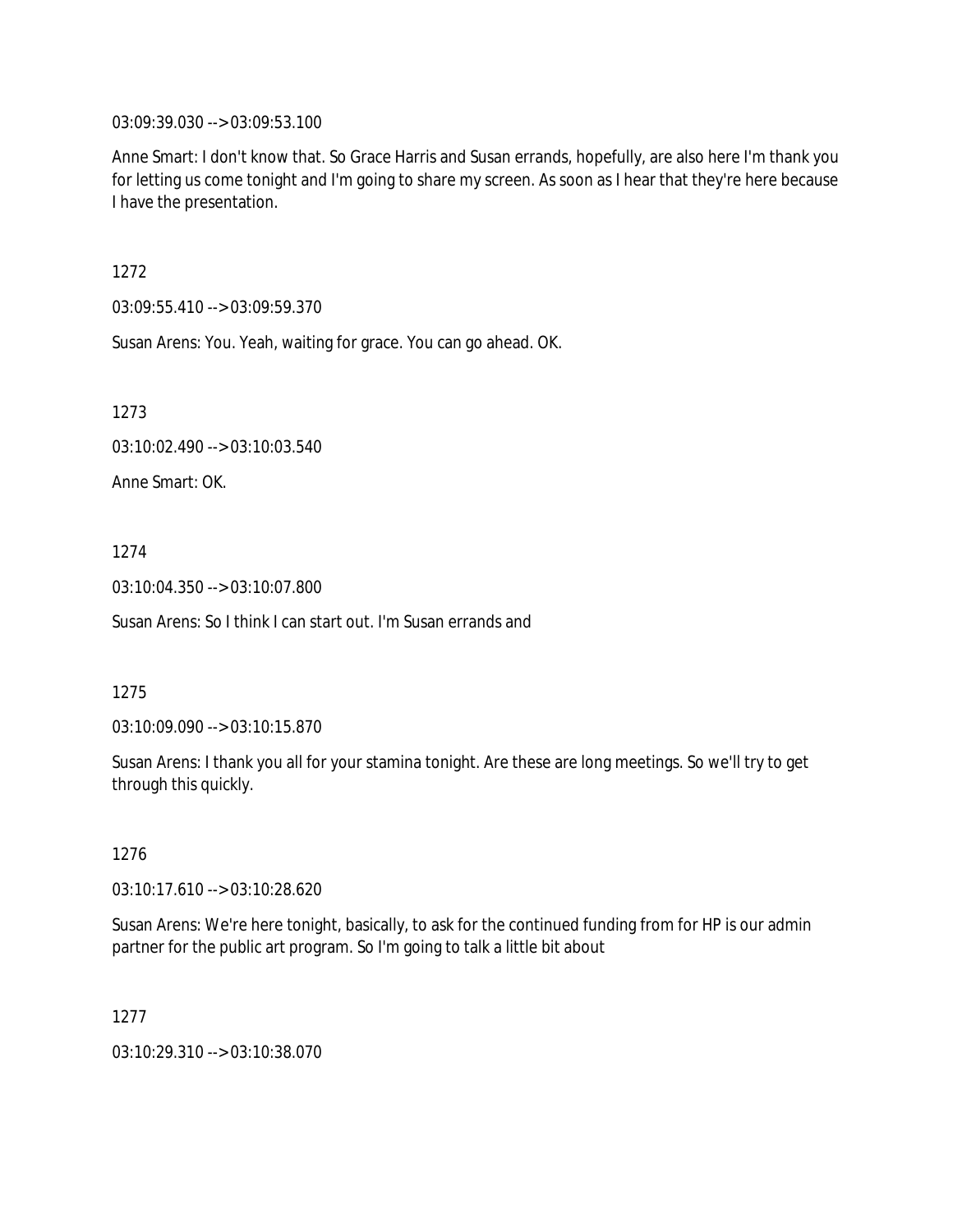03:09:39.030 --> 03:09:53.100

Anne Smart: I don't know that. So Grace Harris and Susan errands, hopefully, are also here I'm thank you for letting us come tonight and I'm going to share my screen. As soon as I hear that they're here because I have the presentation.

1272

03:09:55.410 --> 03:09:59.370

Susan Arens: You. Yeah, waiting for grace. You can go ahead. OK.

1273

03:10:02.490 --> 03:10:03.540

Anne Smart: OK.

1274

03:10:04.350 --> 03:10:07.800

Susan Arens: So I think I can start out. I'm Susan errands and

1275

03:10:09.090 --> 03:10:15.870

Susan Arens: I thank you all for your stamina tonight. Are these are long meetings. So we'll try to get through this quickly.

1276

03:10:17.610 --> 03:10:28.620

Susan Arens: We're here tonight, basically, to ask for the continued funding from for HP is our admin partner for the public art program. So I'm going to talk a little bit about

1277

03:10:29.310 --> 03:10:38.070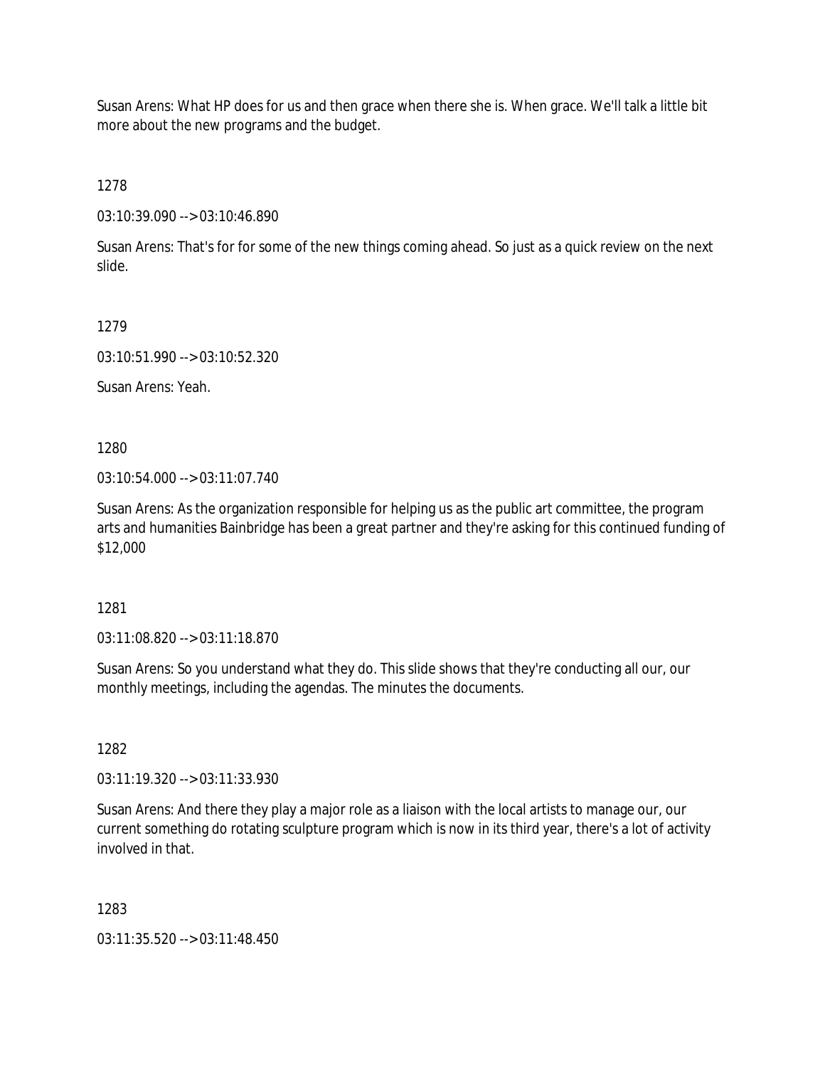Susan Arens: What HP does for us and then grace when there she is. When grace. We'll talk a little bit more about the new programs and the budget.

1278

03:10:39.090 --> 03:10:46.890

Susan Arens: That's for for some of the new things coming ahead. So just as a quick review on the next slide.

1279

03:10:51.990 --> 03:10:52.320

Susan Arens: Yeah.

1280

03:10:54.000 --> 03:11:07.740

Susan Arens: As the organization responsible for helping us as the public art committee, the program arts and humanities Bainbridge has been a great partner and they're asking for this continued funding of $12,000

1281

03:11:08.820 --> 03:11:18.870

Susan Arens: So you understand what they do. This slide shows that they're conducting all our, our monthly meetings, including the agendas. The minutes the documents.

1282

03:11:19.320 --> 03:11:33.930

Susan Arens: And there they play a major role as a liaison with the local artists to manage our, our current something do rotating sculpture program which is now in its third year, there's a lot of activity involved in that.

1283

03:11:35.520 --> 03:11:48.450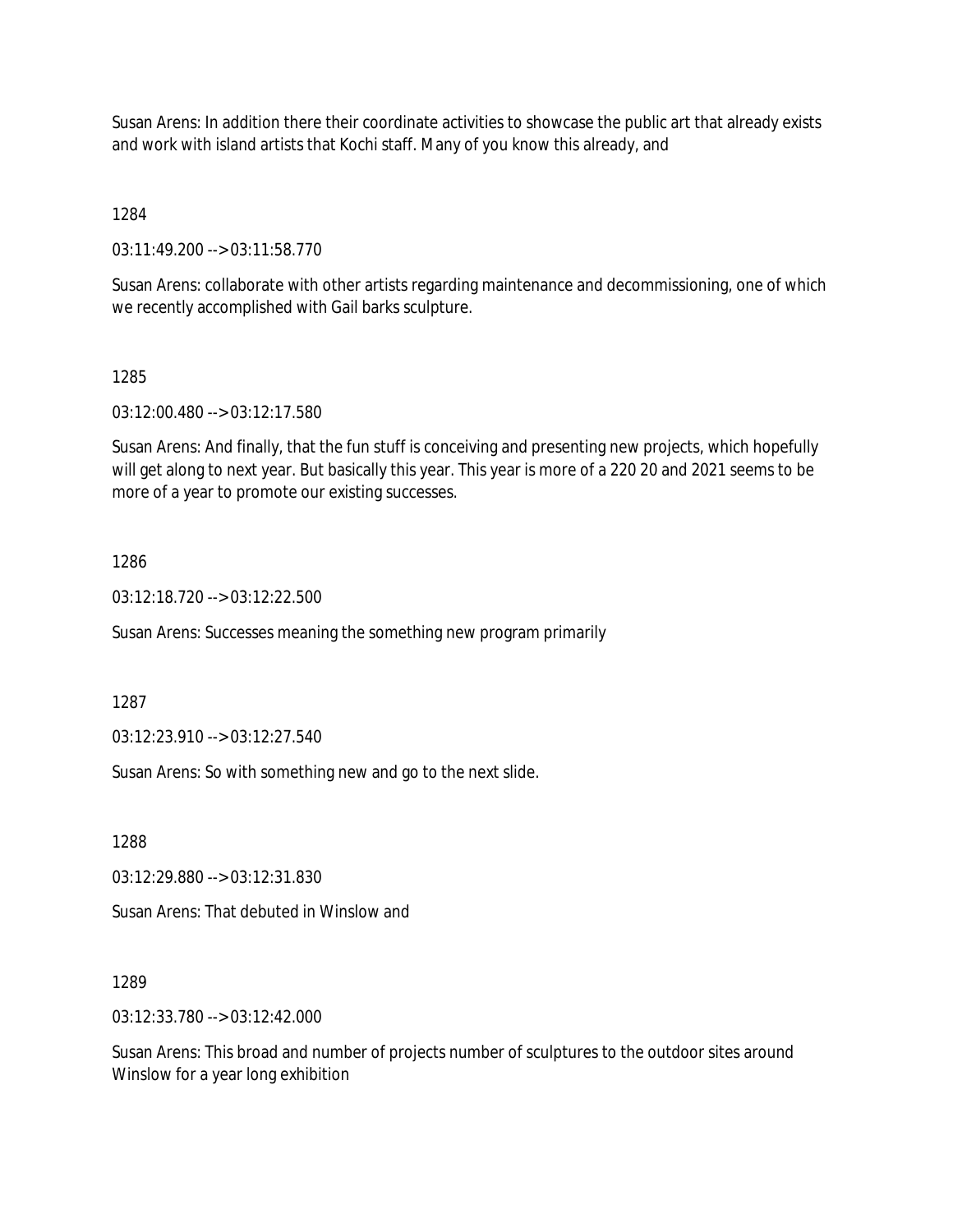Susan Arens: In addition there their coordinate activities to showcase the public art that already exists and work with island artists that Kochi staff. Many of you know this already, and

1284

03:11:49.200 --> 03:11:58.770

Susan Arens: collaborate with other artists regarding maintenance and decommissioning, one of which we recently accomplished with Gail barks sculpture.

1285

03:12:00.480 --> 03:12:17.580

Susan Arens: And finally, that the fun stuff is conceiving and presenting new projects, which hopefully will get along to next year. But basically this year. This year is more of a 220 20 and 2021 seems to be more of a year to promote our existing successes.

1286

03:12:18.720 --> 03:12:22.500

Susan Arens: Successes meaning the something new program primarily

1287

03:12:23.910 --> 03:12:27.540

Susan Arens: So with something new and go to the next slide.

1288

03:12:29.880 --> 03:12:31.830

Susan Arens: That debuted in Winslow and

1289

03:12:33.780 --> 03:12:42.000

Susan Arens: This broad and number of projects number of sculptures to the outdoor sites around Winslow for a year long exhibition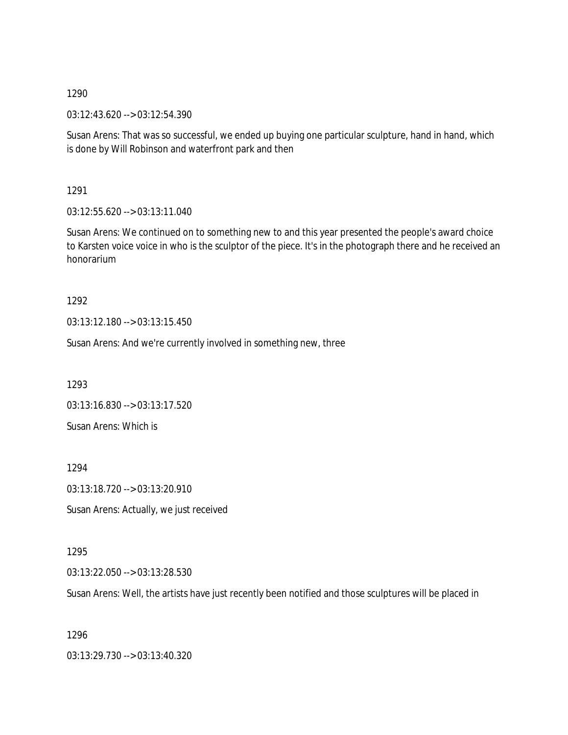1290

03:12:43.620 --> 03:12:54.390

Susan Arens: That was so successful, we ended up buying one particular sculpture, hand in hand, which is done by Will Robinson and waterfront park and then

1291

03:12:55.620 --> 03:13:11.040

Susan Arens: We continued on to something new to and this year presented the people's award choice to Karsten voice voice in who is the sculptor of the piece. It's in the photograph there and he received an honorarium

1292

03:13:12.180 --> 03:13:15.450

Susan Arens: And we're currently involved in something new, three

1293

03:13:16.830 --> 03:13:17.520

Susan Arens: Which is

1294

03:13:18.720 --> 03:13:20.910

Susan Arens: Actually, we just received

1295

03:13:22.050 --> 03:13:28.530

Susan Arens: Well, the artists have just recently been notified and those sculptures will be placed in

1296

03:13:29.730 --> 03:13:40.320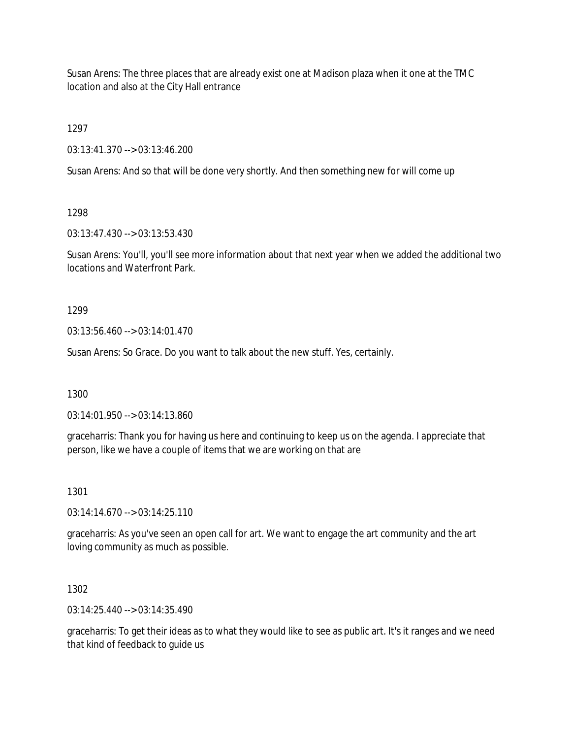Susan Arens: The three places that are already exist one at Madison plaza when it one at the TMC location and also at the City Hall entrance

1297

03:13:41.370 --> 03:13:46.200

Susan Arens: And so that will be done very shortly. And then something new for will come up

1298

03:13:47.430 --> 03:13:53.430

Susan Arens: You'll, you'll see more information about that next year when we added the additional two locations and Waterfront Park.

1299

03:13:56.460 --> 03:14:01.470

Susan Arens: So Grace. Do you want to talk about the new stuff. Yes, certainly.

1300

03:14:01.950 --> 03:14:13.860

graceharris: Thank you for having us here and continuing to keep us on the agenda. I appreciate that person, like we have a couple of items that we are working on that are

1301

03:14:14.670 --> 03:14:25.110

graceharris: As you've seen an open call for art. We want to engage the art community and the art loving community as much as possible.

1302

03:14:25.440 --> 03:14:35.490

graceharris: To get their ideas as to what they would like to see as public art. It's it ranges and we need that kind of feedback to guide us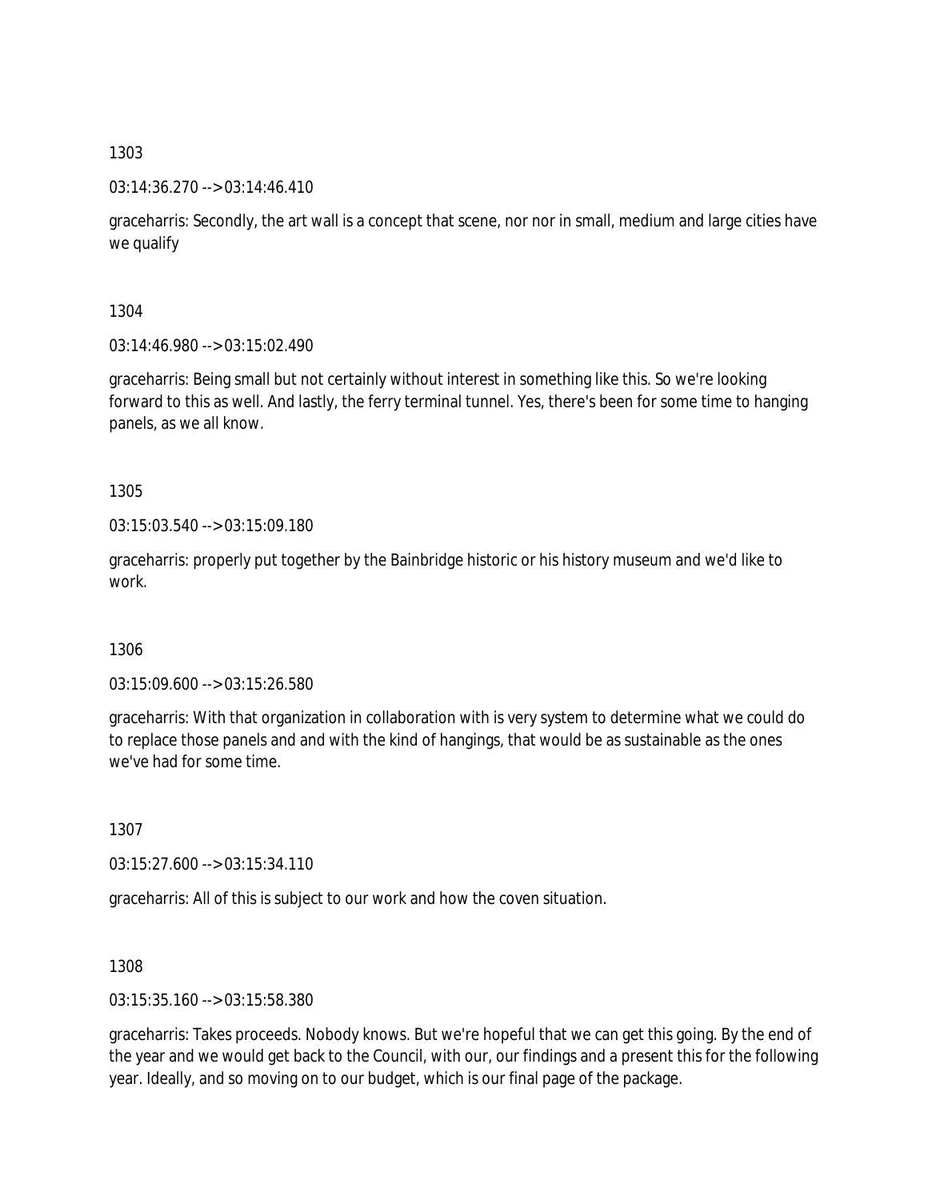1303

03:14:36.270 --> 03:14:46.410

graceharris: Secondly, the art wall is a concept that scene, nor nor in small, medium and large cities have we qualify

1304

03:14:46.980 --> 03:15:02.490

graceharris: Being small but not certainly without interest in something like this. So we're looking forward to this as well. And lastly, the ferry terminal tunnel. Yes, there's been for some time to hanging panels, as we all know.

1305

03:15:03.540 --> 03:15:09.180

graceharris: properly put together by the Bainbridge historic or his history museum and we'd like to work.

1306

03:15:09.600 --> 03:15:26.580

graceharris: With that organization in collaboration with is very system to determine what we could do to replace those panels and and with the kind of hangings, that would be as sustainable as the ones we've had for some time.

1307

03:15:27.600 --> 03:15:34.110

graceharris: All of this is subject to our work and how the coven situation.

1308

03:15:35.160 --> 03:15:58.380

graceharris: Takes proceeds. Nobody knows. But we're hopeful that we can get this going. By the end of the year and we would get back to the Council, with our, our findings and a present this for the following year. Ideally, and so moving on to our budget, which is our final page of the package.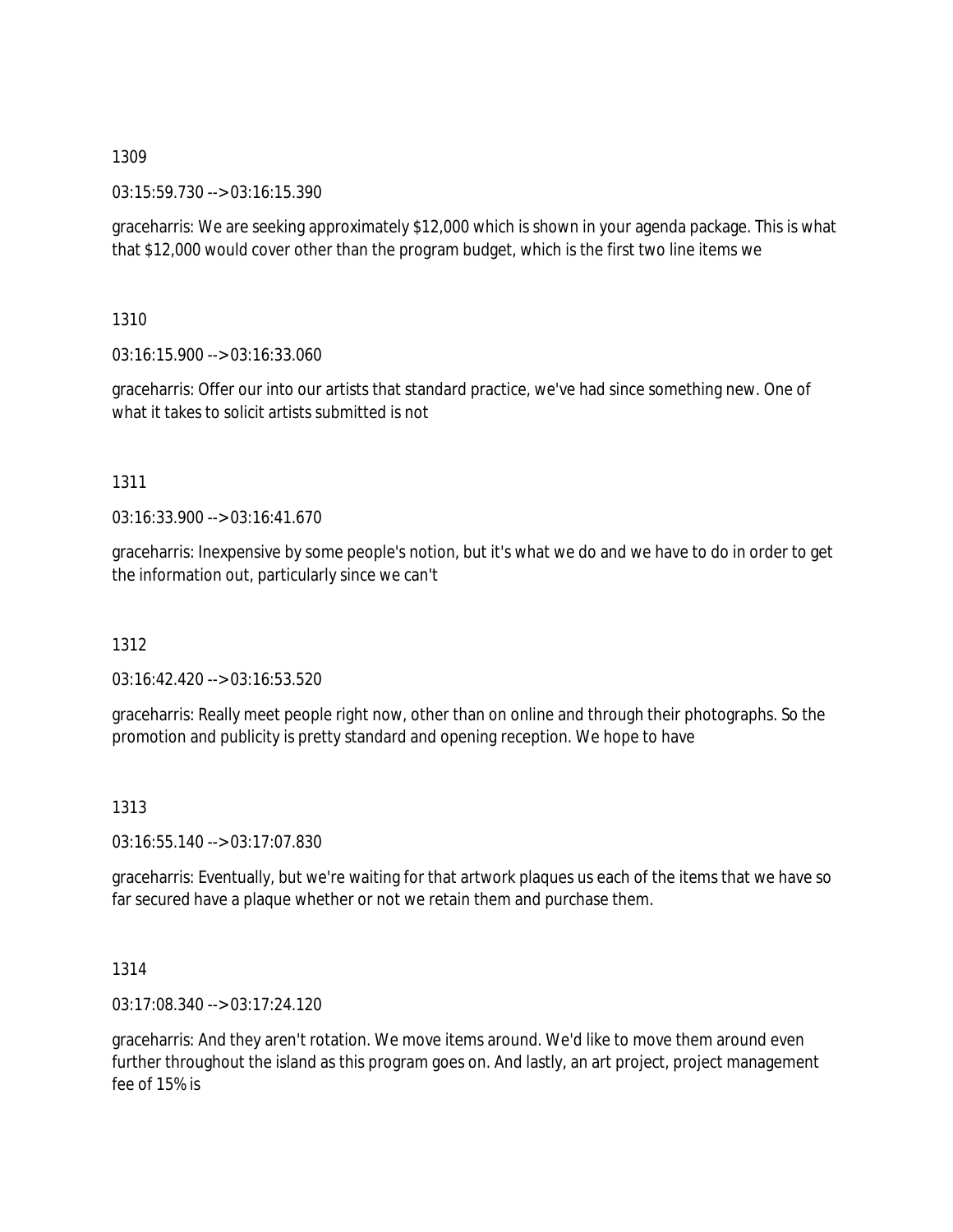1309

03:15:59.730 --> 03:16:15.390

graceharris: We are seeking approximately $12,000 which is shown in your agenda package. This is what that $12,000 would cover other than the program budget, which is the first two line items we

1310

03:16:15.900 --> 03:16:33.060

graceharris: Offer our into our artists that standard practice, we've had since something new. One of what it takes to solicit artists submitted is not

1311

03:16:33.900 --> 03:16:41.670

graceharris: Inexpensive by some people's notion, but it's what we do and we have to do in order to get the information out, particularly since we can't

1312

03:16:42.420 --> 03:16:53.520

graceharris: Really meet people right now, other than on online and through their photographs. So the promotion and publicity is pretty standard and opening reception. We hope to have

1313

03:16:55.140 --> 03:17:07.830

graceharris: Eventually, but we're waiting for that artwork plaques us each of the items that we have so far secured have a plaque whether or not we retain them and purchase them.

1314

03:17:08.340 --> 03:17:24.120

graceharris: And they aren't rotation. We move items around. We'd like to move them around even further throughout the island as this program goes on. And lastly, an art project, project management fee of 15% is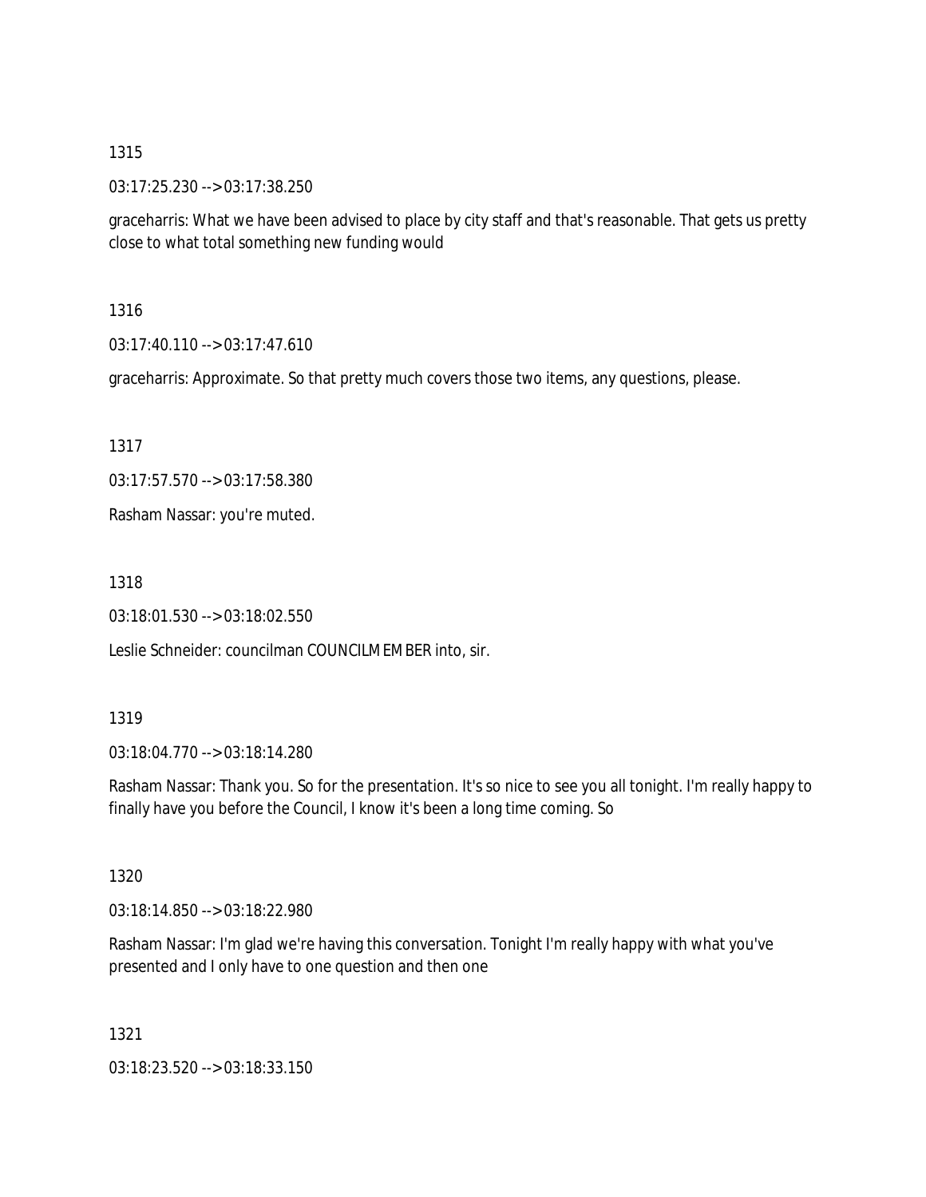1315

03:17:25.230 --> 03:17:38.250

graceharris: What we have been advised to place by city staff and that's reasonable. That gets us pretty close to what total something new funding would

1316

03:17:40.110 --> 03:17:47.610

graceharris: Approximate. So that pretty much covers those two items, any questions, please.

1317

03:17:57.570 --> 03:17:58.380

Rasham Nassar: you're muted.

1318

03:18:01.530 --> 03:18:02.550

Leslie Schneider: councilman COUNCILMEMBER into, sir.

1319

03:18:04.770 --> 03:18:14.280

Rasham Nassar: Thank you. So for the presentation. It's so nice to see you all tonight. I'm really happy to finally have you before the Council, I know it's been a long time coming. So

1320

03:18:14.850 --> 03:18:22.980

Rasham Nassar: I'm glad we're having this conversation. Tonight I'm really happy with what you've presented and I only have to one question and then one

1321

03:18:23.520 --> 03:18:33.150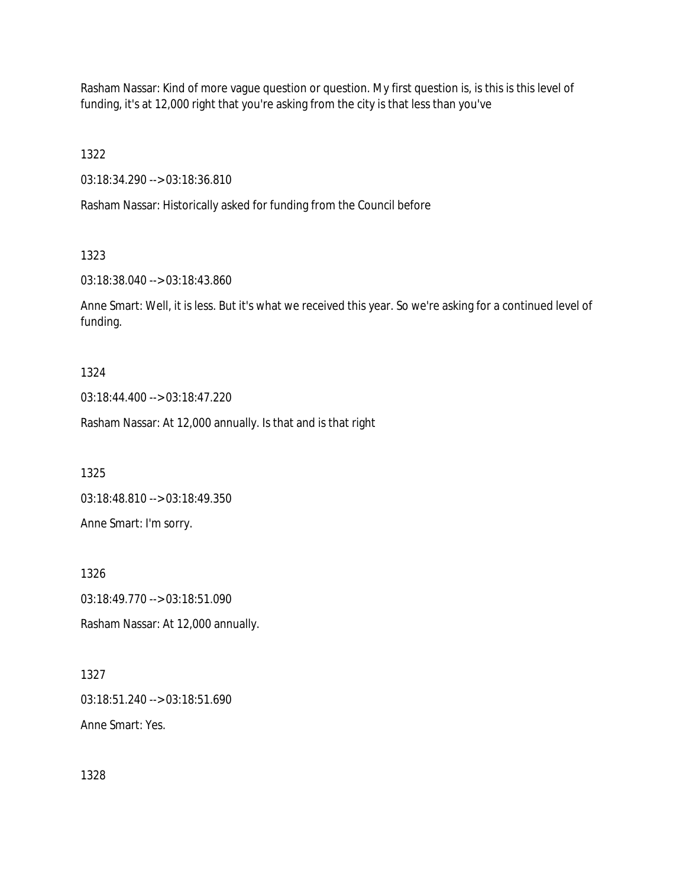Rasham Nassar: Kind of more vague question or question. My first question is, is this is this level of funding, it's at 12,000 right that you're asking from the city is that less than you've

1322

03:18:34.290 --> 03:18:36.810

Rasham Nassar: Historically asked for funding from the Council before

1323

03:18:38.040 --> 03:18:43.860

Anne Smart: Well, it is less. But it's what we received this year. So we're asking for a continued level of funding.

1324

03:18:44.400 --> 03:18:47.220

Rasham Nassar: At 12,000 annually. Is that and is that right

1325

03:18:48.810 --> 03:18:49.350

Anne Smart: I'm sorry.

1326

03:18:49.770 --> 03:18:51.090

Rasham Nassar: At 12,000 annually.

1327

03:18:51.240 --> 03:18:51.690

Anne Smart: Yes.

1328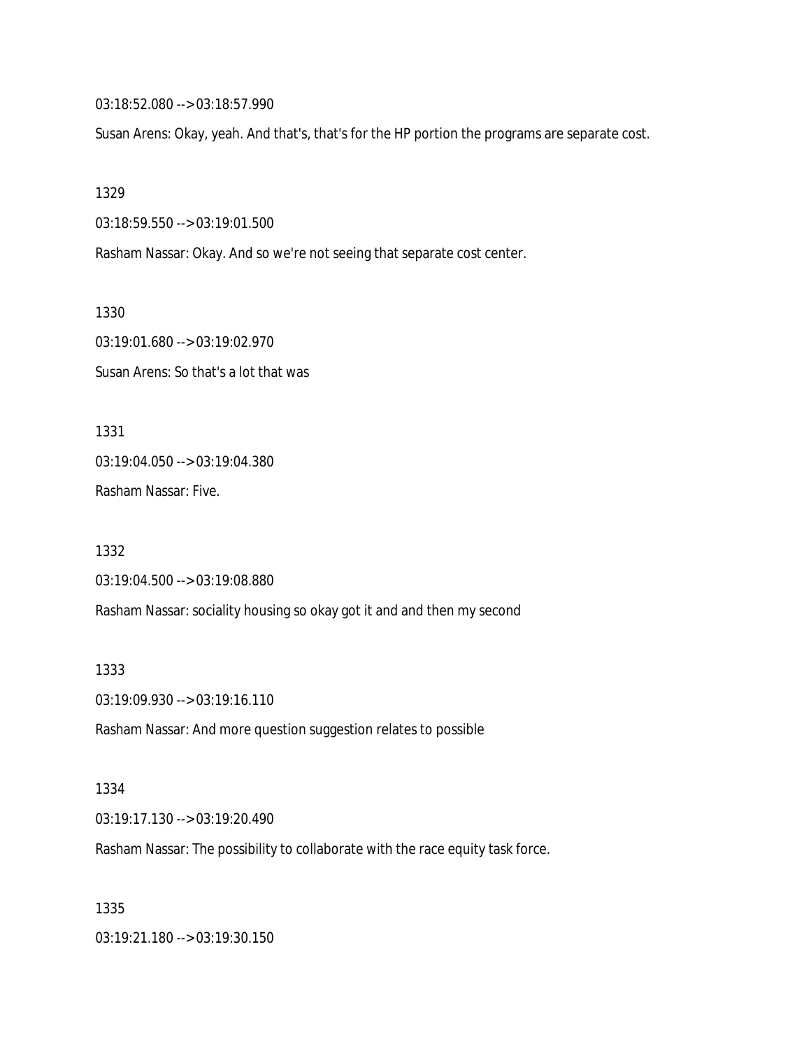03:18:52.080 --> 03:18:57.990

Susan Arens: Okay, yeah. And that's, that's for the HP portion the programs are separate cost.

1329

03:18:59.550 --> 03:19:01.500

Rasham Nassar: Okay. And so we're not seeing that separate cost center.

1330

03:19:01.680 --> 03:19:02.970

Susan Arens: So that's a lot that was

1331

03:19:04.050 --> 03:19:04.380

Rasham Nassar: Five.

1332

03:19:04.500 --> 03:19:08.880

Rasham Nassar: sociality housing so okay got it and and then my second

1333

03:19:09.930 --> 03:19:16.110

Rasham Nassar: And more question suggestion relates to possible

1334

03:19:17.130 --> 03:19:20.490

Rasham Nassar: The possibility to collaborate with the race equity task force.

1335

03:19:21.180 --> 03:19:30.150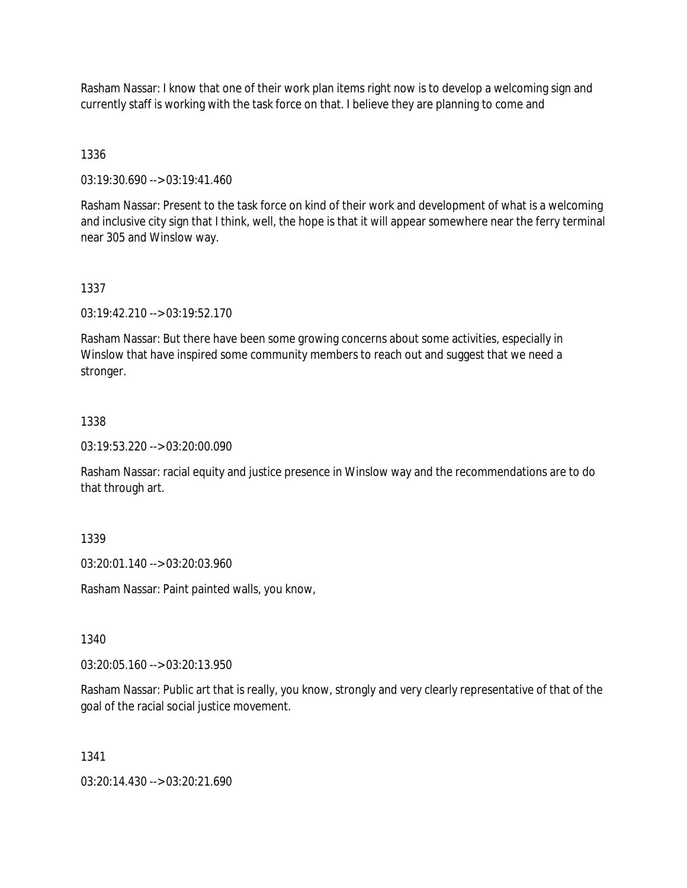Rasham Nassar: I know that one of their work plan items right now is to develop a welcoming sign and currently staff is working with the task force on that. I believe they are planning to come and

1336

03:19:30.690 --> 03:19:41.460

Rasham Nassar: Present to the task force on kind of their work and development of what is a welcoming and inclusive city sign that I think, well, the hope is that it will appear somewhere near the ferry terminal near 305 and Winslow way.

1337

03:19:42.210 --> 03:19:52.170

Rasham Nassar: But there have been some growing concerns about some activities, especially in Winslow that have inspired some community members to reach out and suggest that we need a stronger.

1338

03:19:53.220 --> 03:20:00.090

Rasham Nassar: racial equity and justice presence in Winslow way and the recommendations are to do that through art.

1339

03:20:01.140 --> 03:20:03.960

Rasham Nassar: Paint painted walls, you know,

1340

03:20:05.160 --> 03:20:13.950

Rasham Nassar: Public art that is really, you know, strongly and very clearly representative of that of the goal of the racial social justice movement.

1341

03:20:14.430 --> 03:20:21.690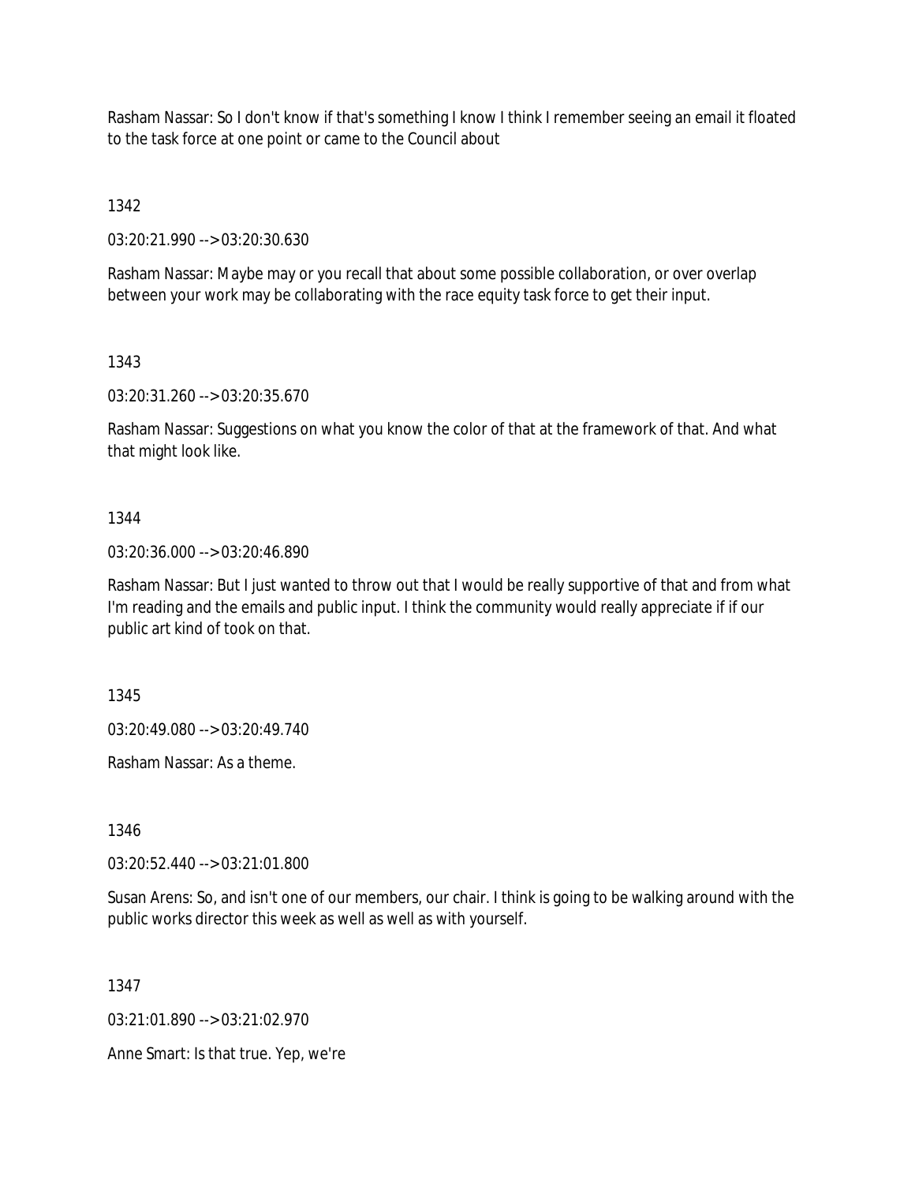Rasham Nassar: So I don't know if that's something I know I think I remember seeing an email it floated to the task force at one point or came to the Council about

1342

03:20:21.990 --> 03:20:30.630

Rasham Nassar: Maybe may or you recall that about some possible collaboration, or over overlap between your work may be collaborating with the race equity task force to get their input.

1343

03:20:31.260 --> 03:20:35.670

Rasham Nassar: Suggestions on what you know the color of that at the framework of that. And what that might look like.

1344

03:20:36.000 --> 03:20:46.890

Rasham Nassar: But I just wanted to throw out that I would be really supportive of that and from what I'm reading and the emails and public input. I think the community would really appreciate if if our public art kind of took on that.

1345

03:20:49.080 --> 03:20:49.740

Rasham Nassar: As a theme.

1346

03:20:52.440 --> 03:21:01.800

Susan Arens: So, and isn't one of our members, our chair. I think is going to be walking around with the public works director this week as well as well as with yourself.

1347

03:21:01.890 --> 03:21:02.970

Anne Smart: Is that true. Yep, we're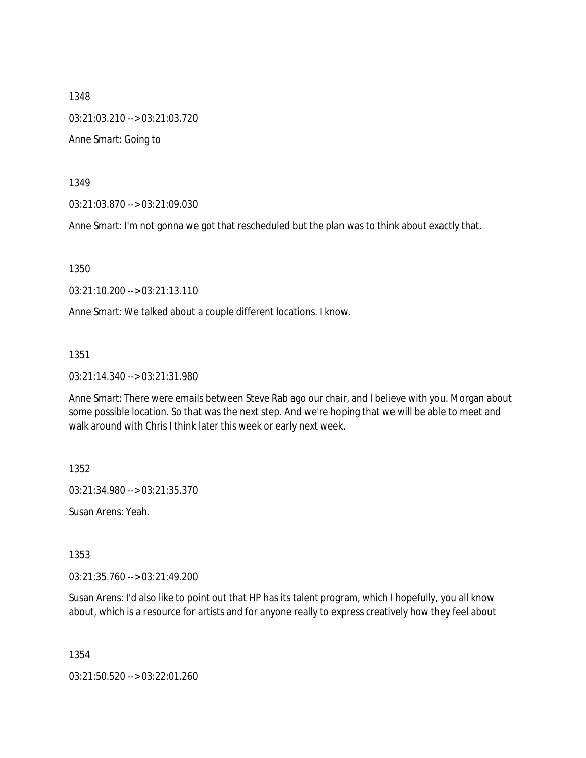1348

03:21:03.210 --> 03:21:03.720

Anne Smart: Going to

1349

03:21:03.870 --> 03:21:09.030

Anne Smart: I'm not gonna we got that rescheduled but the plan was to think about exactly that.

1350

03:21:10.200 --> 03:21:13.110

Anne Smart: We talked about a couple different locations. I know.

1351

03:21:14.340 --> 03:21:31.980

Anne Smart: There were emails between Steve Rab ago our chair, and I believe with you. Morgan about some possible location. So that was the next step. And we're hoping that we will be able to meet and walk around with Chris I think later this week or early next week.

1352

03:21:34.980 --> 03:21:35.370

Susan Arens: Yeah.

1353

03:21:35.760 --> 03:21:49.200

Susan Arens: I'd also like to point out that HP has its talent program, which I hopefully, you all know about, which is a resource for artists and for anyone really to express creatively how they feel about

1354

03:21:50.520 --> 03:22:01.260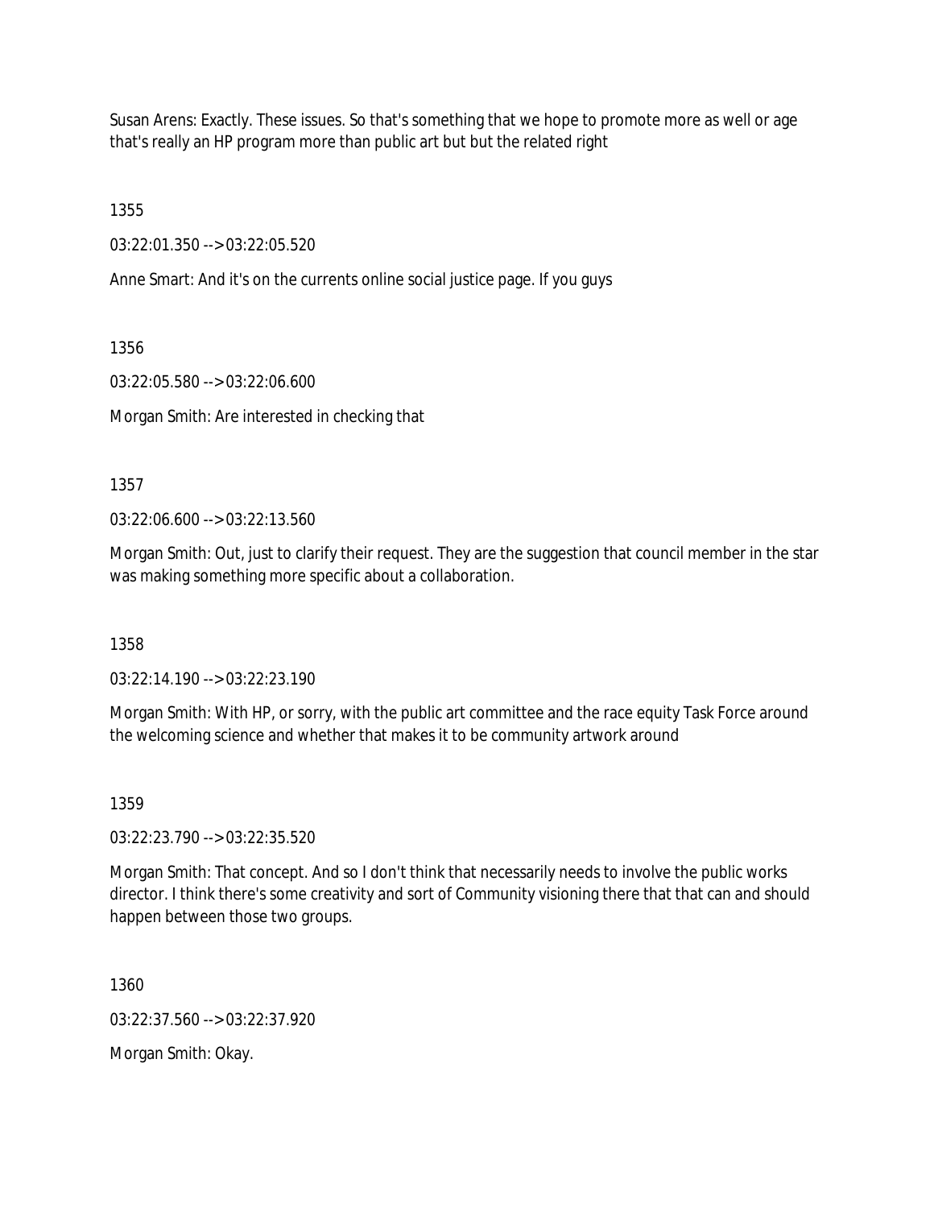Susan Arens: Exactly. These issues. So that's something that we hope to promote more as well or age that's really an HP program more than public art but but the related right

1355

03:22:01.350 --> 03:22:05.520

Anne Smart: And it's on the currents online social justice page. If you guys

1356

03:22:05.580 --> 03:22:06.600

Morgan Smith: Are interested in checking that

1357

03:22:06.600 --> 03:22:13.560

Morgan Smith: Out, just to clarify their request. They are the suggestion that council member in the star was making something more specific about a collaboration.

1358

03:22:14.190 --> 03:22:23.190

Morgan Smith: With HP, or sorry, with the public art committee and the race equity Task Force around the welcoming science and whether that makes it to be community artwork around

1359

03:22:23.790 --> 03:22:35.520

Morgan Smith: That concept. And so I don't think that necessarily needs to involve the public works director. I think there's some creativity and sort of Community visioning there that that can and should happen between those two groups.

1360

03:22:37.560 --> 03:22:37.920

Morgan Smith: Okay.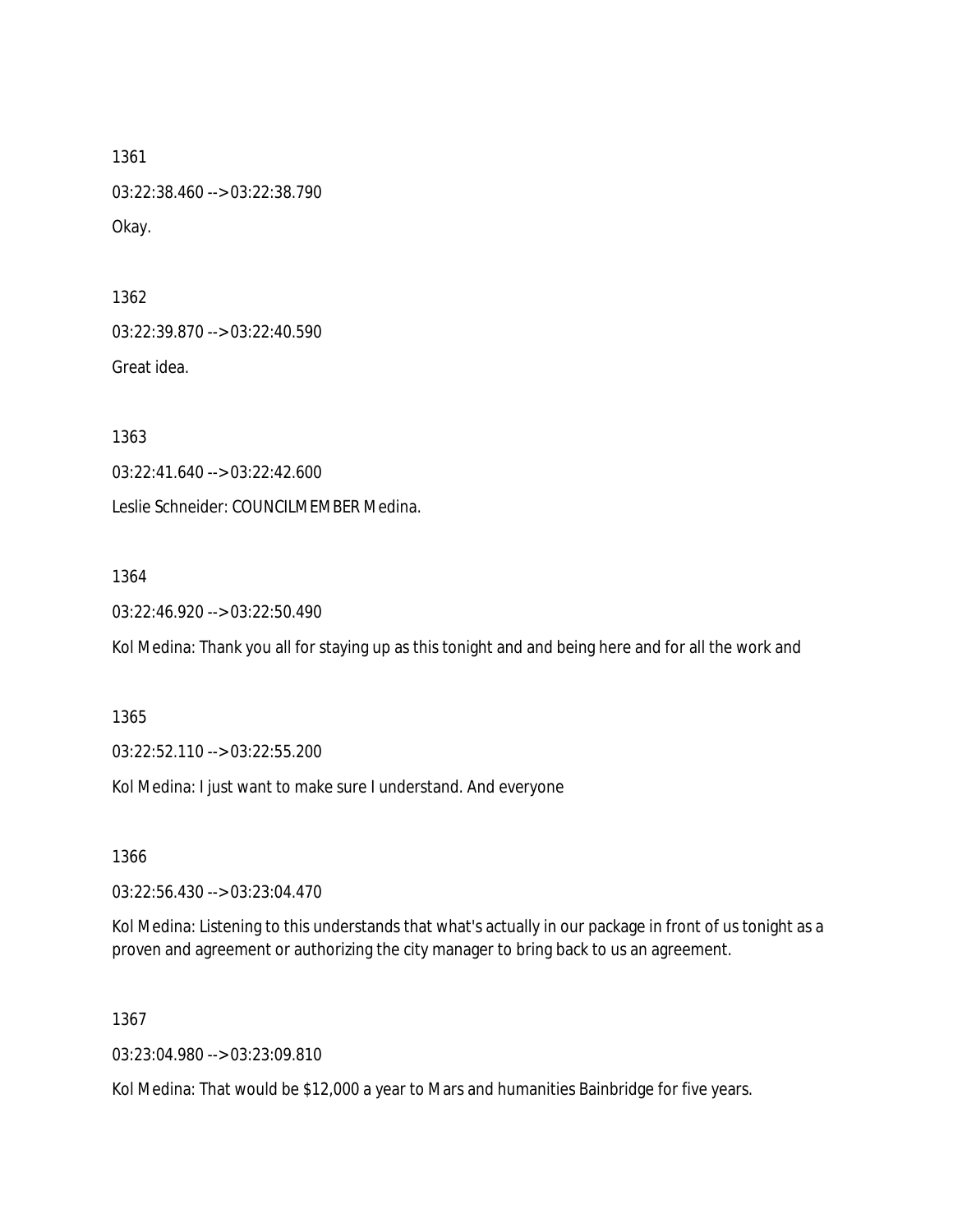1361

03:22:38.460 --> 03:22:38.790

Okay.

1362

03:22:39.870 --> 03:22:40.590

Great idea.

1363

03:22:41.640 --> 03:22:42.600

Leslie Schneider: COUNCILMEMBER Medina.

1364

03:22:46.920 --> 03:22:50.490

Kol Medina: Thank you all for staying up as this tonight and and being here and for all the work and

1365

03:22:52.110 --> 03:22:55.200

Kol Medina: I just want to make sure I understand. And everyone

1366

03:22:56.430 --> 03:23:04.470

Kol Medina: Listening to this understands that what's actually in our package in front of us tonight as a proven and agreement or authorizing the city manager to bring back to us an agreement.

1367

03:23:04.980 --> 03:23:09.810

Kol Medina: That would be $12,000 a year to Mars and humanities Bainbridge for five years.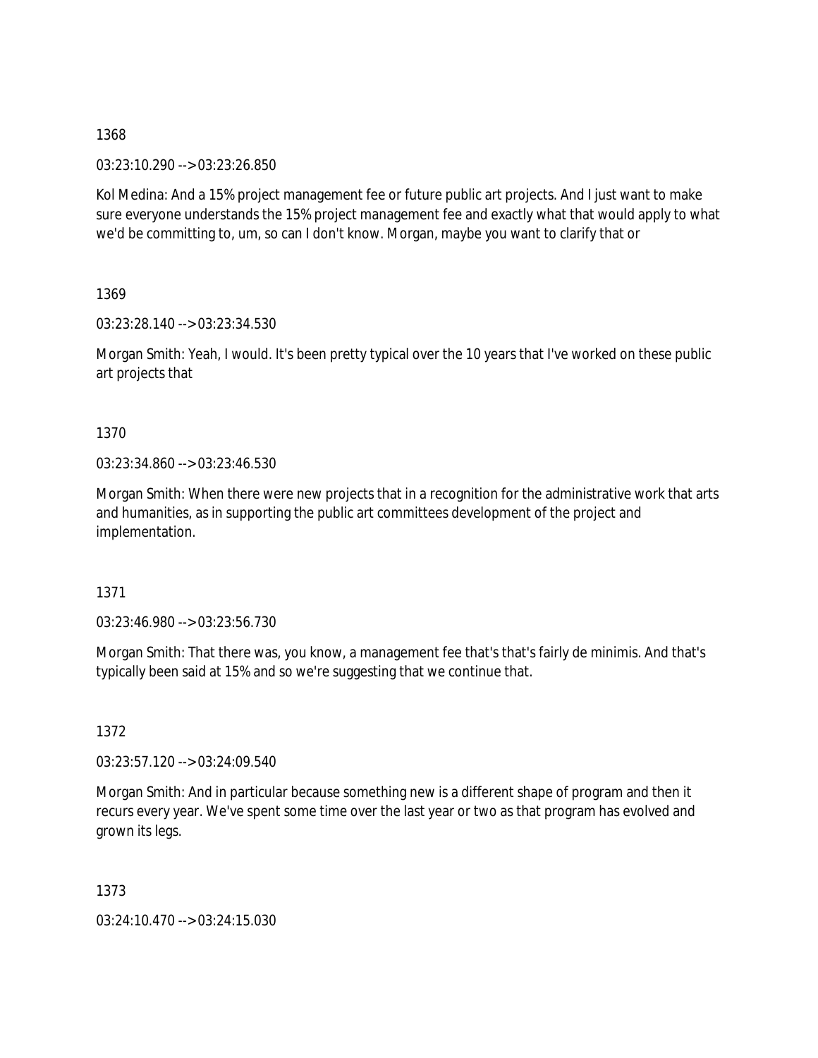1368

03:23:10.290 --> 03:23:26.850

Kol Medina: And a 15% project management fee or future public art projects. And I just want to make sure everyone understands the 15% project management fee and exactly what that would apply to what we'd be committing to, um, so can I don't know. Morgan, maybe you want to clarify that or

1369

03:23:28.140 --> 03:23:34.530

Morgan Smith: Yeah, I would. It's been pretty typical over the 10 years that I've worked on these public art projects that

1370

03:23:34.860 --> 03:23:46.530

Morgan Smith: When there were new projects that in a recognition for the administrative work that arts and humanities, as in supporting the public art committees development of the project and implementation.

1371

03:23:46.980 --> 03:23:56.730

Morgan Smith: That there was, you know, a management fee that's that's fairly de minimis. And that's typically been said at 15% and so we're suggesting that we continue that.

1372

03:23:57.120 --> 03:24:09.540

Morgan Smith: And in particular because something new is a different shape of program and then it recurs every year. We've spent some time over the last year or two as that program has evolved and grown its legs.

1373

03:24:10.470 --> 03:24:15.030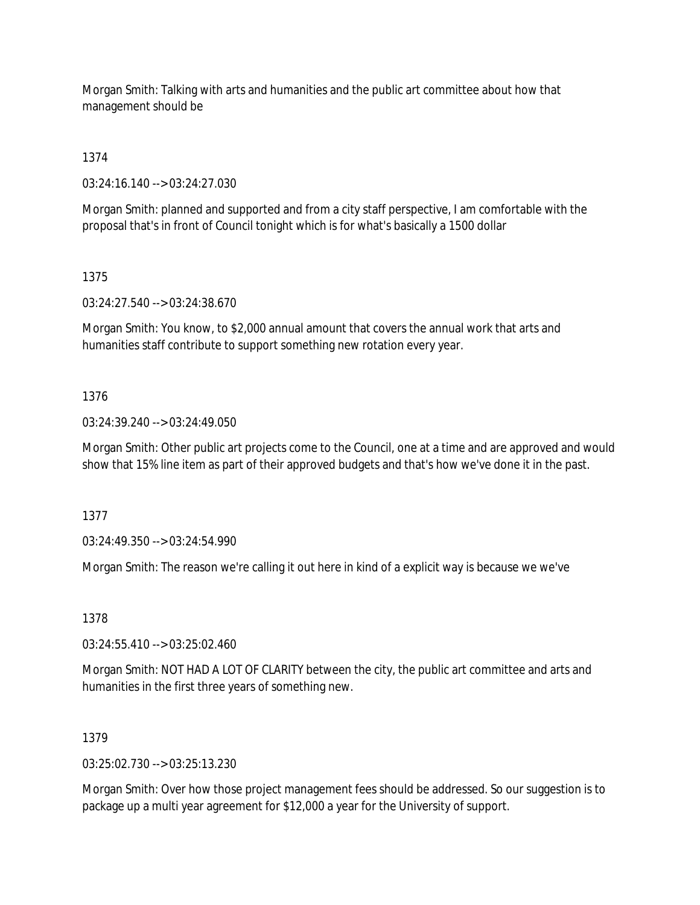Morgan Smith: Talking with arts and humanities and the public art committee about how that management should be

1374

03:24:16.140 --> 03:24:27.030

Morgan Smith: planned and supported and from a city staff perspective, I am comfortable with the proposal that's in front of Council tonight which is for what's basically a 1500 dollar

1375

03:24:27.540 --> 03:24:38.670

Morgan Smith: You know, to $2,000 annual amount that covers the annual work that arts and humanities staff contribute to support something new rotation every year.

1376

03:24:39.240 --> 03:24:49.050

Morgan Smith: Other public art projects come to the Council, one at a time and are approved and would show that 15% line item as part of their approved budgets and that's how we've done it in the past.

1377

03:24:49.350 --> 03:24:54.990

Morgan Smith: The reason we're calling it out here in kind of a explicit way is because we we've

1378

03:24:55.410 --> 03:25:02.460

Morgan Smith: NOT HAD A LOT OF CLARITY between the city, the public art committee and arts and humanities in the first three years of something new.

1379

03:25:02.730 --> 03:25:13.230

Morgan Smith: Over how those project management fees should be addressed. So our suggestion is to package up a multi year agreement for $12,000 a year for the University of support.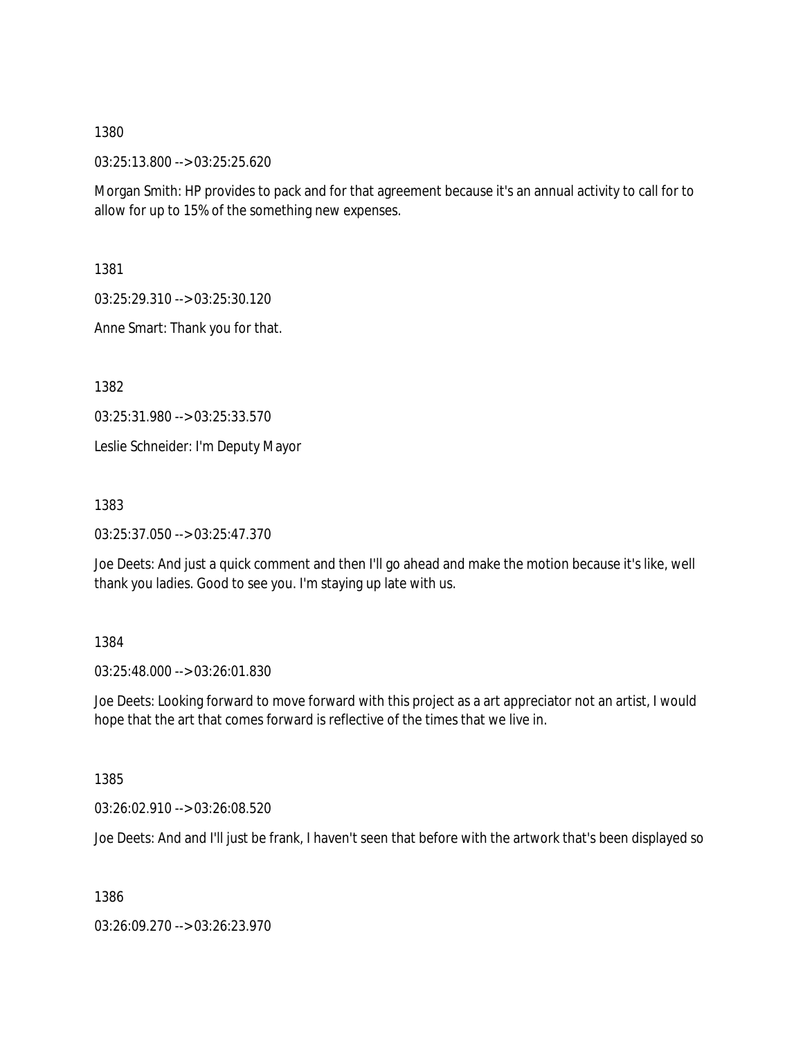1380

03:25:13.800 --> 03:25:25.620

Morgan Smith: HP provides to pack and for that agreement because it's an annual activity to call for to allow for up to 15% of the something new expenses.

1381

03:25:29.310 --> 03:25:30.120

Anne Smart: Thank you for that.

1382

03:25:31.980 --> 03:25:33.570

Leslie Schneider: I'm Deputy Mayor

1383

03:25:37.050 --> 03:25:47.370

Joe Deets: And just a quick comment and then I'll go ahead and make the motion because it's like, well thank you ladies. Good to see you. I'm staying up late with us.

1384

03:25:48.000 --> 03:26:01.830

Joe Deets: Looking forward to move forward with this project as a art appreciator not an artist, I would hope that the art that comes forward is reflective of the times that we live in.

1385

03:26:02.910 --> 03:26:08.520

Joe Deets: And and I'll just be frank, I haven't seen that before with the artwork that's been displayed so

1386

03:26:09.270 --> 03:26:23.970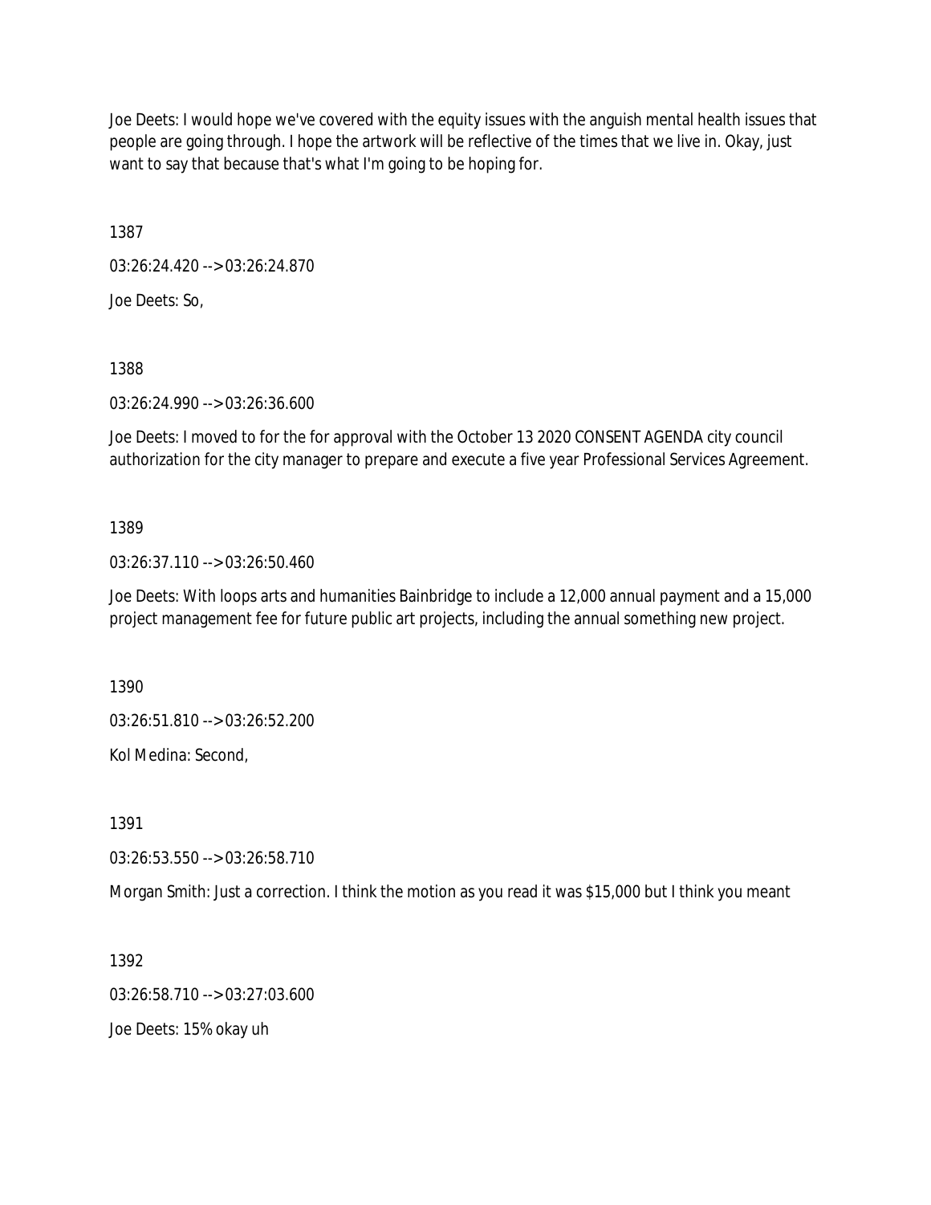Joe Deets: I would hope we've covered with the equity issues with the anguish mental health issues that people are going through. I hope the artwork will be reflective of the times that we live in. Okay, just want to say that because that's what I'm going to be hoping for.

1387

03:26:24.420 --> 03:26:24.870

Joe Deets: So,

1388

03:26:24.990 --> 03:26:36.600

Joe Deets: I moved to for the for approval with the October 13 2020 CONSENT AGENDA city council authorization for the city manager to prepare and execute a five year Professional Services Agreement.

1389

03:26:37.110 --> 03:26:50.460

Joe Deets: With loops arts and humanities Bainbridge to include a 12,000 annual payment and a 15,000 project management fee for future public art projects, including the annual something new project.

1390

03:26:51.810 --> 03:26:52.200

Kol Medina: Second,

1391

03:26:53.550 --> 03:26:58.710

Morgan Smith: Just a correction. I think the motion as you read it was $15,000 but I think you meant

1392

03:26:58.710 --> 03:27:03.600

Joe Deets: 15% okay uh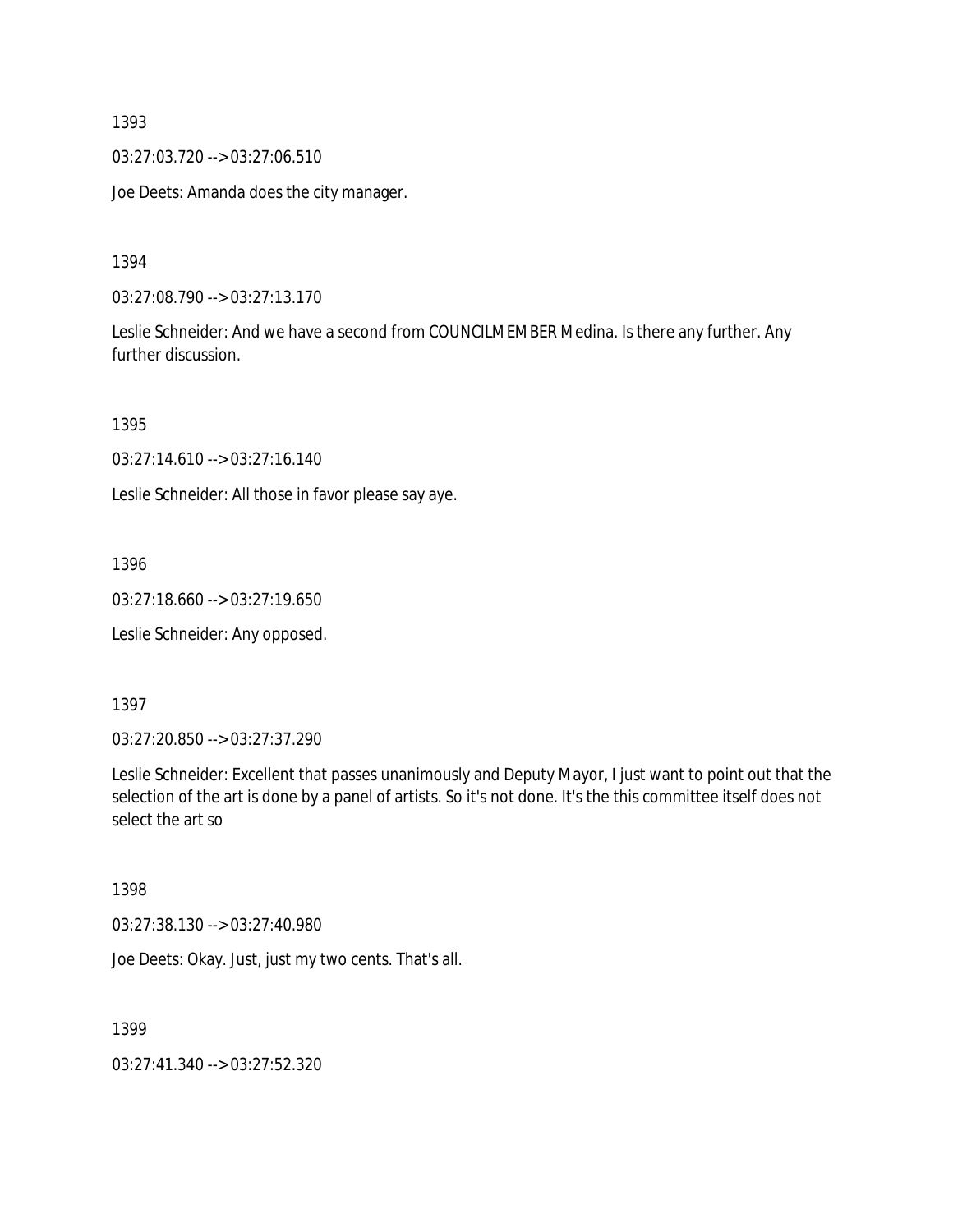1393

03:27:03.720 --> 03:27:06.510

Joe Deets: Amanda does the city manager.

1394

03:27:08.790 --> 03:27:13.170

Leslie Schneider: And we have a second from COUNCILMEMBER Medina. Is there any further. Any further discussion.

1395

03:27:14.610 --> 03:27:16.140

Leslie Schneider: All those in favor please say aye.

1396

03:27:18.660 --> 03:27:19.650

Leslie Schneider: Any opposed.

1397

03:27:20.850 --> 03:27:37.290

Leslie Schneider: Excellent that passes unanimously and Deputy Mayor, I just want to point out that the selection of the art is done by a panel of artists. So it's not done. It's the this committee itself does not select the art so

1398

03:27:38.130 --> 03:27:40.980

Joe Deets: Okay. Just, just my two cents. That's all.

1399

03:27:41.340 --> 03:27:52.320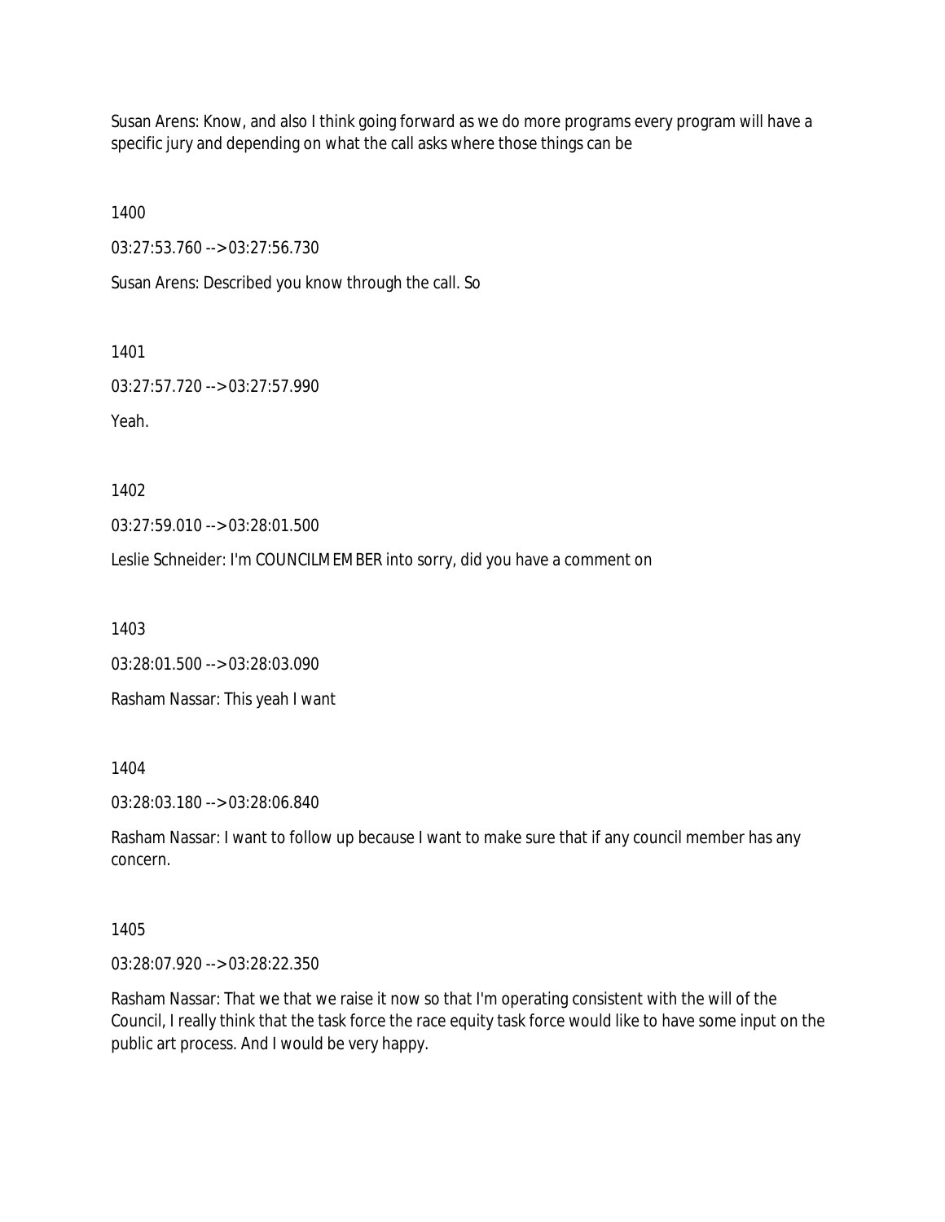Susan Arens: Know, and also I think going forward as we do more programs every program will have a specific jury and depending on what the call asks where those things can be

1400

03:27:53.760 --> 03:27:56.730

Susan Arens: Described you know through the call. So

1401

03:27:57.720 --> 03:27:57.990

Yeah.

1402

03:27:59.010 --> 03:28:01.500

Leslie Schneider: I'm COUNCILMEMBER into sorry, did you have a comment on

1403

03:28:01.500 --> 03:28:03.090

Rasham Nassar: This yeah I want

1404

03:28:03.180 --> 03:28:06.840

Rasham Nassar: I want to follow up because I want to make sure that if any council member has any concern.

1405

03:28:07.920 --> 03:28:22.350

Rasham Nassar: That we that we raise it now so that I'm operating consistent with the will of the Council, I really think that the task force the race equity task force would like to have some input on the public art process. And I would be very happy.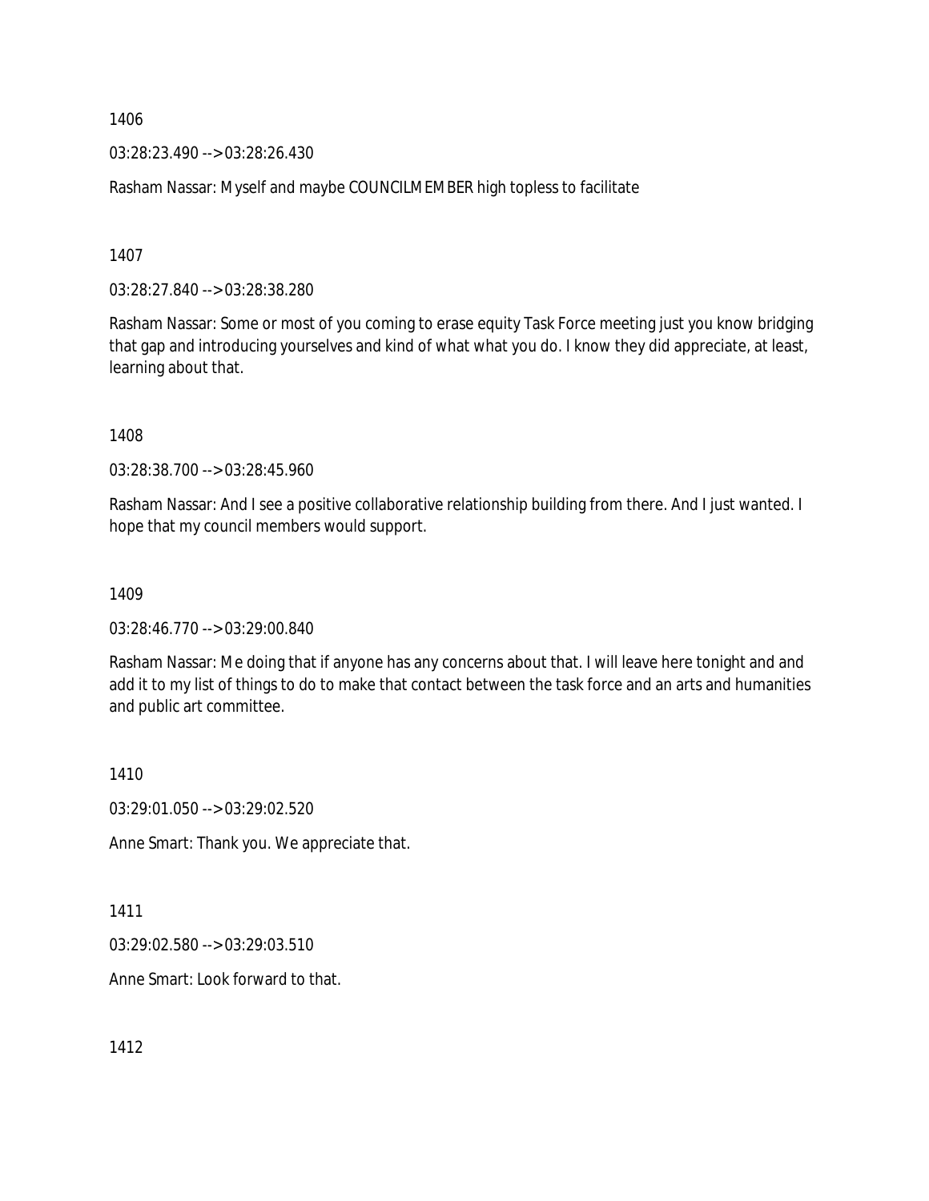1406

03:28:23.490 --> 03:28:26.430

Rasham Nassar: Myself and maybe COUNCILMEMBER high topless to facilitate

1407

03:28:27.840 --> 03:28:38.280

Rasham Nassar: Some or most of you coming to erase equity Task Force meeting just you know bridging that gap and introducing yourselves and kind of what what you do. I know they did appreciate, at least, learning about that.

1408

03:28:38.700 --> 03:28:45.960

Rasham Nassar: And I see a positive collaborative relationship building from there. And I just wanted. I hope that my council members would support.

1409

03:28:46.770 --> 03:29:00.840

Rasham Nassar: Me doing that if anyone has any concerns about that. I will leave here tonight and and add it to my list of things to do to make that contact between the task force and an arts and humanities and public art committee.

1410

03:29:01.050 --> 03:29:02.520

Anne Smart: Thank you. We appreciate that.

1411

03:29:02.580 --> 03:29:03.510

Anne Smart: Look forward to that.

1412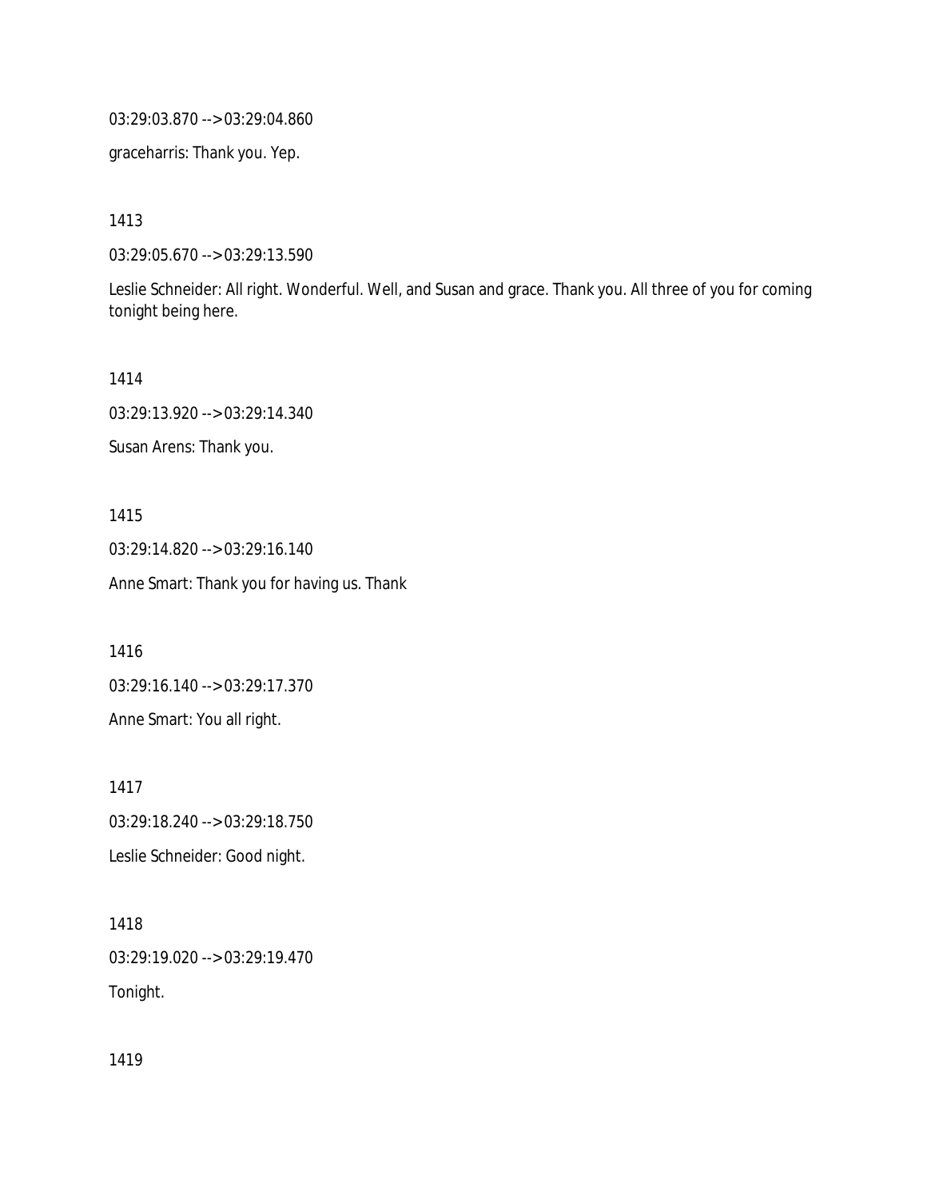03:29:03.870 --> 03:29:04.860

graceharris: Thank you. Yep.

1413

03:29:05.670 --> 03:29:13.590

Leslie Schneider: All right. Wonderful. Well, and Susan and grace. Thank you. All three of you for coming tonight being here.

1414

03:29:13.920 --> 03:29:14.340

Susan Arens: Thank you.

1415

03:29:14.820 --> 03:29:16.140

Anne Smart: Thank you for having us. Thank

1416

03:29:16.140 --> 03:29:17.370

Anne Smart: You all right.

1417

03:29:18.240 --> 03:29:18.750

Leslie Schneider: Good night.

1418

03:29:19.020 --> 03:29:19.470

Tonight.

1419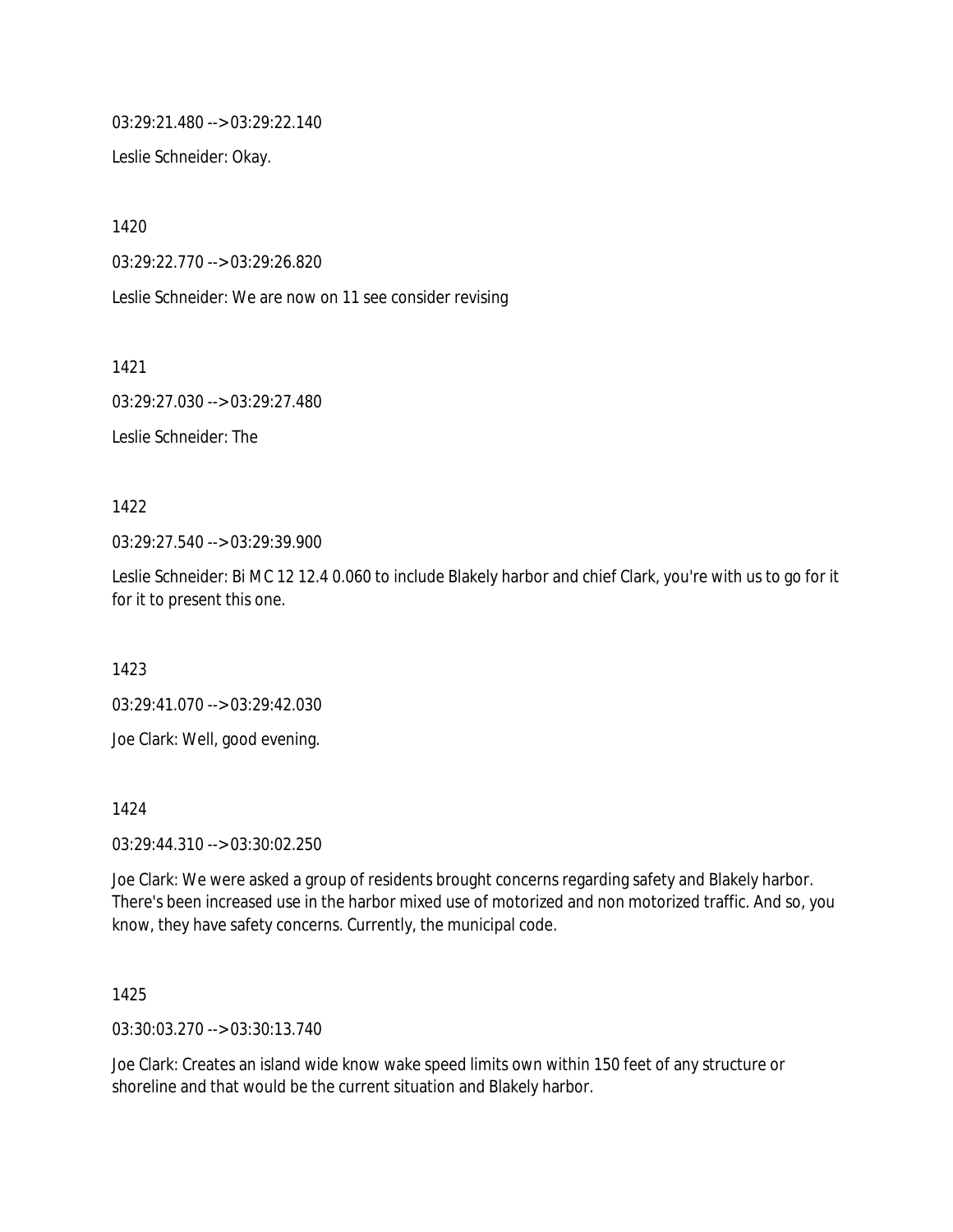03:29:21.480 --> 03:29:22.140

Leslie Schneider: Okay.

1420

03:29:22.770 --> 03:29:26.820

Leslie Schneider: We are now on 11 see consider revising

1421

03:29:27.030 --> 03:29:27.480

Leslie Schneider: The

1422

03:29:27.540 --> 03:29:39.900

Leslie Schneider: Bi MC 12 12.4 0.060 to include Blakely harbor and chief Clark, you're with us to go for it for it to present this one.

1423

03:29:41.070 --> 03:29:42.030

Joe Clark: Well, good evening.

1424

03:29:44.310 --> 03:30:02.250

Joe Clark: We were asked a group of residents brought concerns regarding safety and Blakely harbor. There's been increased use in the harbor mixed use of motorized and non motorized traffic. And so, you know, they have safety concerns. Currently, the municipal code.

1425

03:30:03.270 --> 03:30:13.740

Joe Clark: Creates an island wide know wake speed limits own within 150 feet of any structure or shoreline and that would be the current situation and Blakely harbor.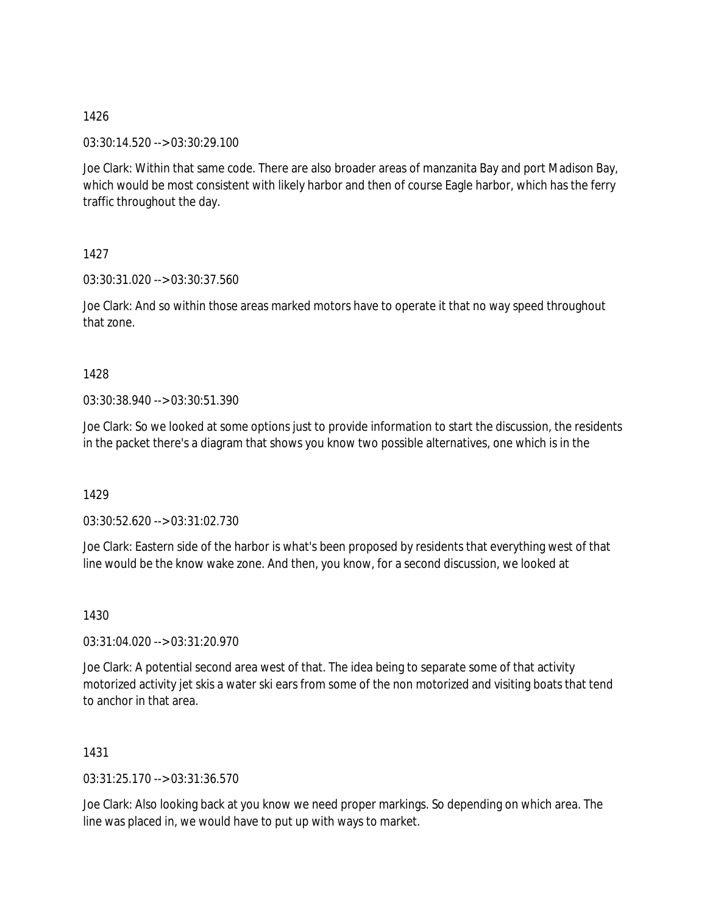1426

03:30:14.520 --> 03:30:29.100

Joe Clark: Within that same code. There are also broader areas of manzanita Bay and port Madison Bay, which would be most consistent with likely harbor and then of course Eagle harbor, which has the ferry traffic throughout the day.

1427

03:30:31.020 --> 03:30:37.560

Joe Clark: And so within those areas marked motors have to operate it that no way speed throughout that zone.

1428

03:30:38.940 --> 03:30:51.390

Joe Clark: So we looked at some options just to provide information to start the discussion, the residents in the packet there's a diagram that shows you know two possible alternatives, one which is in the

1429

03:30:52.620 --> 03:31:02.730

Joe Clark: Eastern side of the harbor is what's been proposed by residents that everything west of that line would be the know wake zone. And then, you know, for a second discussion, we looked at

1430

03:31:04.020 --> 03:31:20.970

Joe Clark: A potential second area west of that. The idea being to separate some of that activity motorized activity jet skis a water ski ears from some of the non motorized and visiting boats that tend to anchor in that area.

1431

03:31:25.170 --> 03:31:36.570

Joe Clark: Also looking back at you know we need proper markings. So depending on which area. The line was placed in, we would have to put up with ways to market.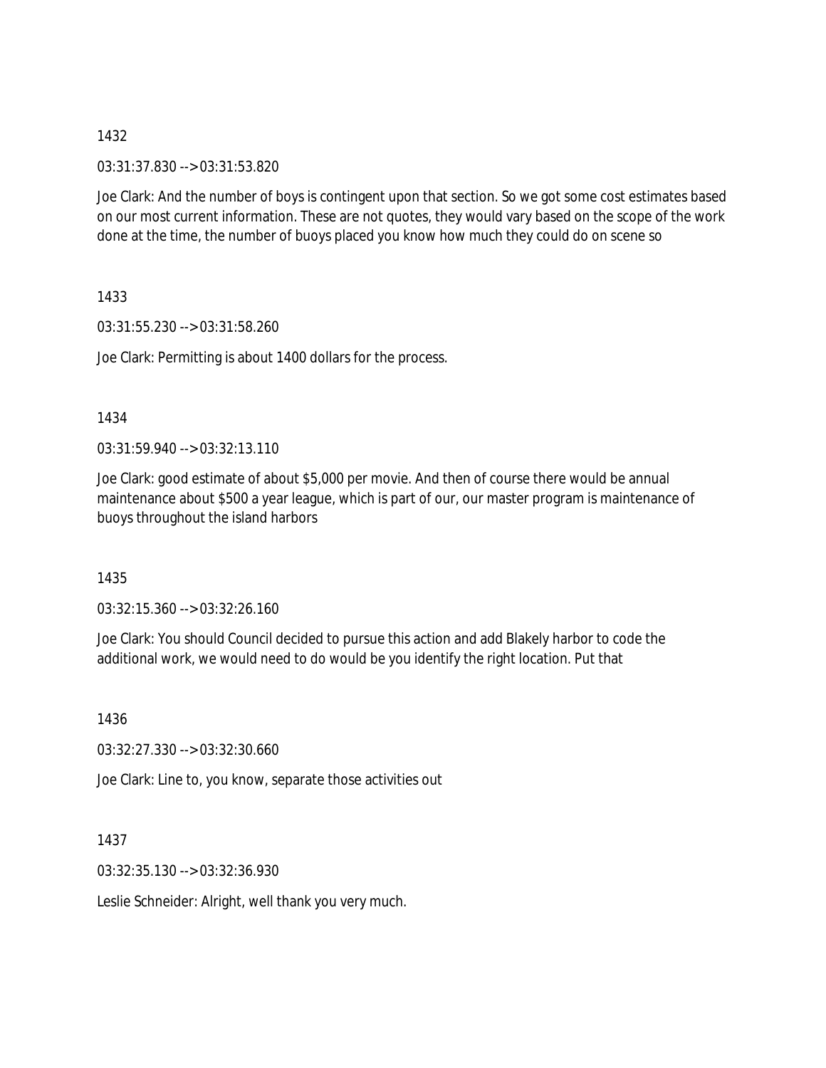1432

03:31:37.830 --> 03:31:53.820

Joe Clark: And the number of boys is contingent upon that section. So we got some cost estimates based on our most current information. These are not quotes, they would vary based on the scope of the work done at the time, the number of buoys placed you know how much they could do on scene so

1433

03:31:55.230 --> 03:31:58.260

Joe Clark: Permitting is about 1400 dollars for the process.

1434

03:31:59.940 --> 03:32:13.110

Joe Clark: good estimate of about $5,000 per movie. And then of course there would be annual maintenance about $500 a year league, which is part of our, our master program is maintenance of buoys throughout the island harbors

1435

03:32:15.360 --> 03:32:26.160

Joe Clark: You should Council decided to pursue this action and add Blakely harbor to code the additional work, we would need to do would be you identify the right location. Put that

1436

03:32:27.330 --> 03:32:30.660

Joe Clark: Line to, you know, separate those activities out

1437

03:32:35.130 --> 03:32:36.930

Leslie Schneider: Alright, well thank you very much.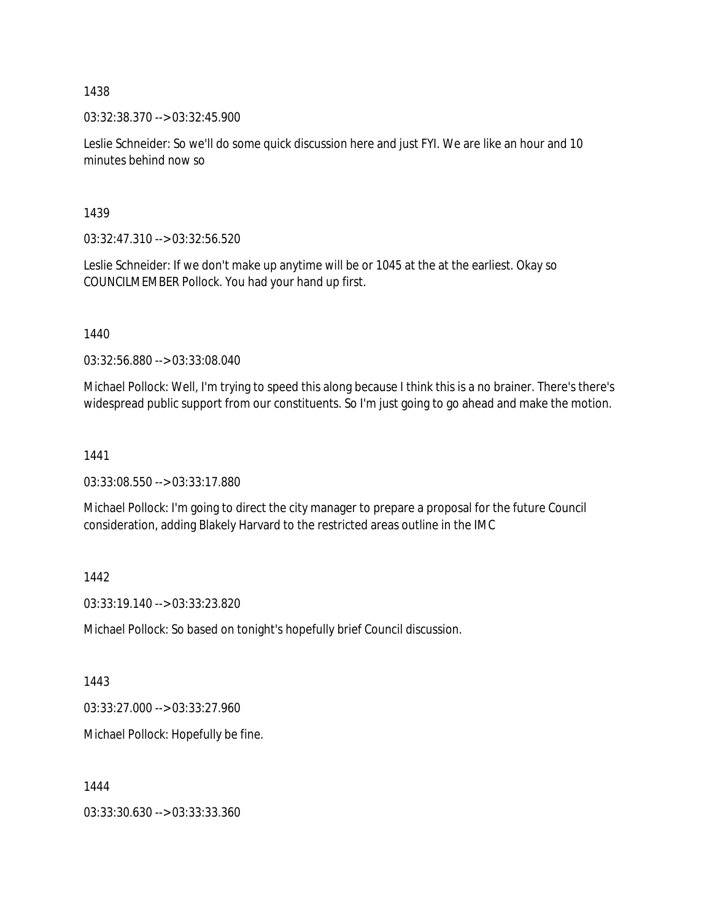1438

03:32:38.370 --> 03:32:45.900

Leslie Schneider: So we'll do some quick discussion here and just FYI. We are like an hour and 10 minutes behind now so

1439

03:32:47.310 --> 03:32:56.520

Leslie Schneider: If we don't make up anytime will be or 1045 at the at the earliest. Okay so COUNCILMEMBER Pollock. You had your hand up first.

1440

03:32:56.880 --> 03:33:08.040

Michael Pollock: Well, I'm trying to speed this along because I think this is a no brainer. There's there's widespread public support from our constituents. So I'm just going to go ahead and make the motion.

1441

03:33:08.550 --> 03:33:17.880

Michael Pollock: I'm going to direct the city manager to prepare a proposal for the future Council consideration, adding Blakely Harvard to the restricted areas outline in the IMC

1442

03:33:19.140 --> 03:33:23.820

Michael Pollock: So based on tonight's hopefully brief Council discussion.

1443

03:33:27.000 --> 03:33:27.960

Michael Pollock: Hopefully be fine.

1444

03:33:30.630 --> 03:33:33.360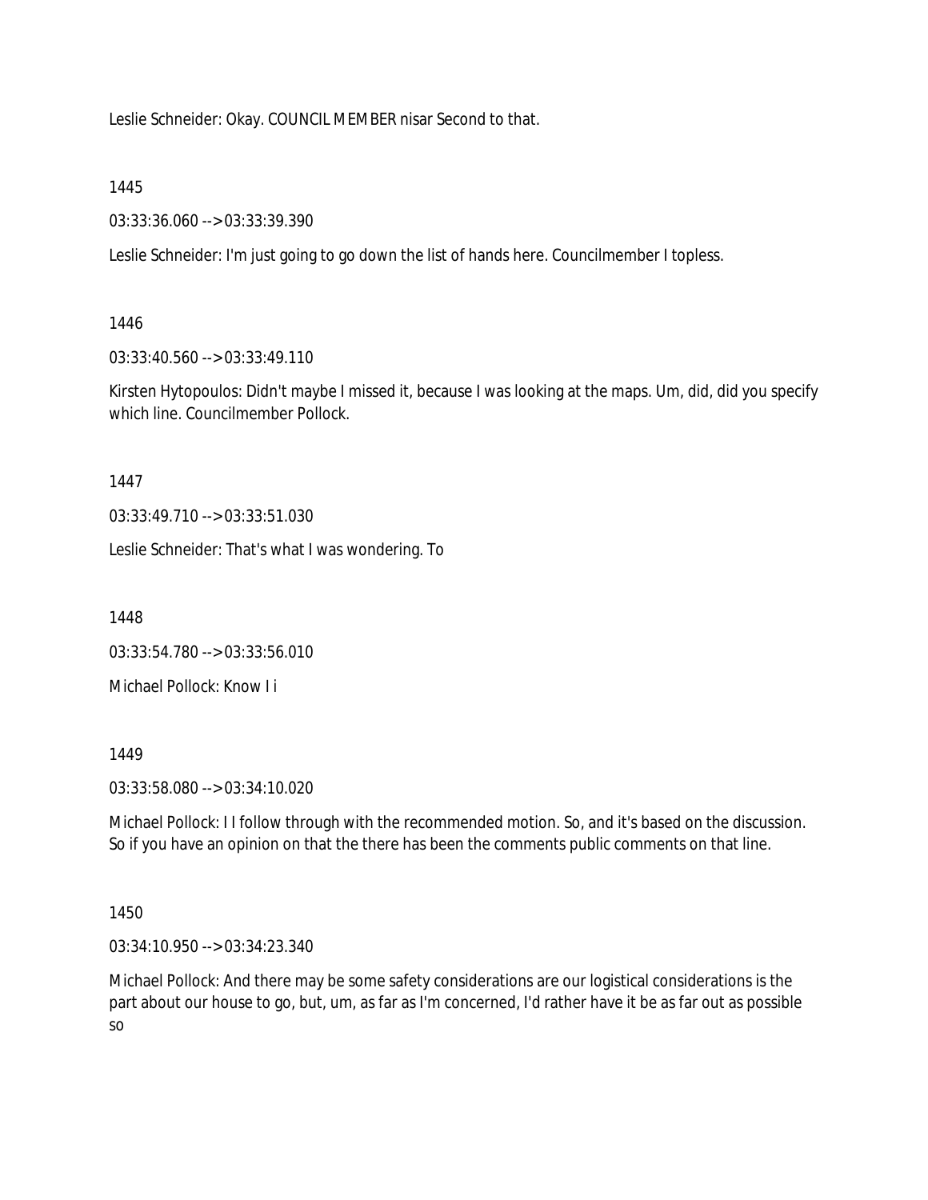Leslie Schneider: Okay. COUNCIL MEMBER nisar Second to that.

1445

03:33:36.060 --> 03:33:39.390

Leslie Schneider: I'm just going to go down the list of hands here. Councilmember I topless.

1446

03:33:40.560 --> 03:33:49.110

Kirsten Hytopoulos: Didn't maybe I missed it, because I was looking at the maps. Um, did, did you specify which line. Councilmember Pollock.

1447

03:33:49.710 --> 03:33:51.030

Leslie Schneider: That's what I was wondering. To

1448

03:33:54.780 --> 03:33:56.010

Michael Pollock: Know I i

1449

03:33:58.080 --> 03:34:10.020

Michael Pollock: I I follow through with the recommended motion. So, and it's based on the discussion. So if you have an opinion on that the there has been the comments public comments on that line.

1450

03:34:10.950 --> 03:34:23.340

Michael Pollock: And there may be some safety considerations are our logistical considerations is the part about our house to go, but, um, as far as I'm concerned, I'd rather have it be as far out as possible so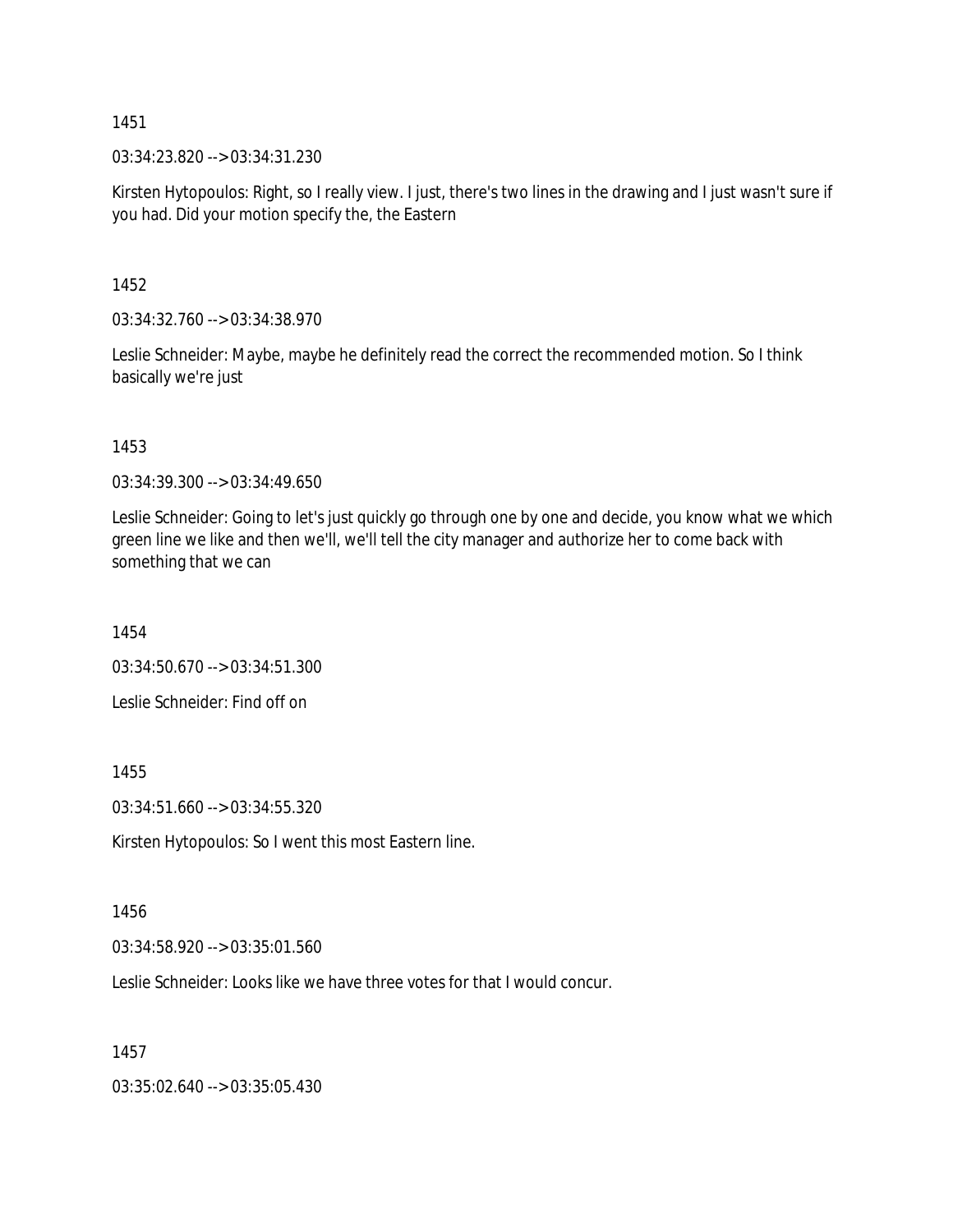1451

03:34:23.820 --> 03:34:31.230

Kirsten Hytopoulos: Right, so I really view. I just, there's two lines in the drawing and I just wasn't sure if you had. Did your motion specify the, the Eastern

1452

03:34:32.760 --> 03:34:38.970

Leslie Schneider: Maybe, maybe he definitely read the correct the recommended motion. So I think basically we're just

1453

03:34:39.300 --> 03:34:49.650

Leslie Schneider: Going to let's just quickly go through one by one and decide, you know what we which green line we like and then we'll, we'll tell the city manager and authorize her to come back with something that we can

1454

03:34:50.670 --> 03:34:51.300

Leslie Schneider: Find off on

1455

03:34:51.660 --> 03:34:55.320

Kirsten Hytopoulos: So I went this most Eastern line.

1456

03:34:58.920 --> 03:35:01.560

Leslie Schneider: Looks like we have three votes for that I would concur.

1457

03:35:02.640 --> 03:35:05.430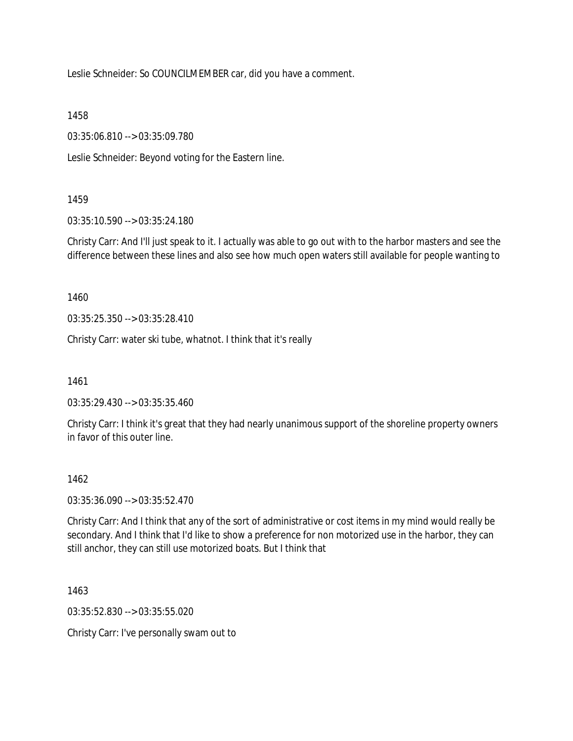Leslie Schneider: So COUNCILMEMBER car, did you have a comment.

1458

03:35:06.810 --> 03:35:09.780

Leslie Schneider: Beyond voting for the Eastern line.

1459

03:35:10.590 --> 03:35:24.180

Christy Carr: And I'll just speak to it. I actually was able to go out with to the harbor masters and see the difference between these lines and also see how much open waters still available for people wanting to

1460

03:35:25.350 --> 03:35:28.410

Christy Carr: water ski tube, whatnot. I think that it's really

1461

03:35:29.430 --> 03:35:35.460

Christy Carr: I think it's great that they had nearly unanimous support of the shoreline property owners in favor of this outer line.

1462

03:35:36.090 --> 03:35:52.470

Christy Carr: And I think that any of the sort of administrative or cost items in my mind would really be secondary. And I think that I'd like to show a preference for non motorized use in the harbor, they can still anchor, they can still use motorized boats. But I think that

1463

03:35:52.830 --> 03:35:55.020

Christy Carr: I've personally swam out to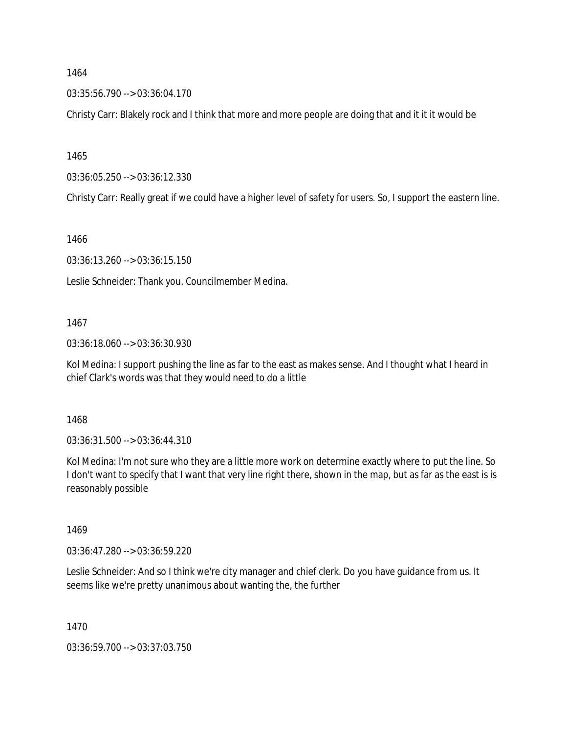1464

03:35:56.790 --> 03:36:04.170

Christy Carr: Blakely rock and I think that more and more people are doing that and it it it would be

1465

03:36:05.250 --> 03:36:12.330

Christy Carr: Really great if we could have a higher level of safety for users. So, I support the eastern line.

1466

03:36:13.260 --> 03:36:15.150

Leslie Schneider: Thank you. Councilmember Medina.

1467

03:36:18.060 --> 03:36:30.930

Kol Medina: I support pushing the line as far to the east as makes sense. And I thought what I heard in chief Clark's words was that they would need to do a little

1468

03:36:31.500 --> 03:36:44.310

Kol Medina: I'm not sure who they are a little more work on determine exactly where to put the line. So I don't want to specify that I want that very line right there, shown in the map, but as far as the east is is reasonably possible

1469

03:36:47.280 --> 03:36:59.220

Leslie Schneider: And so I think we're city manager and chief clerk. Do you have guidance from us. It seems like we're pretty unanimous about wanting the, the further

1470

03:36:59.700 --> 03:37:03.750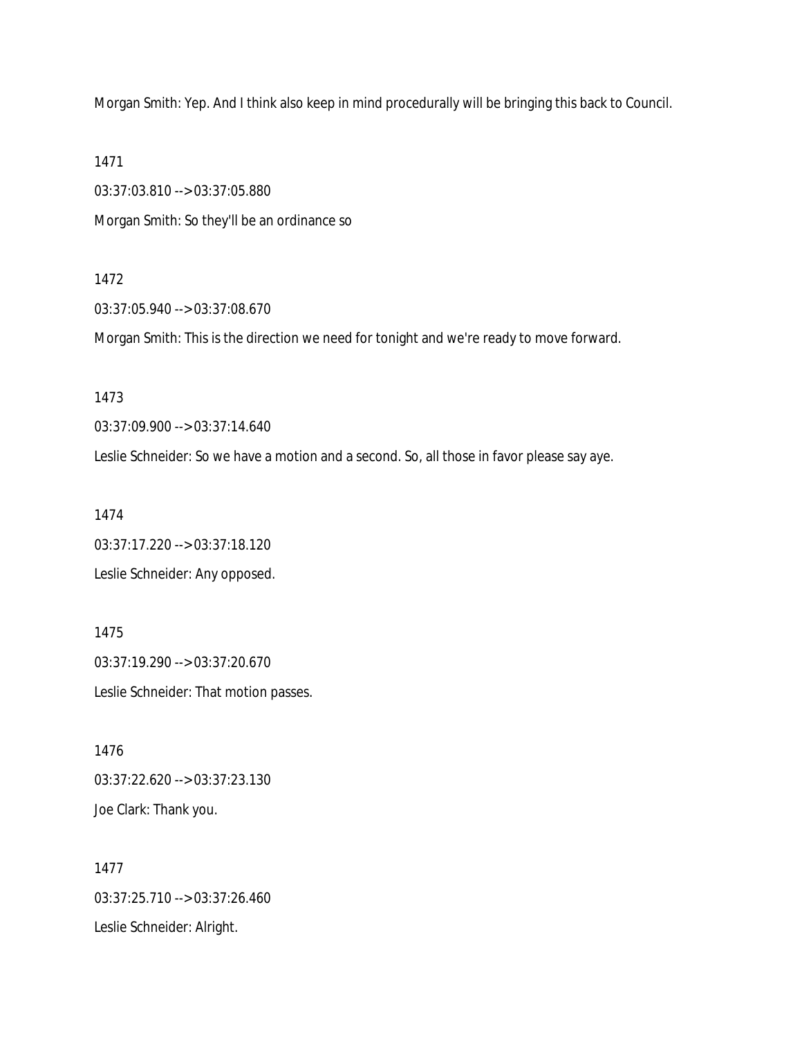Morgan Smith: Yep. And I think also keep in mind procedurally will be bringing this back to Council.

1471

03:37:03.810 --> 03:37:05.880

Morgan Smith: So they'll be an ordinance so

1472

03:37:05.940 --> 03:37:08.670

Morgan Smith: This is the direction we need for tonight and we're ready to move forward.

1473

03:37:09.900 --> 03:37:14.640

Leslie Schneider: So we have a motion and a second. So, all those in favor please say aye.

1474

03:37:17.220 --> 03:37:18.120

Leslie Schneider: Any opposed.

1475

03:37:19.290 --> 03:37:20.670

Leslie Schneider: That motion passes.

1476

03:37:22.620 --> 03:37:23.130

Joe Clark: Thank you.

1477

03:37:25.710 --> 03:37:26.460

Leslie Schneider: Alright.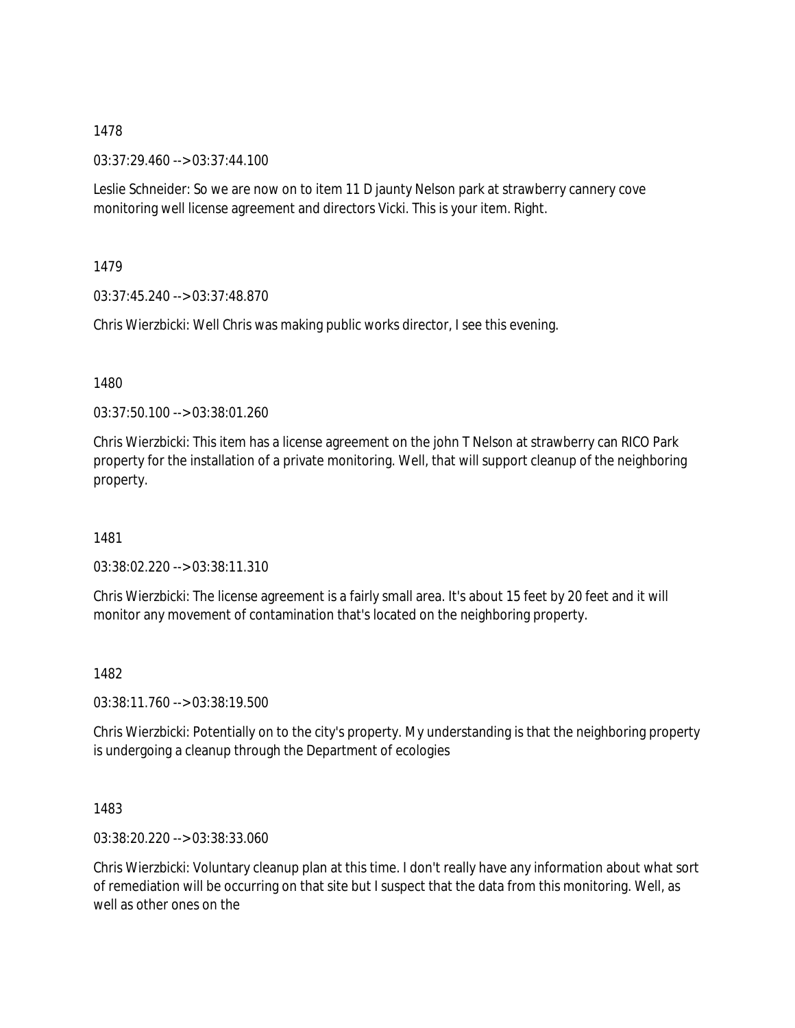1478

03:37:29.460 --> 03:37:44.100

Leslie Schneider: So we are now on to item 11 D jaunty Nelson park at strawberry cannery cove monitoring well license agreement and directors Vicki. This is your item. Right.

1479

03:37:45.240 --> 03:37:48.870

Chris Wierzbicki: Well Chris was making public works director, I see this evening.

1480

03:37:50.100 --> 03:38:01.260

Chris Wierzbicki: This item has a license agreement on the john T Nelson at strawberry can RICO Park property for the installation of a private monitoring. Well, that will support cleanup of the neighboring property.

1481

03:38:02.220 --> 03:38:11.310

Chris Wierzbicki: The license agreement is a fairly small area. It's about 15 feet by 20 feet and it will monitor any movement of contamination that's located on the neighboring property.

1482

03:38:11.760 --> 03:38:19.500

Chris Wierzbicki: Potentially on to the city's property. My understanding is that the neighboring property is undergoing a cleanup through the Department of ecologies

1483

03:38:20.220 --> 03:38:33.060

Chris Wierzbicki: Voluntary cleanup plan at this time. I don't really have any information about what sort of remediation will be occurring on that site but I suspect that the data from this monitoring. Well, as well as other ones on the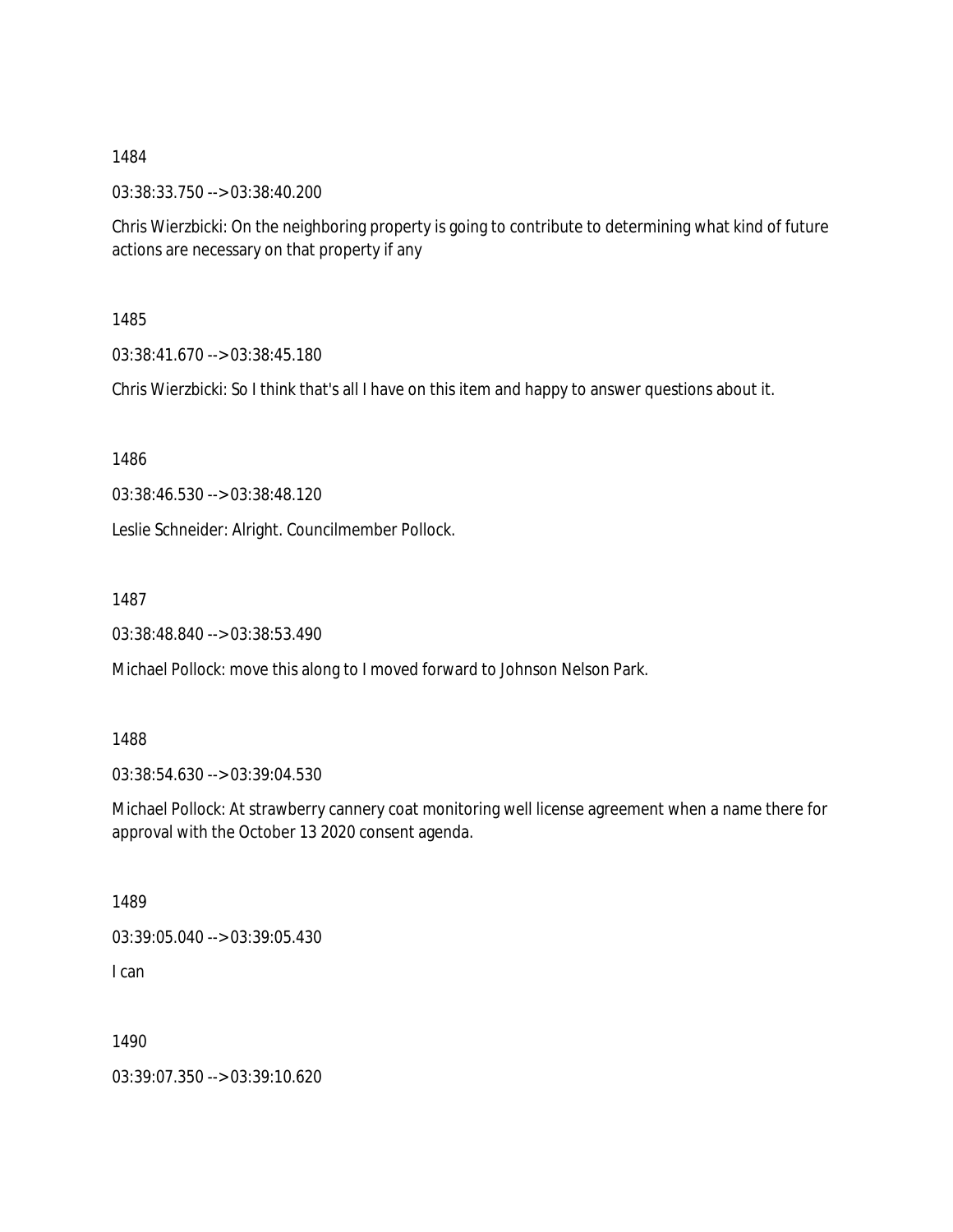1484

03:38:33.750 --> 03:38:40.200

Chris Wierzbicki: On the neighboring property is going to contribute to determining what kind of future actions are necessary on that property if any

1485

03:38:41.670 --> 03:38:45.180

Chris Wierzbicki: So I think that's all I have on this item and happy to answer questions about it.

1486

03:38:46.530 --> 03:38:48.120

Leslie Schneider: Alright. Councilmember Pollock.

1487

03:38:48.840 --> 03:38:53.490

Michael Pollock: move this along to I moved forward to Johnson Nelson Park.

1488

03:38:54.630 --> 03:39:04.530

Michael Pollock: At strawberry cannery coat monitoring well license agreement when a name there for approval with the October 13 2020 consent agenda.

1489

03:39:05.040 --> 03:39:05.430

I can

1490

03:39:07.350 --> 03:39:10.620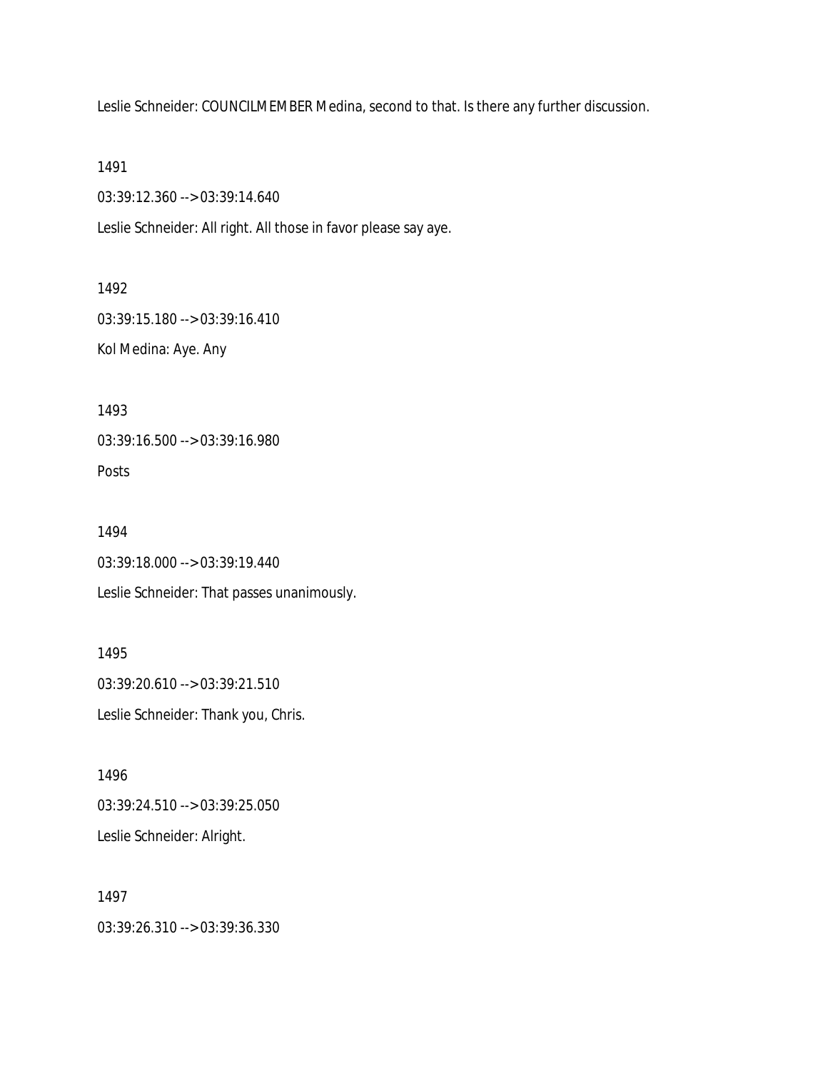Leslie Schneider: COUNCILMEMBER Medina, second to that. Is there any further discussion.

1491

03:39:12.360 --> 03:39:14.640

Leslie Schneider: All right. All those in favor please say aye.

1492

03:39:15.180 --> 03:39:16.410

Kol Medina: Aye. Any

1493

03:39:16.500 --> 03:39:16.980

Posts

1494

03:39:18.000 --> 03:39:19.440

Leslie Schneider: That passes unanimously.

1495

03:39:20.610 --> 03:39:21.510

Leslie Schneider: Thank you, Chris.

1496

03:39:24.510 --> 03:39:25.050

Leslie Schneider: Alright.

1497

03:39:26.310 --> 03:39:36.330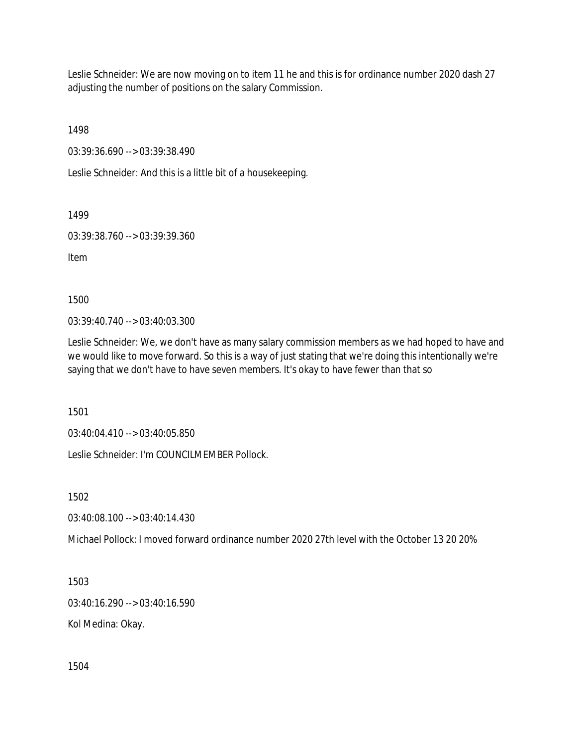Leslie Schneider: We are now moving on to item 11 he and this is for ordinance number 2020 dash 27 adjusting the number of positions on the salary Commission.

1498

03:39:36.690 --> 03:39:38.490

Leslie Schneider: And this is a little bit of a housekeeping.

1499

03:39:38.760 --> 03:39:39.360

Item

1500

03:39:40.740 --> 03:40:03.300

Leslie Schneider: We, we don't have as many salary commission members as we had hoped to have and we would like to move forward. So this is a way of just stating that we're doing this intentionally we're saying that we don't have to have seven members. It's okay to have fewer than that so

1501

03:40:04.410 --> 03:40:05.850

Leslie Schneider: I'm COUNCILMEMBER Pollock.

1502

03:40:08.100 --> 03:40:14.430

Michael Pollock: I moved forward ordinance number 2020 27th level with the October 13 20 20%

1503

03:40:16.290 --> 03:40:16.590

Kol Medina: Okay.

1504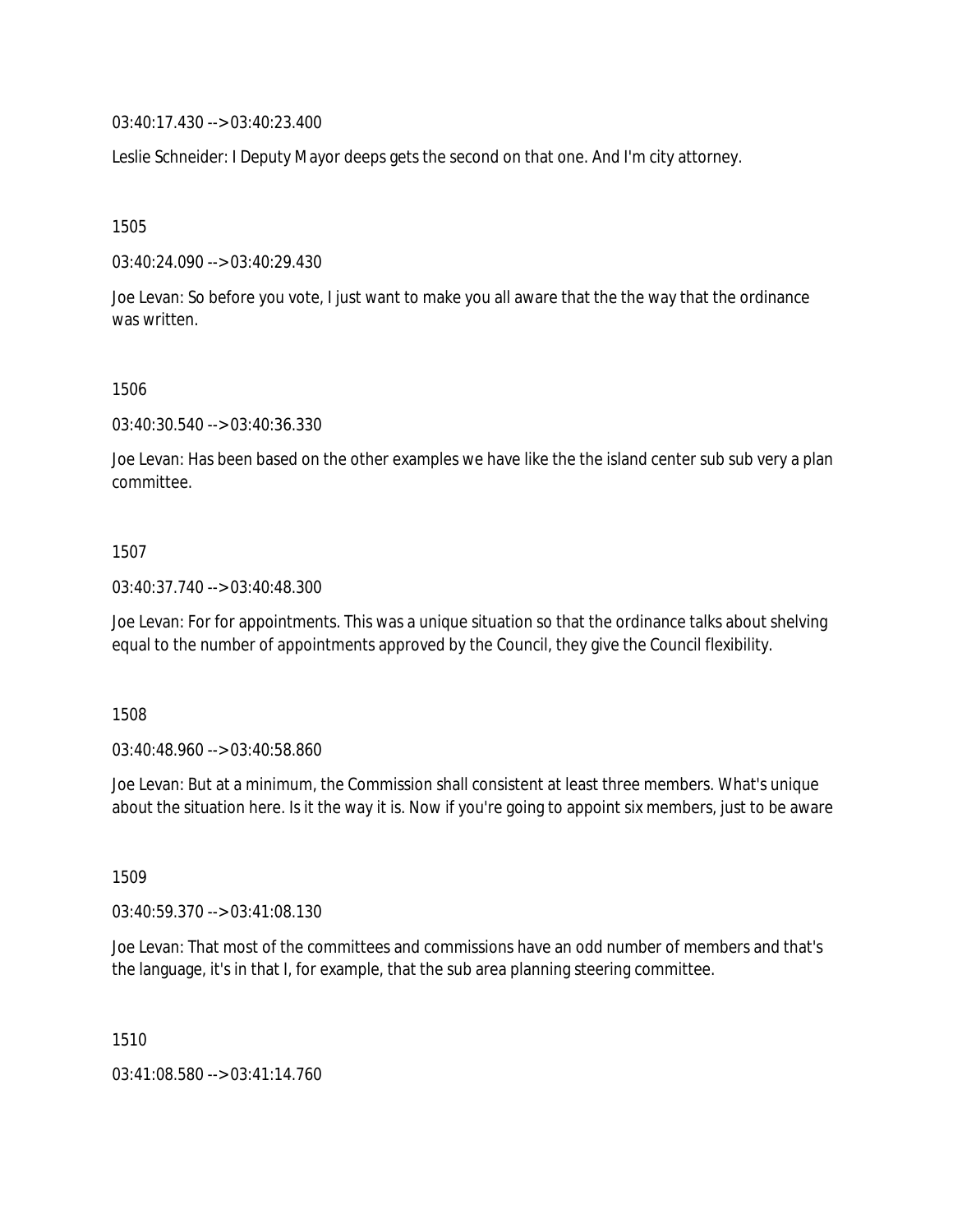03:40:17.430 --> 03:40:23.400

Leslie Schneider: I Deputy Mayor deeps gets the second on that one. And I'm city attorney.

1505

03:40:24.090 --> 03:40:29.430

Joe Levan: So before you vote, I just want to make you all aware that the the way that the ordinance was written.

1506

03:40:30.540 --> 03:40:36.330

Joe Levan: Has been based on the other examples we have like the the island center sub sub very a plan committee.

1507

03:40:37.740 --> 03:40:48.300

Joe Levan: For for appointments. This was a unique situation so that the ordinance talks about shelving equal to the number of appointments approved by the Council, they give the Council flexibility.

1508

03:40:48.960 --> 03:40:58.860

Joe Levan: But at a minimum, the Commission shall consistent at least three members. What's unique about the situation here. Is it the way it is. Now if you're going to appoint six members, just to be aware

1509

03:40:59.370 --> 03:41:08.130

Joe Levan: That most of the committees and commissions have an odd number of members and that's the language, it's in that I, for example, that the sub area planning steering committee.

1510

03:41:08.580 --> 03:41:14.760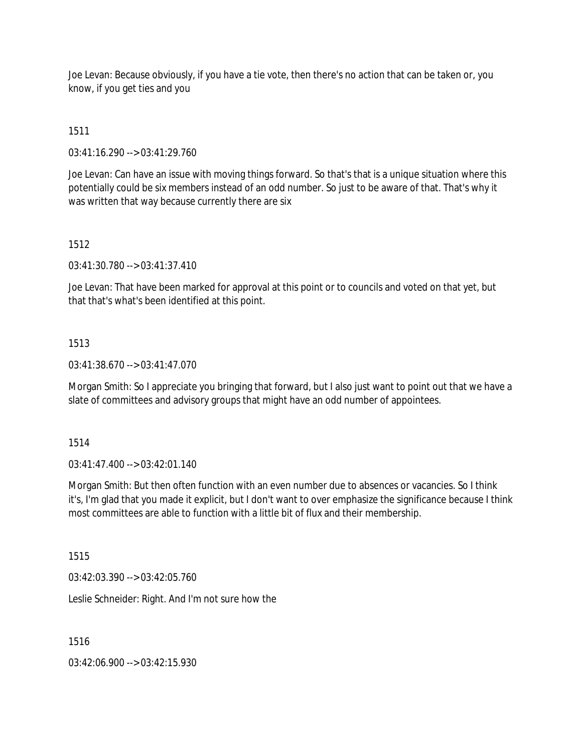Joe Levan: Because obviously, if you have a tie vote, then there's no action that can be taken or, you know, if you get ties and you

1511

03:41:16.290 --> 03:41:29.760

Joe Levan: Can have an issue with moving things forward. So that's that is a unique situation where this potentially could be six members instead of an odd number. So just to be aware of that. That's why it was written that way because currently there are six

1512

03:41:30.780 --> 03:41:37.410

Joe Levan: That have been marked for approval at this point or to councils and voted on that yet, but that that's what's been identified at this point.

1513

03:41:38.670 --> 03:41:47.070

Morgan Smith: So I appreciate you bringing that forward, but I also just want to point out that we have a slate of committees and advisory groups that might have an odd number of appointees.

1514

03:41:47.400 --> 03:42:01.140

Morgan Smith: But then often function with an even number due to absences or vacancies. So I think it's, I'm glad that you made it explicit, but I don't want to over emphasize the significance because I think most committees are able to function with a little bit of flux and their membership.

1515

03:42:03.390 --> 03:42:05.760

Leslie Schneider: Right. And I'm not sure how the

1516

03:42:06.900 --> 03:42:15.930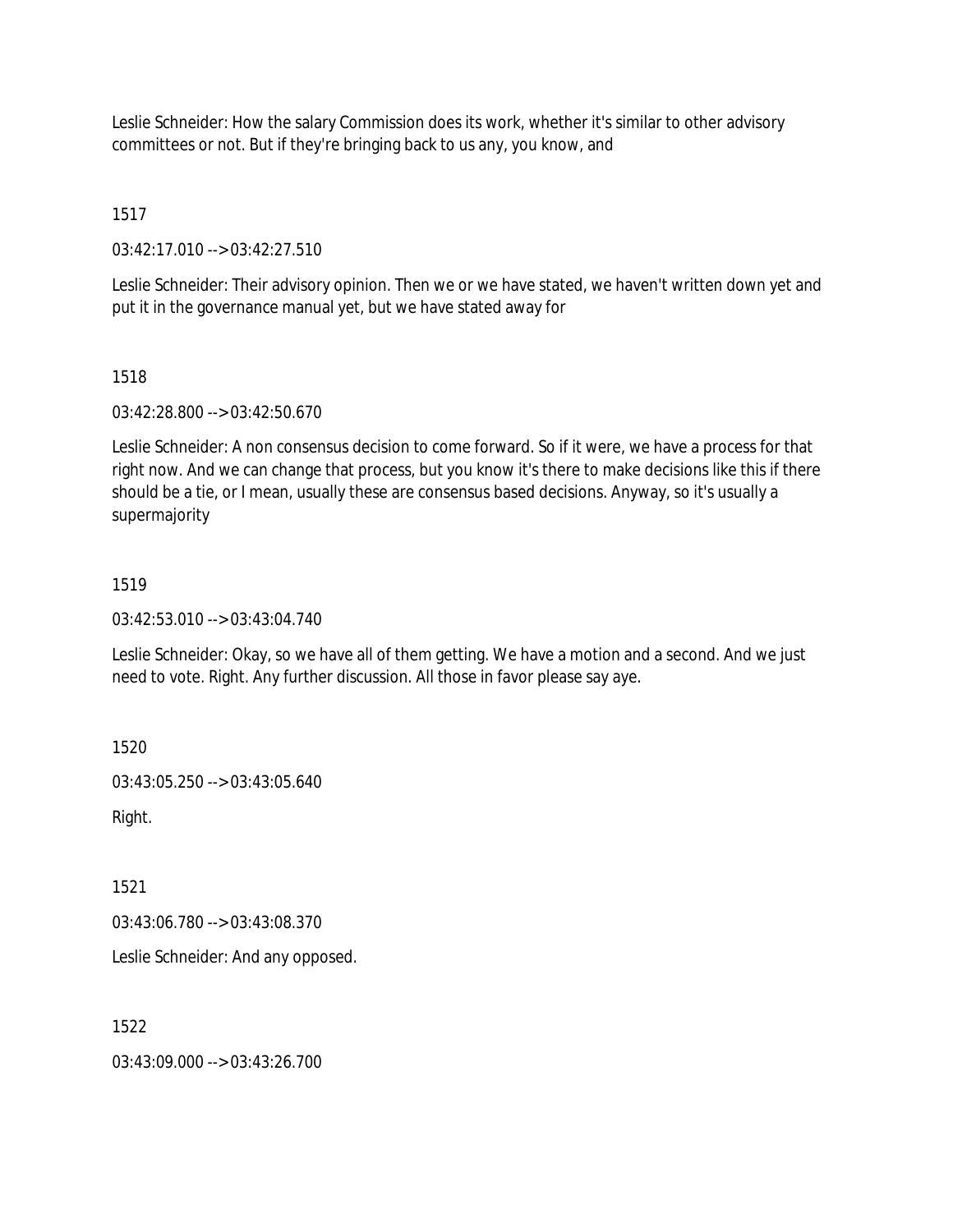Leslie Schneider: How the salary Commission does its work, whether it's similar to other advisory committees or not. But if they're bringing back to us any, you know, and

1517

03:42:17.010 --> 03:42:27.510

Leslie Schneider: Their advisory opinion. Then we or we have stated, we haven't written down yet and put it in the governance manual yet, but we have stated away for

1518

03:42:28.800 --> 03:42:50.670

Leslie Schneider: A non consensus decision to come forward. So if it were, we have a process for that right now. And we can change that process, but you know it's there to make decisions like this if there should be a tie, or I mean, usually these are consensus based decisions. Anyway, so it's usually a supermajority

1519

03:42:53.010 --> 03:43:04.740

Leslie Schneider: Okay, so we have all of them getting. We have a motion and a second. And we just need to vote. Right. Any further discussion. All those in favor please say aye.

1520

03:43:05.250 --> 03:43:05.640

Right.

1521

03:43:06.780 --> 03:43:08.370

Leslie Schneider: And any opposed.

1522

03:43:09.000 --> 03:43:26.700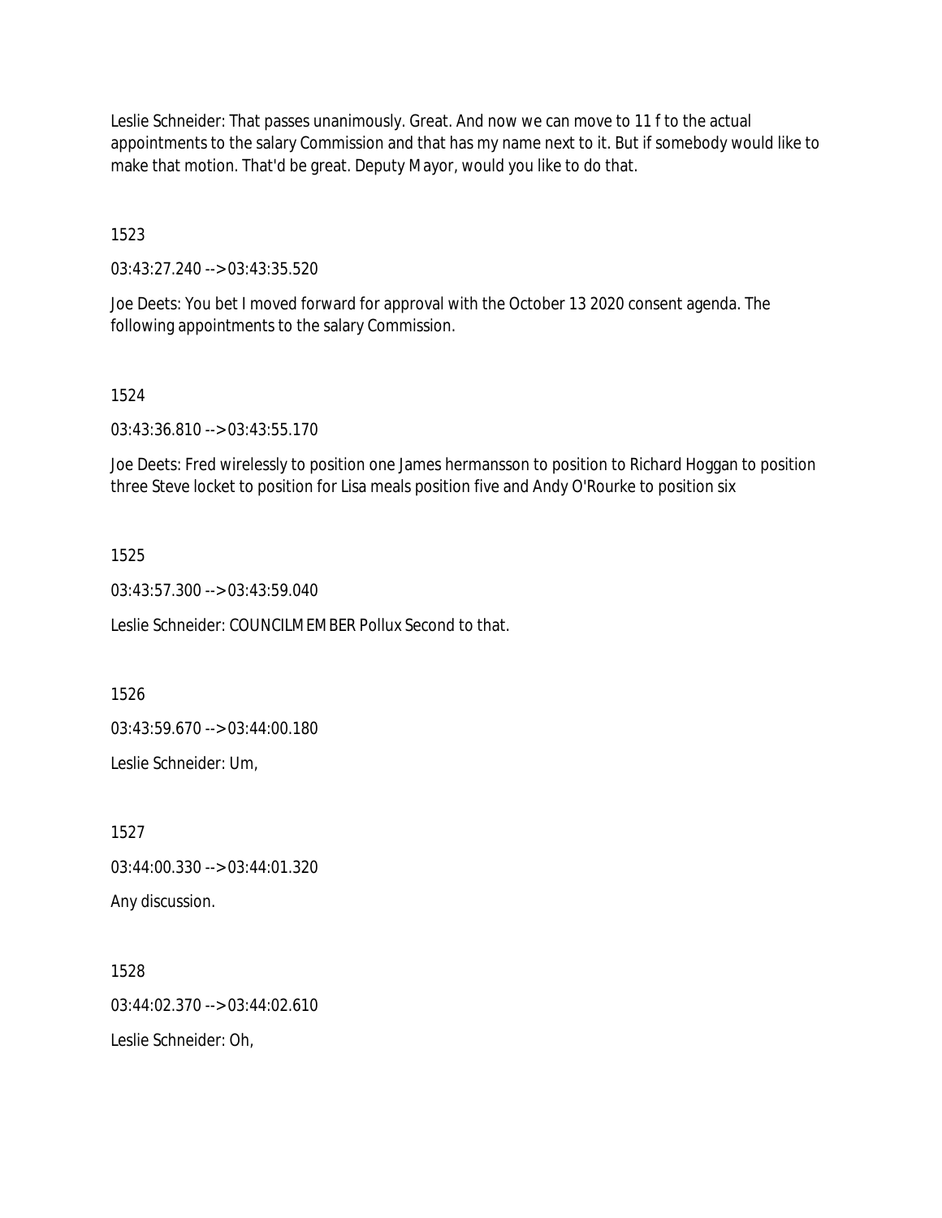Leslie Schneider: That passes unanimously. Great. And now we can move to 11 f to the actual appointments to the salary Commission and that has my name next to it. But if somebody would like to make that motion. That'd be great. Deputy Mayor, would you like to do that.

1523

03:43:27.240 --> 03:43:35.520

Joe Deets: You bet I moved forward for approval with the October 13 2020 consent agenda. The following appointments to the salary Commission.

1524

03:43:36.810 --> 03:43:55.170

Joe Deets: Fred wirelessly to position one James hermansson to position to Richard Hoggan to position three Steve locket to position for Lisa meals position five and Andy O'Rourke to position six

1525

03:43:57.300 --> 03:43:59.040

Leslie Schneider: COUNCILMEMBER Pollux Second to that.

1526

03:43:59.670 --> 03:44:00.180

Leslie Schneider: Um,

1527

03:44:00.330 --> 03:44:01.320

Any discussion.

1528

03:44:02.370 --> 03:44:02.610

Leslie Schneider: Oh,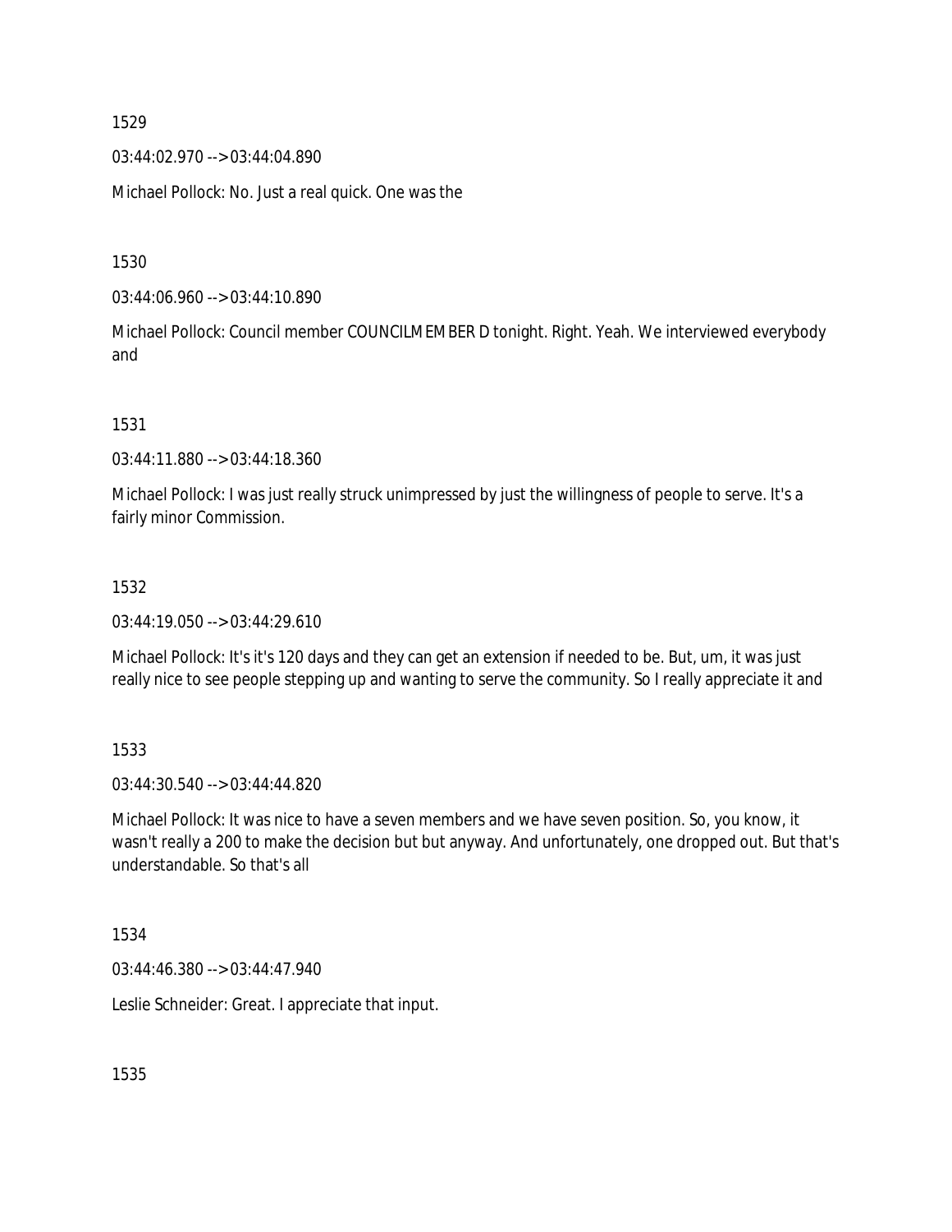1529

03:44:02.970 --> 03:44:04.890

Michael Pollock: No. Just a real quick. One was the

1530

03:44:06.960 --> 03:44:10.890

Michael Pollock: Council member COUNCILMEMBER D tonight. Right. Yeah. We interviewed everybody and

1531

03:44:11.880 --> 03:44:18.360

Michael Pollock: I was just really struck unimpressed by just the willingness of people to serve. It's a fairly minor Commission.

1532

03:44:19.050 --> 03:44:29.610

Michael Pollock: It's it's 120 days and they can get an extension if needed to be. But, um, it was just really nice to see people stepping up and wanting to serve the community. So I really appreciate it and

1533

03:44:30.540 --> 03:44:44.820

Michael Pollock: It was nice to have a seven members and we have seven position. So, you know, it wasn't really a 200 to make the decision but but anyway. And unfortunately, one dropped out. But that's understandable. So that's all

1534

03:44:46.380 --> 03:44:47.940

Leslie Schneider: Great. I appreciate that input.

1535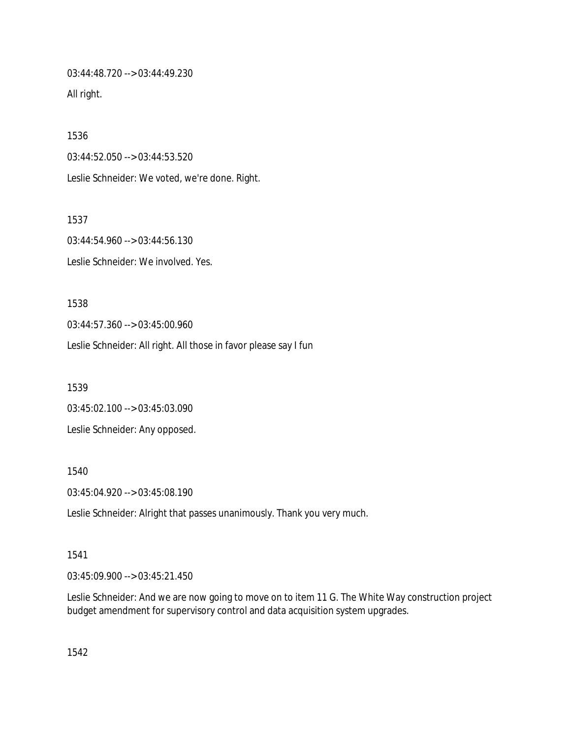03:44:48.720 --> 03:44:49.230

All right.

1536

03:44:52.050 --> 03:44:53.520

Leslie Schneider: We voted, we're done. Right.

1537

03:44:54.960 --> 03:44:56.130

Leslie Schneider: We involved. Yes.

1538

03:44:57.360 --> 03:45:00.960

Leslie Schneider: All right. All those in favor please say I fun

1539

03:45:02.100 --> 03:45:03.090

Leslie Schneider: Any opposed.

1540

03:45:04.920 --> 03:45:08.190

Leslie Schneider: Alright that passes unanimously. Thank you very much.

1541

03:45:09.900 --> 03:45:21.450

Leslie Schneider: And we are now going to move on to item 11 G. The White Way construction project budget amendment for supervisory control and data acquisition system upgrades.

1542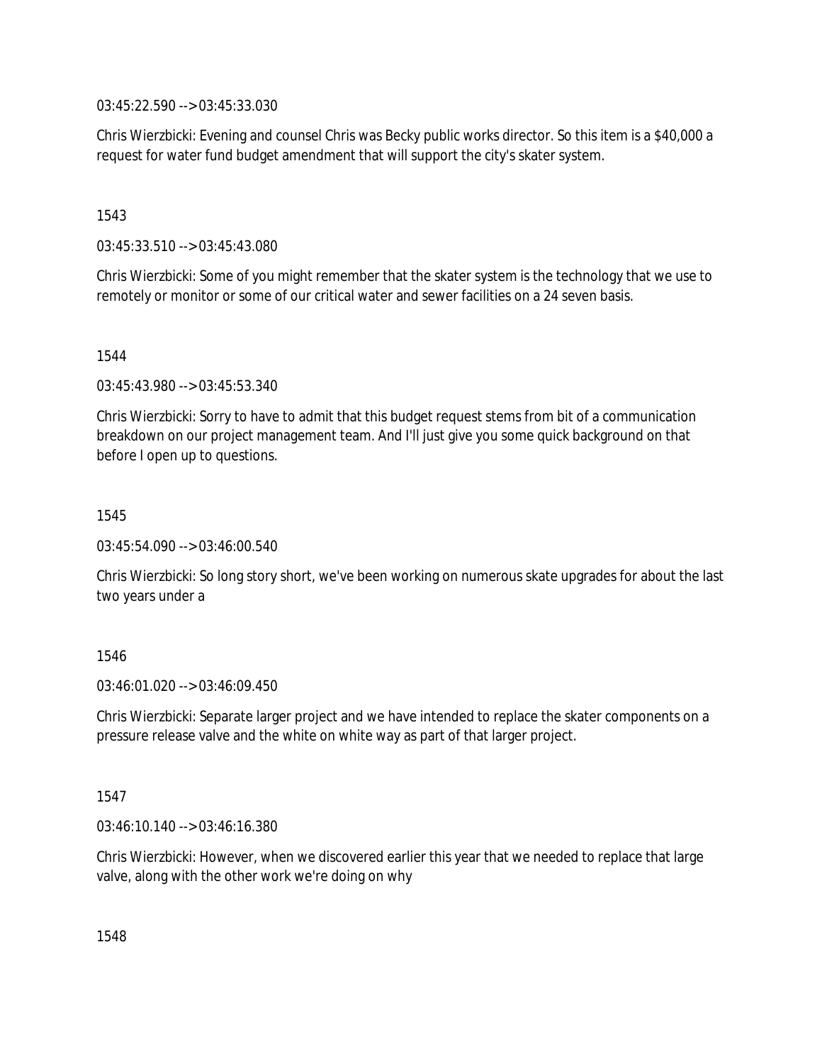03:45:22.590 --> 03:45:33.030

Chris Wierzbicki: Evening and counsel Chris was Becky public works director. So this item is a $40,000 a request for water fund budget amendment that will support the city's skater system.

1543

03:45:33.510 --> 03:45:43.080

Chris Wierzbicki: Some of you might remember that the skater system is the technology that we use to remotely or monitor or some of our critical water and sewer facilities on a 24 seven basis.

1544

03:45:43.980 --> 03:45:53.340

Chris Wierzbicki: Sorry to have to admit that this budget request stems from bit of a communication breakdown on our project management team. And I'll just give you some quick background on that before I open up to questions.

1545

03:45:54.090 --> 03:46:00.540

Chris Wierzbicki: So long story short, we've been working on numerous skate upgrades for about the last two years under a

1546

03:46:01.020 --> 03:46:09.450

Chris Wierzbicki: Separate larger project and we have intended to replace the skater components on a pressure release valve and the white on white way as part of that larger project.

1547

03:46:10.140 --> 03:46:16.380

Chris Wierzbicki: However, when we discovered earlier this year that we needed to replace that large valve, along with the other work we're doing on why

1548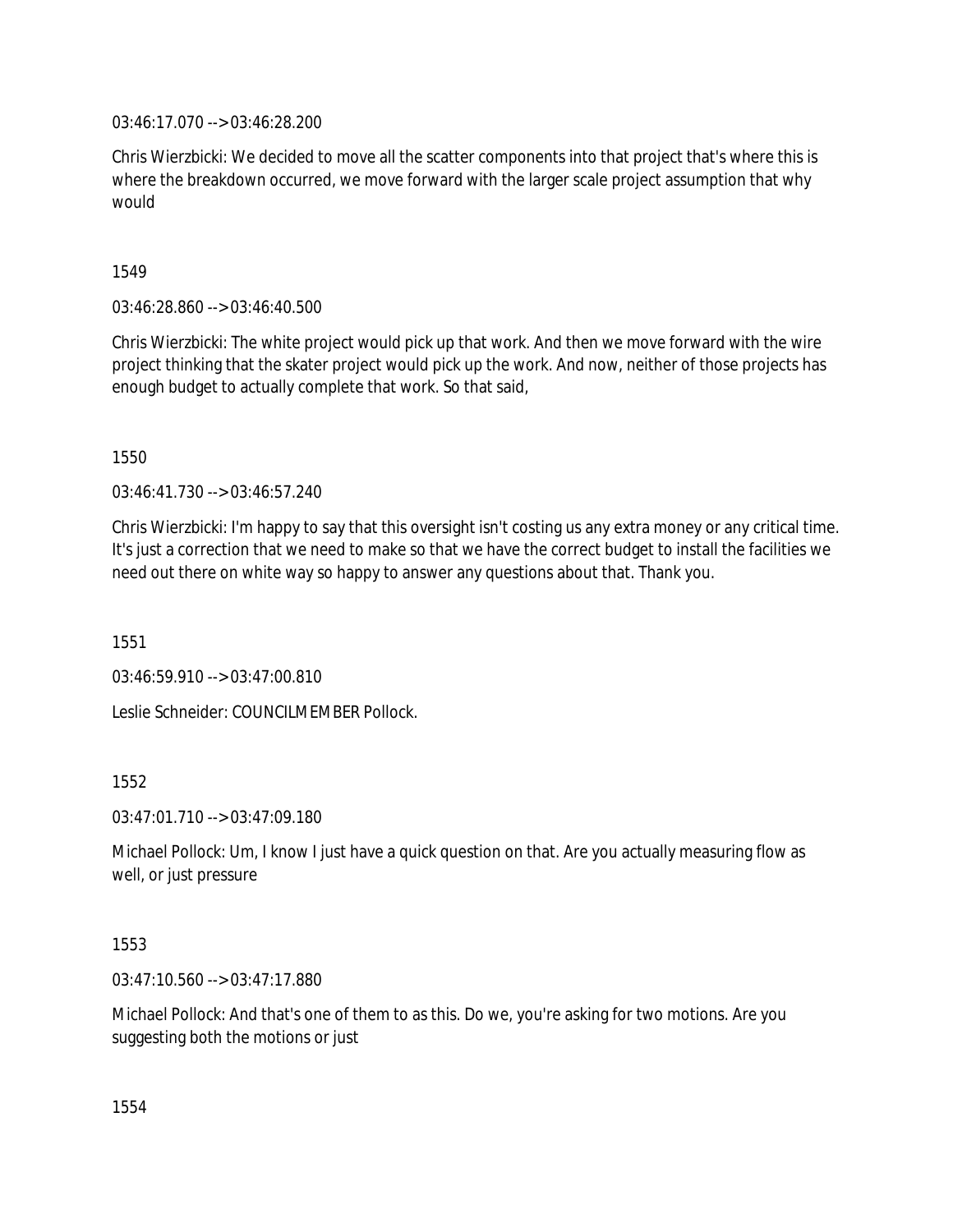03:46:17.070 --> 03:46:28.200

Chris Wierzbicki: We decided to move all the scatter components into that project that's where this is where the breakdown occurred, we move forward with the larger scale project assumption that why would

1549

03:46:28.860 --> 03:46:40.500

Chris Wierzbicki: The white project would pick up that work. And then we move forward with the wire project thinking that the skater project would pick up the work. And now, neither of those projects has enough budget to actually complete that work. So that said,

1550

03:46:41.730 --> 03:46:57.240

Chris Wierzbicki: I'm happy to say that this oversight isn't costing us any extra money or any critical time. It's just a correction that we need to make so that we have the correct budget to install the facilities we need out there on white way so happy to answer any questions about that. Thank you.

1551

03:46:59.910 --> 03:47:00.810

Leslie Schneider: COUNCILMEMBER Pollock.

1552

03:47:01.710 --> 03:47:09.180

Michael Pollock: Um, I know I just have a quick question on that. Are you actually measuring flow as well, or just pressure

1553

03:47:10.560 --> 03:47:17.880

Michael Pollock: And that's one of them to as this. Do we, you're asking for two motions. Are you suggesting both the motions or just

1554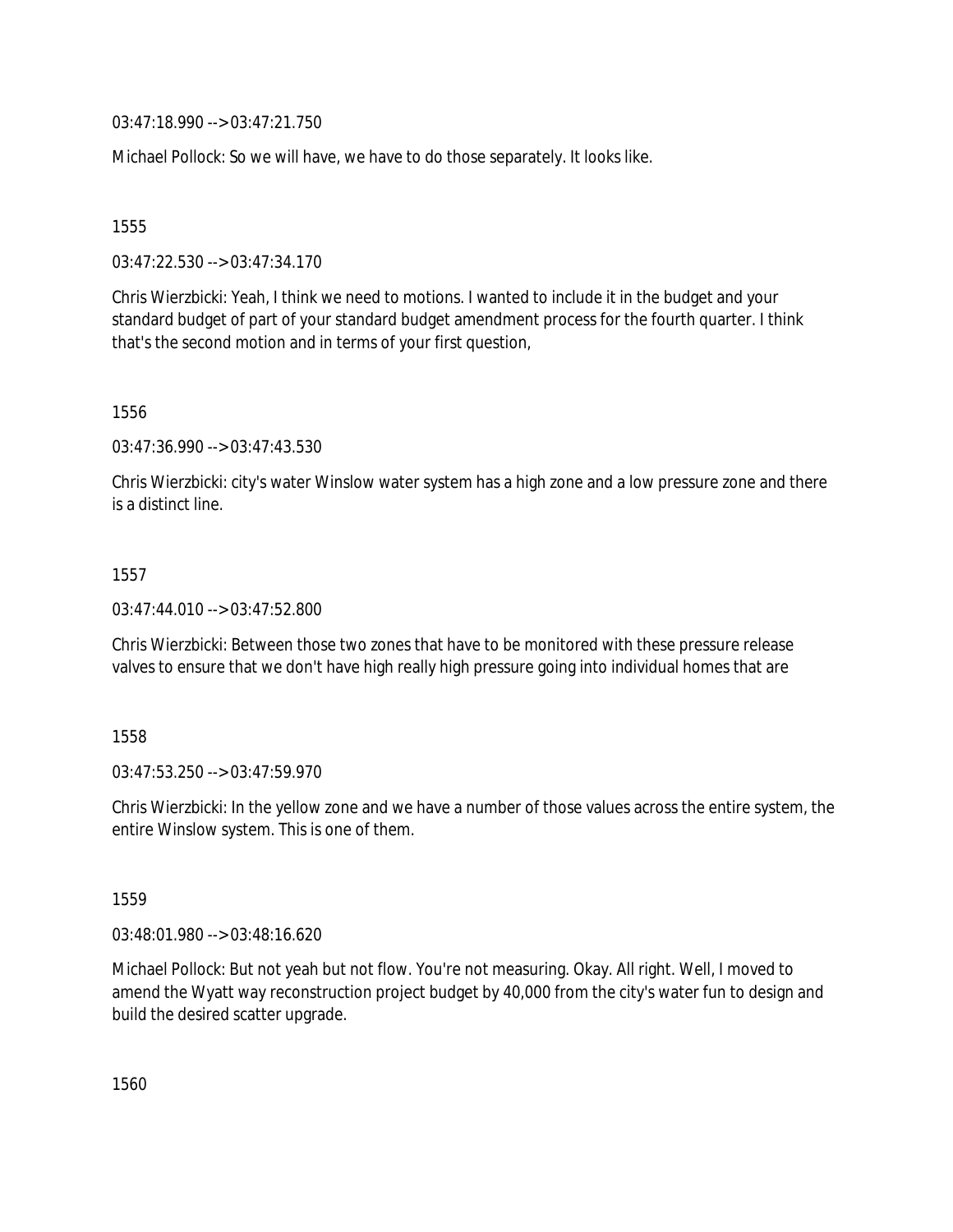03:47:18.990 --> 03:47:21.750

Michael Pollock: So we will have, we have to do those separately. It looks like.

1555

03:47:22.530 --> 03:47:34.170

Chris Wierzbicki: Yeah, I think we need to motions. I wanted to include it in the budget and your standard budget of part of your standard budget amendment process for the fourth quarter. I think that's the second motion and in terms of your first question,

1556

03:47:36.990 --> 03:47:43.530

Chris Wierzbicki: city's water Winslow water system has a high zone and a low pressure zone and there is a distinct line.

1557

03:47:44.010 --> 03:47:52.800

Chris Wierzbicki: Between those two zones that have to be monitored with these pressure release valves to ensure that we don't have high really high pressure going into individual homes that are

1558

03:47:53.250 --> 03:47:59.970

Chris Wierzbicki: In the yellow zone and we have a number of those values across the entire system, the entire Winslow system. This is one of them.

1559

03:48:01.980 --> 03:48:16.620

Michael Pollock: But not yeah but not flow. You're not measuring. Okay. All right. Well, I moved to amend the Wyatt way reconstruction project budget by 40,000 from the city's water fun to design and build the desired scatter upgrade.

1560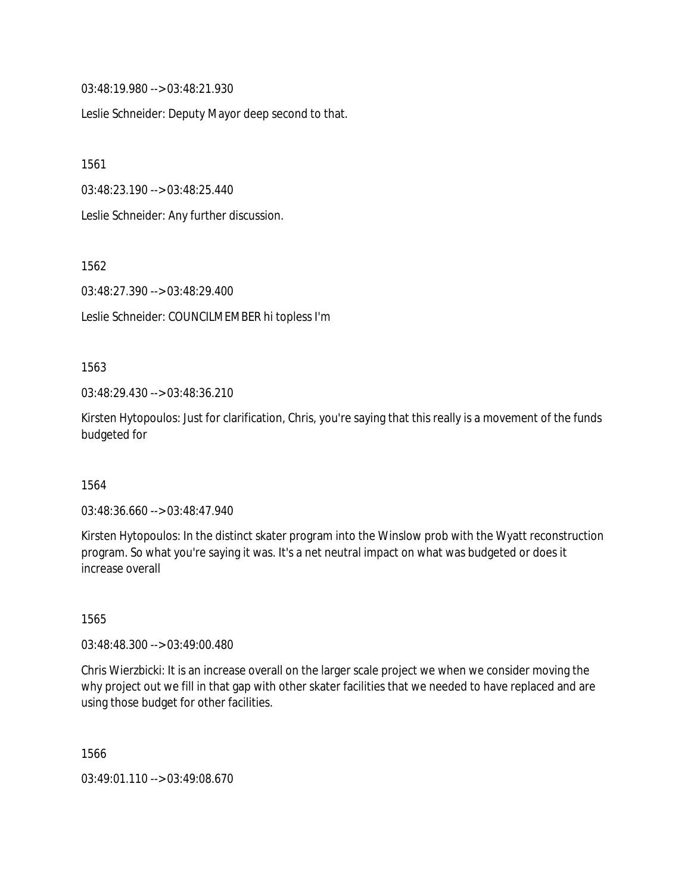03:48:19.980 --> 03:48:21.930

Leslie Schneider: Deputy Mayor deep second to that.

1561

03:48:23.190 --> 03:48:25.440

Leslie Schneider: Any further discussion.

1562

03:48:27.390 --> 03:48:29.400

Leslie Schneider: COUNCILMEMBER hi topless I'm

1563

03:48:29.430 --> 03:48:36.210

Kirsten Hytopoulos: Just for clarification, Chris, you're saying that this really is a movement of the funds budgeted for

1564

03:48:36.660 --> 03:48:47.940

Kirsten Hytopoulos: In the distinct skater program into the Winslow prob with the Wyatt reconstruction program. So what you're saying it was. It's a net neutral impact on what was budgeted or does it increase overall

1565

03:48:48.300 --> 03:49:00.480

Chris Wierzbicki: It is an increase overall on the larger scale project we when we consider moving the why project out we fill in that gap with other skater facilities that we needed to have replaced and are using those budget for other facilities.

1566

03:49:01.110 --> 03:49:08.670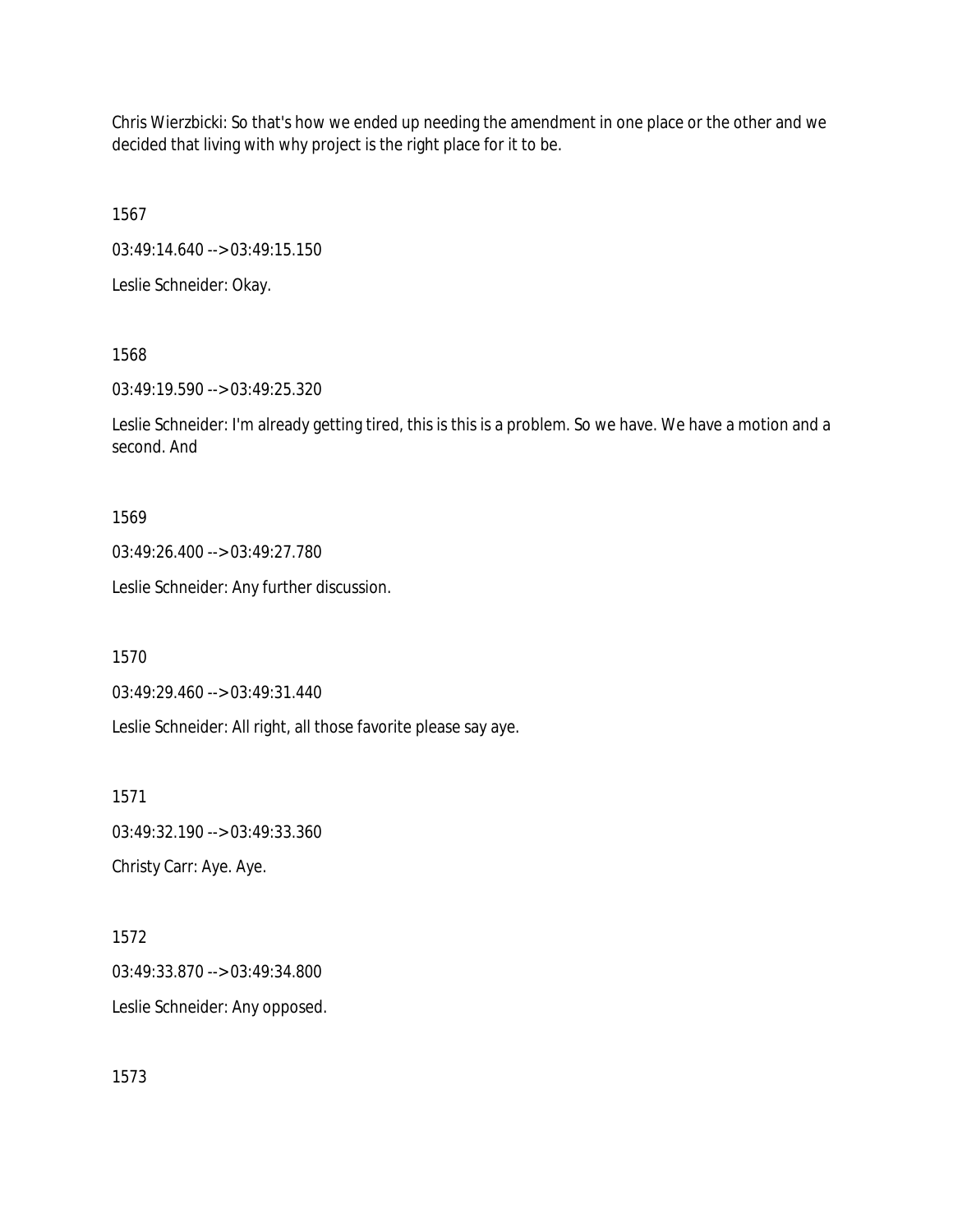Chris Wierzbicki: So that's how we ended up needing the amendment in one place or the other and we decided that living with why project is the right place for it to be.

1567

03:49:14.640 --> 03:49:15.150

Leslie Schneider: Okay.

1568

03:49:19.590 --> 03:49:25.320

Leslie Schneider: I'm already getting tired, this is this is a problem. So we have. We have a motion and a second. And

1569

03:49:26.400 --> 03:49:27.780

Leslie Schneider: Any further discussion.

1570

03:49:29.460 --> 03:49:31.440

Leslie Schneider: All right, all those favorite please say aye.

1571

03:49:32.190 --> 03:49:33.360

Christy Carr: Aye. Aye.

1572

03:49:33.870 --> 03:49:34.800

Leslie Schneider: Any opposed.

1573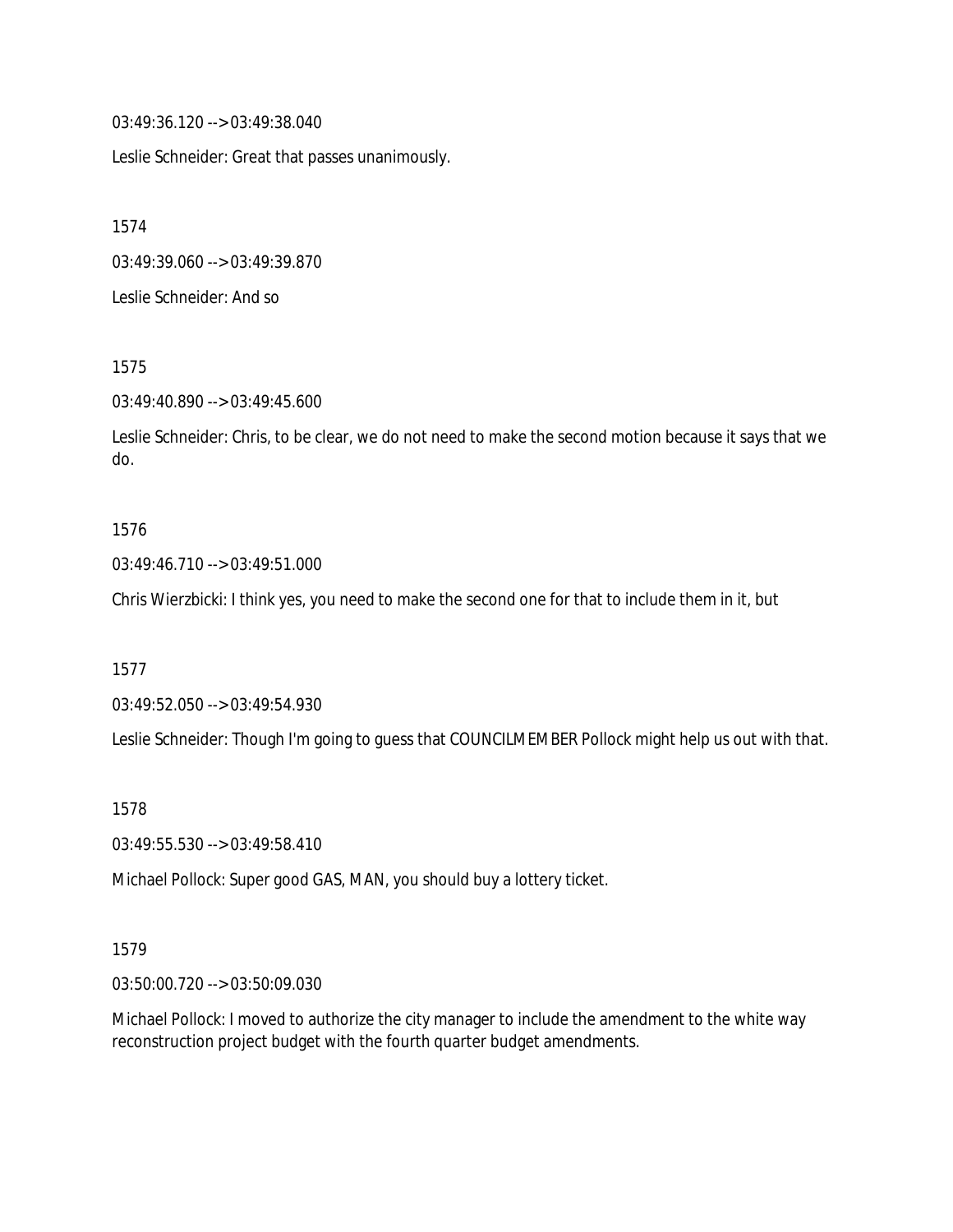03:49:36.120 --> 03:49:38.040

Leslie Schneider: Great that passes unanimously.

1574

03:49:39.060 --> 03:49:39.870

Leslie Schneider: And so

1575

03:49:40.890 --> 03:49:45.600

Leslie Schneider: Chris, to be clear, we do not need to make the second motion because it says that we do.

1576

03:49:46.710 --> 03:49:51.000

Chris Wierzbicki: I think yes, you need to make the second one for that to include them in it, but

1577

03:49:52.050 --> 03:49:54.930

Leslie Schneider: Though I'm going to guess that COUNCILMEMBER Pollock might help us out with that.

1578

03:49:55.530 --> 03:49:58.410

Michael Pollock: Super good GAS, MAN, you should buy a lottery ticket.

1579

03:50:00.720 --> 03:50:09.030

Michael Pollock: I moved to authorize the city manager to include the amendment to the white way reconstruction project budget with the fourth quarter budget amendments.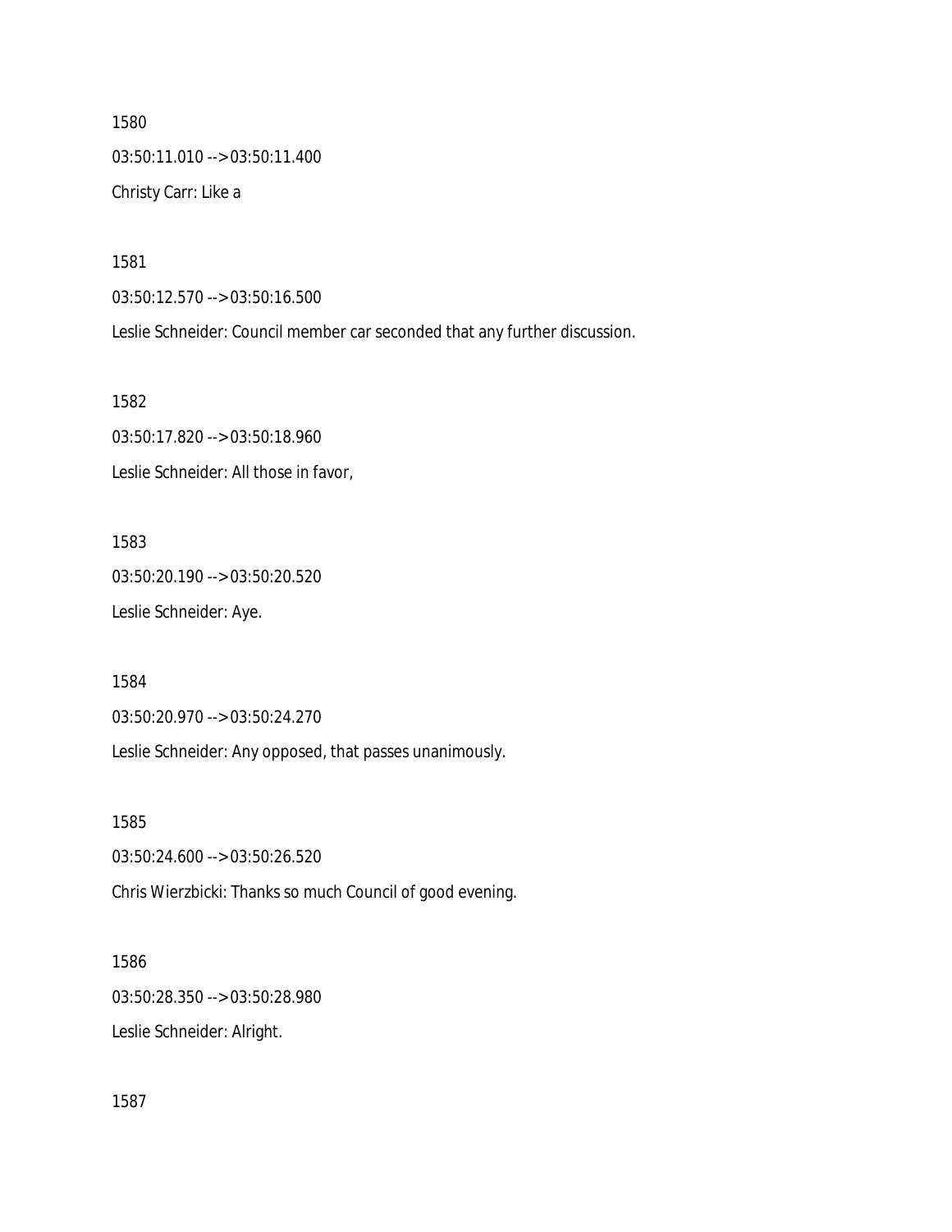1580

03:50:11.010 --> 03:50:11.400

Christy Carr: Like a

1581

03:50:12.570 --> 03:50:16.500

Leslie Schneider: Council member car seconded that any further discussion.

1582

03:50:17.820 --> 03:50:18.960

Leslie Schneider: All those in favor,

1583

03:50:20.190 --> 03:50:20.520

Leslie Schneider: Aye.

1584

03:50:20.970 --> 03:50:24.270

Leslie Schneider: Any opposed, that passes unanimously.

1585

03:50:24.600 --> 03:50:26.520

Chris Wierzbicki: Thanks so much Council of good evening.

1586

03:50:28.350 --> 03:50:28.980

Leslie Schneider: Alright.

1587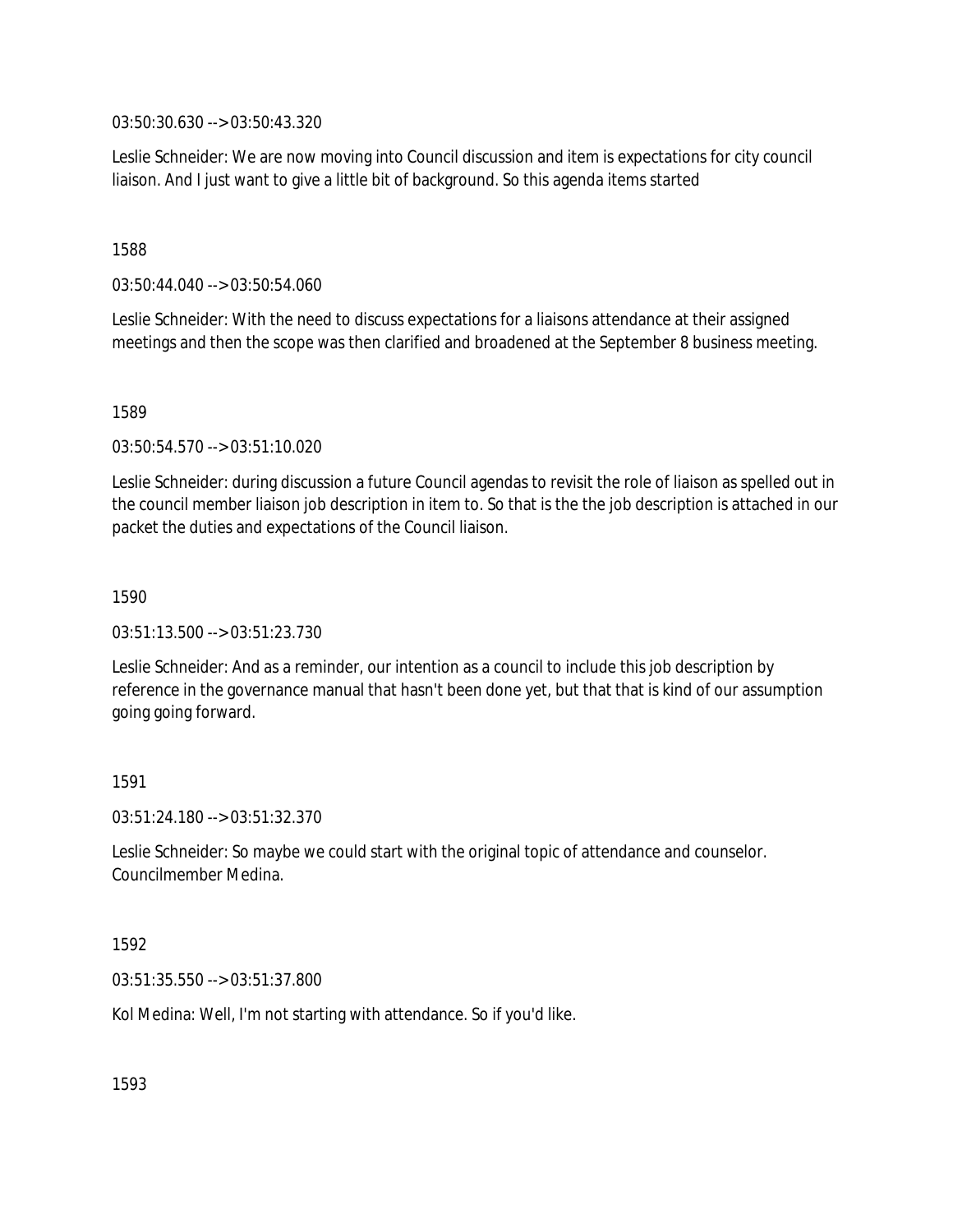03:50:30.630 --> 03:50:43.320

Leslie Schneider: We are now moving into Council discussion and item is expectations for city council liaison. And I just want to give a little bit of background. So this agenda items started

1588

03:50:44.040 --> 03:50:54.060

Leslie Schneider: With the need to discuss expectations for a liaisons attendance at their assigned meetings and then the scope was then clarified and broadened at the September 8 business meeting.

1589

03:50:54.570 --> 03:51:10.020

Leslie Schneider: during discussion a future Council agendas to revisit the role of liaison as spelled out in the council member liaison job description in item to. So that is the the job description is attached in our packet the duties and expectations of the Council liaison.

1590

03:51:13.500 --> 03:51:23.730

Leslie Schneider: And as a reminder, our intention as a council to include this job description by reference in the governance manual that hasn't been done yet, but that that is kind of our assumption going going forward.

1591

03:51:24.180 --> 03:51:32.370

Leslie Schneider: So maybe we could start with the original topic of attendance and counselor. Councilmember Medina.

1592

03:51:35.550 --> 03:51:37.800

Kol Medina: Well, I'm not starting with attendance. So if you'd like.

1593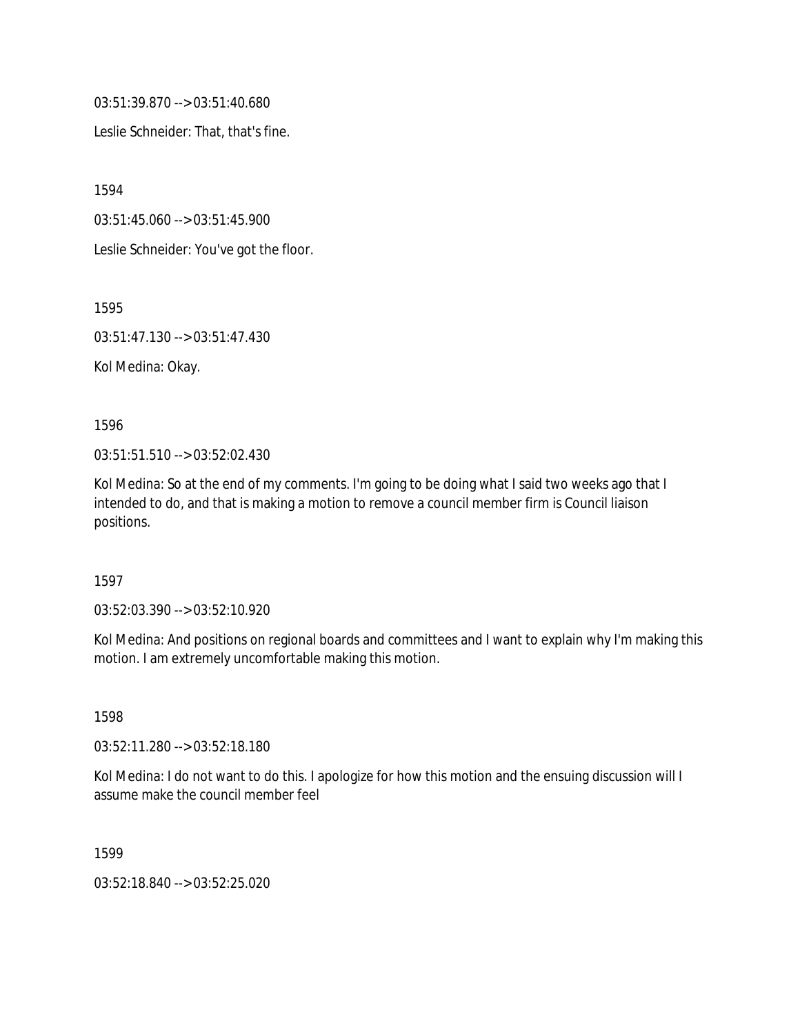03:51:39.870 --> 03:51:40.680

Leslie Schneider: That, that's fine.

1594

03:51:45.060 --> 03:51:45.900

Leslie Schneider: You've got the floor.

1595

03:51:47.130 --> 03:51:47.430

Kol Medina: Okay.

1596

03:51:51.510 --> 03:52:02.430

Kol Medina: So at the end of my comments. I'm going to be doing what I said two weeks ago that I intended to do, and that is making a motion to remove a council member firm is Council liaison positions.

1597

03:52:03.390 --> 03:52:10.920

Kol Medina: And positions on regional boards and committees and I want to explain why I'm making this motion. I am extremely uncomfortable making this motion.

1598

03:52:11.280 --> 03:52:18.180

Kol Medina: I do not want to do this. I apologize for how this motion and the ensuing discussion will I assume make the council member feel

1599

03:52:18.840 --> 03:52:25.020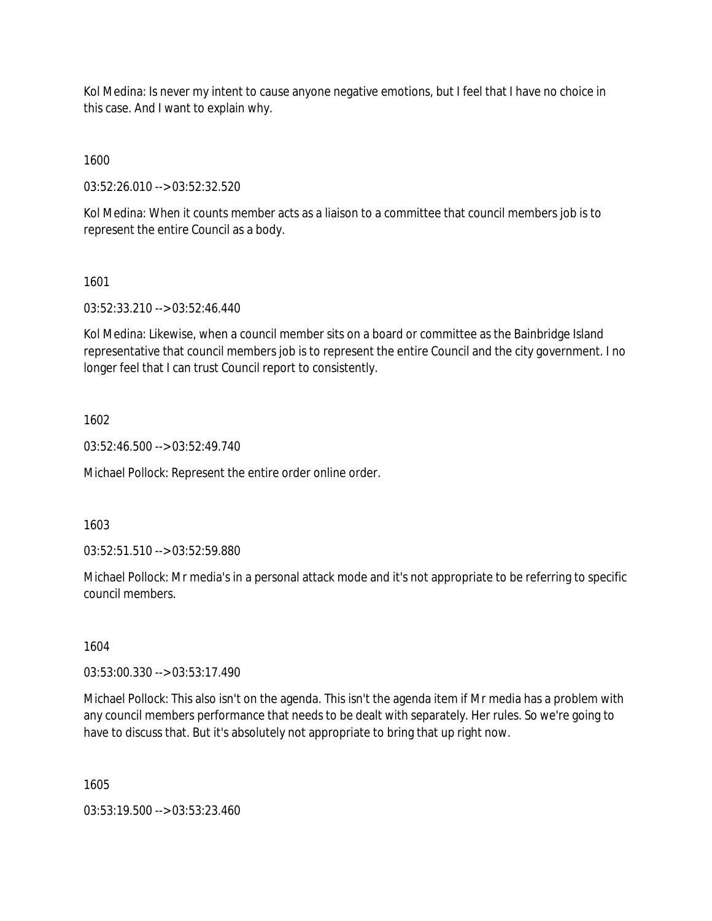Kol Medina: Is never my intent to cause anyone negative emotions, but I feel that I have no choice in this case. And I want to explain why.

1600

03:52:26.010 --> 03:52:32.520

Kol Medina: When it counts member acts as a liaison to a committee that council members job is to represent the entire Council as a body.

1601

03:52:33.210 --> 03:52:46.440

Kol Medina: Likewise, when a council member sits on a board or committee as the Bainbridge Island representative that council members job is to represent the entire Council and the city government. I no longer feel that I can trust Council report to consistently.

1602

03:52:46.500 --> 03:52:49.740

Michael Pollock: Represent the entire order online order.

1603

03:52:51.510 --> 03:52:59.880

Michael Pollock: Mr media's in a personal attack mode and it's not appropriate to be referring to specific council members.

1604

03:53:00.330 --> 03:53:17.490

Michael Pollock: This also isn't on the agenda. This isn't the agenda item if Mr media has a problem with any council members performance that needs to be dealt with separately. Her rules. So we're going to have to discuss that. But it's absolutely not appropriate to bring that up right now.

1605

03:53:19.500 --> 03:53:23.460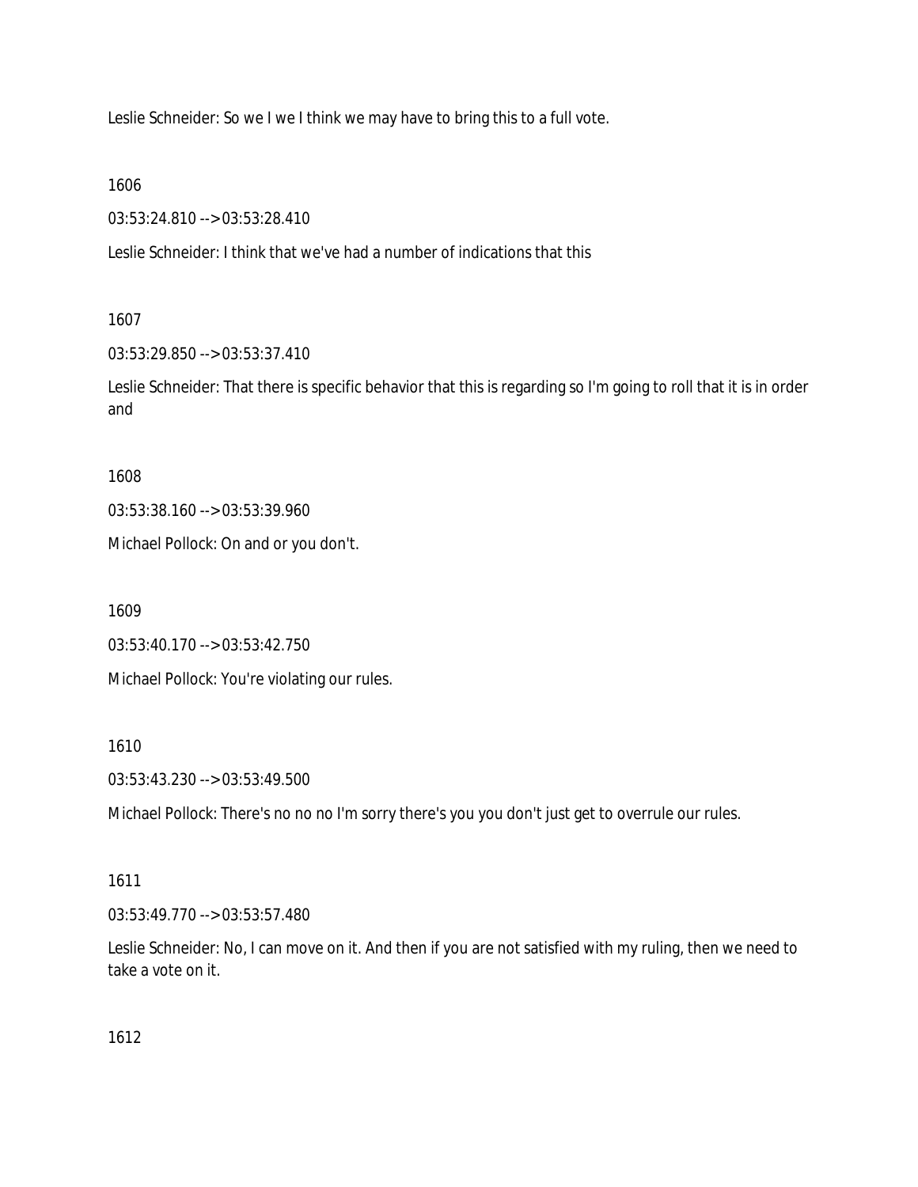Leslie Schneider: So we I we I think we may have to bring this to a full vote.

1606

03:53:24.810 --> 03:53:28.410

Leslie Schneider: I think that we've had a number of indications that this

1607

03:53:29.850 --> 03:53:37.410

Leslie Schneider: That there is specific behavior that this is regarding so I'm going to roll that it is in order and

1608

03:53:38.160 --> 03:53:39.960

Michael Pollock: On and or you don't.

1609

03:53:40.170 --> 03:53:42.750

Michael Pollock: You're violating our rules.

1610

03:53:43.230 --> 03:53:49.500

Michael Pollock: There's no no no I'm sorry there's you you don't just get to overrule our rules.

1611

03:53:49.770 --> 03:53:57.480

Leslie Schneider: No, I can move on it. And then if you are not satisfied with my ruling, then we need to take a vote on it.

1612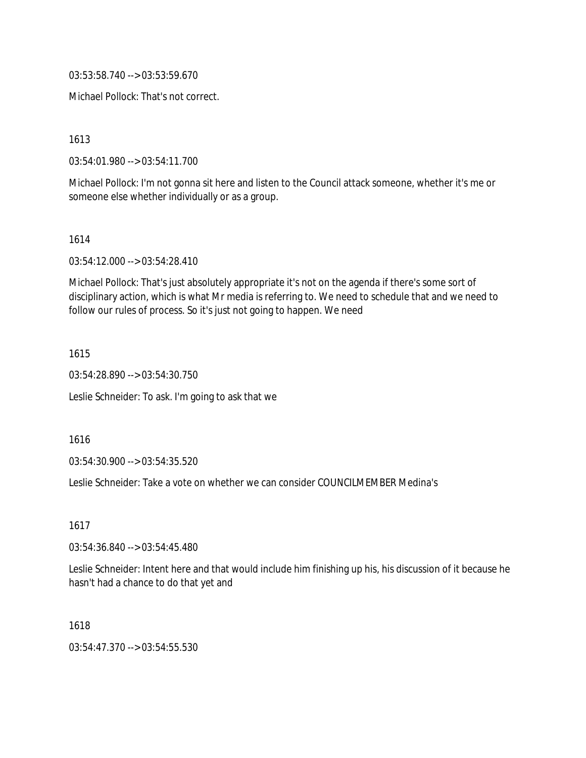03:53:58.740 --> 03:53:59.670

Michael Pollock: That's not correct.

1613

03:54:01.980 --> 03:54:11.700

Michael Pollock: I'm not gonna sit here and listen to the Council attack someone, whether it's me or someone else whether individually or as a group.

1614

03:54:12.000 --> 03:54:28.410

Michael Pollock: That's just absolutely appropriate it's not on the agenda if there's some sort of disciplinary action, which is what Mr media is referring to. We need to schedule that and we need to follow our rules of process. So it's just not going to happen. We need

1615

03:54:28.890 --> 03:54:30.750

Leslie Schneider: To ask. I'm going to ask that we

1616

03:54:30.900 --> 03:54:35.520

Leslie Schneider: Take a vote on whether we can consider COUNCILMEMBER Medina's

1617

03:54:36.840 --> 03:54:45.480

Leslie Schneider: Intent here and that would include him finishing up his, his discussion of it because he hasn't had a chance to do that yet and

1618

03:54:47.370 --> 03:54:55.530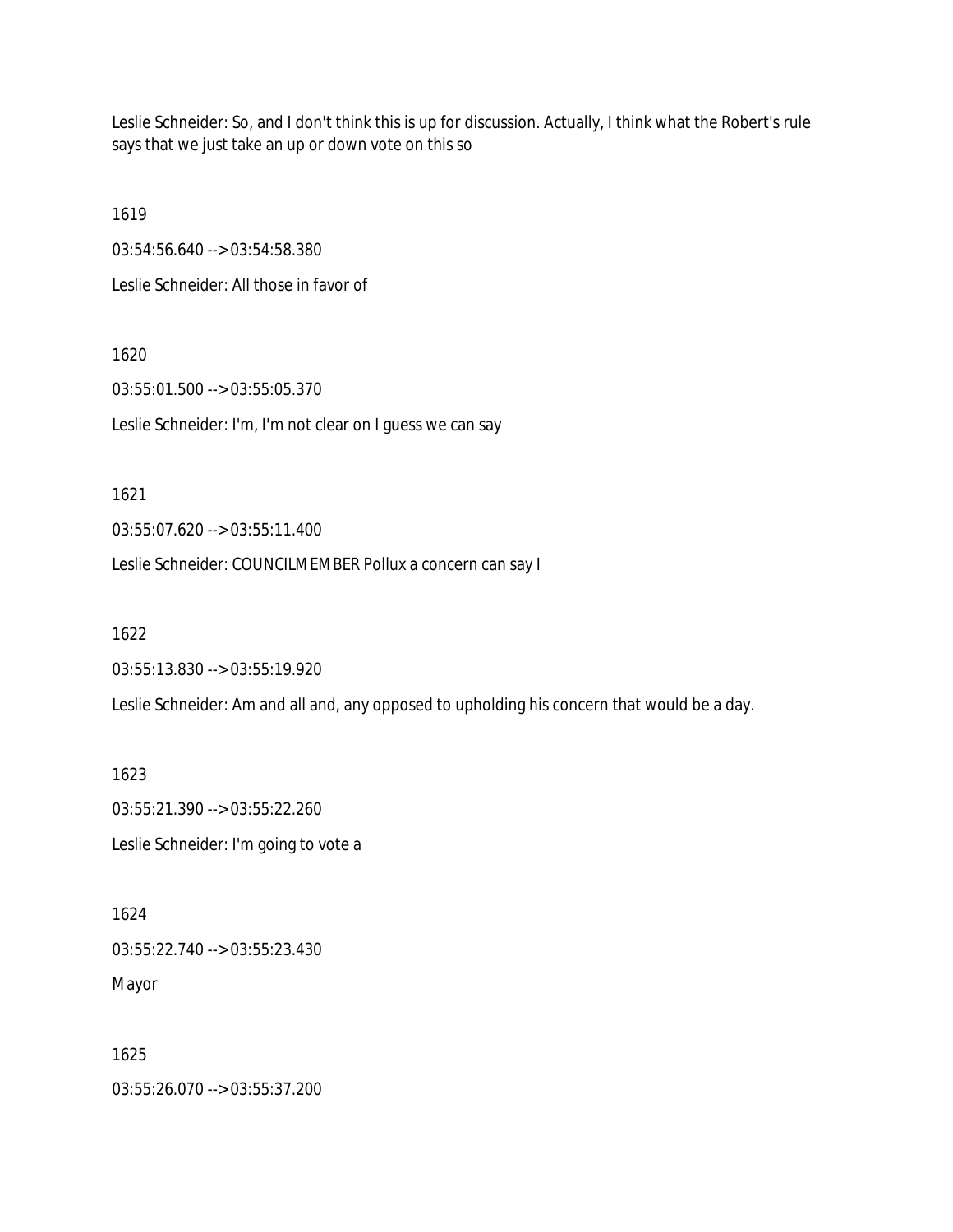Leslie Schneider: So, and I don't think this is up for discussion. Actually, I think what the Robert's rule says that we just take an up or down vote on this so

1619

03:54:56.640 --> 03:54:58.380

Leslie Schneider: All those in favor of

1620

03:55:01.500 --> 03:55:05.370

Leslie Schneider: I'm, I'm not clear on I guess we can say

1621

03:55:07.620 --> 03:55:11.400

Leslie Schneider: COUNCILMEMBER Pollux a concern can say I

1622

03:55:13.830 --> 03:55:19.920

Leslie Schneider: Am and all and, any opposed to upholding his concern that would be a day.

1623

03:55:21.390 --> 03:55:22.260

Leslie Schneider: I'm going to vote a

1624

03:55:22.740 --> 03:55:23.430

Mayor

1625

03:55:26.070 --> 03:55:37.200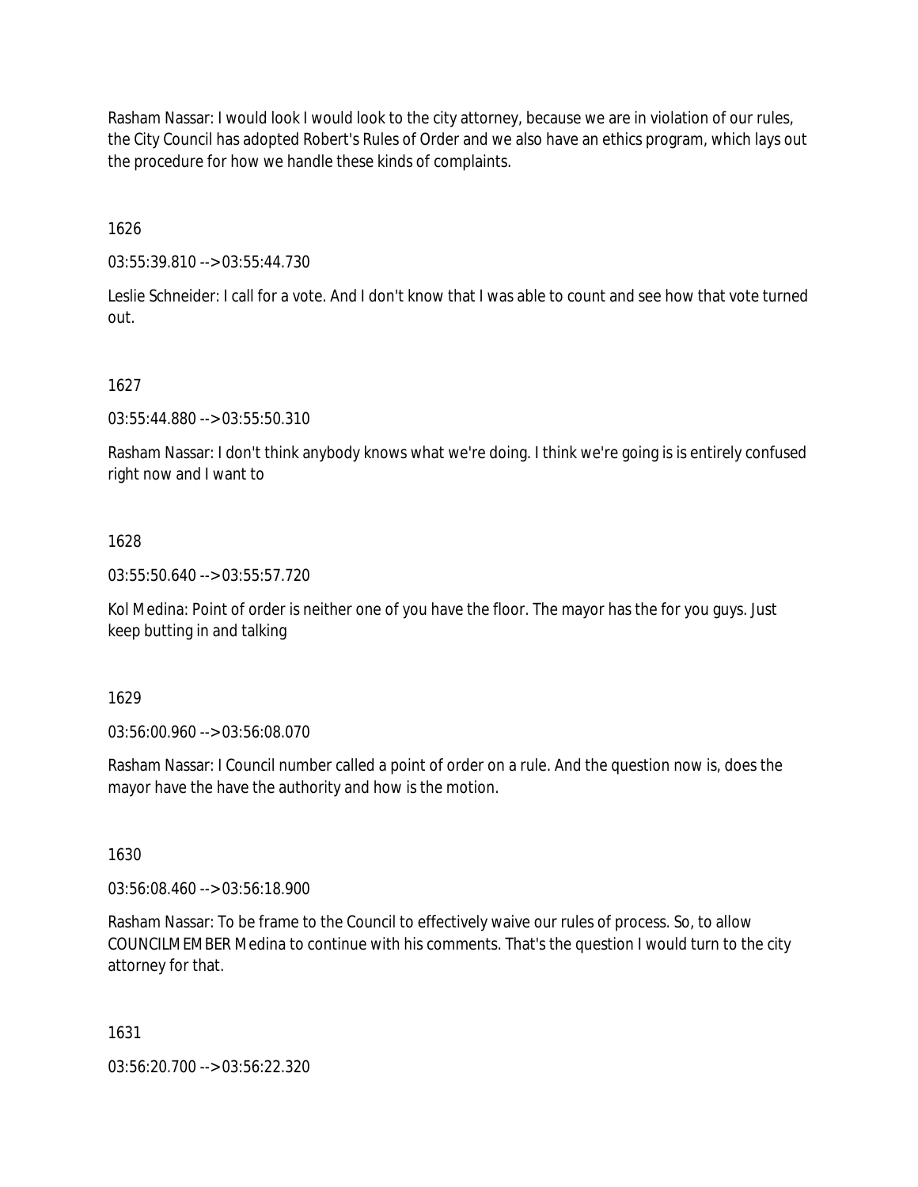Rasham Nassar: I would look I would look to the city attorney, because we are in violation of our rules, the City Council has adopted Robert's Rules of Order and we also have an ethics program, which lays out the procedure for how we handle these kinds of complaints.

1626

03:55:39.810 --> 03:55:44.730

Leslie Schneider: I call for a vote. And I don't know that I was able to count and see how that vote turned out.

1627

03:55:44.880 --> 03:55:50.310

Rasham Nassar: I don't think anybody knows what we're doing. I think we're going is is entirely confused right now and I want to

1628

03:55:50.640 --> 03:55:57.720

Kol Medina: Point of order is neither one of you have the floor. The mayor has the for you guys. Just keep butting in and talking

1629

03:56:00.960 --> 03:56:08.070

Rasham Nassar: I Council number called a point of order on a rule. And the question now is, does the mayor have the have the authority and how is the motion.

1630

03:56:08.460 --> 03:56:18.900

Rasham Nassar: To be frame to the Council to effectively waive our rules of process. So, to allow COUNCILMEMBER Medina to continue with his comments. That's the question I would turn to the city attorney for that.

1631

03:56:20.700 --> 03:56:22.320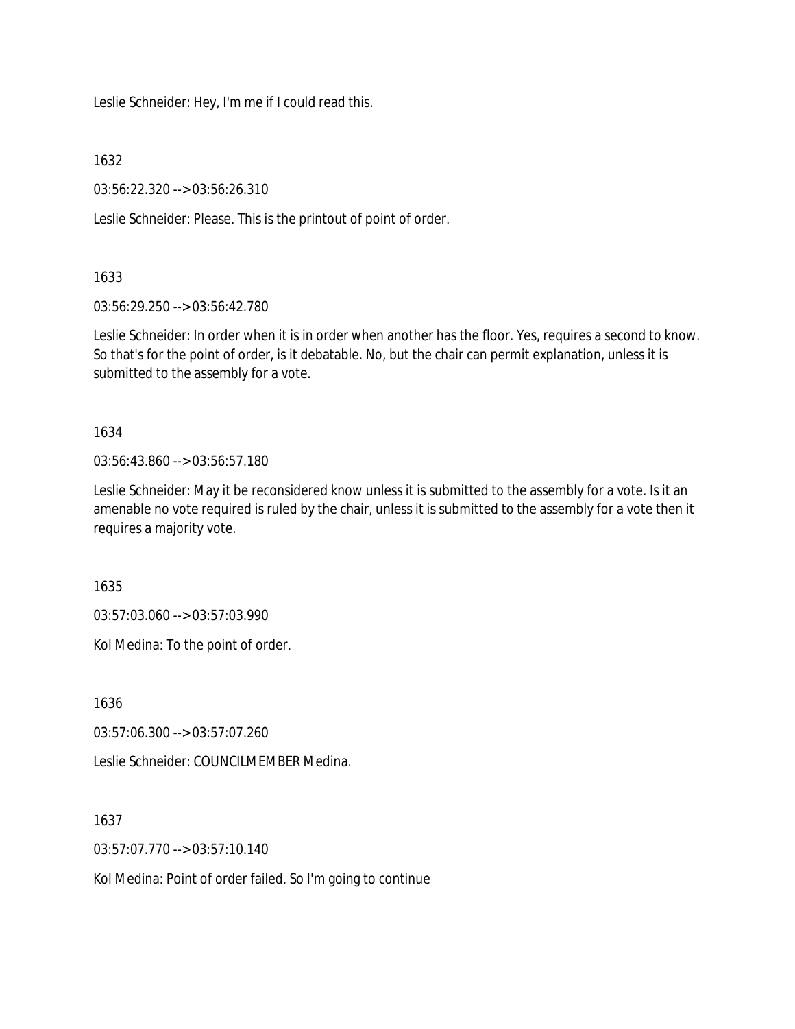Leslie Schneider: Hey, I'm me if I could read this.

1632

03:56:22.320 --> 03:56:26.310

Leslie Schneider: Please. This is the printout of point of order.

1633

03:56:29.250 --> 03:56:42.780

Leslie Schneider: In order when it is in order when another has the floor. Yes, requires a second to know. So that's for the point of order, is it debatable. No, but the chair can permit explanation, unless it is submitted to the assembly for a vote.

1634

03:56:43.860 --> 03:56:57.180

Leslie Schneider: May it be reconsidered know unless it is submitted to the assembly for a vote. Is it an amenable no vote required is ruled by the chair, unless it is submitted to the assembly for a vote then it requires a majority vote.

1635

03:57:03.060 --> 03:57:03.990

Kol Medina: To the point of order.

1636

03:57:06.300 --> 03:57:07.260

Leslie Schneider: COUNCILMEMBER Medina.

1637

03:57:07.770 --> 03:57:10.140

Kol Medina: Point of order failed. So I'm going to continue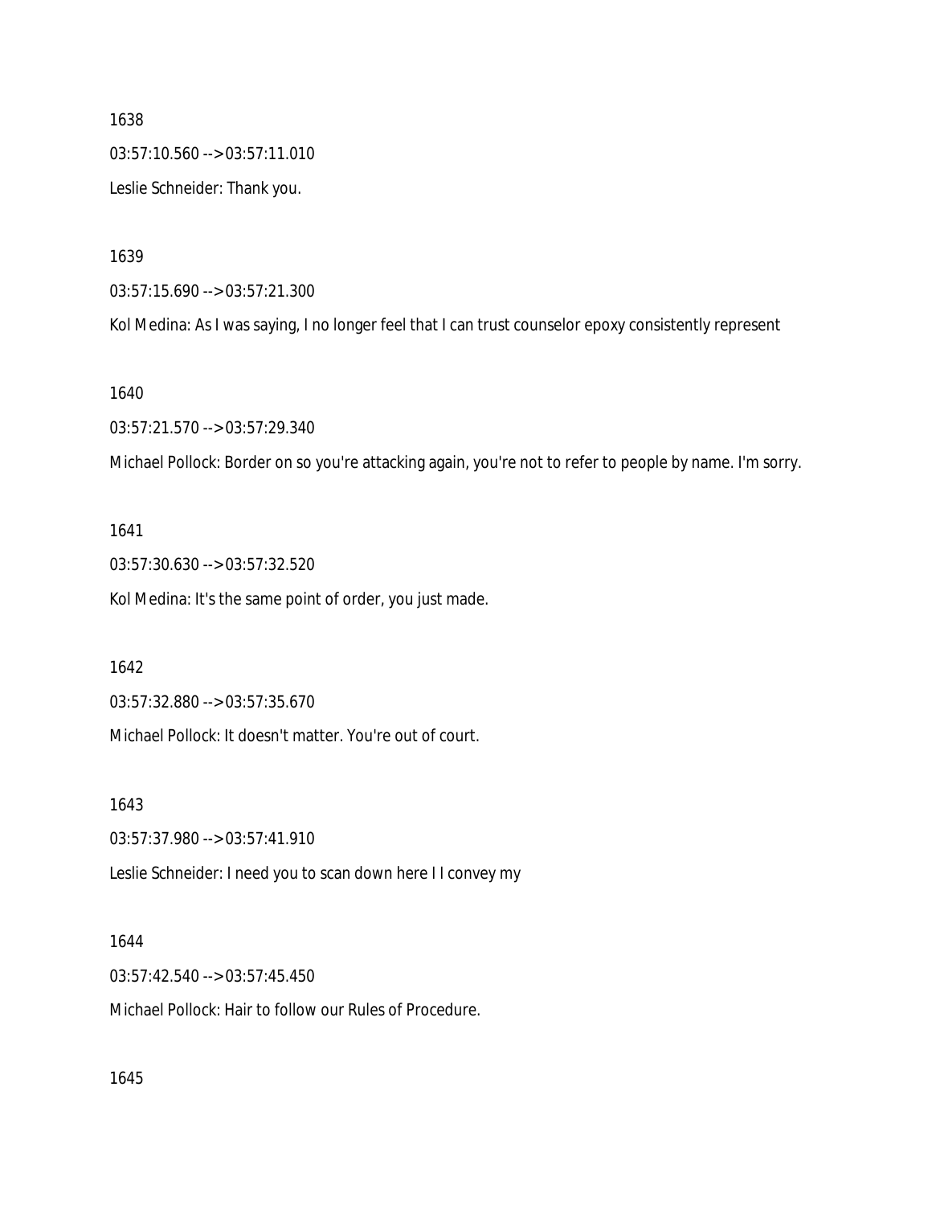1638

03:57:10.560 --> 03:57:11.010

Leslie Schneider: Thank you.

1639

03:57:15.690 --> 03:57:21.300

Kol Medina: As I was saying, I no longer feel that I can trust counselor epoxy consistently represent

1640

03:57:21.570 --> 03:57:29.340

Michael Pollock: Border on so you're attacking again, you're not to refer to people by name. I'm sorry.

1641

03:57:30.630 --> 03:57:32.520

Kol Medina: It's the same point of order, you just made.

1642

03:57:32.880 --> 03:57:35.670

Michael Pollock: It doesn't matter. You're out of court.

1643

03:57:37.980 --> 03:57:41.910

Leslie Schneider: I need you to scan down here I I convey my

1644

03:57:42.540 --> 03:57:45.450

Michael Pollock: Hair to follow our Rules of Procedure.

1645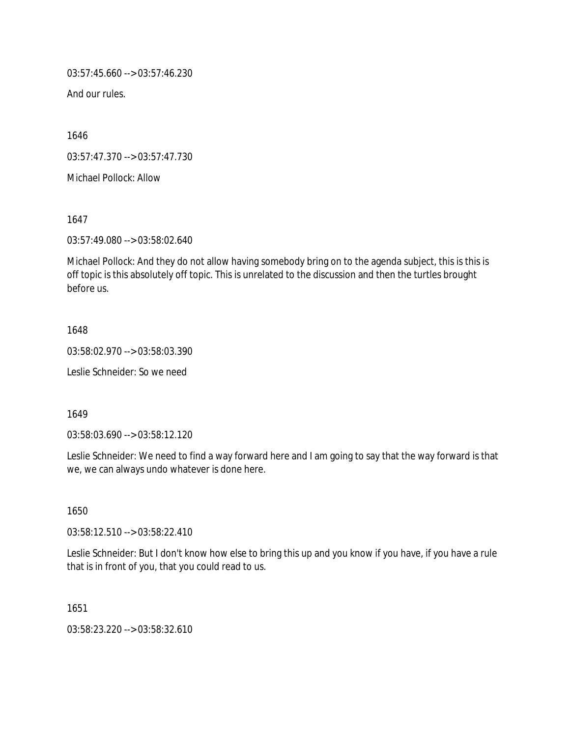03:57:45.660 --> 03:57:46.230

And our rules.

1646

03:57:47.370 --> 03:57:47.730

Michael Pollock: Allow

1647

03:57:49.080 --> 03:58:02.640

Michael Pollock: And they do not allow having somebody bring on to the agenda subject, this is this is off topic is this absolutely off topic. This is unrelated to the discussion and then the turtles brought before us.

1648

03:58:02.970 --> 03:58:03.390

Leslie Schneider: So we need

1649

03:58:03.690 --> 03:58:12.120

Leslie Schneider: We need to find a way forward here and I am going to say that the way forward is that we, we can always undo whatever is done here.

1650

03:58:12.510 --> 03:58:22.410

Leslie Schneider: But I don't know how else to bring this up and you know if you have, if you have a rule that is in front of you, that you could read to us.

1651

03:58:23.220 --> 03:58:32.610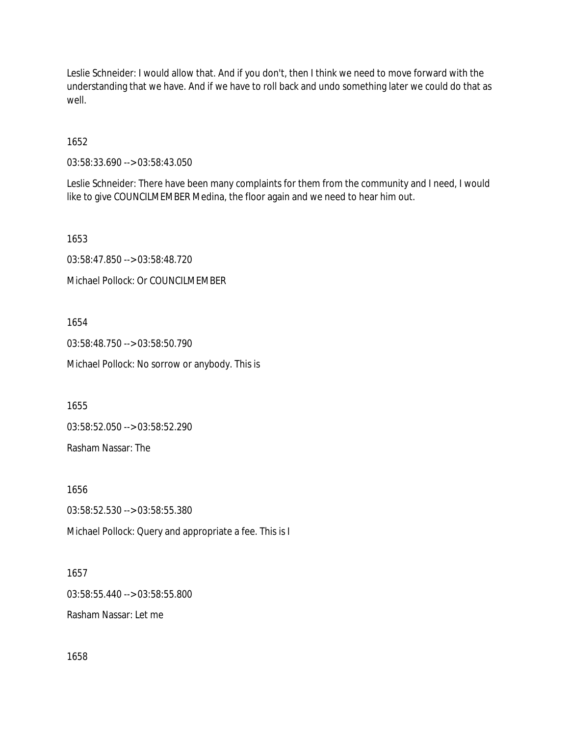Leslie Schneider: I would allow that. And if you don't, then I think we need to move forward with the understanding that we have. And if we have to roll back and undo something later we could do that as well.

1652

03:58:33.690 --> 03:58:43.050

Leslie Schneider: There have been many complaints for them from the community and I need, I would like to give COUNCILMEMBER Medina, the floor again and we need to hear him out.

1653

03:58:47.850 --> 03:58:48.720

Michael Pollock: Or COUNCILMEMBER

1654

03:58:48.750 --> 03:58:50.790

Michael Pollock: No sorrow or anybody. This is

1655

03:58:52.050 --> 03:58:52.290

Rasham Nassar: The

1656

03:58:52.530 --> 03:58:55.380

Michael Pollock: Query and appropriate a fee. This is I

1657

03:58:55.440 --> 03:58:55.800

Rasham Nassar: Let me

1658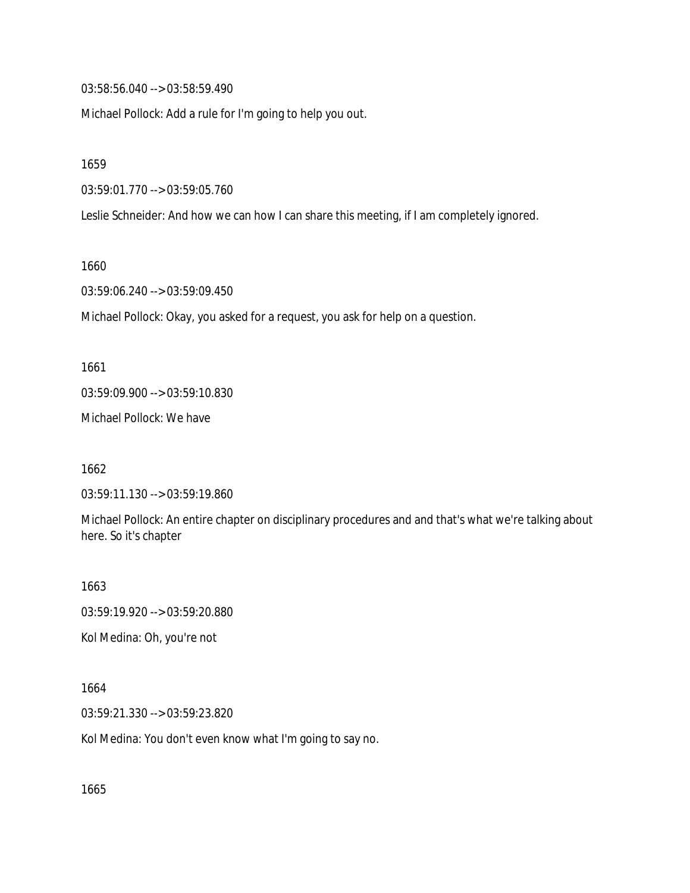03:58:56.040 --> 03:58:59.490

Michael Pollock: Add a rule for I'm going to help you out.

1659

03:59:01.770 --> 03:59:05.760

Leslie Schneider: And how we can how I can share this meeting, if I am completely ignored.

1660

03:59:06.240 --> 03:59:09.450

Michael Pollock: Okay, you asked for a request, you ask for help on a question.

1661

03:59:09.900 --> 03:59:10.830

Michael Pollock: We have

1662

03:59:11.130 --> 03:59:19.860

Michael Pollock: An entire chapter on disciplinary procedures and and that's what we're talking about here. So it's chapter

1663

03:59:19.920 --> 03:59:20.880

Kol Medina: Oh, you're not

1664

03:59:21.330 --> 03:59:23.820

Kol Medina: You don't even know what I'm going to say no.

1665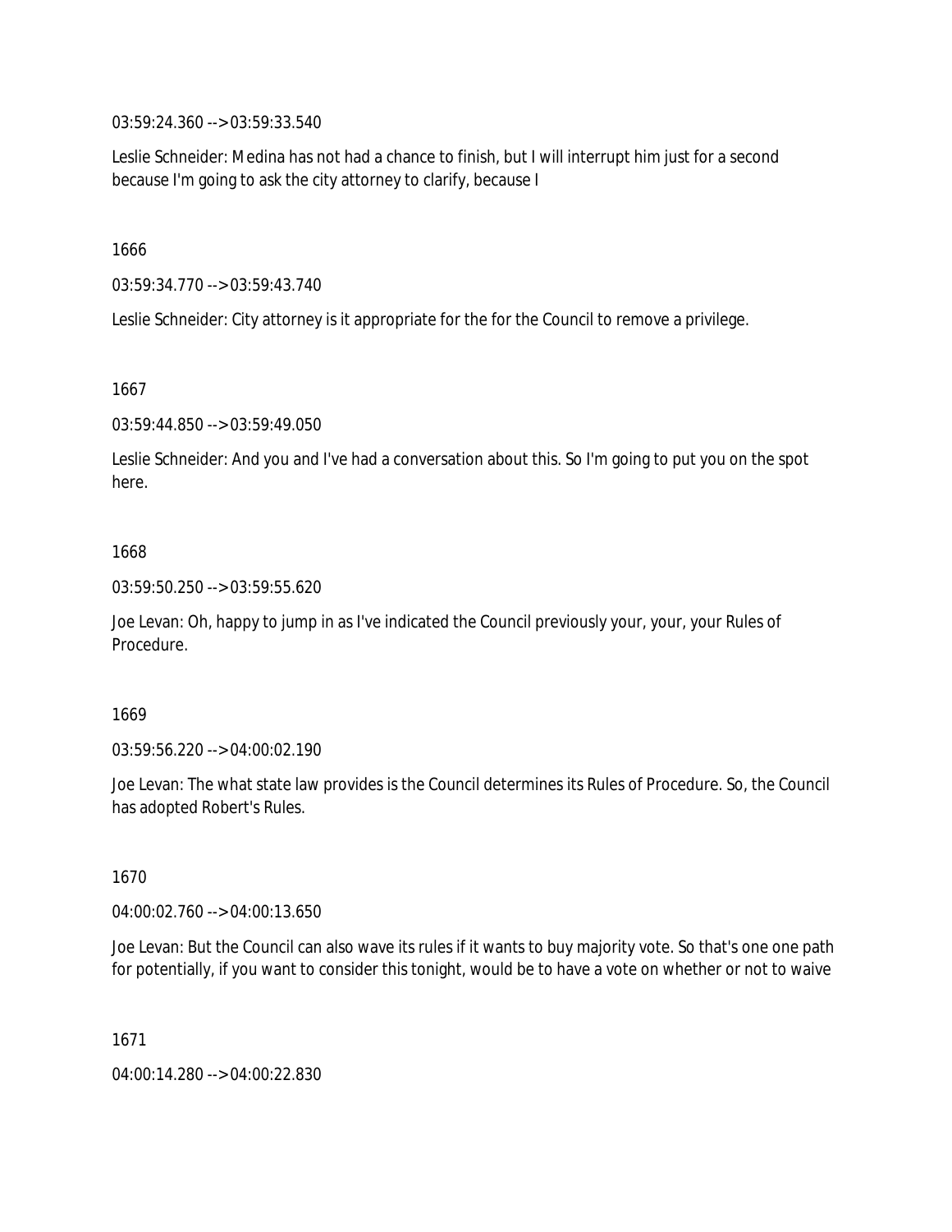03:59:24.360 --> 03:59:33.540

Leslie Schneider: Medina has not had a chance to finish, but I will interrupt him just for a second because I'm going to ask the city attorney to clarify, because I

1666

03:59:34.770 --> 03:59:43.740

Leslie Schneider: City attorney is it appropriate for the for the Council to remove a privilege.

1667

03:59:44.850 --> 03:59:49.050

Leslie Schneider: And you and I've had a conversation about this. So I'm going to put you on the spot here.

1668

03:59:50.250 --> 03:59:55.620

Joe Levan: Oh, happy to jump in as I've indicated the Council previously your, your, your Rules of Procedure.

1669

03:59:56.220 --> 04:00:02.190

Joe Levan: The what state law provides is the Council determines its Rules of Procedure. So, the Council has adopted Robert's Rules.

1670

04:00:02.760 --> 04:00:13.650

Joe Levan: But the Council can also wave its rules if it wants to buy majority vote. So that's one one path for potentially, if you want to consider this tonight, would be to have a vote on whether or not to waive

1671

04:00:14.280 --> 04:00:22.830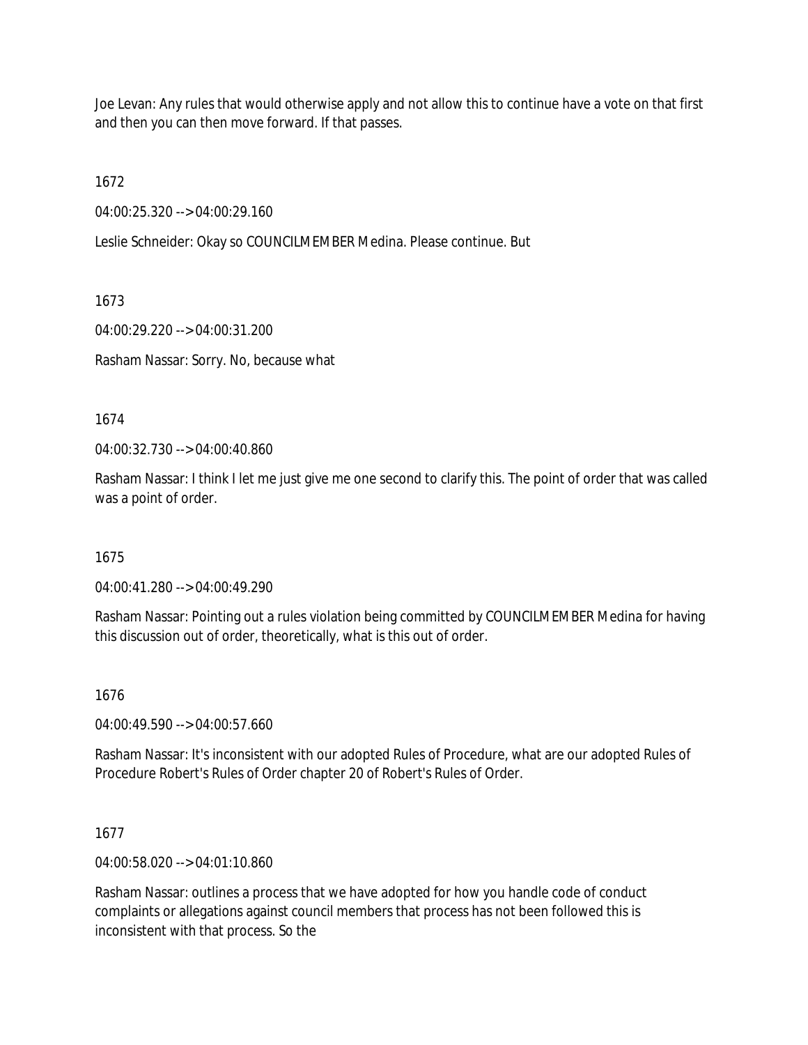Joe Levan: Any rules that would otherwise apply and not allow this to continue have a vote on that first and then you can then move forward. If that passes.

1672

04:00:25.320 --> 04:00:29.160

Leslie Schneider: Okay so COUNCILMEMBER Medina. Please continue. But

1673

04:00:29.220 --> 04:00:31.200

Rasham Nassar: Sorry. No, because what

1674

04:00:32.730 --> 04:00:40.860

Rasham Nassar: I think I let me just give me one second to clarify this. The point of order that was called was a point of order.

1675

04:00:41.280 --> 04:00:49.290

Rasham Nassar: Pointing out a rules violation being committed by COUNCILMEMBER Medina for having this discussion out of order, theoretically, what is this out of order.

1676

04:00:49.590 --> 04:00:57.660

Rasham Nassar: It's inconsistent with our adopted Rules of Procedure, what are our adopted Rules of Procedure Robert's Rules of Order chapter 20 of Robert's Rules of Order.

1677

04:00:58.020 --> 04:01:10.860

Rasham Nassar: outlines a process that we have adopted for how you handle code of conduct complaints or allegations against council members that process has not been followed this is inconsistent with that process. So the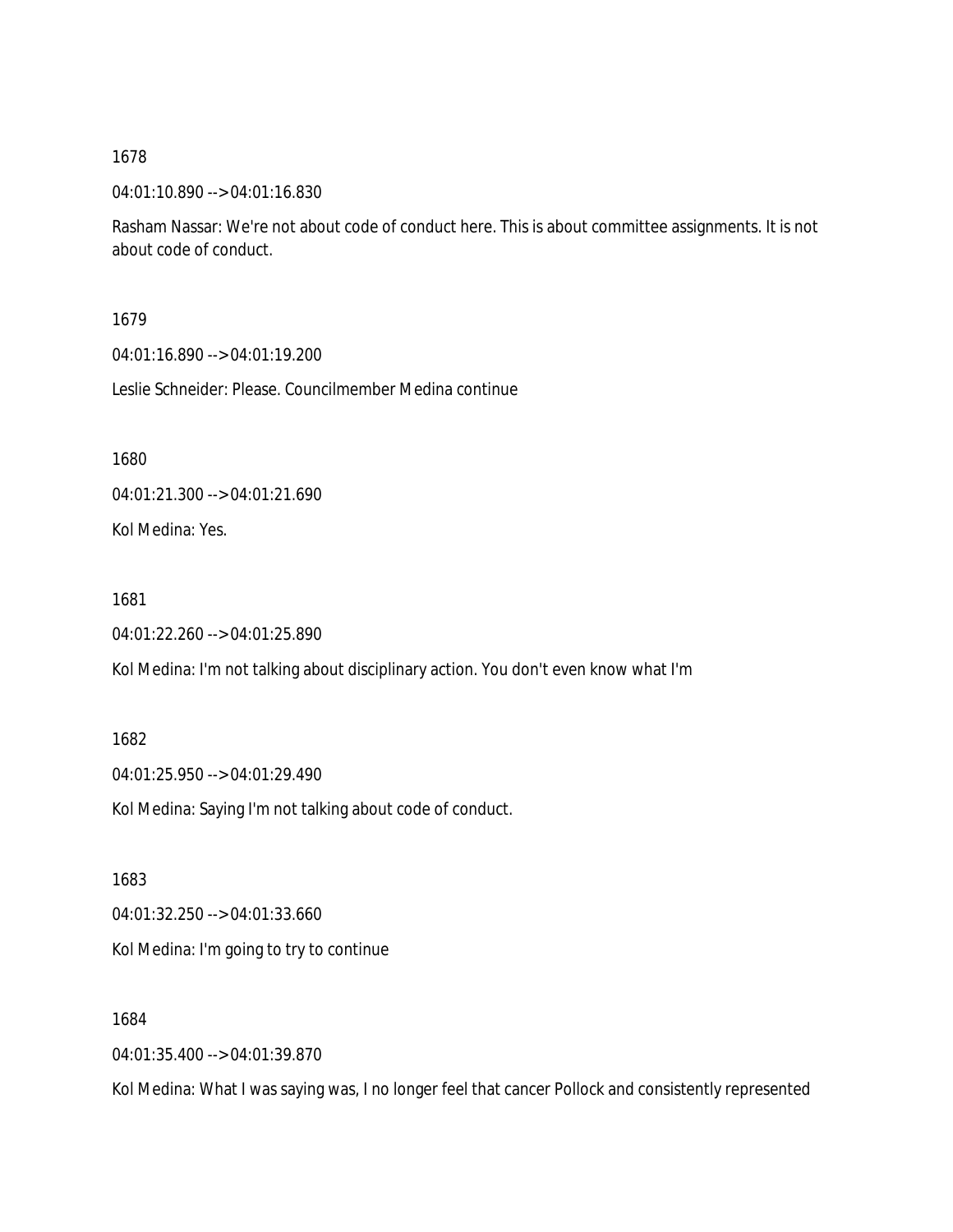1678

04:01:10.890 --> 04:01:16.830

Rasham Nassar: We're not about code of conduct here. This is about committee assignments. It is not about code of conduct.

1679

04:01:16.890 --> 04:01:19.200

Leslie Schneider: Please. Councilmember Medina continue

1680

04:01:21.300 --> 04:01:21.690

Kol Medina: Yes.

1681

04:01:22.260 --> 04:01:25.890

Kol Medina: I'm not talking about disciplinary action. You don't even know what I'm

1682

04:01:25.950 --> 04:01:29.490

Kol Medina: Saying I'm not talking about code of conduct.

1683

04:01:32.250 --> 04:01:33.660

Kol Medina: I'm going to try to continue

1684

04:01:35.400 --> 04:01:39.870

Kol Medina: What I was saying was, I no longer feel that cancer Pollock and consistently represented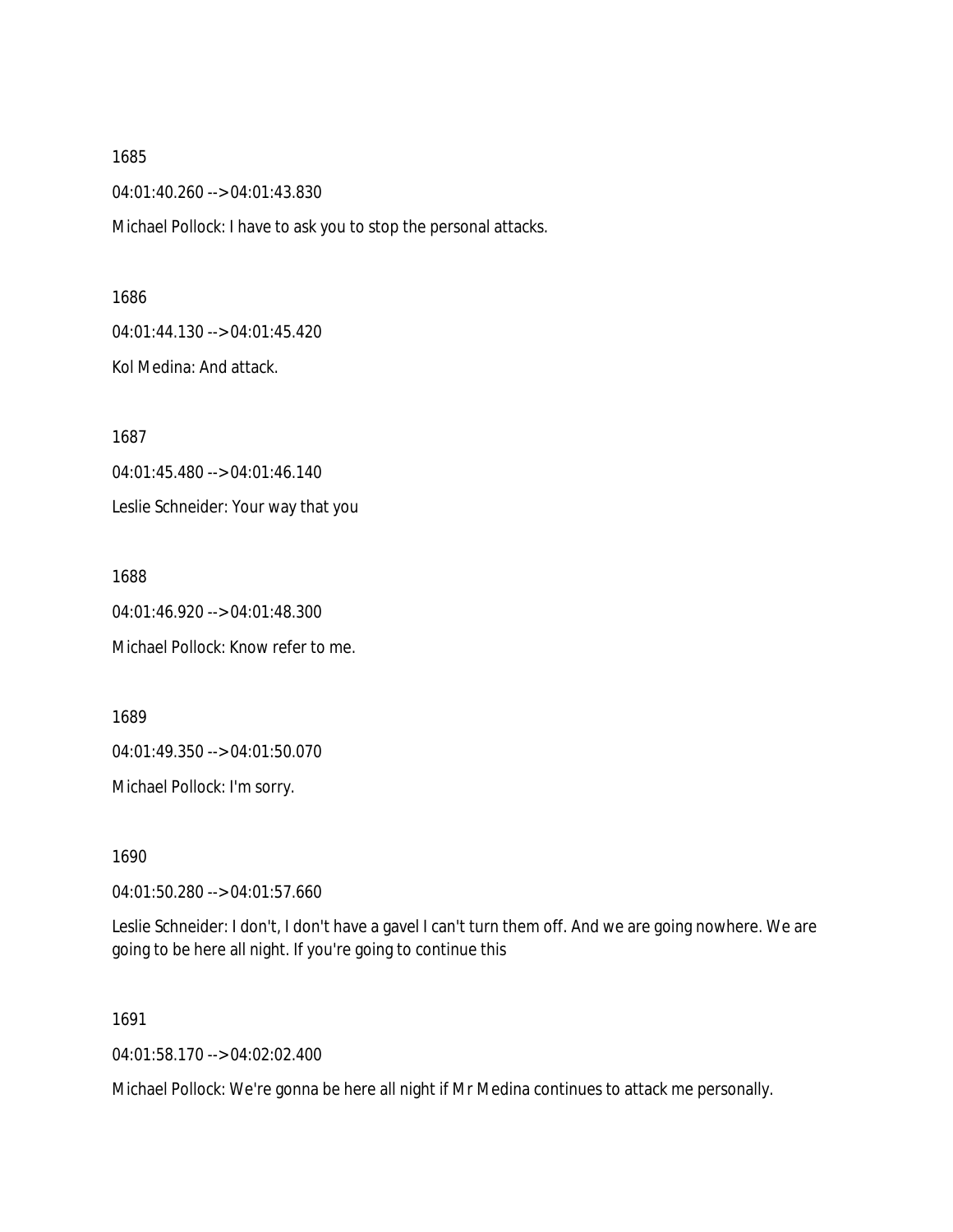1685

04:01:40.260 --> 04:01:43.830

Michael Pollock: I have to ask you to stop the personal attacks.

1686

04:01:44.130 --> 04:01:45.420

Kol Medina: And attack.

1687

04:01:45.480 --> 04:01:46.140

Leslie Schneider: Your way that you

1688

04:01:46.920 --> 04:01:48.300

Michael Pollock: Know refer to me.

1689

04:01:49.350 --> 04:01:50.070

Michael Pollock: I'm sorry.

1690

04:01:50.280 --> 04:01:57.660

Leslie Schneider: I don't, I don't have a gavel I can't turn them off. And we are going nowhere. We are going to be here all night. If you're going to continue this

1691

04:01:58.170 --> 04:02:02.400

Michael Pollock: We're gonna be here all night if Mr Medina continues to attack me personally.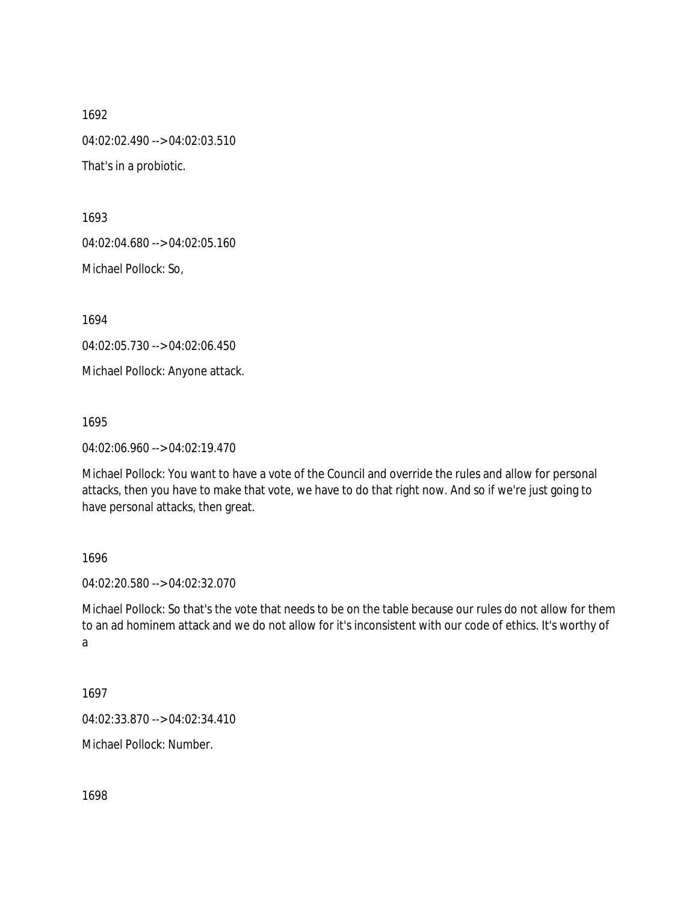1692

04:02:02.490 --> 04:02:03.510

That's in a probiotic.

1693

04:02:04.680 --> 04:02:05.160

Michael Pollock: So,

1694

04:02:05.730 --> 04:02:06.450

Michael Pollock: Anyone attack.

1695

04:02:06.960 --> 04:02:19.470

Michael Pollock: You want to have a vote of the Council and override the rules and allow for personal attacks, then you have to make that vote, we have to do that right now. And so if we're just going to have personal attacks, then great.

1696

04:02:20.580 --> 04:02:32.070

Michael Pollock: So that's the vote that needs to be on the table because our rules do not allow for them to an ad hominem attack and we do not allow for it's inconsistent with our code of ethics. It's worthy of a

1697

04:02:33.870 --> 04:02:34.410

Michael Pollock: Number.

1698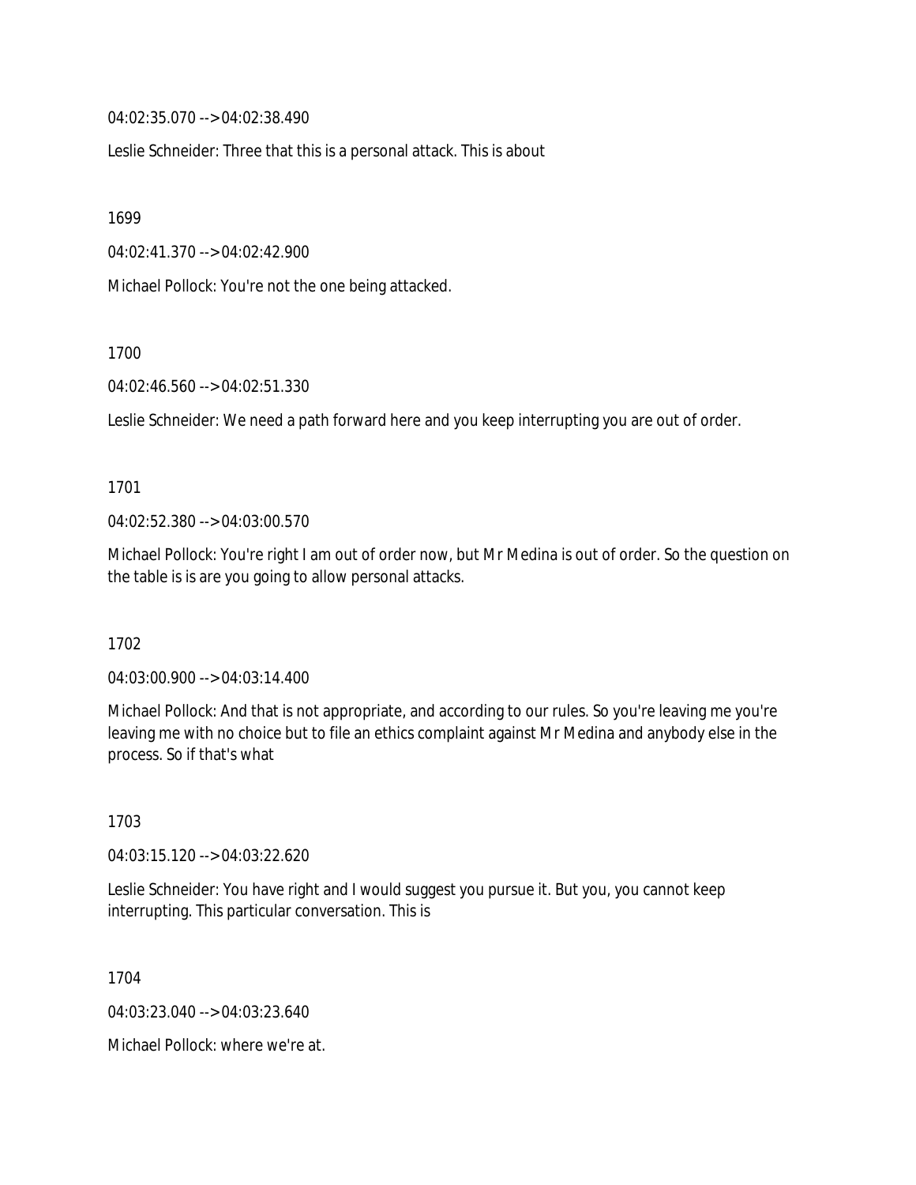04:02:35.070 --> 04:02:38.490

Leslie Schneider: Three that this is a personal attack. This is about

1699

04:02:41.370 --> 04:02:42.900

Michael Pollock: You're not the one being attacked.

1700

04:02:46.560 --> 04:02:51.330

Leslie Schneider: We need a path forward here and you keep interrupting you are out of order.

1701

04:02:52.380 --> 04:03:00.570

Michael Pollock: You're right I am out of order now, but Mr Medina is out of order. So the question on the table is is are you going to allow personal attacks.

1702

04:03:00.900 --> 04:03:14.400

Michael Pollock: And that is not appropriate, and according to our rules. So you're leaving me you're leaving me with no choice but to file an ethics complaint against Mr Medina and anybody else in the process. So if that's what

1703

04:03:15.120 --> 04:03:22.620

Leslie Schneider: You have right and I would suggest you pursue it. But you, you cannot keep interrupting. This particular conversation. This is

1704

04:03:23.040 --> 04:03:23.640

Michael Pollock: where we're at.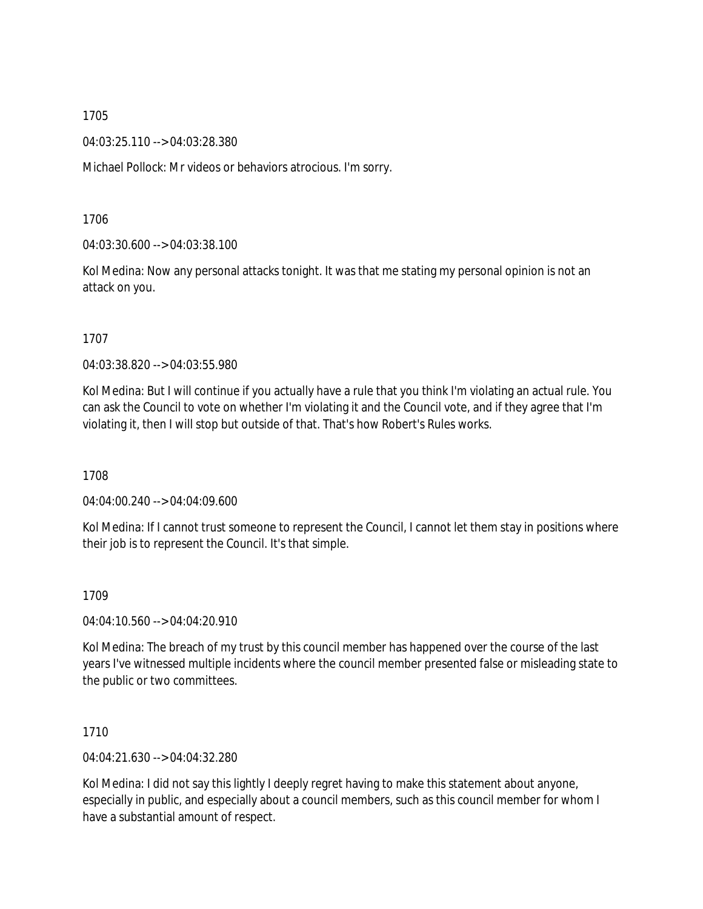1705

04:03:25.110 --> 04:03:28.380

Michael Pollock: Mr videos or behaviors atrocious. I'm sorry.

1706

04:03:30.600 --> 04:03:38.100

Kol Medina: Now any personal attacks tonight. It was that me stating my personal opinion is not an attack on you.

1707

04:03:38.820 --> 04:03:55.980

Kol Medina: But I will continue if you actually have a rule that you think I'm violating an actual rule. You can ask the Council to vote on whether I'm violating it and the Council vote, and if they agree that I'm violating it, then I will stop but outside of that. That's how Robert's Rules works.

1708

04:04:00.240 --> 04:04:09.600

Kol Medina: If I cannot trust someone to represent the Council, I cannot let them stay in positions where their job is to represent the Council. It's that simple.

1709

04:04:10.560 --> 04:04:20.910

Kol Medina: The breach of my trust by this council member has happened over the course of the last years I've witnessed multiple incidents where the council member presented false or misleading state to the public or two committees.

1710

04:04:21.630 --> 04:04:32.280

Kol Medina: I did not say this lightly I deeply regret having to make this statement about anyone, especially in public, and especially about a council members, such as this council member for whom I have a substantial amount of respect.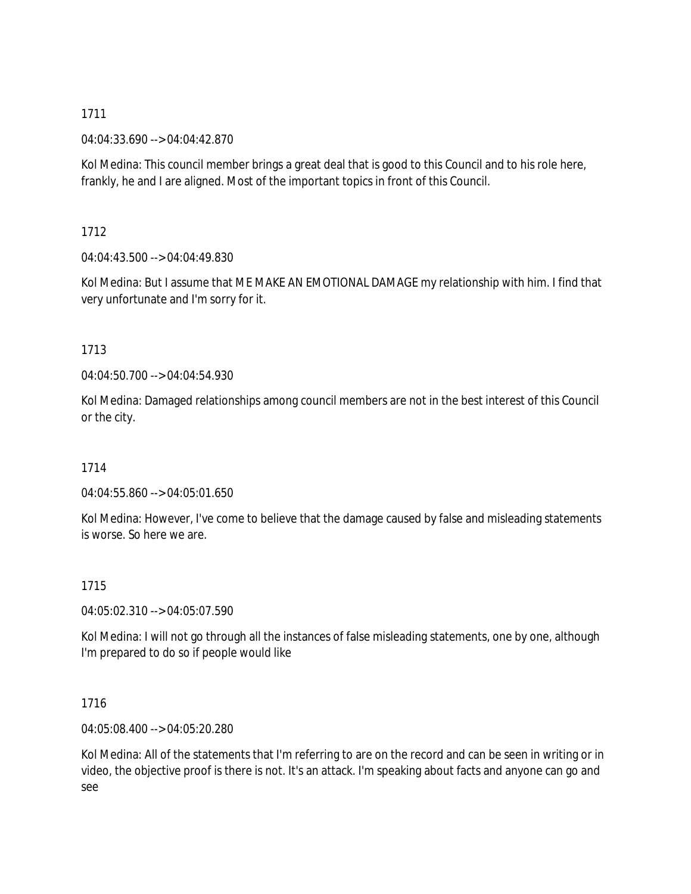1711

04:04:33.690 --> 04:04:42.870

Kol Medina: This council member brings a great deal that is good to this Council and to his role here, frankly, he and I are aligned. Most of the important topics in front of this Council.

1712

04:04:43.500 --> 04:04:49.830

Kol Medina: But I assume that ME MAKE AN EMOTIONAL DAMAGE my relationship with him. I find that very unfortunate and I'm sorry for it.

1713

04:04:50.700 --> 04:04:54.930

Kol Medina: Damaged relationships among council members are not in the best interest of this Council or the city.

1714

04:04:55.860 --> 04:05:01.650

Kol Medina: However, I've come to believe that the damage caused by false and misleading statements is worse. So here we are.

1715

04:05:02.310 --> 04:05:07.590

Kol Medina: I will not go through all the instances of false misleading statements, one by one, although I'm prepared to do so if people would like

1716

04:05:08.400 --> 04:05:20.280

Kol Medina: All of the statements that I'm referring to are on the record and can be seen in writing or in video, the objective proof is there is not. It's an attack. I'm speaking about facts and anyone can go and see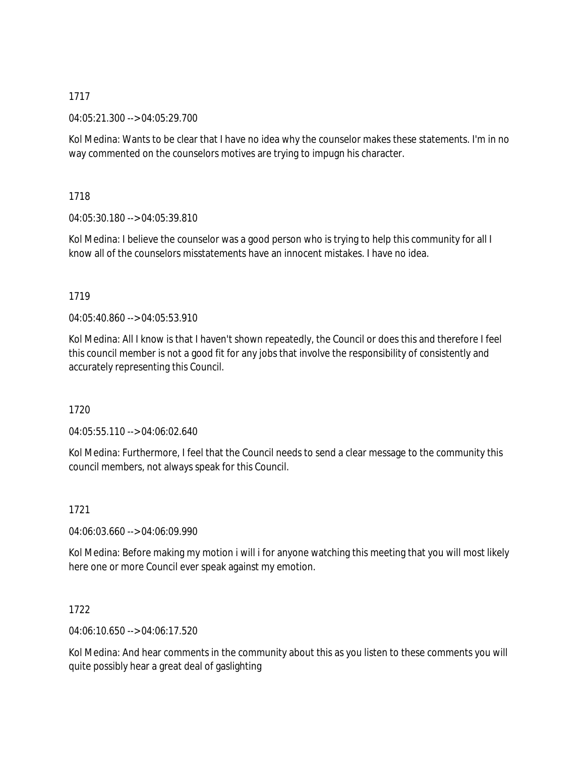1717

04:05:21.300 --> 04:05:29.700

Kol Medina: Wants to be clear that I have no idea why the counselor makes these statements. I'm in no way commented on the counselors motives are trying to impugn his character.

1718

04:05:30.180 --> 04:05:39.810

Kol Medina: I believe the counselor was a good person who is trying to help this community for all I know all of the counselors misstatements have an innocent mistakes. I have no idea.

1719

04:05:40.860 --> 04:05:53.910

Kol Medina: All I know is that I haven't shown repeatedly, the Council or does this and therefore I feel this council member is not a good fit for any jobs that involve the responsibility of consistently and accurately representing this Council.

1720

04:05:55.110 --> 04:06:02.640

Kol Medina: Furthermore, I feel that the Council needs to send a clear message to the community this council members, not always speak for this Council.

1721

04:06:03.660 --> 04:06:09.990

Kol Medina: Before making my motion i will i for anyone watching this meeting that you will most likely here one or more Council ever speak against my emotion.

1722

04:06:10.650 --> 04:06:17.520

Kol Medina: And hear comments in the community about this as you listen to these comments you will quite possibly hear a great deal of gaslighting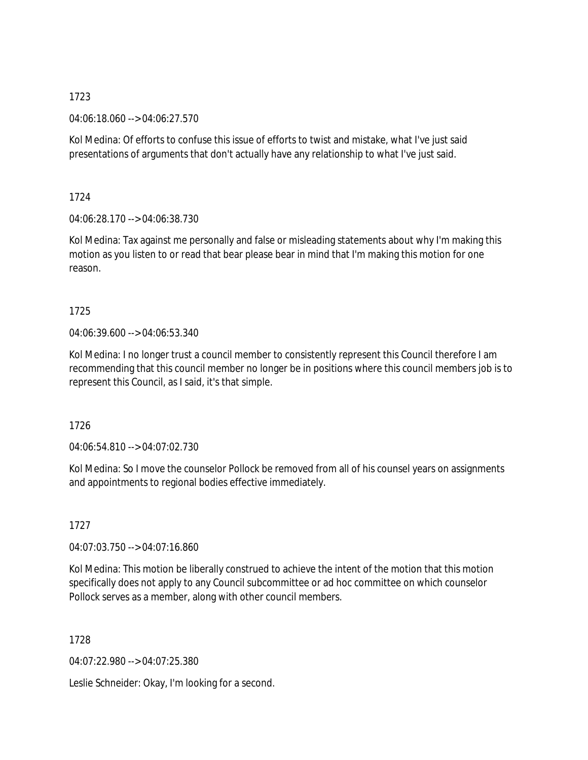1723

04:06:18.060 --> 04:06:27.570

Kol Medina: Of efforts to confuse this issue of efforts to twist and mistake, what I've just said presentations of arguments that don't actually have any relationship to what I've just said.

1724

04:06:28.170 --> 04:06:38.730

Kol Medina: Tax against me personally and false or misleading statements about why I'm making this motion as you listen to or read that bear please bear in mind that I'm making this motion for one reason.

1725

04:06:39.600 --> 04:06:53.340

Kol Medina: I no longer trust a council member to consistently represent this Council therefore I am recommending that this council member no longer be in positions where this council members job is to represent this Council, as I said, it's that simple.

1726

04:06:54.810 --> 04:07:02.730

Kol Medina: So I move the counselor Pollock be removed from all of his counsel years on assignments and appointments to regional bodies effective immediately.

1727

04:07:03.750 --> 04:07:16.860

Kol Medina: This motion be liberally construed to achieve the intent of the motion that this motion specifically does not apply to any Council subcommittee or ad hoc committee on which counselor Pollock serves as a member, along with other council members.

1728

04:07:22.980 --> 04:07:25.380

Leslie Schneider: Okay, I'm looking for a second.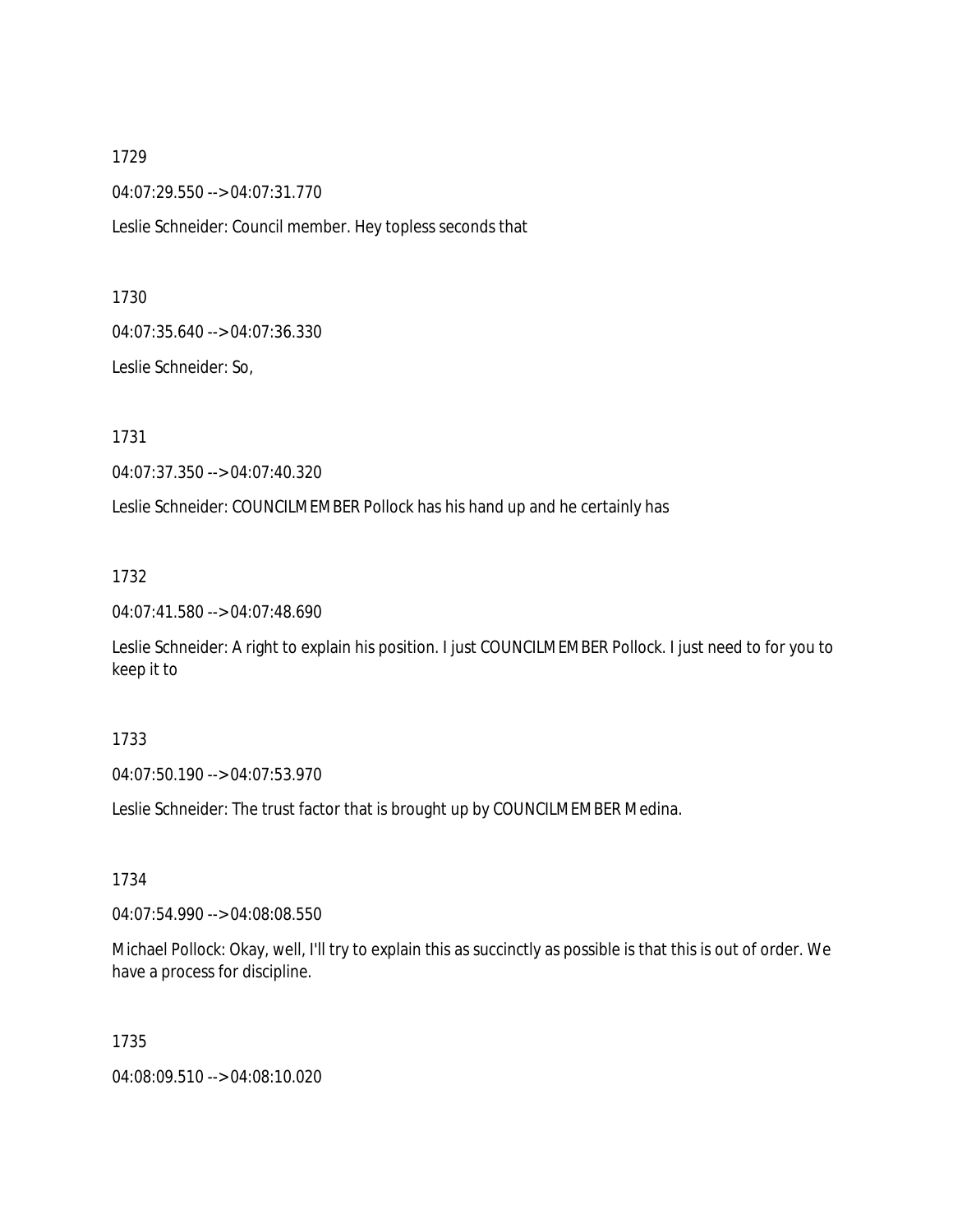1729

04:07:29.550 --> 04:07:31.770

Leslie Schneider: Council member. Hey topless seconds that

1730

04:07:35.640 --> 04:07:36.330

Leslie Schneider: So,

1731

04:07:37.350 --> 04:07:40.320

Leslie Schneider: COUNCILMEMBER Pollock has his hand up and he certainly has

1732

04:07:41.580 --> 04:07:48.690

Leslie Schneider: A right to explain his position. I just COUNCILMEMBER Pollock. I just need to for you to keep it to

1733

04:07:50.190 --> 04:07:53.970

Leslie Schneider: The trust factor that is brought up by COUNCILMEMBER Medina.

1734

04:07:54.990 --> 04:08:08.550

Michael Pollock: Okay, well, I'll try to explain this as succinctly as possible is that this is out of order. We have a process for discipline.

1735

04:08:09.510 --> 04:08:10.020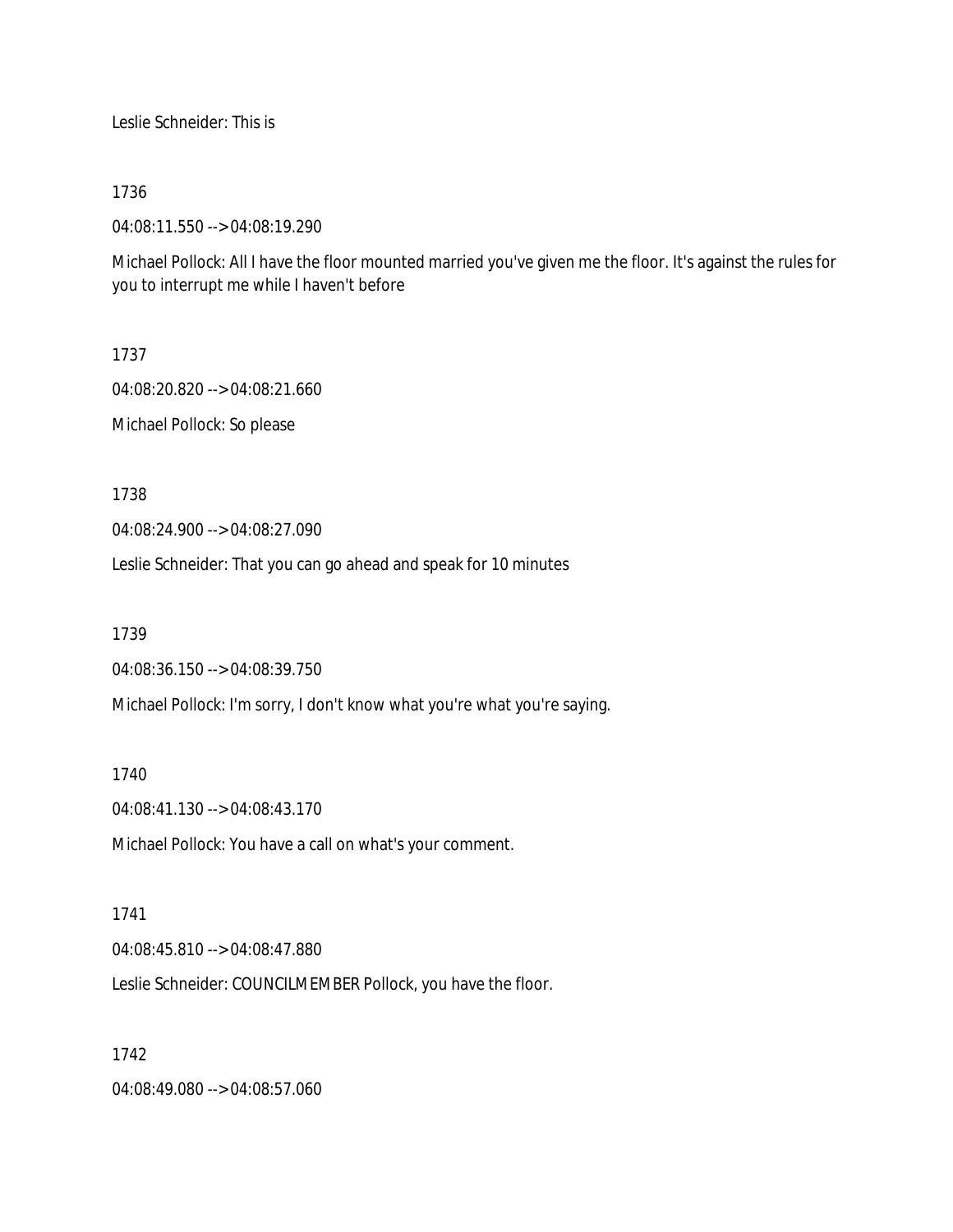Leslie Schneider: This is

1736

04:08:11.550 --> 04:08:19.290

Michael Pollock: All I have the floor mounted married you've given me the floor. It's against the rules for you to interrupt me while I haven't before

1737

04:08:20.820 --> 04:08:21.660

Michael Pollock: So please

1738

04:08:24.900 --> 04:08:27.090

Leslie Schneider: That you can go ahead and speak for 10 minutes

1739

04:08:36.150 --> 04:08:39.750

Michael Pollock: I'm sorry, I don't know what you're what you're saying.

1740

04:08:41.130 --> 04:08:43.170

Michael Pollock: You have a call on what's your comment.

1741

04:08:45.810 --> 04:08:47.880

Leslie Schneider: COUNCILMEMBER Pollock, you have the floor.

1742

04:08:49.080 --> 04:08:57.060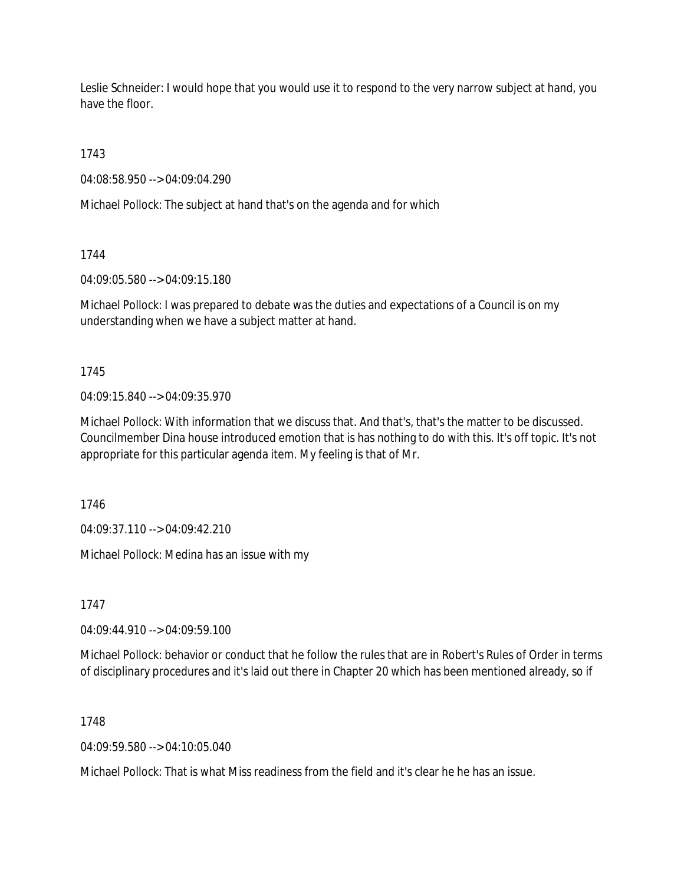Leslie Schneider: I would hope that you would use it to respond to the very narrow subject at hand, you have the floor.

1743

04:08:58.950 --> 04:09:04.290

Michael Pollock: The subject at hand that's on the agenda and for which

1744

04:09:05.580 --> 04:09:15.180

Michael Pollock: I was prepared to debate was the duties and expectations of a Council is on my understanding when we have a subject matter at hand.

1745

04:09:15.840 --> 04:09:35.970

Michael Pollock: With information that we discuss that. And that's, that's the matter to be discussed. Councilmember Dina house introduced emotion that is has nothing to do with this. It's off topic. It's not appropriate for this particular agenda item. My feeling is that of Mr.

1746

04:09:37.110 --> 04:09:42.210

Michael Pollock: Medina has an issue with my

1747

04:09:44.910 --> 04:09:59.100

Michael Pollock: behavior or conduct that he follow the rules that are in Robert's Rules of Order in terms of disciplinary procedures and it's laid out there in Chapter 20 which has been mentioned already, so if

1748

04:09:59.580 --> 04:10:05.040

Michael Pollock: That is what Miss readiness from the field and it's clear he he has an issue.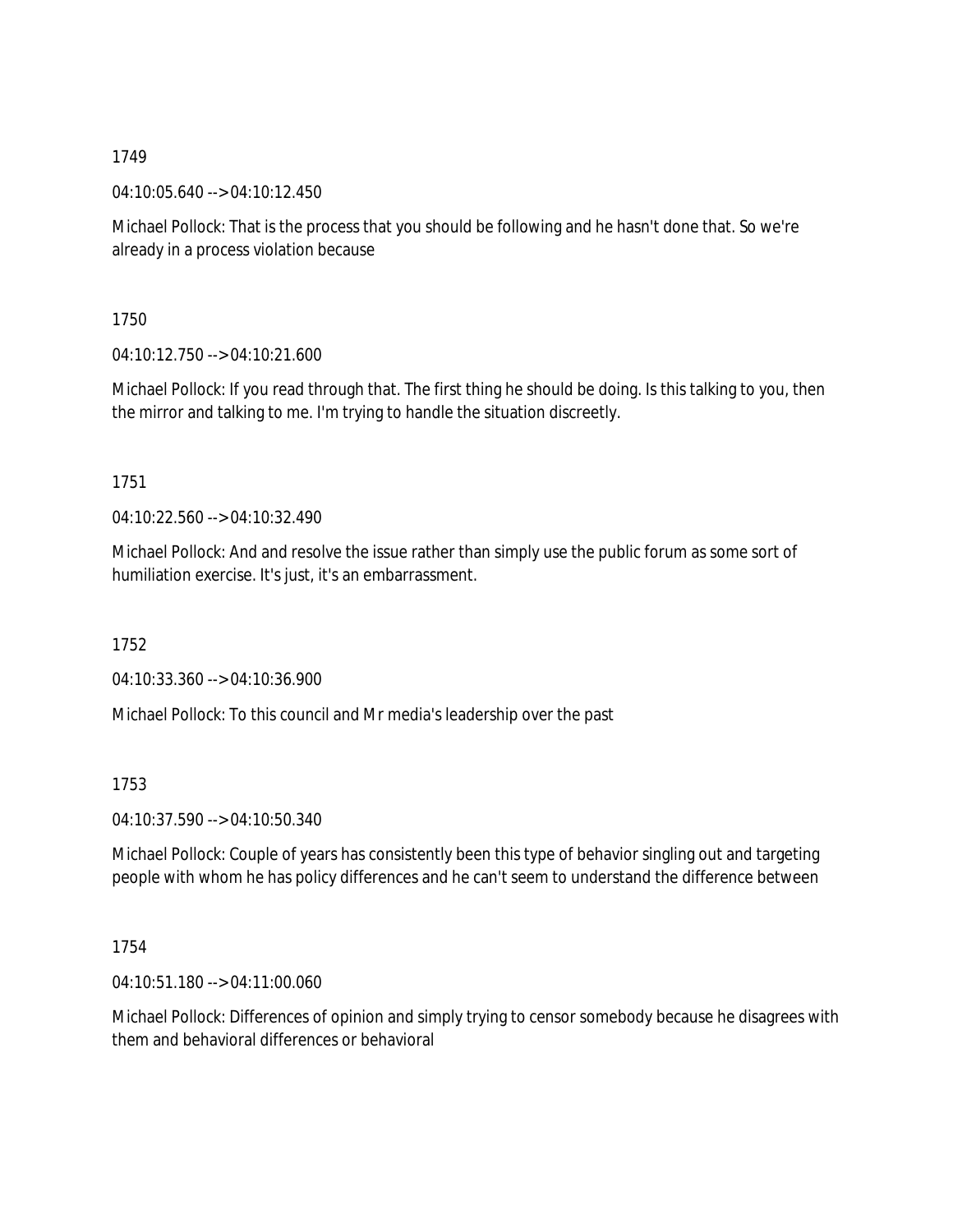1749

04:10:05.640 --> 04:10:12.450

Michael Pollock: That is the process that you should be following and he hasn't done that. So we're already in a process violation because

1750

04:10:12.750 --> 04:10:21.600

Michael Pollock: If you read through that. The first thing he should be doing. Is this talking to you, then the mirror and talking to me. I'm trying to handle the situation discreetly.

1751

04:10:22.560 --> 04:10:32.490

Michael Pollock: And and resolve the issue rather than simply use the public forum as some sort of humiliation exercise. It's just, it's an embarrassment.

1752

04:10:33.360 --> 04:10:36.900

Michael Pollock: To this council and Mr media's leadership over the past

1753

04:10:37.590 --> 04:10:50.340

Michael Pollock: Couple of years has consistently been this type of behavior singling out and targeting people with whom he has policy differences and he can't seem to understand the difference between

1754

04:10:51.180 --> 04:11:00.060

Michael Pollock: Differences of opinion and simply trying to censor somebody because he disagrees with them and behavioral differences or behavioral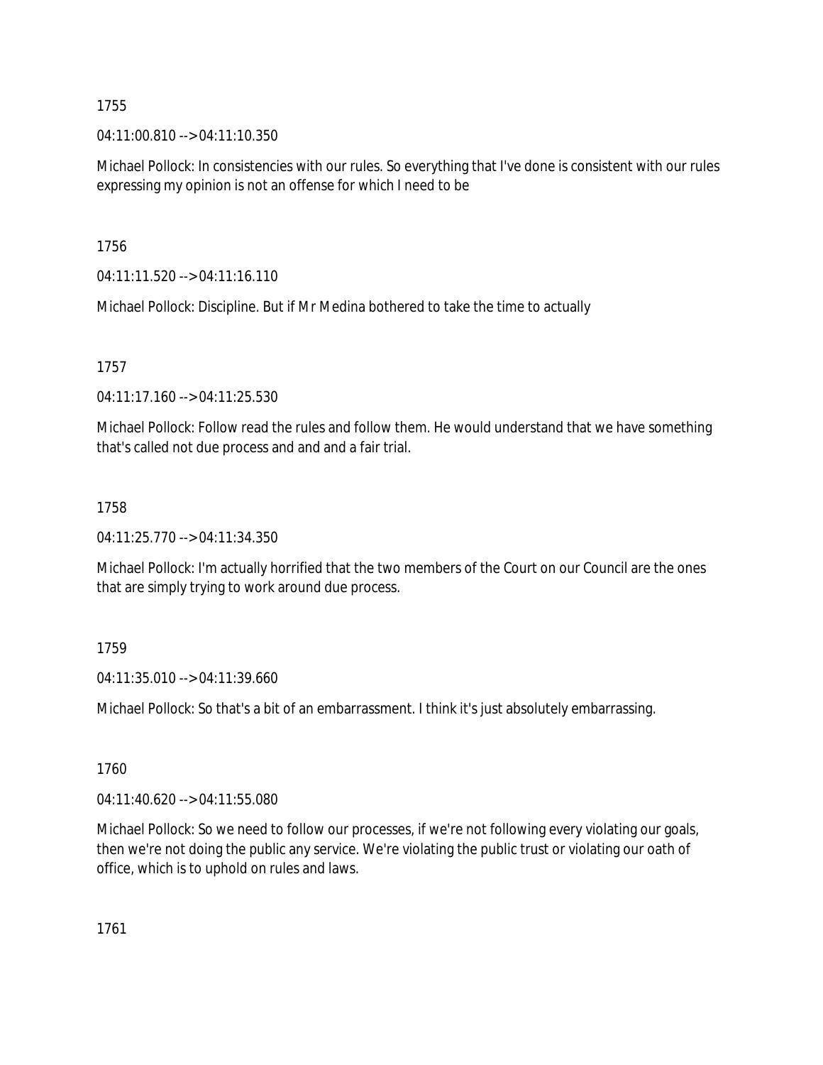1755

04:11:00.810 --> 04:11:10.350

Michael Pollock: In consistencies with our rules. So everything that I've done is consistent with our rules expressing my opinion is not an offense for which I need to be

1756

04:11:11.520 --> 04:11:16.110

Michael Pollock: Discipline. But if Mr Medina bothered to take the time to actually

1757

04:11:17.160 --> 04:11:25.530

Michael Pollock: Follow read the rules and follow them. He would understand that we have something that's called not due process and and and a fair trial.

1758

04:11:25.770 --> 04:11:34.350

Michael Pollock: I'm actually horrified that the two members of the Court on our Council are the ones that are simply trying to work around due process.

1759

04:11:35.010 --> 04:11:39.660

Michael Pollock: So that's a bit of an embarrassment. I think it's just absolutely embarrassing.

1760

04:11:40.620 --> 04:11:55.080

Michael Pollock: So we need to follow our processes, if we're not following every violating our goals, then we're not doing the public any service. We're violating the public trust or violating our oath of office, which is to uphold on rules and laws.

1761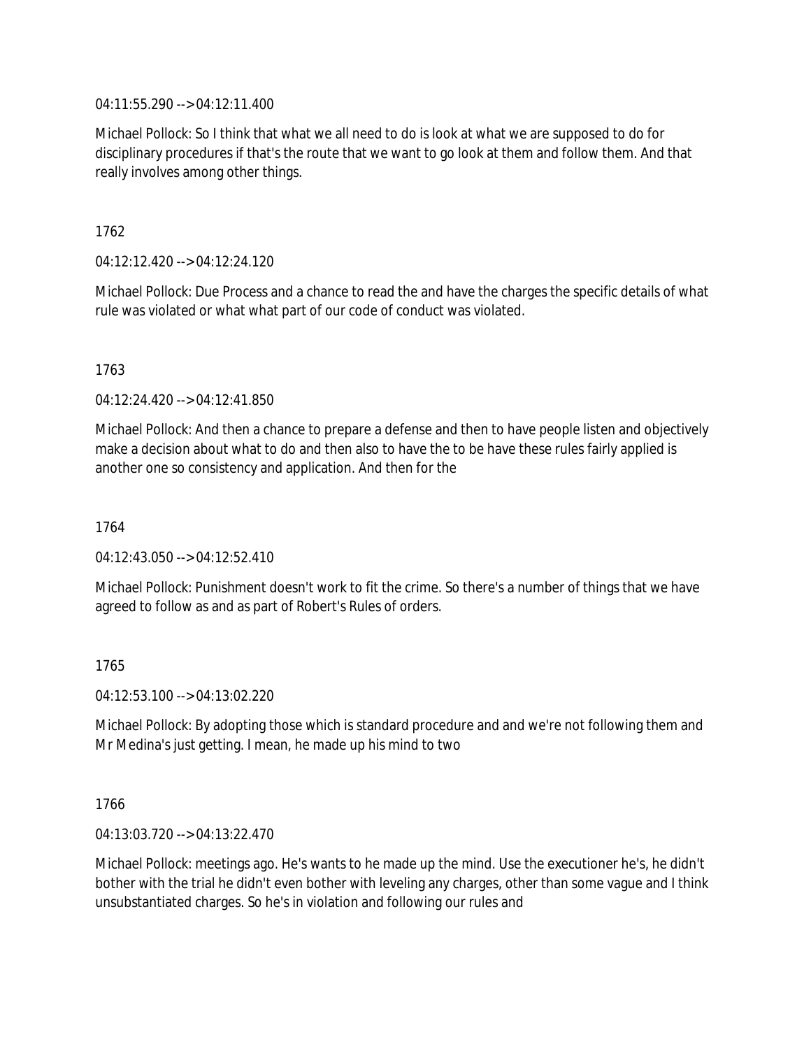04:11:55.290 --> 04:12:11.400

Michael Pollock: So I think that what we all need to do is look at what we are supposed to do for disciplinary procedures if that's the route that we want to go look at them and follow them. And that really involves among other things.

1762

04:12:12.420 --> 04:12:24.120

Michael Pollock: Due Process and a chance to read the and have the charges the specific details of what rule was violated or what what part of our code of conduct was violated.

1763

04:12:24.420 --> 04:12:41.850

Michael Pollock: And then a chance to prepare a defense and then to have people listen and objectively make a decision about what to do and then also to have the to be have these rules fairly applied is another one so consistency and application. And then for the

1764

04:12:43.050 --> 04:12:52.410

Michael Pollock: Punishment doesn't work to fit the crime. So there's a number of things that we have agreed to follow as and as part of Robert's Rules of orders.

1765

04:12:53.100 --> 04:13:02.220

Michael Pollock: By adopting those which is standard procedure and and we're not following them and Mr Medina's just getting. I mean, he made up his mind to two

1766

04:13:03.720 --> 04:13:22.470

Michael Pollock: meetings ago. He's wants to he made up the mind. Use the executioner he's, he didn't bother with the trial he didn't even bother with leveling any charges, other than some vague and I think unsubstantiated charges. So he's in violation and following our rules and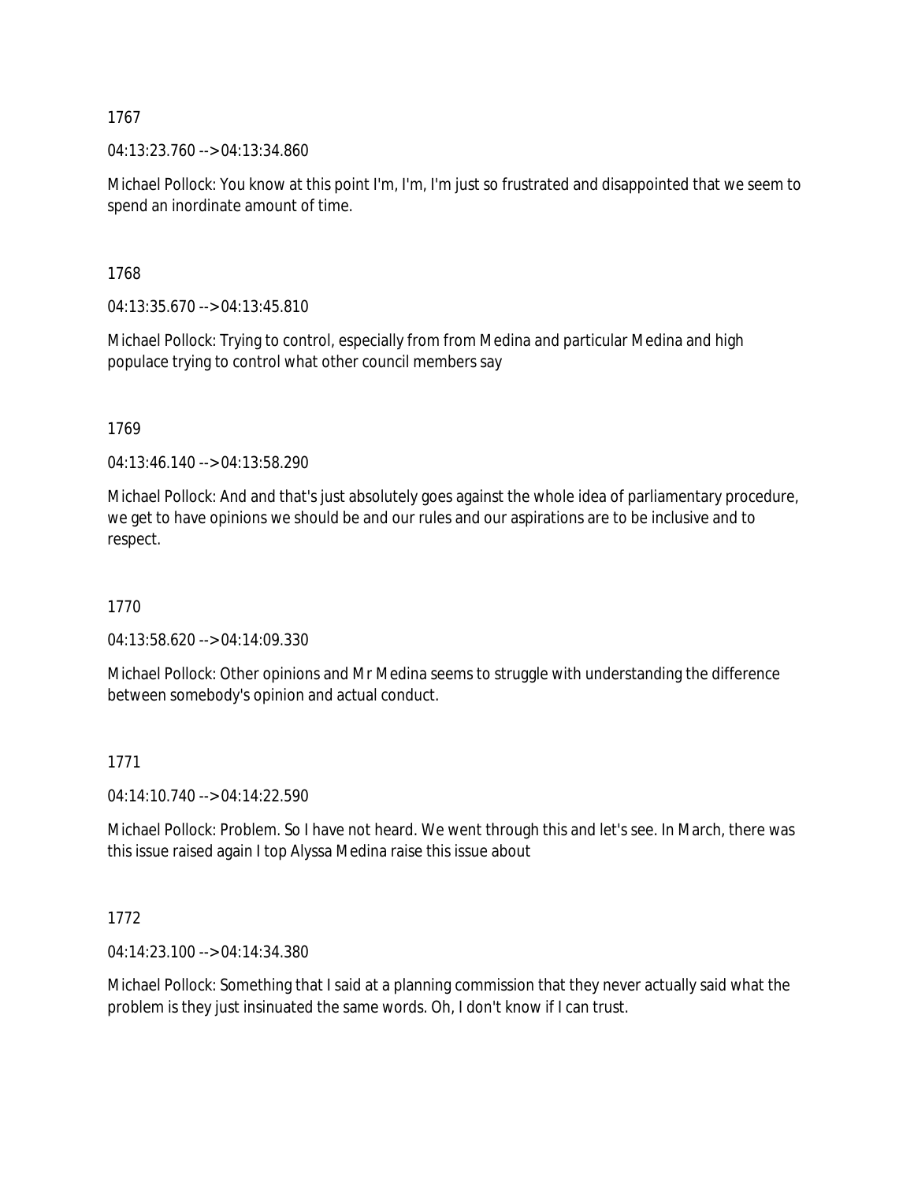1767

04:13:23.760 --> 04:13:34.860

Michael Pollock: You know at this point I'm, I'm, I'm just so frustrated and disappointed that we seem to spend an inordinate amount of time.

1768

04:13:35.670 --> 04:13:45.810

Michael Pollock: Trying to control, especially from from Medina and particular Medina and high populace trying to control what other council members say

1769

04:13:46.140 --> 04:13:58.290

Michael Pollock: And and that's just absolutely goes against the whole idea of parliamentary procedure, we get to have opinions we should be and our rules and our aspirations are to be inclusive and to respect.

1770

04:13:58.620 --> 04:14:09.330

Michael Pollock: Other opinions and Mr Medina seems to struggle with understanding the difference between somebody's opinion and actual conduct.

1771

04:14:10.740 --> 04:14:22.590

Michael Pollock: Problem. So I have not heard. We went through this and let's see. In March, there was this issue raised again I top Alyssa Medina raise this issue about

1772

04:14:23.100 --> 04:14:34.380

Michael Pollock: Something that I said at a planning commission that they never actually said what the problem is they just insinuated the same words. Oh, I don't know if I can trust.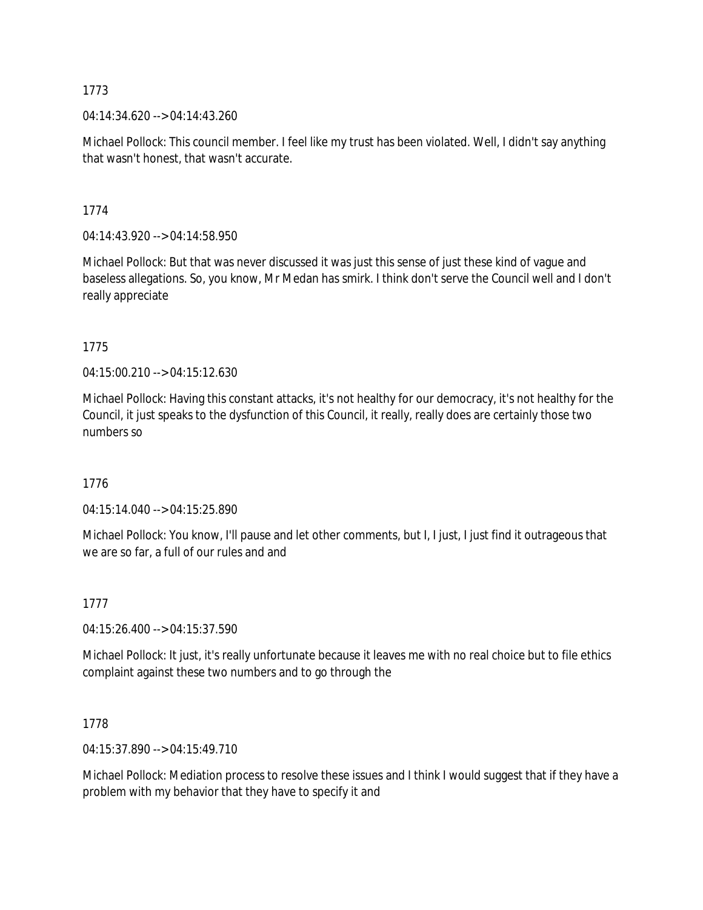1773

04:14:34.620 --> 04:14:43.260

Michael Pollock: This council member. I feel like my trust has been violated. Well, I didn't say anything that wasn't honest, that wasn't accurate.

1774

04:14:43.920 --> 04:14:58.950

Michael Pollock: But that was never discussed it was just this sense of just these kind of vague and baseless allegations. So, you know, Mr Medan has smirk. I think don't serve the Council well and I don't really appreciate

1775

04:15:00.210 --> 04:15:12.630

Michael Pollock: Having this constant attacks, it's not healthy for our democracy, it's not healthy for the Council, it just speaks to the dysfunction of this Council, it really, really does are certainly those two numbers so

1776

04:15:14.040 --> 04:15:25.890

Michael Pollock: You know, I'll pause and let other comments, but I, I just, I just find it outrageous that we are so far, a full of our rules and and

1777

04:15:26.400 --> 04:15:37.590

Michael Pollock: It just, it's really unfortunate because it leaves me with no real choice but to file ethics complaint against these two numbers and to go through the

1778

04:15:37.890 --> 04:15:49.710

Michael Pollock: Mediation process to resolve these issues and I think I would suggest that if they have a problem with my behavior that they have to specify it and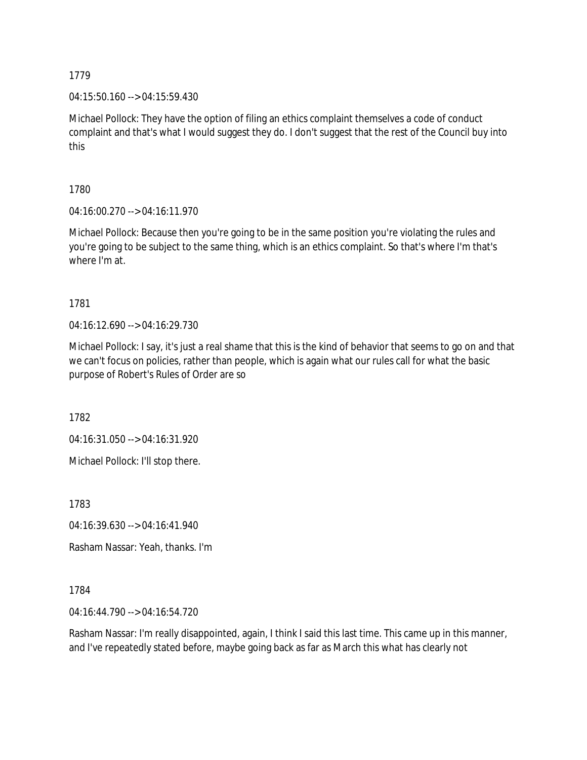1779

04:15:50.160 --> 04:15:59.430

Michael Pollock: They have the option of filing an ethics complaint themselves a code of conduct complaint and that's what I would suggest they do. I don't suggest that the rest of the Council buy into this

1780

04:16:00.270 --> 04:16:11.970

Michael Pollock: Because then you're going to be in the same position you're violating the rules and you're going to be subject to the same thing, which is an ethics complaint. So that's where I'm that's where I'm at.

1781

04:16:12.690 --> 04:16:29.730

Michael Pollock: I say, it's just a real shame that this is the kind of behavior that seems to go on and that we can't focus on policies, rather than people, which is again what our rules call for what the basic purpose of Robert's Rules of Order are so

1782

04:16:31.050 --> 04:16:31.920

Michael Pollock: I'll stop there.

1783

04:16:39.630 --> 04:16:41.940

Rasham Nassar: Yeah, thanks. I'm

1784

04:16:44.790 --> 04:16:54.720

Rasham Nassar: I'm really disappointed, again, I think I said this last time. This came up in this manner, and I've repeatedly stated before, maybe going back as far as March this what has clearly not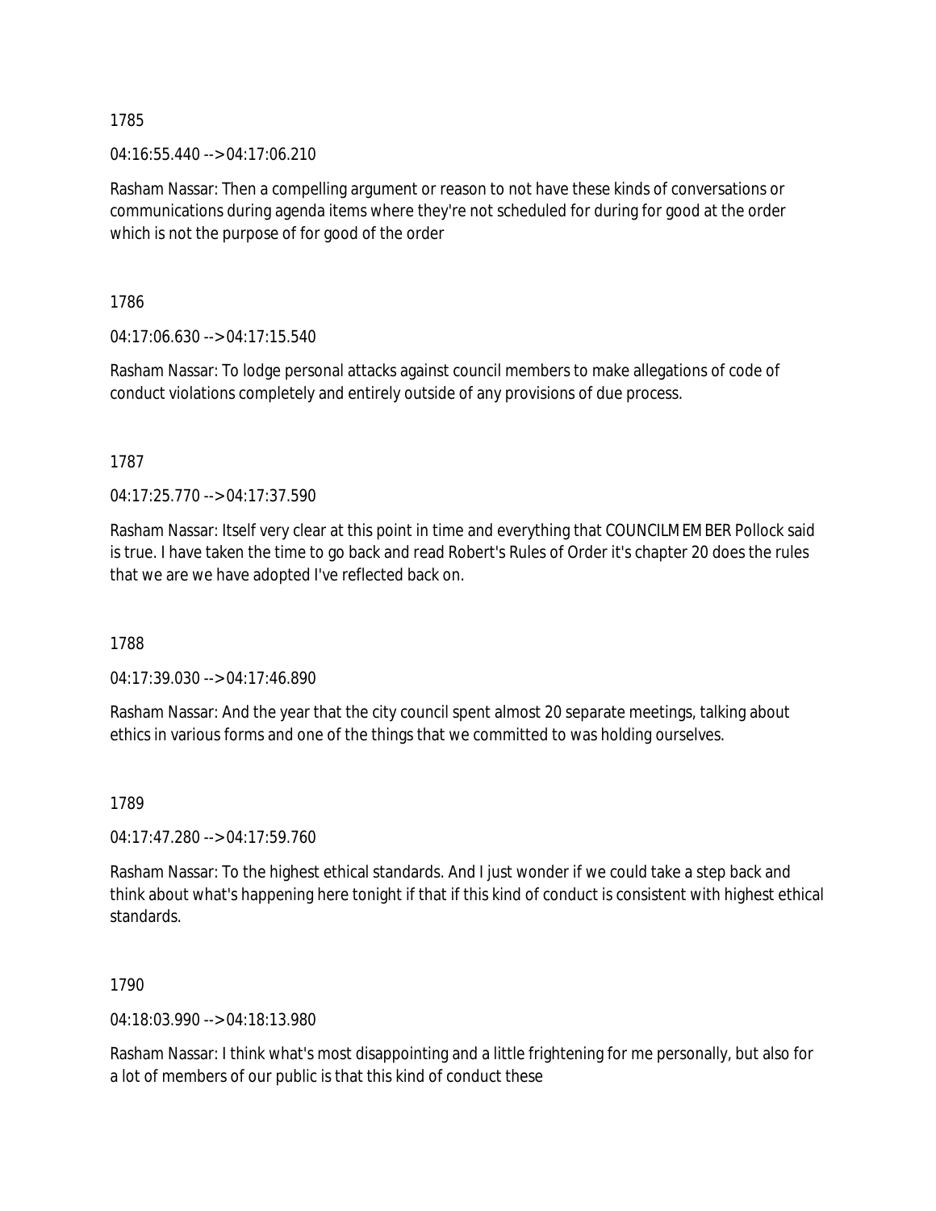1785

04:16:55.440 --> 04:17:06.210

Rasham Nassar: Then a compelling argument or reason to not have these kinds of conversations or communications during agenda items where they're not scheduled for during for good at the order which is not the purpose of for good of the order

1786

04:17:06.630 --> 04:17:15.540

Rasham Nassar: To lodge personal attacks against council members to make allegations of code of conduct violations completely and entirely outside of any provisions of due process.

1787

04:17:25.770 --> 04:17:37.590

Rasham Nassar: Itself very clear at this point in time and everything that COUNCILMEMBER Pollock said is true. I have taken the time to go back and read Robert's Rules of Order it's chapter 20 does the rules that we are we have adopted I've reflected back on.

1788

04:17:39.030 --> 04:17:46.890

Rasham Nassar: And the year that the city council spent almost 20 separate meetings, talking about ethics in various forms and one of the things that we committed to was holding ourselves.

1789

04:17:47.280 --> 04:17:59.760

Rasham Nassar: To the highest ethical standards. And I just wonder if we could take a step back and think about what's happening here tonight if that if this kind of conduct is consistent with highest ethical standards.

1790

04:18:03.990 --> 04:18:13.980

Rasham Nassar: I think what's most disappointing and a little frightening for me personally, but also for a lot of members of our public is that this kind of conduct these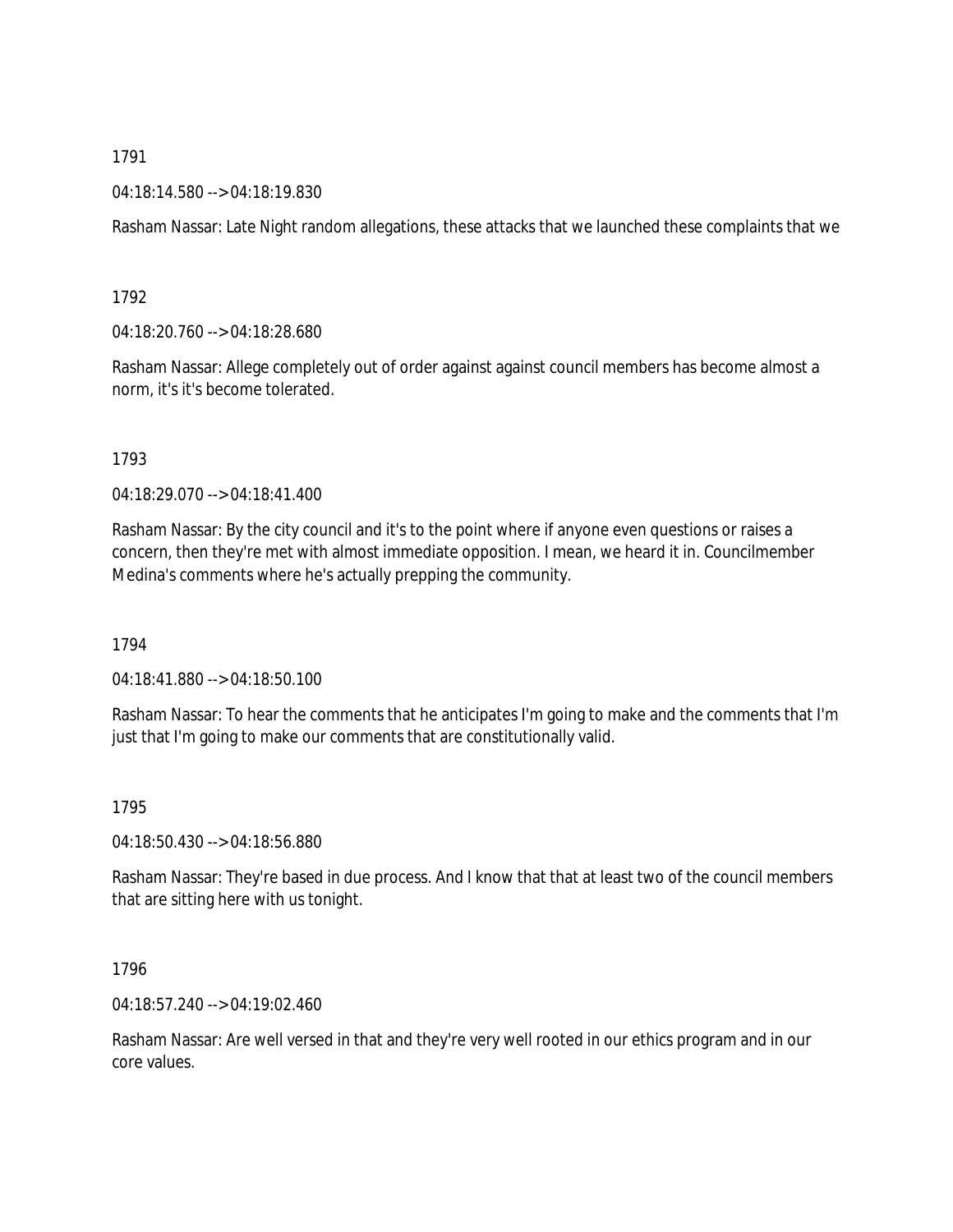1791

04:18:14.580 --> 04:18:19.830

Rasham Nassar: Late Night random allegations, these attacks that we launched these complaints that we

1792

04:18:20.760 --> 04:18:28.680

Rasham Nassar: Allege completely out of order against against council members has become almost a norm, it's it's become tolerated.

1793

04:18:29.070 --> 04:18:41.400

Rasham Nassar: By the city council and it's to the point where if anyone even questions or raises a concern, then they're met with almost immediate opposition. I mean, we heard it in. Councilmember Medina's comments where he's actually prepping the community.

1794

04:18:41.880 --> 04:18:50.100

Rasham Nassar: To hear the comments that he anticipates I'm going to make and the comments that I'm just that I'm going to make our comments that are constitutionally valid.

1795

04:18:50.430 --> 04:18:56.880

Rasham Nassar: They're based in due process. And I know that that at least two of the council members that are sitting here with us tonight.

1796

04:18:57.240 --> 04:19:02.460

Rasham Nassar: Are well versed in that and they're very well rooted in our ethics program and in our core values.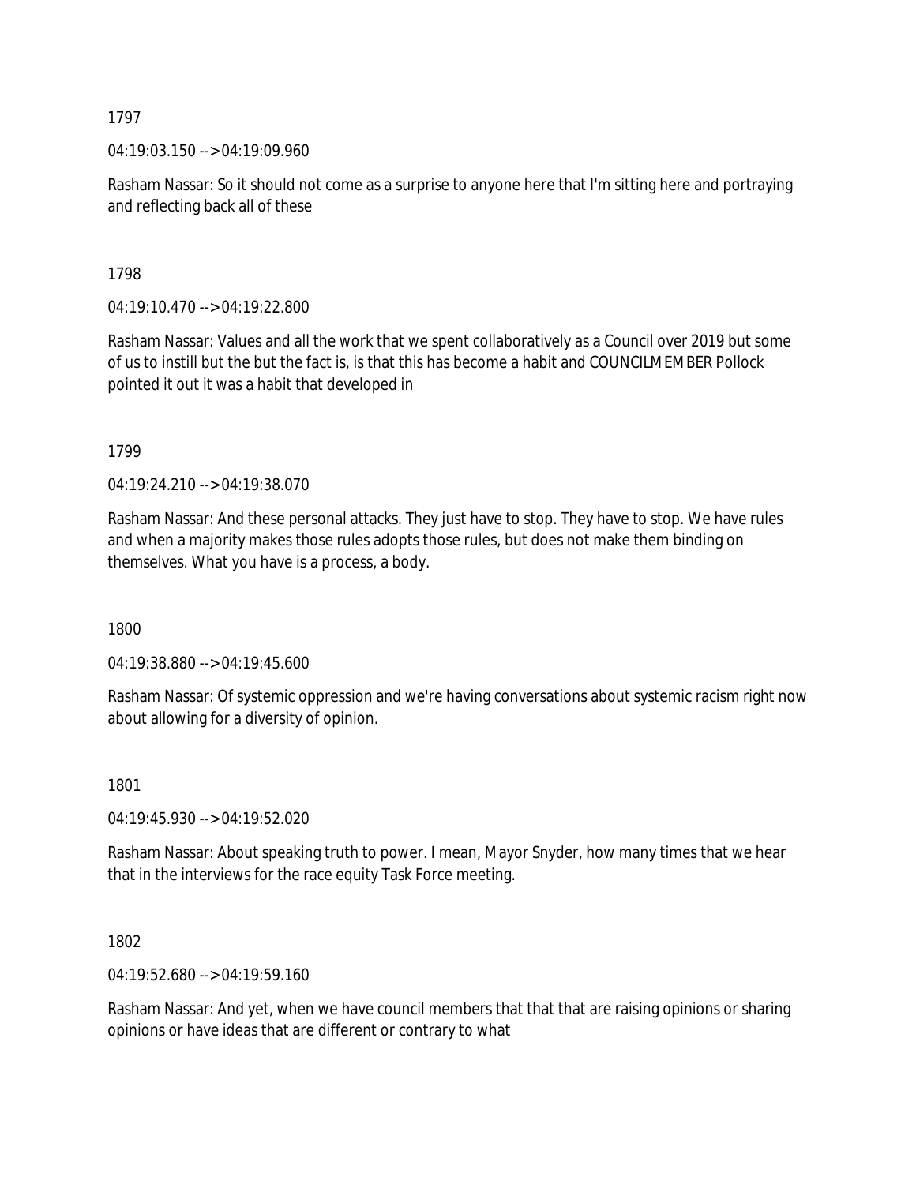1797

04:19:03.150 --> 04:19:09.960

Rasham Nassar: So it should not come as a surprise to anyone here that I'm sitting here and portraying and reflecting back all of these

1798

04:19:10.470 --> 04:19:22.800

Rasham Nassar: Values and all the work that we spent collaboratively as a Council over 2019 but some of us to instill but the but the fact is, is that this has become a habit and COUNCILMEMBER Pollock pointed it out it was a habit that developed in

1799

04:19:24.210 --> 04:19:38.070

Rasham Nassar: And these personal attacks. They just have to stop. They have to stop. We have rules and when a majority makes those rules adopts those rules, but does not make them binding on themselves. What you have is a process, a body.

1800

04:19:38.880 --> 04:19:45.600

Rasham Nassar: Of systemic oppression and we're having conversations about systemic racism right now about allowing for a diversity of opinion.

1801

04:19:45.930 --> 04:19:52.020

Rasham Nassar: About speaking truth to power. I mean, Mayor Snyder, how many times that we hear that in the interviews for the race equity Task Force meeting.

1802

04:19:52.680 --> 04:19:59.160

Rasham Nassar: And yet, when we have council members that that that are raising opinions or sharing opinions or have ideas that are different or contrary to what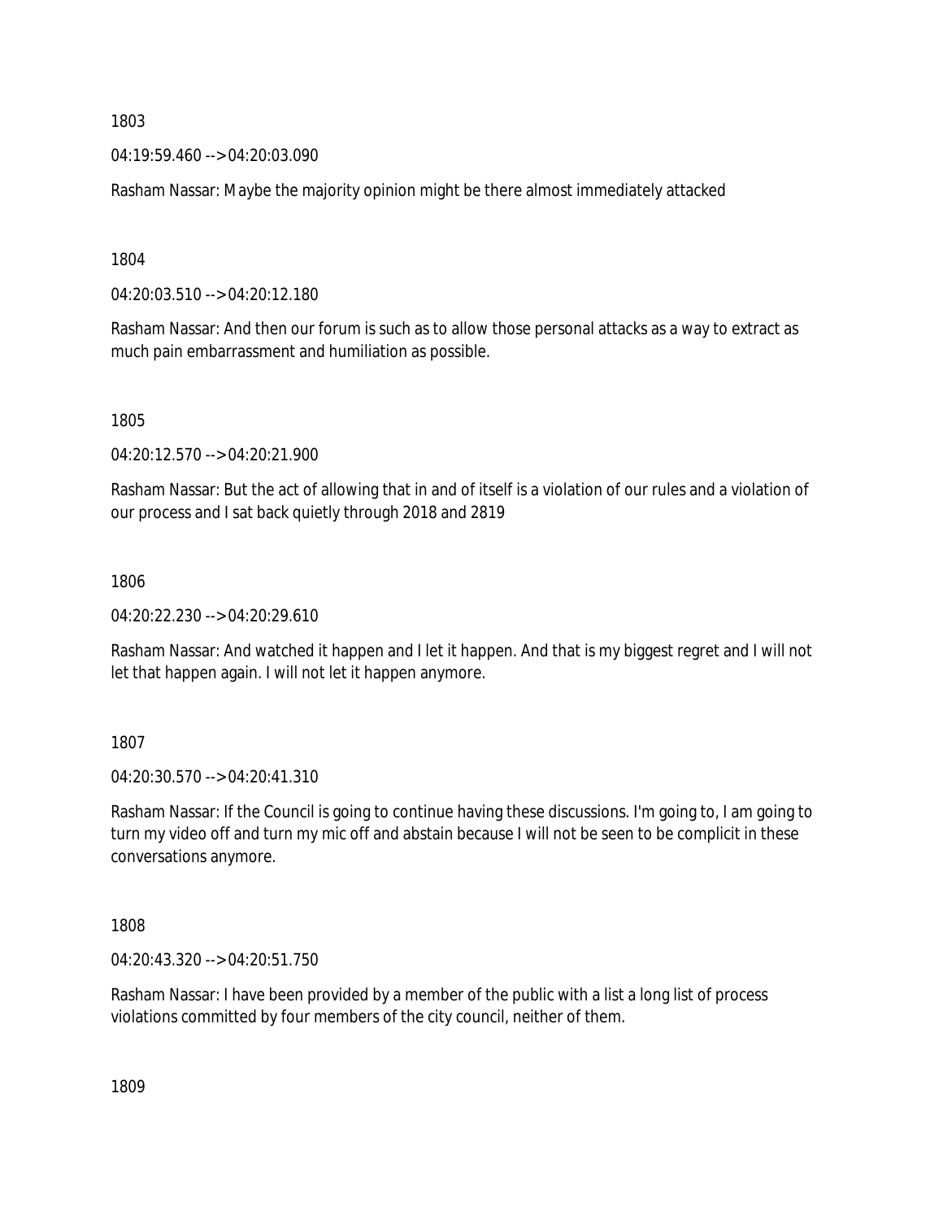1803

04:19:59.460 --> 04:20:03.090

Rasham Nassar: Maybe the majority opinion might be there almost immediately attacked

1804

04:20:03.510 --> 04:20:12.180

Rasham Nassar: And then our forum is such as to allow those personal attacks as a way to extract as much pain embarrassment and humiliation as possible.

1805

04:20:12.570 --> 04:20:21.900

Rasham Nassar: But the act of allowing that in and of itself is a violation of our rules and a violation of our process and I sat back quietly through 2018 and 2819

1806

04:20:22.230 --> 04:20:29.610

Rasham Nassar: And watched it happen and I let it happen. And that is my biggest regret and I will not let that happen again. I will not let it happen anymore.

1807

04:20:30.570 --> 04:20:41.310

Rasham Nassar: If the Council is going to continue having these discussions. I'm going to, I am going to turn my video off and turn my mic off and abstain because I will not be seen to be complicit in these conversations anymore.

1808

04:20:43.320 --> 04:20:51.750

Rasham Nassar: I have been provided by a member of the public with a list a long list of process violations committed by four members of the city council, neither of them.

1809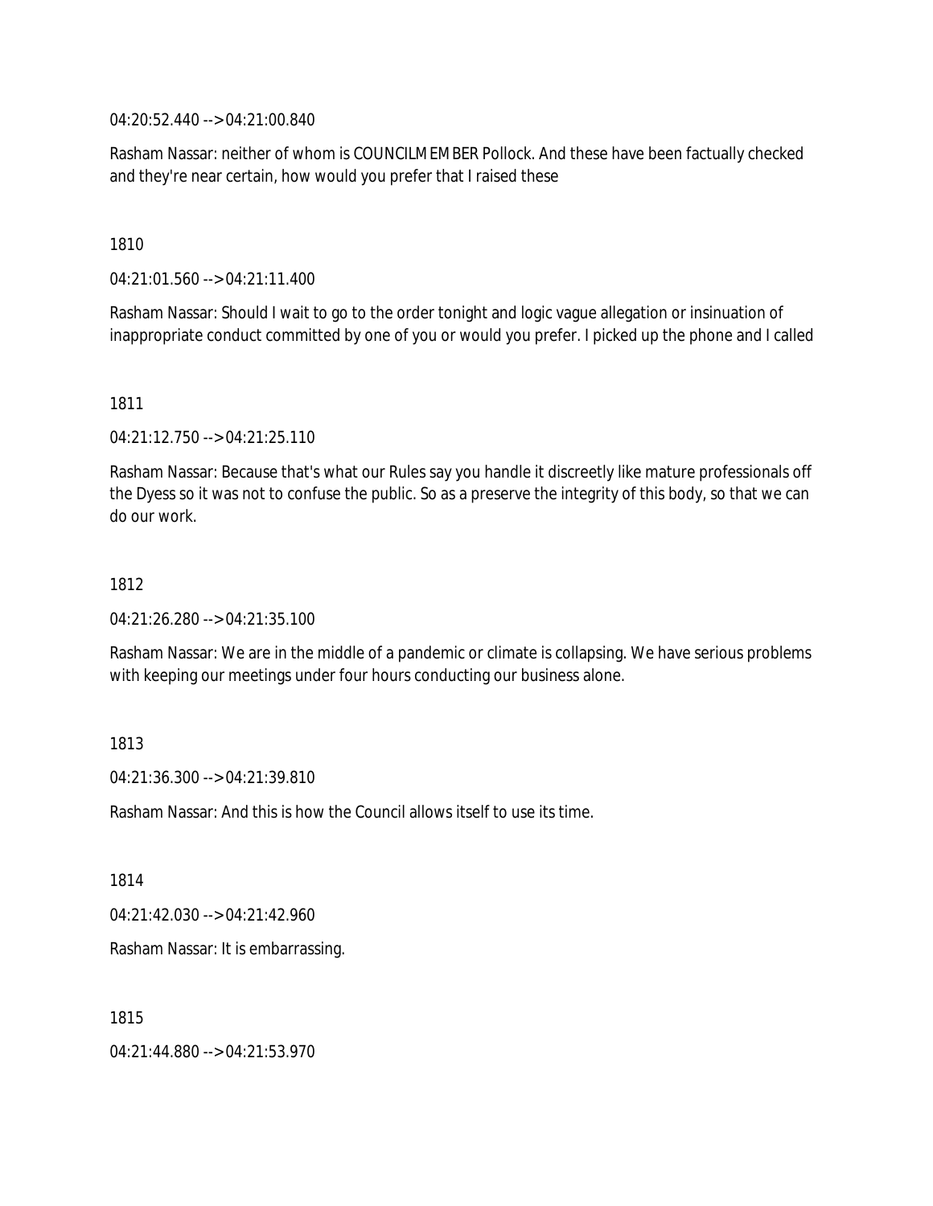04:20:52.440 --> 04:21:00.840

Rasham Nassar: neither of whom is COUNCILMEMBER Pollock. And these have been factually checked and they're near certain, how would you prefer that I raised these

1810

04:21:01.560 --> 04:21:11.400

Rasham Nassar: Should I wait to go to the order tonight and logic vague allegation or insinuation of inappropriate conduct committed by one of you or would you prefer. I picked up the phone and I called

1811

04:21:12.750 --> 04:21:25.110

Rasham Nassar: Because that's what our Rules say you handle it discreetly like mature professionals off the Dyess so it was not to confuse the public. So as a preserve the integrity of this body, so that we can do our work.

1812

04:21:26.280 --> 04:21:35.100

Rasham Nassar: We are in the middle of a pandemic or climate is collapsing. We have serious problems with keeping our meetings under four hours conducting our business alone.

1813

04:21:36.300 --> 04:21:39.810

Rasham Nassar: And this is how the Council allows itself to use its time.

1814

04:21:42.030 --> 04:21:42.960

Rasham Nassar: It is embarrassing.

1815

04:21:44.880 --> 04:21:53.970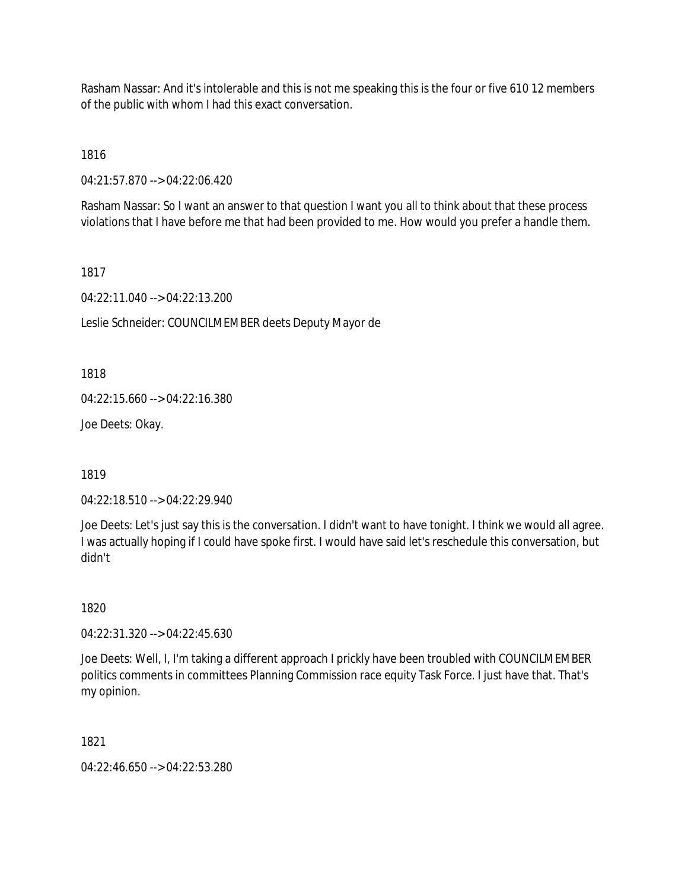Rasham Nassar: And it's intolerable and this is not me speaking this is the four or five 610 12 members of the public with whom I had this exact conversation.

1816

04:21:57.870 --> 04:22:06.420

Rasham Nassar: So I want an answer to that question I want you all to think about that these process violations that I have before me that had been provided to me. How would you prefer a handle them.

1817

04:22:11.040 --> 04:22:13.200

Leslie Schneider: COUNCILMEMBER deets Deputy Mayor de

1818

04:22:15.660 --> 04:22:16.380

Joe Deets: Okay.

1819

04:22:18.510 --> 04:22:29.940

Joe Deets: Let's just say this is the conversation. I didn't want to have tonight. I think we would all agree. I was actually hoping if I could have spoke first. I would have said let's reschedule this conversation, but didn't

1820

04:22:31.320 --> 04:22:45.630

Joe Deets: Well, I, I'm taking a different approach I prickly have been troubled with COUNCILMEMBER politics comments in committees Planning Commission race equity Task Force. I just have that. That's my opinion.

1821

04:22:46.650 --> 04:22:53.280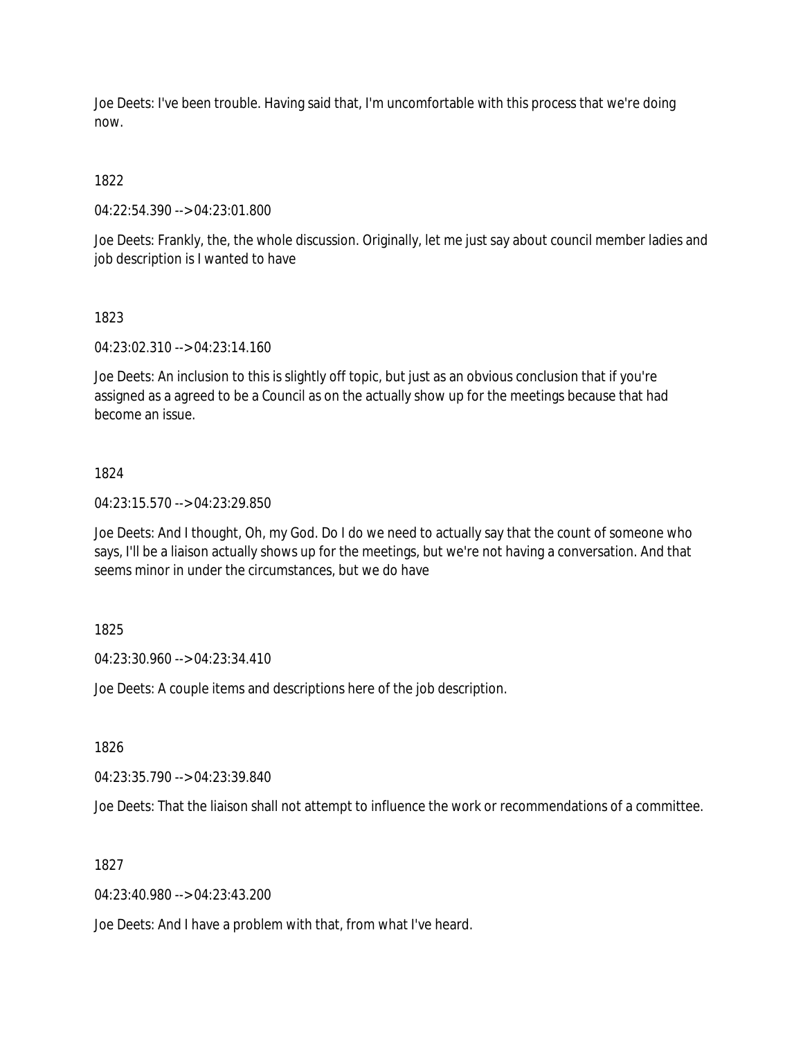Joe Deets: I've been trouble. Having said that, I'm uncomfortable with this process that we're doing now.

1822

04:22:54.390 --> 04:23:01.800

Joe Deets: Frankly, the, the whole discussion. Originally, let me just say about council member ladies and job description is I wanted to have

1823

04:23:02.310 --> 04:23:14.160

Joe Deets: An inclusion to this is slightly off topic, but just as an obvious conclusion that if you're assigned as a agreed to be a Council as on the actually show up for the meetings because that had become an issue.

1824

04:23:15.570 --> 04:23:29.850

Joe Deets: And I thought, Oh, my God. Do I do we need to actually say that the count of someone who says, I'll be a liaison actually shows up for the meetings, but we're not having a conversation. And that seems minor in under the circumstances, but we do have

1825

04:23:30.960 --> 04:23:34.410

Joe Deets: A couple items and descriptions here of the job description.

1826

04:23:35.790 --> 04:23:39.840

Joe Deets: That the liaison shall not attempt to influence the work or recommendations of a committee.

1827

04:23:40.980 --> 04:23:43.200

Joe Deets: And I have a problem with that, from what I've heard.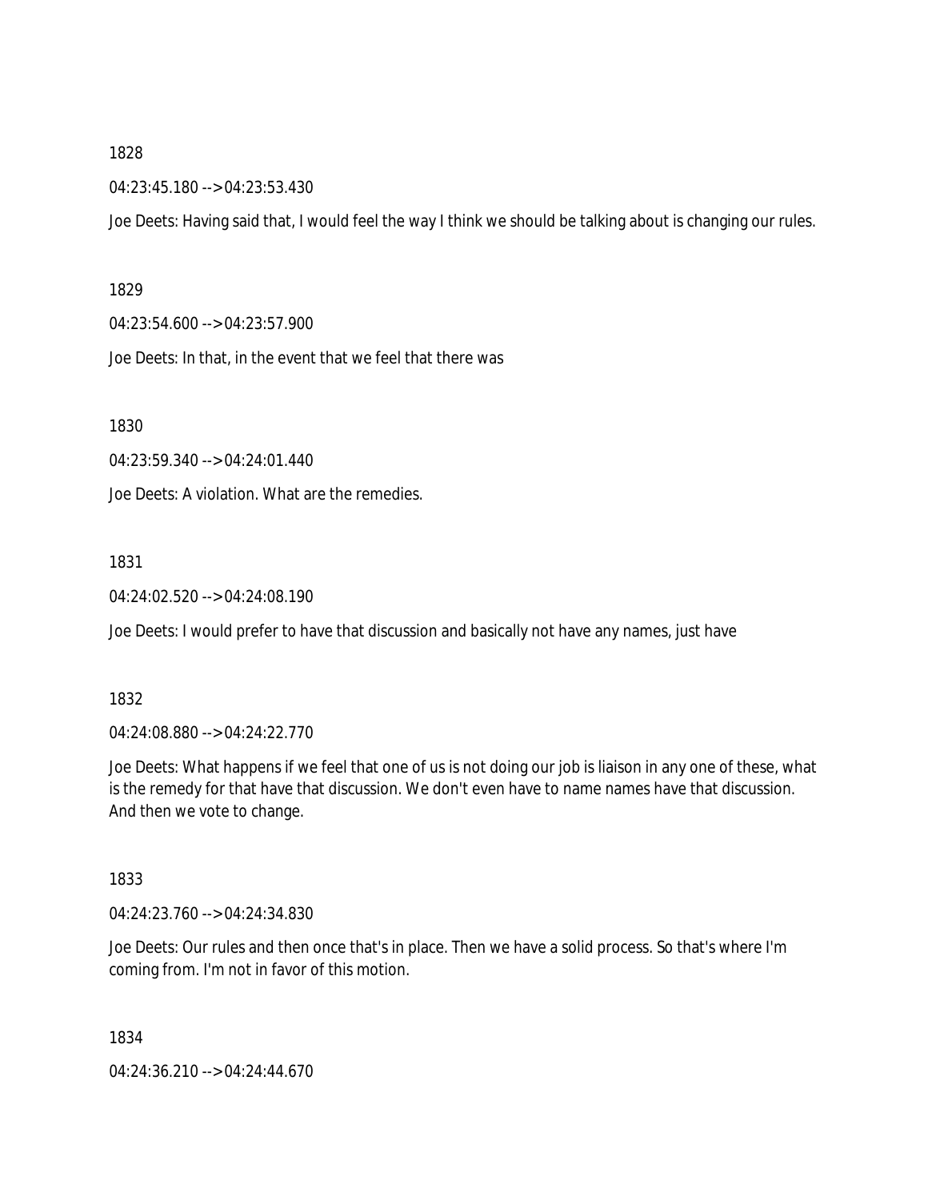1828

04:23:45.180 --> 04:23:53.430

Joe Deets: Having said that, I would feel the way I think we should be talking about is changing our rules.

1829

04:23:54.600 --> 04:23:57.900

Joe Deets: In that, in the event that we feel that there was

1830

04:23:59.340 --> 04:24:01.440

Joe Deets: A violation. What are the remedies.

1831

04:24:02.520 --> 04:24:08.190

Joe Deets: I would prefer to have that discussion and basically not have any names, just have

1832

04:24:08.880 --> 04:24:22.770

Joe Deets: What happens if we feel that one of us is not doing our job is liaison in any one of these, what is the remedy for that have that discussion. We don't even have to name names have that discussion. And then we vote to change.

1833

04:24:23.760 --> 04:24:34.830

Joe Deets: Our rules and then once that's in place. Then we have a solid process. So that's where I'm coming from. I'm not in favor of this motion.

1834

04:24:36.210 --> 04:24:44.670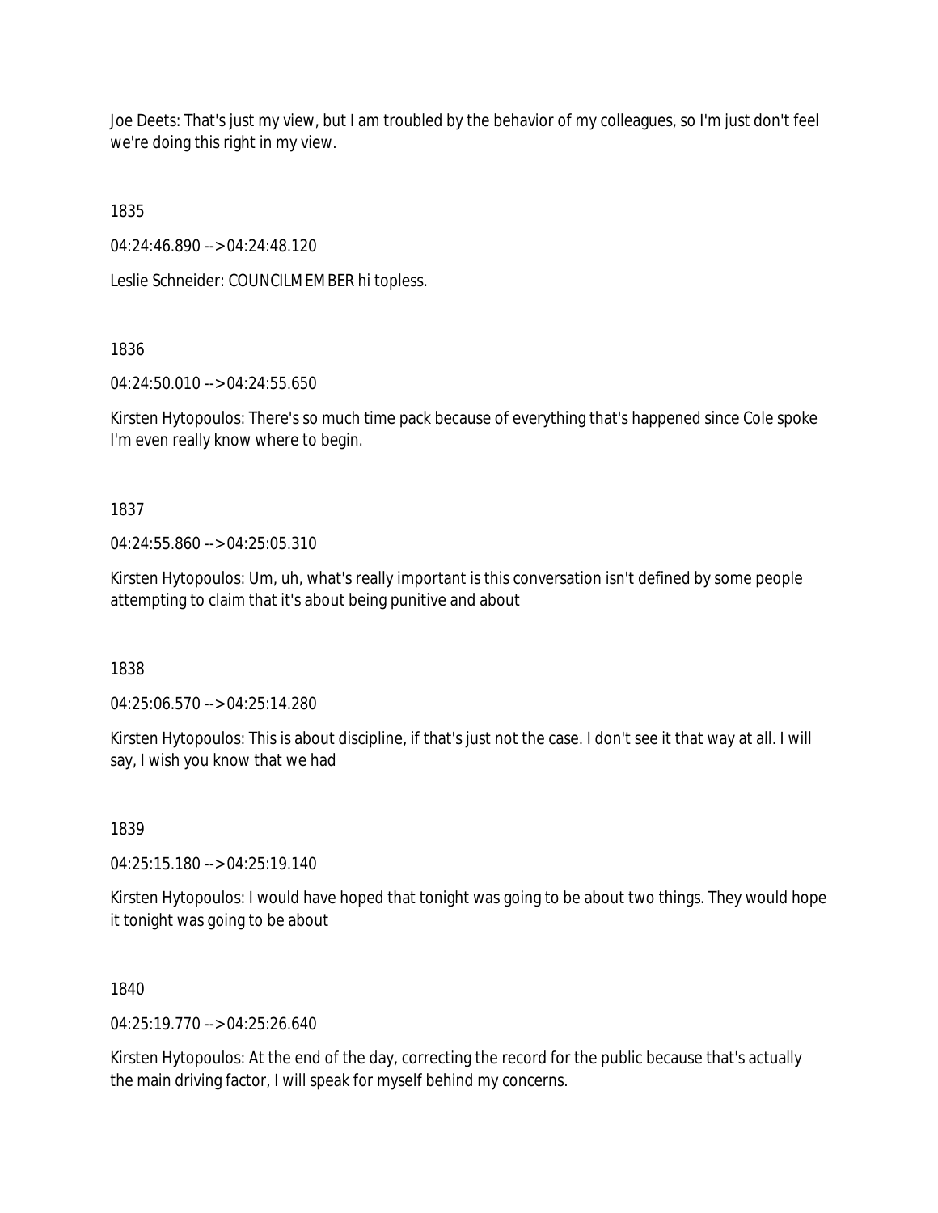Joe Deets: That's just my view, but I am troubled by the behavior of my colleagues, so I'm just don't feel we're doing this right in my view.

1835

04:24:46.890 --> 04:24:48.120

Leslie Schneider: COUNCILMEMBER hi topless.

1836

04:24:50.010 --> 04:24:55.650

Kirsten Hytopoulos: There's so much time pack because of everything that's happened since Cole spoke I'm even really know where to begin.

1837

04:24:55.860 --> 04:25:05.310

Kirsten Hytopoulos: Um, uh, what's really important is this conversation isn't defined by some people attempting to claim that it's about being punitive and about

1838

04:25:06.570 --> 04:25:14.280

Kirsten Hytopoulos: This is about discipline, if that's just not the case. I don't see it that way at all. I will say, I wish you know that we had

1839

04:25:15.180 --> 04:25:19.140

Kirsten Hytopoulos: I would have hoped that tonight was going to be about two things. They would hope it tonight was going to be about

1840

04:25:19.770 --> 04:25:26.640

Kirsten Hytopoulos: At the end of the day, correcting the record for the public because that's actually the main driving factor, I will speak for myself behind my concerns.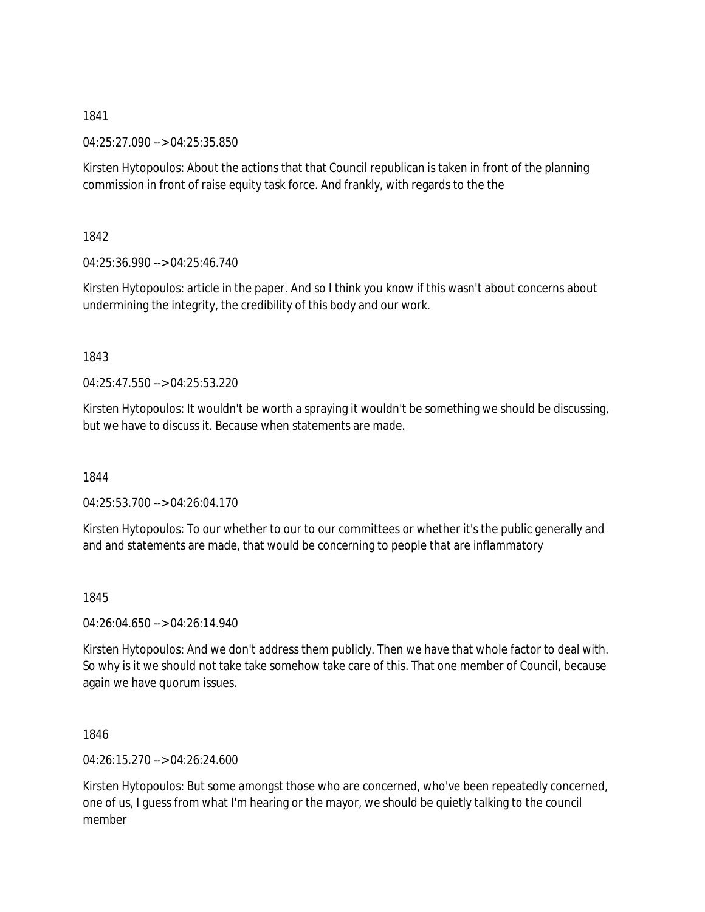1841

04:25:27.090 --> 04:25:35.850

Kirsten Hytopoulos: About the actions that that Council republican is taken in front of the planning commission in front of raise equity task force. And frankly, with regards to the the

1842

04:25:36.990 --> 04:25:46.740

Kirsten Hytopoulos: article in the paper. And so I think you know if this wasn't about concerns about undermining the integrity, the credibility of this body and our work.

1843

04:25:47.550 --> 04:25:53.220

Kirsten Hytopoulos: It wouldn't be worth a spraying it wouldn't be something we should be discussing, but we have to discuss it. Because when statements are made.

1844

04:25:53.700 --> 04:26:04.170

Kirsten Hytopoulos: To our whether to our to our committees or whether it's the public generally and and and statements are made, that would be concerning to people that are inflammatory

1845

04:26:04.650 --> 04:26:14.940

Kirsten Hytopoulos: And we don't address them publicly. Then we have that whole factor to deal with. So why is it we should not take take somehow take care of this. That one member of Council, because again we have quorum issues.

1846

04:26:15.270 --> 04:26:24.600

Kirsten Hytopoulos: But some amongst those who are concerned, who've been repeatedly concerned, one of us, I guess from what I'm hearing or the mayor, we should be quietly talking to the council member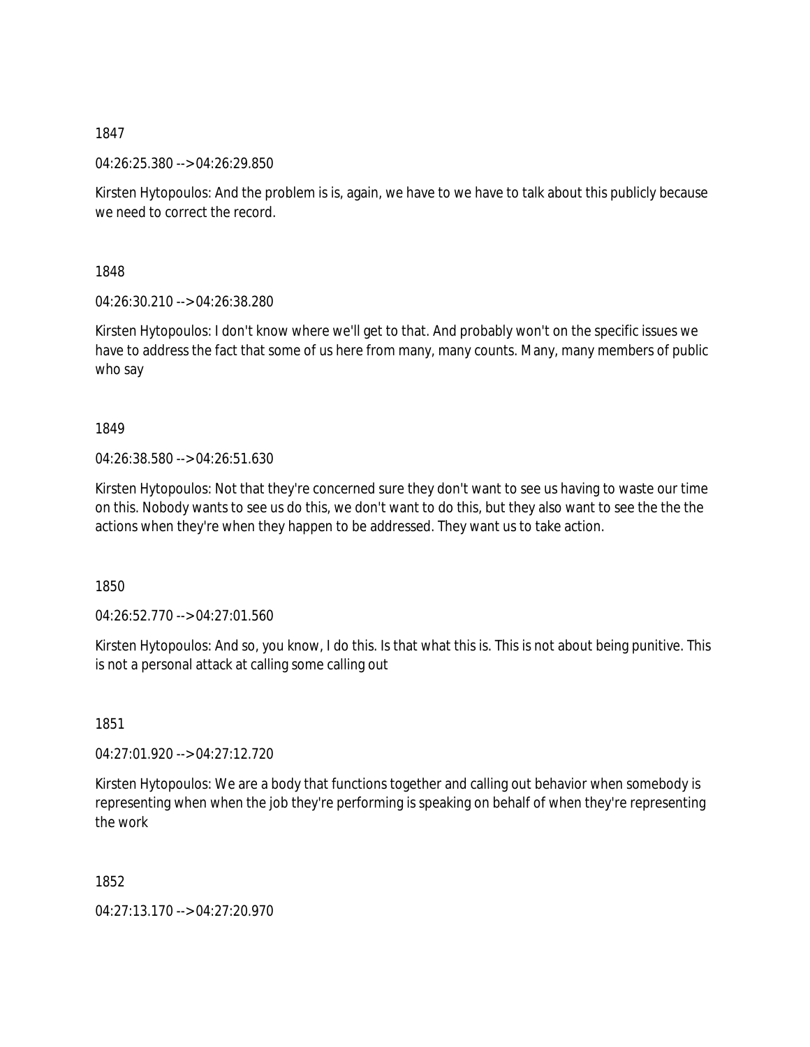1847

04:26:25.380 --> 04:26:29.850

Kirsten Hytopoulos: And the problem is is, again, we have to we have to talk about this publicly because we need to correct the record.

1848

04:26:30.210 --> 04:26:38.280

Kirsten Hytopoulos: I don't know where we'll get to that. And probably won't on the specific issues we have to address the fact that some of us here from many, many counts. Many, many members of public who say

1849

04:26:38.580 --> 04:26:51.630

Kirsten Hytopoulos: Not that they're concerned sure they don't want to see us having to waste our time on this. Nobody wants to see us do this, we don't want to do this, but they also want to see the the the actions when they're when they happen to be addressed. They want us to take action.

1850

04:26:52.770 --> 04:27:01.560

Kirsten Hytopoulos: And so, you know, I do this. Is that what this is. This is not about being punitive. This is not a personal attack at calling some calling out

1851

04:27:01.920 --> 04:27:12.720

Kirsten Hytopoulos: We are a body that functions together and calling out behavior when somebody is representing when when the job they're performing is speaking on behalf of when they're representing the work

1852

04:27:13.170 --> 04:27:20.970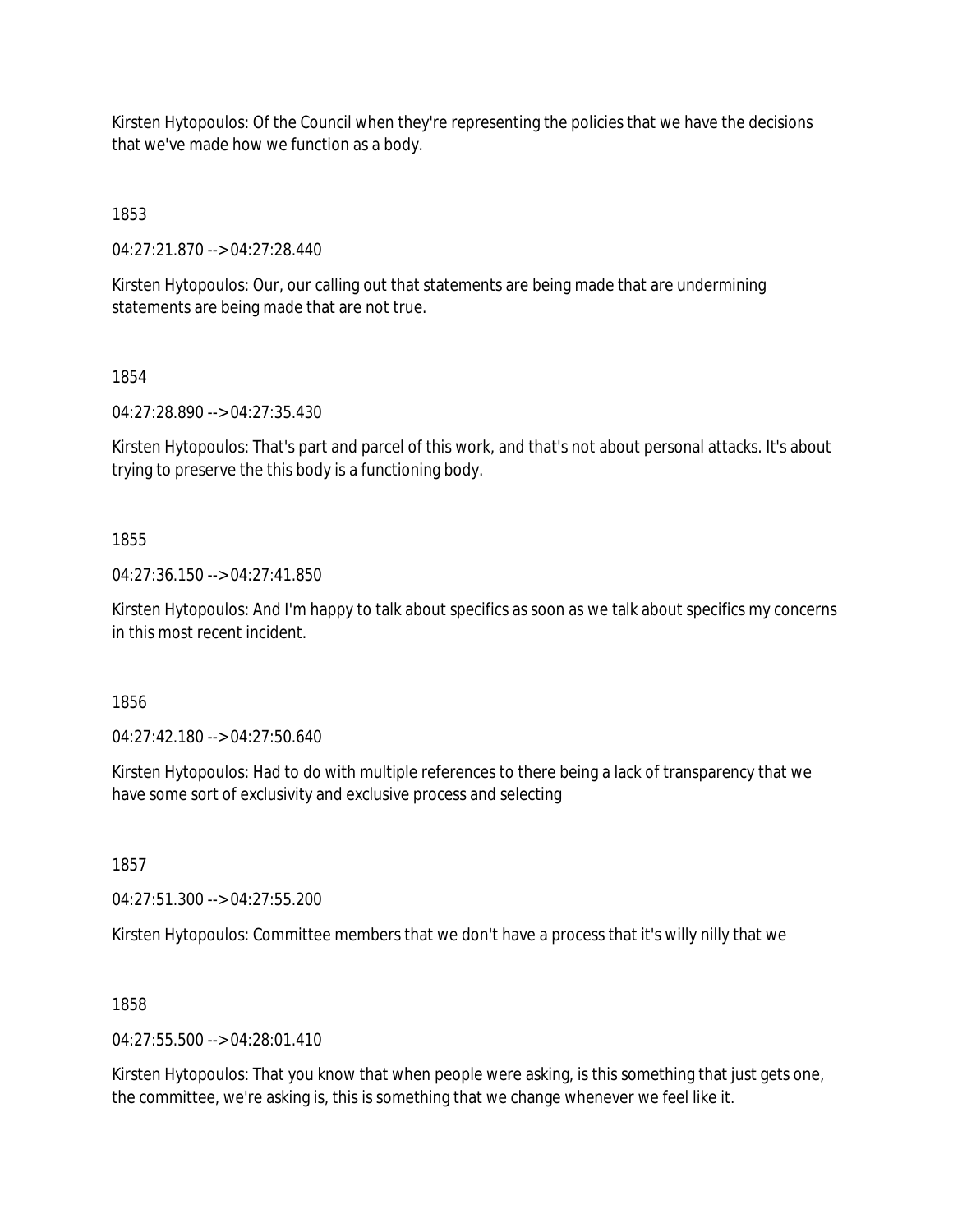Kirsten Hytopoulos: Of the Council when they're representing the policies that we have the decisions that we've made how we function as a body.

1853

04:27:21.870 --> 04:27:28.440

Kirsten Hytopoulos: Our, our calling out that statements are being made that are undermining statements are being made that are not true.

1854

04:27:28.890 --> 04:27:35.430

Kirsten Hytopoulos: That's part and parcel of this work, and that's not about personal attacks. It's about trying to preserve the this body is a functioning body.

1855

04:27:36.150 --> 04:27:41.850

Kirsten Hytopoulos: And I'm happy to talk about specifics as soon as we talk about specifics my concerns in this most recent incident.

1856

04:27:42.180 --> 04:27:50.640

Kirsten Hytopoulos: Had to do with multiple references to there being a lack of transparency that we have some sort of exclusivity and exclusive process and selecting

1857

04:27:51.300 --> 04:27:55.200

Kirsten Hytopoulos: Committee members that we don't have a process that it's willy nilly that we

1858

04:27:55.500 --> 04:28:01.410

Kirsten Hytopoulos: That you know that when people were asking, is this something that just gets one, the committee, we're asking is, this is something that we change whenever we feel like it.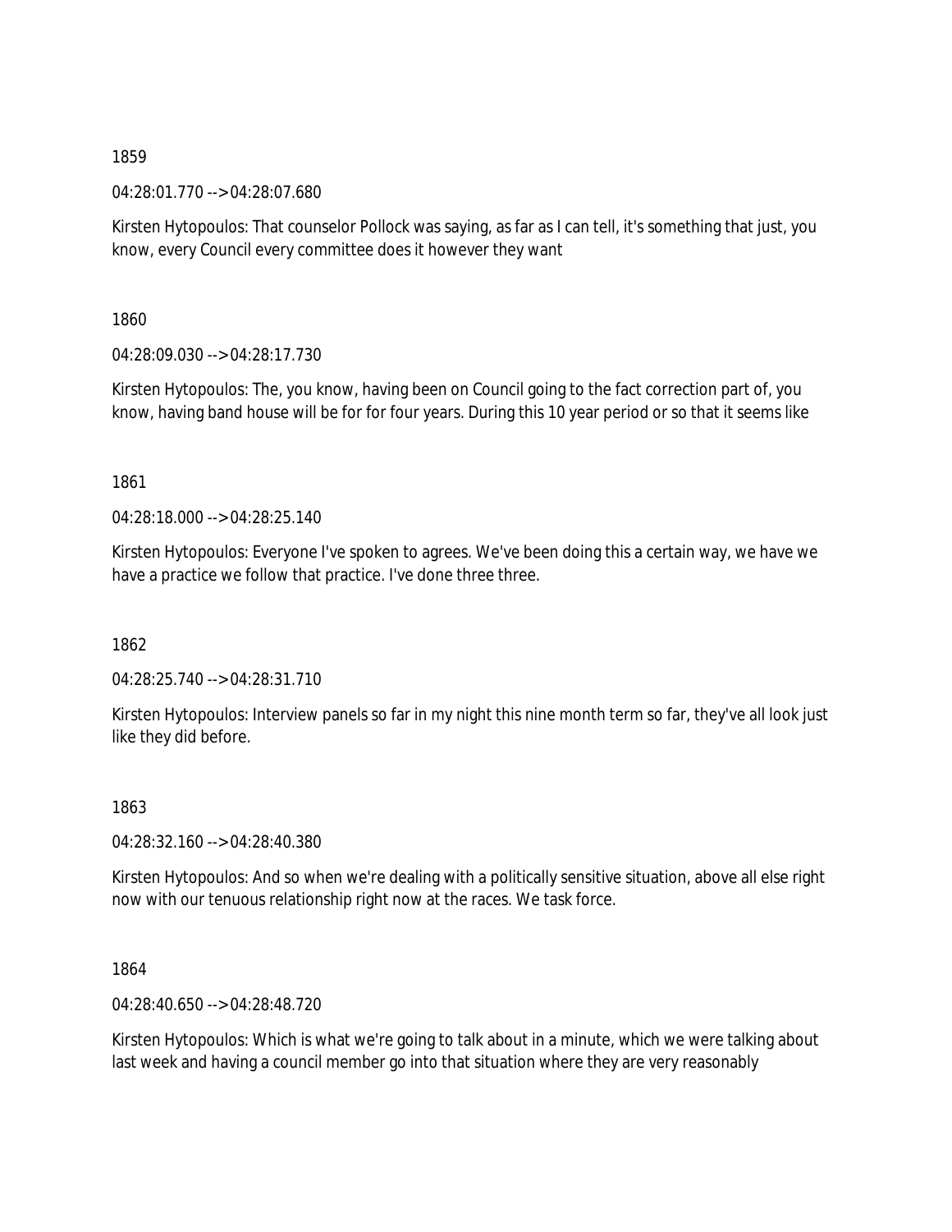1859

04:28:01.770 --> 04:28:07.680

Kirsten Hytopoulos: That counselor Pollock was saying, as far as I can tell, it's something that just, you know, every Council every committee does it however they want

1860

04:28:09.030 --> 04:28:17.730

Kirsten Hytopoulos: The, you know, having been on Council going to the fact correction part of, you know, having band house will be for for four years. During this 10 year period or so that it seems like

1861

04:28:18.000 --> 04:28:25.140

Kirsten Hytopoulos: Everyone I've spoken to agrees. We've been doing this a certain way, we have we have a practice we follow that practice. I've done three three.

1862

04:28:25.740 --> 04:28:31.710

Kirsten Hytopoulos: Interview panels so far in my night this nine month term so far, they've all look just like they did before.

1863

04:28:32.160 --> 04:28:40.380

Kirsten Hytopoulos: And so when we're dealing with a politically sensitive situation, above all else right now with our tenuous relationship right now at the races. We task force.

1864

04:28:40.650 --> 04:28:48.720

Kirsten Hytopoulos: Which is what we're going to talk about in a minute, which we were talking about last week and having a council member go into that situation where they are very reasonably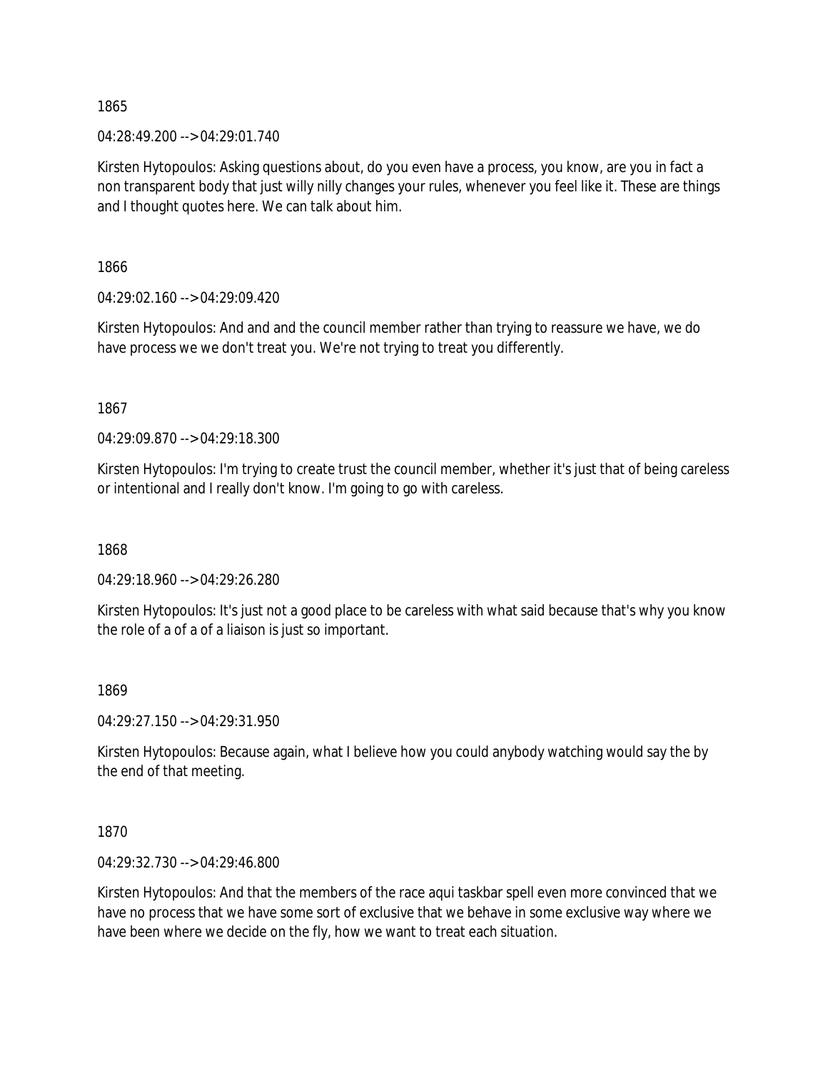1865

04:28:49.200 --> 04:29:01.740

Kirsten Hytopoulos: Asking questions about, do you even have a process, you know, are you in fact a non transparent body that just willy nilly changes your rules, whenever you feel like it. These are things and I thought quotes here. We can talk about him.

1866

04:29:02.160 --> 04:29:09.420

Kirsten Hytopoulos: And and and the council member rather than trying to reassure we have, we do have process we we don't treat you. We're not trying to treat you differently.

1867

04:29:09.870 --> 04:29:18.300

Kirsten Hytopoulos: I'm trying to create trust the council member, whether it's just that of being careless or intentional and I really don't know. I'm going to go with careless.

1868

04:29:18.960 --> 04:29:26.280

Kirsten Hytopoulos: It's just not a good place to be careless with what said because that's why you know the role of a of a of a liaison is just so important.

1869

04:29:27.150 --> 04:29:31.950

Kirsten Hytopoulos: Because again, what I believe how you could anybody watching would say the by the end of that meeting.

1870

04:29:32.730 --> 04:29:46.800

Kirsten Hytopoulos: And that the members of the race aqui taskbar spell even more convinced that we have no process that we have some sort of exclusive that we behave in some exclusive way where we have been where we decide on the fly, how we want to treat each situation.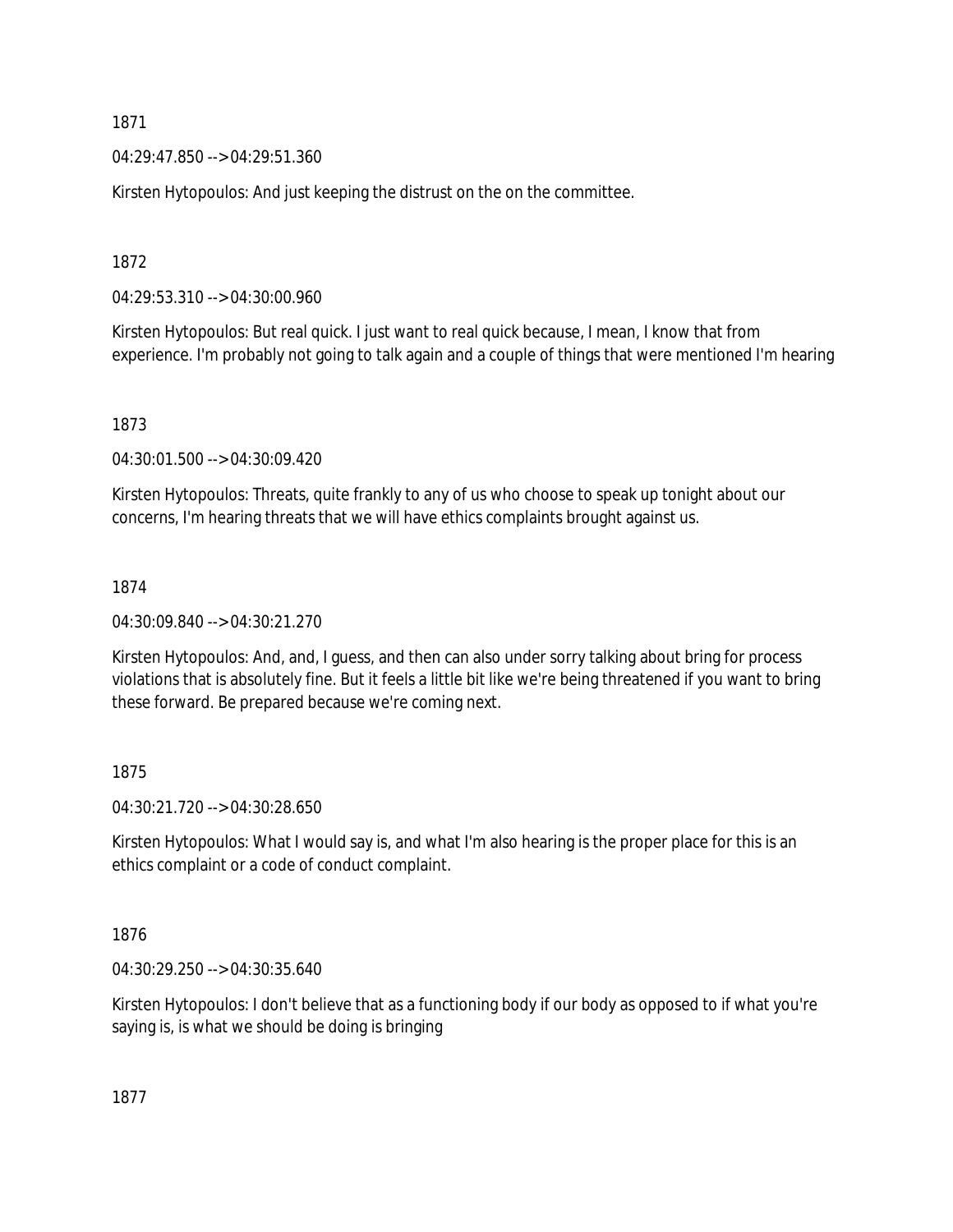1871

04:29:47.850 --> 04:29:51.360

Kirsten Hytopoulos: And just keeping the distrust on the on the committee.

1872

04:29:53.310 --> 04:30:00.960

Kirsten Hytopoulos: But real quick. I just want to real quick because, I mean, I know that from experience. I'm probably not going to talk again and a couple of things that were mentioned I'm hearing

1873

04:30:01.500 --> 04:30:09.420

Kirsten Hytopoulos: Threats, quite frankly to any of us who choose to speak up tonight about our concerns, I'm hearing threats that we will have ethics complaints brought against us.

1874

04:30:09.840 --> 04:30:21.270

Kirsten Hytopoulos: And, and, I guess, and then can also under sorry talking about bring for process violations that is absolutely fine. But it feels a little bit like we're being threatened if you want to bring these forward. Be prepared because we're coming next.

1875

04:30:21.720 --> 04:30:28.650

Kirsten Hytopoulos: What I would say is, and what I'm also hearing is the proper place for this is an ethics complaint or a code of conduct complaint.

1876

04:30:29.250 --> 04:30:35.640

Kirsten Hytopoulos: I don't believe that as a functioning body if our body as opposed to if what you're saying is, is what we should be doing is bringing

1877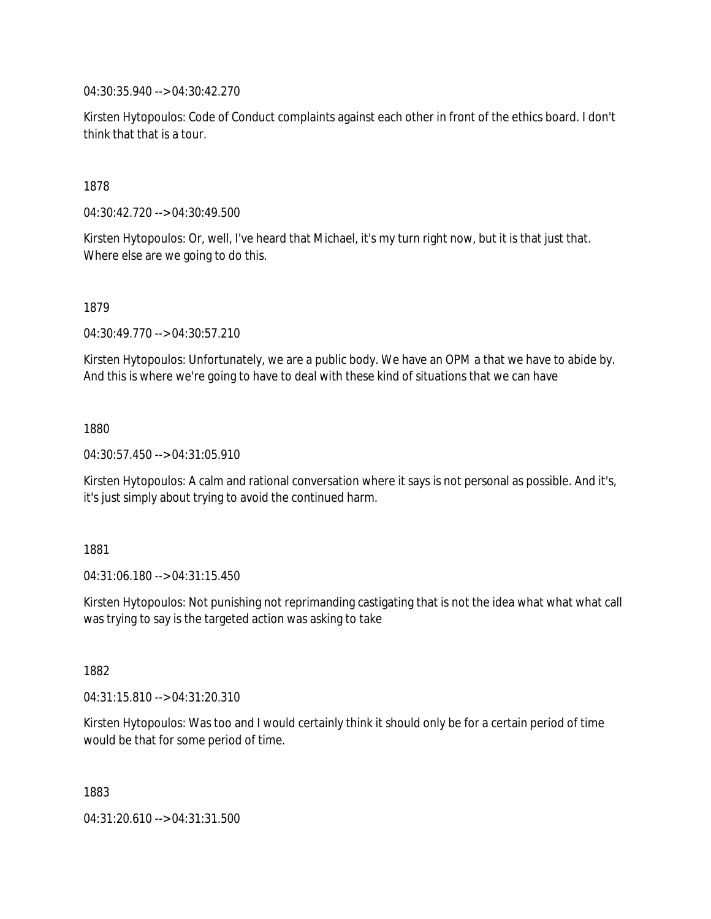04:30:35.940 --> 04:30:42.270

Kirsten Hytopoulos: Code of Conduct complaints against each other in front of the ethics board. I don't think that that is a tour.

1878

04:30:42.720 --> 04:30:49.500

Kirsten Hytopoulos: Or, well, I've heard that Michael, it's my turn right now, but it is that just that. Where else are we going to do this.

1879

04:30:49.770 --> 04:30:57.210

Kirsten Hytopoulos: Unfortunately, we are a public body. We have an OPM a that we have to abide by. And this is where we're going to have to deal with these kind of situations that we can have

1880

04:30:57.450 --> 04:31:05.910

Kirsten Hytopoulos: A calm and rational conversation where it says is not personal as possible. And it's, it's just simply about trying to avoid the continued harm.

1881

04:31:06.180 --> 04:31:15.450

Kirsten Hytopoulos: Not punishing not reprimanding castigating that is not the idea what what what call was trying to say is the targeted action was asking to take

1882

04:31:15.810 --> 04:31:20.310

Kirsten Hytopoulos: Was too and I would certainly think it should only be for a certain period of time would be that for some period of time.

1883

04:31:20.610 --> 04:31:31.500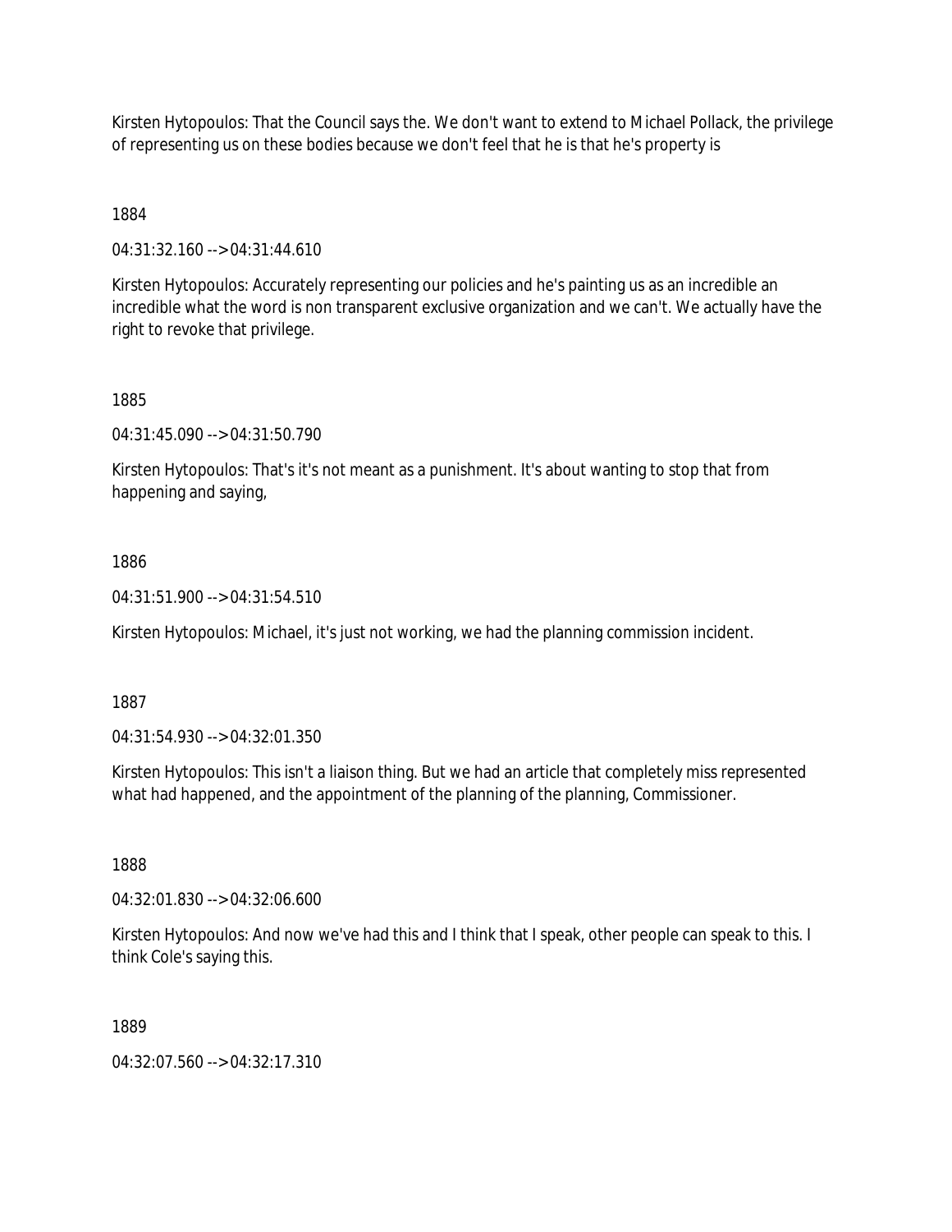Kirsten Hytopoulos: That the Council says the. We don't want to extend to Michael Pollack, the privilege of representing us on these bodies because we don't feel that he is that he's property is

1884

04:31:32.160 --> 04:31:44.610

Kirsten Hytopoulos: Accurately representing our policies and he's painting us as an incredible an incredible what the word is non transparent exclusive organization and we can't. We actually have the right to revoke that privilege.

1885

04:31:45.090 --> 04:31:50.790

Kirsten Hytopoulos: That's it's not meant as a punishment. It's about wanting to stop that from happening and saying,

1886

04:31:51.900 --> 04:31:54.510

Kirsten Hytopoulos: Michael, it's just not working, we had the planning commission incident.

1887

04:31:54.930 --> 04:32:01.350

Kirsten Hytopoulos: This isn't a liaison thing. But we had an article that completely miss represented what had happened, and the appointment of the planning of the planning, Commissioner.

1888

04:32:01.830 --> 04:32:06.600

Kirsten Hytopoulos: And now we've had this and I think that I speak, other people can speak to this. I think Cole's saying this.

1889

04:32:07.560 --> 04:32:17.310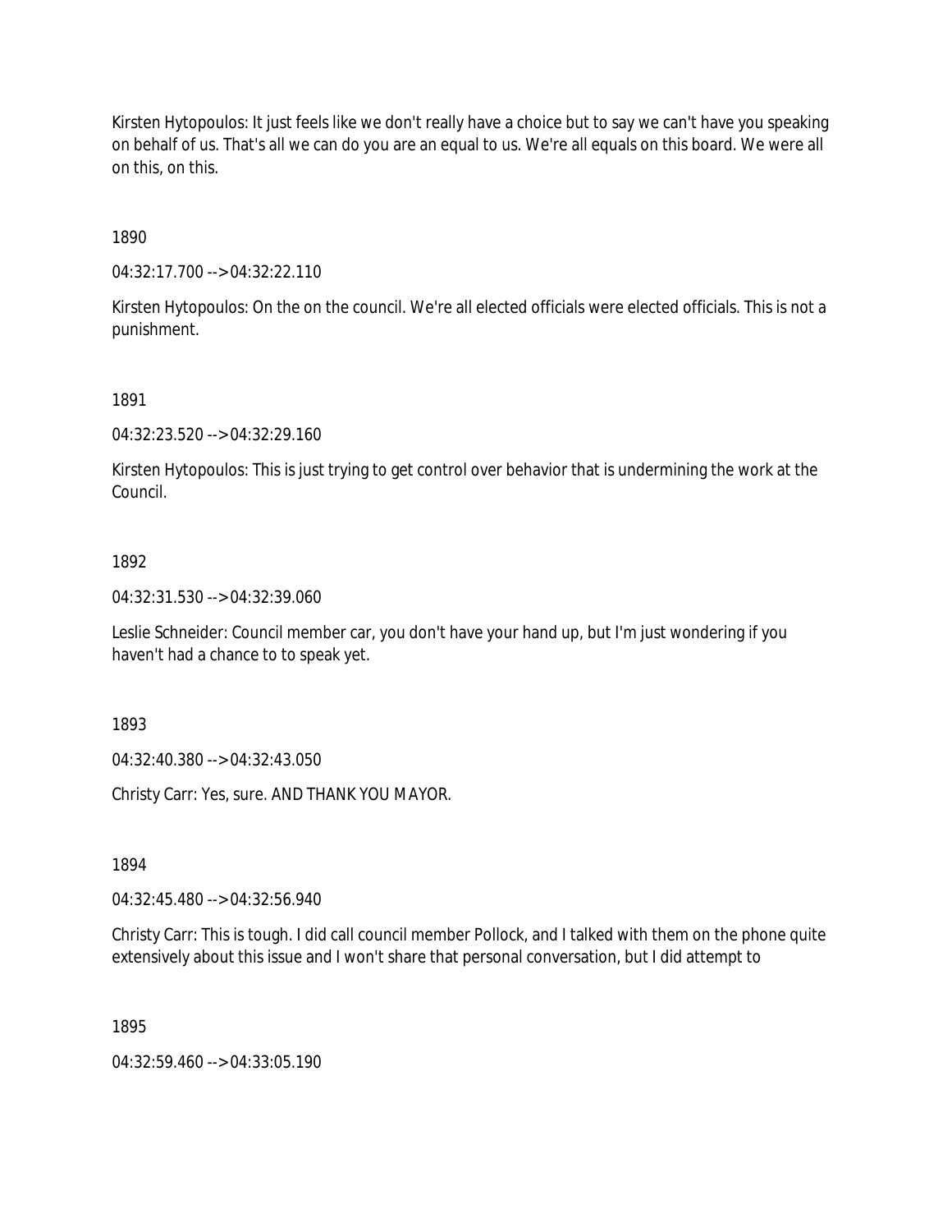Kirsten Hytopoulos: It just feels like we don't really have a choice but to say we can't have you speaking on behalf of us. That's all we can do you are an equal to us. We're all equals on this board. We were all on this, on this.

1890

04:32:17.700 --> 04:32:22.110

Kirsten Hytopoulos: On the on the council. We're all elected officials were elected officials. This is not a punishment.

1891

04:32:23.520 --> 04:32:29.160

Kirsten Hytopoulos: This is just trying to get control over behavior that is undermining the work at the Council.

1892

04:32:31.530 --> 04:32:39.060

Leslie Schneider: Council member car, you don't have your hand up, but I'm just wondering if you haven't had a chance to to speak yet.

1893

04:32:40.380 --> 04:32:43.050

Christy Carr: Yes, sure. AND THANK YOU MAYOR.

1894

04:32:45.480 --> 04:32:56.940

Christy Carr: This is tough. I did call council member Pollock, and I talked with them on the phone quite extensively about this issue and I won't share that personal conversation, but I did attempt to

1895

04:32:59.460 --> 04:33:05.190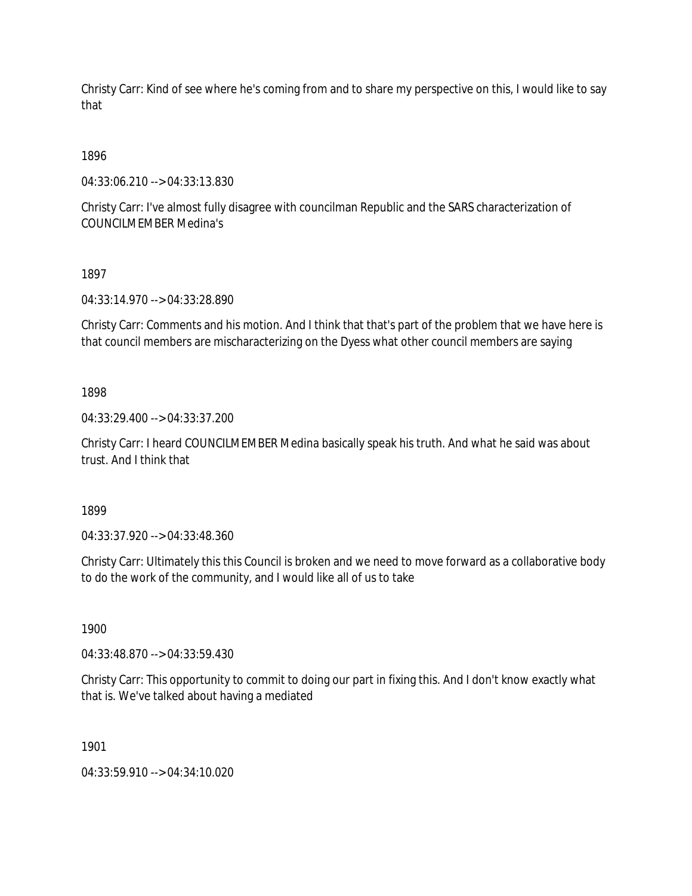Christy Carr: Kind of see where he's coming from and to share my perspective on this, I would like to say that

1896

04:33:06.210 --> 04:33:13.830

Christy Carr: I've almost fully disagree with councilman Republic and the SARS characterization of COUNCILMEMBER Medina's

1897

04:33:14.970 --> 04:33:28.890

Christy Carr: Comments and his motion. And I think that that's part of the problem that we have here is that council members are mischaracterizing on the Dyess what other council members are saying

1898

04:33:29.400 --> 04:33:37.200

Christy Carr: I heard COUNCILMEMBER Medina basically speak his truth. And what he said was about trust. And I think that

1899

04:33:37.920 --> 04:33:48.360

Christy Carr: Ultimately this this Council is broken and we need to move forward as a collaborative body to do the work of the community, and I would like all of us to take

1900

04:33:48.870 --> 04:33:59.430

Christy Carr: This opportunity to commit to doing our part in fixing this. And I don't know exactly what that is. We've talked about having a mediated

1901

04:33:59.910 --> 04:34:10.020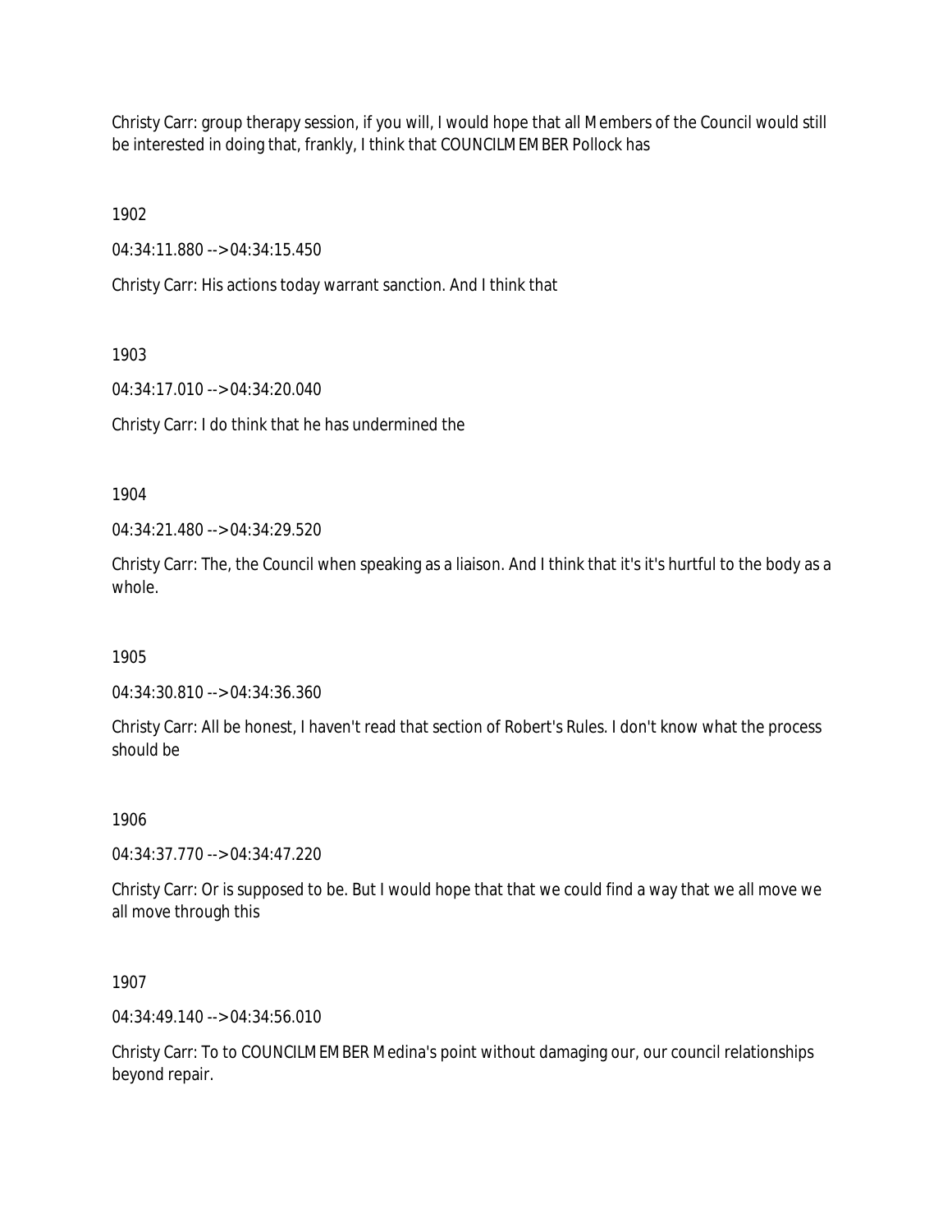Christy Carr: group therapy session, if you will, I would hope that all Members of the Council would still be interested in doing that, frankly, I think that COUNCILMEMBER Pollock has

1902

04:34:11.880 --> 04:34:15.450

Christy Carr: His actions today warrant sanction. And I think that

1903

04:34:17.010 --> 04:34:20.040

Christy Carr: I do think that he has undermined the

1904

04:34:21.480 --> 04:34:29.520

Christy Carr: The, the Council when speaking as a liaison. And I think that it's it's hurtful to the body as a whole.

1905

04:34:30.810 --> 04:34:36.360

Christy Carr: All be honest, I haven't read that section of Robert's Rules. I don't know what the process should be

1906

04:34:37.770 --> 04:34:47.220

Christy Carr: Or is supposed to be. But I would hope that that we could find a way that we all move we all move through this

1907

04:34:49.140 --> 04:34:56.010

Christy Carr: To to COUNCILMEMBER Medina's point without damaging our, our council relationships beyond repair.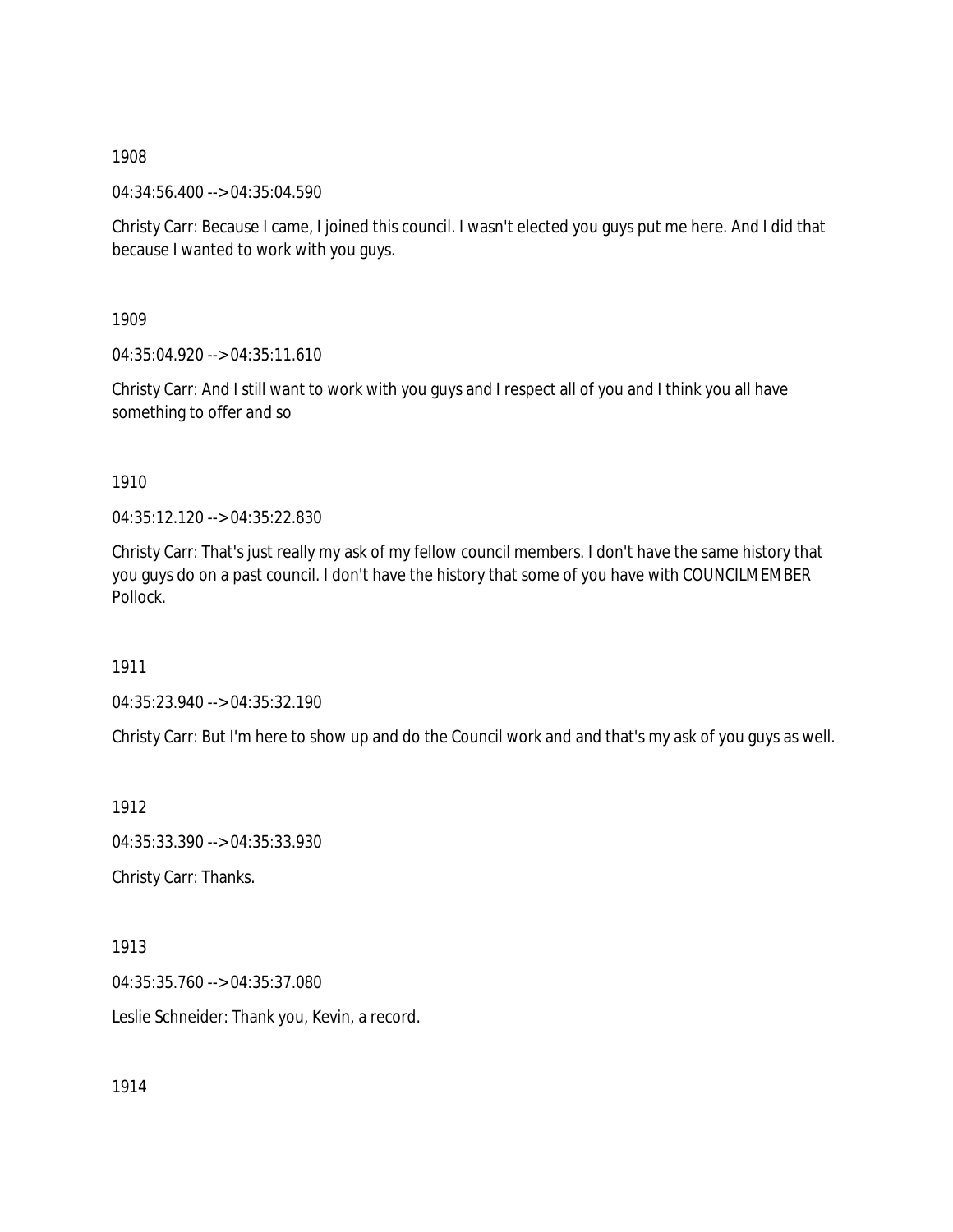1908

04:34:56.400 --> 04:35:04.590

Christy Carr: Because I came, I joined this council. I wasn't elected you guys put me here. And I did that because I wanted to work with you guys.

1909

04:35:04.920 --> 04:35:11.610

Christy Carr: And I still want to work with you guys and I respect all of you and I think you all have something to offer and so

1910

04:35:12.120 --> 04:35:22.830

Christy Carr: That's just really my ask of my fellow council members. I don't have the same history that you guys do on a past council. I don't have the history that some of you have with COUNCILMEMBER Pollock.

1911

04:35:23.940 --> 04:35:32.190

Christy Carr: But I'm here to show up and do the Council work and and that's my ask of you guys as well.

1912

04:35:33.390 --> 04:35:33.930

Christy Carr: Thanks.

1913

04:35:35.760 --> 04:35:37.080

Leslie Schneider: Thank you, Kevin, a record.

1914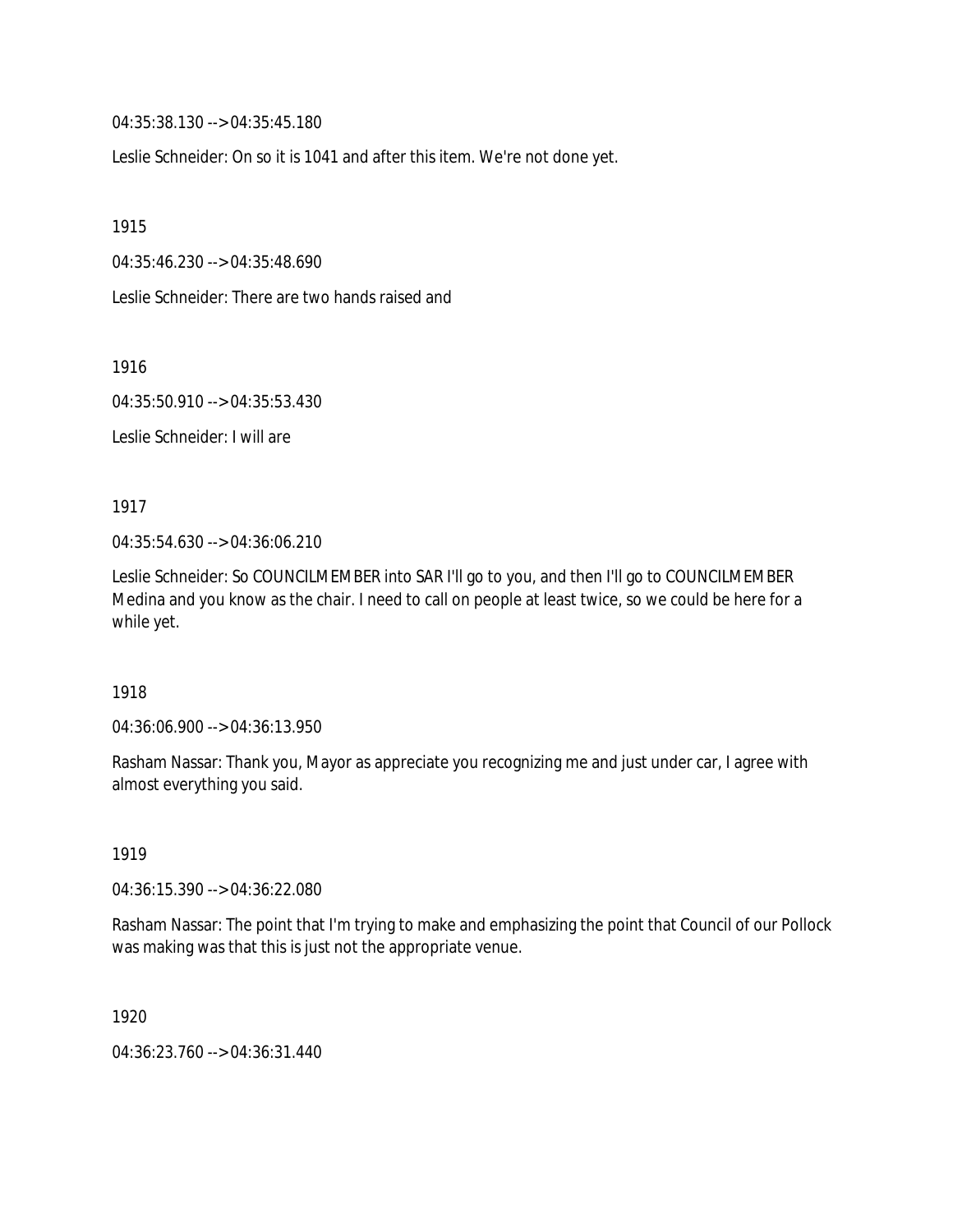04:35:38.130 --> 04:35:45.180

Leslie Schneider: On so it is 1041 and after this item. We're not done yet.

1915

04:35:46.230 --> 04:35:48.690

Leslie Schneider: There are two hands raised and

1916

04:35:50.910 --> 04:35:53.430

Leslie Schneider: I will are

1917

04:35:54.630 --> 04:36:06.210

Leslie Schneider: So COUNCILMEMBER into SAR I'll go to you, and then I'll go to COUNCILMEMBER Medina and you know as the chair. I need to call on people at least twice, so we could be here for a while yet.

1918

04:36:06.900 --> 04:36:13.950

Rasham Nassar: Thank you, Mayor as appreciate you recognizing me and just under car, I agree with almost everything you said.

1919

04:36:15.390 --> 04:36:22.080

Rasham Nassar: The point that I'm trying to make and emphasizing the point that Council of our Pollock was making was that this is just not the appropriate venue.

1920

04:36:23.760 --> 04:36:31.440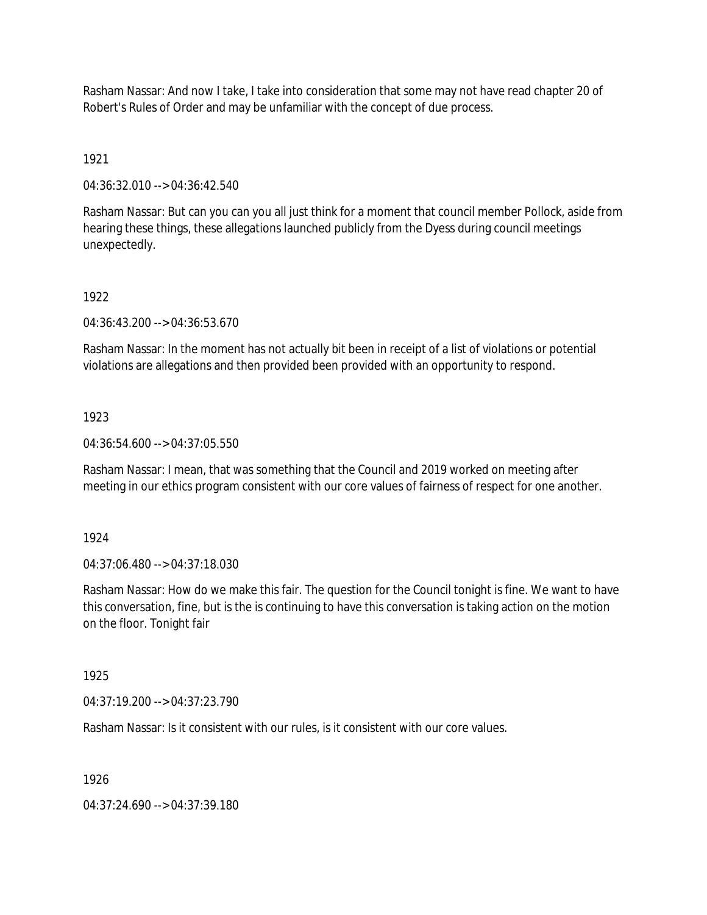Rasham Nassar: And now I take, I take into consideration that some may not have read chapter 20 of Robert's Rules of Order and may be unfamiliar with the concept of due process.

1921

04:36:32.010 --> 04:36:42.540

Rasham Nassar: But can you can you all just think for a moment that council member Pollock, aside from hearing these things, these allegations launched publicly from the Dyess during council meetings unexpectedly.

1922

04:36:43.200 --> 04:36:53.670

Rasham Nassar: In the moment has not actually bit been in receipt of a list of violations or potential violations are allegations and then provided been provided with an opportunity to respond.

1923

04:36:54.600 --> 04:37:05.550

Rasham Nassar: I mean, that was something that the Council and 2019 worked on meeting after meeting in our ethics program consistent with our core values of fairness of respect for one another.

1924

04:37:06.480 --> 04:37:18.030

Rasham Nassar: How do we make this fair. The question for the Council tonight is fine. We want to have this conversation, fine, but is the is continuing to have this conversation is taking action on the motion on the floor. Tonight fair

1925

04:37:19.200 --> 04:37:23.790

Rasham Nassar: Is it consistent with our rules, is it consistent with our core values.

1926

04:37:24.690 --> 04:37:39.180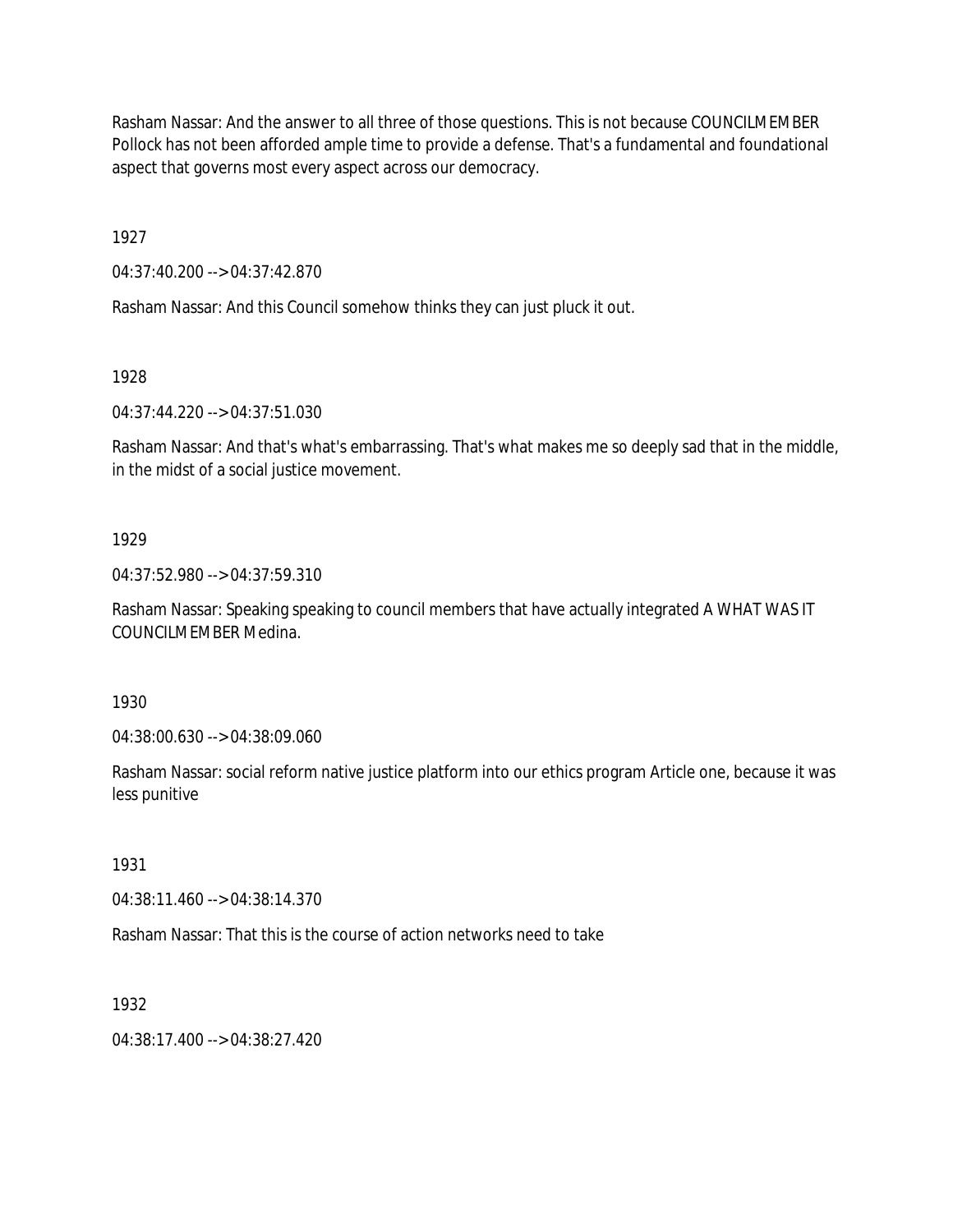Rasham Nassar: And the answer to all three of those questions. This is not because COUNCILMEMBER Pollock has not been afforded ample time to provide a defense. That's a fundamental and foundational aspect that governs most every aspect across our democracy.

1927

04:37:40.200 --> 04:37:42.870

Rasham Nassar: And this Council somehow thinks they can just pluck it out.

1928

04:37:44.220 --> 04:37:51.030

Rasham Nassar: And that's what's embarrassing. That's what makes me so deeply sad that in the middle, in the midst of a social justice movement.

1929

04:37:52.980 --> 04:37:59.310

Rasham Nassar: Speaking speaking to council members that have actually integrated A WHAT WAS IT COUNCILMEMBER Medina.

1930

04:38:00.630 --> 04:38:09.060

Rasham Nassar: social reform native justice platform into our ethics program Article one, because it was less punitive

1931

04:38:11.460 --> 04:38:14.370

Rasham Nassar: That this is the course of action networks need to take

1932

04:38:17.400 --> 04:38:27.420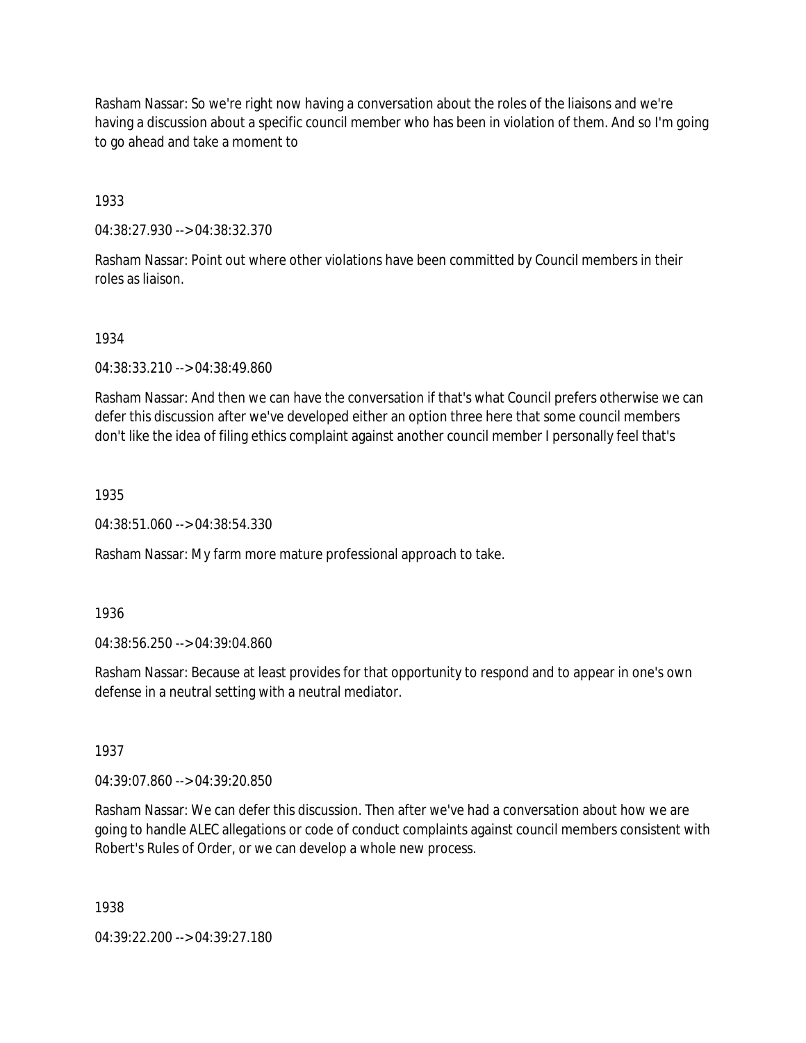Rasham Nassar: So we're right now having a conversation about the roles of the liaisons and we're having a discussion about a specific council member who has been in violation of them. And so I'm going to go ahead and take a moment to

1933

04:38:27.930 --> 04:38:32.370

Rasham Nassar: Point out where other violations have been committed by Council members in their roles as liaison.

1934

04:38:33.210 --> 04:38:49.860

Rasham Nassar: And then we can have the conversation if that's what Council prefers otherwise we can defer this discussion after we've developed either an option three here that some council members don't like the idea of filing ethics complaint against another council member I personally feel that's

1935

04:38:51.060 --> 04:38:54.330

Rasham Nassar: My farm more mature professional approach to take.

1936

04:38:56.250 --> 04:39:04.860

Rasham Nassar: Because at least provides for that opportunity to respond and to appear in one's own defense in a neutral setting with a neutral mediator.

1937

04:39:07.860 --> 04:39:20.850

Rasham Nassar: We can defer this discussion. Then after we've had a conversation about how we are going to handle ALEC allegations or code of conduct complaints against council members consistent with Robert's Rules of Order, or we can develop a whole new process.

1938

04:39:22.200 --> 04:39:27.180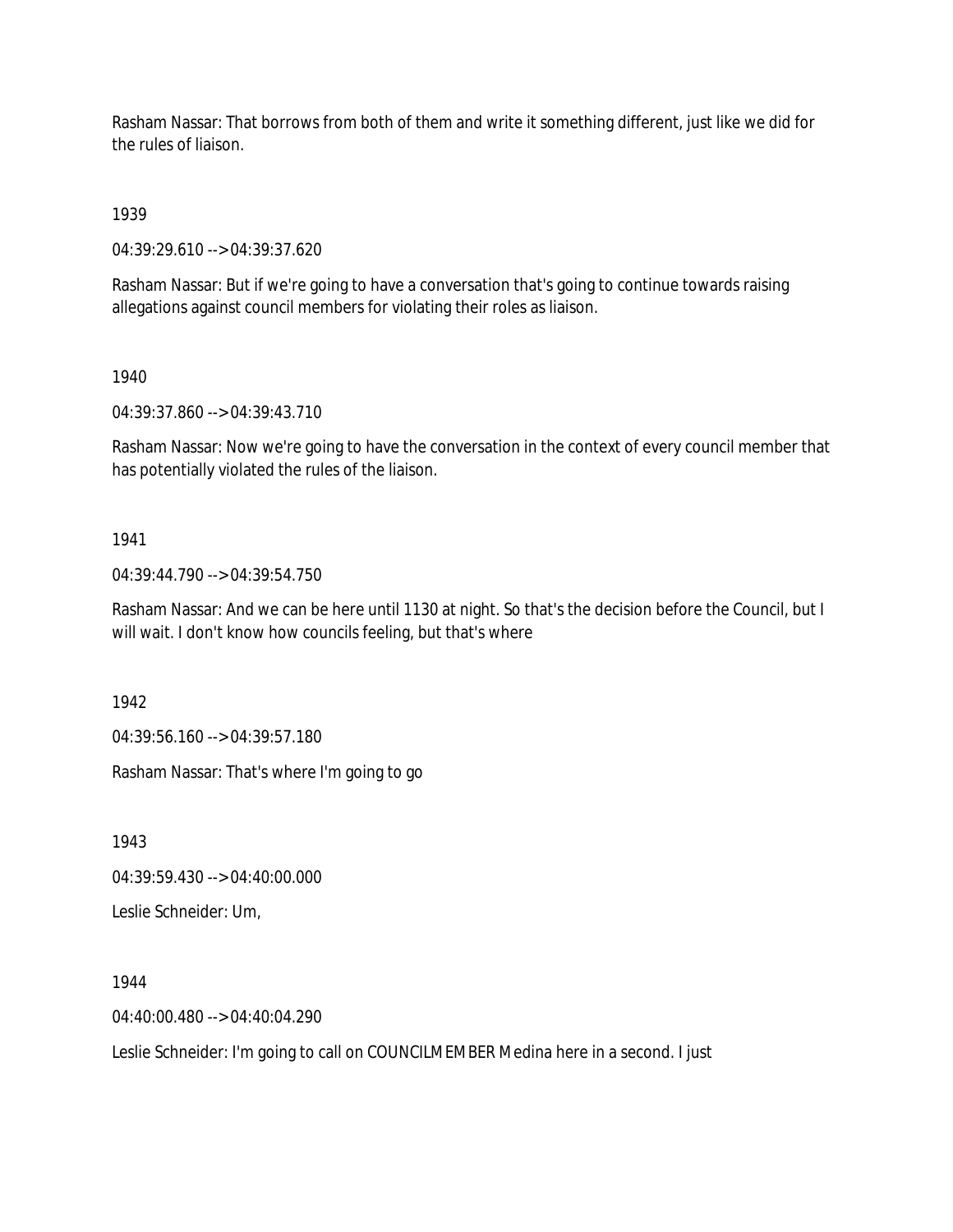Rasham Nassar: That borrows from both of them and write it something different, just like we did for the rules of liaison.

1939

04:39:29.610 --> 04:39:37.620

Rasham Nassar: But if we're going to have a conversation that's going to continue towards raising allegations against council members for violating their roles as liaison.

1940

04:39:37.860 --> 04:39:43.710

Rasham Nassar: Now we're going to have the conversation in the context of every council member that has potentially violated the rules of the liaison.

1941

04:39:44.790 --> 04:39:54.750

Rasham Nassar: And we can be here until 1130 at night. So that's the decision before the Council, but I will wait. I don't know how councils feeling, but that's where

1942

04:39:56.160 --> 04:39:57.180

Rasham Nassar: That's where I'm going to go

1943

04:39:59.430 --> 04:40:00.000

Leslie Schneider: Um,

1944

04:40:00.480 --> 04:40:04.290

Leslie Schneider: I'm going to call on COUNCILMEMBER Medina here in a second. I just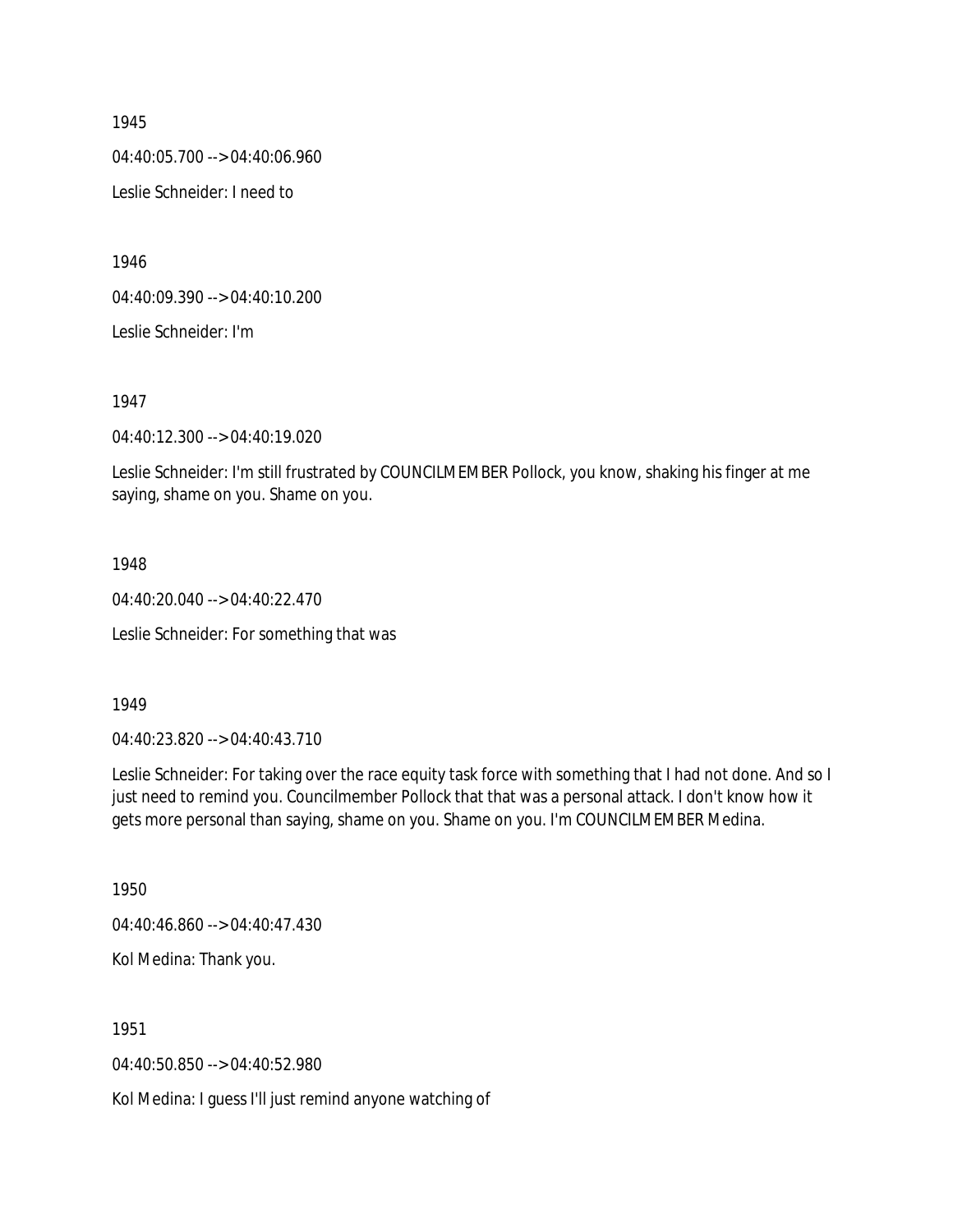1945

04:40:05.700 --> 04:40:06.960

Leslie Schneider: I need to

1946

04:40:09.390 --> 04:40:10.200

Leslie Schneider: I'm

1947

04:40:12.300 --> 04:40:19.020

Leslie Schneider: I'm still frustrated by COUNCILMEMBER Pollock, you know, shaking his finger at me saying, shame on you. Shame on you.

1948

04:40:20.040 --> 04:40:22.470

Leslie Schneider: For something that was

1949

04:40:23.820 --> 04:40:43.710

Leslie Schneider: For taking over the race equity task force with something that I had not done. And so I just need to remind you. Councilmember Pollock that that was a personal attack. I don't know how it gets more personal than saying, shame on you. Shame on you. I'm COUNCILMEMBER Medina.

1950

04:40:46.860 --> 04:40:47.430

Kol Medina: Thank you.

1951

04:40:50.850 --> 04:40:52.980

Kol Medina: I guess I'll just remind anyone watching of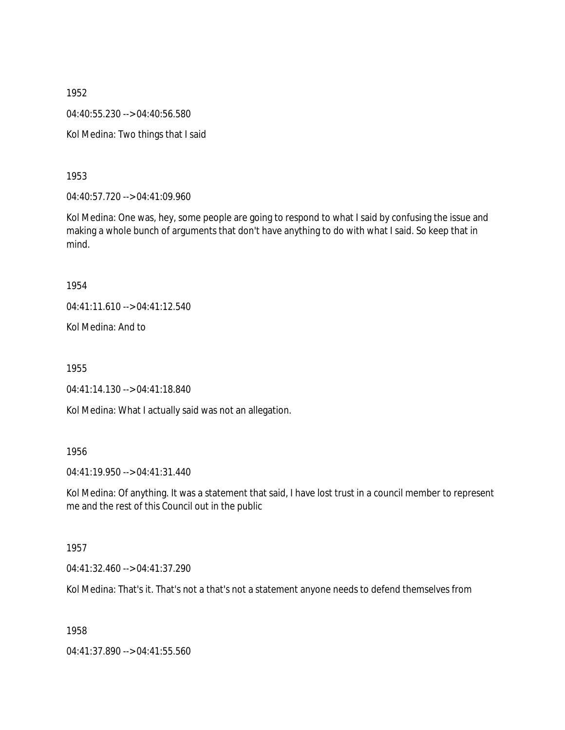1952

04:40:55.230 --> 04:40:56.580

Kol Medina: Two things that I said

1953

04:40:57.720 --> 04:41:09.960

Kol Medina: One was, hey, some people are going to respond to what I said by confusing the issue and making a whole bunch of arguments that don't have anything to do with what I said. So keep that in mind.

1954

04:41:11.610 --> 04:41:12.540

Kol Medina: And to

1955

04:41:14.130 --> 04:41:18.840

Kol Medina: What I actually said was not an allegation.

1956

04:41:19.950 --> 04:41:31.440

Kol Medina: Of anything. It was a statement that said, I have lost trust in a council member to represent me and the rest of this Council out in the public

1957

04:41:32.460 --> 04:41:37.290

Kol Medina: That's it. That's not a that's not a statement anyone needs to defend themselves from

1958

04:41:37.890 --> 04:41:55.560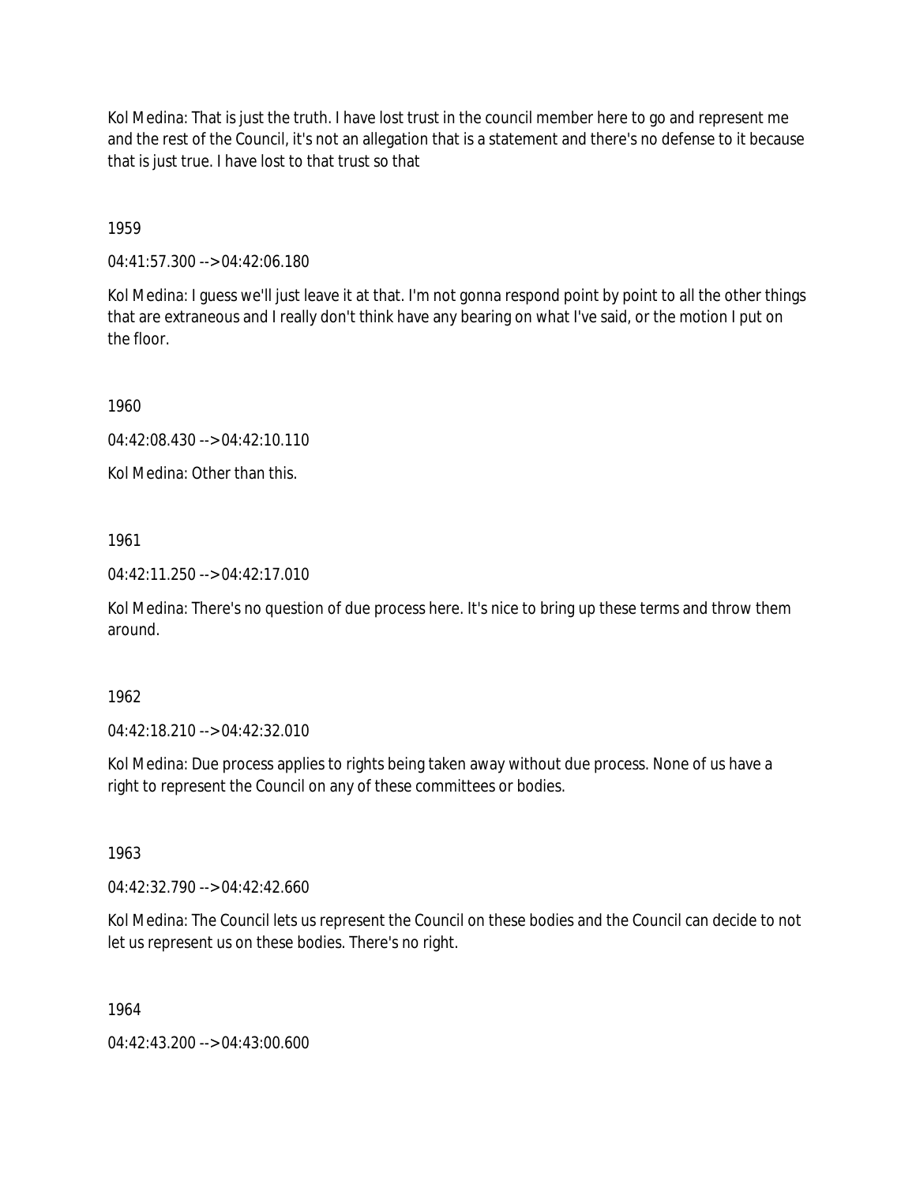Kol Medina: That is just the truth. I have lost trust in the council member here to go and represent me and the rest of the Council, it's not an allegation that is a statement and there's no defense to it because that is just true. I have lost to that trust so that

1959

04:41:57.300 --> 04:42:06.180

Kol Medina: I guess we'll just leave it at that. I'm not gonna respond point by point to all the other things that are extraneous and I really don't think have any bearing on what I've said, or the motion I put on the floor.

1960

04:42:08.430 --> 04:42:10.110

Kol Medina: Other than this.

1961

04:42:11.250 --> 04:42:17.010

Kol Medina: There's no question of due process here. It's nice to bring up these terms and throw them around.

1962

04:42:18.210 --> 04:42:32.010

Kol Medina: Due process applies to rights being taken away without due process. None of us have a right to represent the Council on any of these committees or bodies.

1963

04:42:32.790 --> 04:42:42.660

Kol Medina: The Council lets us represent the Council on these bodies and the Council can decide to not let us represent us on these bodies. There's no right.

1964

04:42:43.200 --> 04:43:00.600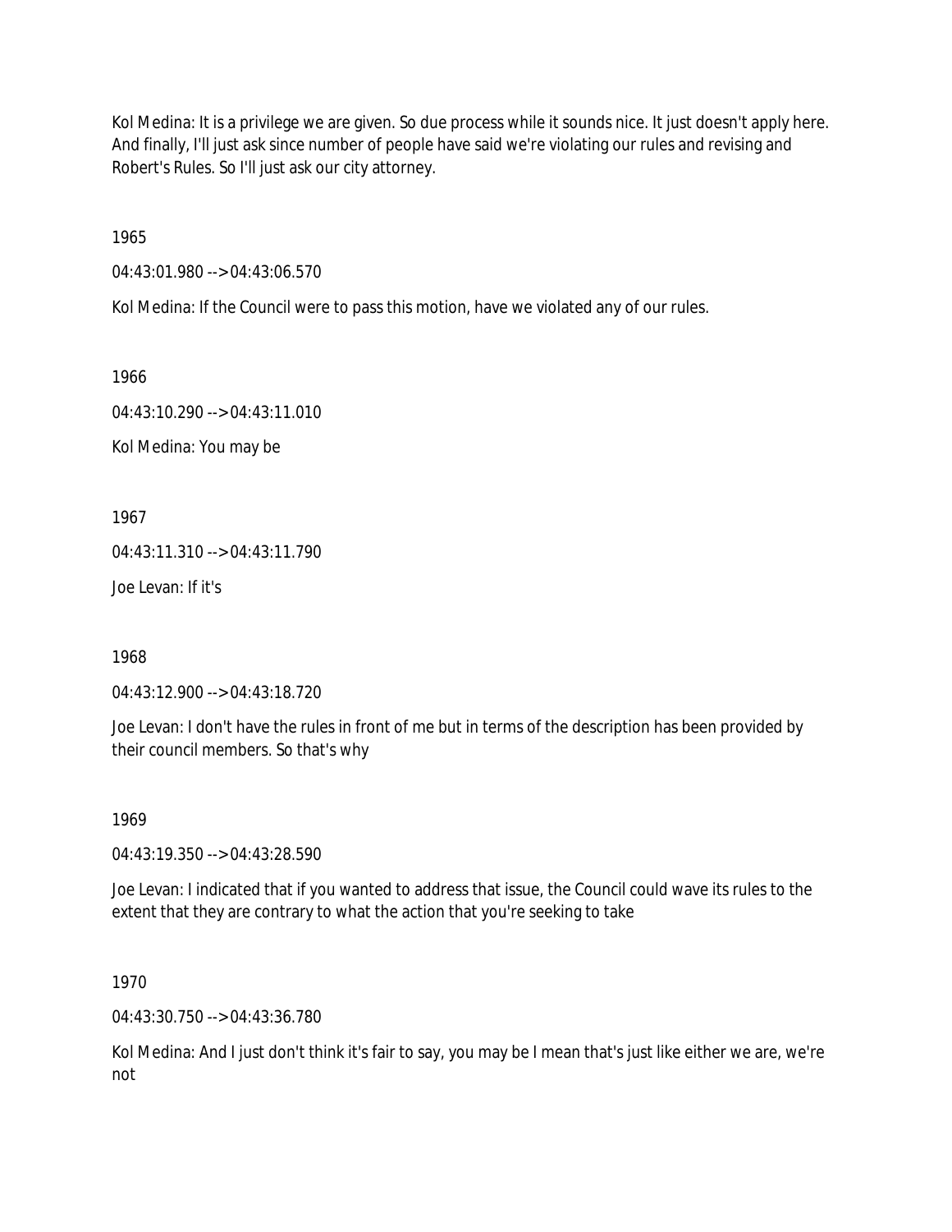Kol Medina: It is a privilege we are given. So due process while it sounds nice. It just doesn't apply here. And finally, I'll just ask since number of people have said we're violating our rules and revising and Robert's Rules. So I'll just ask our city attorney.

1965

04:43:01.980 --> 04:43:06.570

Kol Medina: If the Council were to pass this motion, have we violated any of our rules.

1966

04:43:10.290 --> 04:43:11.010

Kol Medina: You may be

1967

04:43:11.310 --> 04:43:11.790

Joe Levan: If it's

1968

04:43:12.900 --> 04:43:18.720

Joe Levan: I don't have the rules in front of me but in terms of the description has been provided by their council members. So that's why

1969

04:43:19.350 --> 04:43:28.590

Joe Levan: I indicated that if you wanted to address that issue, the Council could wave its rules to the extent that they are contrary to what the action that you're seeking to take

1970

04:43:30.750 --> 04:43:36.780

Kol Medina: And I just don't think it's fair to say, you may be I mean that's just like either we are, we're not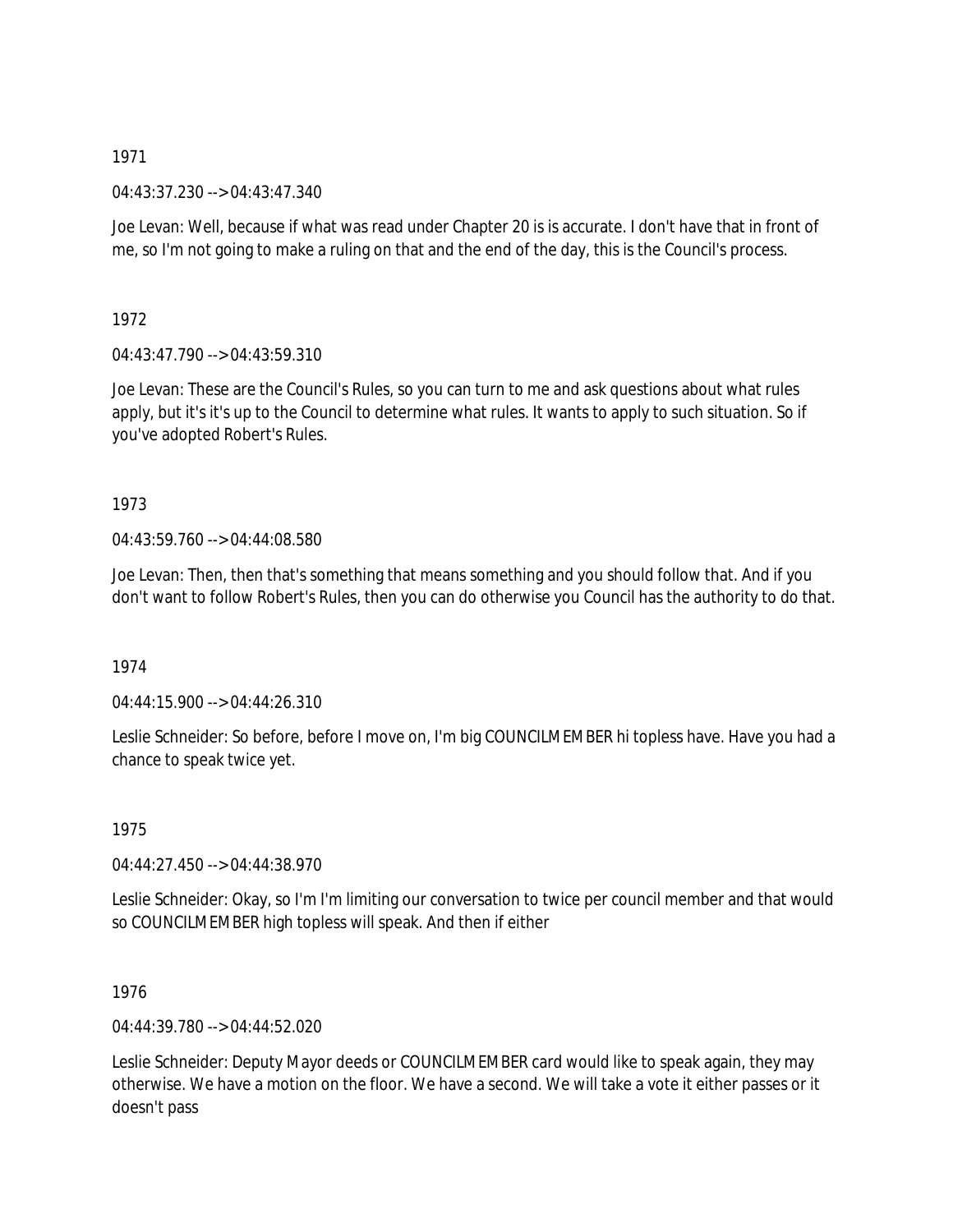1971

04:43:37.230 --> 04:43:47.340

Joe Levan: Well, because if what was read under Chapter 20 is is accurate. I don't have that in front of me, so I'm not going to make a ruling on that and the end of the day, this is the Council's process.

1972

04:43:47.790 --> 04:43:59.310

Joe Levan: These are the Council's Rules, so you can turn to me and ask questions about what rules apply, but it's it's up to the Council to determine what rules. It wants to apply to such situation. So if you've adopted Robert's Rules.

1973

04:43:59.760 --> 04:44:08.580

Joe Levan: Then, then that's something that means something and you should follow that. And if you don't want to follow Robert's Rules, then you can do otherwise you Council has the authority to do that.

1974

04:44:15.900 --> 04:44:26.310

Leslie Schneider: So before, before I move on, I'm big COUNCILMEMBER hi topless have. Have you had a chance to speak twice yet.

1975

04:44:27.450 --> 04:44:38.970

Leslie Schneider: Okay, so I'm I'm limiting our conversation to twice per council member and that would so COUNCILMEMBER high topless will speak. And then if either

1976

04:44:39.780 --> 04:44:52.020

Leslie Schneider: Deputy Mayor deeds or COUNCILMEMBER card would like to speak again, they may otherwise. We have a motion on the floor. We have a second. We will take a vote it either passes or it doesn't pass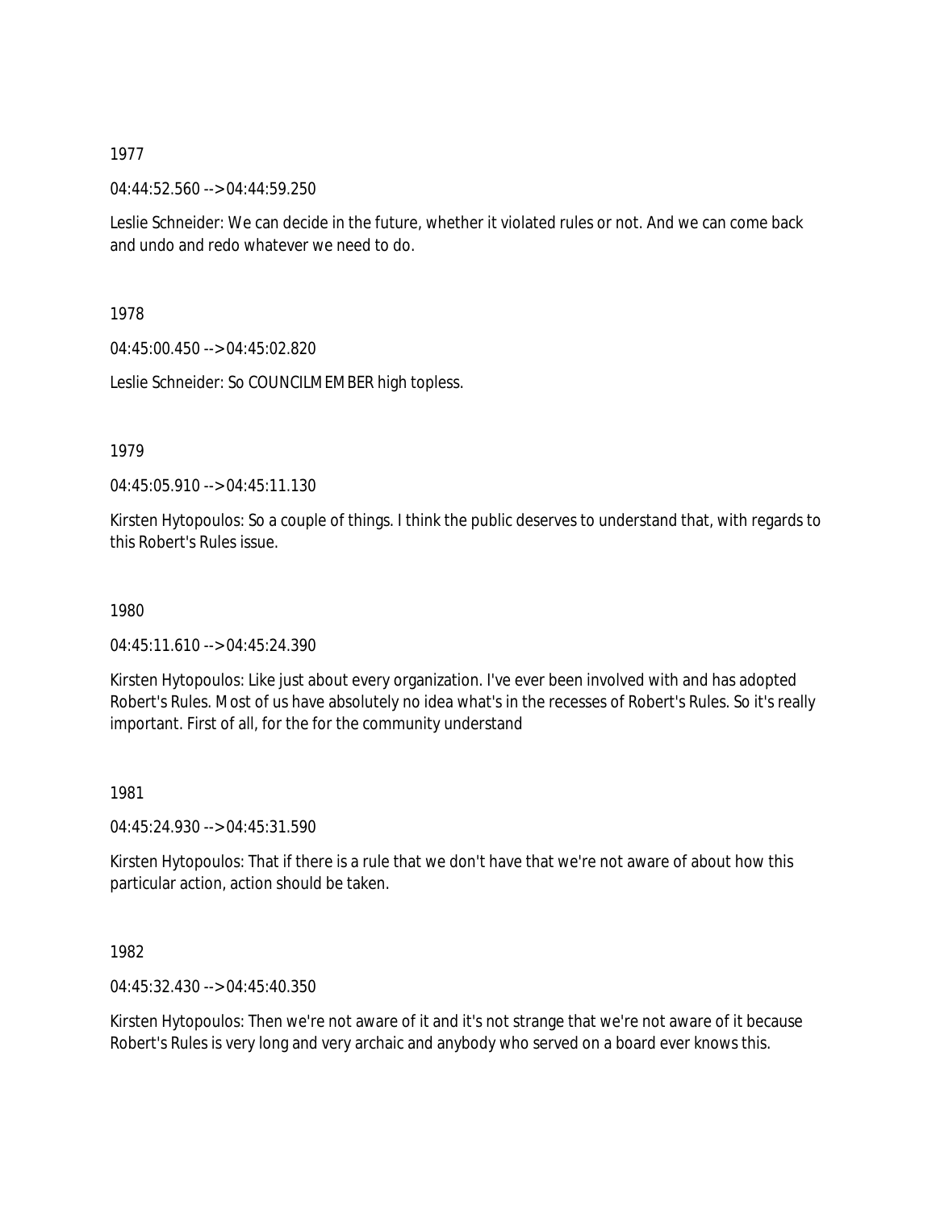1977

04:44:52.560 --> 04:44:59.250

Leslie Schneider: We can decide in the future, whether it violated rules or not. And we can come back and undo and redo whatever we need to do.

1978

04:45:00.450 --> 04:45:02.820

Leslie Schneider: So COUNCILMEMBER high topless.

1979

04:45:05.910 --> 04:45:11.130

Kirsten Hytopoulos: So a couple of things. I think the public deserves to understand that, with regards to this Robert's Rules issue.

1980

04:45:11.610 --> 04:45:24.390

Kirsten Hytopoulos: Like just about every organization. I've ever been involved with and has adopted Robert's Rules. Most of us have absolutely no idea what's in the recesses of Robert's Rules. So it's really important. First of all, for the for the community understand

1981

04:45:24.930 --> 04:45:31.590

Kirsten Hytopoulos: That if there is a rule that we don't have that we're not aware of about how this particular action, action should be taken.

1982

04:45:32.430 --> 04:45:40.350

Kirsten Hytopoulos: Then we're not aware of it and it's not strange that we're not aware of it because Robert's Rules is very long and very archaic and anybody who served on a board ever knows this.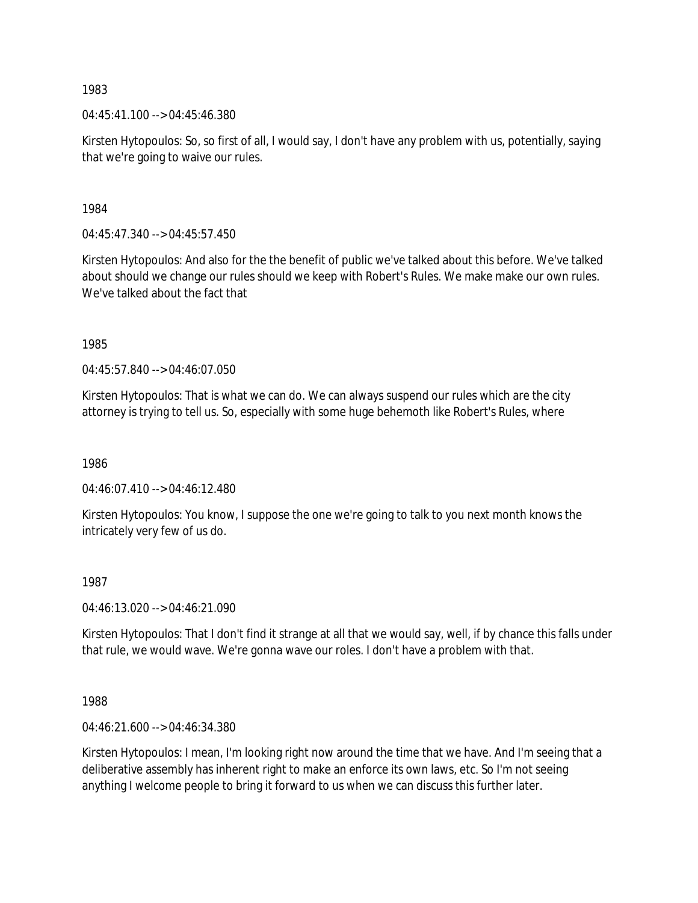1983

04:45:41.100 --> 04:45:46.380

Kirsten Hytopoulos: So, so first of all, I would say, I don't have any problem with us, potentially, saying that we're going to waive our rules.

1984

04:45:47.340 --> 04:45:57.450

Kirsten Hytopoulos: And also for the the benefit of public we've talked about this before. We've talked about should we change our rules should we keep with Robert's Rules. We make make our own rules. We've talked about the fact that

1985

04:45:57.840 --> 04:46:07.050

Kirsten Hytopoulos: That is what we can do. We can always suspend our rules which are the city attorney is trying to tell us. So, especially with some huge behemoth like Robert's Rules, where

1986

04:46:07.410 --> 04:46:12.480

Kirsten Hytopoulos: You know, I suppose the one we're going to talk to you next month knows the intricately very few of us do.

1987

04:46:13.020 --> 04:46:21.090

Kirsten Hytopoulos: That I don't find it strange at all that we would say, well, if by chance this falls under that rule, we would wave. We're gonna wave our roles. I don't have a problem with that.

1988

04:46:21.600 --> 04:46:34.380

Kirsten Hytopoulos: I mean, I'm looking right now around the time that we have. And I'm seeing that a deliberative assembly has inherent right to make an enforce its own laws, etc. So I'm not seeing anything I welcome people to bring it forward to us when we can discuss this further later.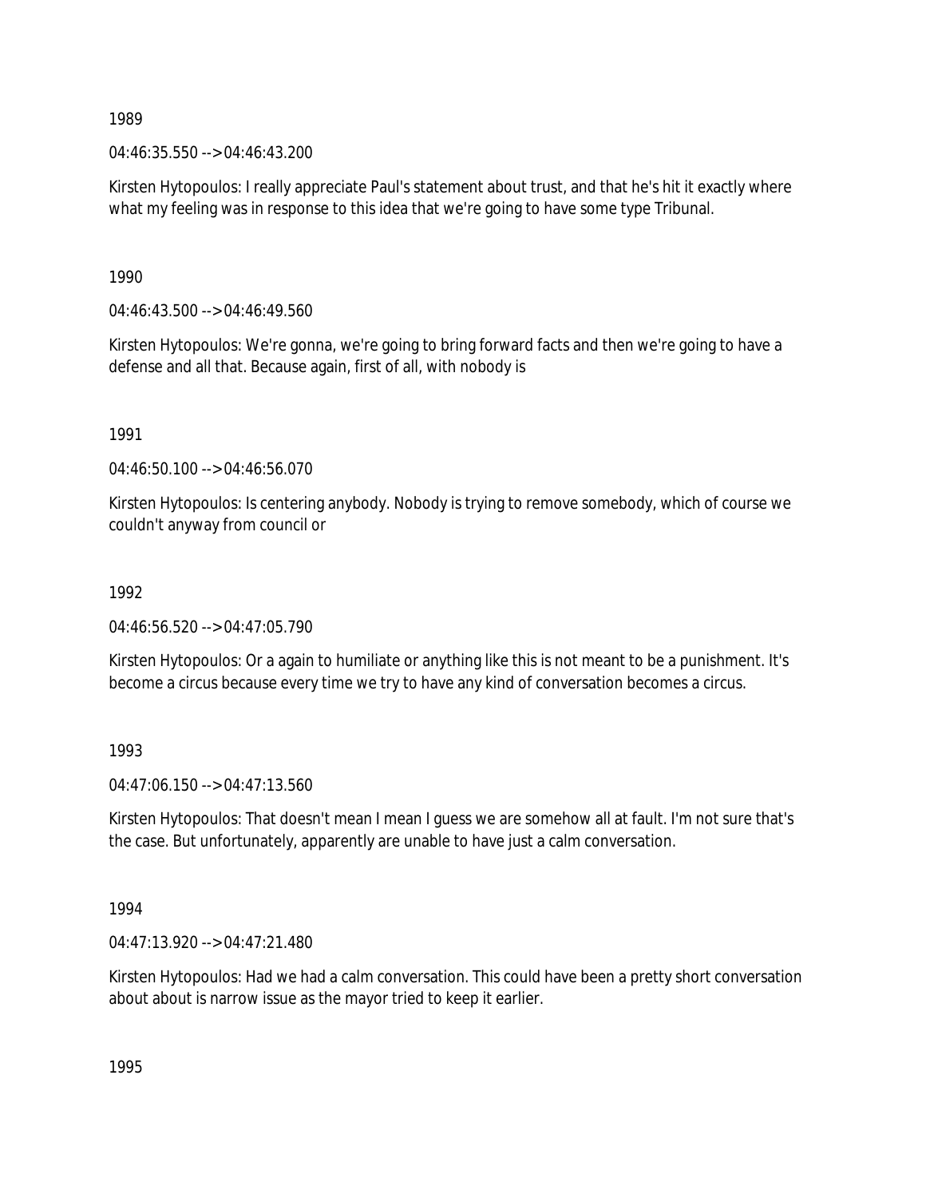1989

04:46:35.550 --> 04:46:43.200

Kirsten Hytopoulos: I really appreciate Paul's statement about trust, and that he's hit it exactly where what my feeling was in response to this idea that we're going to have some type Tribunal.

1990

04:46:43.500 --> 04:46:49.560

Kirsten Hytopoulos: We're gonna, we're going to bring forward facts and then we're going to have a defense and all that. Because again, first of all, with nobody is

1991

04:46:50.100 --> 04:46:56.070

Kirsten Hytopoulos: Is centering anybody. Nobody is trying to remove somebody, which of course we couldn't anyway from council or

1992

04:46:56.520 --> 04:47:05.790

Kirsten Hytopoulos: Or a again to humiliate or anything like this is not meant to be a punishment. It's become a circus because every time we try to have any kind of conversation becomes a circus.

1993

04:47:06.150 --> 04:47:13.560

Kirsten Hytopoulos: That doesn't mean I mean I guess we are somehow all at fault. I'm not sure that's the case. But unfortunately, apparently are unable to have just a calm conversation.

1994

04:47:13.920 --> 04:47:21.480

Kirsten Hytopoulos: Had we had a calm conversation. This could have been a pretty short conversation about about is narrow issue as the mayor tried to keep it earlier.

1995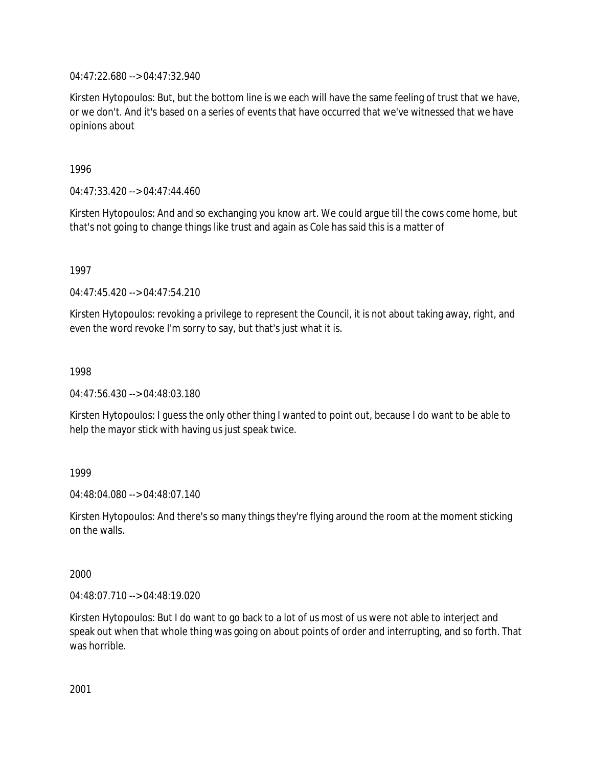04:47:22.680 --> 04:47:32.940

Kirsten Hytopoulos: But, but the bottom line is we each will have the same feeling of trust that we have, or we don't. And it's based on a series of events that have occurred that we've witnessed that we have opinions about

1996

04:47:33.420 --> 04:47:44.460

Kirsten Hytopoulos: And and so exchanging you know art. We could argue till the cows come home, but that's not going to change things like trust and again as Cole has said this is a matter of

1997

04:47:45.420 --> 04:47:54.210

Kirsten Hytopoulos: revoking a privilege to represent the Council, it is not about taking away, right, and even the word revoke I'm sorry to say, but that's just what it is.

1998

04:47:56.430 --> 04:48:03.180

Kirsten Hytopoulos: I guess the only other thing I wanted to point out, because I do want to be able to help the mayor stick with having us just speak twice.

1999

04:48:04.080 --> 04:48:07.140

Kirsten Hytopoulos: And there's so many things they're flying around the room at the moment sticking on the walls.

2000

04:48:07.710 --> 04:48:19.020

Kirsten Hytopoulos: But I do want to go back to a lot of us most of us were not able to interject and speak out when that whole thing was going on about points of order and interrupting, and so forth. That was horrible.

2001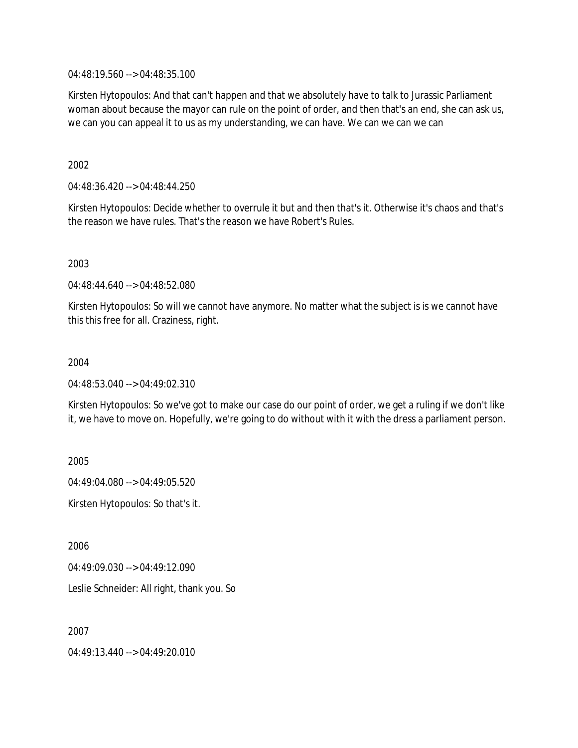04:48:19.560 --> 04:48:35.100

Kirsten Hytopoulos: And that can't happen and that we absolutely have to talk to Jurassic Parliament woman about because the mayor can rule on the point of order, and then that's an end, she can ask us, we can you can appeal it to us as my understanding, we can have. We can we can we can

2002

04:48:36.420 --> 04:48:44.250

Kirsten Hytopoulos: Decide whether to overrule it but and then that's it. Otherwise it's chaos and that's the reason we have rules. That's the reason we have Robert's Rules.

2003

04:48:44.640 --> 04:48:52.080

Kirsten Hytopoulos: So will we cannot have anymore. No matter what the subject is is we cannot have this this free for all. Craziness, right.

2004

04:48:53.040 --> 04:49:02.310

Kirsten Hytopoulos: So we've got to make our case do our point of order, we get a ruling if we don't like it, we have to move on. Hopefully, we're going to do without with it with the dress a parliament person.

2005

04:49:04.080 --> 04:49:05.520

Kirsten Hytopoulos: So that's it.

2006

04:49:09.030 --> 04:49:12.090

Leslie Schneider: All right, thank you. So

2007

04:49:13.440 --> 04:49:20.010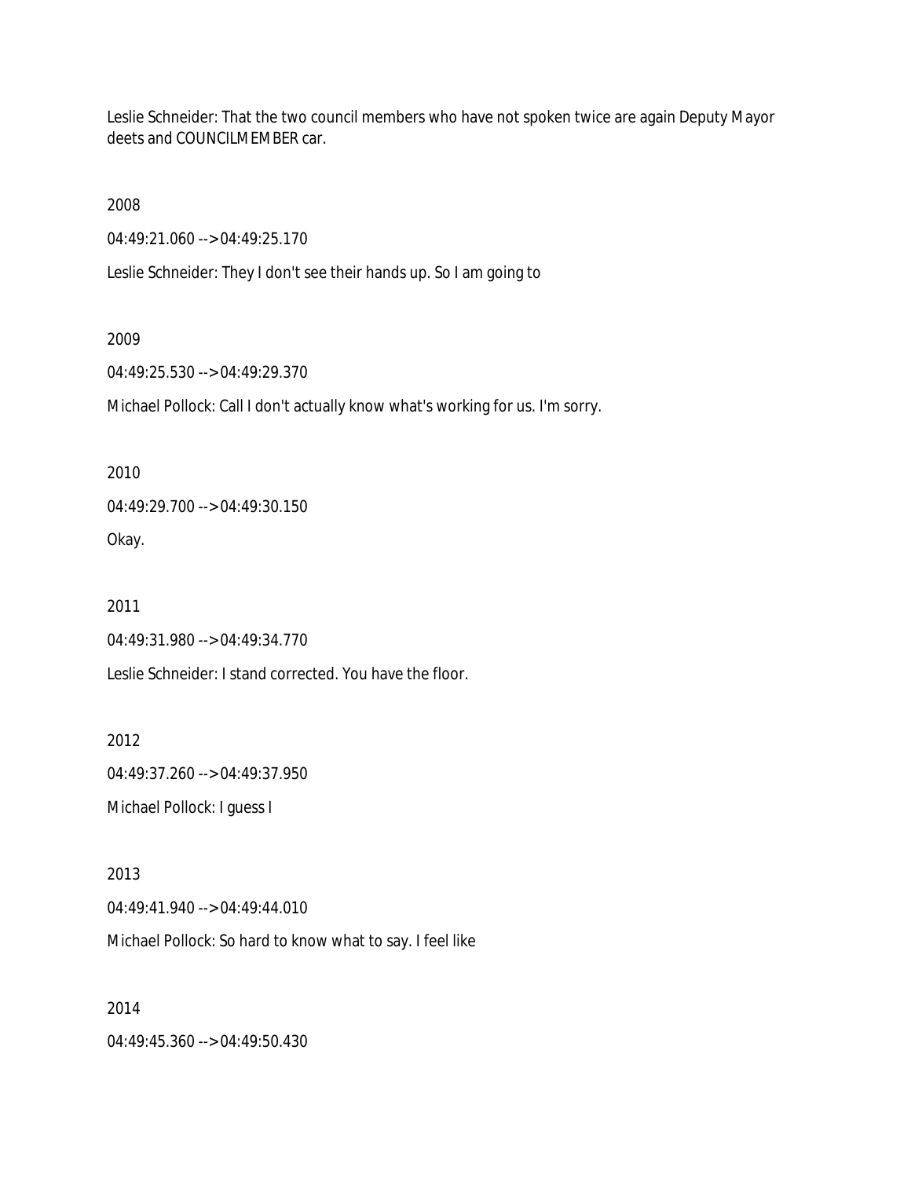Leslie Schneider: That the two council members who have not spoken twice are again Deputy Mayor deets and COUNCILMEMBER car.

2008

04:49:21.060 --> 04:49:25.170

Leslie Schneider: They I don't see their hands up. So I am going to

2009

04:49:25.530 --> 04:49:29.370

Michael Pollock: Call I don't actually know what's working for us. I'm sorry.

2010

04:49:29.700 --> 04:49:30.150

Okay.

2011

04:49:31.980 --> 04:49:34.770

Leslie Schneider: I stand corrected. You have the floor.

2012

04:49:37.260 --> 04:49:37.950

Michael Pollock: I guess I

2013

04:49:41.940 --> 04:49:44.010

Michael Pollock: So hard to know what to say. I feel like

2014

04:49:45.360 --> 04:49:50.430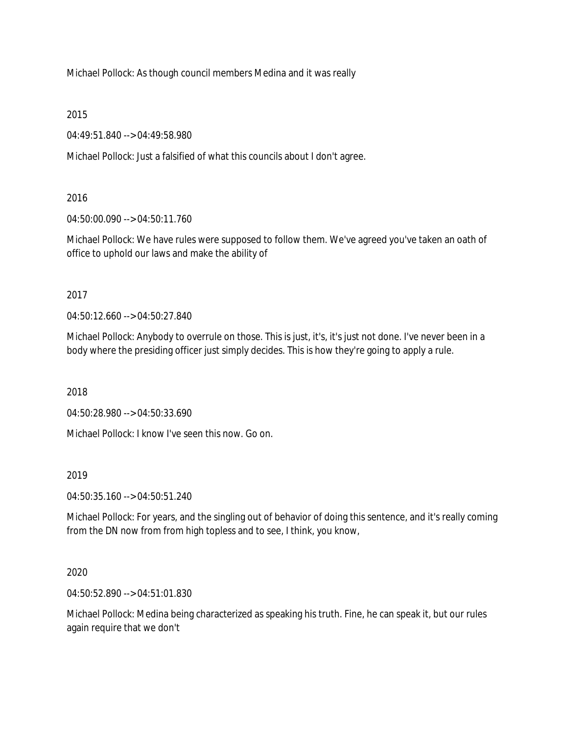Michael Pollock: As though council members Medina and it was really

2015

04:49:51.840 --> 04:49:58.980

Michael Pollock: Just a falsified of what this councils about I don't agree.

2016

04:50:00.090 --> 04:50:11.760

Michael Pollock: We have rules were supposed to follow them. We've agreed you've taken an oath of office to uphold our laws and make the ability of

2017

04:50:12.660 --> 04:50:27.840

Michael Pollock: Anybody to overrule on those. This is just, it's, it's just not done. I've never been in a body where the presiding officer just simply decides. This is how they're going to apply a rule.

2018

04:50:28.980 --> 04:50:33.690

Michael Pollock: I know I've seen this now. Go on.

2019

04:50:35.160 --> 04:50:51.240

Michael Pollock: For years, and the singling out of behavior of doing this sentence, and it's really coming from the DN now from from high topless and to see, I think, you know,

2020

04:50:52.890 --> 04:51:01.830

Michael Pollock: Medina being characterized as speaking his truth. Fine, he can speak it, but our rules again require that we don't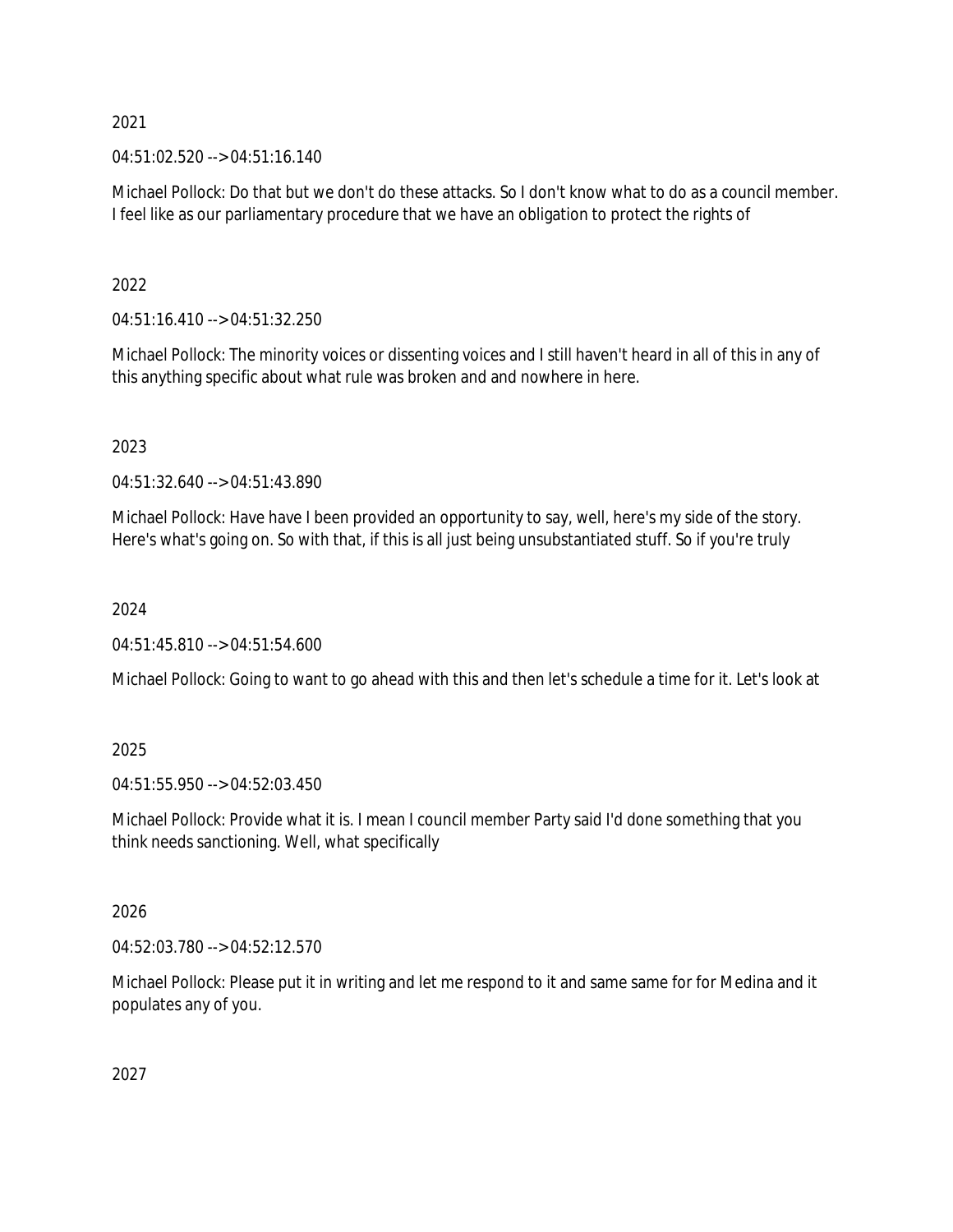2021

04:51:02.520 --> 04:51:16.140

Michael Pollock: Do that but we don't do these attacks. So I don't know what to do as a council member. I feel like as our parliamentary procedure that we have an obligation to protect the rights of

2022

04:51:16.410 --> 04:51:32.250

Michael Pollock: The minority voices or dissenting voices and I still haven't heard in all of this in any of this anything specific about what rule was broken and and nowhere in here.

2023

04:51:32.640 --> 04:51:43.890

Michael Pollock: Have have I been provided an opportunity to say, well, here's my side of the story. Here's what's going on. So with that, if this is all just being unsubstantiated stuff. So if you're truly

2024

04:51:45.810 --> 04:51:54.600

Michael Pollock: Going to want to go ahead with this and then let's schedule a time for it. Let's look at

2025

04:51:55.950 --> 04:52:03.450

Michael Pollock: Provide what it is. I mean I council member Party said I'd done something that you think needs sanctioning. Well, what specifically

2026

04:52:03.780 --> 04:52:12.570

Michael Pollock: Please put it in writing and let me respond to it and same same for for Medina and it populates any of you.

2027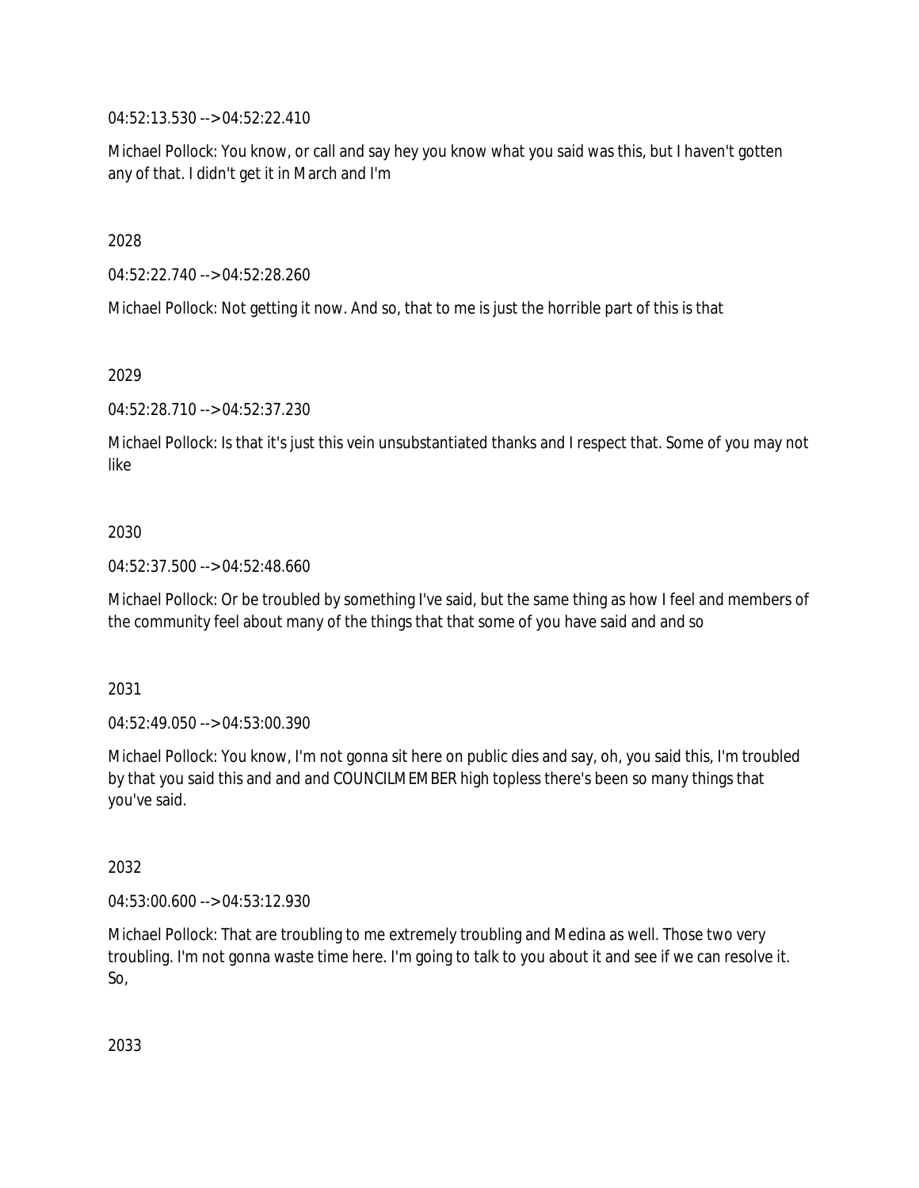04:52:13.530 --> 04:52:22.410

Michael Pollock: You know, or call and say hey you know what you said was this, but I haven't gotten any of that. I didn't get it in March and I'm

2028

04:52:22.740 --> 04:52:28.260

Michael Pollock: Not getting it now. And so, that to me is just the horrible part of this is that

2029

04:52:28.710 --> 04:52:37.230

Michael Pollock: Is that it's just this vein unsubstantiated thanks and I respect that. Some of you may not like

2030

04:52:37.500 --> 04:52:48.660

Michael Pollock: Or be troubled by something I've said, but the same thing as how I feel and members of the community feel about many of the things that that some of you have said and and so

2031

04:52:49.050 --> 04:53:00.390

Michael Pollock: You know, I'm not gonna sit here on public dies and say, oh, you said this, I'm troubled by that you said this and and and COUNCILMEMBER high topless there's been so many things that you've said.

2032

04:53:00.600 --> 04:53:12.930

Michael Pollock: That are troubling to me extremely troubling and Medina as well. Those two very troubling. I'm not gonna waste time here. I'm going to talk to you about it and see if we can resolve it. So,

2033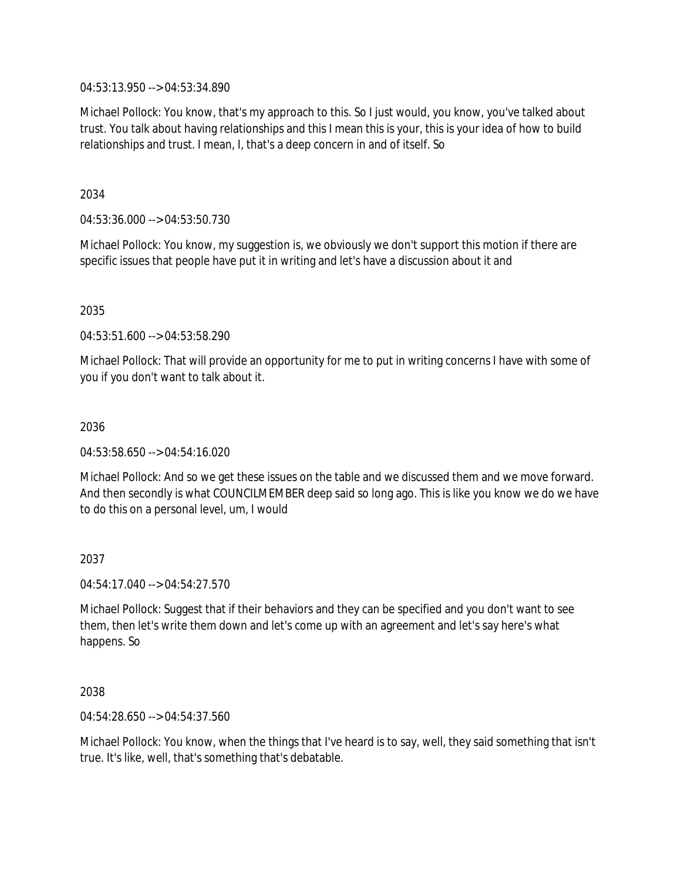04:53:13.950 --> 04:53:34.890

Michael Pollock: You know, that's my approach to this. So I just would, you know, you've talked about trust. You talk about having relationships and this I mean this is your, this is your idea of how to build relationships and trust. I mean, I, that's a deep concern in and of itself. So

2034

04:53:36.000 --> 04:53:50.730

Michael Pollock: You know, my suggestion is, we obviously we don't support this motion if there are specific issues that people have put it in writing and let's have a discussion about it and

2035

04:53:51.600 --> 04:53:58.290

Michael Pollock: That will provide an opportunity for me to put in writing concerns I have with some of you if you don't want to talk about it.

2036

04:53:58.650 --> 04:54:16.020

Michael Pollock: And so we get these issues on the table and we discussed them and we move forward. And then secondly is what COUNCILMEMBER deep said so long ago. This is like you know we do we have to do this on a personal level, um, I would

2037

04:54:17.040 --> 04:54:27.570

Michael Pollock: Suggest that if their behaviors and they can be specified and you don't want to see them, then let's write them down and let's come up with an agreement and let's say here's what happens. So

2038

04:54:28.650 --> 04:54:37.560

Michael Pollock: You know, when the things that I've heard is to say, well, they said something that isn't true. It's like, well, that's something that's debatable.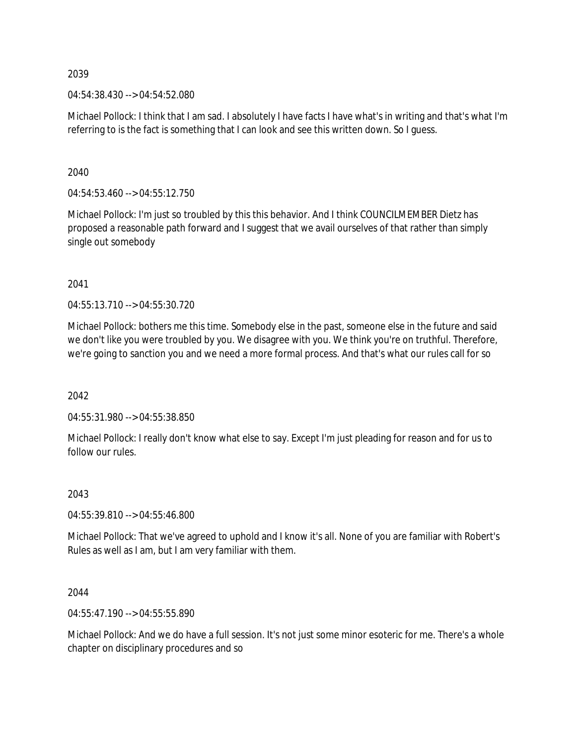2039

04:54:38.430 --> 04:54:52.080

Michael Pollock: I think that I am sad. I absolutely I have facts I have what's in writing and that's what I'm referring to is the fact is something that I can look and see this written down. So I guess.

2040

04:54:53.460 --> 04:55:12.750

Michael Pollock: I'm just so troubled by this this behavior. And I think COUNCILMEMBER Dietz has proposed a reasonable path forward and I suggest that we avail ourselves of that rather than simply single out somebody

2041

04:55:13.710 --> 04:55:30.720

Michael Pollock: bothers me this time. Somebody else in the past, someone else in the future and said we don't like you were troubled by you. We disagree with you. We think you're on truthful. Therefore, we're going to sanction you and we need a more formal process. And that's what our rules call for so

2042

04:55:31.980 --> 04:55:38.850

Michael Pollock: I really don't know what else to say. Except I'm just pleading for reason and for us to follow our rules.

2043

04:55:39.810 --> 04:55:46.800

Michael Pollock: That we've agreed to uphold and I know it's all. None of you are familiar with Robert's Rules as well as I am, but I am very familiar with them.

2044

04:55:47.190 --> 04:55:55.890

Michael Pollock: And we do have a full session. It's not just some minor esoteric for me. There's a whole chapter on disciplinary procedures and so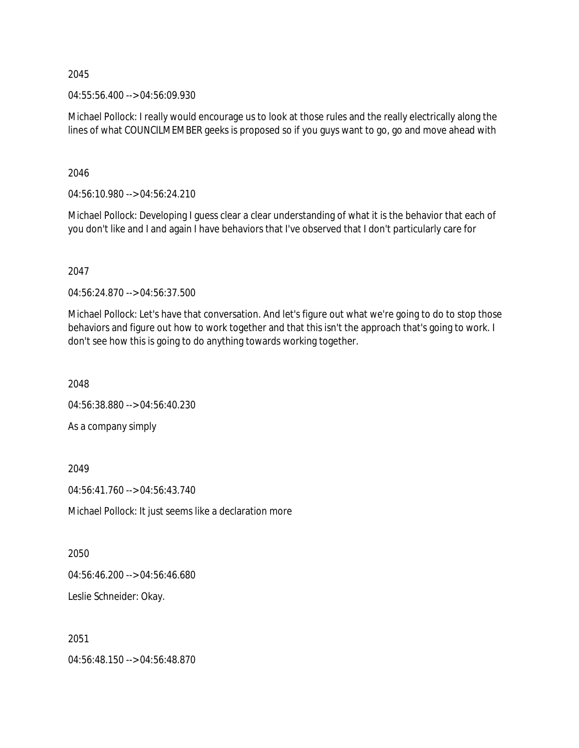2045

04:55:56.400 --> 04:56:09.930

Michael Pollock: I really would encourage us to look at those rules and the really electrically along the lines of what COUNCILMEMBER geeks is proposed so if you guys want to go, go and move ahead with

2046

04:56:10.980 --> 04:56:24.210

Michael Pollock: Developing I guess clear a clear understanding of what it is the behavior that each of you don't like and I and again I have behaviors that I've observed that I don't particularly care for

2047

04:56:24.870 --> 04:56:37.500

Michael Pollock: Let's have that conversation. And let's figure out what we're going to do to stop those behaviors and figure out how to work together and that this isn't the approach that's going to work. I don't see how this is going to do anything towards working together.

2048

04:56:38.880 --> 04:56:40.230

As a company simply

2049

04:56:41.760 --> 04:56:43.740

Michael Pollock: It just seems like a declaration more

2050

04:56:46.200 --> 04:56:46.680

Leslie Schneider: Okay.

2051

04:56:48.150 --> 04:56:48.870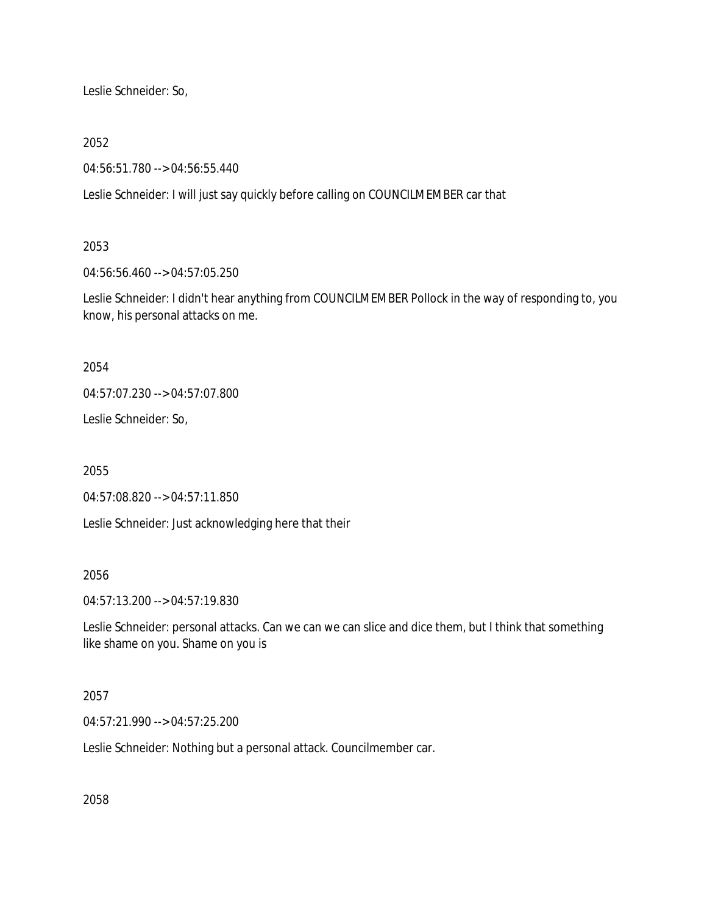Leslie Schneider: So,

2052

04:56:51.780 --> 04:56:55.440

Leslie Schneider: I will just say quickly before calling on COUNCILMEMBER car that

2053

04:56:56.460 --> 04:57:05.250

Leslie Schneider: I didn't hear anything from COUNCILMEMBER Pollock in the way of responding to, you know, his personal attacks on me.

2054

04:57:07.230 --> 04:57:07.800

Leslie Schneider: So,

2055

04:57:08.820 --> 04:57:11.850

Leslie Schneider: Just acknowledging here that their

2056

04:57:13.200 --> 04:57:19.830

Leslie Schneider: personal attacks. Can we can we can slice and dice them, but I think that something like shame on you. Shame on you is

2057

04:57:21.990 --> 04:57:25.200

Leslie Schneider: Nothing but a personal attack. Councilmember car.

2058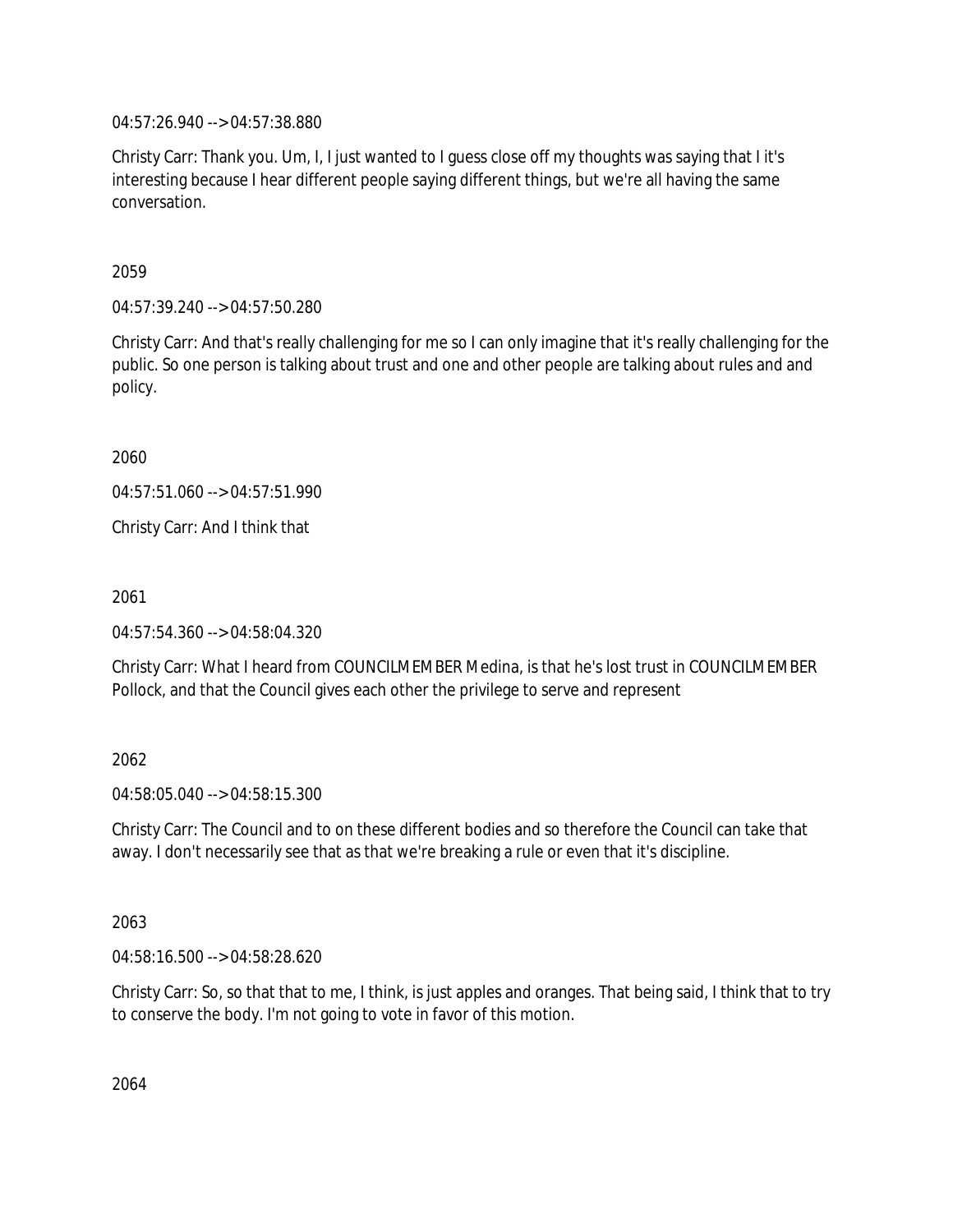04:57:26.940 --> 04:57:38.880

Christy Carr: Thank you. Um, I, I just wanted to I guess close off my thoughts was saying that I it's interesting because I hear different people saying different things, but we're all having the same conversation.

2059

04:57:39.240 --> 04:57:50.280

Christy Carr: And that's really challenging for me so I can only imagine that it's really challenging for the public. So one person is talking about trust and one and other people are talking about rules and and policy.

2060

04:57:51.060 --> 04:57:51.990

Christy Carr: And I think that

2061

04:57:54.360 --> 04:58:04.320

Christy Carr: What I heard from COUNCILMEMBER Medina, is that he's lost trust in COUNCILMEMBER Pollock, and that the Council gives each other the privilege to serve and represent

2062

04:58:05.040 --> 04:58:15.300

Christy Carr: The Council and to on these different bodies and so therefore the Council can take that away. I don't necessarily see that as that we're breaking a rule or even that it's discipline.

2063

04:58:16.500 --> 04:58:28.620

Christy Carr: So, so that that to me, I think, is just apples and oranges. That being said, I think that to try to conserve the body. I'm not going to vote in favor of this motion.

2064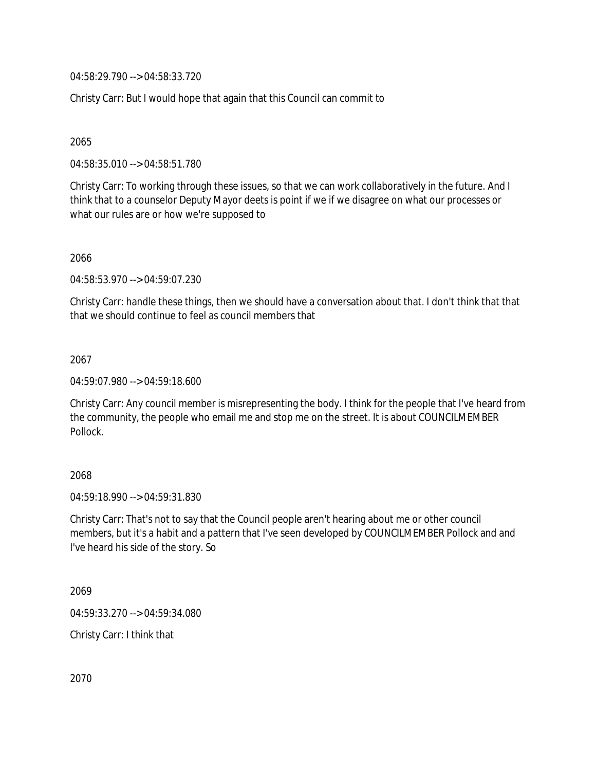04:58:29.790 --> 04:58:33.720

Christy Carr: But I would hope that again that this Council can commit to

2065

04:58:35.010 --> 04:58:51.780

Christy Carr: To working through these issues, so that we can work collaboratively in the future. And I think that to a counselor Deputy Mayor deets is point if we if we disagree on what our processes or what our rules are or how we're supposed to

2066

04:58:53.970 --> 04:59:07.230

Christy Carr: handle these things, then we should have a conversation about that. I don't think that that that we should continue to feel as council members that

2067

04:59:07.980 --> 04:59:18.600

Christy Carr: Any council member is misrepresenting the body. I think for the people that I've heard from the community, the people who email me and stop me on the street. It is about COUNCILMEMBER Pollock.

2068

04:59:18.990 --> 04:59:31.830

Christy Carr: That's not to say that the Council people aren't hearing about me or other council members, but it's a habit and a pattern that I've seen developed by COUNCILMEMBER Pollock and and I've heard his side of the story. So

2069

04:59:33.270 --> 04:59:34.080

Christy Carr: I think that

2070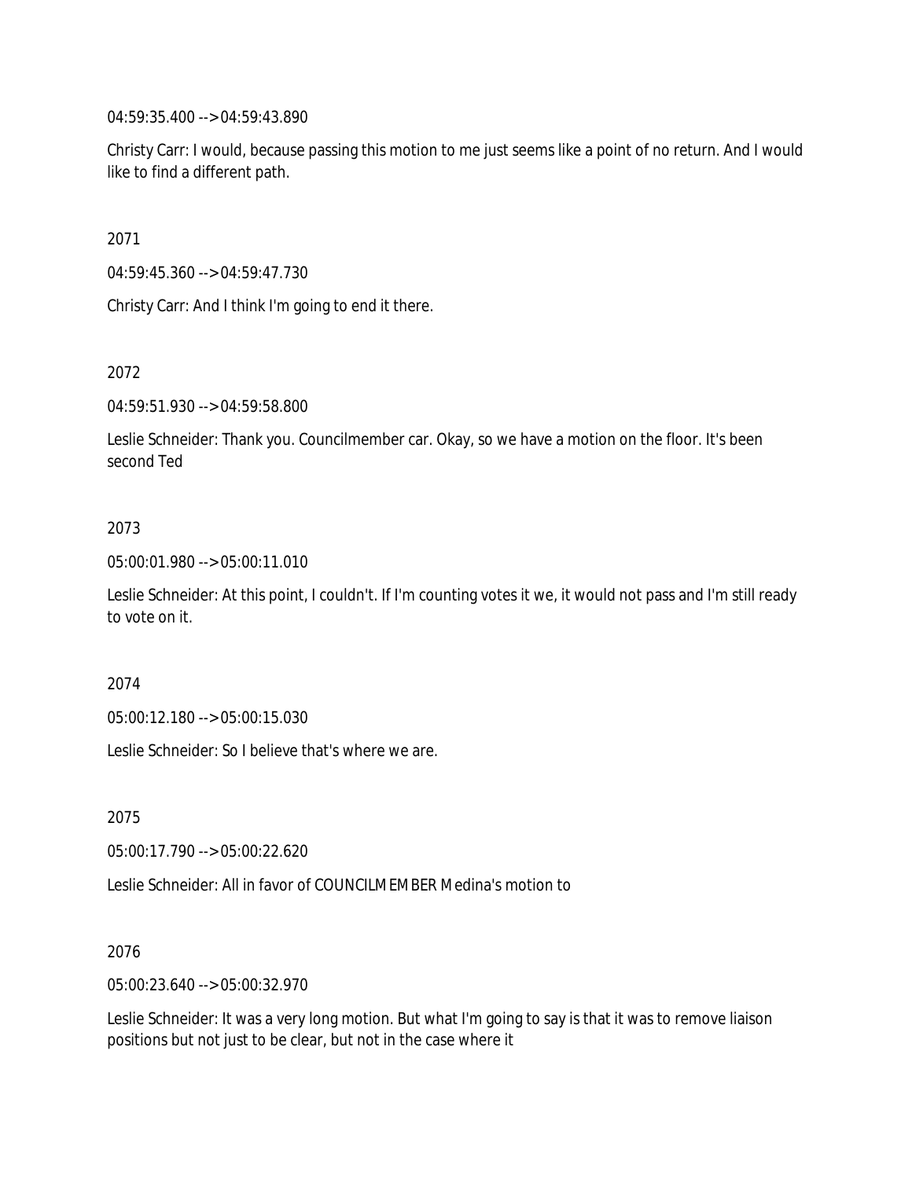04:59:35.400 --> 04:59:43.890

Christy Carr: I would, because passing this motion to me just seems like a point of no return. And I would like to find a different path.

2071

04:59:45.360 --> 04:59:47.730

Christy Carr: And I think I'm going to end it there.

2072

04:59:51.930 --> 04:59:58.800

Leslie Schneider: Thank you. Councilmember car. Okay, so we have a motion on the floor. It's been second Ted

2073

05:00:01.980 --> 05:00:11.010

Leslie Schneider: At this point, I couldn't. If I'm counting votes it we, it would not pass and I'm still ready to vote on it.

2074

05:00:12.180 --> 05:00:15.030

Leslie Schneider: So I believe that's where we are.

2075

05:00:17.790 --> 05:00:22.620

Leslie Schneider: All in favor of COUNCILMEMBER Medina's motion to

2076

05:00:23.640 --> 05:00:32.970

Leslie Schneider: It was a very long motion. But what I'm going to say is that it was to remove liaison positions but not just to be clear, but not in the case where it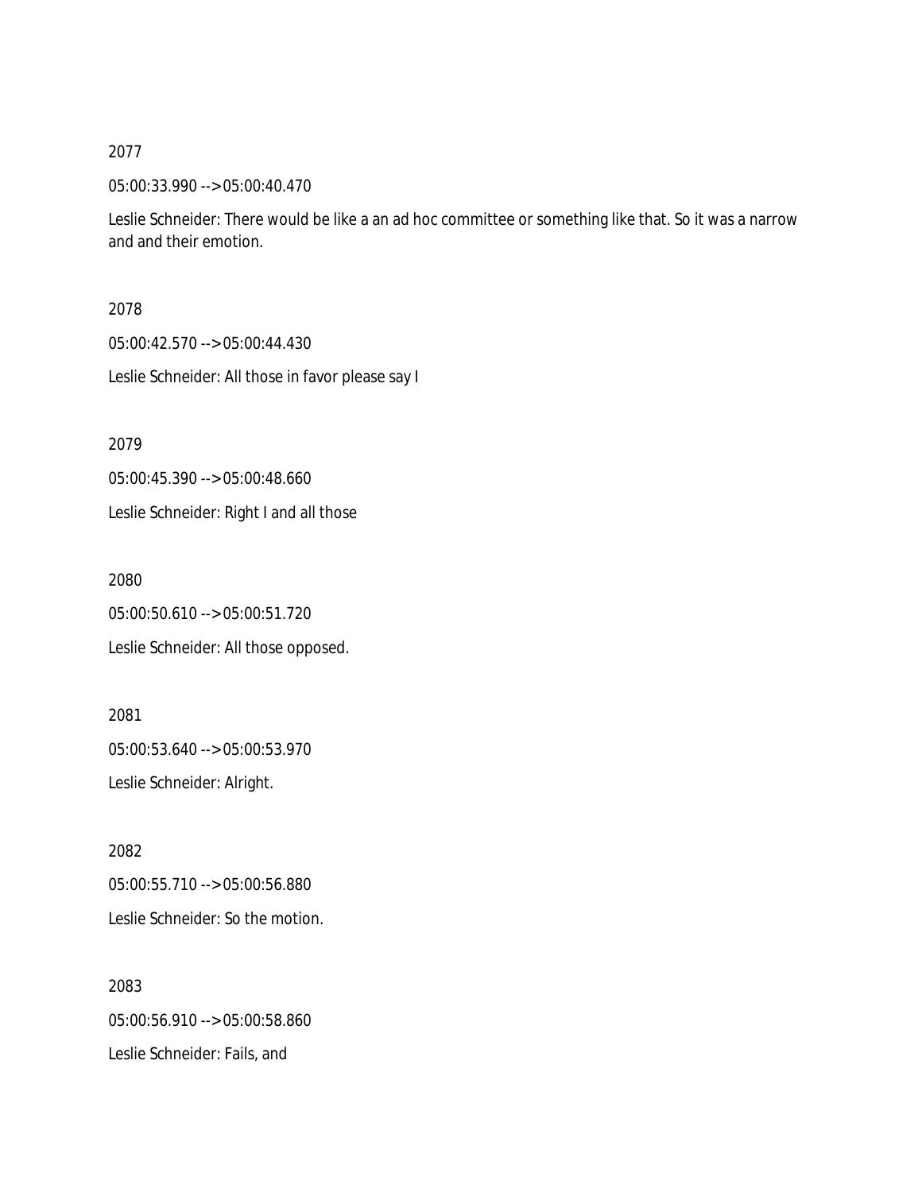2077

05:00:33.990 --> 05:00:40.470

Leslie Schneider: There would be like a an ad hoc committee or something like that. So it was a narrow and and their emotion.

2078

05:00:42.570 --> 05:00:44.430

Leslie Schneider: All those in favor please say I

2079

05:00:45.390 --> 05:00:48.660

Leslie Schneider: Right I and all those

2080

05:00:50.610 --> 05:00:51.720

Leslie Schneider: All those opposed.

2081

05:00:53.640 --> 05:00:53.970

Leslie Schneider: Alright.

2082

05:00:55.710 --> 05:00:56.880

Leslie Schneider: So the motion.

2083

05:00:56.910 --> 05:00:58.860

Leslie Schneider: Fails, and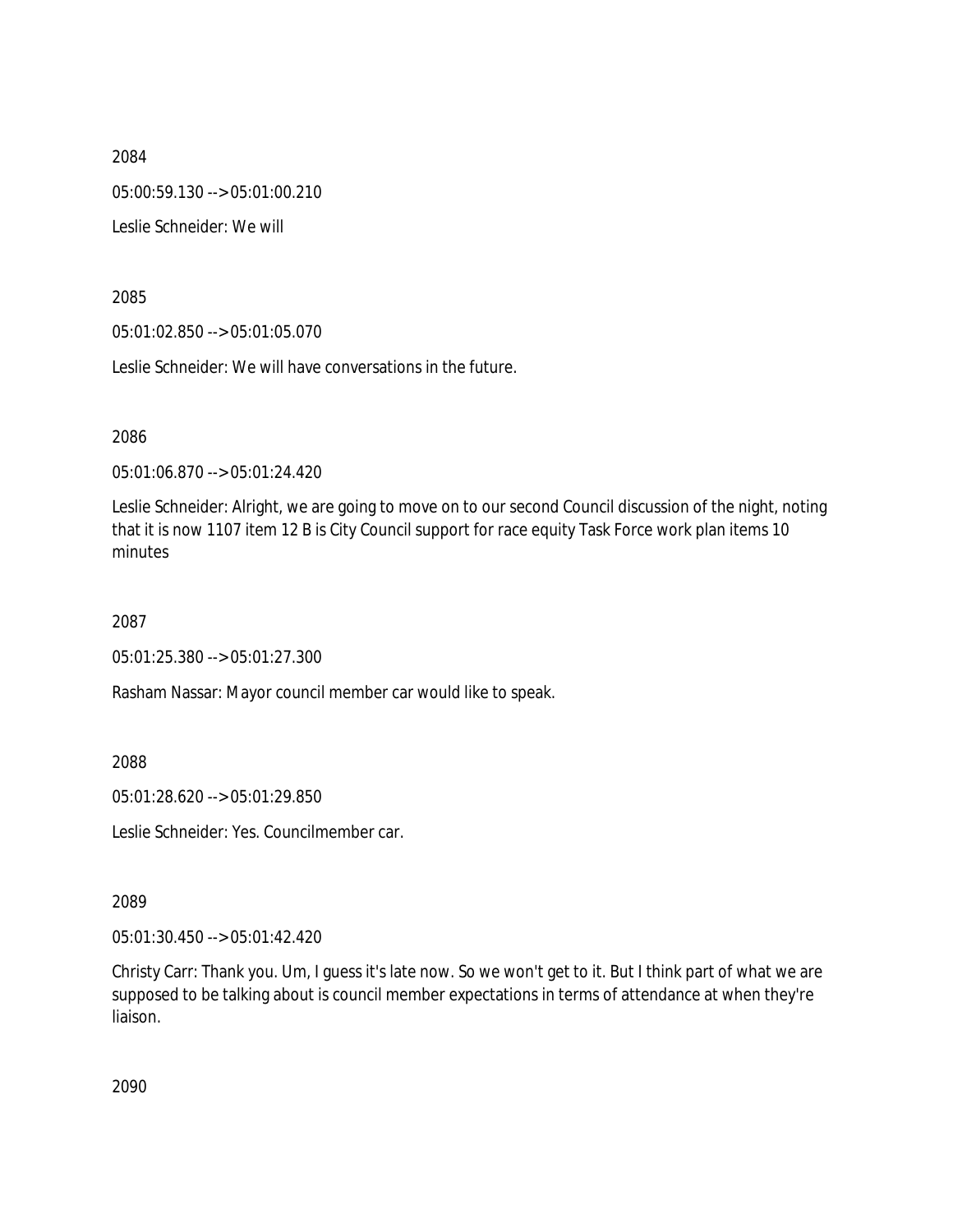2084

05:00:59.130 --> 05:01:00.210

Leslie Schneider: We will

2085

05:01:02.850 --> 05:01:05.070

Leslie Schneider: We will have conversations in the future.

2086

05:01:06.870 --> 05:01:24.420

Leslie Schneider: Alright, we are going to move on to our second Council discussion of the night, noting that it is now 1107 item 12 B is City Council support for race equity Task Force work plan items 10 minutes

2087

05:01:25.380 --> 05:01:27.300

Rasham Nassar: Mayor council member car would like to speak.

2088

05:01:28.620 --> 05:01:29.850

Leslie Schneider: Yes. Councilmember car.

2089

05:01:30.450 --> 05:01:42.420

Christy Carr: Thank you. Um, I guess it's late now. So we won't get to it. But I think part of what we are supposed to be talking about is council member expectations in terms of attendance at when they're liaison.

2090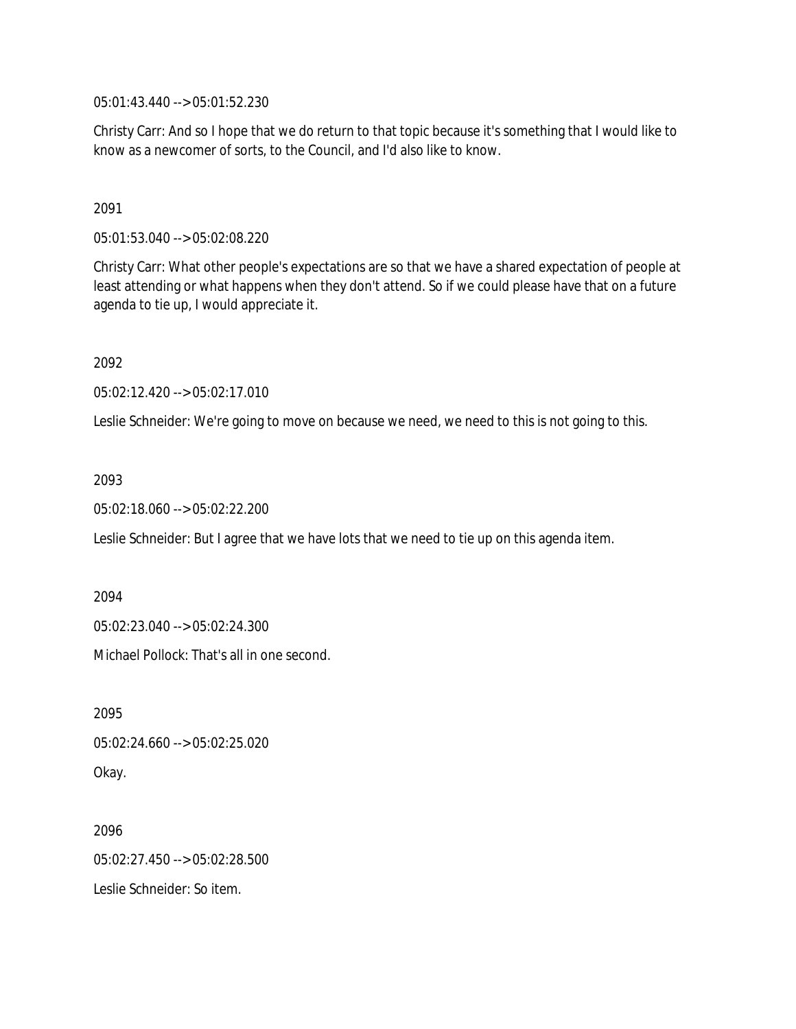05:01:43.440 --> 05:01:52.230

Christy Carr: And so I hope that we do return to that topic because it's something that I would like to know as a newcomer of sorts, to the Council, and I'd also like to know.

2091

05:01:53.040 --> 05:02:08.220

Christy Carr: What other people's expectations are so that we have a shared expectation of people at least attending or what happens when they don't attend. So if we could please have that on a future agenda to tie up, I would appreciate it.

2092

05:02:12.420 --> 05:02:17.010

Leslie Schneider: We're going to move on because we need, we need to this is not going to this.

2093

05:02:18.060 --> 05:02:22.200

Leslie Schneider: But I agree that we have lots that we need to tie up on this agenda item.

2094

05:02:23.040 --> 05:02:24.300

Michael Pollock: That's all in one second.

2095

05:02:24.660 --> 05:02:25.020

Okay.

2096

05:02:27.450 --> 05:02:28.500

Leslie Schneider: So item.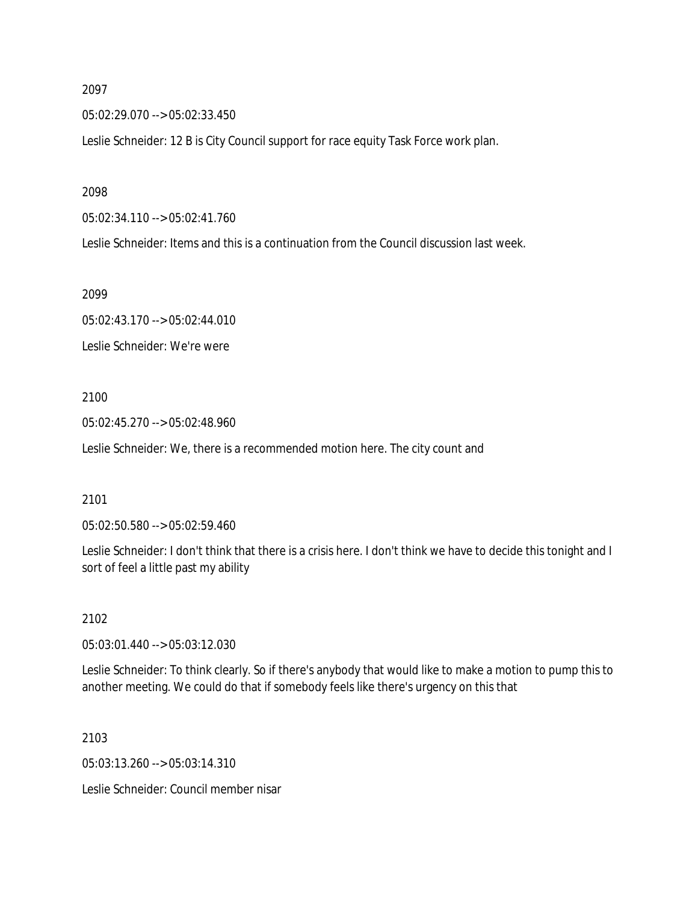2097

05:02:29.070 --> 05:02:33.450

Leslie Schneider: 12 B is City Council support for race equity Task Force work plan.

2098

05:02:34.110 --> 05:02:41.760

Leslie Schneider: Items and this is a continuation from the Council discussion last week.

2099

05:02:43.170 --> 05:02:44.010

Leslie Schneider: We're were

2100

05:02:45.270 --> 05:02:48.960

Leslie Schneider: We, there is a recommended motion here. The city count and

2101

05:02:50.580 --> 05:02:59.460

Leslie Schneider: I don't think that there is a crisis here. I don't think we have to decide this tonight and I sort of feel a little past my ability

2102

05:03:01.440 --> 05:03:12.030

Leslie Schneider: To think clearly. So if there's anybody that would like to make a motion to pump this to another meeting. We could do that if somebody feels like there's urgency on this that

2103

05:03:13.260 --> 05:03:14.310

Leslie Schneider: Council member nisar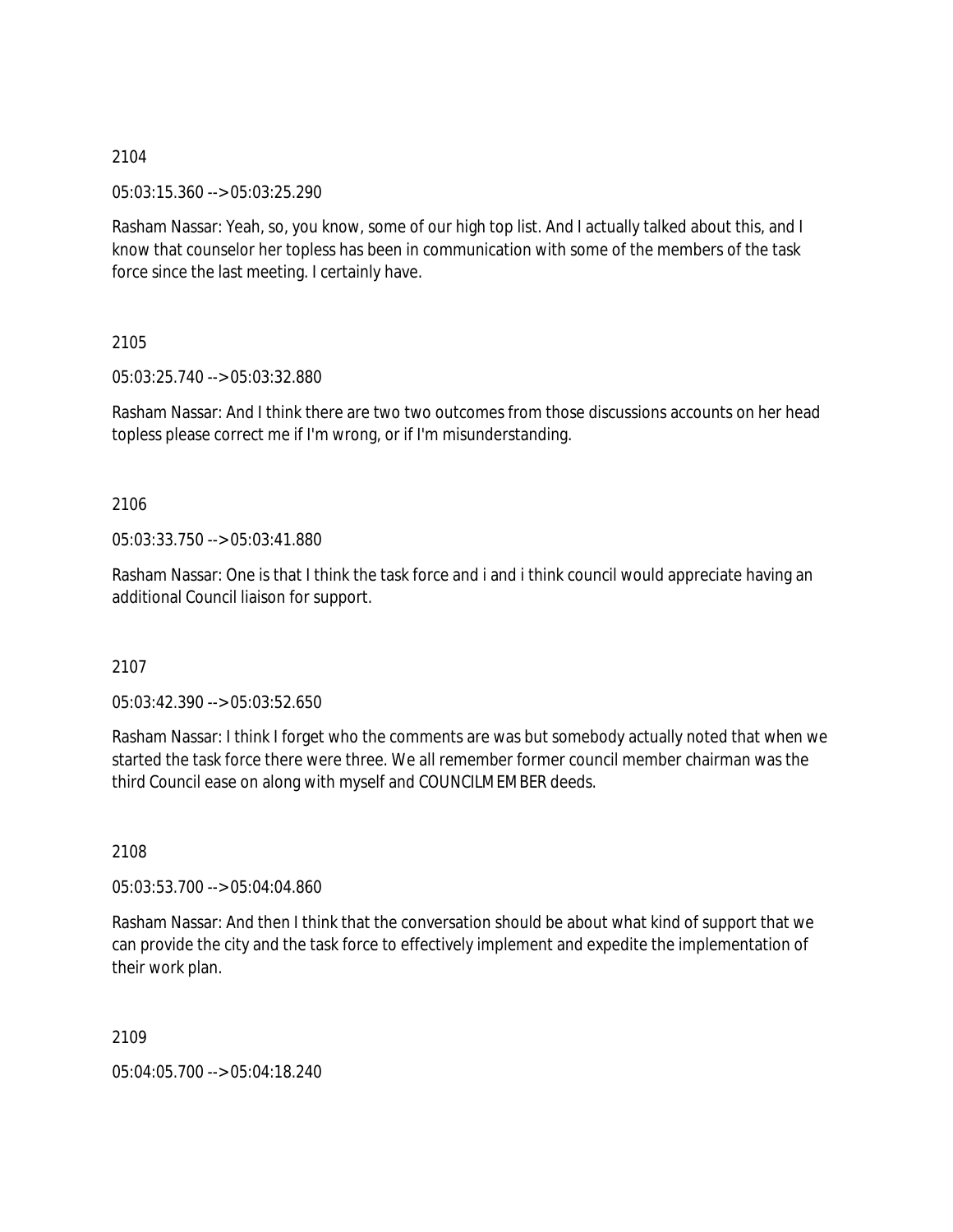2104

05:03:15.360 --> 05:03:25.290

Rasham Nassar: Yeah, so, you know, some of our high top list. And I actually talked about this, and I know that counselor her topless has been in communication with some of the members of the task force since the last meeting. I certainly have.

2105

05:03:25.740 --> 05:03:32.880

Rasham Nassar: And I think there are two two outcomes from those discussions accounts on her head topless please correct me if I'm wrong, or if I'm misunderstanding.

2106

05:03:33.750 --> 05:03:41.880

Rasham Nassar: One is that I think the task force and i and i think council would appreciate having an additional Council liaison for support.

2107

05:03:42.390 --> 05:03:52.650

Rasham Nassar: I think I forget who the comments are was but somebody actually noted that when we started the task force there were three. We all remember former council member chairman was the third Council ease on along with myself and COUNCILMEMBER deeds.

2108

05:03:53.700 --> 05:04:04.860

Rasham Nassar: And then I think that the conversation should be about what kind of support that we can provide the city and the task force to effectively implement and expedite the implementation of their work plan.

2109

05:04:05.700 --> 05:04:18.240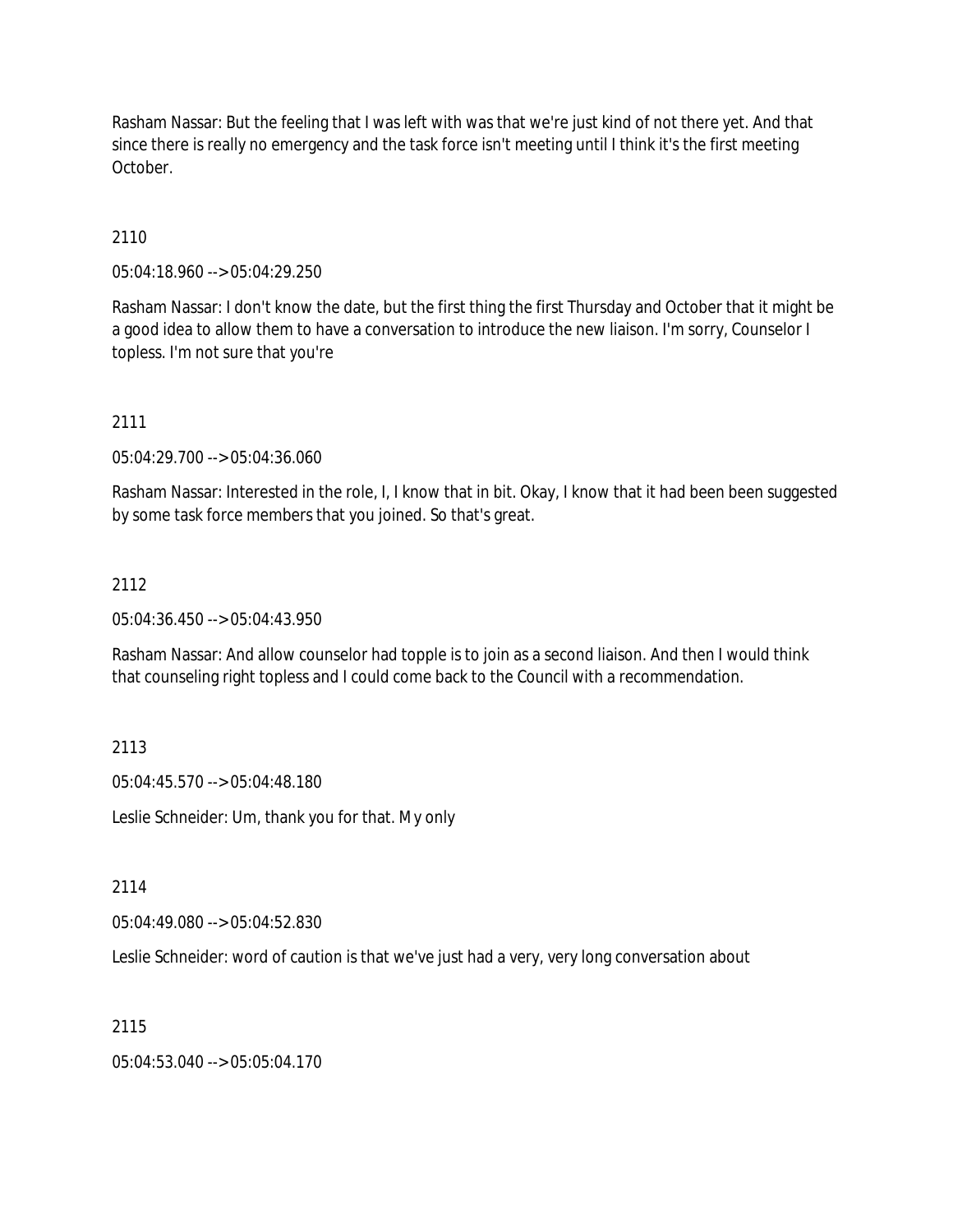Rasham Nassar: But the feeling that I was left with was that we're just kind of not there yet. And that since there is really no emergency and the task force isn't meeting until I think it's the first meeting October.

2110

05:04:18.960 --> 05:04:29.250

Rasham Nassar: I don't know the date, but the first thing the first Thursday and October that it might be a good idea to allow them to have a conversation to introduce the new liaison. I'm sorry, Counselor I topless. I'm not sure that you're

2111

05:04:29.700 --> 05:04:36.060

Rasham Nassar: Interested in the role, I, I know that in bit. Okay, I know that it had been been suggested by some task force members that you joined. So that's great.

2112

05:04:36.450 --> 05:04:43.950

Rasham Nassar: And allow counselor had topple is to join as a second liaison. And then I would think that counseling right topless and I could come back to the Council with a recommendation.

2113

05:04:45.570 --> 05:04:48.180

Leslie Schneider: Um, thank you for that. My only

2114

05:04:49.080 --> 05:04:52.830

Leslie Schneider: word of caution is that we've just had a very, very long conversation about

2115

05:04:53.040 --> 05:05:04.170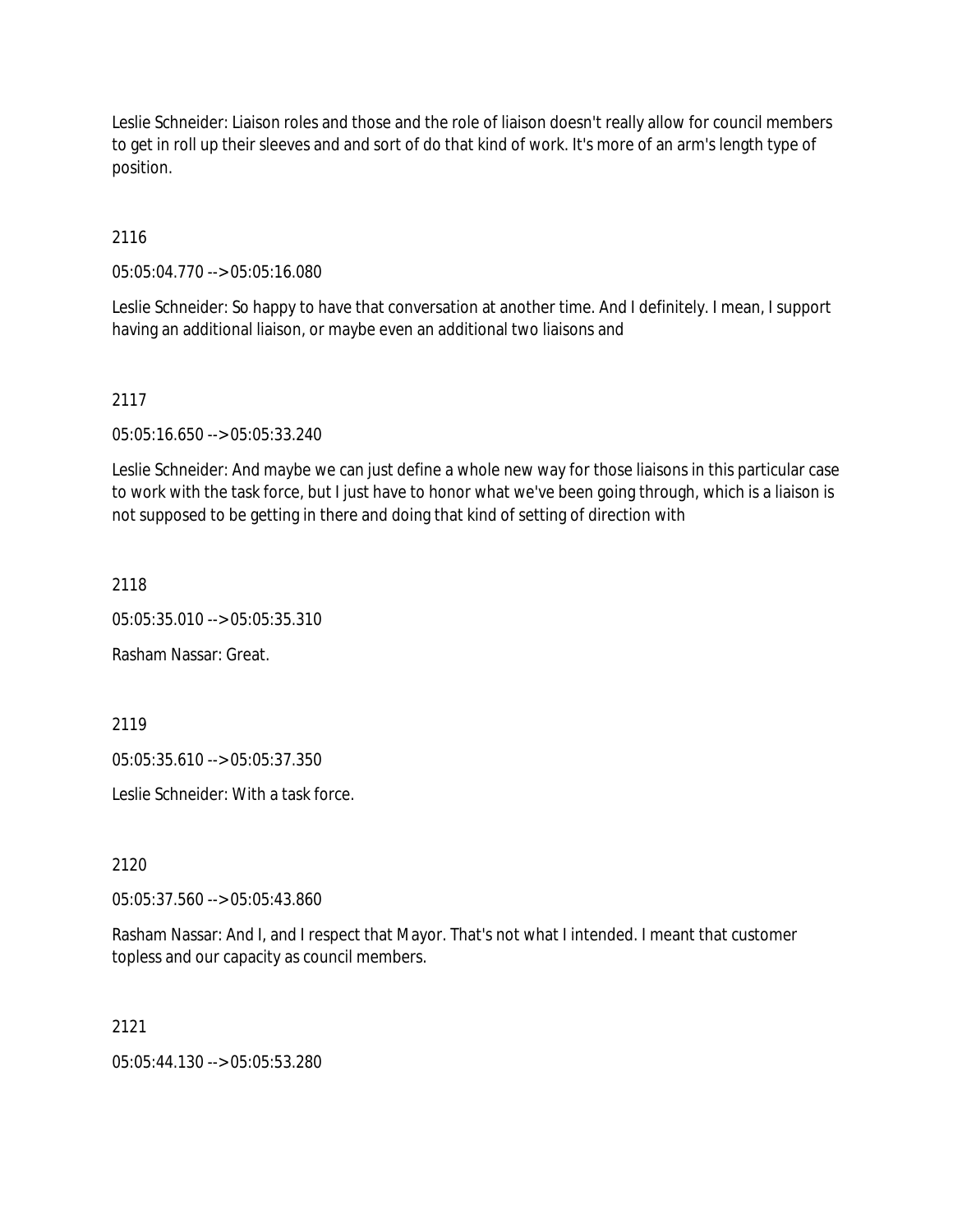Leslie Schneider: Liaison roles and those and the role of liaison doesn't really allow for council members to get in roll up their sleeves and and sort of do that kind of work. It's more of an arm's length type of position.

2116

05:05:04.770 --> 05:05:16.080

Leslie Schneider: So happy to have that conversation at another time. And I definitely. I mean, I support having an additional liaison, or maybe even an additional two liaisons and

2117

05:05:16.650 --> 05:05:33.240

Leslie Schneider: And maybe we can just define a whole new way for those liaisons in this particular case to work with the task force, but I just have to honor what we've been going through, which is a liaison is not supposed to be getting in there and doing that kind of setting of direction with

2118

05:05:35.010 --> 05:05:35.310

Rasham Nassar: Great.

2119

05:05:35.610 --> 05:05:37.350

Leslie Schneider: With a task force.

2120

05:05:37.560 --> 05:05:43.860

Rasham Nassar: And I, and I respect that Mayor. That's not what I intended. I meant that customer topless and our capacity as council members.

2121

05:05:44.130 --> 05:05:53.280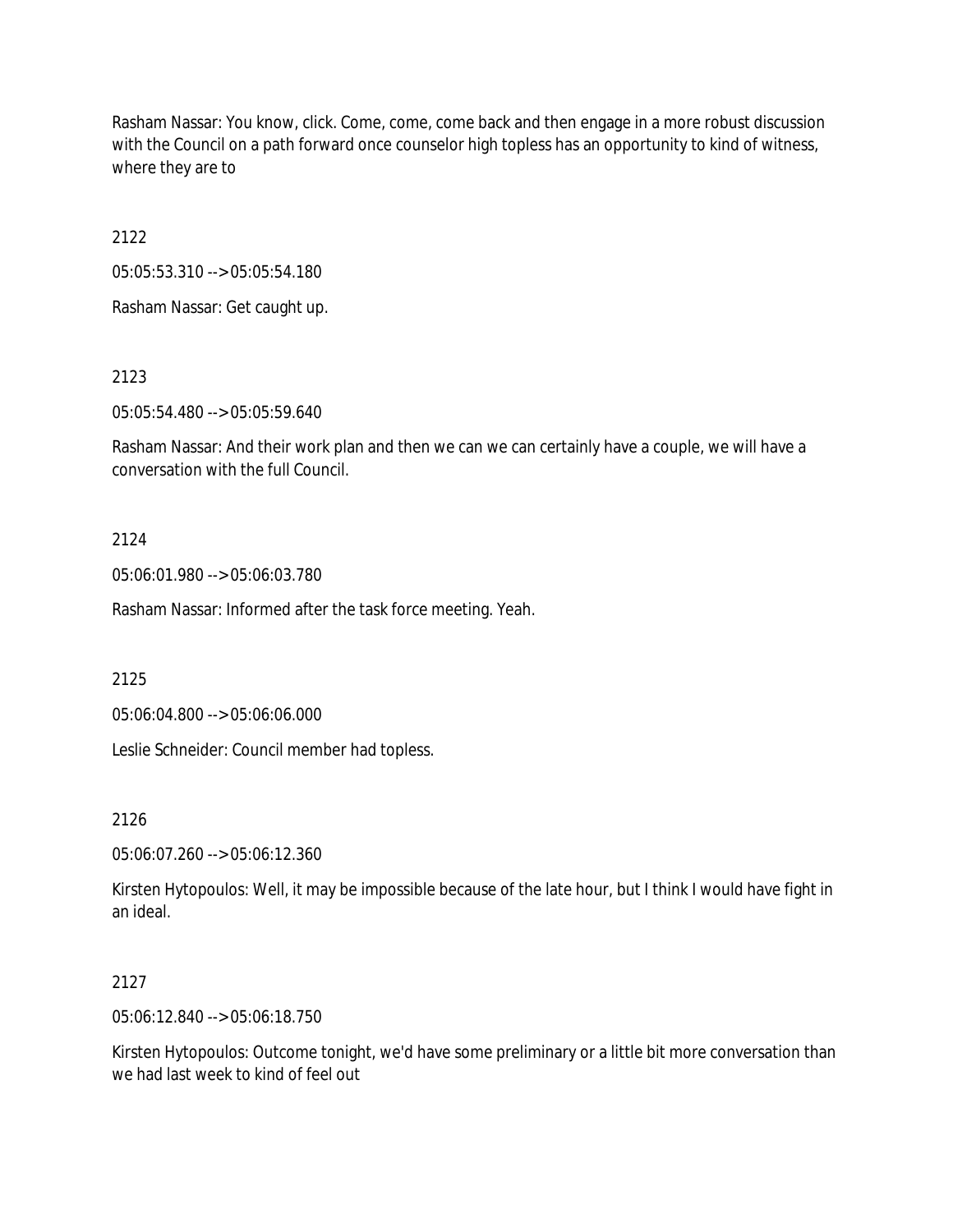Rasham Nassar: You know, click. Come, come, come back and then engage in a more robust discussion with the Council on a path forward once counselor high topless has an opportunity to kind of witness, where they are to

2122

05:05:53.310 --> 05:05:54.180

Rasham Nassar: Get caught up.

2123

05:05:54.480 --> 05:05:59.640

Rasham Nassar: And their work plan and then we can we can certainly have a couple, we will have a conversation with the full Council.

2124

05:06:01.980 --> 05:06:03.780

Rasham Nassar: Informed after the task force meeting. Yeah.

2125

05:06:04.800 --> 05:06:06.000

Leslie Schneider: Council member had topless.

2126

05:06:07.260 --> 05:06:12.360

Kirsten Hytopoulos: Well, it may be impossible because of the late hour, but I think I would have fight in an ideal.

2127

05:06:12.840 --> 05:06:18.750

Kirsten Hytopoulos: Outcome tonight, we'd have some preliminary or a little bit more conversation than we had last week to kind of feel out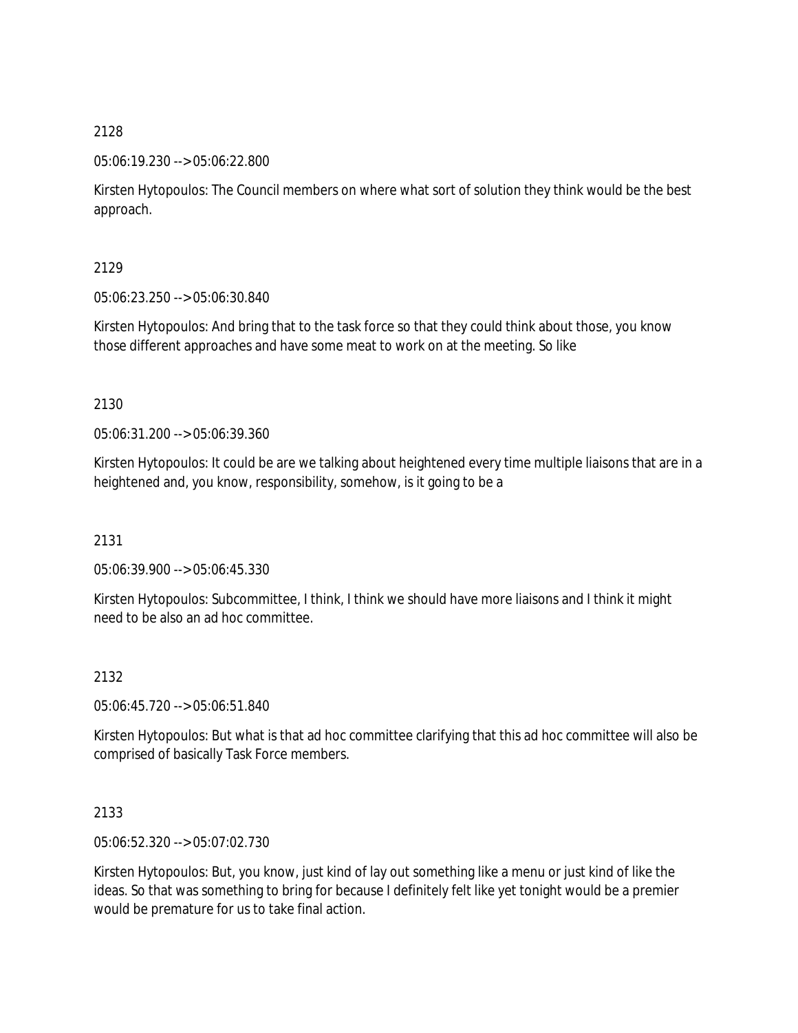2128

05:06:19.230 --> 05:06:22.800

Kirsten Hytopoulos: The Council members on where what sort of solution they think would be the best approach.

2129

05:06:23.250 --> 05:06:30.840

Kirsten Hytopoulos: And bring that to the task force so that they could think about those, you know those different approaches and have some meat to work on at the meeting. So like

2130

05:06:31.200 --> 05:06:39.360

Kirsten Hytopoulos: It could be are we talking about heightened every time multiple liaisons that are in a heightened and, you know, responsibility, somehow, is it going to be a

2131

05:06:39.900 --> 05:06:45.330

Kirsten Hytopoulos: Subcommittee, I think, I think we should have more liaisons and I think it might need to be also an ad hoc committee.

2132

05:06:45.720 --> 05:06:51.840

Kirsten Hytopoulos: But what is that ad hoc committee clarifying that this ad hoc committee will also be comprised of basically Task Force members.

2133

05:06:52.320 --> 05:07:02.730

Kirsten Hytopoulos: But, you know, just kind of lay out something like a menu or just kind of like the ideas. So that was something to bring for because I definitely felt like yet tonight would be a premier would be premature for us to take final action.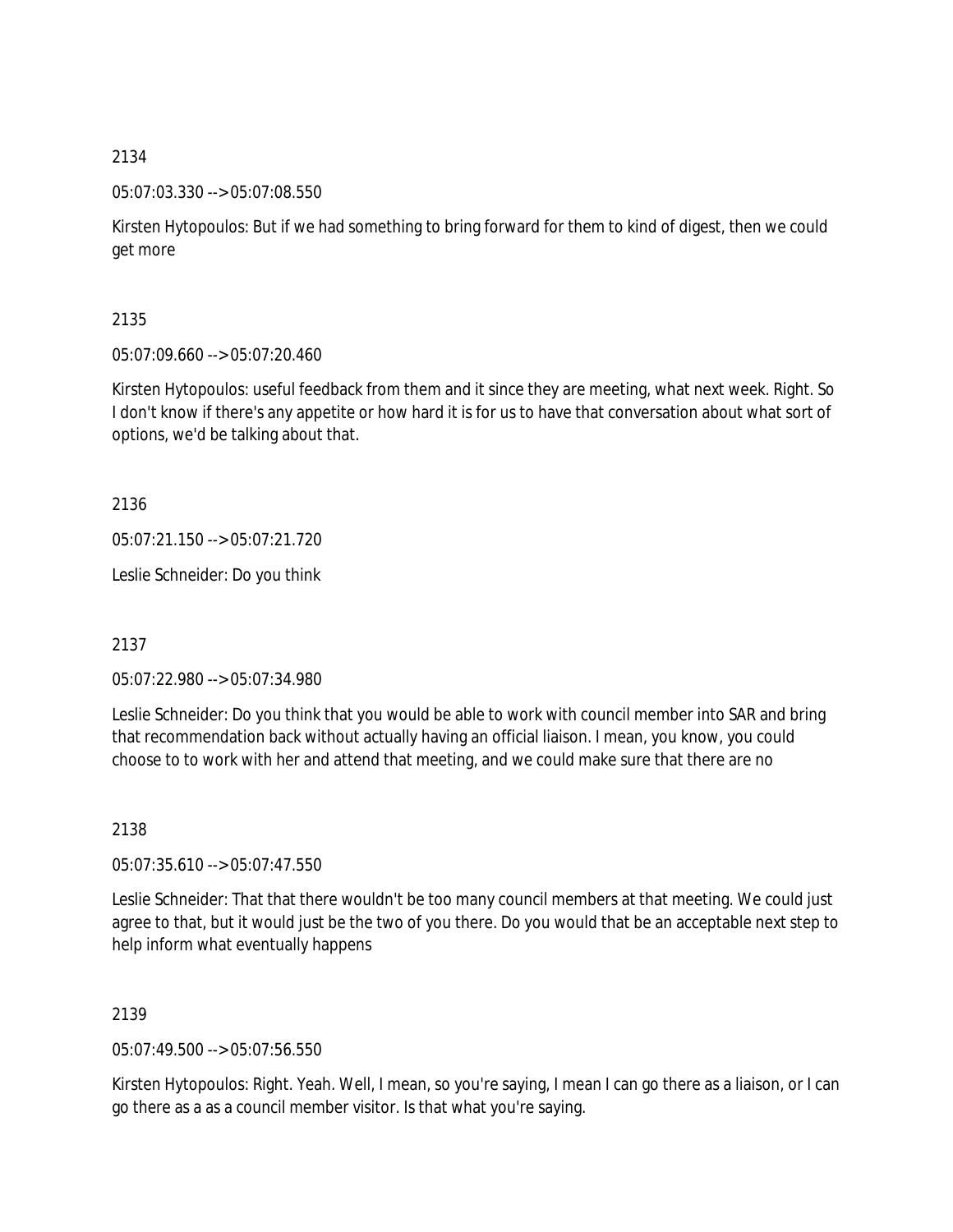2134

05:07:03.330 --> 05:07:08.550

Kirsten Hytopoulos: But if we had something to bring forward for them to kind of digest, then we could get more

2135

05:07:09.660 --> 05:07:20.460

Kirsten Hytopoulos: useful feedback from them and it since they are meeting, what next week. Right. So I don't know if there's any appetite or how hard it is for us to have that conversation about what sort of options, we'd be talking about that.

2136

05:07:21.150 --> 05:07:21.720

Leslie Schneider: Do you think

2137

05:07:22.980 --> 05:07:34.980

Leslie Schneider: Do you think that you would be able to work with council member into SAR and bring that recommendation back without actually having an official liaison. I mean, you know, you could choose to to work with her and attend that meeting, and we could make sure that there are no

2138

05:07:35.610 --> 05:07:47.550

Leslie Schneider: That that there wouldn't be too many council members at that meeting. We could just agree to that, but it would just be the two of you there. Do you would that be an acceptable next step to help inform what eventually happens

2139

05:07:49.500 --> 05:07:56.550

Kirsten Hytopoulos: Right. Yeah. Well, I mean, so you're saying, I mean I can go there as a liaison, or I can go there as a as a council member visitor. Is that what you're saying.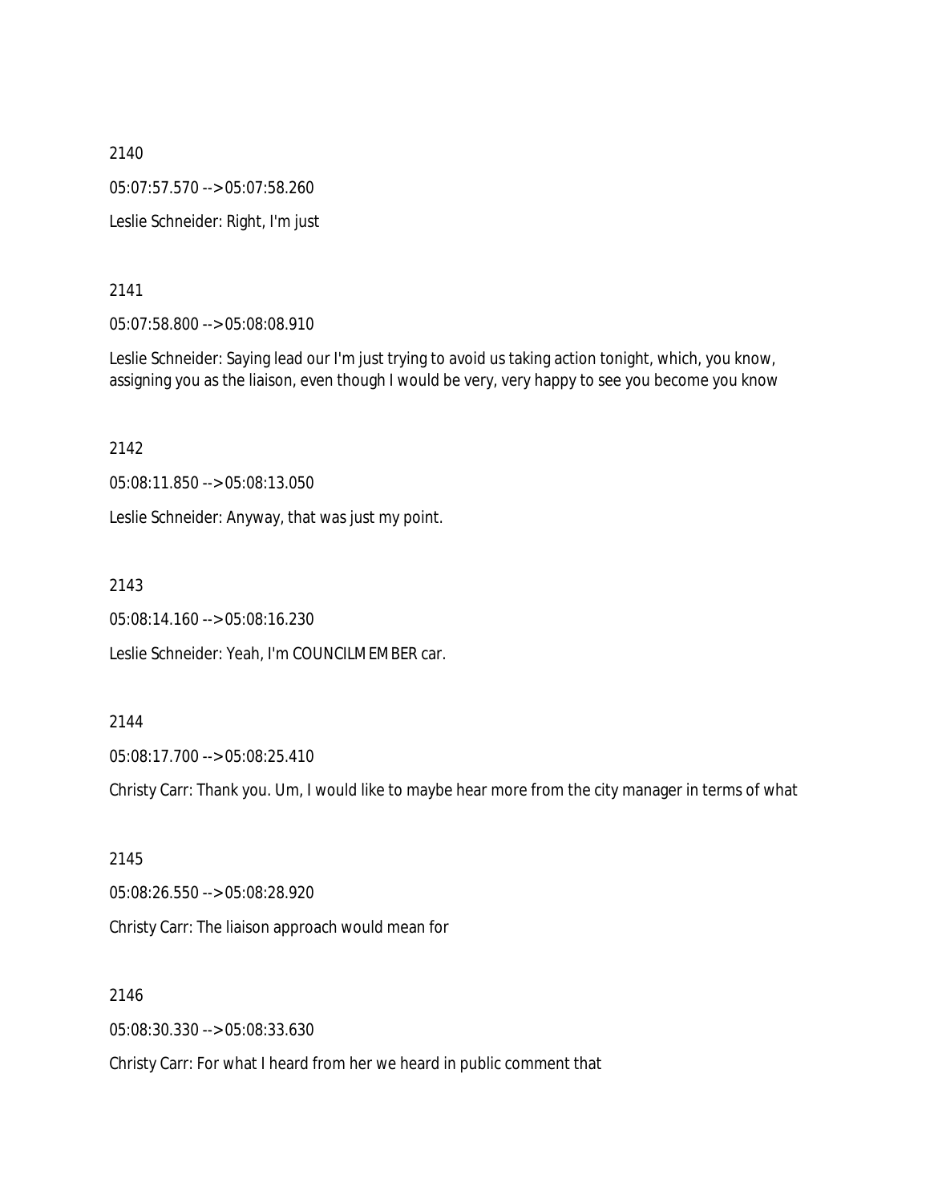2140

05:07:57.570 --> 05:07:58.260

Leslie Schneider: Right, I'm just

2141

05:07:58.800 --> 05:08:08.910

Leslie Schneider: Saying lead our I'm just trying to avoid us taking action tonight, which, you know, assigning you as the liaison, even though I would be very, very happy to see you become you know

2142

05:08:11.850 --> 05:08:13.050

Leslie Schneider: Anyway, that was just my point.

2143

05:08:14.160 --> 05:08:16.230

Leslie Schneider: Yeah, I'm COUNCILMEMBER car.

2144

05:08:17.700 --> 05:08:25.410

Christy Carr: Thank you. Um, I would like to maybe hear more from the city manager in terms of what

2145

05:08:26.550 --> 05:08:28.920

Christy Carr: The liaison approach would mean for

2146

05:08:30.330 --> 05:08:33.630

Christy Carr: For what I heard from her we heard in public comment that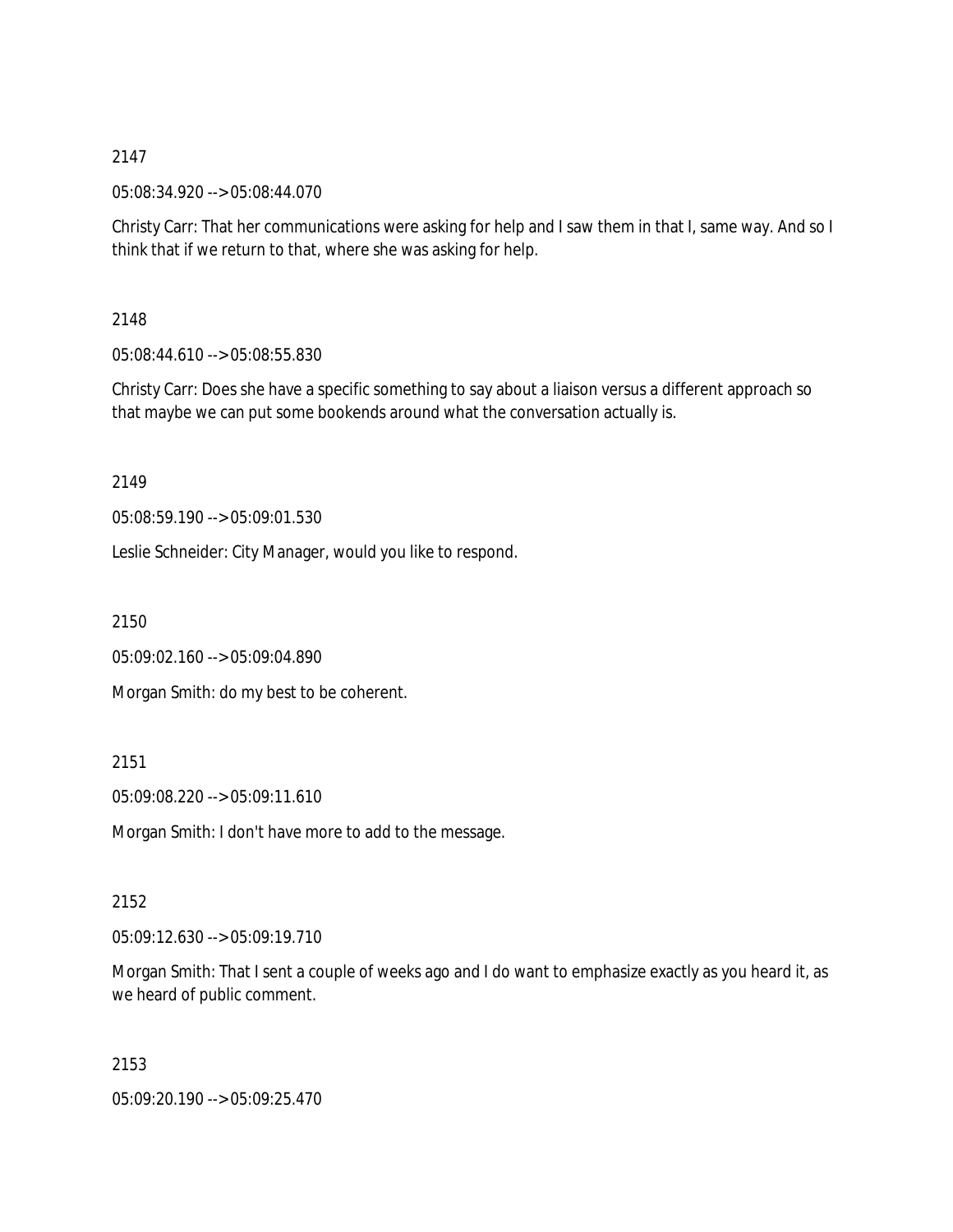2147

05:08:34.920 --> 05:08:44.070

Christy Carr: That her communications were asking for help and I saw them in that I, same way. And so I think that if we return to that, where she was asking for help.

2148

05:08:44.610 --> 05:08:55.830

Christy Carr: Does she have a specific something to say about a liaison versus a different approach so that maybe we can put some bookends around what the conversation actually is.

2149

05:08:59.190 --> 05:09:01.530

Leslie Schneider: City Manager, would you like to respond.

2150

05:09:02.160 --> 05:09:04.890

Morgan Smith: do my best to be coherent.

2151

05:09:08.220 --> 05:09:11.610

Morgan Smith: I don't have more to add to the message.

2152

05:09:12.630 --> 05:09:19.710

Morgan Smith: That I sent a couple of weeks ago and I do want to emphasize exactly as you heard it, as we heard of public comment.

2153

05:09:20.190 --> 05:09:25.470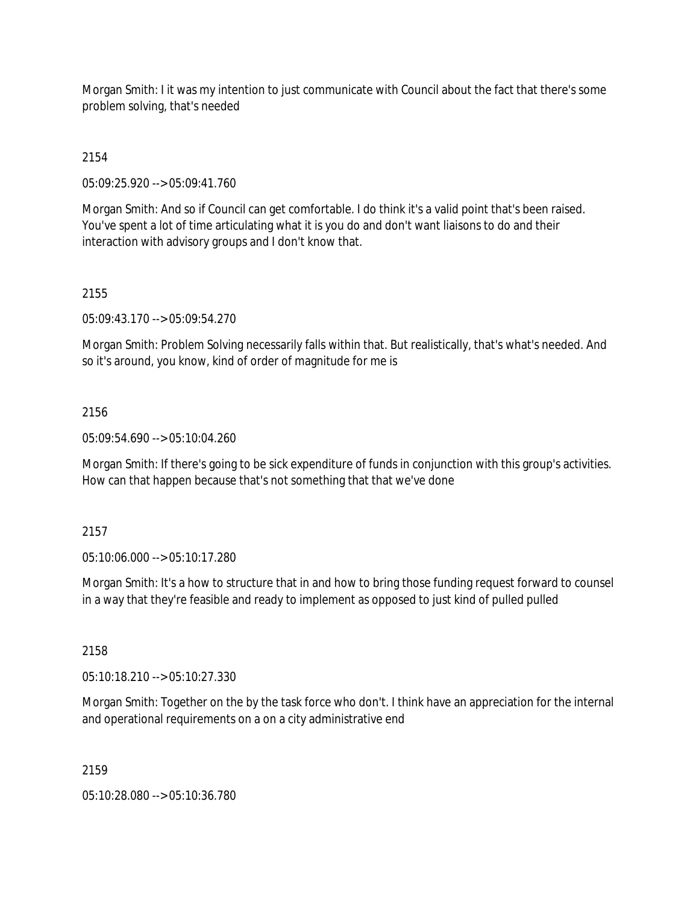Morgan Smith: I it was my intention to just communicate with Council about the fact that there's some problem solving, that's needed

2154

05:09:25.920 --> 05:09:41.760

Morgan Smith: And so if Council can get comfortable. I do think it's a valid point that's been raised. You've spent a lot of time articulating what it is you do and don't want liaisons to do and their interaction with advisory groups and I don't know that.

2155

05:09:43.170 --> 05:09:54.270

Morgan Smith: Problem Solving necessarily falls within that. But realistically, that's what's needed. And so it's around, you know, kind of order of magnitude for me is

2156

05:09:54.690 --> 05:10:04.260

Morgan Smith: If there's going to be sick expenditure of funds in conjunction with this group's activities. How can that happen because that's not something that that we've done

2157

05:10:06.000 --> 05:10:17.280

Morgan Smith: It's a how to structure that in and how to bring those funding request forward to counsel in a way that they're feasible and ready to implement as opposed to just kind of pulled pulled

2158

05:10:18.210 --> 05:10:27.330

Morgan Smith: Together on the by the task force who don't. I think have an appreciation for the internal and operational requirements on a on a city administrative end

2159

05:10:28.080 --> 05:10:36.780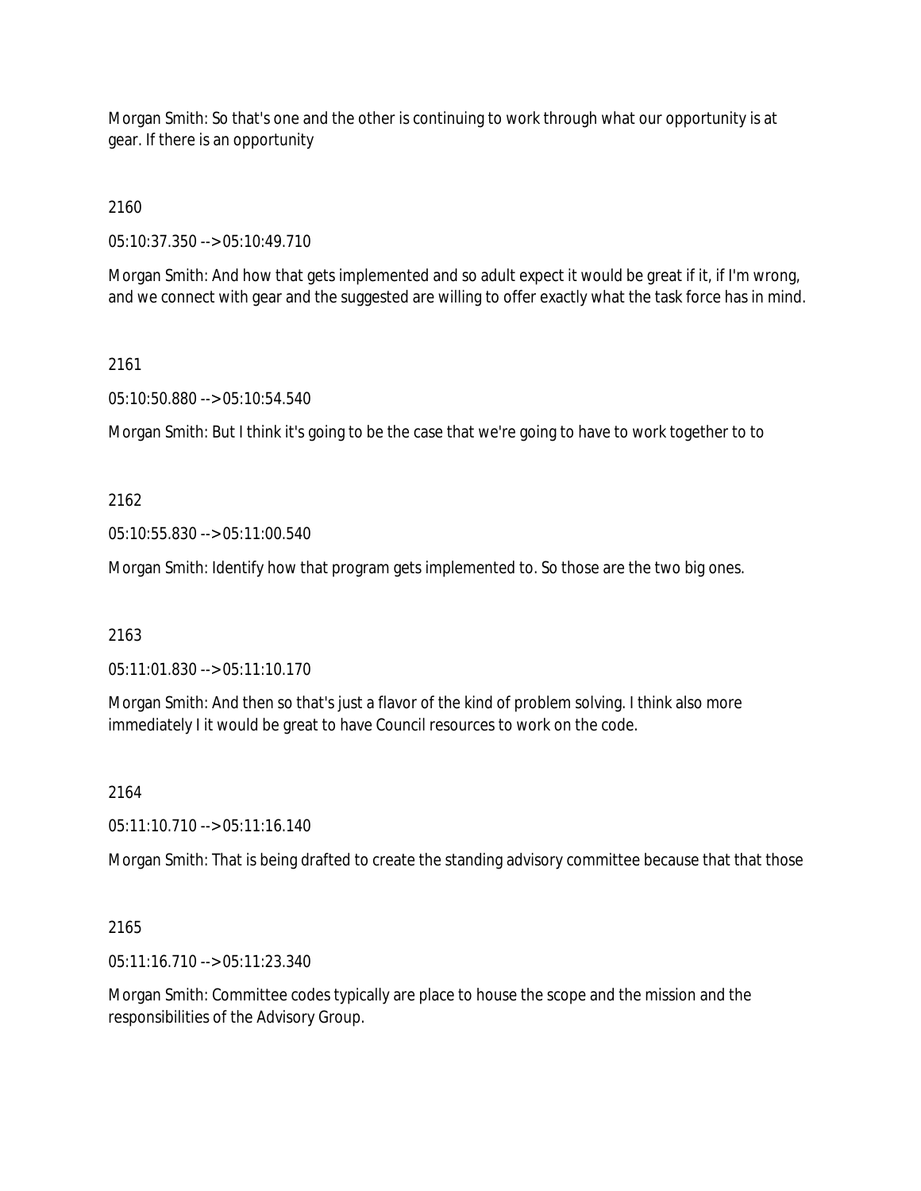Morgan Smith: So that's one and the other is continuing to work through what our opportunity is at gear. If there is an opportunity

2160

05:10:37.350 --> 05:10:49.710

Morgan Smith: And how that gets implemented and so adult expect it would be great if it, if I'm wrong, and we connect with gear and the suggested are willing to offer exactly what the task force has in mind.

2161

05:10:50.880 --> 05:10:54.540

Morgan Smith: But I think it's going to be the case that we're going to have to work together to to

2162

05:10:55.830 --> 05:11:00.540

Morgan Smith: Identify how that program gets implemented to. So those are the two big ones.

2163

05:11:01.830 --> 05:11:10.170

Morgan Smith: And then so that's just a flavor of the kind of problem solving. I think also more immediately I it would be great to have Council resources to work on the code.

2164

05:11:10.710 --> 05:11:16.140

Morgan Smith: That is being drafted to create the standing advisory committee because that that those

2165

05:11:16.710 --> 05:11:23.340

Morgan Smith: Committee codes typically are place to house the scope and the mission and the responsibilities of the Advisory Group.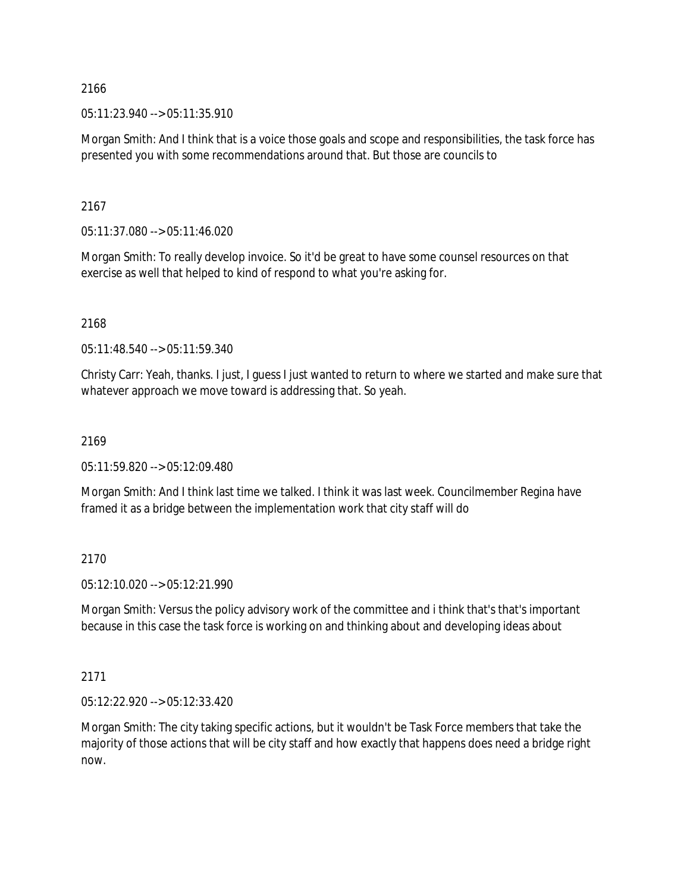2166

05:11:23.940 --> 05:11:35.910

Morgan Smith: And I think that is a voice those goals and scope and responsibilities, the task force has presented you with some recommendations around that. But those are councils to

2167

05:11:37.080 --> 05:11:46.020

Morgan Smith: To really develop invoice. So it'd be great to have some counsel resources on that exercise as well that helped to kind of respond to what you're asking for.

2168

05:11:48.540 --> 05:11:59.340

Christy Carr: Yeah, thanks. I just, I guess I just wanted to return to where we started and make sure that whatever approach we move toward is addressing that. So yeah.

2169

05:11:59.820 --> 05:12:09.480

Morgan Smith: And I think last time we talked. I think it was last week. Councilmember Regina have framed it as a bridge between the implementation work that city staff will do

2170

05:12:10.020 --> 05:12:21.990

Morgan Smith: Versus the policy advisory work of the committee and i think that's that's important because in this case the task force is working on and thinking about and developing ideas about

2171

05:12:22.920 --> 05:12:33.420

Morgan Smith: The city taking specific actions, but it wouldn't be Task Force members that take the majority of those actions that will be city staff and how exactly that happens does need a bridge right now.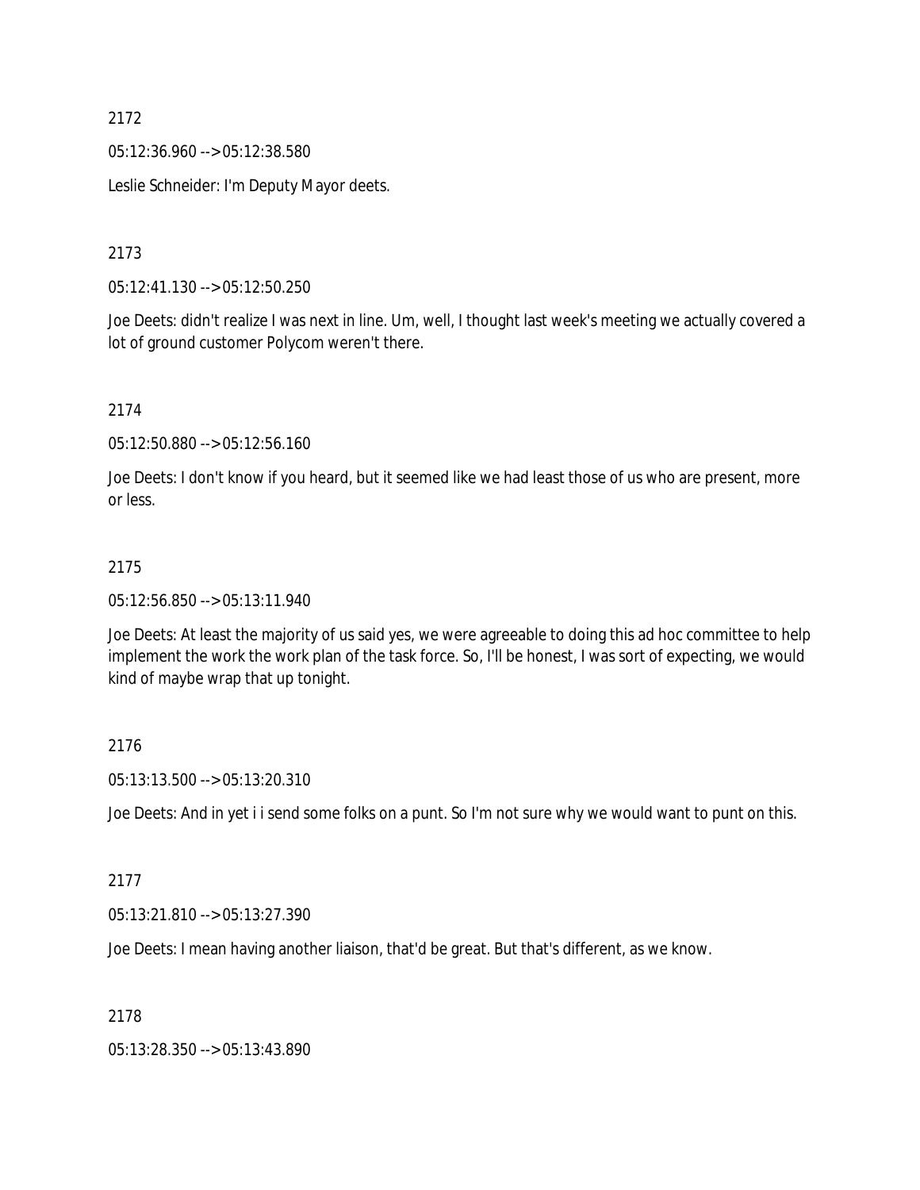2172

05:12:36.960 --> 05:12:38.580

Leslie Schneider: I'm Deputy Mayor deets.

2173

05:12:41.130 --> 05:12:50.250

Joe Deets: didn't realize I was next in line. Um, well, I thought last week's meeting we actually covered a lot of ground customer Polycom weren't there.

2174

05:12:50.880 --> 05:12:56.160

Joe Deets: I don't know if you heard, but it seemed like we had least those of us who are present, more or less.

2175

05:12:56.850 --> 05:13:11.940

Joe Deets: At least the majority of us said yes, we were agreeable to doing this ad hoc committee to help implement the work the work plan of the task force. So, I'll be honest, I was sort of expecting, we would kind of maybe wrap that up tonight.

2176

05:13:13.500 --> 05:13:20.310

Joe Deets: And in yet i i send some folks on a punt. So I'm not sure why we would want to punt on this.

2177

05:13:21.810 --> 05:13:27.390

Joe Deets: I mean having another liaison, that'd be great. But that's different, as we know.

2178

05:13:28.350 --> 05:13:43.890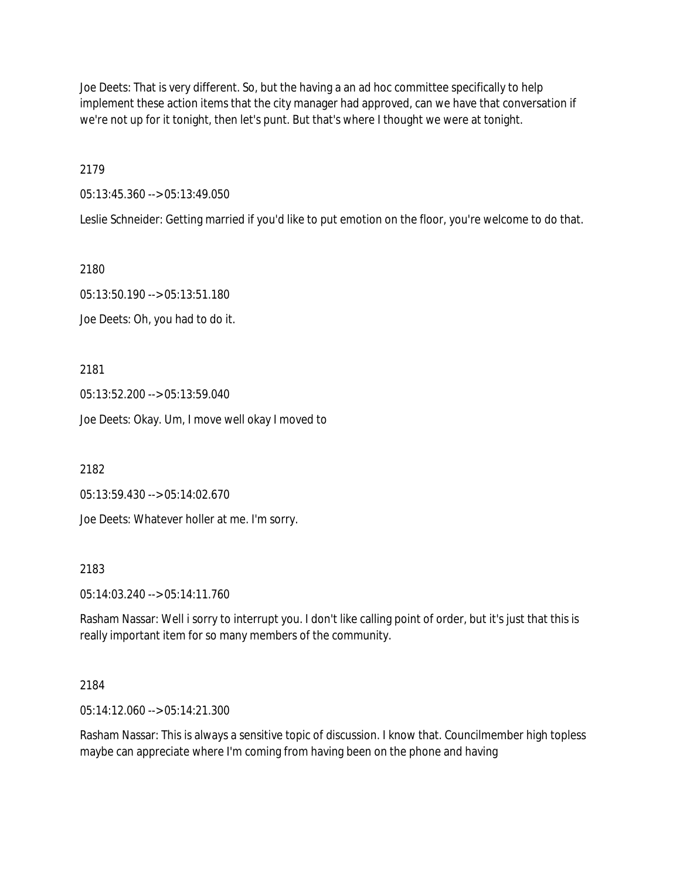Joe Deets: That is very different. So, but the having a an ad hoc committee specifically to help implement these action items that the city manager had approved, can we have that conversation if we're not up for it tonight, then let's punt. But that's where I thought we were at tonight.

2179

05:13:45.360 --> 05:13:49.050

Leslie Schneider: Getting married if you'd like to put emotion on the floor, you're welcome to do that.

2180

05:13:50.190 --> 05:13:51.180

Joe Deets: Oh, you had to do it.

2181

05:13:52.200 --> 05:13:59.040

Joe Deets: Okay. Um, I move well okay I moved to

2182

05:13:59.430 --> 05:14:02.670

Joe Deets: Whatever holler at me. I'm sorry.

2183

05:14:03.240 --> 05:14:11.760

Rasham Nassar: Well i sorry to interrupt you. I don't like calling point of order, but it's just that this is really important item for so many members of the community.

2184

05:14:12.060 --> 05:14:21.300

Rasham Nassar: This is always a sensitive topic of discussion. I know that. Councilmember high topless maybe can appreciate where I'm coming from having been on the phone and having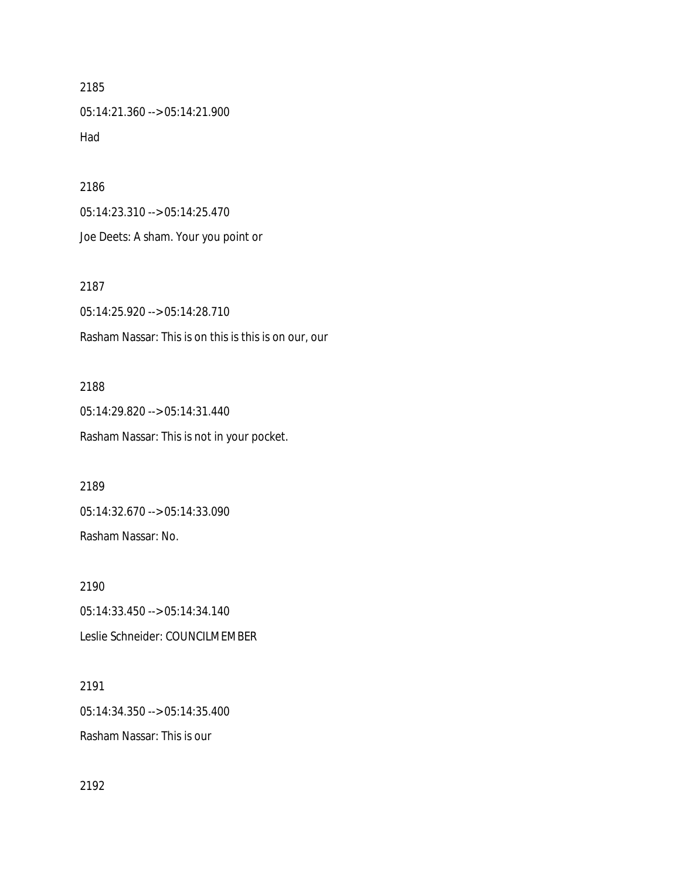2185

05:14:21.360 --> 05:14:21.900

Had

2186

05:14:23.310 --> 05:14:25.470

Joe Deets: A sham. Your you point or

2187

05:14:25.920 --> 05:14:28.710

Rasham Nassar: This is on this is this is on our, our

2188

05:14:29.820 --> 05:14:31.440

Rasham Nassar: This is not in your pocket.

2189

05:14:32.670 --> 05:14:33.090

Rasham Nassar: No.

2190

05:14:33.450 --> 05:14:34.140

Leslie Schneider: COUNCILMEMBER

2191

05:14:34.350 --> 05:14:35.400

Rasham Nassar: This is our

2192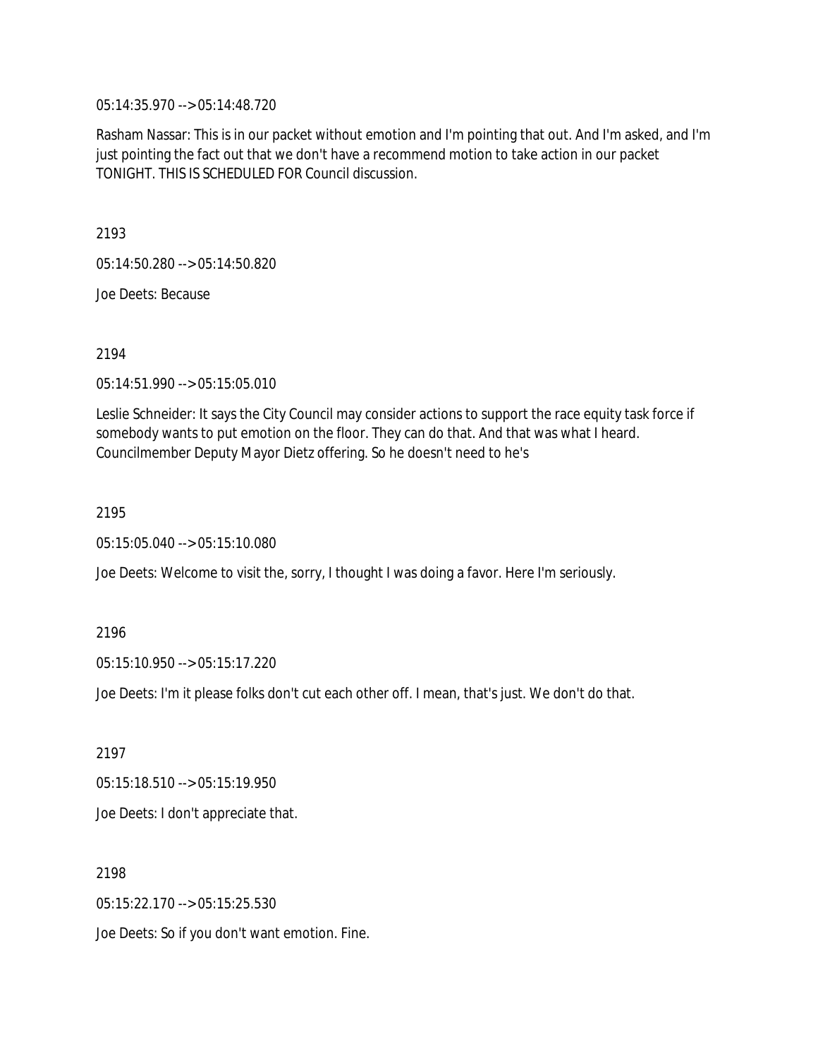05:14:35.970 --> 05:14:48.720

Rasham Nassar: This is in our packet without emotion and I'm pointing that out. And I'm asked, and I'm just pointing the fact out that we don't have a recommend motion to take action in our packet TONIGHT. THIS IS SCHEDULED FOR Council discussion.

2193

05:14:50.280 --> 05:14:50.820

Joe Deets: Because

2194

05:14:51.990 --> 05:15:05.010

Leslie Schneider: It says the City Council may consider actions to support the race equity task force if somebody wants to put emotion on the floor. They can do that. And that was what I heard. Councilmember Deputy Mayor Dietz offering. So he doesn't need to he's

2195

05:15:05.040 --> 05:15:10.080

Joe Deets: Welcome to visit the, sorry, I thought I was doing a favor. Here I'm seriously.

2196

05:15:10.950 --> 05:15:17.220

Joe Deets: I'm it please folks don't cut each other off. I mean, that's just. We don't do that.

2197

05:15:18.510 --> 05:15:19.950

Joe Deets: I don't appreciate that.

2198

05:15:22.170 --> 05:15:25.530

Joe Deets: So if you don't want emotion. Fine.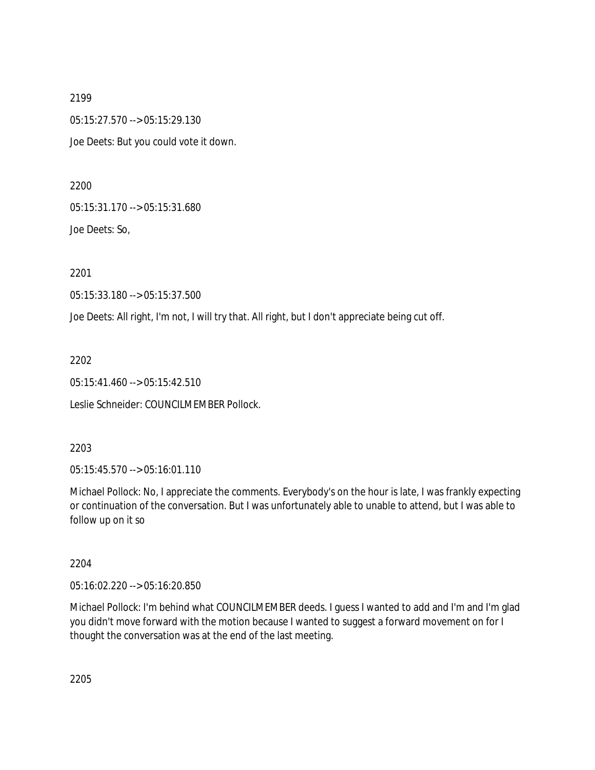2199

05:15:27.570 --> 05:15:29.130

Joe Deets: But you could vote it down.

2200

05:15:31.170 --> 05:15:31.680

Joe Deets: So,

2201

05:15:33.180 --> 05:15:37.500

Joe Deets: All right, I'm not, I will try that. All right, but I don't appreciate being cut off.

2202

05:15:41.460 --> 05:15:42.510

Leslie Schneider: COUNCILMEMBER Pollock.

2203

05:15:45.570 --> 05:16:01.110

Michael Pollock: No, I appreciate the comments. Everybody's on the hour is late, I was frankly expecting or continuation of the conversation. But I was unfortunately able to unable to attend, but I was able to follow up on it so

2204

05:16:02.220 --> 05:16:20.850

Michael Pollock: I'm behind what COUNCILMEMBER deeds. I guess I wanted to add and I'm and I'm glad you didn't move forward with the motion because I wanted to suggest a forward movement on for I thought the conversation was at the end of the last meeting.

2205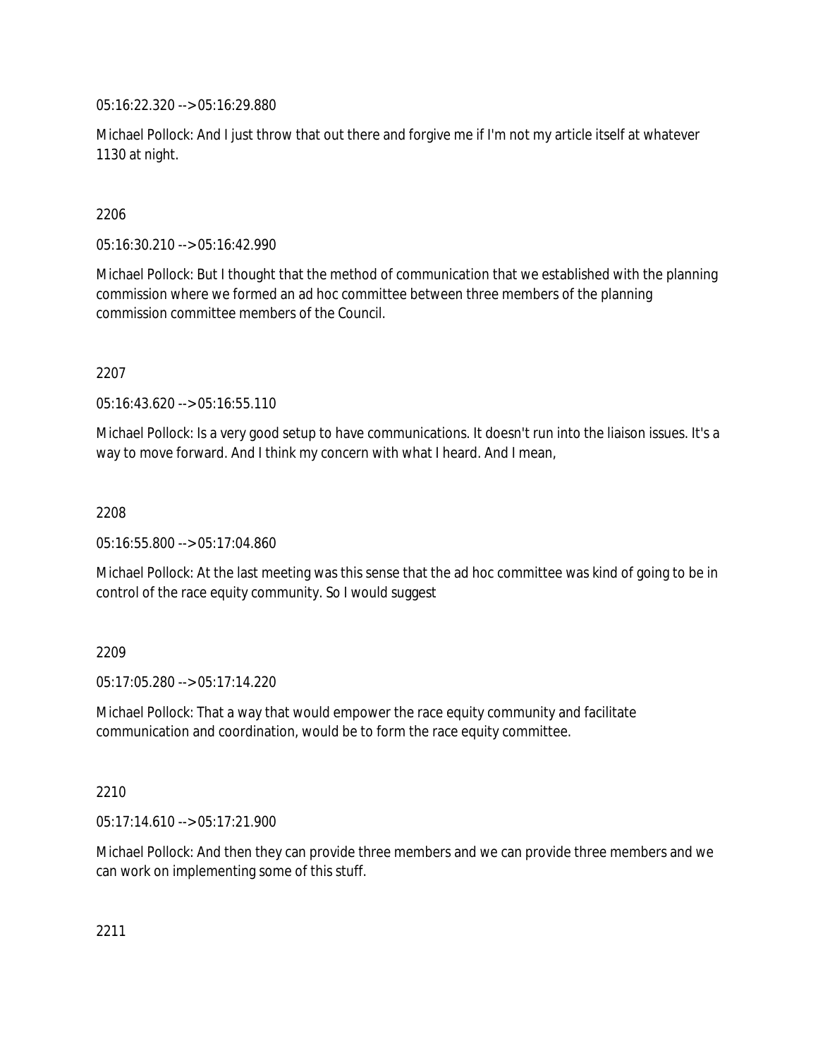05:16:22.320 --> 05:16:29.880

Michael Pollock: And I just throw that out there and forgive me if I'm not my article itself at whatever 1130 at night.

2206

05:16:30.210 --> 05:16:42.990

Michael Pollock: But I thought that the method of communication that we established with the planning commission where we formed an ad hoc committee between three members of the planning commission committee members of the Council.

2207

05:16:43.620 --> 05:16:55.110

Michael Pollock: Is a very good setup to have communications. It doesn't run into the liaison issues. It's a way to move forward. And I think my concern with what I heard. And I mean,

2208

05:16:55.800 --> 05:17:04.860

Michael Pollock: At the last meeting was this sense that the ad hoc committee was kind of going to be in control of the race equity community. So I would suggest

2209

05:17:05.280 --> 05:17:14.220

Michael Pollock: That a way that would empower the race equity community and facilitate communication and coordination, would be to form the race equity committee.

2210

05:17:14.610 --> 05:17:21.900

Michael Pollock: And then they can provide three members and we can provide three members and we can work on implementing some of this stuff.

2211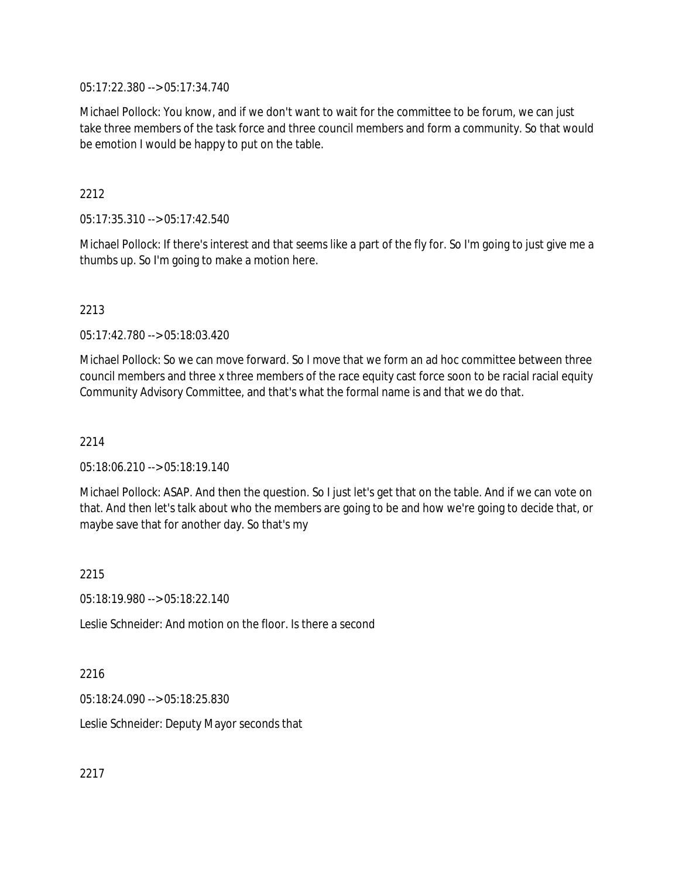05:17:22.380 --> 05:17:34.740

Michael Pollock: You know, and if we don't want to wait for the committee to be forum, we can just take three members of the task force and three council members and form a community. So that would be emotion I would be happy to put on the table.

2212

05:17:35.310 --> 05:17:42.540

Michael Pollock: If there's interest and that seems like a part of the fly for. So I'm going to just give me a thumbs up. So I'm going to make a motion here.

2213

05:17:42.780 --> 05:18:03.420

Michael Pollock: So we can move forward. So I move that we form an ad hoc committee between three council members and three x three members of the race equity cast force soon to be racial racial equity Community Advisory Committee, and that's what the formal name is and that we do that.

2214

05:18:06.210 --> 05:18:19.140

Michael Pollock: ASAP. And then the question. So I just let's get that on the table. And if we can vote on that. And then let's talk about who the members are going to be and how we're going to decide that, or maybe save that for another day. So that's my

2215

05:18:19.980 --> 05:18:22.140

Leslie Schneider: And motion on the floor. Is there a second

2216

05:18:24.090 --> 05:18:25.830

Leslie Schneider: Deputy Mayor seconds that

2217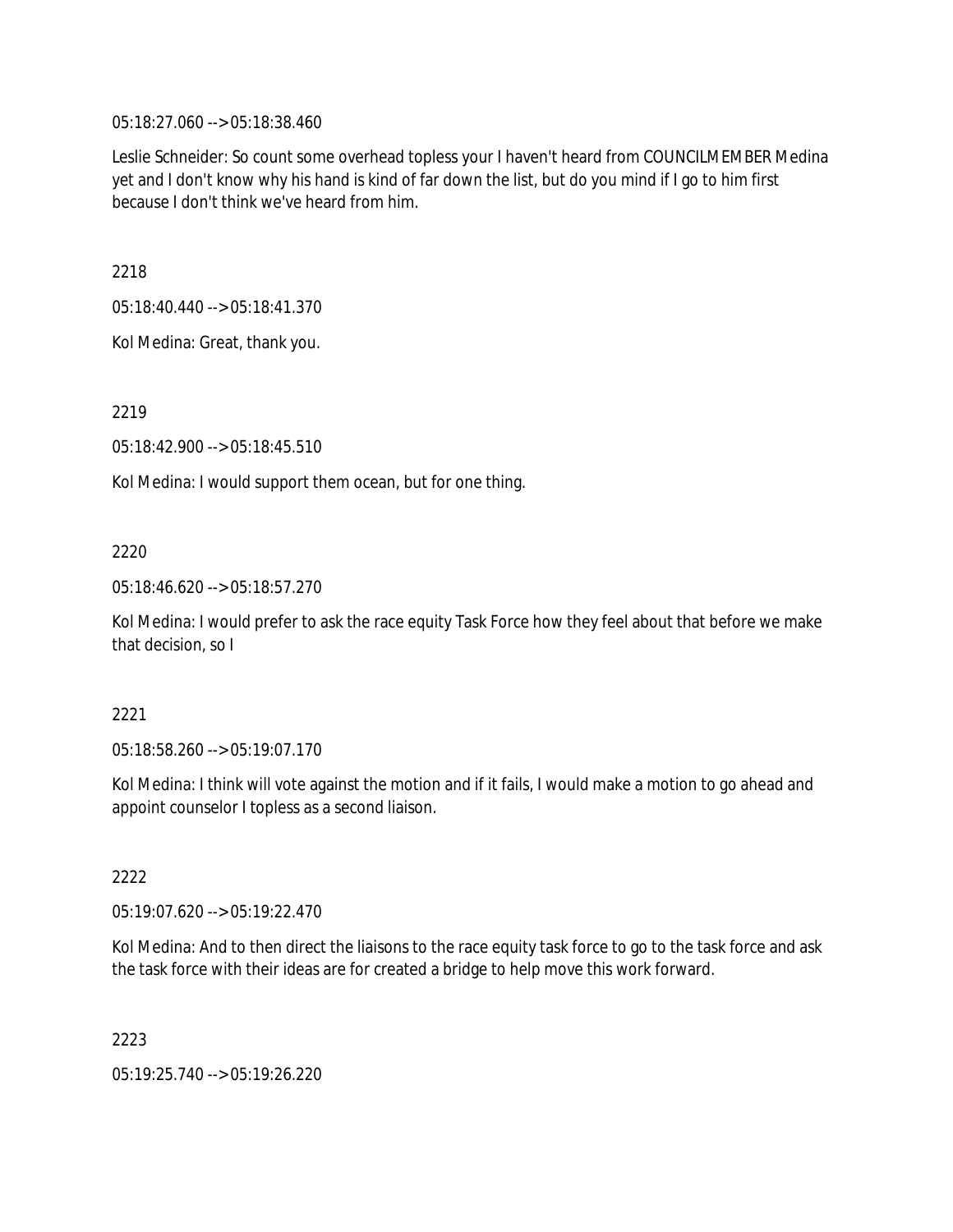05:18:27.060 --> 05:18:38.460

Leslie Schneider: So count some overhead topless your I haven't heard from COUNCILMEMBER Medina yet and I don't know why his hand is kind of far down the list, but do you mind if I go to him first because I don't think we've heard from him.

2218

05:18:40.440 --> 05:18:41.370

Kol Medina: Great, thank you.

2219

05:18:42.900 --> 05:18:45.510

Kol Medina: I would support them ocean, but for one thing.

2220

05:18:46.620 --> 05:18:57.270

Kol Medina: I would prefer to ask the race equity Task Force how they feel about that before we make that decision, so I

2221

05:18:58.260 --> 05:19:07.170

Kol Medina: I think will vote against the motion and if it fails, I would make a motion to go ahead and appoint counselor I topless as a second liaison.

2222

05:19:07.620 --> 05:19:22.470

Kol Medina: And to then direct the liaisons to the race equity task force to go to the task force and ask the task force with their ideas are for created a bridge to help move this work forward.

2223

05:19:25.740 --> 05:19:26.220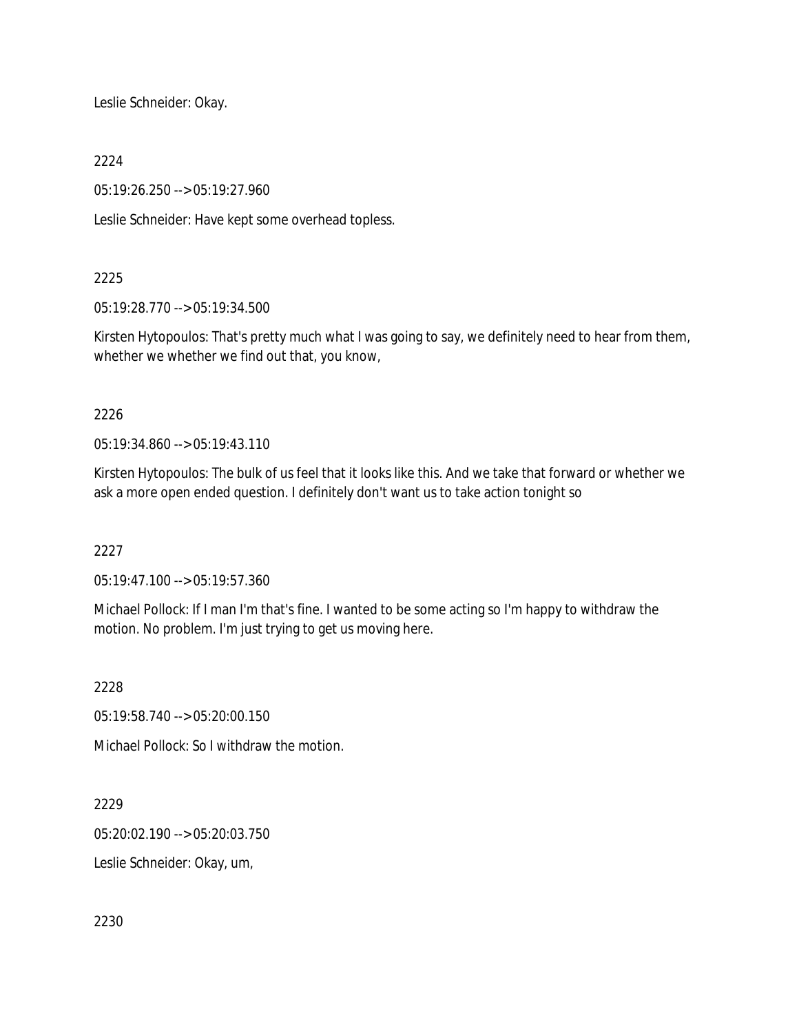Leslie Schneider: Okay.

2224

05:19:26.250 --> 05:19:27.960

Leslie Schneider: Have kept some overhead topless.

2225

05:19:28.770 --> 05:19:34.500

Kirsten Hytopoulos: That's pretty much what I was going to say, we definitely need to hear from them, whether we whether we find out that, you know,

2226

05:19:34.860 --> 05:19:43.110

Kirsten Hytopoulos: The bulk of us feel that it looks like this. And we take that forward or whether we ask a more open ended question. I definitely don't want us to take action tonight so

2227

05:19:47.100 --> 05:19:57.360

Michael Pollock: If I man I'm that's fine. I wanted to be some acting so I'm happy to withdraw the motion. No problem. I'm just trying to get us moving here.

2228

05:19:58.740 --> 05:20:00.150

Michael Pollock: So I withdraw the motion.

2229

05:20:02.190 --> 05:20:03.750

Leslie Schneider: Okay, um,

2230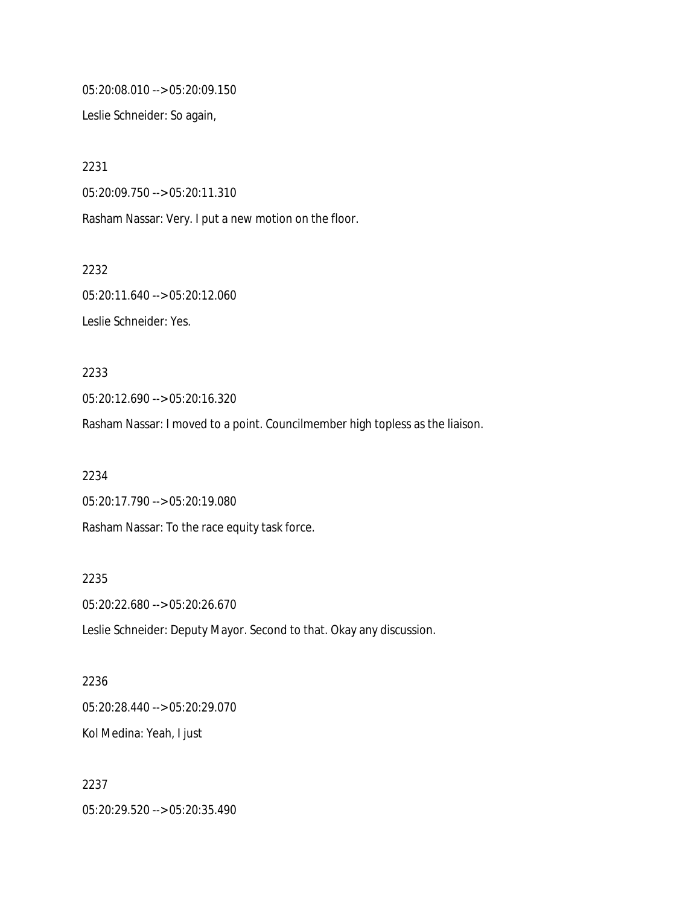05:20:08.010 --> 05:20:09.150

Leslie Schneider: So again,

2231

05:20:09.750 --> 05:20:11.310

Rasham Nassar: Very. I put a new motion on the floor.

2232

05:20:11.640 --> 05:20:12.060

Leslie Schneider: Yes.

2233

05:20:12.690 --> 05:20:16.320

Rasham Nassar: I moved to a point. Councilmember high topless as the liaison.

2234

05:20:17.790 --> 05:20:19.080

Rasham Nassar: To the race equity task force.

2235

05:20:22.680 --> 05:20:26.670

Leslie Schneider: Deputy Mayor. Second to that. Okay any discussion.

2236

05:20:28.440 --> 05:20:29.070

Kol Medina: Yeah, I just

2237

05:20:29.520 --> 05:20:35.490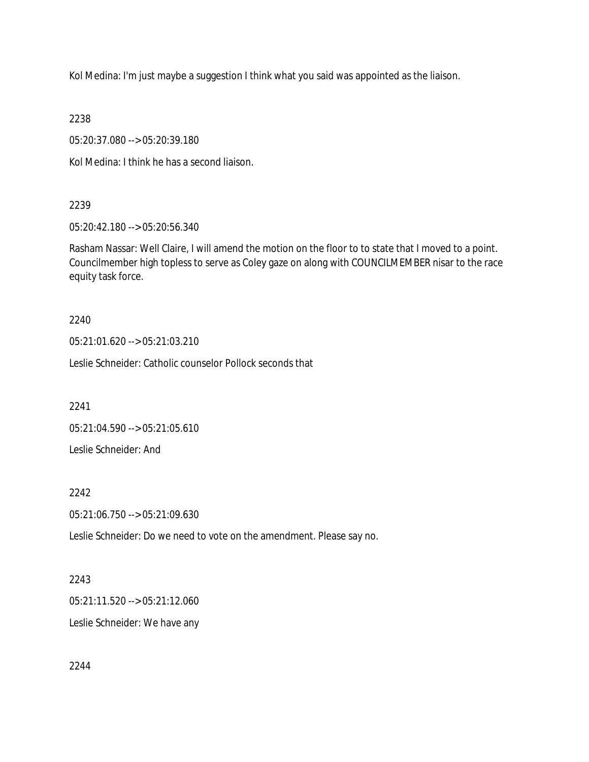Kol Medina: I'm just maybe a suggestion I think what you said was appointed as the liaison.

2238

05:20:37.080 --> 05:20:39.180

Kol Medina: I think he has a second liaison.

2239

05:20:42.180 --> 05:20:56.340

Rasham Nassar: Well Claire, I will amend the motion on the floor to to state that I moved to a point. Councilmember high topless to serve as Coley gaze on along with COUNCILMEMBER nisar to the race equity task force.

2240

05:21:01.620 --> 05:21:03.210

Leslie Schneider: Catholic counselor Pollock seconds that

2241

05:21:04.590 --> 05:21:05.610

Leslie Schneider: And

2242

05:21:06.750 --> 05:21:09.630

Leslie Schneider: Do we need to vote on the amendment. Please say no.

2243

05:21:11.520 --> 05:21:12.060

Leslie Schneider: We have any

2244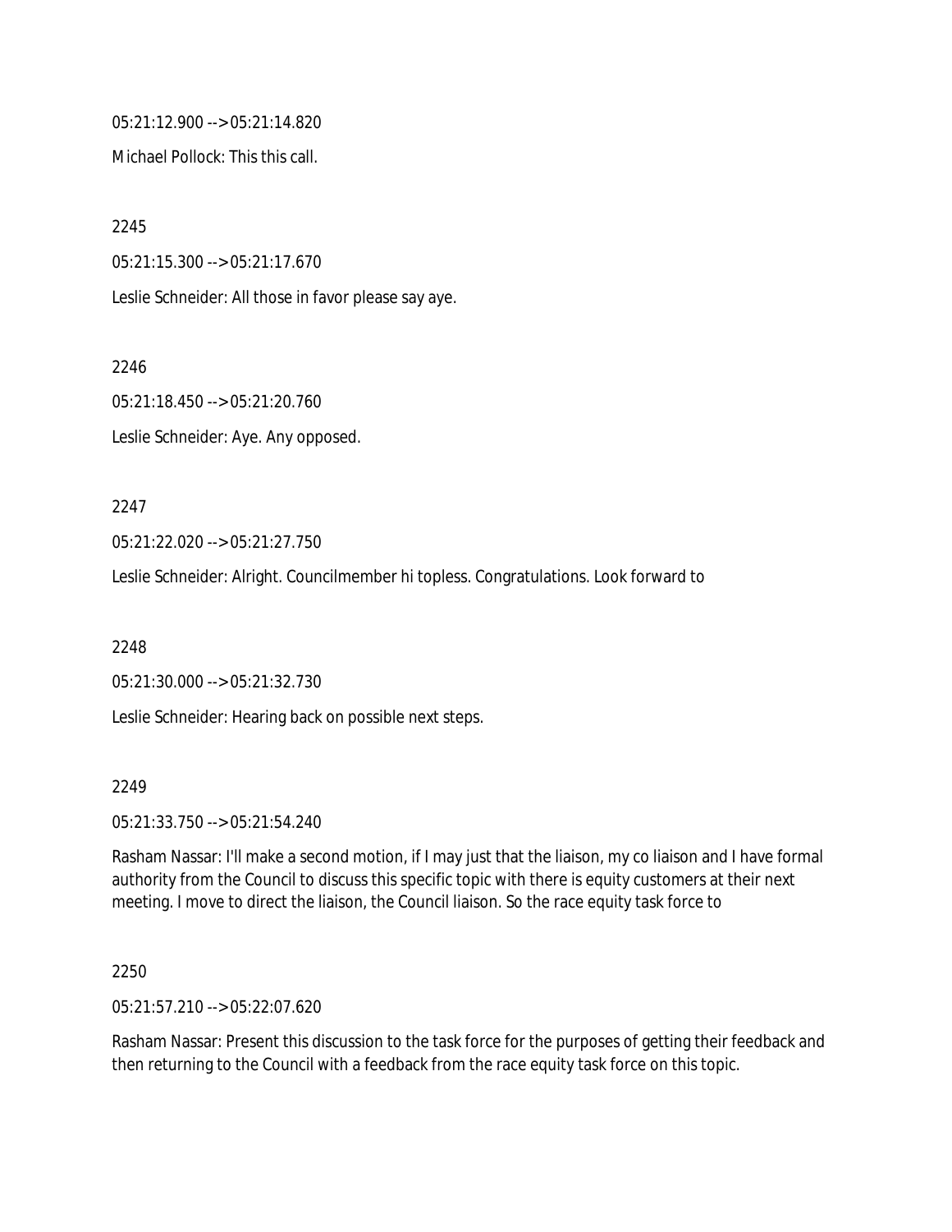05:21:12.900 --> 05:21:14.820

Michael Pollock: This this call.

2245

05:21:15.300 --> 05:21:17.670

Leslie Schneider: All those in favor please say aye.

2246

05:21:18.450 --> 05:21:20.760

Leslie Schneider: Aye. Any opposed.

2247

05:21:22.020 --> 05:21:27.750

Leslie Schneider: Alright. Councilmember hi topless. Congratulations. Look forward to

2248

05:21:30.000 --> 05:21:32.730

Leslie Schneider: Hearing back on possible next steps.

2249

05:21:33.750 --> 05:21:54.240

Rasham Nassar: I'll make a second motion, if I may just that the liaison, my co liaison and I have formal authority from the Council to discuss this specific topic with there is equity customers at their next meeting. I move to direct the liaison, the Council liaison. So the race equity task force to

2250

05:21:57.210 --> 05:22:07.620

Rasham Nassar: Present this discussion to the task force for the purposes of getting their feedback and then returning to the Council with a feedback from the race equity task force on this topic.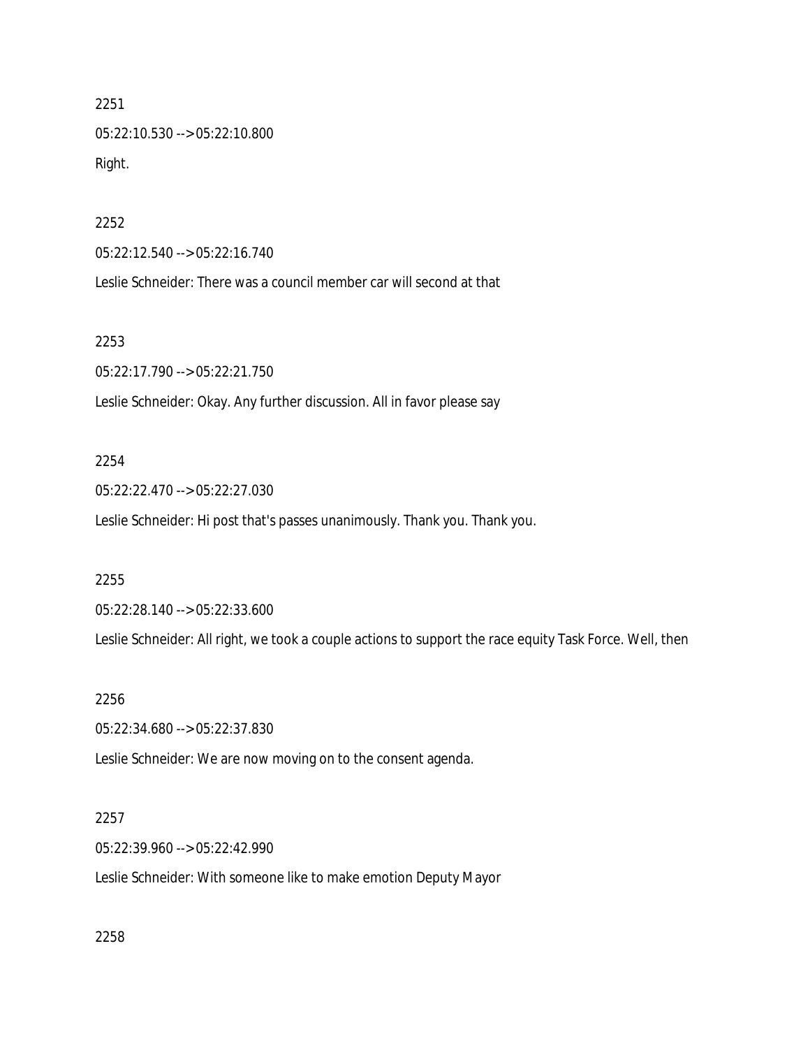2251

05:22:10.530 --> 05:22:10.800

Right.

2252

05:22:12.540 --> 05:22:16.740

Leslie Schneider: There was a council member car will second at that

2253

05:22:17.790 --> 05:22:21.750

Leslie Schneider: Okay. Any further discussion. All in favor please say

2254

05:22:22.470 --> 05:22:27.030

Leslie Schneider: Hi post that's passes unanimously. Thank you. Thank you.

2255

05:22:28.140 --> 05:22:33.600

Leslie Schneider: All right, we took a couple actions to support the race equity Task Force. Well, then

2256

05:22:34.680 --> 05:22:37.830

Leslie Schneider: We are now moving on to the consent agenda.

2257

05:22:39.960 --> 05:22:42.990

Leslie Schneider: With someone like to make emotion Deputy Mayor

2258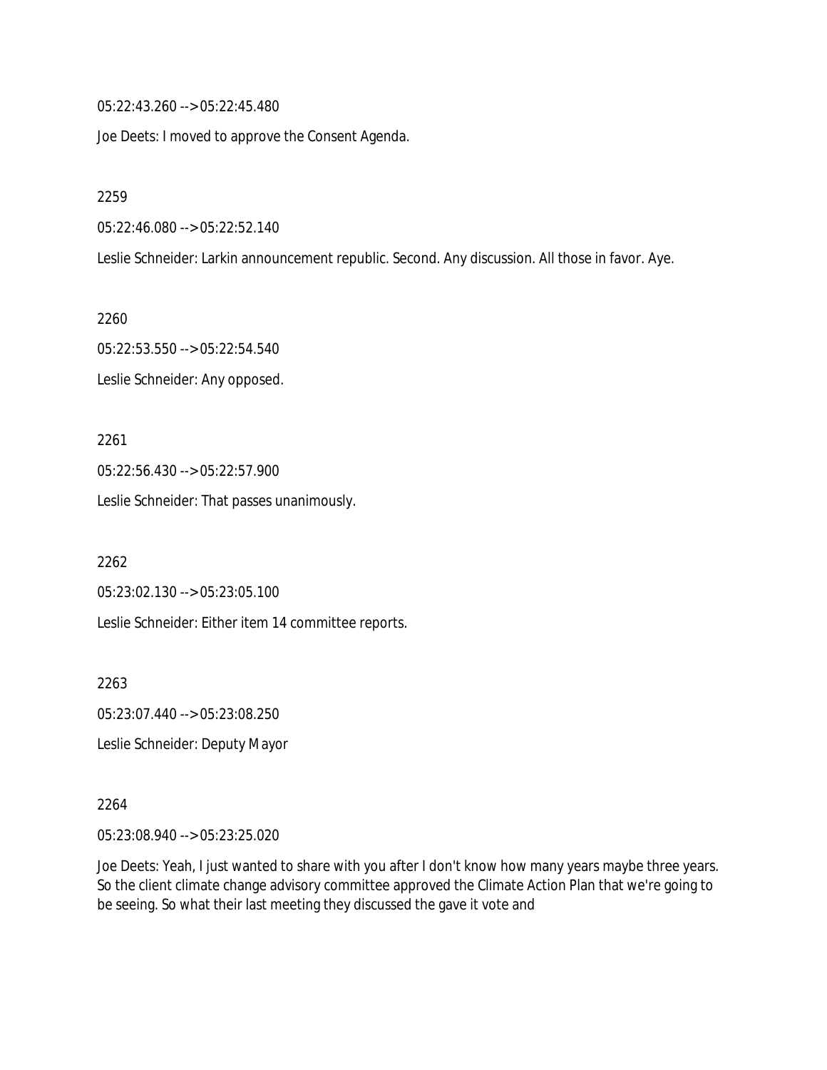05:22:43.260 --> 05:22:45.480

Joe Deets: I moved to approve the Consent Agenda.

2259

05:22:46.080 --> 05:22:52.140

Leslie Schneider: Larkin announcement republic. Second. Any discussion. All those in favor. Aye.

2260

05:22:53.550 --> 05:22:54.540

Leslie Schneider: Any opposed.

2261

05:22:56.430 --> 05:22:57.900

Leslie Schneider: That passes unanimously.

2262

05:23:02.130 --> 05:23:05.100

Leslie Schneider: Either item 14 committee reports.

2263

05:23:07.440 --> 05:23:08.250

Leslie Schneider: Deputy Mayor

2264

05:23:08.940 --> 05:23:25.020

Joe Deets: Yeah, I just wanted to share with you after I don't know how many years maybe three years. So the client climate change advisory committee approved the Climate Action Plan that we're going to be seeing. So what their last meeting they discussed the gave it vote and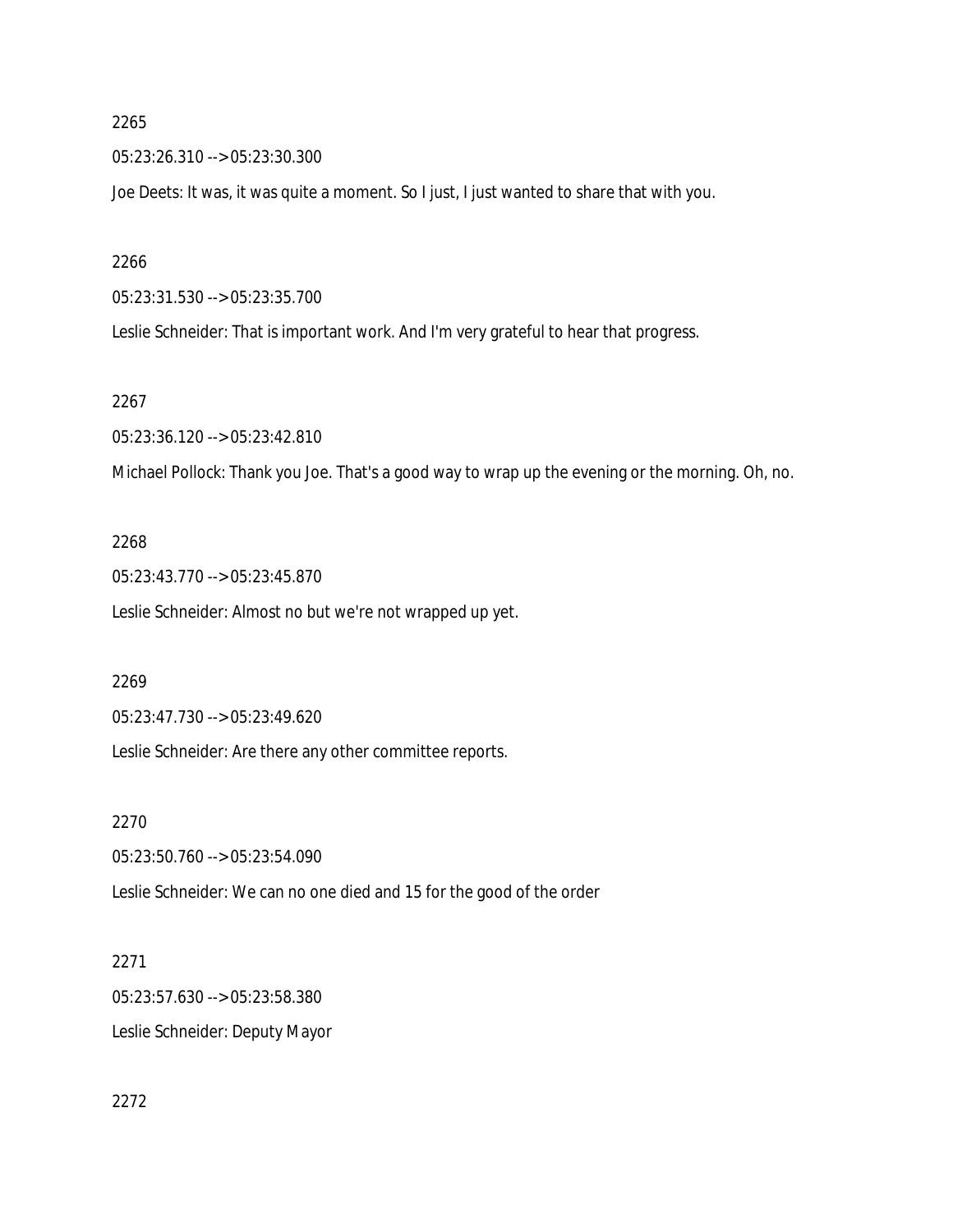2265

05:23:26.310 --> 05:23:30.300

Joe Deets: It was, it was quite a moment. So I just, I just wanted to share that with you.

2266

05:23:31.530 --> 05:23:35.700

Leslie Schneider: That is important work. And I'm very grateful to hear that progress.

2267

05:23:36.120 --> 05:23:42.810

Michael Pollock: Thank you Joe. That's a good way to wrap up the evening or the morning. Oh, no.

2268

05:23:43.770 --> 05:23:45.870

Leslie Schneider: Almost no but we're not wrapped up yet.

2269

05:23:47.730 --> 05:23:49.620

Leslie Schneider: Are there any other committee reports.

2270

05:23:50.760 --> 05:23:54.090

Leslie Schneider: We can no one died and 15 for the good of the order

2271

05:23:57.630 --> 05:23:58.380

Leslie Schneider: Deputy Mayor

2272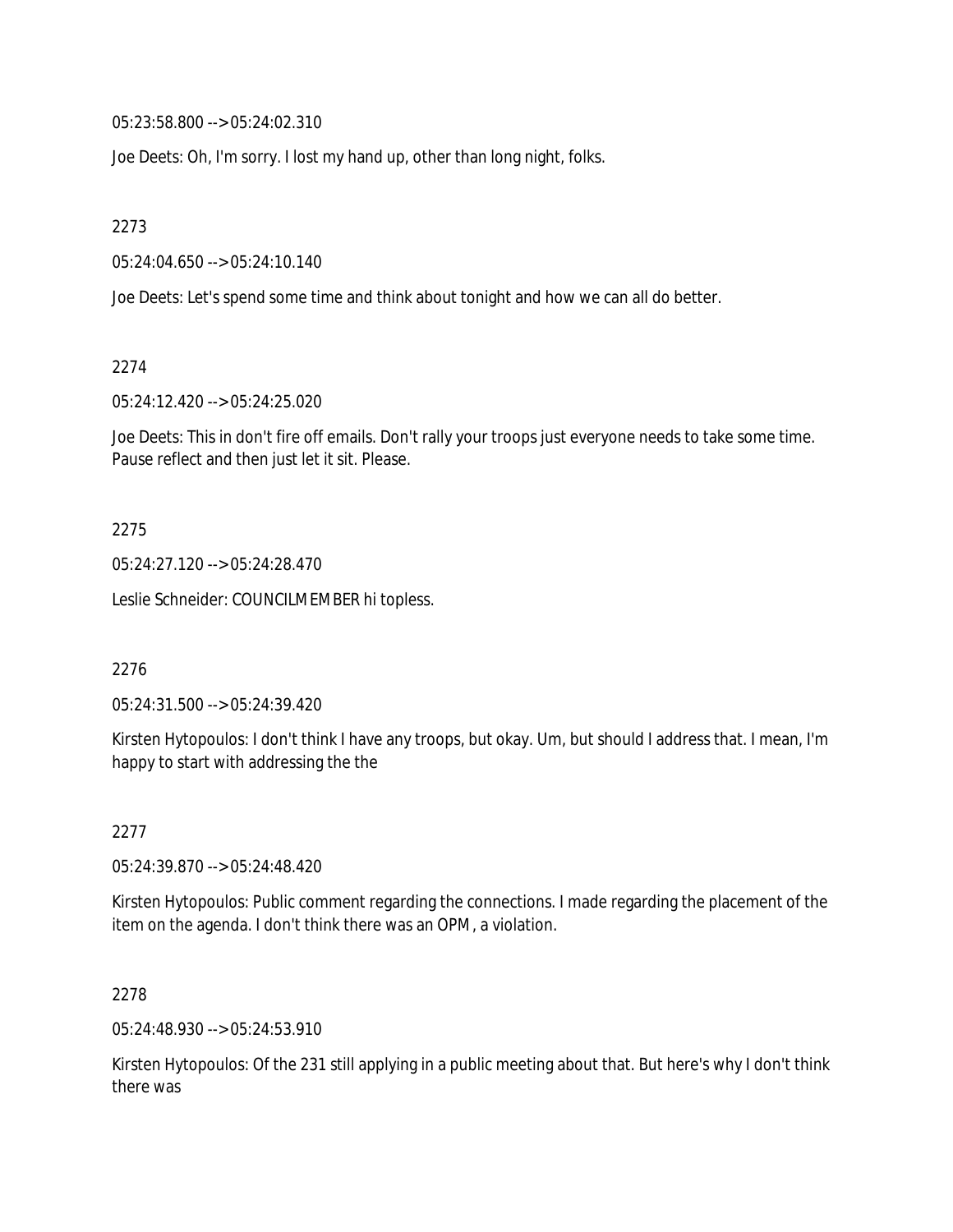05:23:58.800 --> 05:24:02.310

Joe Deets: Oh, I'm sorry. I lost my hand up, other than long night, folks.

2273

05:24:04.650 --> 05:24:10.140

Joe Deets: Let's spend some time and think about tonight and how we can all do better.

2274

05:24:12.420 --> 05:24:25.020

Joe Deets: This in don't fire off emails. Don't rally your troops just everyone needs to take some time. Pause reflect and then just let it sit. Please.

2275

05:24:27.120 --> 05:24:28.470

Leslie Schneider: COUNCILMEMBER hi topless.

2276

05:24:31.500 --> 05:24:39.420

Kirsten Hytopoulos: I don't think I have any troops, but okay. Um, but should I address that. I mean, I'm happy to start with addressing the the

2277

05:24:39.870 --> 05:24:48.420

Kirsten Hytopoulos: Public comment regarding the connections. I made regarding the placement of the item on the agenda. I don't think there was an OPM, a violation.

2278

05:24:48.930 --> 05:24:53.910

Kirsten Hytopoulos: Of the 231 still applying in a public meeting about that. But here's why I don't think there was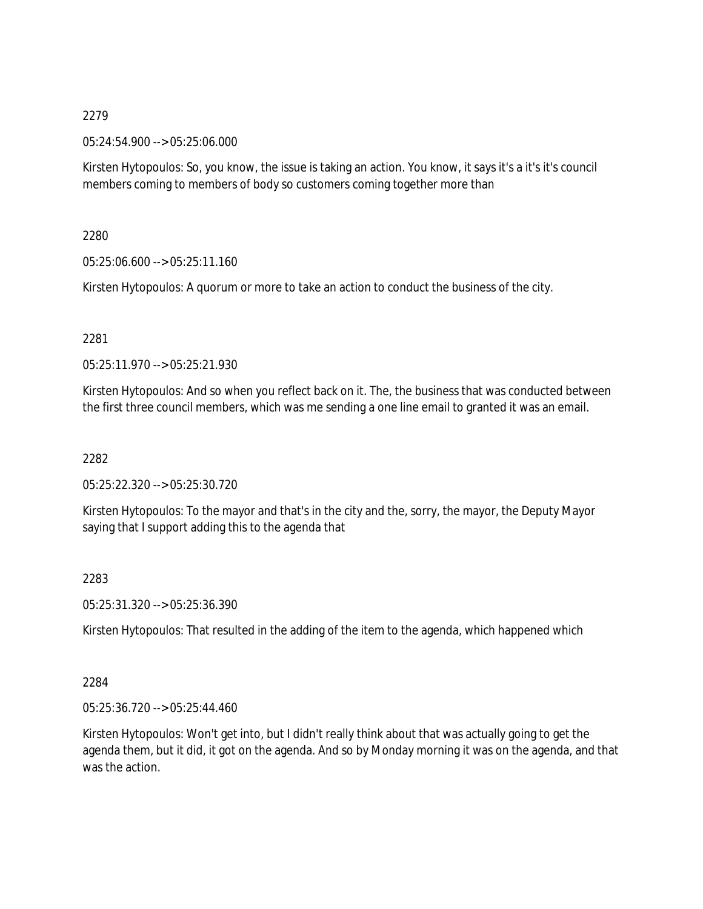2279

05:24:54.900 --> 05:25:06.000

Kirsten Hytopoulos: So, you know, the issue is taking an action. You know, it says it's a it's it's council members coming to members of body so customers coming together more than

2280

05:25:06.600 --> 05:25:11.160

Kirsten Hytopoulos: A quorum or more to take an action to conduct the business of the city.

2281

05:25:11.970 --> 05:25:21.930

Kirsten Hytopoulos: And so when you reflect back on it. The, the business that was conducted between the first three council members, which was me sending a one line email to granted it was an email.

2282

05:25:22.320 --> 05:25:30.720

Kirsten Hytopoulos: To the mayor and that's in the city and the, sorry, the mayor, the Deputy Mayor saying that I support adding this to the agenda that

2283

05:25:31.320 --> 05:25:36.390

Kirsten Hytopoulos: That resulted in the adding of the item to the agenda, which happened which

2284

05:25:36.720 --> 05:25:44.460

Kirsten Hytopoulos: Won't get into, but I didn't really think about that was actually going to get the agenda them, but it did, it got on the agenda. And so by Monday morning it was on the agenda, and that was the action.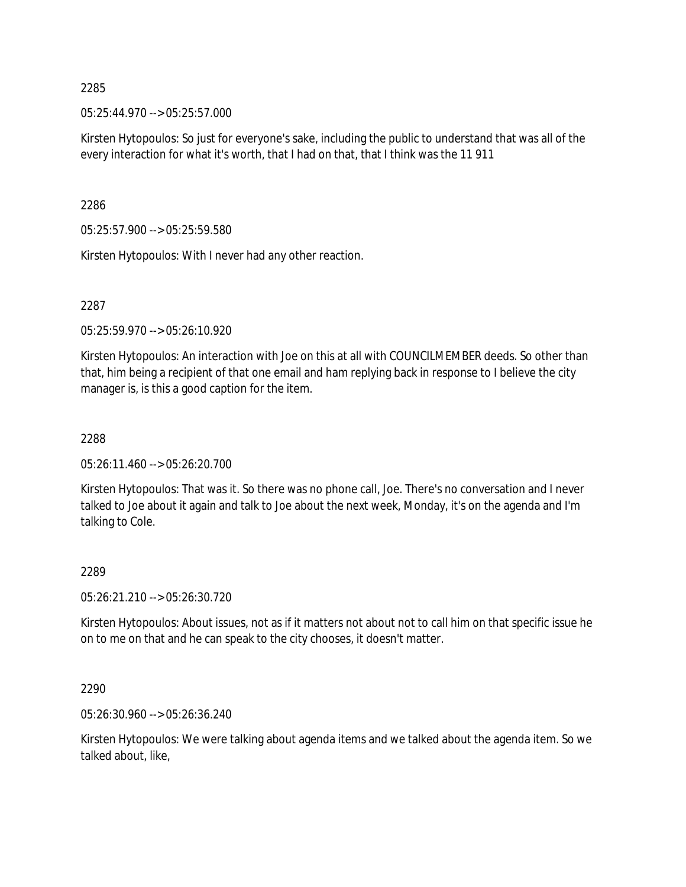2285

05:25:44.970 --> 05:25:57.000

Kirsten Hytopoulos: So just for everyone's sake, including the public to understand that was all of the every interaction for what it's worth, that I had on that, that I think was the 11 911

2286

05:25:57.900 --> 05:25:59.580

Kirsten Hytopoulos: With I never had any other reaction.

2287

05:25:59.970 --> 05:26:10.920

Kirsten Hytopoulos: An interaction with Joe on this at all with COUNCILMEMBER deeds. So other than that, him being a recipient of that one email and ham replying back in response to I believe the city manager is, is this a good caption for the item.

2288

05:26:11.460 --> 05:26:20.700

Kirsten Hytopoulos: That was it. So there was no phone call, Joe. There's no conversation and I never talked to Joe about it again and talk to Joe about the next week, Monday, it's on the agenda and I'm talking to Cole.

2289

05:26:21.210 --> 05:26:30.720

Kirsten Hytopoulos: About issues, not as if it matters not about not to call him on that specific issue he on to me on that and he can speak to the city chooses, it doesn't matter.

2290

05:26:30.960 --> 05:26:36.240

Kirsten Hytopoulos: We were talking about agenda items and we talked about the agenda item. So we talked about, like,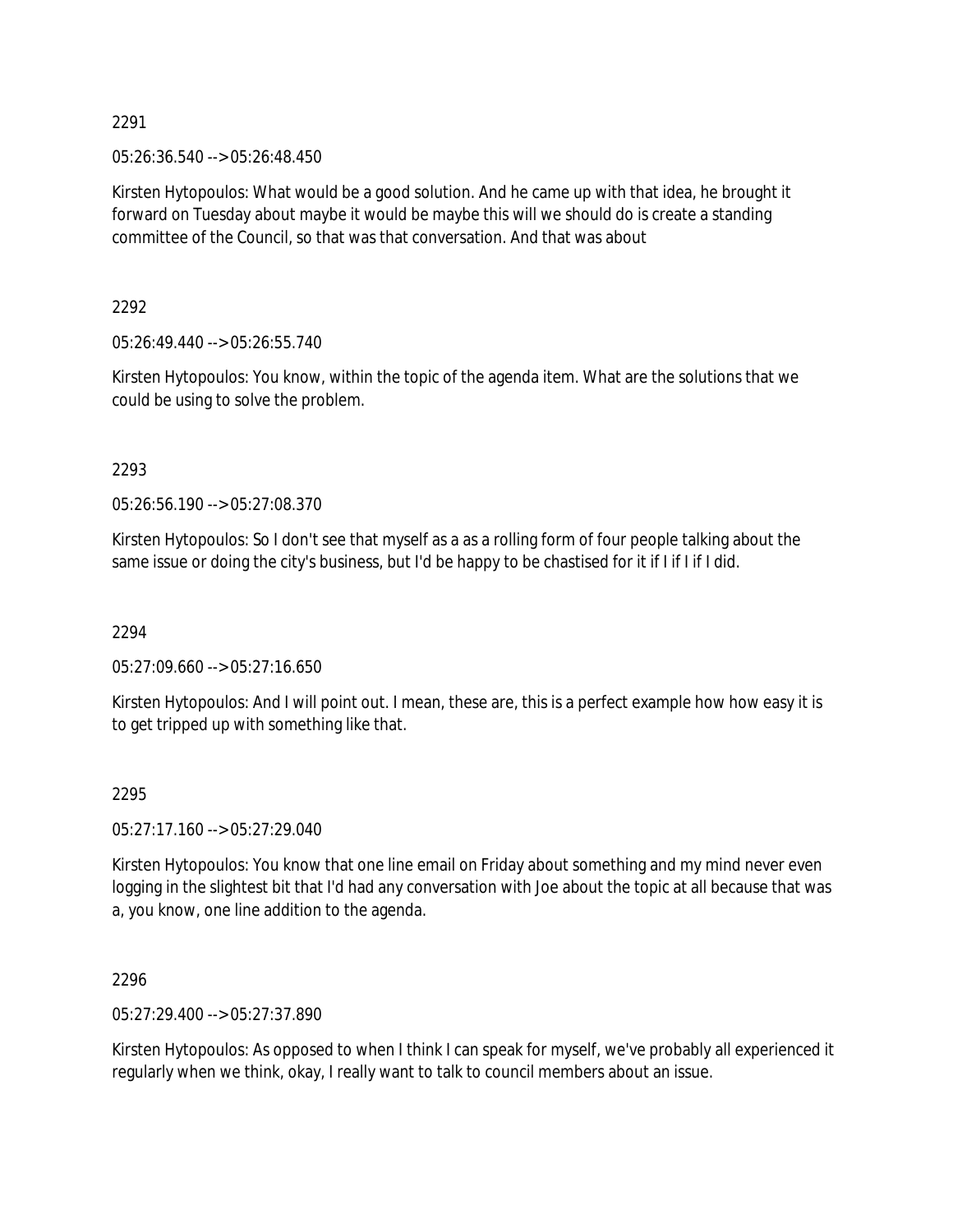2291

05:26:36.540 --> 05:26:48.450

Kirsten Hytopoulos: What would be a good solution. And he came up with that idea, he brought it forward on Tuesday about maybe it would be maybe this will we should do is create a standing committee of the Council, so that was that conversation. And that was about

2292

05:26:49.440 --> 05:26:55.740

Kirsten Hytopoulos: You know, within the topic of the agenda item. What are the solutions that we could be using to solve the problem.

2293

05:26:56.190 --> 05:27:08.370

Kirsten Hytopoulos: So I don't see that myself as a as a rolling form of four people talking about the same issue or doing the city's business, but I'd be happy to be chastised for it if I if I if I did.

2294

05:27:09.660 --> 05:27:16.650

Kirsten Hytopoulos: And I will point out. I mean, these are, this is a perfect example how how easy it is to get tripped up with something like that.

2295

05:27:17.160 --> 05:27:29.040

Kirsten Hytopoulos: You know that one line email on Friday about something and my mind never even logging in the slightest bit that I'd had any conversation with Joe about the topic at all because that was a, you know, one line addition to the agenda.

2296

05:27:29.400 --> 05:27:37.890

Kirsten Hytopoulos: As opposed to when I think I can speak for myself, we've probably all experienced it regularly when we think, okay, I really want to talk to council members about an issue.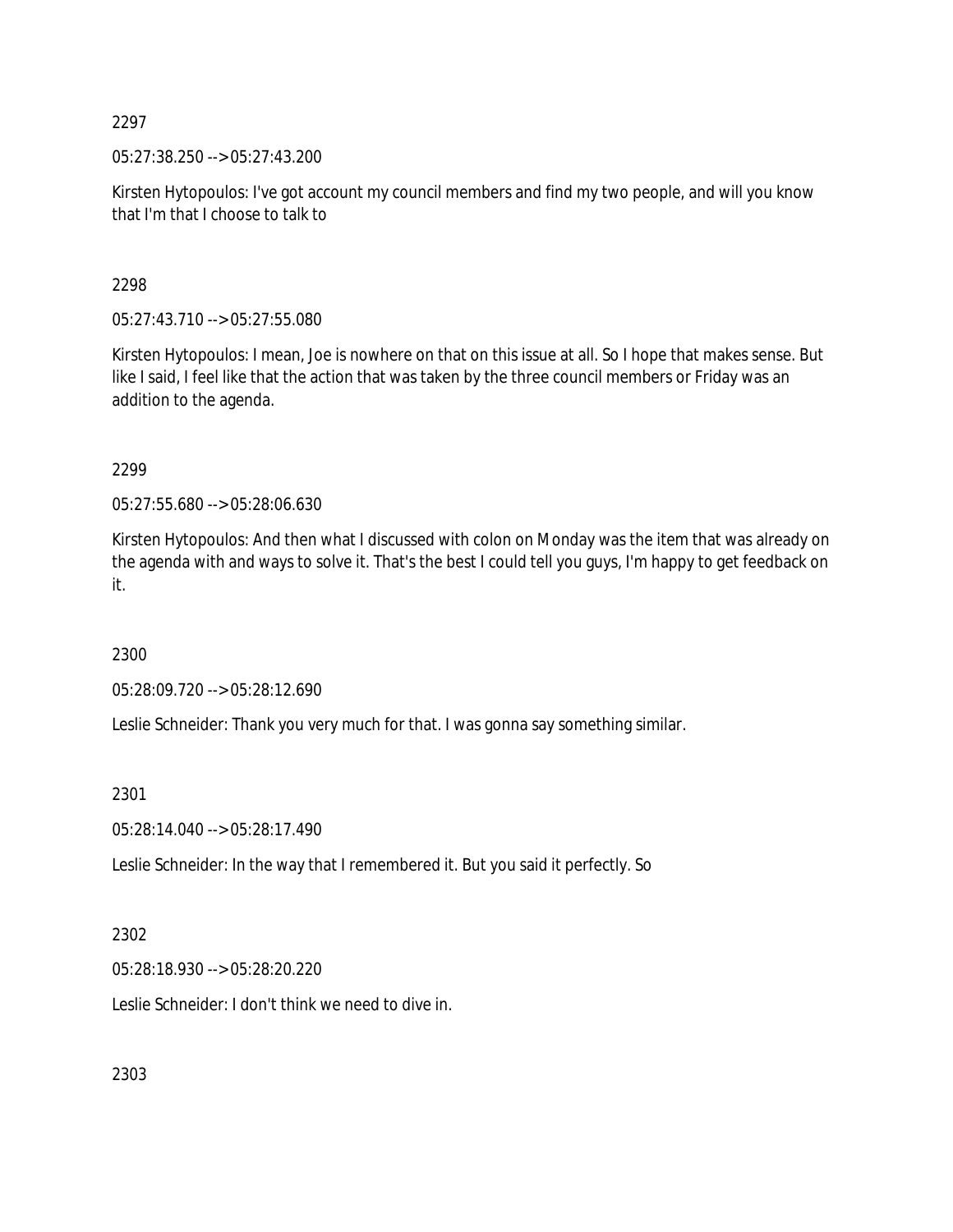2297

05:27:38.250 --> 05:27:43.200

Kirsten Hytopoulos: I've got account my council members and find my two people, and will you know that I'm that I choose to talk to

2298

05:27:43.710 --> 05:27:55.080

Kirsten Hytopoulos: I mean, Joe is nowhere on that on this issue at all. So I hope that makes sense. But like I said, I feel like that the action that was taken by the three council members or Friday was an addition to the agenda.

2299

05:27:55.680 --> 05:28:06.630

Kirsten Hytopoulos: And then what I discussed with colon on Monday was the item that was already on the agenda with and ways to solve it. That's the best I could tell you guys, I'm happy to get feedback on it.

2300

05:28:09.720 --> 05:28:12.690

Leslie Schneider: Thank you very much for that. I was gonna say something similar.

2301

05:28:14.040 --> 05:28:17.490

Leslie Schneider: In the way that I remembered it. But you said it perfectly. So

2302

05:28:18.930 --> 05:28:20.220

Leslie Schneider: I don't think we need to dive in.

2303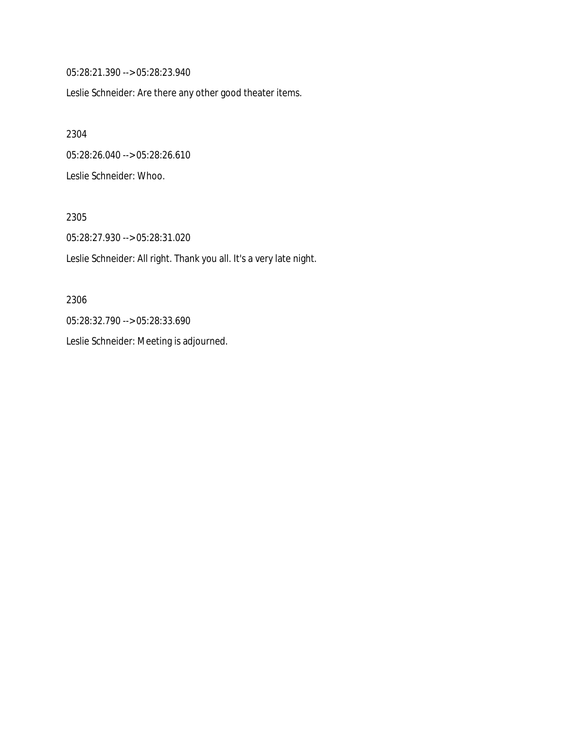05:28:21.390 --> 05:28:23.940

Leslie Schneider: Are there any other good theater items.

2304

05:28:26.040 --> 05:28:26.610

Leslie Schneider: Whoo.

2305

05:28:27.930 --> 05:28:31.020

Leslie Schneider: All right. Thank you all. It's a very late night.

2306

05:28:32.790 --> 05:28:33.690

Leslie Schneider: Meeting is adjourned.